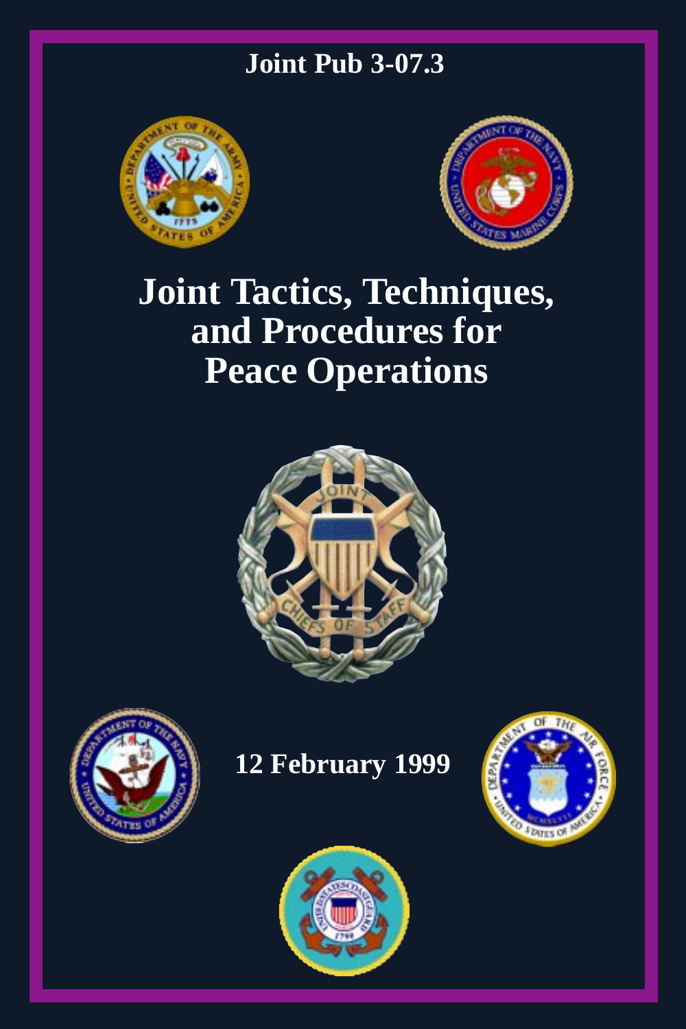Joint Pub 3-07.3

# Joint Tactics, Techniques, and Procedures for Peace Operations

12 February 1999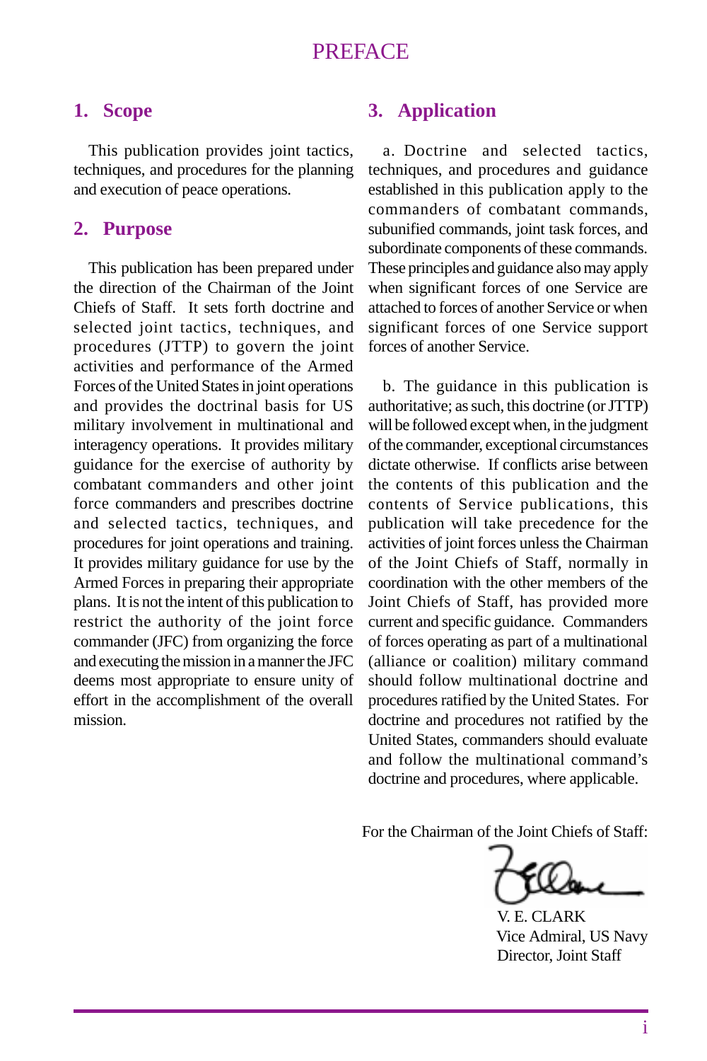# PREFACE

## 1. Scope

This publication provides joint tactics, techniques, and procedures for the planning and execution of peace operations.

## 2. Purpose

This publication has been prepared under the direction of the Chairman of the Joint Chiefs of Staff. It sets forth doctrine and selected joint tactics, techniques, and procedures (JTTP) to govern the joint activities and performance of the Armed Forces of the United States in joint operations and provides the doctrinal basis for US military involvement in multinational and interagency operations. It provides military guidance for the exercise of authority by combatant commanders and other joint force commanders and prescribes doctrine and selected tactics, techniques, and procedures for joint operations and training. It provides military guidance for use by the Armed Forces in preparing their appropriate plans. It is not the intent of this publication to restrict the authority of the joint force commander (JFC) from organizing the force and executing the mission in a manner the JFC deems most appropriate to ensure unity of effort in the accomplishment of the overall mission.

## 3. Application

a. Doctrine and selected tactics, techniques, and procedures and guidance established in this publication apply to the commanders of combatant commands, subunified commands, joint task forces, and subordinate components of these commands. These principles and guidance also may apply when significant forces of one Service are attached to forces of another Service or when significant forces of one Service support forces of another Service.

b. The guidance in this publication is authoritative; as such, this doctrine (or JTTP) will be followed except when, in the judgment of the commander, exceptional circumstances dictate otherwise. If conflicts arise between the contents of this publication and the contents of Service publications, this publication will take precedence for the activities of joint forces unless the Chairman of the Joint Chiefs of Staff, normally in coordination with the other members of the Joint Chiefs of Staff, has provided more current and specific guidance. Commanders of forces operating as part of a multinational (alliance or coalition) military command should follow multinational doctrine and procedures ratified by the United States. For doctrine and procedures not ratified by the United States, commanders should evaluate and follow the multinational command's doctrine and procedures, where applicable.

For the Chairman of the Joint Chiefs of Staff:

V. E. CLARK
Vice Admiral, US Navy
Director, Joint Staff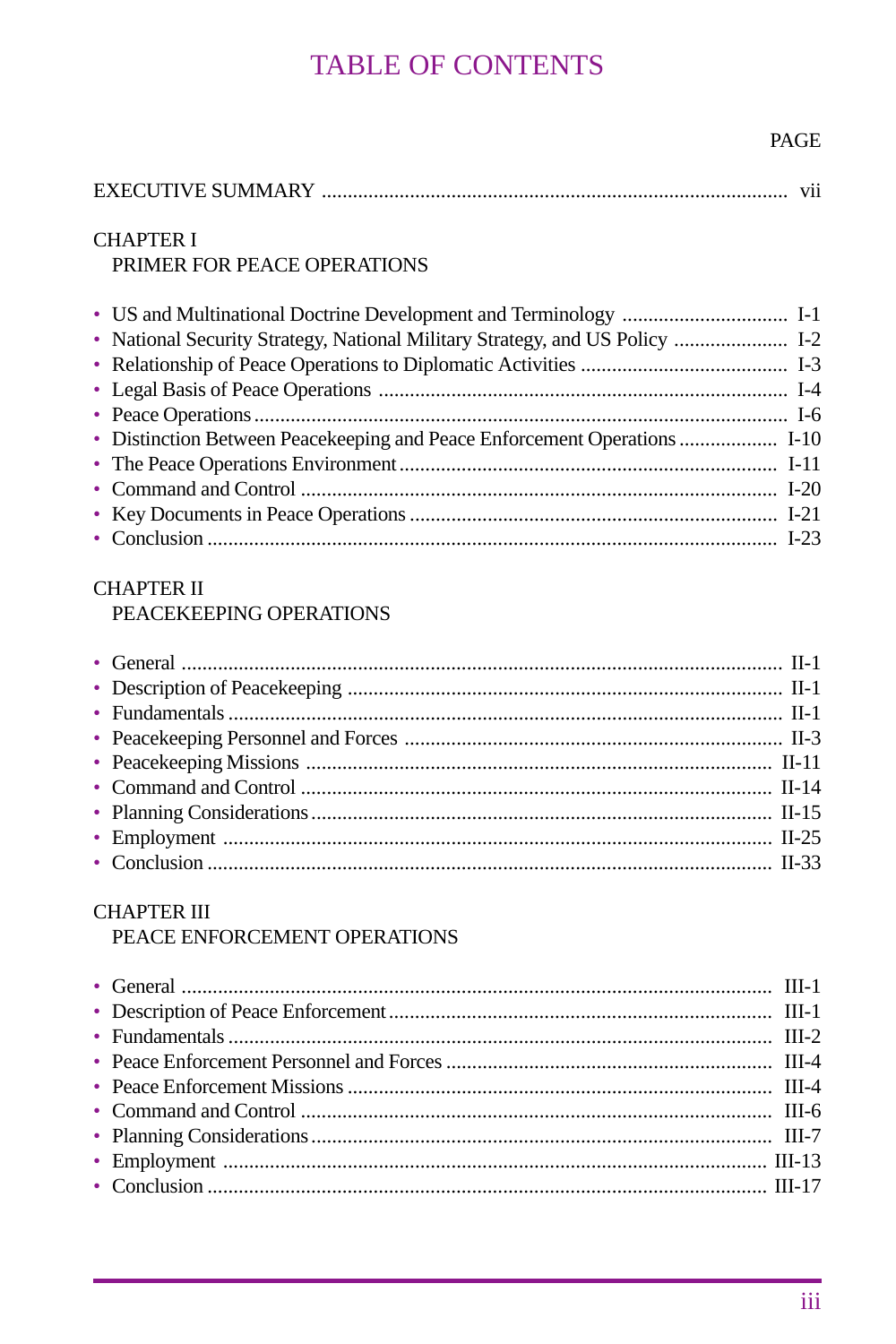# TABLE OF CONTENTS

PAGE

EXECUTIVE SUMMARY ........................................................................................ vii

CHAPTER I
PRIMER FOR PEACE OPERATIONS

- US and Multinational Doctrine Development and Terminology ............................... I-1
- National Security Strategy, National Military Strategy, and US Policy ...................... I-2
- Relationship of Peace Operations to Diplomatic Activities ....................................... I-3
- Legal Basis of Peace Operations ............................................................................ I-4
- Peace Operations .................................................................................................. I-6
- Distinction Between Peacekeeping and Peace Enforcement Operations .................. I-10
- The Peace Operations Environment ....................................................................... I-11
- Command and Control ......................................................................................... I-20
- Key Documents in Peace Operations ..................................................................... I-21
- Conclusion ........................................................................................................... I-23

CHAPTER II
PEACEKEEPING OPERATIONS

- General ................................................................................................................ II-1
- Description of Peacekeeping .................................................................................. II-1
- Fundamentals ....................................................................................................... II-1
- Peacekeeping Personnel and Forces ....................................................................... II-3
- Peacekeeping Missions ......................................................................................... II-11
- Command and Control ......................................................................................... II-14
- Planning Considerations ....................................................................................... II-15
- Employment ........................................................................................................ II-25
- Conclusion .......................................................................................................... II-33

CHAPTER III
PEACE ENFORCEMENT OPERATIONS

- General ............................................................................................................... III-1
- Description of Peace Enforcement ........................................................................ III-1
- Fundamentals ...................................................................................................... III-2
- Peace Enforcement Personnel and Forces .............................................................. III-4
- Peace Enforcement Missions ................................................................................. III-4
- Command and Control ......................................................................................... III-6
- Planning Considerations ....................................................................................... III-7
- Employment ....................................................................................................... III-13
- Conclusion ......................................................................................................... III-17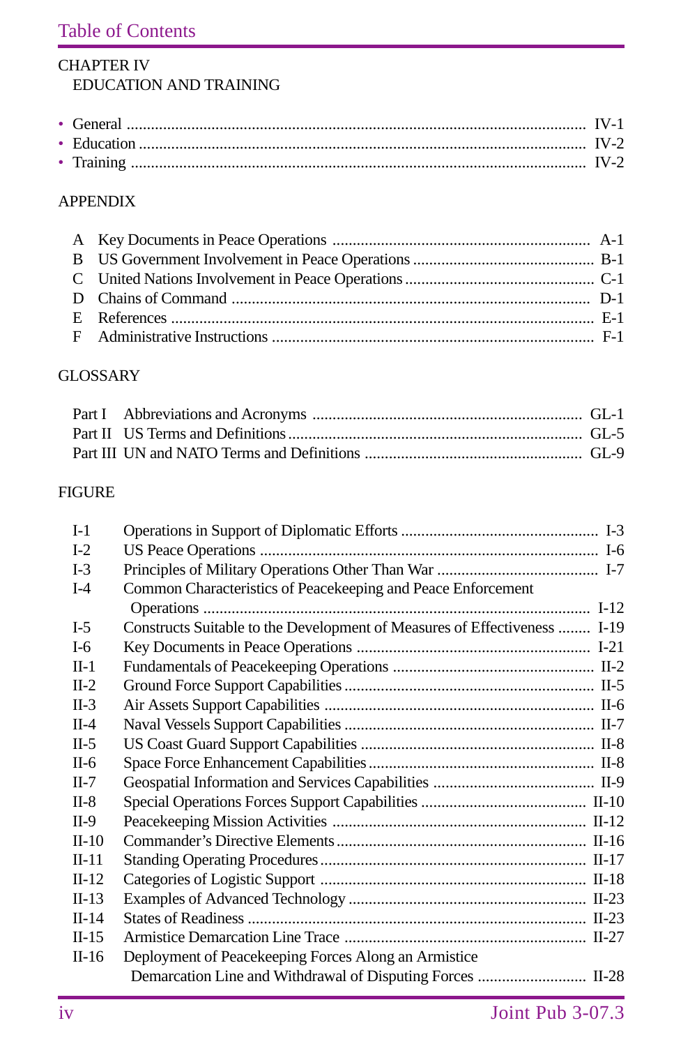Table of Contents

CHAPTER IV
EDUCATION AND TRAINING

- General ................................................................................................................ IV-1
- Education ............................................................................................................ IV-2
- Training .............................................................................................................. IV-2

APPENDIX

A Key Documents in Peace Operations ................................................................ A-1
B US Government Involvement in Peace Operations ............................................ B-1
C United Nations Involvement in Peace Operations .............................................. C-1
D Chains of Command ........................................................................................ D-1
E References ........................................................................................................ E-1
F Administrative Instructions ................................................................................ F-1

GLOSSARY

Part I Abbreviations and Acronyms ................................................................... GL-1
Part II US Terms and Definitions ........................................................................ GL-5
Part III UN and NATO Terms and Definitions ..................................................... GL-9

FIGURE

I-1 Operations in Support of Diplomatic Efforts ................................................ I-3
I-2 US Peace Operations ................................................................................... I-6
I-3 Principles of Military Operations Other Than War ........................................ I-7
I-4 Common Characteristics of Peacekeeping and Peace Enforcement Operations ................................................................................................ I-12
I-5 Constructs Suitable to the Development of Measures of Effectiveness ........ I-19
I-6 Key Documents in Peace Operations .......................................................... I-21
II-1 Fundamentals of Peacekeeping Operations ................................................ II-2
II-2 Ground Force Support Capabilities ............................................................ II-5
II-3 Air Assets Support Capabilities .................................................................. II-6
II-4 Naval Vessels Support Capabilities ............................................................ II-7
II-5 US Coast Guard Support Capabilities ......................................................... II-8
II-6 Space Force Enhancement Capabilities ....................................................... II-8
II-7 Geospatial Information and Services Capabilities ....................................... II-9
II-8 Special Operations Forces Support Capabilities ......................................... II-10
II-9 Peacekeeping Mission Activities ............................................................... II-12
II-10 Commander's Directive Elements ............................................................. II-16
II-11 Standing Operating Procedures ................................................................ II-17
II-12 Categories of Logistic Support ................................................................. II-18
II-13 Examples of Advanced Technology ......................................................... II-23
II-14 States of Readiness .................................................................................. II-23
II-15 Armistice Demarcation Line Trace ........................................................... II-27
II-16 Deployment of Peacekeeping Forces Along an Armistice Demarcation Line and Withdrawal of Disputing Forces ........................... II-28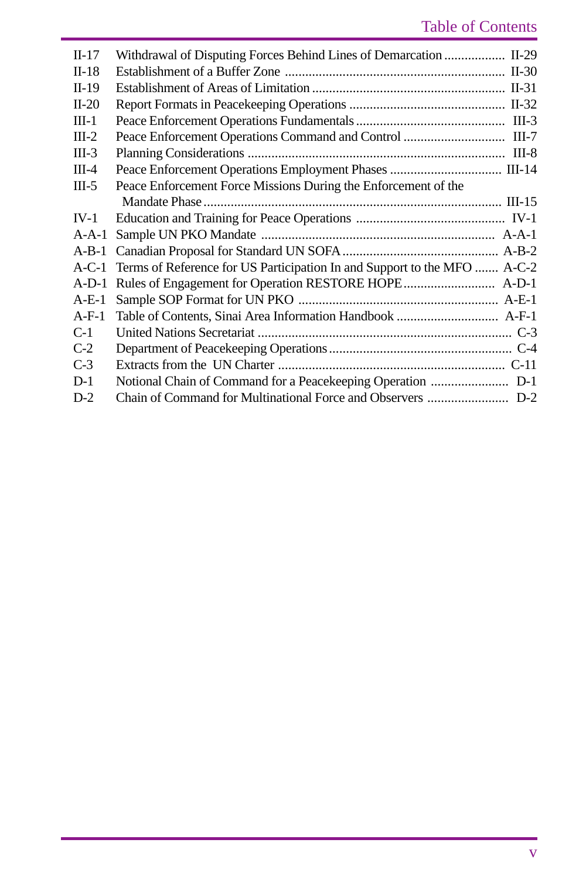| | | |
|---|---|---|
| II-17 | Withdrawal of Disputing Forces Behind Lines of Demarcation | II-29 |
| II-18 | Establishment of a Buffer Zone | II-30 |
| II-19 | Establishment of Areas of Limitation | II-31 |
| II-20 | Report Formats in Peacekeeping Operations | II-32 |
| III-1 | Peace Enforcement Operations Fundamentals | III-3 |
| III-2 | Peace Enforcement Operations Command and Control | III-7 |
| III-3 | Planning Considerations | III-8 |
| III-4 | Peace Enforcement Operations Employment Phases | III-14 |
| III-5 | Peace Enforcement Force Missions During the Enforcement of the Mandate Phase | III-15 |
| IV-1 | Education and Training for Peace Operations | IV-1 |
| A-A-1 | Sample UN PKO Mandate | A-A-1 |
| A-B-1 | Canadian Proposal for Standard UN SOFA | A-B-2 |
| A-C-1 | Terms of Reference for US Participation In and Support to the MFO | A-C-2 |
| A-D-1 | Rules of Engagement for Operation RESTORE HOPE | A-D-1 |
| A-E-1 | Sample SOP Format for UN PKO | A-E-1 |
| A-F-1 | Table of Contents, Sinai Area Information Handbook | A-F-1 |
| C-1 | United Nations Secretariat | C-3 |
| C-2 | Department of Peacekeeping Operations | C-4 |
| C-3 | Extracts from the UN Charter | C-11 |
| D-1 | Notional Chain of Command for a Peacekeeping Operation | D-1 |
| D-2 | Chain of Command for Multinational Force and Observers | D-2 |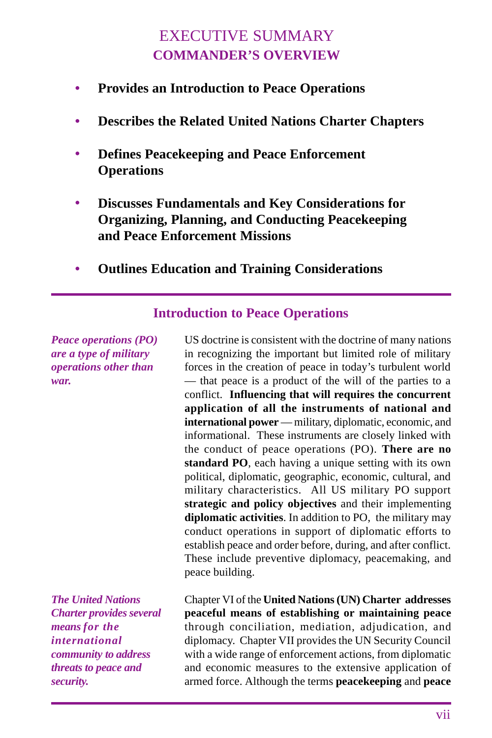# EXECUTIVE SUMMARY
## COMMANDER'S OVERVIEW

- **Provides an Introduction to Peace Operations**
- **Describes the Related United Nations Charter Chapters**
- **Defines Peacekeeping and Peace Enforcement Operations**
- **Discusses Fundamentals and Key Considerations for Organizing, Planning, and Conducting Peacekeeping and Peace Enforcement Missions**
- **Outlines Education and Training Considerations**

---

### Introduction to Peace Operations

***Peace operations (PO) are a type of military operations other than war.***

US doctrine is consistent with the doctrine of many nations in recognizing the important but limited role of military forces in the creation of peace in today's turbulent world — that peace is a product of the will of the parties to a conflict. **Influencing that will requires the concurrent application of all the instruments of national and international power** — military, diplomatic, economic, and informational. These instruments are closely linked with the conduct of peace operations (PO). **There are no standard PO**, each having a unique setting with its own political, diplomatic, geographic, economic, cultural, and military characteristics. All US military PO support **strategic and policy objectives** and their implementing **diplomatic activities**. In addition to PO, the military may conduct operations in support of diplomatic efforts to establish peace and order before, during, and after conflict. These include preventive diplomacy, peacemaking, and peace building.

***The United Nations Charter provides several means for the international community to address threats to peace and security.***

Chapter VI of the **United Nations (UN) Charter addresses peaceful means of establishing or maintaining peace** through conciliation, mediation, adjudication, and diplomacy. Chapter VII provides the UN Security Council with a wide range of enforcement actions, from diplomatic and economic measures to the extensive application of armed force. Although the terms **peacekeeping** and **peace**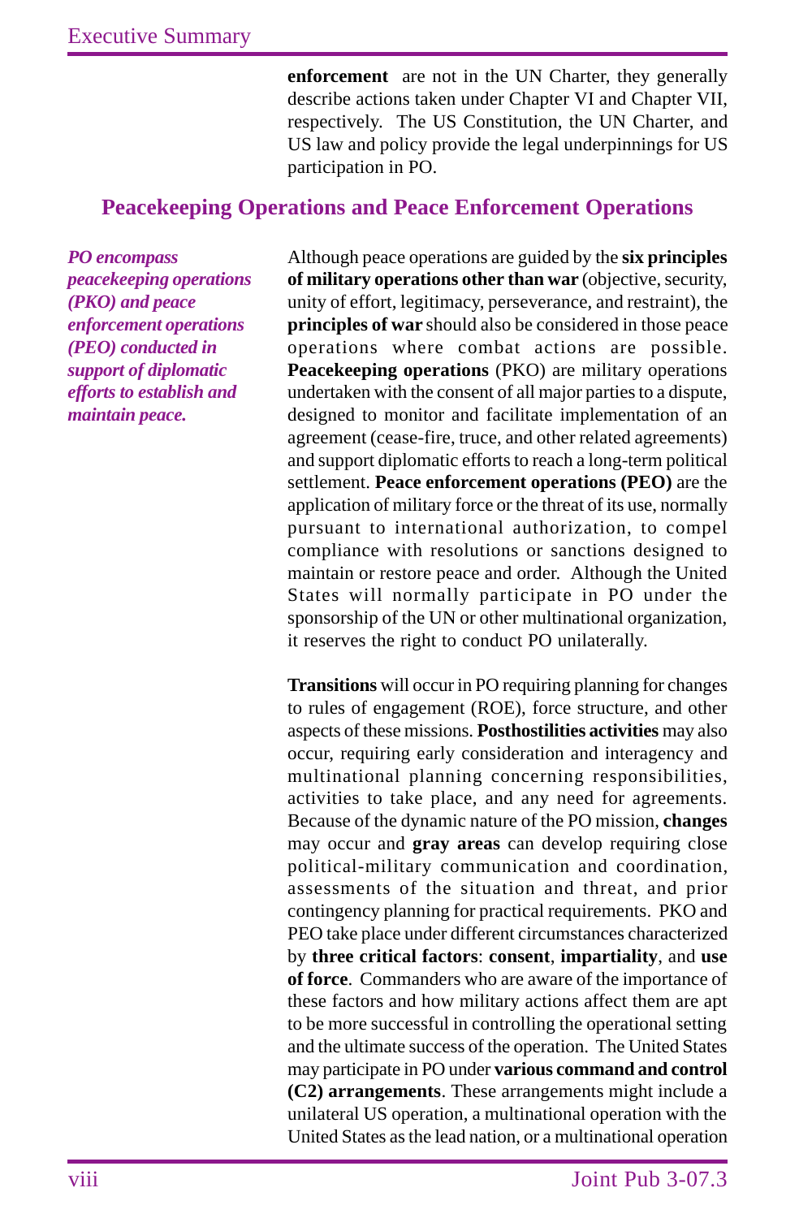**enforcement** are not in the UN Charter, they generally describe actions taken under Chapter VI and Chapter VII, respectively. The US Constitution, the UN Charter, and US law and policy provide the legal underpinnings for US participation in PO.

## Peacekeeping Operations and Peace Enforcement Operations

***PO encompass peacekeeping operations (PKO) and peace enforcement operations (PEO) conducted in support of diplomatic efforts to establish and maintain peace.***

Although peace operations are guided by the **six principles of military operations other than war** (objective, security, unity of effort, legitimacy, perseverance, and restraint), the **principles of war** should also be considered in those peace operations where combat actions are possible. **Peacekeeping operations** (PKO) are military operations undertaken with the consent of all major parties to a dispute, designed to monitor and facilitate implementation of an agreement (cease-fire, truce, and other related agreements) and support diplomatic efforts to reach a long-term political settlement. **Peace enforcement operations (PEO)** are the application of military force or the threat of its use, normally pursuant to international authorization, to compel compliance with resolutions or sanctions designed to maintain or restore peace and order. Although the United States will normally participate in PO under the sponsorship of the UN or other multinational organization, it reserves the right to conduct PO unilaterally.

**Transitions** will occur in PO requiring planning for changes to rules of engagement (ROE), force structure, and other aspects of these missions. **Posthostilities activities** may also occur, requiring early consideration and interagency and multinational planning concerning responsibilities, activities to take place, and any need for agreements. Because of the dynamic nature of the PO mission, **changes** may occur and **gray areas** can develop requiring close political-military communication and coordination, assessments of the situation and threat, and prior contingency planning for practical requirements. PKO and PEO take place under different circumstances characterized by **three critical factors**: **consent**, **impartiality**, and **use of force**. Commanders who are aware of the importance of these factors and how military actions affect them are apt to be more successful in controlling the operational setting and the ultimate success of the operation. The United States may participate in PO under **various command and control (C2) arrangements**. These arrangements might include a unilateral US operation, a multinational operation with the United States as the lead nation, or a multinational operation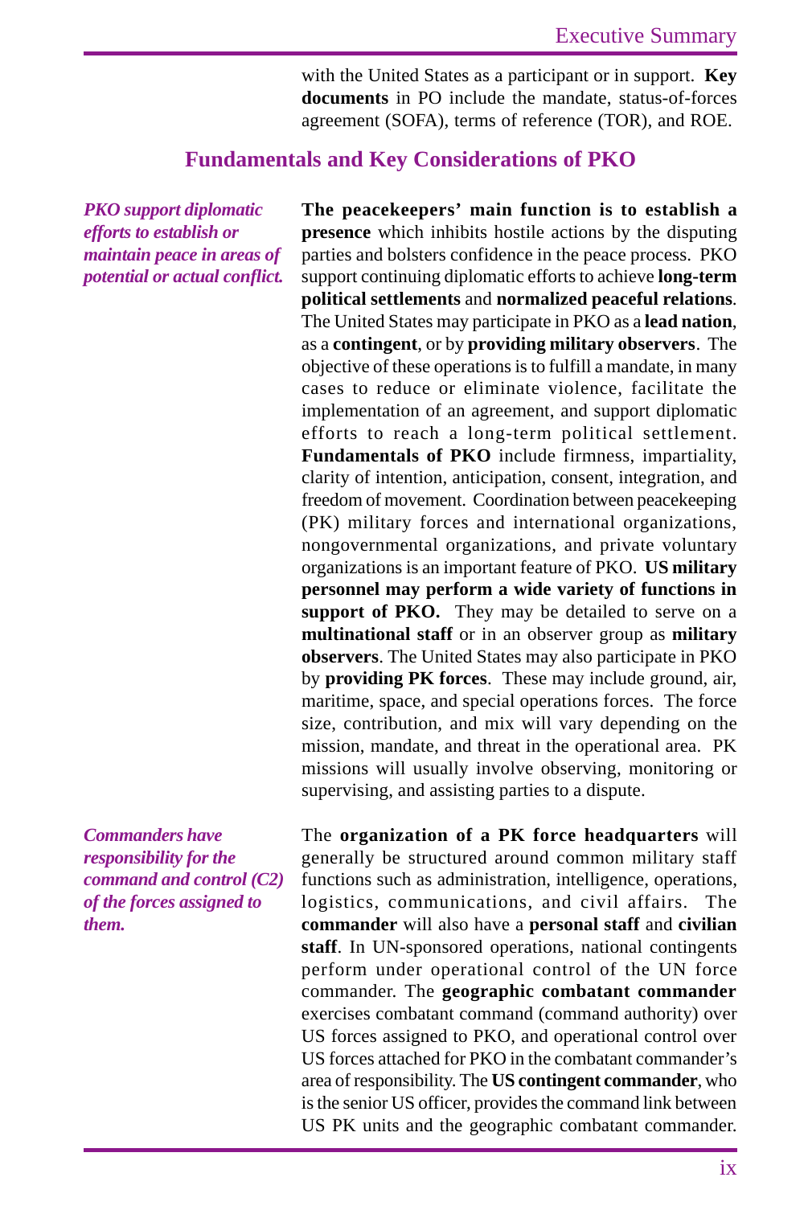with the United States as a participant or in support. **Key documents** in PO include the mandate, status-of-forces agreement (SOFA), terms of reference (TOR), and ROE.

## Fundamentals and Key Considerations of PKO

*PKO support diplomatic efforts to establish or maintain peace in areas of potential or actual conflict.*

**The peacekeepers' main function is to establish a presence** which inhibits hostile actions by the disputing parties and bolsters confidence in the peace process. PKO support continuing diplomatic efforts to achieve **long-term political settlements** and **normalized peaceful relations**. The United States may participate in PKO as a **lead nation**, as a **contingent**, or by **providing military observers**. The objective of these operations is to fulfill a mandate, in many cases to reduce or eliminate violence, facilitate the implementation of an agreement, and support diplomatic efforts to reach a long-term political settlement. **Fundamentals of PKO** include firmness, impartiality, clarity of intention, anticipation, consent, integration, and freedom of movement. Coordination between peacekeeping (PK) military forces and international organizations, nongovernmental organizations, and private voluntary organizations is an important feature of PKO. **US military personnel may perform a wide variety of functions in support of PKO.** They may be detailed to serve on a **multinational staff** or in an observer group as **military observers**. The United States may also participate in PKO by **providing PK forces**. These may include ground, air, maritime, space, and special operations forces. The force size, contribution, and mix will vary depending on the mission, mandate, and threat in the operational area. PK missions will usually involve observing, monitoring or supervising, and assisting parties to a dispute.

*Commanders have responsibility for the command and control (C2) of the forces assigned to them.*

The **organization of a PK force headquarters** will generally be structured around common military staff functions such as administration, intelligence, operations, logistics, communications, and civil affairs. The **commander** will also have a **personal staff** and **civilian staff**. In UN-sponsored operations, national contingents perform under operational control of the UN force commander. The **geographic combatant commander** exercises combatant command (command authority) over US forces assigned to PKO, and operational control over US forces attached for PKO in the combatant commander's area of responsibility. The **US contingent commander**, who is the senior US officer, provides the command link between US PK units and the geographic combatant commander.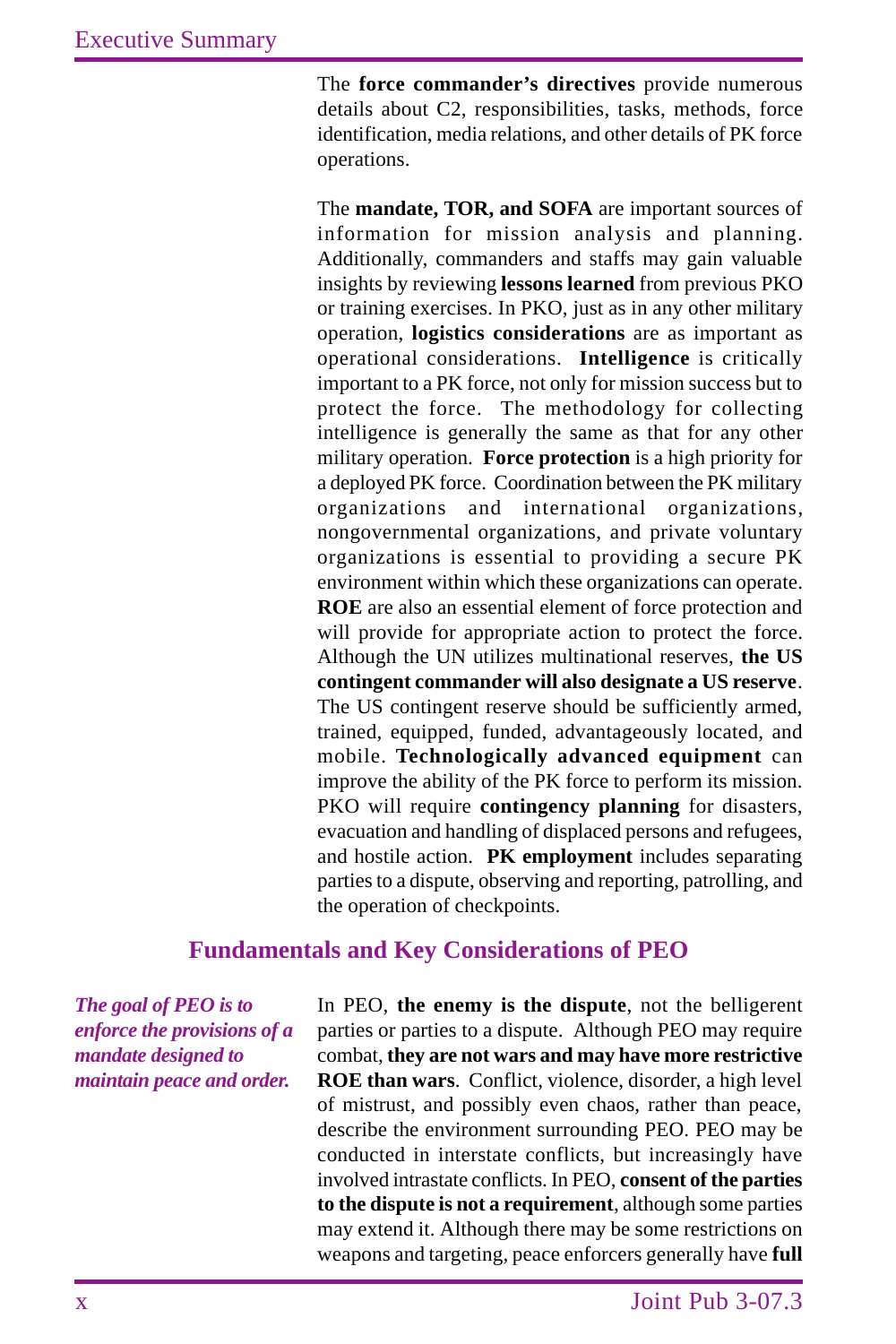The **force commander's directives** provide numerous details about C2, responsibilities, tasks, methods, force identification, media relations, and other details of PK force operations.

The **mandate, TOR, and SOFA** are important sources of information for mission analysis and planning. Additionally, commanders and staffs may gain valuable insights by reviewing **lessons learned** from previous PKO or training exercises. In PKO, just as in any other military operation, **logistics considerations** are as important as operational considerations. **Intelligence** is critically important to a PK force, not only for mission success but to protect the force. The methodology for collecting intelligence is generally the same as that for any other military operation. **Force protection** is a high priority for a deployed PK force. Coordination between the PK military organizations and international organizations, nongovernmental organizations, and private voluntary organizations is essential to providing a secure PK environment within which these organizations can operate. **ROE** are also an essential element of force protection and will provide for appropriate action to protect the force. Although the UN utilizes multinational reserves, **the US contingent commander will also designate a US reserve**. The US contingent reserve should be sufficiently armed, trained, equipped, funded, advantageously located, and mobile. **Technologically advanced equipment** can improve the ability of the PK force to perform its mission. PKO will require **contingency planning** for disasters, evacuation and handling of displaced persons and refugees, and hostile action. **PK employment** includes separating parties to a dispute, observing and reporting, patrolling, and the operation of checkpoints.

## Fundamentals and Key Considerations of PEO

***The goal of PEO is to enforce the provisions of a mandate designed to maintain peace and order.***

In PEO, **the enemy is the dispute**, not the belligerent parties or parties to a dispute. Although PEO may require combat, **they are not wars and may have more restrictive ROE than wars**. Conflict, violence, disorder, a high level of mistrust, and possibly even chaos, rather than peace, describe the environment surrounding PEO. PEO may be conducted in interstate conflicts, but increasingly have involved intrastate conflicts. In PEO, **consent of the parties to the dispute is not a requirement**, although some parties may extend it. Although there may be some restrictions on weapons and targeting, peace enforcers generally have **full**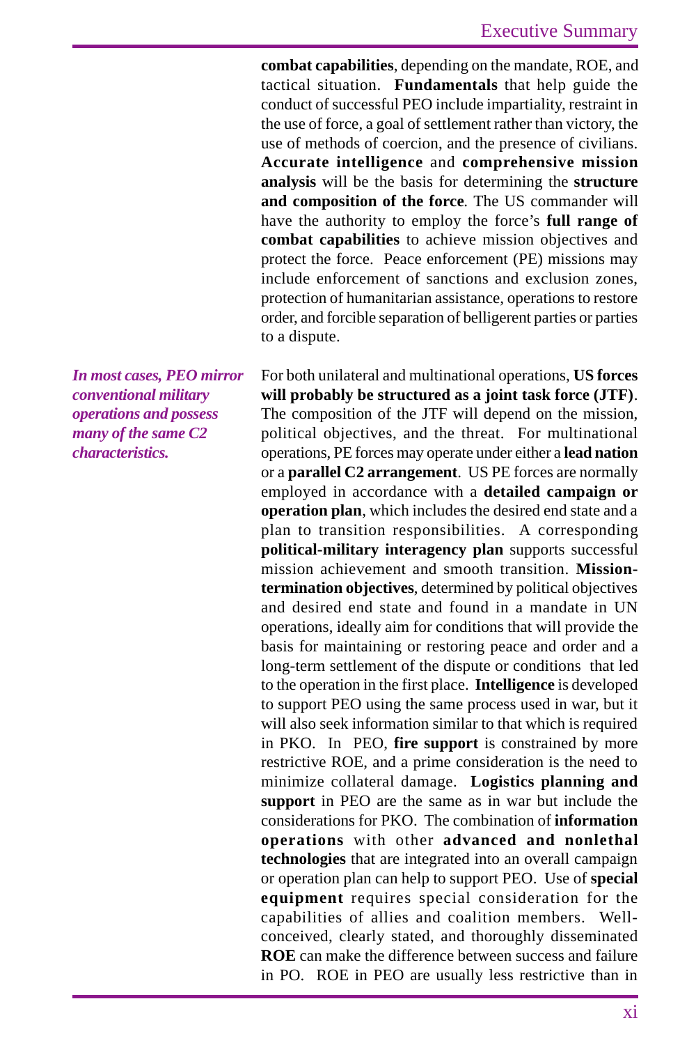**combat capabilities**, depending on the mandate, ROE, and tactical situation. **Fundamentals** that help guide the conduct of successful PEO include impartiality, restraint in the use of force, a goal of settlement rather than victory, the use of methods of coercion, and the presence of civilians. **Accurate intelligence** and **comprehensive mission analysis** will be the basis for determining the **structure and composition of the force**. The US commander will have the authority to employ the force's **full range of combat capabilities** to achieve mission objectives and protect the force. Peace enforcement (PE) missions may include enforcement of sanctions and exclusion zones, protection of humanitarian assistance, operations to restore order, and forcible separation of belligerent parties or parties to a dispute.

***In most cases, PEO mirror conventional military operations and possess many of the same C2 characteristics.***

For both unilateral and multinational operations, **US forces will probably be structured as a joint task force (JTF)**. The composition of the JTF will depend on the mission, political objectives, and the threat. For multinational operations, PE forces may operate under either a **lead nation** or a **parallel C2 arrangement**. US PE forces are normally employed in accordance with a **detailed campaign or operation plan**, which includes the desired end state and a plan to transition responsibilities. A corresponding **political-military interagency plan** supports successful mission achievement and smooth transition. **Mission-termination objectives**, determined by political objectives and desired end state and found in a mandate in UN operations, ideally aim for conditions that will provide the basis for maintaining or restoring peace and order and a long-term settlement of the dispute or conditions that led to the operation in the first place. **Intelligence** is developed to support PEO using the same process used in war, but it will also seek information similar to that which is required in PKO. In PEO, **fire support** is constrained by more restrictive ROE, and a prime consideration is the need to minimize collateral damage. **Logistics planning and support** in PEO are the same as in war but include the considerations for PKO. The combination of **information operations** with other **advanced and nonlethal technologies** that are integrated into an overall campaign or operation plan can help to support PEO. Use of **special equipment** requires special consideration for the capabilities of allies and coalition members. Well-conceived, clearly stated, and thoroughly disseminated **ROE** can make the difference between success and failure in PO. ROE in PEO are usually less restrictive than in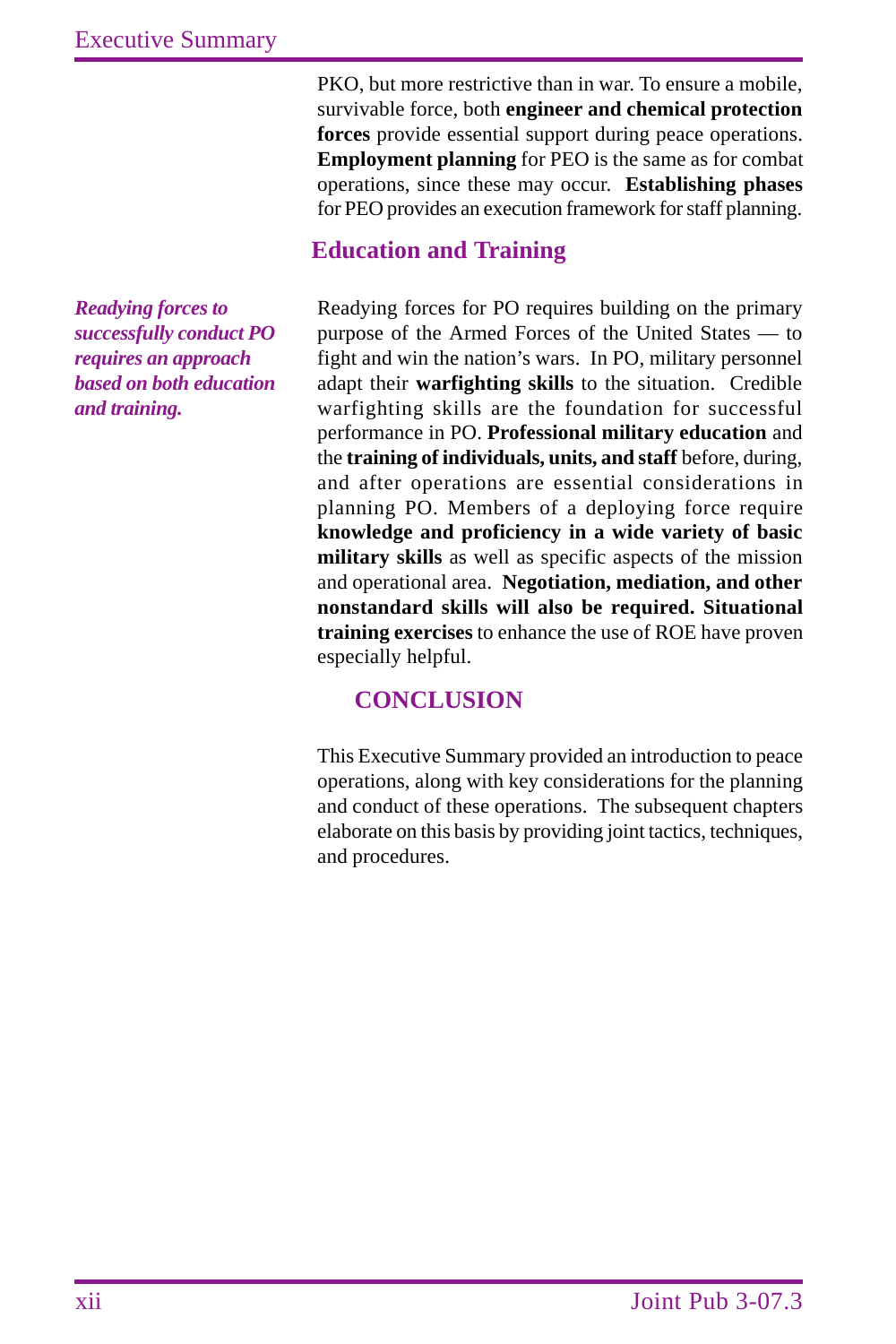PKO, but more restrictive than in war. To ensure a mobile, survivable force, both **engineer and chemical protection forces** provide essential support during peace operations. **Employment planning** for PEO is the same as for combat operations, since these may occur. **Establishing phases** for PEO provides an execution framework for staff planning.

## Education and Training

***Readying forces to successfully conduct PO requires an approach based on both education and training.***

Readying forces for PO requires building on the primary purpose of the Armed Forces of the United States — to fight and win the nation's wars. In PO, military personnel adapt their **warfighting skills** to the situation. Credible warfighting skills are the foundation for successful performance in PO. **Professional military education** and the **training of individuals, units, and staff** before, during, and after operations are essential considerations in planning PO. Members of a deploying force require **knowledge and proficiency in a wide variety of basic military skills** as well as specific aspects of the mission and operational area. **Negotiation, mediation, and other nonstandard skills will also be required. Situational training exercises** to enhance the use of ROE have proven especially helpful.

## CONCLUSION

This Executive Summary provided an introduction to peace operations, along with key considerations for the planning and conduct of these operations. The subsequent chapters elaborate on this basis by providing joint tactics, techniques, and procedures.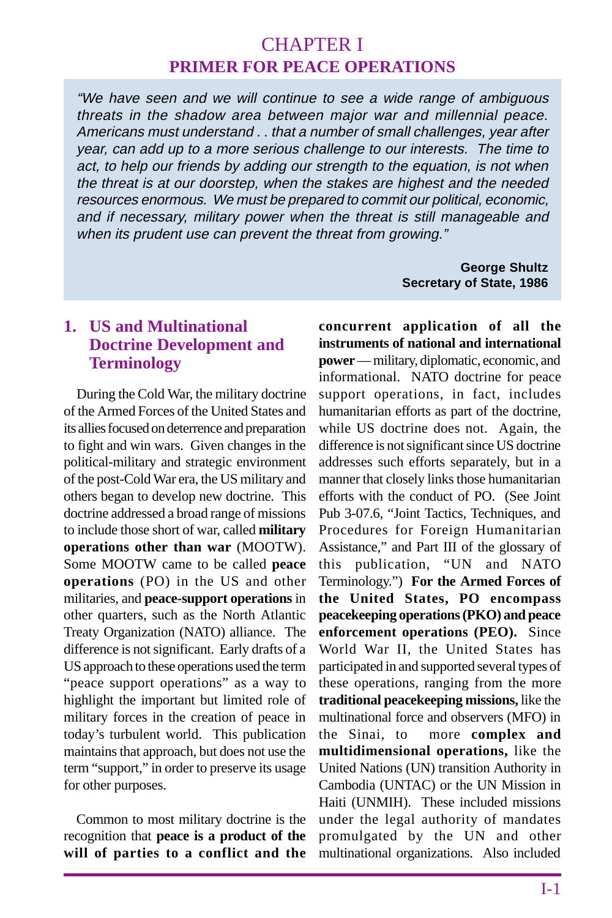# CHAPTER I
## PRIMER FOR PEACE OPERATIONS

> *"We have seen and we will continue to see a wide range of ambiguous threats in the shadow area between major war and millennial peace. Americans must understand . . that a number of small challenges, year after year, can add up to a more serious challenge to our interests. The time to act, to help our friends by adding our strength to the equation, is not when the threat is at our doorstep, when the stakes are highest and the needed resources enormous. We must be prepared to commit our political, economic, and if necessary, military power when the threat is still manageable and when its prudent use can prevent the threat from growing."*
>
> **George Shultz**
> **Secretary of State, 1986**

### 1. US and Multinational Doctrine Development and Terminology

During the Cold War, the military doctrine of the Armed Forces of the United States and its allies focused on deterrence and preparation to fight and win wars. Given changes in the political-military and strategic environment of the post-Cold War era, the US military and others began to develop new doctrine. This doctrine addressed a broad range of missions to include those short of war, called **military operations other than war** (MOOTW). Some MOOTW came to be called **peace operations** (PO) in the US and other militaries, and **peace-support operations** in other quarters, such as the North Atlantic Treaty Organization (NATO) alliance. The difference is not significant. Early drafts of a US approach to these operations used the term "peace support operations" as a way to highlight the important but limited role of military forces in the creation of peace in today's turbulent world. This publication maintains that approach, but does not use the term "support," in order to preserve its usage for other purposes.

Common to most military doctrine is the recognition that **peace is a product of the will of parties to a conflict and the concurrent application of all the instruments of national and international power** — military, diplomatic, economic, and informational. NATO doctrine for peace support operations, in fact, includes humanitarian efforts as part of the doctrine, while US doctrine does not. Again, the difference is not significant since US doctrine addresses such efforts separately, but in a manner that closely links those humanitarian efforts with the conduct of PO. (See Joint Pub 3-07.6, "Joint Tactics, Techniques, and Procedures for Foreign Humanitarian Assistance," and Part III of the glossary of this publication, "UN and NATO Terminology.") **For the Armed Forces of the United States, PO encompass peacekeeping operations (PKO) and peace enforcement operations (PEO).** Since World War II, the United States has participated in and supported several types of these operations, ranging from the more **traditional peacekeeping missions,** like the multinational force and observers (MFO) in the Sinai, to more **complex and multidimensional operations,** like the United Nations (UN) transition Authority in Cambodia (UNTAC) or the UN Mission in Haiti (UNMIH). These included missions under the legal authority of mandates promulgated by the UN and other multinational organizations. Also included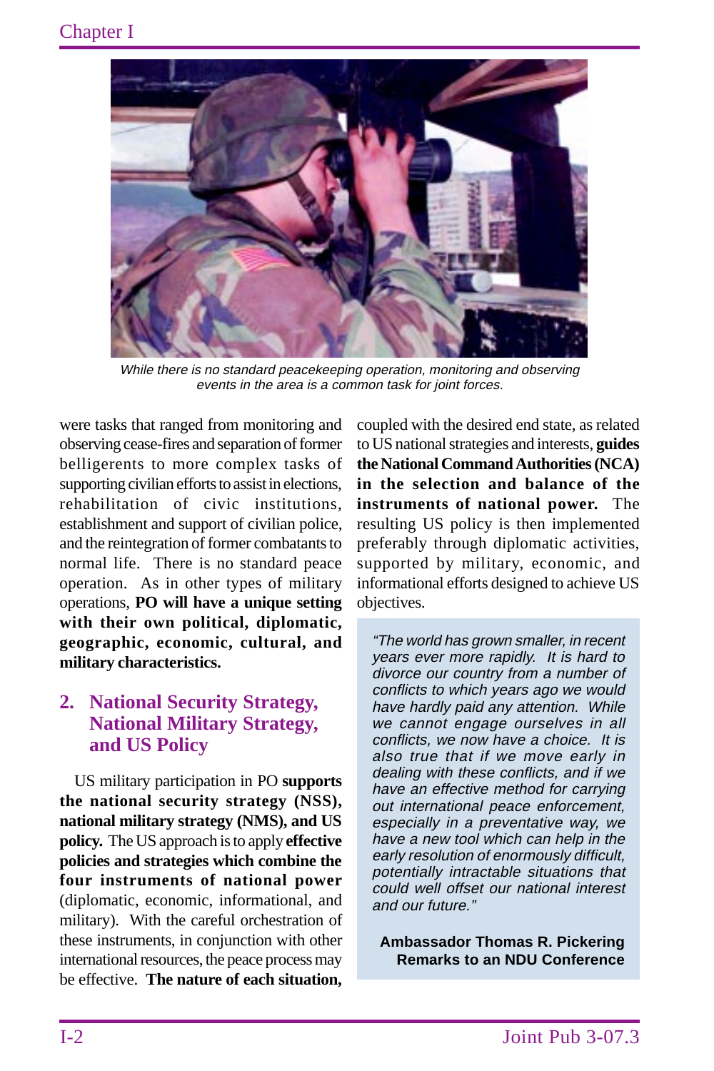*While there is no standard peacekeeping operation, monitoring and observing events in the area is a common task for joint forces.*

were tasks that ranged from monitoring and observing cease-fires and separation of former belligerents to more complex tasks of supporting civilian efforts to assist in elections, rehabilitation of civic institutions, establishment and support of civilian police, and the reintegration of former combatants to normal life. There is no standard peace operation. As in other types of military operations, **PO will have a unique setting with their own political, diplomatic, geographic, economic, cultural, and military characteristics.**

## 2. National Security Strategy, National Military Strategy, and US Policy

US military participation in PO **supports the national security strategy (NSS), national military strategy (NMS), and US policy.** The US approach is to apply **effective policies and strategies which combine the four instruments of national power** (diplomatic, economic, informational, and military). With the careful orchestration of these instruments, in conjunction with other international resources, the peace process may be effective. **The nature of each situation,** coupled with the desired end state, as related to US national strategies and interests, **guides the National Command Authorities (NCA) in the selection and balance of the instruments of national power.** The resulting US policy is then implemented preferably through diplomatic activities, supported by military, economic, and informational efforts designed to achieve US objectives.

> *"The world has grown smaller, in recent years ever more rapidly. It is hard to divorce our country from a number of conflicts to which years ago we would have hardly paid any attention. While we cannot engage ourselves in all conflicts, we now have a choice. It is also true that if we move early in dealing with these conflicts, and if we have an effective method for carrying out international peace enforcement, especially in a preventative way, we have a new tool which can help in the early resolution of enormously difficult, potentially intractable situations that could well offset our national interest and our future."*
>
> **Ambassador Thomas R. Pickering**
> **Remarks to an NDU Conference**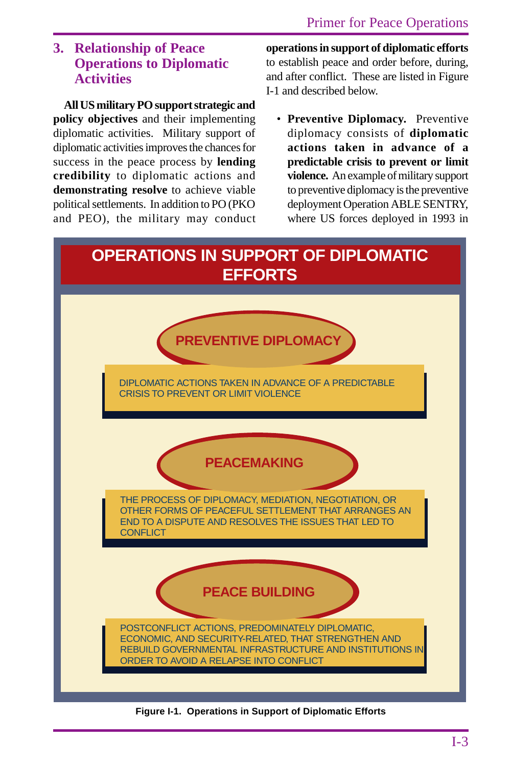## 3. Relationship of Peace Operations to Diplomatic Activities

**All US military PO support strategic and policy objectives** and their implementing diplomatic activities. Military support of diplomatic activities improves the chances for success in the peace process by **lending credibility** to diplomatic actions and **demonstrating resolve** to achieve viable political settlements. In addition to PO (PKO and PEO), the military may conduct **operations in support of diplomatic efforts** to establish peace and order before, during, and after conflict. These are listed in Figure I-1 and described below.

- **Preventive Diplomacy.** Preventive diplomacy consists of **diplomatic actions taken in advance of a predictable crisis to prevent or limit violence.** An example of military support to preventive diplomacy is the preventive deployment Operation ABLE SENTRY, where US forces deployed in 1993 in

**OPERATIONS IN SUPPORT OF DIPLOMATIC EFFORTS**

**PREVENTIVE DIPLOMACY**

DIPLOMATIC ACTIONS TAKEN IN ADVANCE OF A PREDICTABLE CRISIS TO PREVENT OR LIMIT VIOLENCE

**PEACEMAKING**

THE PROCESS OF DIPLOMACY, MEDIATION, NEGOTIATION, OR OTHER FORMS OF PEACEFUL SETTLEMENT THAT ARRANGES AN END TO A DISPUTE AND RESOLVES THE ISSUES THAT LED TO CONFLICT

**PEACE BUILDING**

POSTCONFLICT ACTIONS, PREDOMINATELY DIPLOMATIC, ECONOMIC, AND SECURITY-RELATED, THAT STRENGTHEN AND REBUILD GOVERNMENTAL INFRASTRUCTURE AND INSTITUTIONS IN ORDER TO AVOID A RELAPSE INTO CONFLICT

**Figure I-1. Operations in Support of Diplomatic Efforts**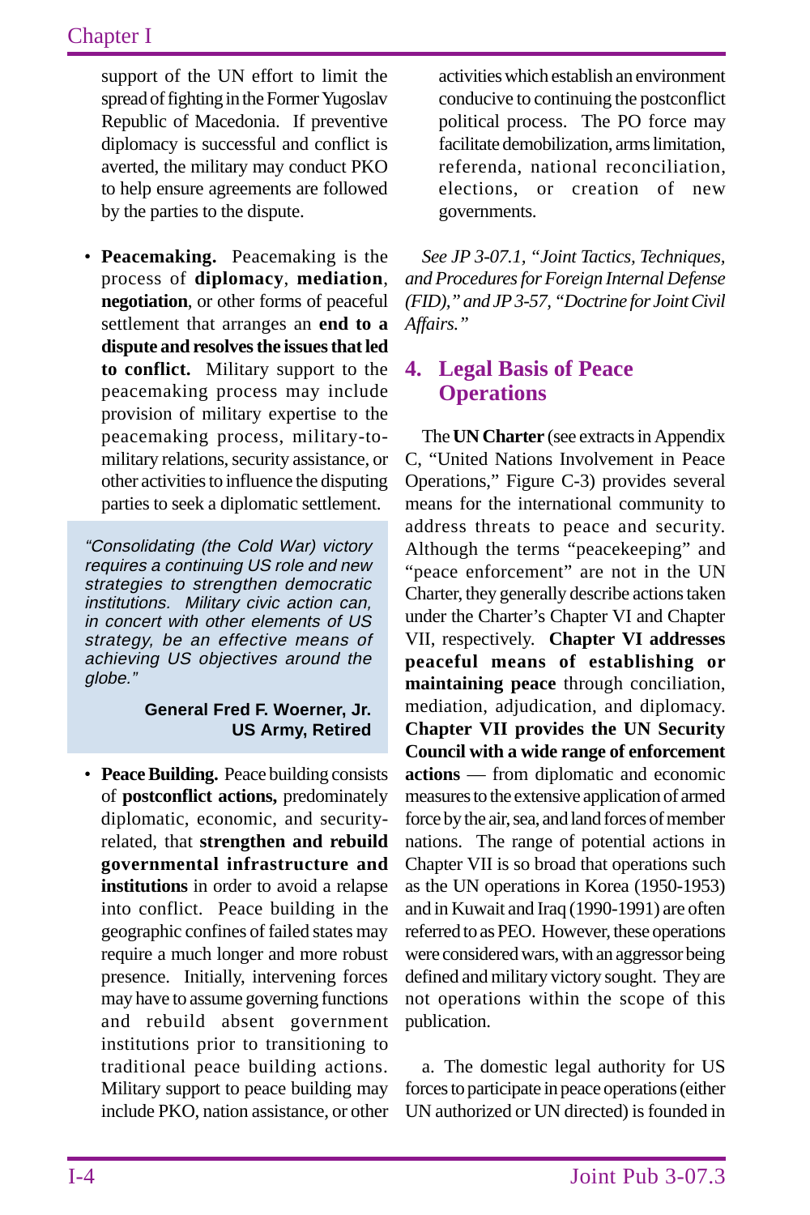support of the UN effort to limit the spread of fighting in the Former Yugoslav Republic of Macedonia. If preventive diplomacy is successful and conflict is averted, the military may conduct PKO to help ensure agreements are followed by the parties to the dispute.

- **Peacemaking.** Peacemaking is the process of **diplomacy**, **mediation**, **negotiation**, or other forms of peaceful settlement that arranges an **end to a dispute and resolves the issues that led to conflict.** Military support to the peacemaking process may include provision of military expertise to the peacemaking process, military-to-military relations, security assistance, or other activities to influence the disputing parties to seek a diplomatic settlement.

> *"Consolidating (the Cold War) victory requires a continuing US role and new strategies to strengthen democratic institutions. Military civic action can, in concert with other elements of US strategy, be an effective means of achieving US objectives around the globe."*
>
> **General Fred F. Woerner, Jr.**
> **US Army, Retired**

- **Peace Building.** Peace building consists of **postconflict actions,** predominately diplomatic, economic, and security-related, that **strengthen and rebuild governmental infrastructure and institutions** in order to avoid a relapse into conflict. Peace building in the geographic confines of failed states may require a much longer and more robust presence. Initially, intervening forces may have to assume governing functions and rebuild absent government institutions prior to transitioning to traditional peace building actions. Military support to peace building may include PKO, nation assistance, or other activities which establish an environment conducive to continuing the postconflict political process. The PO force may facilitate demobilization, arms limitation, referenda, national reconciliation, elections, or creation of new governments.

*See JP 3-07.1, "Joint Tactics, Techniques, and Procedures for Foreign Internal Defense (FID)," and JP 3-57, "Doctrine for Joint Civil Affairs."*

## 4. Legal Basis of Peace Operations

The **UN Charter** (see extracts in Appendix C, "United Nations Involvement in Peace Operations," Figure C-3) provides several means for the international community to address threats to peace and security. Although the terms "peacekeeping" and "peace enforcement" are not in the UN Charter, they generally describe actions taken under the Charter's Chapter VI and Chapter VII, respectively. **Chapter VI addresses peaceful means of establishing or maintaining peace** through conciliation, mediation, adjudication, and diplomacy. **Chapter VII provides the UN Security Council with a wide range of enforcement actions** — from diplomatic and economic measures to the extensive application of armed force by the air, sea, and land forces of member nations. The range of potential actions in Chapter VII is so broad that operations such as the UN operations in Korea (1950-1953) and in Kuwait and Iraq (1990-1991) are often referred to as PEO. However, these operations were considered wars, with an aggressor being defined and military victory sought. They are not operations within the scope of this publication.

a. The domestic legal authority for US forces to participate in peace operations (either UN authorized or UN directed) is founded in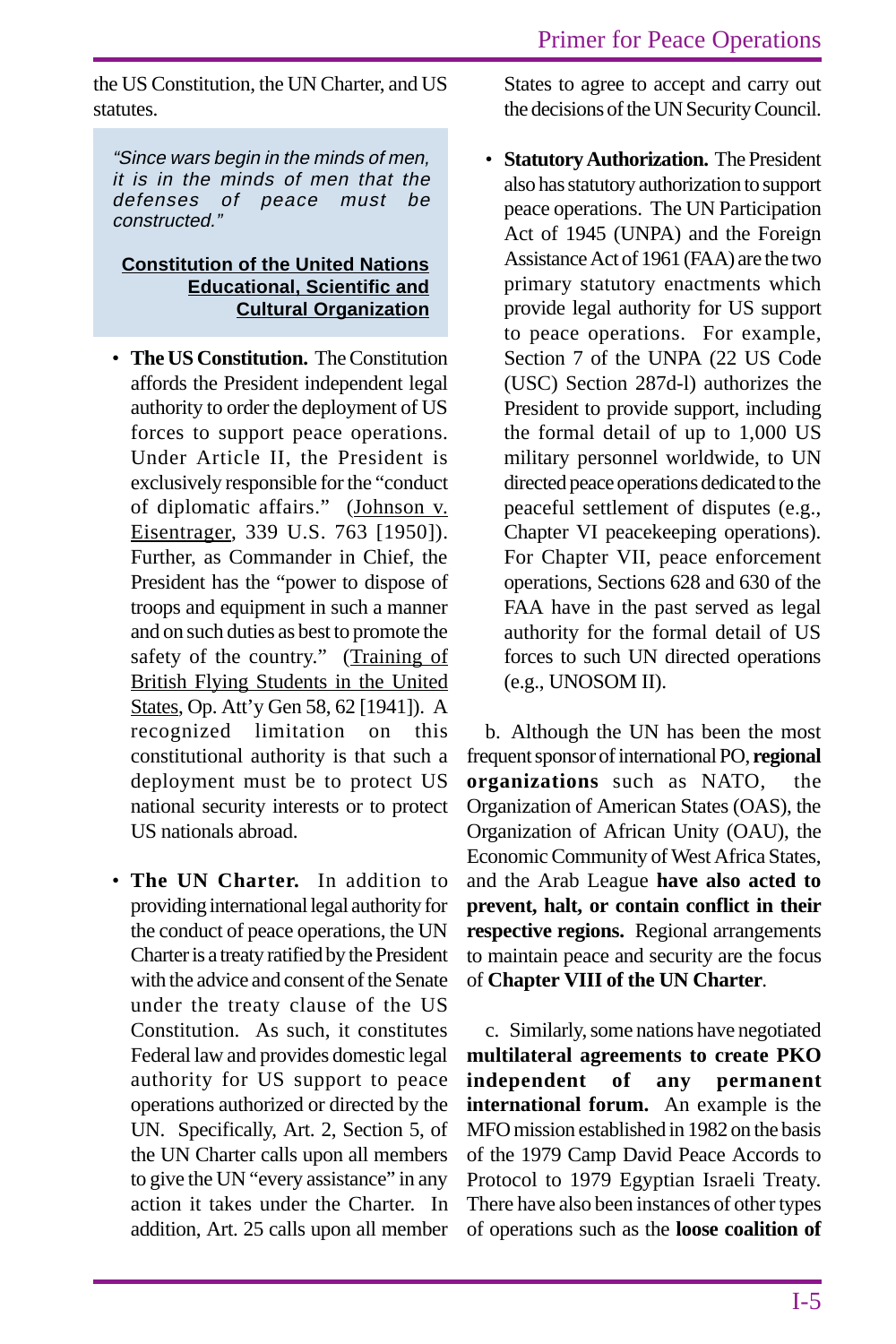the US Constitution, the UN Charter, and US statutes.

> *"Since wars begin in the minds of men, it is in the minds of men that the defenses of peace must be constructed."*
>
> **Constitution of the United Nations Educational, Scientific and Cultural Organization**

- **The US Constitution.** The Constitution affords the President independent legal authority to order the deployment of US forces to support peace operations. Under Article II, the President is exclusively responsible for the "conduct of diplomatic affairs." (Johnson v. Eisentrager, 339 U.S. 763 [1950]). Further, as Commander in Chief, the President has the "power to dispose of troops and equipment in such a manner and on such duties as best to promote the safety of the country." (Training of British Flying Students in the United States, Op. Att'y Gen 58, 62 [1941]). A recognized limitation on this constitutional authority is that such a deployment must be to protect US national security interests or to protect US nationals abroad.

- **The UN Charter.** In addition to providing international legal authority for the conduct of peace operations, the UN Charter is a treaty ratified by the President with the advice and consent of the Senate under the treaty clause of the US Constitution. As such, it constitutes Federal law and provides domestic legal authority for US support to peace operations authorized or directed by the UN. Specifically, Art. 2, Section 5, of the UN Charter calls upon all members to give the UN "every assistance" in any action it takes under the Charter. In addition, Art. 25 calls upon all member States to agree to accept and carry out the decisions of the UN Security Council.

- **Statutory Authorization.** The President also has statutory authorization to support peace operations. The UN Participation Act of 1945 (UNPA) and the Foreign Assistance Act of 1961 (FAA) are the two primary statutory enactments which provide legal authority for US support to peace operations. For example, Section 7 of the UNPA (22 US Code (USC) Section 287d-l) authorizes the President to provide support, including the formal detail of up to 1,000 US military personnel worldwide, to UN directed peace operations dedicated to the peaceful settlement of disputes (e.g., Chapter VI peacekeeping operations). For Chapter VII, peace enforcement operations, Sections 628 and 630 of the FAA have in the past served as legal authority for the formal detail of US forces to such UN directed operations (e.g., UNOSOM II).

b. Although the UN has been the most frequent sponsor of international PO, **regional organizations** such as NATO, the Organization of American States (OAS), the Organization of African Unity (OAU), the Economic Community of West Africa States, and the Arab League **have also acted to prevent, halt, or contain conflict in their respective regions.** Regional arrangements to maintain peace and security are the focus of **Chapter VIII of the UN Charter**.

c. Similarly, some nations have negotiated **multilateral agreements to create PKO independent of any permanent international forum.** An example is the MFO mission established in 1982 on the basis of the 1979 Camp David Peace Accords to Protocol to 1979 Egyptian Israeli Treaty. There have also been instances of other types of operations such as the **loose coalition of**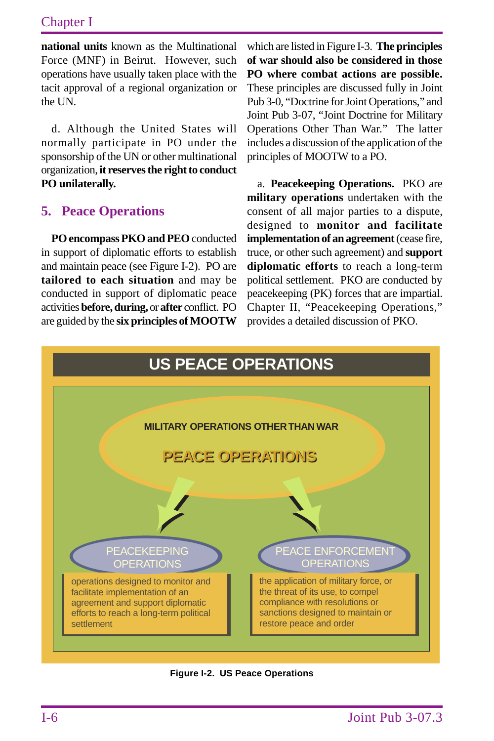**national units** known as the Multinational Force (MNF) in Beirut. However, such operations have usually taken place with the tacit approval of a regional organization or the UN.

d. Although the United States will normally participate in PO under the sponsorship of the UN or other multinational organization, **it reserves the right to conduct PO unilaterally.**

## 5. Peace Operations

**PO encompass PKO and PEO** conducted in support of diplomatic efforts to establish and maintain peace (see Figure I-2). PO are **tailored to each situation** and may be conducted in support of diplomatic peace activities **before, during,** or **after** conflict. PO are guided by the **six principles of MOOTW** which are listed in Figure I-3. **The principles of war should also be considered in those PO where combat actions are possible.** These principles are discussed fully in Joint Pub 3-0, "Doctrine for Joint Operations," and Joint Pub 3-07, "Joint Doctrine for Military Operations Other Than War." The latter includes a discussion of the application of the principles of MOOTW to a PO.

a. **Peacekeeping Operations.** PKO are **military operations** undertaken with the consent of all major parties to a dispute, designed to **monitor and facilitate implementation of an agreement** (cease fire, truce, or other such agreement) and **support diplomatic efforts** to reach a long-term political settlement. PKO are conducted by peacekeeping (PK) forces that are impartial. Chapter II, "Peacekeeping Operations," provides a detailed discussion of PKO.

**US PEACE OPERATIONS**

MILITARY OPERATIONS OTHER THAN WAR

PEACE OPERATIONS

| PEACEKEEPING OPERATIONS | PEACE ENFORCEMENT OPERATIONS |
| --- | --- |
| operations designed to monitor and facilitate implementation of an agreement and support diplomatic efforts to reach a long-term political settlement | the application of military force, or the threat of its use, to compel compliance with resolutions or sanctions designed to maintain or restore peace and order |

**Figure I-2. US Peace Operations**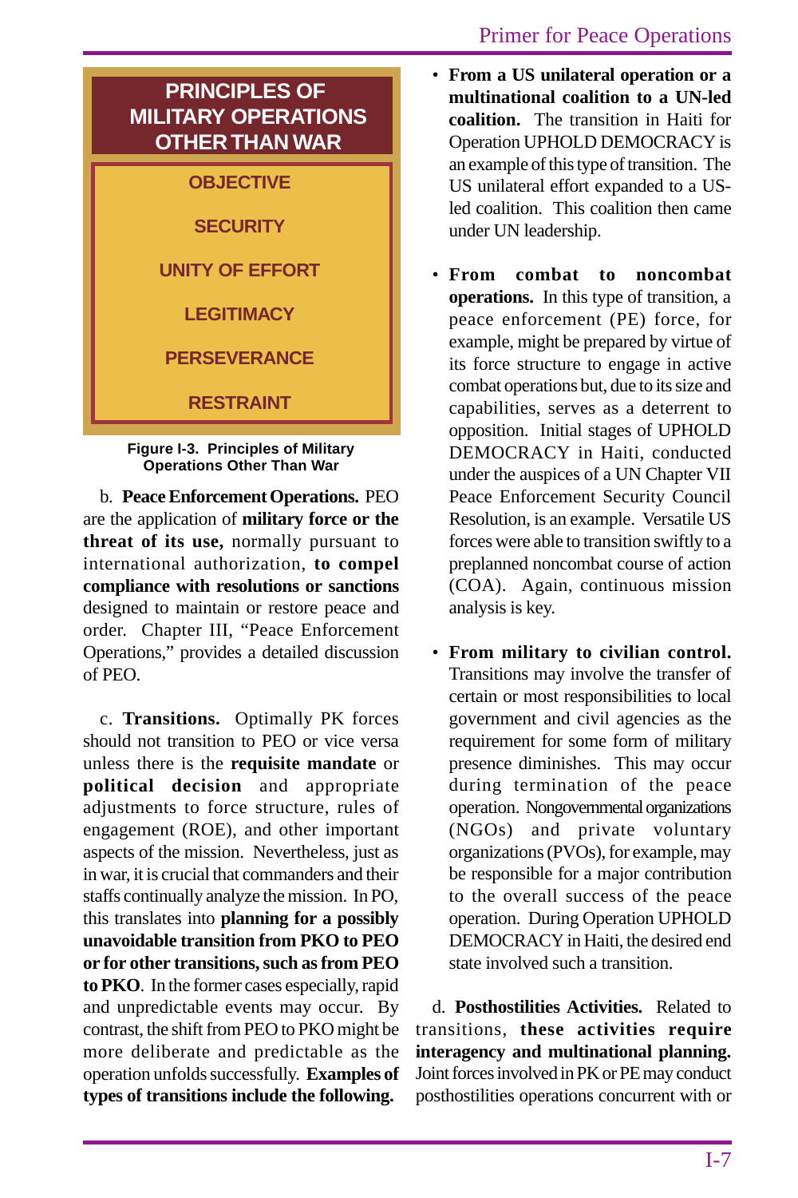**PRINCIPLES OF MILITARY OPERATIONS OTHER THAN WAR**

- OBJECTIVE
- SECURITY
- UNITY OF EFFORT
- LEGITIMACY
- PERSEVERANCE
- RESTRAINT

**Figure I-3. Principles of Military Operations Other Than War**

b. **Peace Enforcement Operations.** PEO are the application of **military force or the threat of its use,** normally pursuant to international authorization, **to compel compliance with resolutions or sanctions** designed to maintain or restore peace and order. Chapter III, "Peace Enforcement Operations," provides a detailed discussion of PEO.

c. **Transitions.** Optimally PK forces should not transition to PEO or vice versa unless there is the **requisite mandate** or **political decision** and appropriate adjustments to force structure, rules of engagement (ROE), and other important aspects of the mission. Nevertheless, just as in war, it is crucial that commanders and their staffs continually analyze the mission. In PO, this translates into **planning for a possibly unavoidable transition from PKO to PEO or for other transitions, such as from PEO to PKO**. In the former cases especially, rapid and unpredictable events may occur. By contrast, the shift from PEO to PKO might be more deliberate and predictable as the operation unfolds successfully. **Examples of types of transitions include the following.**

- **From a US unilateral operation or a multinational coalition to a UN-led coalition.** The transition in Haiti for Operation UPHOLD DEMOCRACY is an example of this type of transition. The US unilateral effort expanded to a US-led coalition. This coalition then came under UN leadership.

- **From combat to noncombat operations.** In this type of transition, a peace enforcement (PE) force, for example, might be prepared by virtue of its force structure to engage in active combat operations but, due to its size and capabilities, serves as a deterrent to opposition. Initial stages of UPHOLD DEMOCRACY in Haiti, conducted under the auspices of a UN Chapter VII Peace Enforcement Security Council Resolution, is an example. Versatile US forces were able to transition swiftly to a preplanned noncombat course of action (COA). Again, continuous mission analysis is key.

- **From military to civilian control.** Transitions may involve the transfer of certain or most responsibilities to local government and civil agencies as the requirement for some form of military presence diminishes. This may occur during termination of the peace operation. Nongovernmental organizations (NGOs) and private voluntary organizations (PVOs), for example, may be responsible for a major contribution to the overall success of the peace operation. During Operation UPHOLD DEMOCRACY in Haiti, the desired end state involved such a transition.

d. **Posthostilities Activities.** Related to transitions, **these activities require interagency and multinational planning.** Joint forces involved in PK or PE may conduct posthostilities operations concurrent with or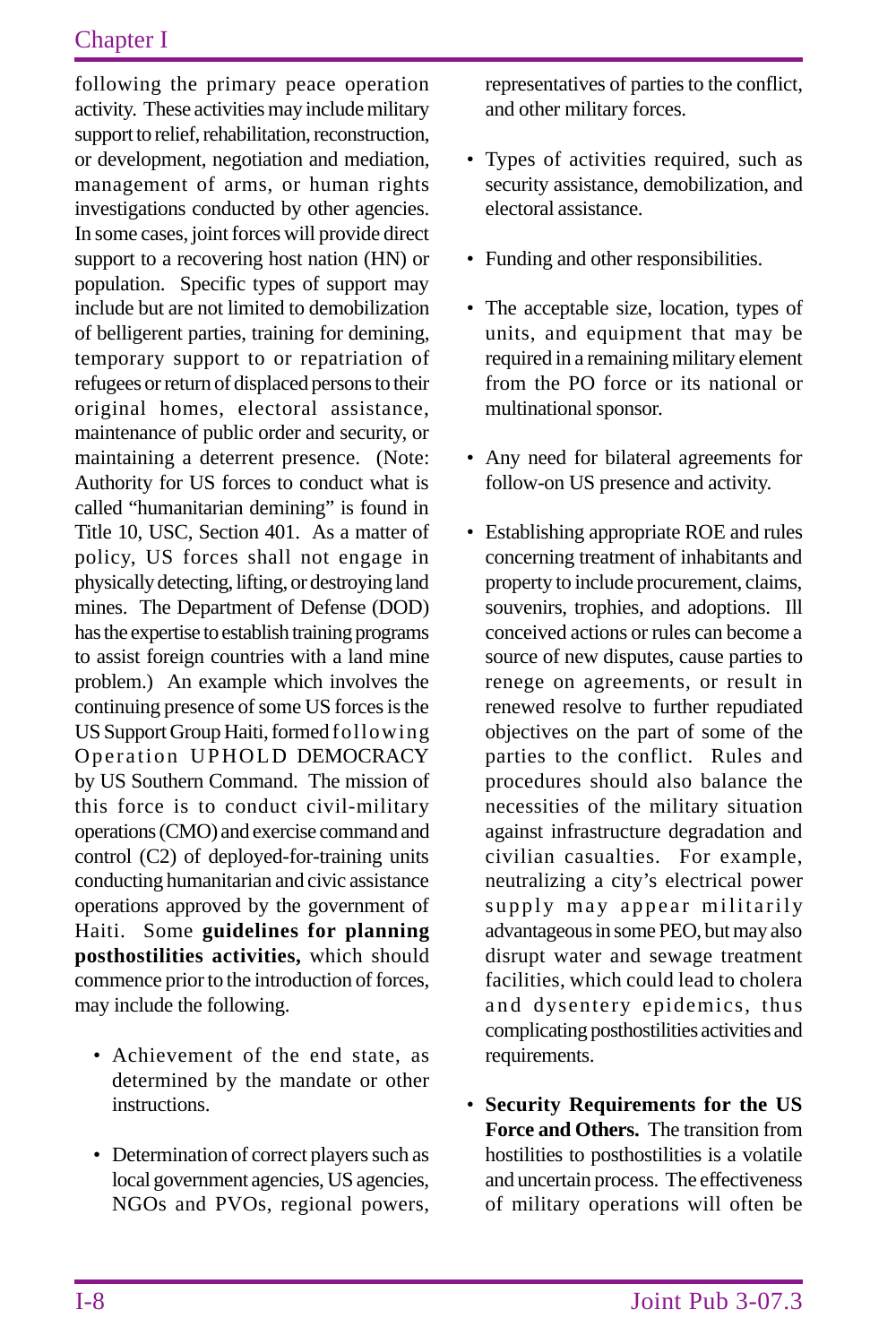following the primary peace operation activity. These activities may include military support to relief, rehabilitation, reconstruction, or development, negotiation and mediation, management of arms, or human rights investigations conducted by other agencies. In some cases, joint forces will provide direct support to a recovering host nation (HN) or population. Specific types of support may include but are not limited to demobilization of belligerent parties, training for demining, temporary support to or repatriation of refugees or return of displaced persons to their original homes, electoral assistance, maintenance of public order and security, or maintaining a deterrent presence. (Note: Authority for US forces to conduct what is called "humanitarian demining" is found in Title 10, USC, Section 401. As a matter of policy, US forces shall not engage in physically detecting, lifting, or destroying land mines. The Department of Defense (DOD) has the expertise to establish training programs to assist foreign countries with a land mine problem.) An example which involves the continuing presence of some US forces is the US Support Group Haiti, formed following Operation UPHOLD DEMOCRACY by US Southern Command. The mission of this force is to conduct civil-military operations (CMO) and exercise command and control (C2) of deployed-for-training units conducting humanitarian and civic assistance operations approved by the government of Haiti. Some **guidelines for planning posthostilities activities,** which should commence prior to the introduction of forces, may include the following.

- Achievement of the end state, as determined by the mandate or other instructions.
- Determination of correct players such as local government agencies, US agencies, NGOs and PVOs, regional powers, representatives of parties to the conflict, and other military forces.
- Types of activities required, such as security assistance, demobilization, and electoral assistance.
- Funding and other responsibilities.
- The acceptable size, location, types of units, and equipment that may be required in a remaining military element from the PO force or its national or multinational sponsor.
- Any need for bilateral agreements for follow-on US presence and activity.
- Establishing appropriate ROE and rules concerning treatment of inhabitants and property to include procurement, claims, souvenirs, trophies, and adoptions. Ill conceived actions or rules can become a source of new disputes, cause parties to renege on agreements, or result in renewed resolve to further repudiated objectives on the part of some of the parties to the conflict. Rules and procedures should also balance the necessities of the military situation against infrastructure degradation and civilian casualties. For example, neutralizing a city's electrical power supply may appear militarily advantageous in some PEO, but may also disrupt water and sewage treatment facilities, which could lead to cholera and dysentery epidemics, thus complicating posthostilities activities and requirements.
- **Security Requirements for the US Force and Others.** The transition from hostilities to posthostilities is a volatile and uncertain process. The effectiveness of military operations will often be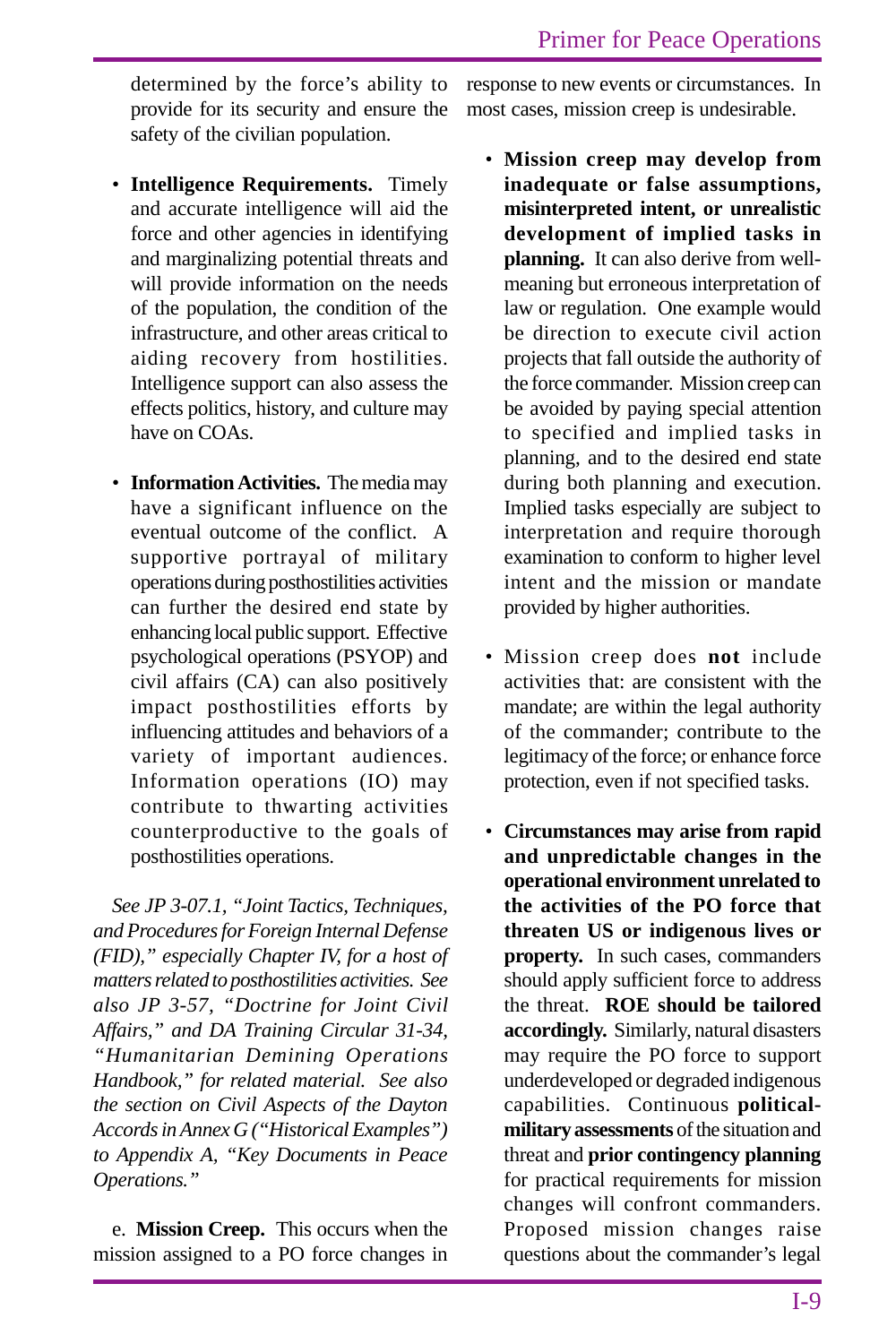determined by the force's ability to provide for its security and ensure the safety of the civilian population.

- **Intelligence Requirements.** Timely and accurate intelligence will aid the force and other agencies in identifying and marginalizing potential threats and will provide information on the needs of the population, the condition of the infrastructure, and other areas critical to aiding recovery from hostilities. Intelligence support can also assess the effects politics, history, and culture may have on COAs.

- **Information Activities.** The media may have a significant influence on the eventual outcome of the conflict. A supportive portrayal of military operations during posthostilities activities can further the desired end state by enhancing local public support. Effective psychological operations (PSYOP) and civil affairs (CA) can also positively impact posthostilities efforts by influencing attitudes and behaviors of a variety of important audiences. Information operations (IO) may contribute to thwarting activities counterproductive to the goals of posthostilities operations.

*See JP 3-07.1, "Joint Tactics, Techniques, and Procedures for Foreign Internal Defense (FID)," especially Chapter IV, for a host of matters related to posthostilities activities. See also JP 3-57, "Doctrine for Joint Civil Affairs," and DA Training Circular 31-34, "Humanitarian Demining Operations Handbook," for related material. See also the section on Civil Aspects of the Dayton Accords in Annex G ("Historical Examples") to Appendix A, "Key Documents in Peace Operations."*

e. **Mission Creep.** This occurs when the mission assigned to a PO force changes in response to new events or circumstances. In most cases, mission creep is undesirable.

- **Mission creep may develop from inadequate or false assumptions, misinterpreted intent, or unrealistic development of implied tasks in planning.** It can also derive from well-meaning but erroneous interpretation of law or regulation. One example would be direction to execute civil action projects that fall outside the authority of the force commander. Mission creep can be avoided by paying special attention to specified and implied tasks in planning, and to the desired end state during both planning and execution. Implied tasks especially are subject to interpretation and require thorough examination to conform to higher level intent and the mission or mandate provided by higher authorities.

- Mission creep does **not** include activities that: are consistent with the mandate; are within the legal authority of the commander; contribute to the legitimacy of the force; or enhance force protection, even if not specified tasks.

- **Circumstances may arise from rapid and unpredictable changes in the operational environment unrelated to the activities of the PO force that threaten US or indigenous lives or property.** In such cases, commanders should apply sufficient force to address the threat. **ROE should be tailored accordingly.** Similarly, natural disasters may require the PO force to support underdeveloped or degraded indigenous capabilities. Continuous **political-military assessments** of the situation and threat and **prior contingency planning** for practical requirements for mission changes will confront commanders. Proposed mission changes raise questions about the commander's legal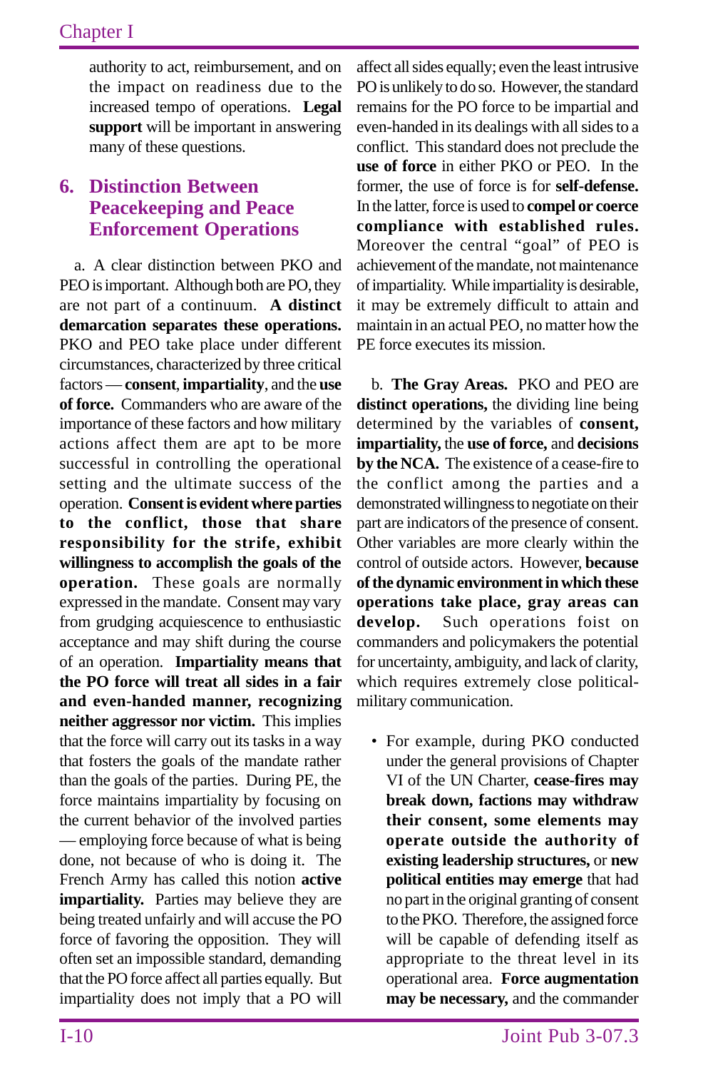authority to act, reimbursement, and on the impact on readiness due to the increased tempo of operations. **Legal support** will be important in answering many of these questions.

## 6. Distinction Between Peacekeeping and Peace Enforcement Operations

a. A clear distinction between PKO and PEO is important. Although both are PO, they are not part of a continuum. **A distinct demarcation separates these operations.** PKO and PEO take place under different circumstances, characterized by three critical factors — **consent**, **impartiality**, and the **use of force.** Commanders who are aware of the importance of these factors and how military actions affect them are apt to be more successful in controlling the operational setting and the ultimate success of the operation. **Consent is evident where parties to the conflict, those that share responsibility for the strife, exhibit willingness to accomplish the goals of the operation.** These goals are normally expressed in the mandate. Consent may vary from grudging acquiescence to enthusiastic acceptance and may shift during the course of an operation. **Impartiality means that the PO force will treat all sides in a fair and even-handed manner, recognizing neither aggressor nor victim.** This implies that the force will carry out its tasks in a way that fosters the goals of the mandate rather than the goals of the parties. During PE, the force maintains impartiality by focusing on the current behavior of the involved parties — employing force because of what is being done, not because of who is doing it. The French Army has called this notion **active impartiality.** Parties may believe they are being treated unfairly and will accuse the PO force of favoring the opposition. They will often set an impossible standard, demanding that the PO force affect all parties equally. But impartiality does not imply that a PO will affect all sides equally; even the least intrusive PO is unlikely to do so. However, the standard remains for the PO force to be impartial and even-handed in its dealings with all sides to a conflict. This standard does not preclude the **use of force** in either PKO or PEO. In the former, the use of force is for **self-defense.** In the latter, force is used to **compel or coerce compliance with established rules.** Moreover the central "goal" of PEO is achievement of the mandate, not maintenance of impartiality. While impartiality is desirable, it may be extremely difficult to attain and maintain in an actual PEO, no matter how the PE force executes its mission.

b. **The Gray Areas.** PKO and PEO are **distinct operations,** the dividing line being determined by the variables of **consent, impartiality,** the **use of force,** and **decisions by the NCA.** The existence of a cease-fire to the conflict among the parties and a demonstrated willingness to negotiate on their part are indicators of the presence of consent. Other variables are more clearly within the control of outside actors. However, **because of the dynamic environment in which these operations take place, gray areas can develop.** Such operations foist on commanders and policymakers the potential for uncertainty, ambiguity, and lack of clarity, which requires extremely close political-military communication.

- For example, during PKO conducted under the general provisions of Chapter VI of the UN Charter, **cease-fires may break down, factions may withdraw their consent, some elements may operate outside the authority of existing leadership structures,** or **new political entities may emerge** that had no part in the original granting of consent to the PKO. Therefore, the assigned force will be capable of defending itself as appropriate to the threat level in its operational area. **Force augmentation may be necessary,** and the commander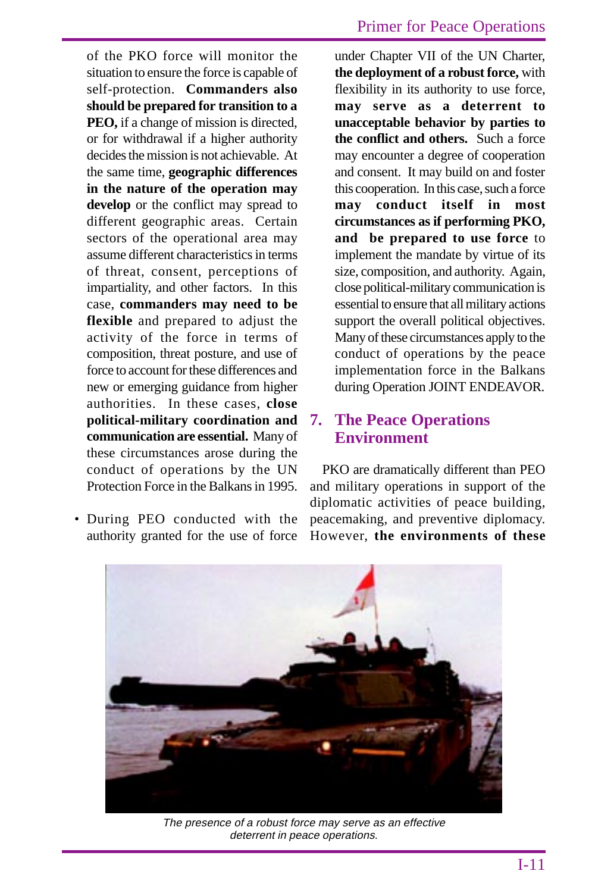of the PKO force will monitor the situation to ensure the force is capable of self-protection. **Commanders also should be prepared for transition to a PEO,** if a change of mission is directed, or for withdrawal if a higher authority decides the mission is not achievable. At the same time, **geographic differences in the nature of the operation may develop** or the conflict may spread to different geographic areas. Certain sectors of the operational area may assume different characteristics in terms of threat, consent, perceptions of impartiality, and other factors. In this case, **commanders may need to be flexible** and prepared to adjust the activity of the force in terms of composition, threat posture, and use of force to account for these differences and new or emerging guidance from higher authorities. In these cases, **close political-military coordination and communication are essential.** Many of these circumstances arose during the conduct of operations by the UN Protection Force in the Balkans in 1995.

- During PEO conducted with the authority granted for the use of force under Chapter VII of the UN Charter, **the deployment of a robust force,** with flexibility in its authority to use force, **may serve as a deterrent to unacceptable behavior by parties to the conflict and others.** Such a force may encounter a degree of cooperation and consent. It may build on and foster this cooperation. In this case, such a force **may conduct itself in most circumstances as if performing PKO, and be prepared to use force** to implement the mandate by virtue of its size, composition, and authority. Again, close political-military communication is essential to ensure that all military actions support the overall political objectives. Many of these circumstances apply to the conduct of operations by the peace implementation force in the Balkans during Operation JOINT ENDEAVOR.

## 7. The Peace Operations Environment

PKO are dramatically different than PEO and military operations in support of the diplomatic activities of peace building, peacemaking, and preventive diplomacy. However, **the environments of these**

*The presence of a robust force may serve as an effective deterrent in peace operations.*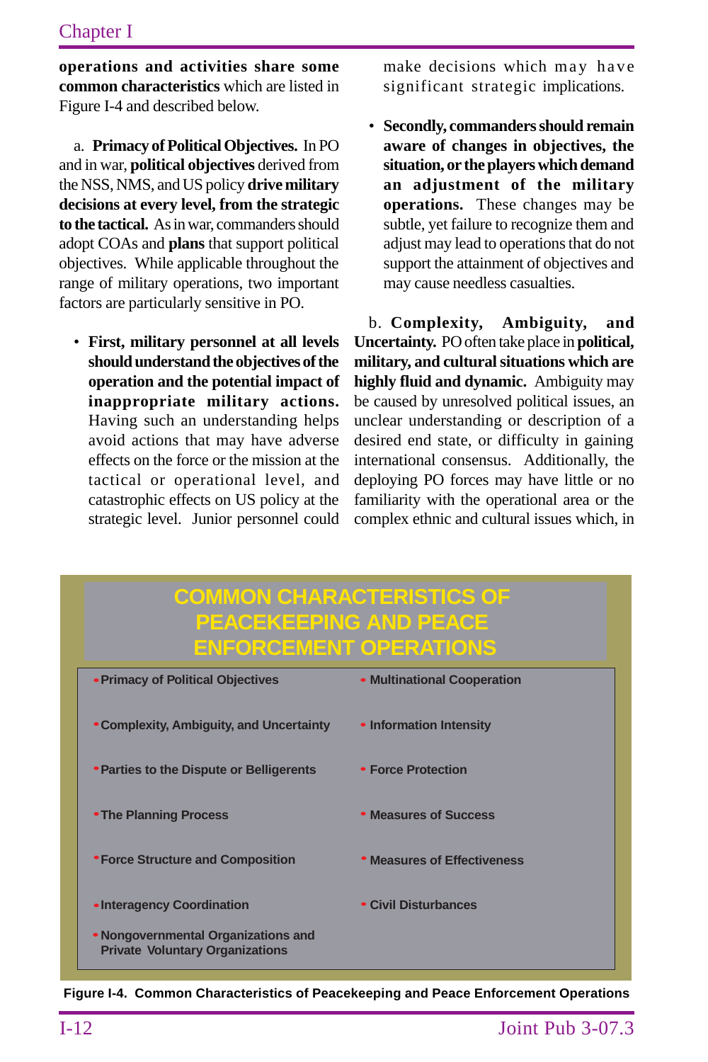**operations and activities share some common characteristics** which are listed in Figure I-4 and described below.

a. **Primacy of Political Objectives.** In PO and in war, **political objectives** derived from the NSS, NMS, and US policy **drive military decisions at every level, from the strategic to the tactical.** As in war, commanders should adopt COAs and **plans** that support political objectives. While applicable throughout the range of military operations, two important factors are particularly sensitive in PO.

- **First, military personnel at all levels should understand the objectives of the operation and the potential impact of inappropriate military actions.** Having such an understanding helps avoid actions that may have adverse effects on the force or the mission at the tactical or operational level, and catastrophic effects on US policy at the strategic level. Junior personnel could make decisions which may have significant strategic implications.

- **Secondly, commanders should remain aware of changes in objectives, the situation, or the players which demand an adjustment of the military operations.** These changes may be subtle, yet failure to recognize them and adjust may lead to operations that do not support the attainment of objectives and may cause needless casualties.

b. **Complexity, Ambiguity, and Uncertainty.** PO often take place in **political, military, and cultural situations which are highly fluid and dynamic.** Ambiguity may be caused by unresolved political issues, an unclear understanding or description of a desired end state, or difficulty in gaining international consensus. Additionally, the deploying PO forces may have little or no familiarity with the operational area or the complex ethnic and cultural issues which, in

**COMMON CHARACTERISTICS OF PEACEKEEPING AND PEACE ENFORCEMENT OPERATIONS**

- Primacy of Political Objectives
- Complexity, Ambiguity, and Uncertainty
- Parties to the Dispute or Belligerents
- The Planning Process
- Force Structure and Composition
- Interagency Coordination
- Nongovernmental Organizations and Private Voluntary Organizations
- Multinational Cooperation
- Information Intensity
- Force Protection
- Measures of Success
- Measures of Effectiveness
- Civil Disturbances

**Figure I-4. Common Characteristics of Peacekeeping and Peace Enforcement Operations**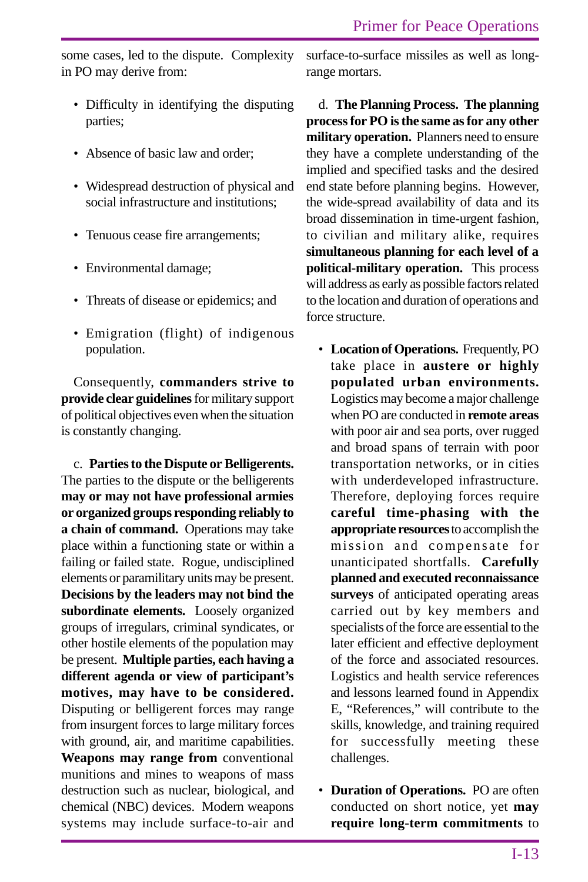some cases, led to the dispute. Complexity in PO may derive from:

- Difficulty in identifying the disputing parties;
- Absence of basic law and order;
- Widespread destruction of physical and social infrastructure and institutions;
- Tenuous cease fire arrangements;
- Environmental damage;
- Threats of disease or epidemics; and
- Emigration (flight) of indigenous population.

Consequently, **commanders strive to provide clear guidelines** for military support of political objectives even when the situation is constantly changing.

c. **Parties to the Dispute or Belligerents.** The parties to the dispute or the belligerents **may or may not have professional armies or organized groups responding reliably to a chain of command.** Operations may take place within a functioning state or within a failing or failed state. Rogue, undisciplined elements or paramilitary units may be present. **Decisions by the leaders may not bind the subordinate elements.** Loosely organized groups of irregulars, criminal syndicates, or other hostile elements of the population may be present. **Multiple parties, each having a different agenda or view of participant's motives, may have to be considered.** Disputing or belligerent forces may range from insurgent forces to large military forces with ground, air, and maritime capabilities. **Weapons may range from** conventional munitions and mines to weapons of mass destruction such as nuclear, biological, and chemical (NBC) devices. Modern weapons systems may include surface-to-air and surface-to-surface missiles as well as long-range mortars.

d. **The Planning Process. The planning process for PO is the same as for any other military operation.** Planners need to ensure they have a complete understanding of the implied and specified tasks and the desired end state before planning begins. However, the wide-spread availability of data and its broad dissemination in time-urgent fashion, to civilian and military alike, requires **simultaneous planning for each level of a political-military operation.** This process will address as early as possible factors related to the location and duration of operations and force structure.

- **Location of Operations.** Frequently, PO take place in **austere or highly populated urban environments.** Logistics may become a major challenge when PO are conducted in **remote areas** with poor air and sea ports, over rugged and broad spans of terrain with poor transportation networks, or in cities with underdeveloped infrastructure. Therefore, deploying forces require **careful time-phasing with the appropriate resources** to accomplish the mission and compensate for unanticipated shortfalls. **Carefully planned and executed reconnaissance surveys** of anticipated operating areas carried out by key members and specialists of the force are essential to the later efficient and effective deployment of the force and associated resources. Logistics and health service references and lessons learned found in Appendix E, "References," will contribute to the skills, knowledge, and training required for successfully meeting these challenges.

- **Duration of Operations.** PO are often conducted on short notice, yet **may require long-term commitments** to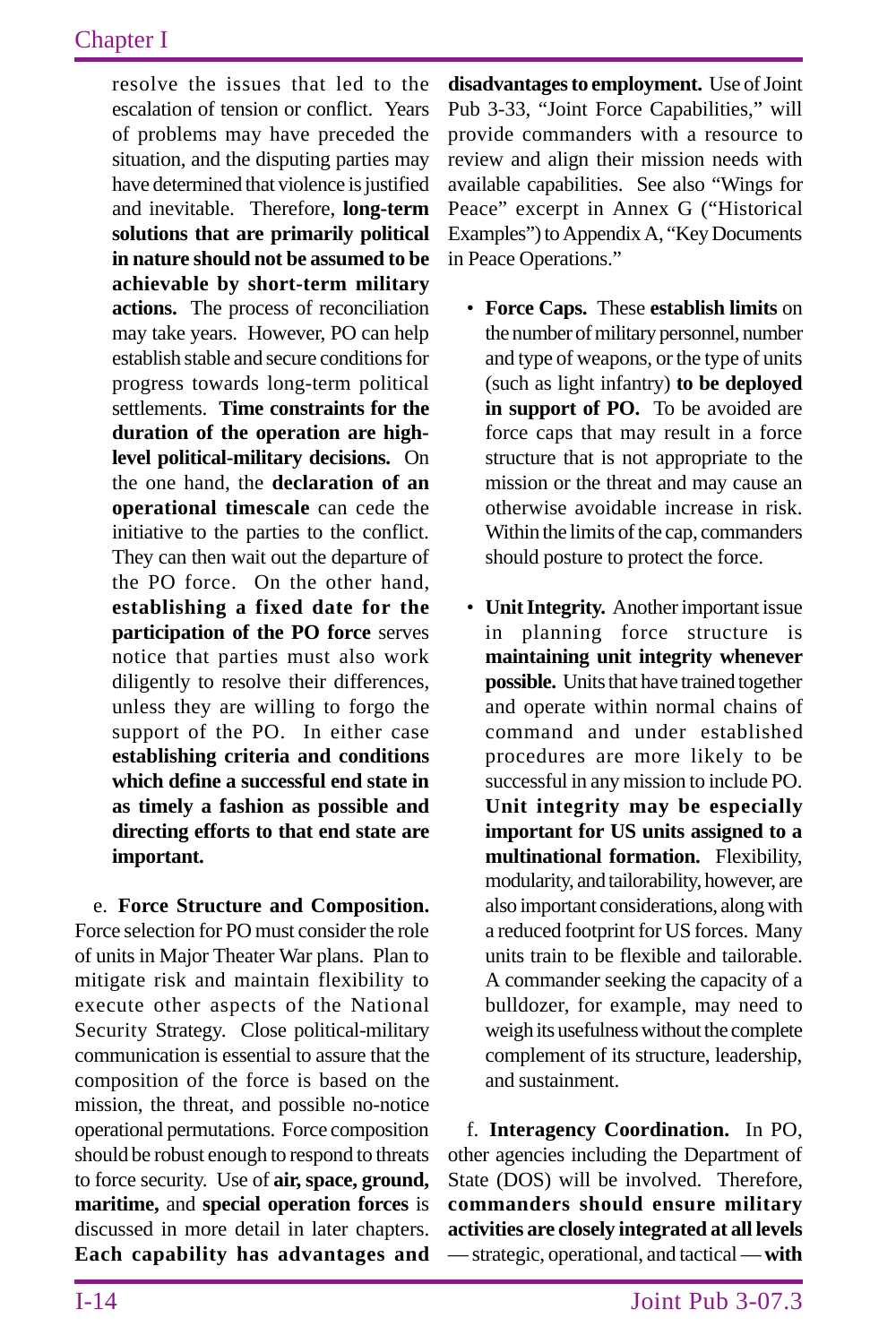resolve the issues that led to the escalation of tension or conflict. Years of problems may have preceded the situation, and the disputing parties may have determined that violence is justified and inevitable. Therefore, **long-term solutions that are primarily political in nature should not be assumed to be achievable by short-term military actions.** The process of reconciliation may take years. However, PO can help establish stable and secure conditions for progress towards long-term political settlements. **Time constraints for the duration of the operation are high-level political-military decisions.** On the one hand, the **declaration of an operational timescale** can cede the initiative to the parties to the conflict. They can then wait out the departure of the PO force. On the other hand, **establishing a fixed date for the participation of the PO force** serves notice that parties must also work diligently to resolve their differences, unless they are willing to forgo the support of the PO. In either case **establishing criteria and conditions which define a successful end state in as timely a fashion as possible and directing efforts to that end state are important.**

e. **Force Structure and Composition.** Force selection for PO must consider the role of units in Major Theater War plans. Plan to mitigate risk and maintain flexibility to execute other aspects of the National Security Strategy. Close political-military communication is essential to assure that the composition of the force is based on the mission, the threat, and possible no-notice operational permutations. Force composition should be robust enough to respond to threats to force security. Use of **air, space, ground, maritime,** and **special operation forces** is discussed in more detail in later chapters. **Each capability has advantages and disadvantages to employment.** Use of Joint Pub 3-33, "Joint Force Capabilities," will provide commanders with a resource to review and align their mission needs with available capabilities. See also "Wings for Peace" excerpt in Annex G ("Historical Examples") to Appendix A, "Key Documents in Peace Operations."

- **Force Caps.** These **establish limits** on the number of military personnel, number and type of weapons, or the type of units (such as light infantry) **to be deployed in support of PO.** To be avoided are force caps that may result in a force structure that is not appropriate to the mission or the threat and may cause an otherwise avoidable increase in risk. Within the limits of the cap, commanders should posture to protect the force.

- **Unit Integrity.** Another important issue in planning force structure is **maintaining unit integrity whenever possible.** Units that have trained together and operate within normal chains of command and under established procedures are more likely to be successful in any mission to include PO. **Unit integrity may be especially important for US units assigned to a multinational formation.** Flexibility, modularity, and tailorability, however, are also important considerations, along with a reduced footprint for US forces. Many units train to be flexible and tailorable. A commander seeking the capacity of a bulldozer, for example, may need to weigh its usefulness without the complete complement of its structure, leadership, and sustainment.

f. **Interagency Coordination.** In PO, other agencies including the Department of State (DOS) will be involved. Therefore, **commanders should ensure military activities are closely integrated at all levels** — strategic, operational, and tactical — **with**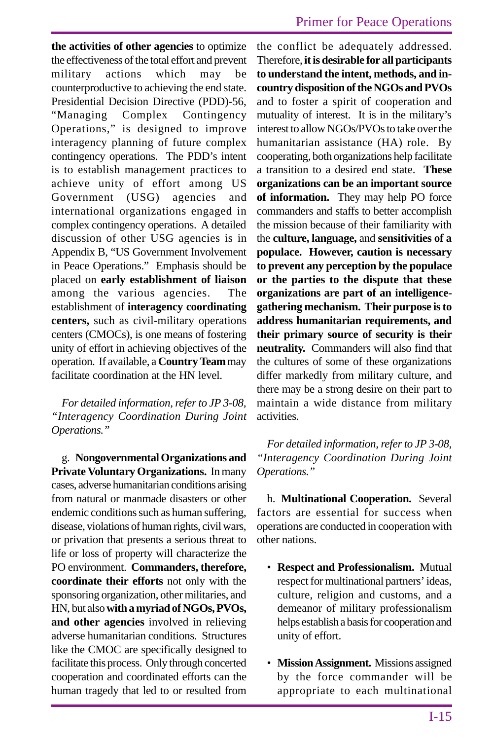**the activities of other agencies** to optimize the effectiveness of the total effort and prevent military actions which may be counterproductive to achieving the end state. Presidential Decision Directive (PDD)-56, "Managing Complex Contingency Operations," is designed to improve interagency planning of future complex contingency operations. The PDD's intent is to establish management practices to achieve unity of effort among US Government (USG) agencies and international organizations engaged in complex contingency operations. A detailed discussion of other USG agencies is in Appendix B, "US Government Involvement in Peace Operations." Emphasis should be placed on **early establishment of liaison** among the various agencies. The establishment of **interagency coordinating centers,** such as civil-military operations centers (CMOCs), is one means of fostering unity of effort in achieving objectives of the operation. If available, a **Country Team** may facilitate coordination at the HN level.

*For detailed information, refer to JP 3-08, "Interagency Coordination During Joint Operations."*

g. **Nongovernmental Organizations and Private Voluntary Organizations.** In many cases, adverse humanitarian conditions arising from natural or manmade disasters or other endemic conditions such as human suffering, disease, violations of human rights, civil wars, or privation that presents a serious threat to life or loss of property will characterize the PO environment. **Commanders, therefore, coordinate their efforts** not only with the sponsoring organization, other militaries, and HN, but also **with a myriad of NGOs, PVOs, and other agencies** involved in relieving adverse humanitarian conditions. Structures like the CMOC are specifically designed to facilitate this process. Only through concerted cooperation and coordinated efforts can the human tragedy that led to or resulted from the conflict be adequately addressed. Therefore, **it is desirable for all participants to understand the intent, methods, and in-country disposition of the NGOs and PVOs** and to foster a spirit of cooperation and mutuality of interest. It is in the military's interest to allow NGOs/PVOs to take over the humanitarian assistance (HA) role. By cooperating, both organizations help facilitate a transition to a desired end state. **These organizations can be an important source of information.** They may help PO force commanders and staffs to better accomplish the mission because of their familiarity with the **culture, language,** and **sensitivities of a populace. However, caution is necessary to prevent any perception by the populace or the parties to the dispute that these organizations are part of an intelligence-gathering mechanism. Their purpose is to address humanitarian requirements, and their primary source of security is their neutrality.** Commanders will also find that the cultures of some of these organizations differ markedly from military culture, and there may be a strong desire on their part to maintain a wide distance from military activities.

*For detailed information, refer to JP 3-08, "Interagency Coordination During Joint Operations."*

h. **Multinational Cooperation.** Several factors are essential for success when operations are conducted in cooperation with other nations.

- **Respect and Professionalism.** Mutual respect for multinational partners' ideas, culture, religion and customs, and a demeanor of military professionalism helps establish a basis for cooperation and unity of effort.

- **Mission Assignment.** Missions assigned by the force commander will be appropriate to each multinational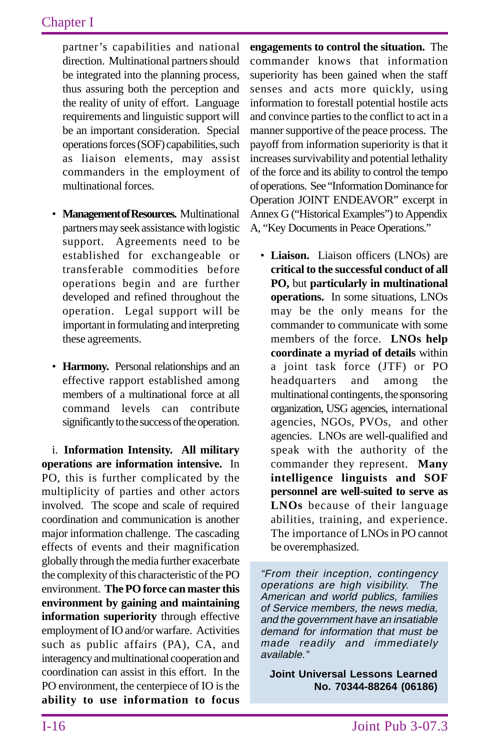partner's capabilities and national direction. Multinational partners should be integrated into the planning process, thus assuring both the perception and the reality of unity of effort. Language requirements and linguistic support will be an important consideration. Special operations forces (SOF) capabilities, such as liaison elements, may assist commanders in the employment of multinational forces.

- **Management of Resources.** Multinational partners may seek assistance with logistic support. Agreements need to be established for exchangeable or transferable commodities before operations begin and are further developed and refined throughout the operation. Legal support will be important in formulating and interpreting these agreements.

- **Harmony.** Personal relationships and an effective rapport established among members of a multinational force at all command levels can contribute significantly to the success of the operation.

i. **Information Intensity. All military operations are information intensive.** In PO, this is further complicated by the multiplicity of parties and other actors involved. The scope and scale of required coordination and communication is another major information challenge. The cascading effects of events and their magnification globally through the media further exacerbate the complexity of this characteristic of the PO environment. **The PO force can master this environment by gaining and maintaining information superiority** through effective employment of IO and/or warfare. Activities such as public affairs (PA), CA, and interagency and multinational cooperation and coordination can assist in this effort. In the PO environment, the centerpiece of IO is the **ability to use information to focus engagements to control the situation.** The commander knows that information superiority has been gained when the staff senses and acts more quickly, using information to forestall potential hostile acts and convince parties to the conflict to act in a manner supportive of the peace process. The payoff from information superiority is that it increases survivability and potential lethality of the force and its ability to control the tempo of operations. See "Information Dominance for Operation JOINT ENDEAVOR" excerpt in Annex G ("Historical Examples") to Appendix A, "Key Documents in Peace Operations."

- **Liaison.** Liaison officers (LNOs) are **critical to the successful conduct of all PO,** but **particularly in multinational operations.** In some situations, LNOs may be the only means for the commander to communicate with some members of the force. **LNOs help coordinate a myriad of details** within a joint task force (JTF) or PO headquarters and among the multinational contingents, the sponsoring organization, USG agencies, international agencies, NGOs, PVOs, and other agencies. LNOs are well-qualified and speak with the authority of the commander they represent. **Many intelligence linguists and SOF personnel are well-suited to serve as LNOs** because of their language abilities, training, and experience. The importance of LNOs in PO cannot be overemphasized.

> *"From their inception, contingency operations are high visibility. The American and world publics, families of Service members, the news media, and the government have an insatiable demand for information that must be made readily and immediately available."*
>
> **Joint Universal Lessons Learned No. 70344-88264 (06186)**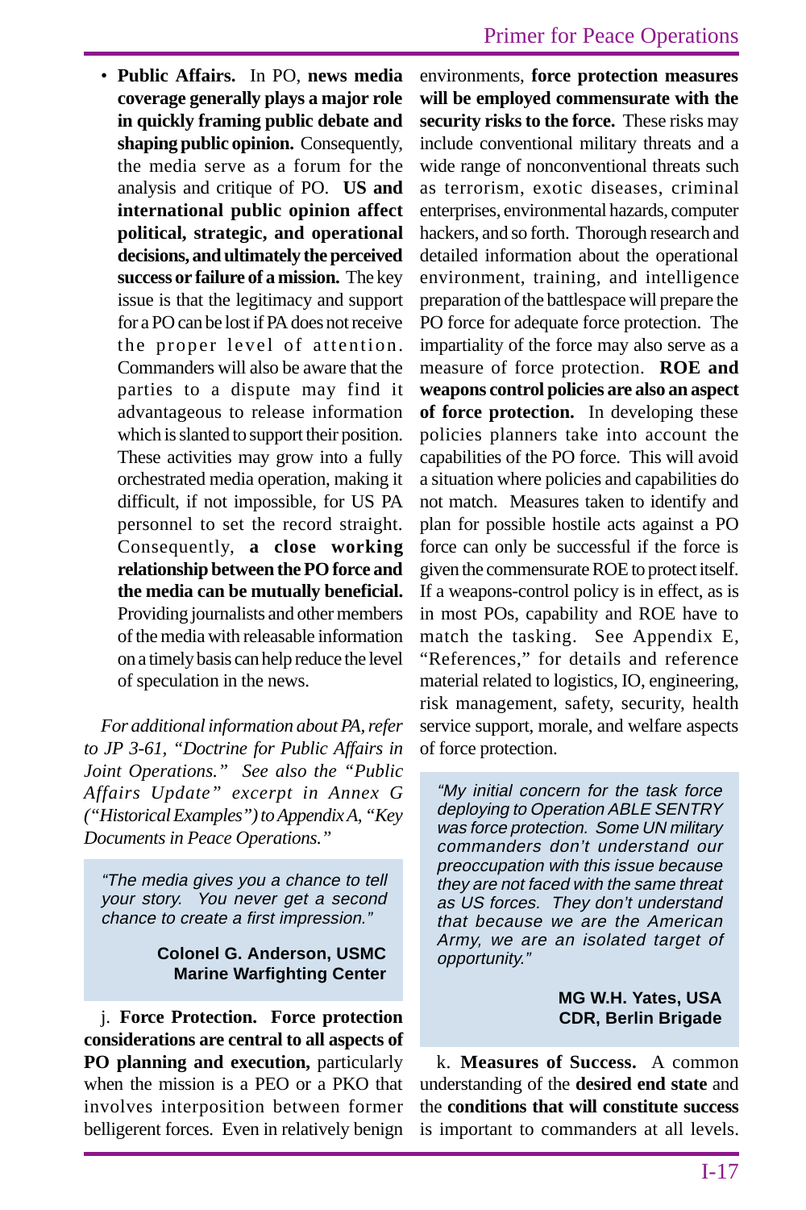- **Public Affairs.** In PO, **news media coverage generally plays a major role in quickly framing public debate and shaping public opinion.** Consequently, the media serve as a forum for the analysis and critique of PO. **US and international public opinion affect political, strategic, and operational decisions, and ultimately the perceived success or failure of a mission.** The key issue is that the legitimacy and support for a PO can be lost if PA does not receive the proper level of attention. Commanders will also be aware that the parties to a dispute may find it advantageous to release information which is slanted to support their position. These activities may grow into a fully orchestrated media operation, making it difficult, if not impossible, for US PA personnel to set the record straight. Consequently, **a close working relationship between the PO force and the media can be mutually beneficial.** Providing journalists and other members of the media with releasable information on a timely basis can help reduce the level of speculation in the news.

*For additional information about PA, refer to JP 3-61, "Doctrine for Public Affairs in Joint Operations." See also the "Public Affairs Update" excerpt in Annex G ("Historical Examples") to Appendix A, "Key Documents in Peace Operations."*

> *"The media gives you a chance to tell your story. You never get a second chance to create a first impression."*
>
> **Colonel G. Anderson, USMC**
> **Marine Warfighting Center**

j. **Force Protection. Force protection considerations are central to all aspects of PO planning and execution,** particularly when the mission is a PEO or a PKO that involves interposition between former belligerent forces. Even in relatively benign environments, **force protection measures will be employed commensurate with the security risks to the force.** These risks may include conventional military threats and a wide range of nonconventional threats such as terrorism, exotic diseases, criminal enterprises, environmental hazards, computer hackers, and so forth. Thorough research and detailed information about the operational environment, training, and intelligence preparation of the battlespace will prepare the PO force for adequate force protection. The impartiality of the force may also serve as a measure of force protection. **ROE and weapons control policies are also an aspect of force protection.** In developing these policies planners take into account the capabilities of the PO force. This will avoid a situation where policies and capabilities do not match. Measures taken to identify and plan for possible hostile acts against a PO force can only be successful if the force is given the commensurate ROE to protect itself. If a weapons-control policy is in effect, as is in most POs, capability and ROE have to match the tasking. See Appendix E, "References," for details and reference material related to logistics, IO, engineering, risk management, safety, security, health service support, morale, and welfare aspects of force protection.

> *"My initial concern for the task force deploying to Operation ABLE SENTRY was force protection. Some UN military commanders don't understand our preoccupation with this issue because they are not faced with the same threat as US forces. They don't understand that because we are the American Army, we are an isolated target of opportunity."*
>
> **MG W.H. Yates, USA**
> **CDR, Berlin Brigade**

k. **Measures of Success.** A common understanding of the **desired end state** and the **conditions that will constitute success** is important to commanders at all levels.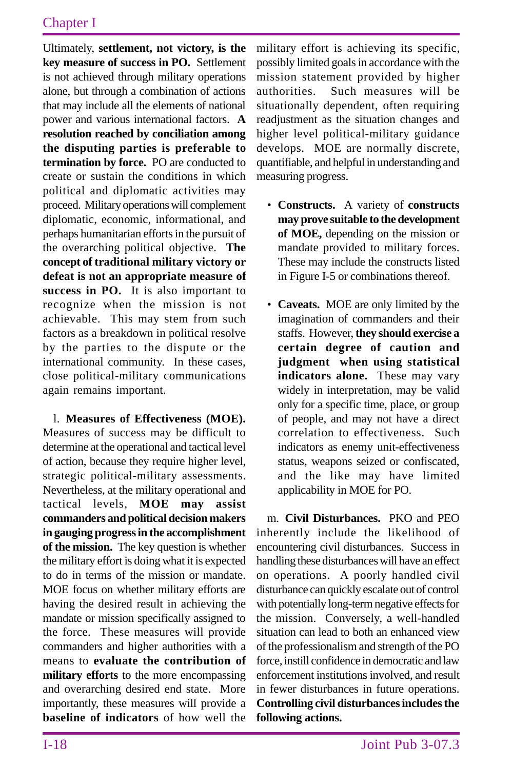Ultimately, **settlement, not victory, is the key measure of success in PO.** Settlement is not achieved through military operations alone, but through a combination of actions that may include all the elements of national power and various international factors. **A resolution reached by conciliation among the disputing parties is preferable to termination by force.** PO are conducted to create or sustain the conditions in which political and diplomatic activities may proceed. Military operations will complement diplomatic, economic, informational, and perhaps humanitarian efforts in the pursuit of the overarching political objective. **The concept of traditional military victory or defeat is not an appropriate measure of success in PO.** It is also important to recognize when the mission is not achievable. This may stem from such factors as a breakdown in political resolve by the parties to the dispute or the international community. In these cases, close political-military communications again remains important.

l. **Measures of Effectiveness (MOE).** Measures of success may be difficult to determine at the operational and tactical level of action, because they require higher level, strategic political-military assessments. Nevertheless, at the military operational and tactical levels, **MOE may assist commanders and political decision makers in gauging progress in the accomplishment of the mission.** The key question is whether the military effort is doing what it is expected to do in terms of the mission or mandate. MOE focus on whether military efforts are having the desired result in achieving the mandate or mission specifically assigned to the force. These measures will provide commanders and higher authorities with a means to **evaluate the contribution of military efforts** to the more encompassing and overarching desired end state. More importantly, these measures will provide a **baseline of indicators** of how well the military effort is achieving its specific, possibly limited goals in accordance with the mission statement provided by higher authorities. Such measures will be situationally dependent, often requiring readjustment as the situation changes and higher level political-military guidance develops. MOE are normally discrete, quantifiable, and helpful in understanding and measuring progress.

- **Constructs.** A variety of **constructs may prove suitable to the development of MOE,** depending on the mission or mandate provided to military forces. These may include the constructs listed in Figure I-5 or combinations thereof.

- **Caveats.** MOE are only limited by the imagination of commanders and their staffs. However, **they should exercise a certain degree of caution and judgment when using statistical indicators alone.** These may vary widely in interpretation, may be valid only for a specific time, place, or group of people, and may not have a direct correlation to effectiveness. Such indicators as enemy unit-effectiveness status, weapons seized or confiscated, and the like may have limited applicability in MOE for PO.

m. **Civil Disturbances.** PKO and PEO inherently include the likelihood of encountering civil disturbances. Success in handling these disturbances will have an effect on operations. A poorly handled civil disturbance can quickly escalate out of control with potentially long-term negative effects for the mission. Conversely, a well-handled situation can lead to both an enhanced view of the professionalism and strength of the PO force, instill confidence in democratic and law enforcement institutions involved, and result in fewer disturbances in future operations. **Controlling civil disturbances includes the following actions.**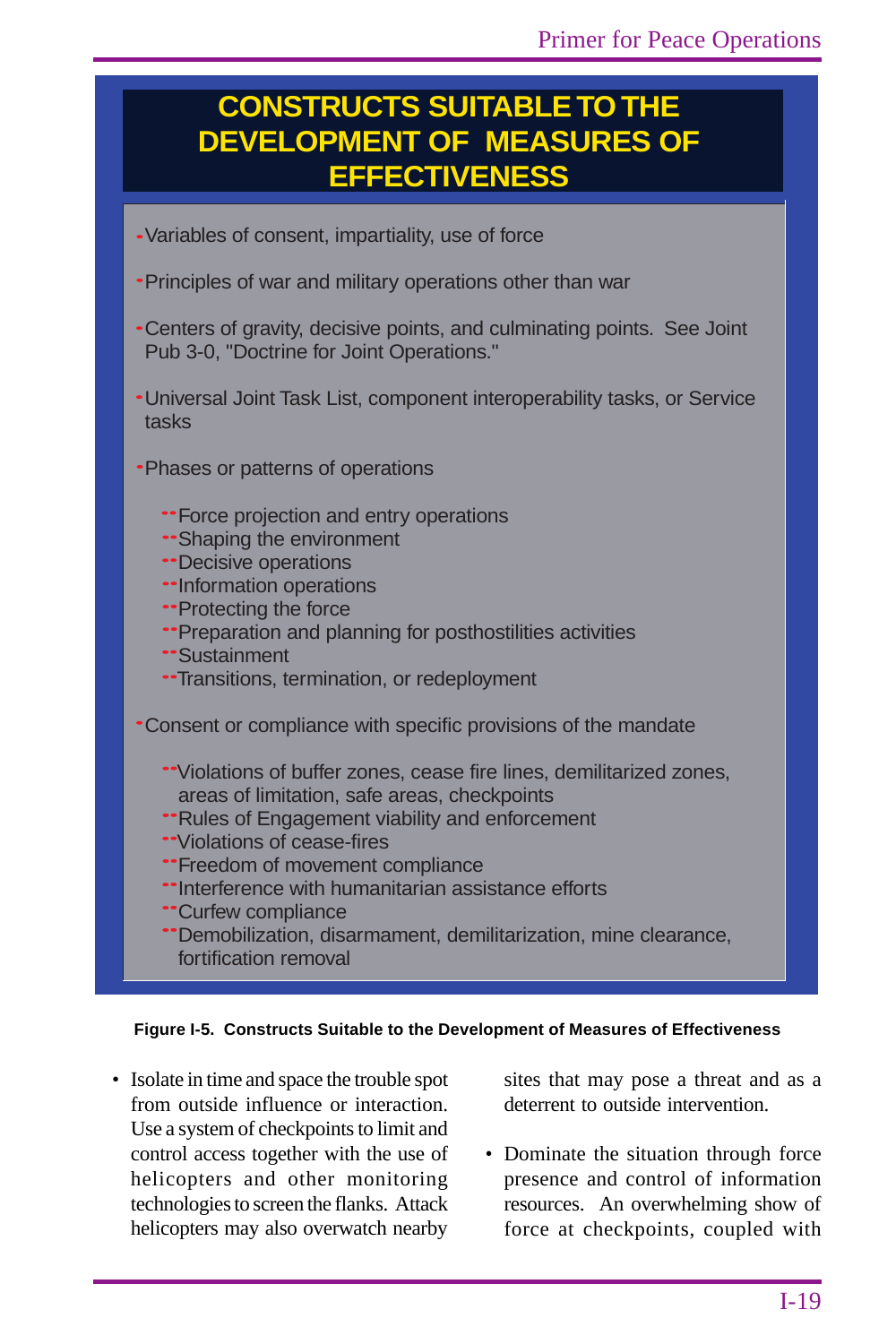## CONSTRUCTS SUITABLE TO THE DEVELOPMENT OF MEASURES OF EFFECTIVENESS

- Variables of consent, impartiality, use of force
- Principles of war and military operations other than war
- Centers of gravity, decisive points, and culminating points. See Joint Pub 3-0, "Doctrine for Joint Operations."
- Universal Joint Task List, component interoperability tasks, or Service tasks
- Phases or patterns of operations
  - Force projection and entry operations
  - Shaping the environment
  - Decisive operations
  - Information operations
  - Protecting the force
  - Preparation and planning for posthostilities activities
  - Sustainment
  - Transitions, termination, or redeployment
- Consent or compliance with specific provisions of the mandate
  - Violations of buffer zones, cease fire lines, demilitarized zones, areas of limitation, safe areas, checkpoints
  - Rules of Engagement viability and enforcement
  - Violations of cease-fires
  - Freedom of movement compliance
  - Interference with humanitarian assistance efforts
  - Curfew compliance
  - Demobilization, disarmament, demilitarization, mine clearance, fortification removal

**Figure I-5. Constructs Suitable to the Development of Measures of Effectiveness**

- Isolate in time and space the trouble spot from outside influence or interaction. Use a system of checkpoints to limit and control access together with the use of helicopters and other monitoring technologies to screen the flanks. Attack helicopters may also overwatch nearby sites that may pose a threat and as a deterrent to outside intervention.

- Dominate the situation through force presence and control of information resources. An overwhelming show of force at checkpoints, coupled with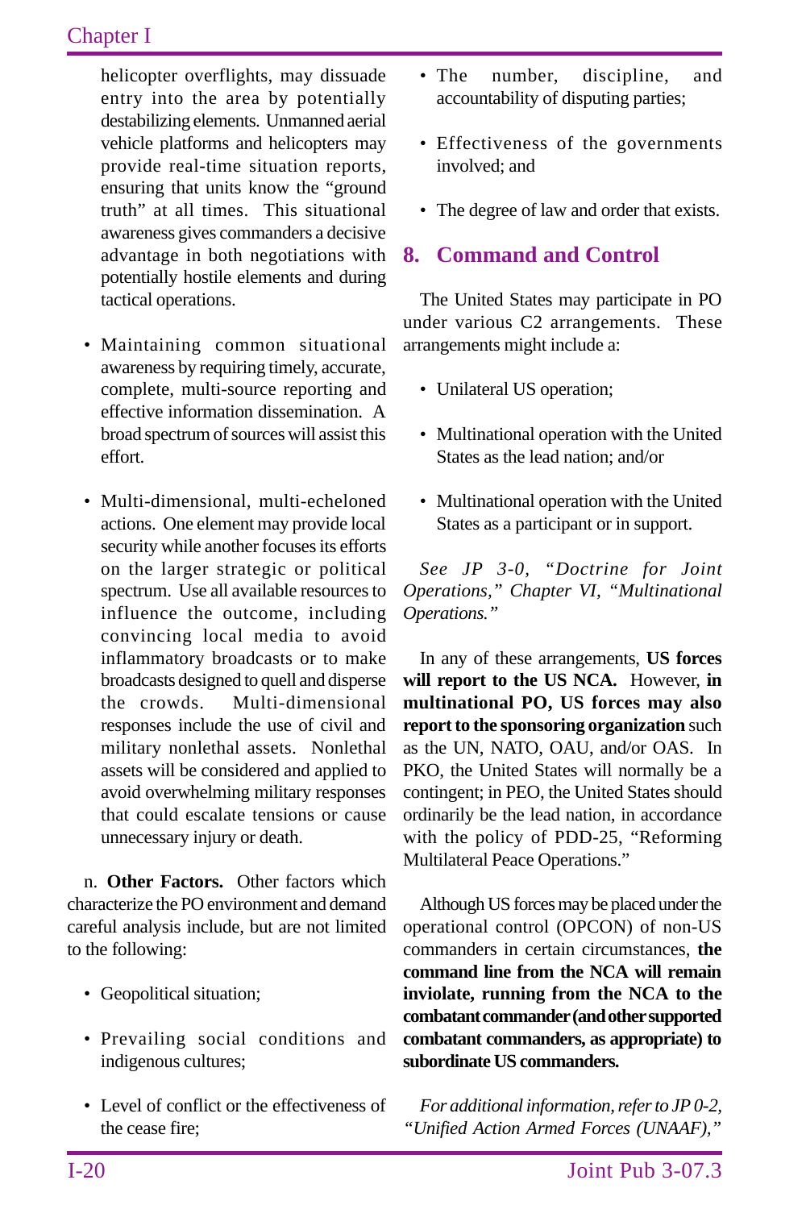helicopter overflights, may dissuade entry into the area by potentially destabilizing elements. Unmanned aerial vehicle platforms and helicopters may provide real-time situation reports, ensuring that units know the "ground truth" at all times. This situational awareness gives commanders a decisive advantage in both negotiations with potentially hostile elements and during tactical operations.

- Maintaining common situational awareness by requiring timely, accurate, complete, multi-source reporting and effective information dissemination. A broad spectrum of sources will assist this effort.

- Multi-dimensional, multi-echeloned actions. One element may provide local security while another focuses its efforts on the larger strategic or political spectrum. Use all available resources to influence the outcome, including convincing local media to avoid inflammatory broadcasts or to make broadcasts designed to quell and disperse the crowds. Multi-dimensional responses include the use of civil and military nonlethal assets. Nonlethal assets will be considered and applied to avoid overwhelming military responses that could escalate tensions or cause unnecessary injury or death.

n. **Other Factors.** Other factors which characterize the PO environment and demand careful analysis include, but are not limited to the following:

- Geopolitical situation;
- Prevailing social conditions and indigenous cultures;
- Level of conflict or the effectiveness of the cease fire;
- The number, discipline, and accountability of disputing parties;
- Effectiveness of the governments involved; and
- The degree of law and order that exists.

## 8. Command and Control

The United States may participate in PO under various C2 arrangements. These arrangements might include a:

- Unilateral US operation;
- Multinational operation with the United States as the lead nation; and/or
- Multinational operation with the United States as a participant or in support.

*See JP 3-0, "Doctrine for Joint Operations," Chapter VI, "Multinational Operations."*

In any of these arrangements, **US forces will report to the US NCA.** However, **in multinational PO, US forces may also report to the sponsoring organization** such as the UN, NATO, OAU, and/or OAS. In PKO, the United States will normally be a contingent; in PEO, the United States should ordinarily be the lead nation, in accordance with the policy of PDD-25, "Reforming Multilateral Peace Operations."

Although US forces may be placed under the operational control (OPCON) of non-US commanders in certain circumstances, **the command line from the NCA will remain inviolate, running from the NCA to the combatant commander (and other supported combatant commanders, as appropriate) to subordinate US commanders.**

*For additional information, refer to JP 0-2, "Unified Action Armed Forces (UNAAF),"*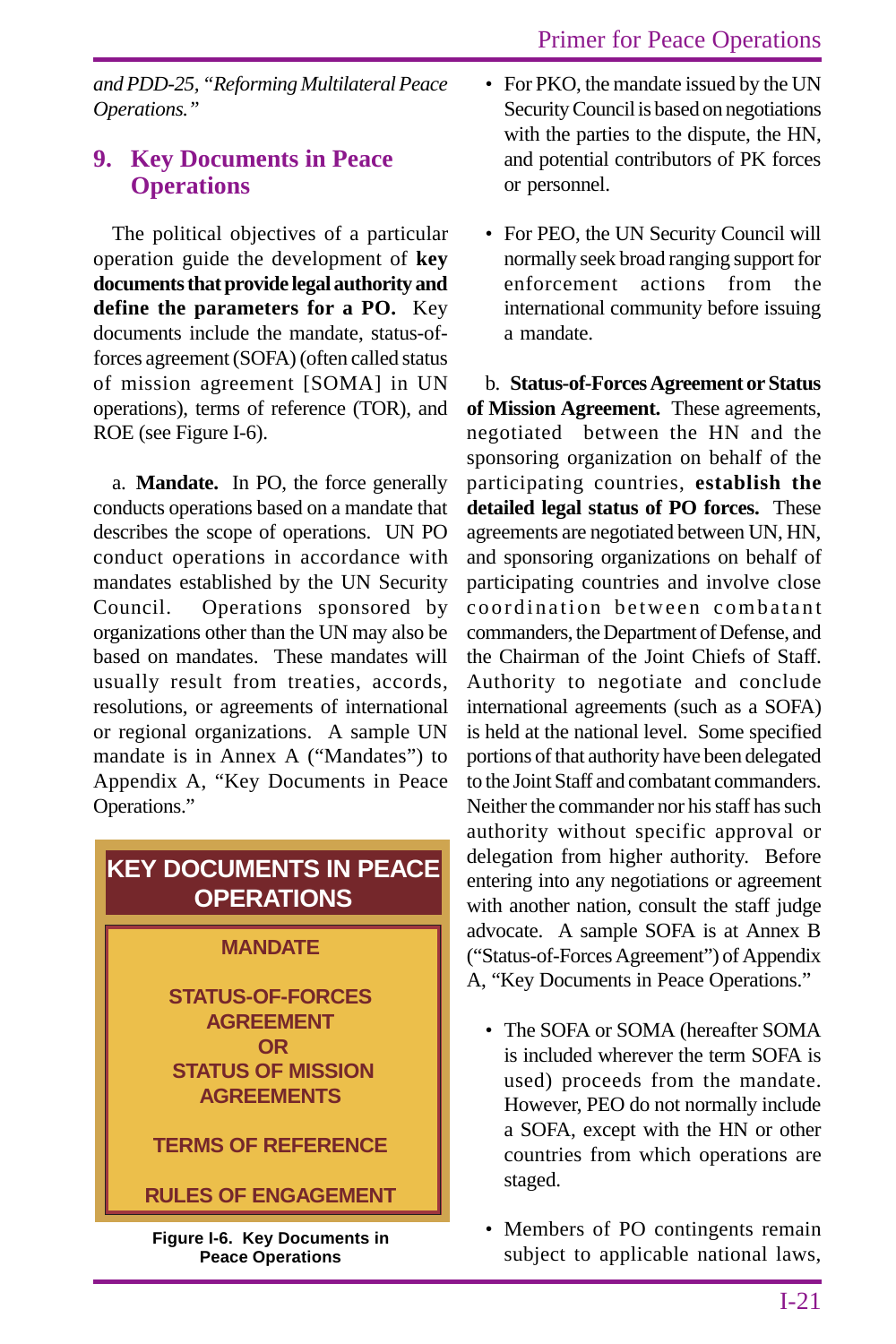*and PDD-25, "Reforming Multilateral Peace Operations."*

## 9. Key Documents in Peace Operations

The political objectives of a particular operation guide the development of **key documents that provide legal authority and define the parameters for a PO.** Key documents include the mandate, status-of-forces agreement (SOFA) (often called status of mission agreement [SOMA] in UN operations), terms of reference (TOR), and ROE (see Figure I-6).

a. **Mandate.** In PO, the force generally conducts operations based on a mandate that describes the scope of operations. UN PO conduct operations in accordance with mandates established by the UN Security Council. Operations sponsored by organizations other than the UN may also be based on mandates. These mandates will usually result from treaties, accords, resolutions, or agreements of international or regional organizations. A sample UN mandate is in Annex A ("Mandates") to Appendix A, "Key Documents in Peace Operations."

**KEY DOCUMENTS IN PEACE OPERATIONS**

**MANDATE**

**STATUS-OF-FORCES AGREEMENT OR STATUS OF MISSION AGREEMENTS**

**TERMS OF REFERENCE**

**RULES OF ENGAGEMENT**

**Figure I-6. Key Documents in Peace Operations**

- For PKO, the mandate issued by the UN Security Council is based on negotiations with the parties to the dispute, the HN, and potential contributors of PK forces or personnel.
- For PEO, the UN Security Council will normally seek broad ranging support for enforcement actions from the international community before issuing a mandate.

b. **Status-of-Forces Agreement or Status of Mission Agreement.** These agreements, negotiated between the HN and the sponsoring organization on behalf of the participating countries, **establish the detailed legal status of PO forces.** These agreements are negotiated between UN, HN, and sponsoring organizations on behalf of participating countries and involve close coordination between combatant commanders, the Department of Defense, and the Chairman of the Joint Chiefs of Staff. Authority to negotiate and conclude international agreements (such as a SOFA) is held at the national level. Some specified portions of that authority have been delegated to the Joint Staff and combatant commanders. Neither the commander nor his staff has such authority without specific approval or delegation from higher authority. Before entering into any negotiations or agreement with another nation, consult the staff judge advocate. A sample SOFA is at Annex B ("Status-of-Forces Agreement") of Appendix A, "Key Documents in Peace Operations."

- The SOFA or SOMA (hereafter SOMA is included wherever the term SOFA is used) proceeds from the mandate. However, PEO do not normally include a SOFA, except with the HN or other countries from which operations are staged.
- Members of PO contingents remain subject to applicable national laws,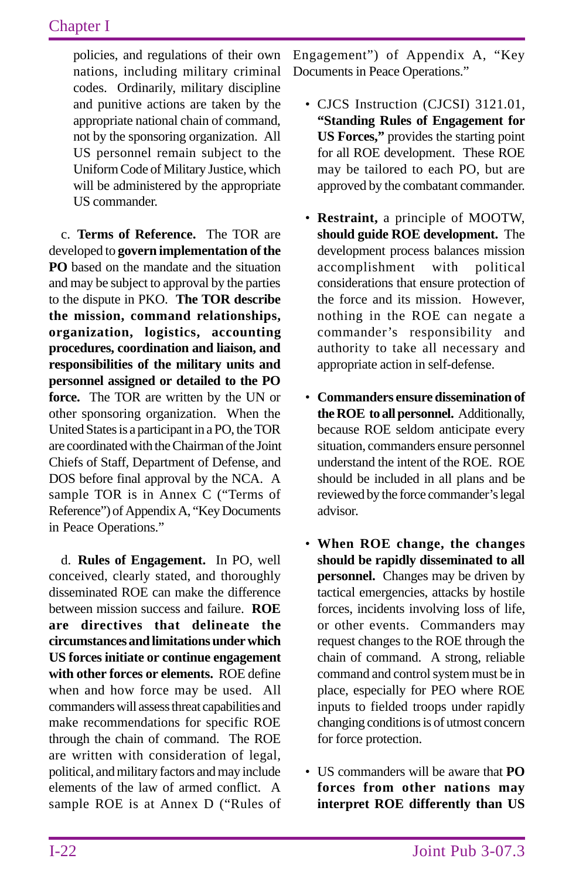policies, and regulations of their own nations, including military criminal codes. Ordinarily, military discipline and punitive actions are taken by the appropriate national chain of command, not by the sponsoring organization. All US personnel remain subject to the Uniform Code of Military Justice, which will be administered by the appropriate US commander.

c. **Terms of Reference.** The TOR are developed to **govern implementation of the PO** based on the mandate and the situation and may be subject to approval by the parties to the dispute in PKO. **The TOR describe the mission, command relationships, organization, logistics, accounting procedures, coordination and liaison, and responsibilities of the military units and personnel assigned or detailed to the PO force.** The TOR are written by the UN or other sponsoring organization. When the United States is a participant in a PO, the TOR are coordinated with the Chairman of the Joint Chiefs of Staff, Department of Defense, and DOS before final approval by the NCA. A sample TOR is in Annex C ("Terms of Reference") of Appendix A, "Key Documents in Peace Operations."

d. **Rules of Engagement.** In PO, well conceived, clearly stated, and thoroughly disseminated ROE can make the difference between mission success and failure. **ROE are directives that delineate the circumstances and limitations under which US forces initiate or continue engagement with other forces or elements.** ROE define when and how force may be used. All commanders will assess threat capabilities and make recommendations for specific ROE through the chain of command. The ROE are written with consideration of legal, political, and military factors and may include elements of the law of armed conflict. A sample ROE is at Annex D ("Rules of Engagement") of Appendix A, "Key Documents in Peace Operations."

- CJCS Instruction (CJCSI) 3121.01, **"Standing Rules of Engagement for US Forces,"** provides the starting point for all ROE development. These ROE may be tailored to each PO, but are approved by the combatant commander.

- **Restraint,** a principle of MOOTW, **should guide ROE development.** The development process balances mission accomplishment with political considerations that ensure protection of the force and its mission. However, nothing in the ROE can negate a commander's responsibility and authority to take all necessary and appropriate action in self-defense.

- **Commanders ensure dissemination of the ROE to all personnel.** Additionally, because ROE seldom anticipate every situation, commanders ensure personnel understand the intent of the ROE. ROE should be included in all plans and be reviewed by the force commander's legal advisor.

- **When ROE change, the changes should be rapidly disseminated to all personnel.** Changes may be driven by tactical emergencies, attacks by hostile forces, incidents involving loss of life, or other events. Commanders may request changes to the ROE through the chain of command. A strong, reliable command and control system must be in place, especially for PEO where ROE inputs to fielded troops under rapidly changing conditions is of utmost concern for force protection.

- US commanders will be aware that **PO forces from other nations may interpret ROE differently than US**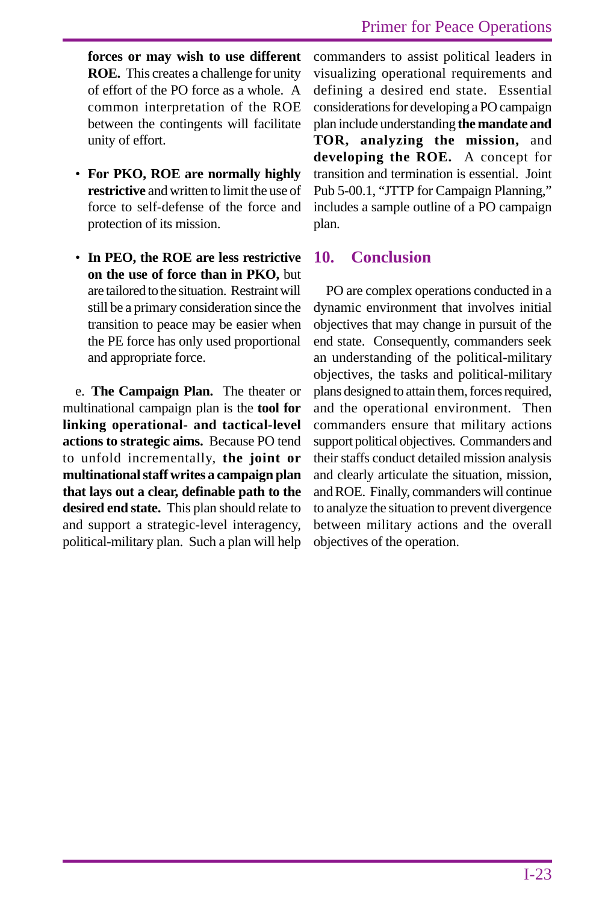**forces or may wish to use different ROE.** This creates a challenge for unity of effort of the PO force as a whole. A common interpretation of the ROE between the contingents will facilitate unity of effort.

- **For PKO, ROE are normally highly restrictive** and written to limit the use of force to self-defense of the force and protection of its mission.

- **In PEO, the ROE are less restrictive on the use of force than in PKO,** but are tailored to the situation. Restraint will still be a primary consideration since the transition to peace may be easier when the PE force has only used proportional and appropriate force.

e. **The Campaign Plan.** The theater or multinational campaign plan is the **tool for linking operational- and tactical-level actions to strategic aims.** Because PO tend to unfold incrementally, **the joint or multinational staff writes a campaign plan that lays out a clear, definable path to the desired end state.** This plan should relate to and support a strategic-level interagency, political-military plan. Such a plan will help commanders to assist political leaders in visualizing operational requirements and defining a desired end state. Essential considerations for developing a PO campaign plan include understanding **the mandate and TOR, analyzing the mission,** and **developing the ROE.** A concept for transition and termination is essential. Joint Pub 5-00.1, "JTTP for Campaign Planning," includes a sample outline of a PO campaign plan.

## 10. Conclusion

PO are complex operations conducted in a dynamic environment that involves initial objectives that may change in pursuit of the end state. Consequently, commanders seek an understanding of the political-military objectives, the tasks and political-military plans designed to attain them, forces required, and the operational environment. Then commanders ensure that military actions support political objectives. Commanders and their staffs conduct detailed mission analysis and clearly articulate the situation, mission, and ROE. Finally, commanders will continue to analyze the situation to prevent divergence between military actions and the overall objectives of the operation.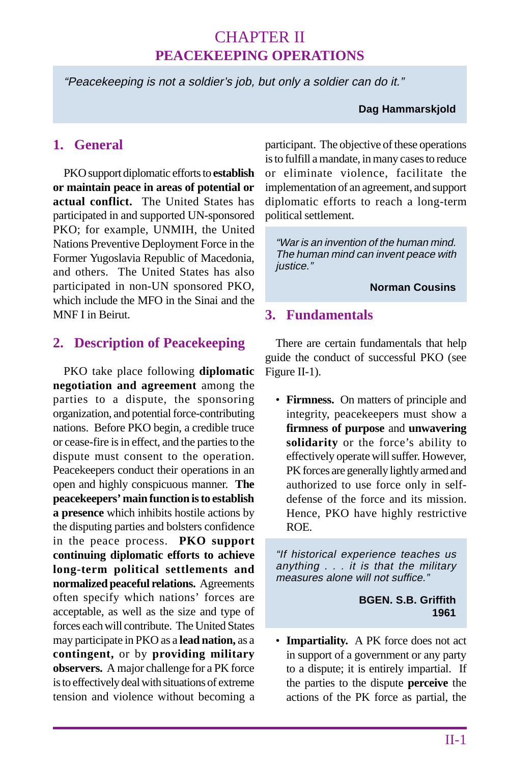# CHAPTER II
## PEACEKEEPING OPERATIONS

> *"Peacekeeping is not a soldier's job, but only a soldier can do it."*
>
> **Dag Hammarskjold**

### 1. General

PKO support diplomatic efforts to **establish or maintain peace in areas of potential or actual conflict.** The United States has participated in and supported UN-sponsored PKO; for example, UNMIH, the United Nations Preventive Deployment Force in the Former Yugoslavia Republic of Macedonia, and others. The United States has also participated in non-UN sponsored PKO, which include the MFO in the Sinai and the MNF I in Beirut.

### 2. Description of Peacekeeping

PKO take place following **diplomatic negotiation and agreement** among the parties to a dispute, the sponsoring organization, and potential force-contributing nations. Before PKO begin, a credible truce or cease-fire is in effect, and the parties to the dispute must consent to the operation. Peacekeepers conduct their operations in an open and highly conspicuous manner. **The peacekeepers' main function is to establish a presence** which inhibits hostile actions by the disputing parties and bolsters confidence in the peace process. **PKO support continuing diplomatic efforts to achieve long-term political settlements and normalized peaceful relations.** Agreements often specify which nations' forces are acceptable, as well as the size and type of forces each will contribute. The United States may participate in PKO as a **lead nation,** as a **contingent,** or by **providing military observers.** A major challenge for a PK force is to effectively deal with situations of extreme tension and violence without becoming a participant. The objective of these operations is to fulfill a mandate, in many cases to reduce or eliminate violence, facilitate the implementation of an agreement, and support diplomatic efforts to reach a long-term political settlement.

> *"War is an invention of the human mind. The human mind can invent peace with justice."*
>
> **Norman Cousins**

### 3. Fundamentals

There are certain fundamentals that help guide the conduct of successful PKO (see Figure II-1).

- **Firmness.** On matters of principle and integrity, peacekeepers must show a **firmness of purpose** and **unwavering solidarity** or the force's ability to effectively operate will suffer. However, PK forces are generally lightly armed and authorized to use force only in self-defense of the force and its mission. Hence, PKO have highly restrictive ROE.

> *"If historical experience teaches us anything . . . it is that the military measures alone will not suffice."*
>
> **BGEN. S.B. Griffith**
> **1961**

- **Impartiality.** A PK force does not act in support of a government or any party to a dispute; it is entirely impartial. If the parties to the dispute **perceive** the actions of the PK force as partial, the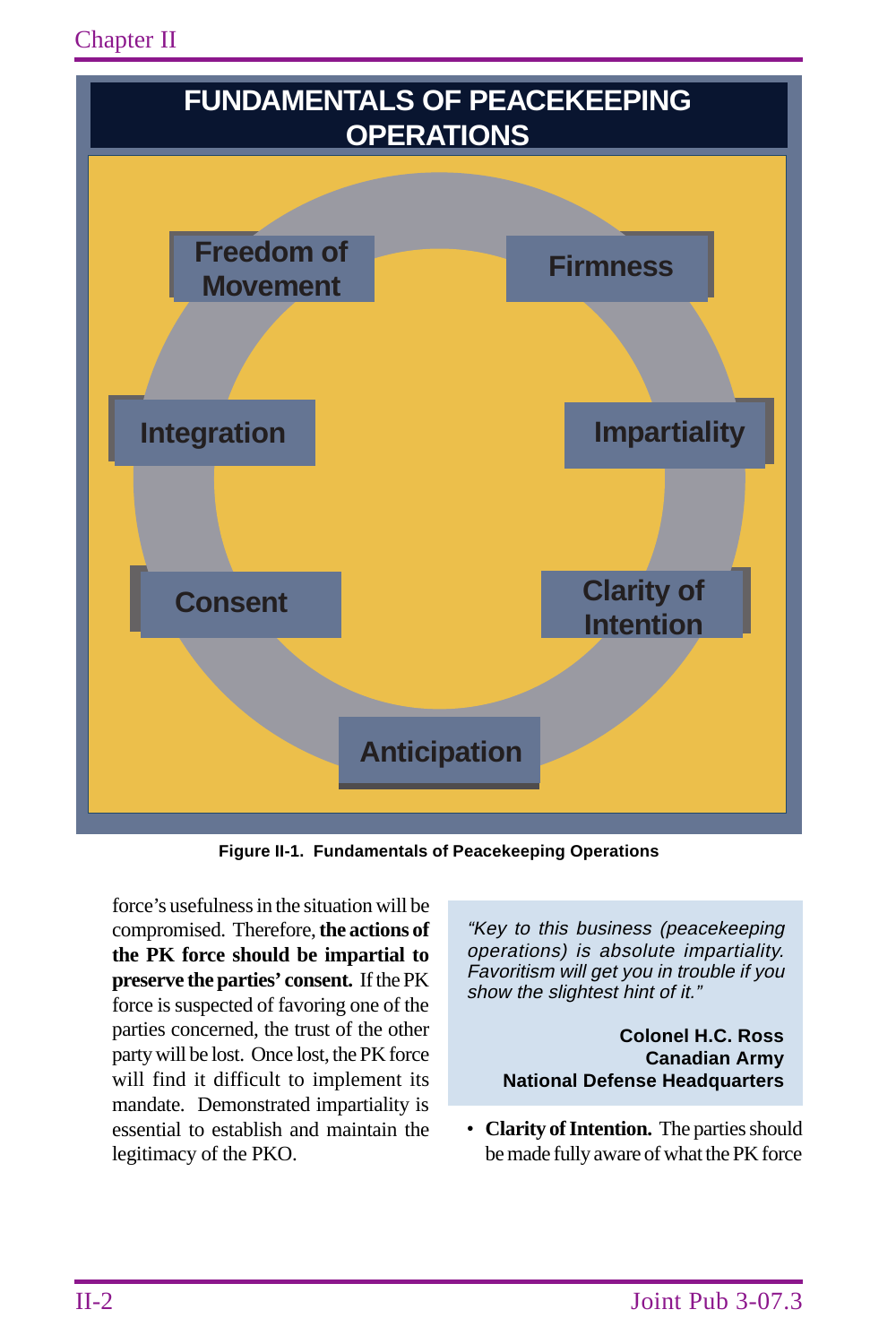**FUNDAMENTALS OF PEACEKEEPING OPERATIONS**

- Freedom of Movement
- Firmness
- Integration
- Impartiality
- Consent
- Clarity of Intention
- Anticipation

**Figure II-1. Fundamentals of Peacekeeping Operations**

force's usefulness in the situation will be compromised. Therefore, **the actions of the PK force should be impartial to preserve the parties' consent.** If the PK force is suspected of favoring one of the parties concerned, the trust of the other party will be lost. Once lost, the PK force will find it difficult to implement its mandate. Demonstrated impartiality is essential to establish and maintain the legitimacy of the PKO.

> *"Key to this business (peacekeeping operations) is absolute impartiality. Favoritism will get you in trouble if you show the slightest hint of it."*
>
> **Colonel H.C. Ross**
> **Canadian Army**
> **National Defense Headquarters**

- **Clarity of Intention.** The parties should be made fully aware of what the PK force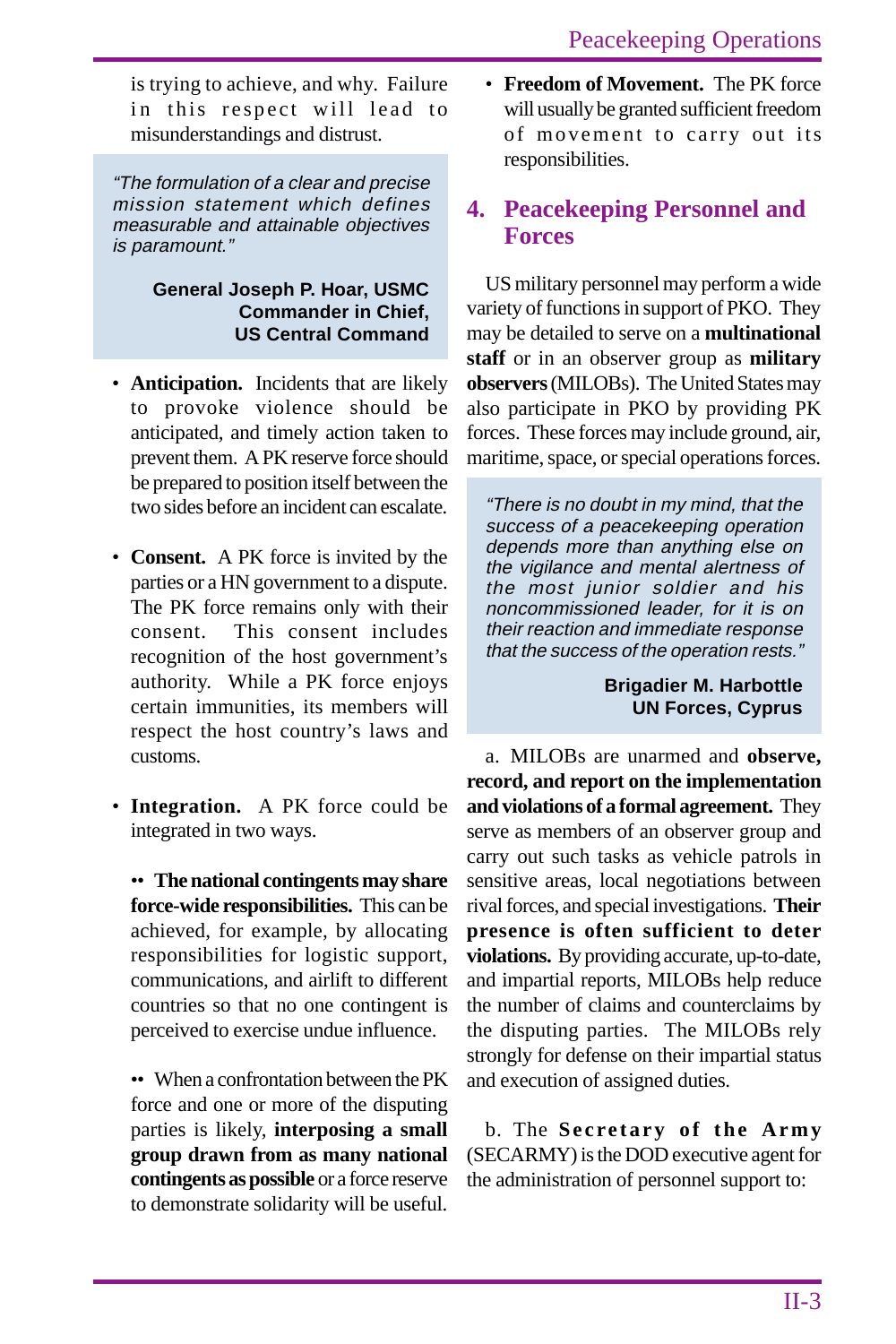is trying to achieve, and why. Failure in this respect will lead to misunderstandings and distrust.

> *"The formulation of a clear and precise mission statement which defines measurable and attainable objectives is paramount."*
>
> **General Joseph P. Hoar, USMC**
> **Commander in Chief,**
> **US Central Command**

- **Anticipation.** Incidents that are likely to provoke violence should be anticipated, and timely action taken to prevent them. A PK reserve force should be prepared to position itself between the two sides before an incident can escalate.

- **Consent.** A PK force is invited by the parties or a HN government to a dispute. The PK force remains only with their consent. This consent includes recognition of the host government's authority. While a PK force enjoys certain immunities, its members will respect the host country's laws and customs.

- **Integration.** A PK force could be integrated in two ways.

  •• **The national contingents may share force-wide responsibilities.** This can be achieved, for example, by allocating responsibilities for logistic support, communications, and airlift to different countries so that no one contingent is perceived to exercise undue influence.

  •• When a confrontation between the PK force and one or more of the disputing parties is likely, **interposing a small group drawn from as many national contingents as possible** or a force reserve to demonstrate solidarity will be useful.

- **Freedom of Movement.** The PK force will usually be granted sufficient freedom of movement to carry out its responsibilities.

## 4. Peacekeeping Personnel and Forces

US military personnel may perform a wide variety of functions in support of PKO. They may be detailed to serve on a **multinational staff** or in an observer group as **military observers** (MILOBs). The United States may also participate in PKO by providing PK forces. These forces may include ground, air, maritime, space, or special operations forces.

> *"There is no doubt in my mind, that the success of a peacekeeping operation depends more than anything else on the vigilance and mental alertness of the most junior soldier and his noncommissioned leader, for it is on their reaction and immediate response that the success of the operation rests."*
>
> **Brigadier M. Harbottle**
> **UN Forces, Cyprus**

a. MILOBs are unarmed and **observe, record, and report on the implementation and violations of a formal agreement.** They serve as members of an observer group and carry out such tasks as vehicle patrols in sensitive areas, local negotiations between rival forces, and special investigations. **Their presence is often sufficient to deter violations.** By providing accurate, up-to-date, and impartial reports, MILOBs help reduce the number of claims and counterclaims by the disputing parties. The MILOBs rely strongly for defense on their impartial status and execution of assigned duties.

b. The **Secretary of the Army** (SECARMY) is the DOD executive agent for the administration of personnel support to: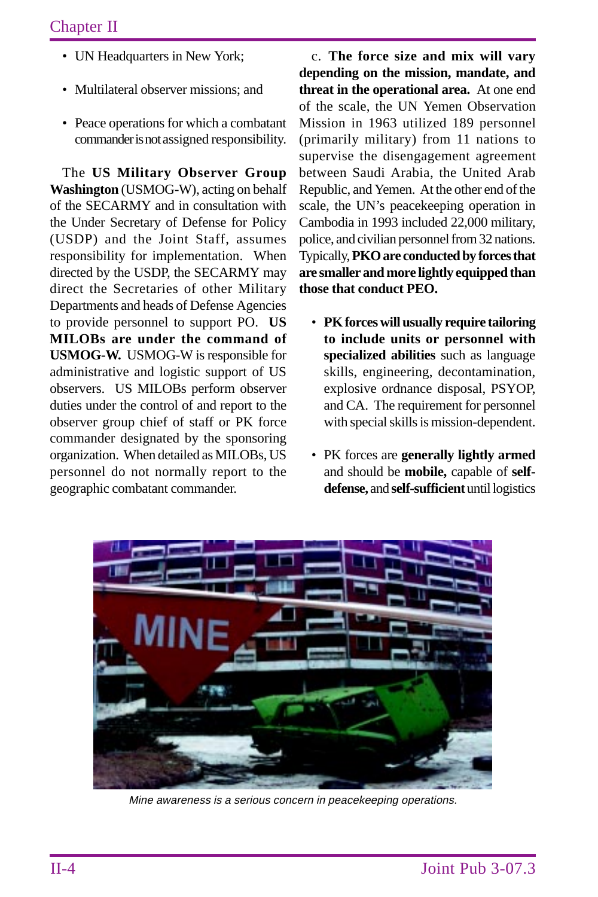- UN Headquarters in New York;
- Multilateral observer missions; and
- Peace operations for which a combatant commander is not assigned responsibility.

The **US Military Observer Group Washington** (USMOG-W), acting on behalf of the SECARMY and in consultation with the Under Secretary of Defense for Policy (USDP) and the Joint Staff, assumes responsibility for implementation. When directed by the USDP, the SECARMY may direct the Secretaries of other Military Departments and heads of Defense Agencies to provide personnel to support PO. **US MILOBs are under the command of USMOG-W.** USMOG-W is responsible for administrative and logistic support of US observers. US MILOBs perform observer duties under the control of and report to the observer group chief of staff or PK force commander designated by the sponsoring organization. When detailed as MILOBs, US personnel do not normally report to the geographic combatant commander.

c. **The force size and mix will vary depending on the mission, mandate, and threat in the operational area.** At one end of the scale, the UN Yemen Observation Mission in 1963 utilized 189 personnel (primarily military) from 11 nations to supervise the disengagement agreement between Saudi Arabia, the United Arab Republic, and Yemen. At the other end of the scale, the UN's peacekeeping operation in Cambodia in 1993 included 22,000 military, police, and civilian personnel from 32 nations. Typically, **PKO are conducted by forces that are smaller and more lightly equipped than those that conduct PEO.**

- **PK forces will usually require tailoring to include units or personnel with specialized abilities** such as language skills, engineering, decontamination, explosive ordnance disposal, PSYOP, and CA. The requirement for personnel with special skills is mission-dependent.
- PK forces are **generally lightly armed** and should be **mobile,** capable of **self-defense,** and **self-sufficient** until logistics

*Mine awareness is a serious concern in peacekeeping operations.*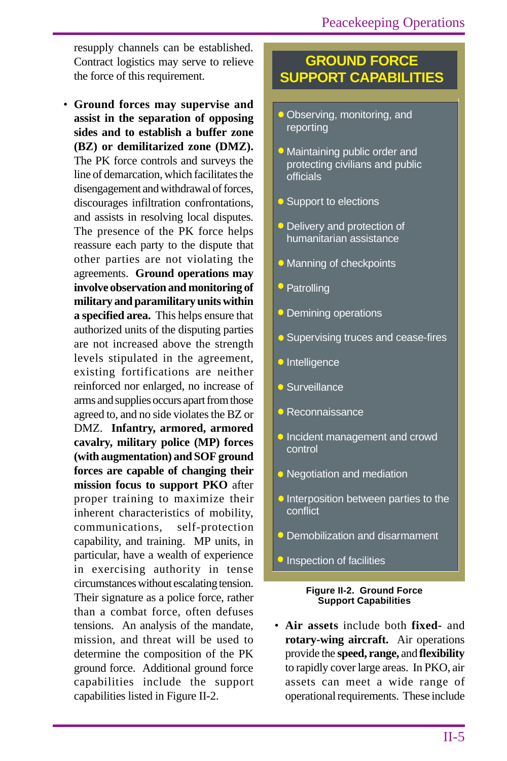resupply channels can be established. Contract logistics may serve to relieve the force of this requirement.

- **Ground forces may supervise and assist in the separation of opposing sides and to establish a buffer zone (BZ) or demilitarized zone (DMZ).** The PK force controls and surveys the line of demarcation, which facilitates the disengagement and withdrawal of forces, discourages infiltration confrontations, and assists in resolving local disputes. The presence of the PK force helps reassure each party to the dispute that other parties are not violating the agreements. **Ground operations may involve observation and monitoring of military and paramilitary units within a specified area.** This helps ensure that authorized units of the disputing parties are not increased above the strength levels stipulated in the agreement, existing fortifications are neither reinforced nor enlarged, no increase of arms and supplies occurs apart from those agreed to, and no side violates the BZ or DMZ. **Infantry, armored, armored cavalry, military police (MP) forces (with augmentation) and SOF ground forces are capable of changing their mission focus to support PKO** after proper training to maximize their inherent characteristics of mobility, communications, self-protection capability, and training. MP units, in particular, have a wealth of experience in exercising authority in tense circumstances without escalating tension. Their signature as a police force, rather than a combat force, often defuses tensions. An analysis of the mandate, mission, and threat will be used to determine the composition of the PK ground force. Additional ground force capabilities include the support capabilities listed in Figure II-2.

## GROUND FORCE SUPPORT CAPABILITIES

- Observing, monitoring, and reporting
- Maintaining public order and protecting civilians and public officials
- Support to elections
- Delivery and protection of humanitarian assistance
- Manning of checkpoints
- Patrolling
- Demining operations
- Supervising truces and cease-fires
- Intelligence
- Surveillance
- Reconnaissance
- Incident management and crowd control
- Negotiation and mediation
- Interposition between parties to the conflict
- Demobilization and disarmament
- Inspection of facilities

**Figure II-2. Ground Force Support Capabilities**

- **Air assets** include both **fixed-** and **rotary-wing aircraft.** Air operations provide the **speed, range,** and **flexibility** to rapidly cover large areas. In PKO, air assets can meet a wide range of operational requirements. These include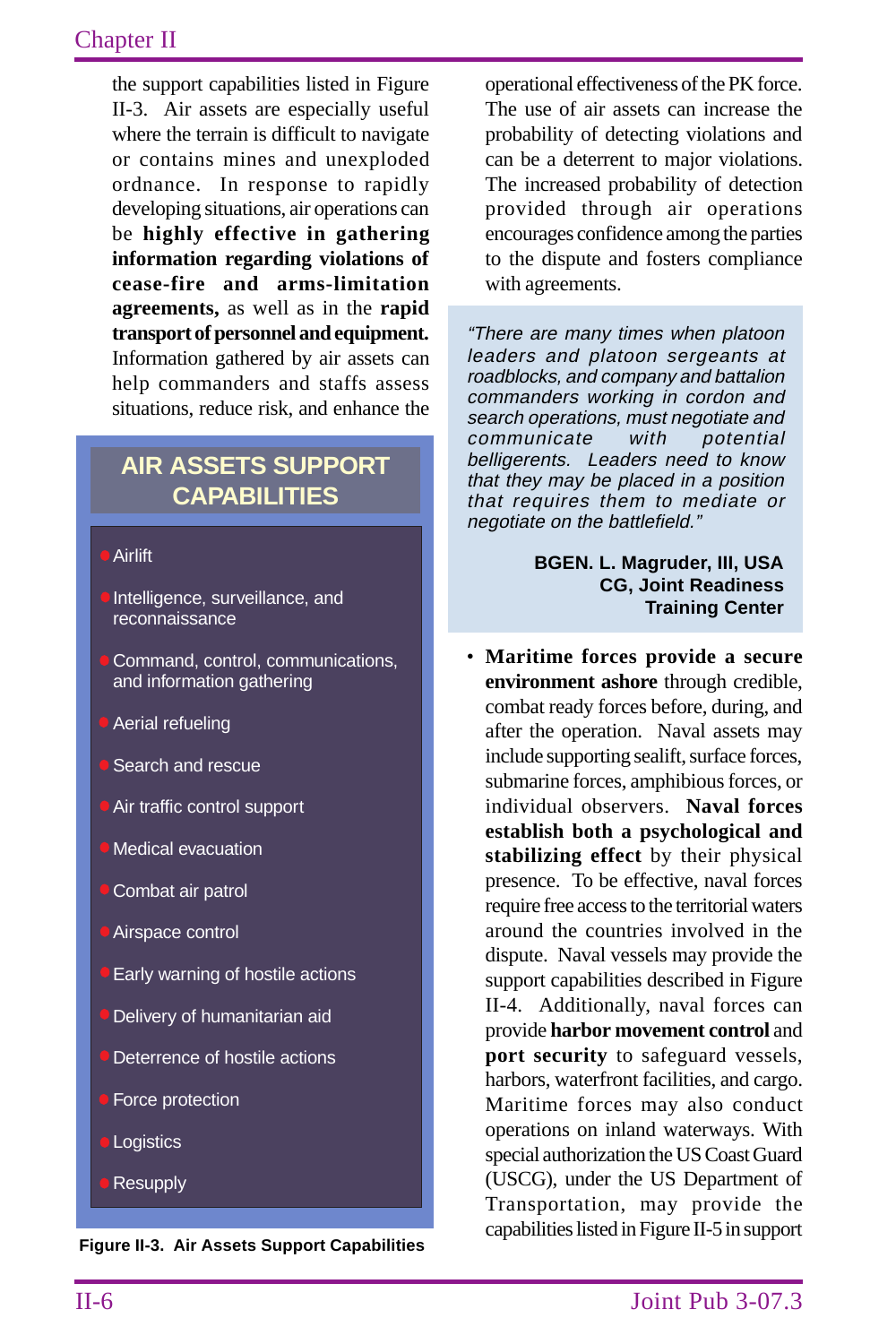the support capabilities listed in Figure II-3. Air assets are especially useful where the terrain is difficult to navigate or contains mines and unexploded ordnance. In response to rapidly developing situations, air operations can be **highly effective in gathering information regarding violations of cease-fire and arms-limitation agreements,** as well as in the **rapid transport of personnel and equipment.** Information gathered by air assets can help commanders and staffs assess situations, reduce risk, and enhance the operational effectiveness of the PK force. The use of air assets can increase the probability of detecting violations and can be a deterrent to major violations. The increased probability of detection provided through air operations encourages confidence among the parties to the dispute and fosters compliance with agreements.

**AIR ASSETS SUPPORT CAPABILITIES**

- Airlift
- Intelligence, surveillance, and reconnaissance
- Command, control, communications, and information gathering
- Aerial refueling
- Search and rescue
- Air traffic control support
- Medical evacuation
- Combat air patrol
- Airspace control
- Early warning of hostile actions
- Delivery of humanitarian aid
- Deterrence of hostile actions
- Force protection
- Logistics
- Resupply

**Figure II-3. Air Assets Support Capabilities**

> *"There are many times when platoon leaders and platoon sergeants at roadblocks, and company and battalion commanders working in cordon and search operations, must negotiate and communicate with potential belligerents. Leaders need to know that they may be placed in a position that requires them to mediate or negotiate on the battlefield."*
>
> **BGEN. L. Magruder, III, USA**
> **CG, Joint Readiness Training Center**

- **Maritime forces provide a secure environment ashore** through credible, combat ready forces before, during, and after the operation. Naval assets may include supporting sealift, surface forces, submarine forces, amphibious forces, or individual observers. **Naval forces establish both a psychological and stabilizing effect** by their physical presence. To be effective, naval forces require free access to the territorial waters around the countries involved in the dispute. Naval vessels may provide the support capabilities described in Figure II-4. Additionally, naval forces can provide **harbor movement control** and **port security** to safeguard vessels, harbors, waterfront facilities, and cargo. Maritime forces may also conduct operations on inland waterways. With special authorization the US Coast Guard (USCG), under the US Department of Transportation, may provide the capabilities listed in Figure II-5 in support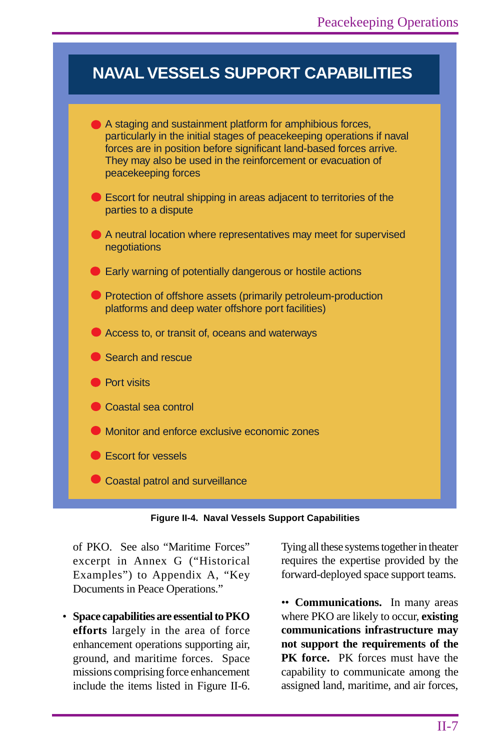## NAVAL VESSELS SUPPORT CAPABILITIES

- A staging and sustainment platform for amphibious forces, particularly in the initial stages of peacekeeping operations if naval forces are in position before significant land-based forces arrive. They may also be used in the reinforcement or evacuation of peacekeeping forces
- Escort for neutral shipping in areas adjacent to territories of the parties to a dispute
- A neutral location where representatives may meet for supervised negotiations
- Early warning of potentially dangerous or hostile actions
- Protection of offshore assets (primarily petroleum-production platforms and deep water offshore port facilities)
- Access to, or transit of, oceans and waterways
- Search and rescue
- Port visits
- Coastal sea control
- Monitor and enforce exclusive economic zones
- Escort for vessels
- Coastal patrol and surveillance

**Figure II-4. Naval Vessels Support Capabilities**

of PKO. See also "Maritime Forces" excerpt in Annex G ("Historical Examples") to Appendix A, "Key Documents in Peace Operations."

- **Space capabilities are essential to PKO efforts** largely in the area of force enhancement operations supporting air, ground, and maritime forces. Space missions comprising force enhancement include the items listed in Figure II-6. Tying all these systems together in theater requires the expertise provided by the forward-deployed space support teams.

•• **Communications.** In many areas where PKO are likely to occur, **existing communications infrastructure may not support the requirements of the PK force.** PK forces must have the capability to communicate among the assigned land, maritime, and air forces,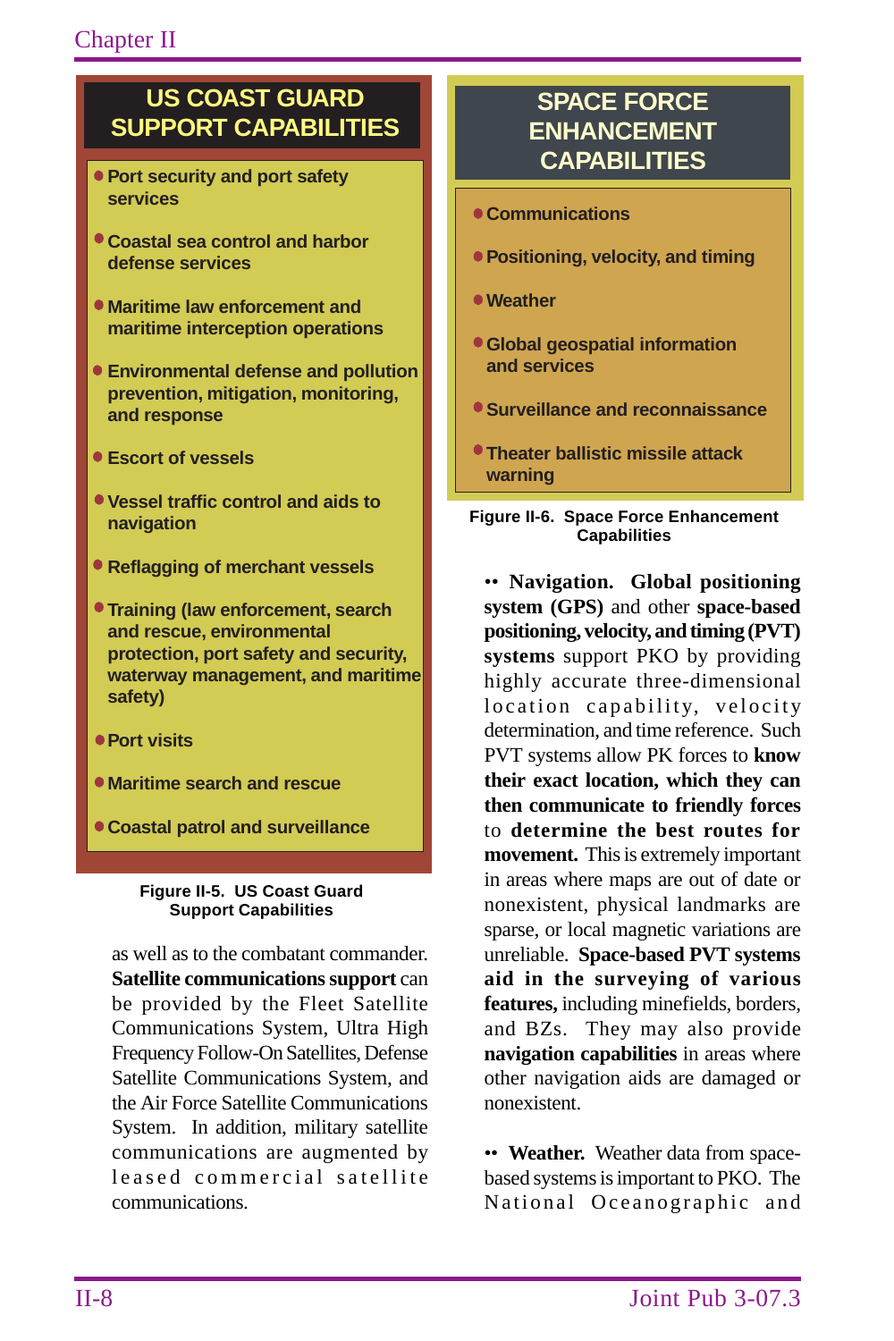**US COAST GUARD SUPPORT CAPABILITIES**

- Port security and port safety services
- Coastal sea control and harbor defense services
- Maritime law enforcement and maritime interception operations
- Environmental defense and pollution prevention, mitigation, monitoring, and response
- Escort of vessels
- Vessel traffic control and aids to navigation
- Reflagging of merchant vessels
- Training (law enforcement, search and rescue, environmental protection, port safety and security, waterway management, and maritime safety)
- Port visits
- Maritime search and rescue
- Coastal patrol and surveillance

Figure II-5. US Coast Guard Support Capabilities

as well as to the combatant commander. **Satellite communications support** can be provided by the Fleet Satellite Communications System, Ultra High Frequency Follow-On Satellites, Defense Satellite Communications System, and the Air Force Satellite Communications System. In addition, military satellite communications are augmented by leased commercial satellite communications.

**SPACE FORCE ENHANCEMENT CAPABILITIES**

- Communications
- Positioning, velocity, and timing
- Weather
- Global geospatial information and services
- Surveillance and reconnaissance
- Theater ballistic missile attack warning

Figure II-6. Space Force Enhancement Capabilities

•• **Navigation. Global positioning system (GPS)** and other **space-based positioning, velocity, and timing (PVT) systems** support PKO by providing highly accurate three-dimensional location capability, velocity determination, and time reference. Such PVT systems allow PK forces to **know their exact location, which they can then communicate to friendly forces** to **determine the best routes for movement.** This is extremely important in areas where maps are out of date or nonexistent, physical landmarks are sparse, or local magnetic variations are unreliable. **Space-based PVT systems aid in the surveying of various features,** including minefields, borders, and BZs. They may also provide **navigation capabilities** in areas where other navigation aids are damaged or nonexistent.

•• **Weather.** Weather data from space-based systems is important to PKO. The National Oceanographic and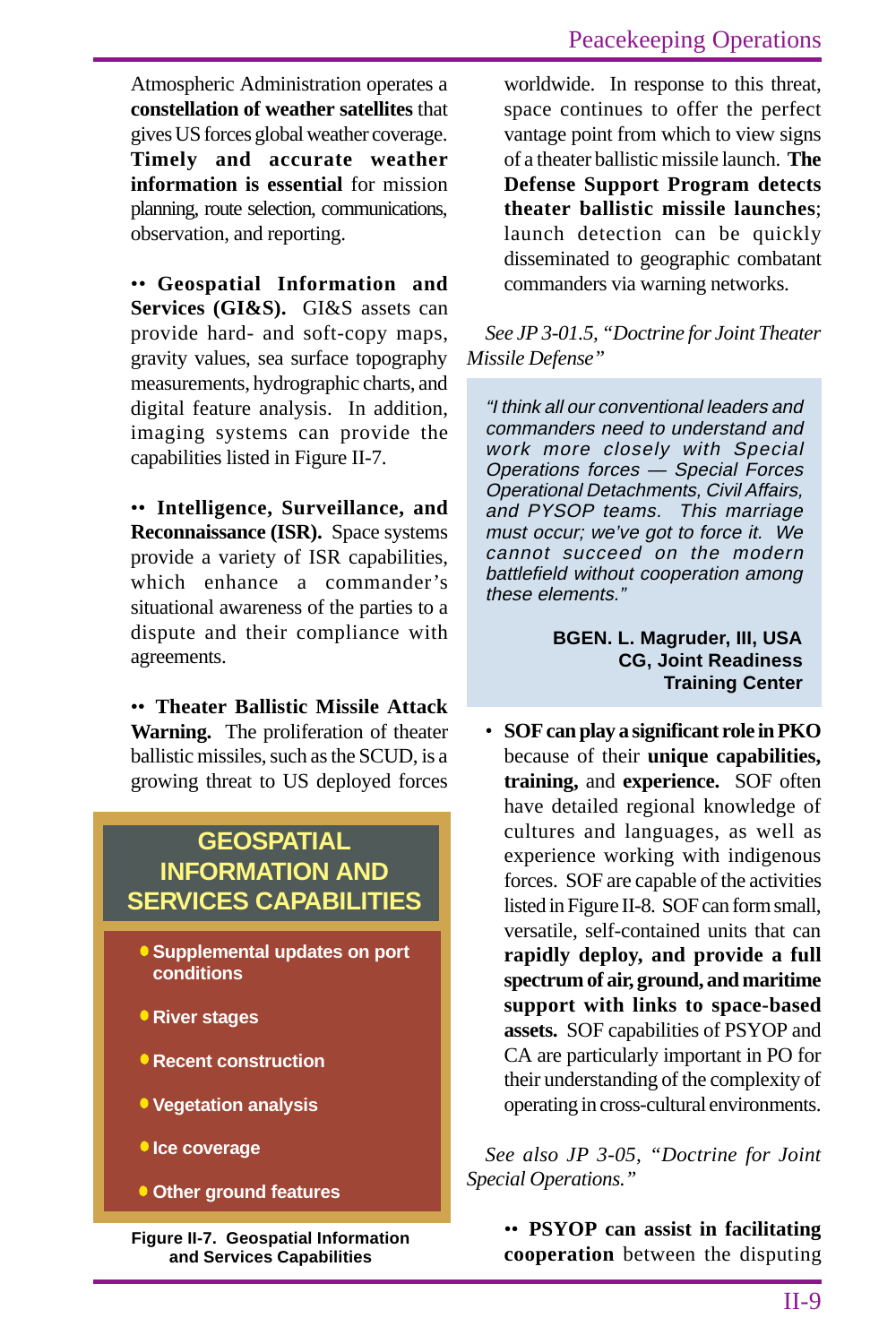Atmospheric Administration operates a **constellation of weather satellites** that gives US forces global weather coverage. **Timely and accurate weather information is essential** for mission planning, route selection, communications, observation, and reporting.

•• **Geospatial Information and Services (GI&S).** GI&S assets can provide hard- and soft-copy maps, gravity values, sea surface topography measurements, hydrographic charts, and digital feature analysis. In addition, imaging systems can provide the capabilities listed in Figure II-7.

•• **Intelligence, Surveillance, and Reconnaissance (ISR).** Space systems provide a variety of ISR capabilities, which enhance a commander's situational awareness of the parties to a dispute and their compliance with agreements.

•• **Theater Ballistic Missile Attack Warning.** The proliferation of theater ballistic missiles, such as the SCUD, is a growing threat to US deployed forces worldwide. In response to this threat, space continues to offer the perfect vantage point from which to view signs of a theater ballistic missile launch. **The Defense Support Program detects theater ballistic missile launches**; launch detection can be quickly disseminated to geographic combatant commanders via warning networks.

**GEOSPATIAL INFORMATION AND SERVICES CAPABILITIES**

- Supplemental updates on port conditions
- River stages
- Recent construction
- Vegetation analysis
- Ice coverage
- Other ground features

Figure II-7. Geospatial Information and Services Capabilities

*See JP 3-01.5, "Doctrine for Joint Theater Missile Defense"*

> *"I think all our conventional leaders and commanders need to understand and work more closely with Special Operations forces — Special Forces Operational Detachments, Civil Affairs, and PYSOP teams. This marriage must occur; we've got to force it. We cannot succeed on the modern battlefield without cooperation among these elements."*
>
> **BGEN. L. Magruder, III, USA**
> **CG, Joint Readiness Training Center**

- **SOF can play a significant role in PKO** because of their **unique capabilities, training,** and **experience.** SOF often have detailed regional knowledge of cultures and languages, as well as experience working with indigenous forces. SOF are capable of the activities listed in Figure II-8. SOF can form small, versatile, self-contained units that can **rapidly deploy, and provide a full spectrum of air, ground, and maritime support with links to space-based assets.** SOF capabilities of PSYOP and CA are particularly important in PO for their understanding of the complexity of operating in cross-cultural environments.

*See also JP 3-05, "Doctrine for Joint Special Operations."*

•• **PSYOP can assist in facilitating cooperation** between the disputing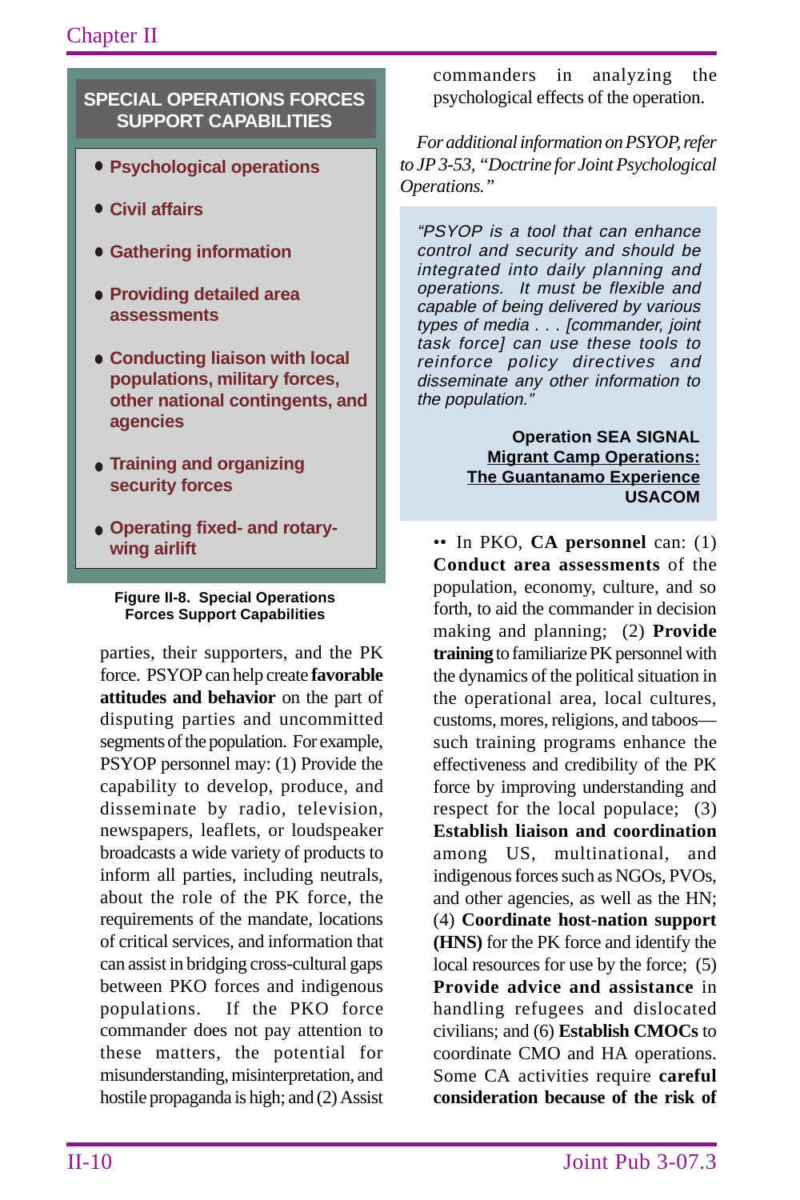**SPECIAL OPERATIONS FORCES SUPPORT CAPABILITIES**

- Psychological operations
- Civil affairs
- Gathering information
- Providing detailed area assessments
- Conducting liaison with local populations, military forces, other national contingents, and agencies
- Training and organizing security forces
- Operating fixed- and rotary-wing airlift

**Figure II-8. Special Operations Forces Support Capabilities**

parties, their supporters, and the PK force. PSYOP can help create **favorable attitudes and behavior** on the part of disputing parties and uncommitted segments of the population. For example, PSYOP personnel may: (1) Provide the capability to develop, produce, and disseminate by radio, television, newspapers, leaflets, or loudspeaker broadcasts a wide variety of products to inform all parties, including neutrals, about the role of the PK force, the requirements of the mandate, locations of critical services, and information that can assist in bridging cross-cultural gaps between PKO forces and indigenous populations. If the PKO force commander does not pay attention to these matters, the potential for misunderstanding, misinterpretation, and hostile propaganda is high; and (2) Assist commanders in analyzing the psychological effects of the operation.

*For additional information on PSYOP, refer to JP 3-53, "Doctrine for Joint Psychological Operations."*

> *"PSYOP is a tool that can enhance control and security and should be integrated into daily planning and operations. It must be flexible and capable of being delivered by various types of media . . . [commander, joint task force] can use these tools to reinforce policy directives and disseminate any other information to the population."*
>
> **Operation SEA SIGNAL**
> **Migrant Camp Operations:**
> **The Guantanamo Experience**
> **USACOM**

•• In PKO, **CA personnel** can: (1) **Conduct area assessments** of the population, economy, culture, and so forth, to aid the commander in decision making and planning; (2) **Provide training** to familiarize PK personnel with the dynamics of the political situation in the operational area, local cultures, customs, mores, religions, and taboos—such training programs enhance the effectiveness and credibility of the PK force by improving understanding and respect for the local populace; (3) **Establish liaison and coordination** among US, multinational, and indigenous forces such as NGOs, PVOs, and other agencies, as well as the HN; (4) **Coordinate host-nation support (HNS)** for the PK force and identify the local resources for use by the force; (5) **Provide advice and assistance** in handling refugees and dislocated civilians; and (6) **Establish CMOCs** to coordinate CMO and HA operations. Some CA activities require **careful consideration because of the risk of**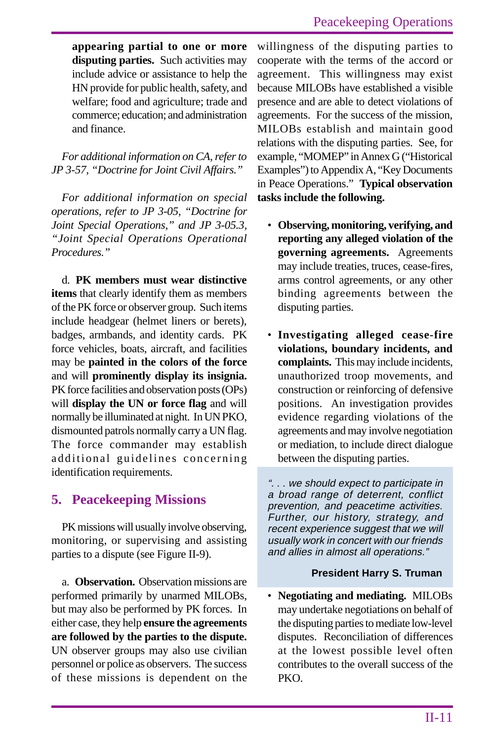**appearing partial to one or more disputing parties.** Such activities may include advice or assistance to help the HN provide for public health, safety, and welfare; food and agriculture; trade and commerce; education; and administration and finance.

*For additional information on CA, refer to JP 3-57, "Doctrine for Joint Civil Affairs."*

*For additional information on special operations, refer to JP 3-05, "Doctrine for Joint Special Operations," and JP 3-05.3, "Joint Special Operations Operational Procedures."*

d. **PK members must wear distinctive items** that clearly identify them as members of the PK force or observer group. Such items include headgear (helmet liners or berets), badges, armbands, and identity cards. PK force vehicles, boats, aircraft, and facilities may be **painted in the colors of the force** and will **prominently display its insignia.** PK force facilities and observation posts (OPs) will **display the UN or force flag** and will normally be illuminated at night. In UN PKO, dismounted patrols normally carry a UN flag. The force commander may establish additional guidelines concerning identification requirements.

## 5. Peacekeeping Missions

PK missions will usually involve observing, monitoring, or supervising and assisting parties to a dispute (see Figure II-9).

a. **Observation.** Observation missions are performed primarily by unarmed MILOBs, but may also be performed by PK forces. In either case, they help **ensure the agreements are followed by the parties to the dispute.** UN observer groups may also use civilian personnel or police as observers. The success of these missions is dependent on the willingness of the disputing parties to cooperate with the terms of the accord or agreement. This willingness may exist because MILOBs have established a visible presence and are able to detect violations of agreements. For the success of the mission, MILOBs establish and maintain good relations with the disputing parties. See, for example, "MOMEP" in Annex G ("Historical Examples") to Appendix A, "Key Documents in Peace Operations." **Typical observation tasks include the following.**

- **Observing, monitoring, verifying, and reporting any alleged violation of the governing agreements.** Agreements may include treaties, truces, cease-fires, arms control agreements, or any other binding agreements between the disputing parties.

- **Investigating alleged cease-fire violations, boundary incidents, and complaints.** This may include incidents, unauthorized troop movements, and construction or reinforcing of defensive positions. An investigation provides evidence regarding violations of the agreements and may involve negotiation or mediation, to include direct dialogue between the disputing parties.

> *". . . we should expect to participate in a broad range of deterrent, conflict prevention, and peacetime activities. Further, our history, strategy, and recent experience suggest that we will usually work in concert with our friends and allies in almost all operations."*
>
> **President Harry S. Truman**

- **Negotiating and mediating.** MILOBs may undertake negotiations on behalf of the disputing parties to mediate low-level disputes. Reconciliation of differences at the lowest possible level often contributes to the overall success of the PKO.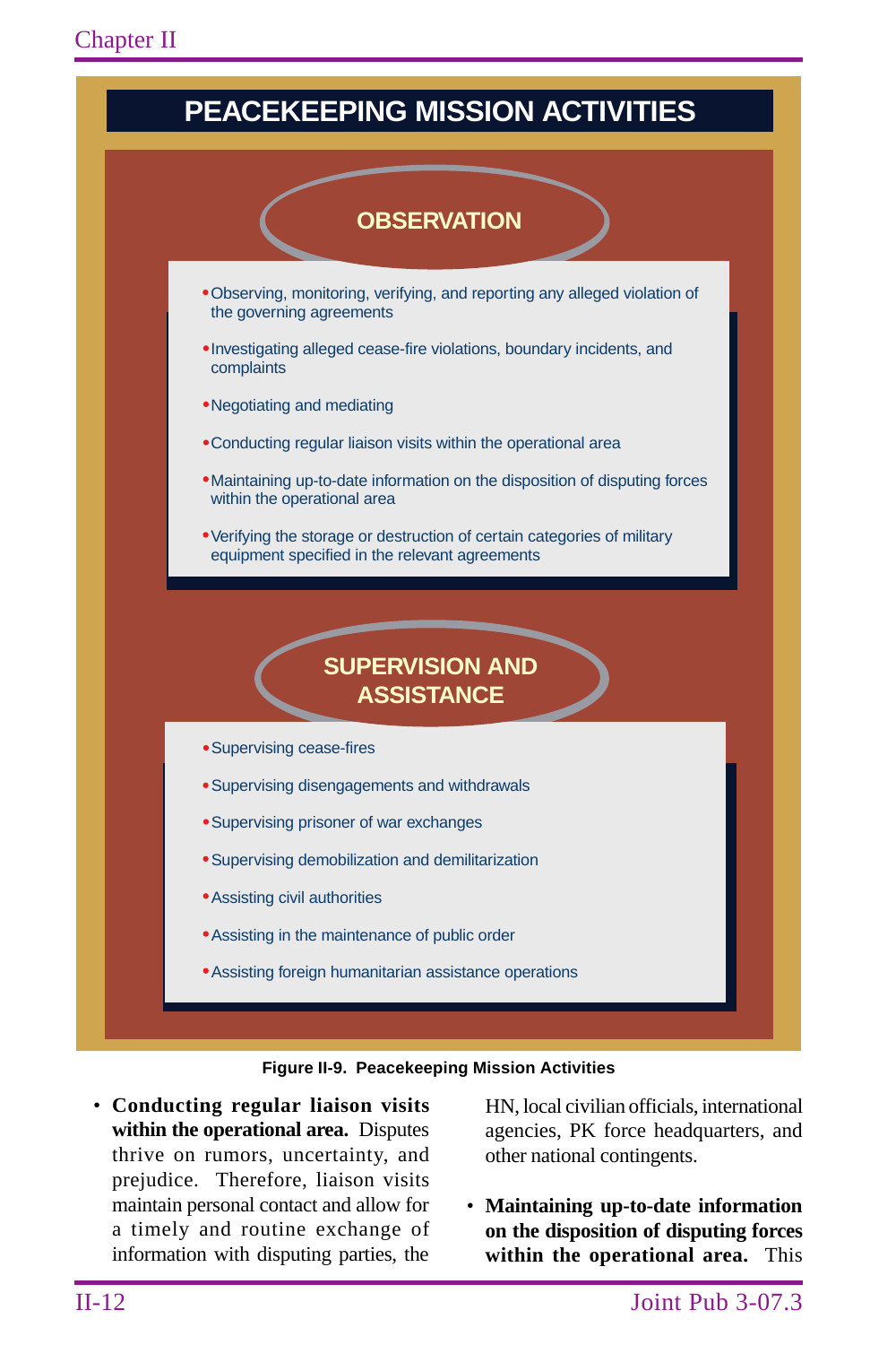## PEACEKEEPING MISSION ACTIVITIES

### OBSERVATION

- Observing, monitoring, verifying, and reporting any alleged violation of the governing agreements
- Investigating alleged cease-fire violations, boundary incidents, and complaints
- Negotiating and mediating
- Conducting regular liaison visits within the operational area
- Maintaining up-to-date information on the disposition of disputing forces within the operational area
- Verifying the storage or destruction of certain categories of military equipment specified in the relevant agreements

### SUPERVISION AND ASSISTANCE

- Supervising cease-fires
- Supervising disengagements and withdrawals
- Supervising prisoner of war exchanges
- Supervising demobilization and demilitarization
- Assisting civil authorities
- Assisting in the maintenance of public order
- Assisting foreign humanitarian assistance operations

**Figure II-9. Peacekeeping Mission Activities**

- **Conducting regular liaison visits within the operational area.** Disputes thrive on rumors, uncertainty, and prejudice. Therefore, liaison visits maintain personal contact and allow for a timely and routine exchange of information with disputing parties, the HN, local civilian officials, international agencies, PK force headquarters, and other national contingents.

- **Maintaining up-to-date information on the disposition of disputing forces within the operational area.** This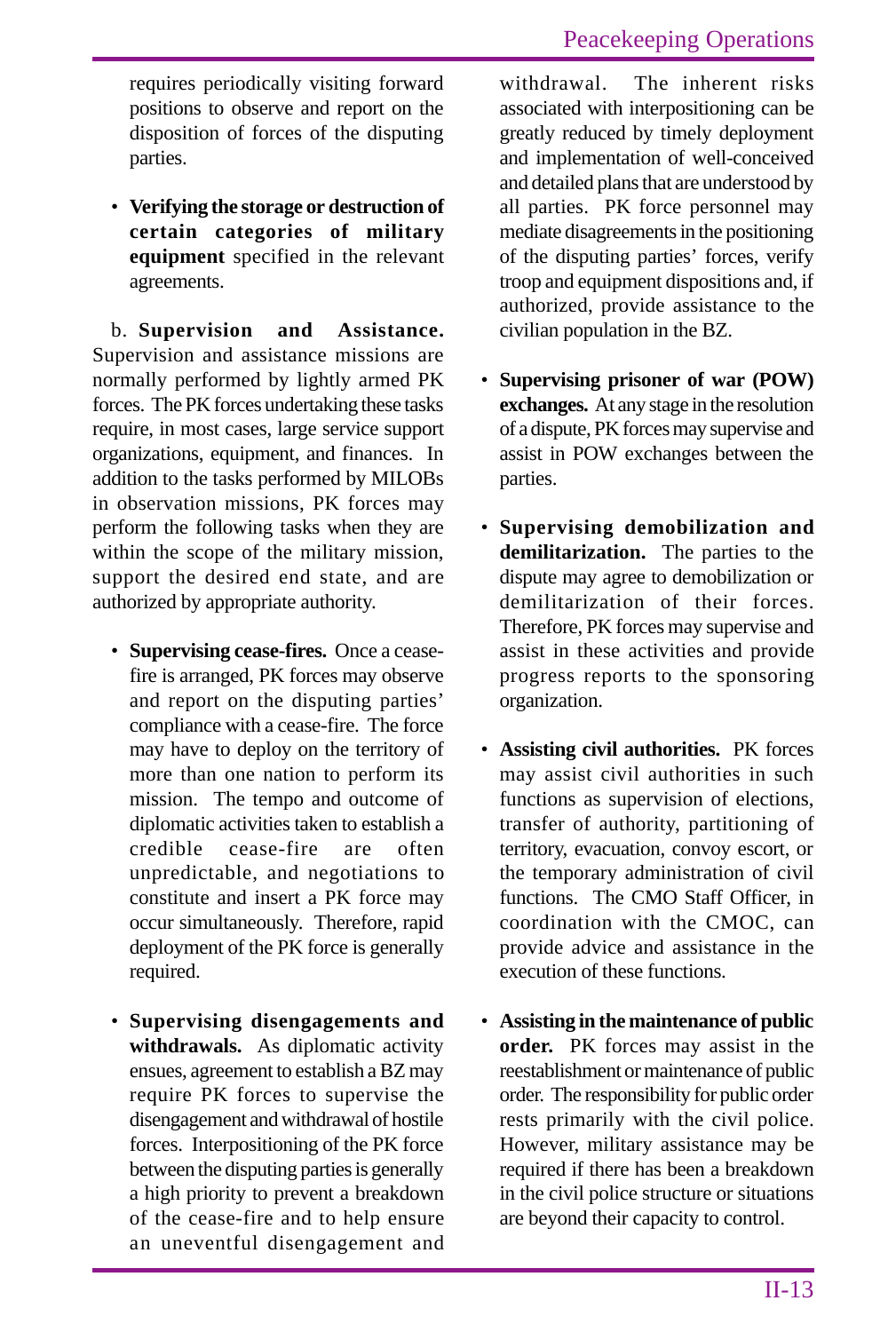requires periodically visiting forward positions to observe and report on the disposition of forces of the disputing parties.

- **Verifying the storage or destruction of certain categories of military equipment** specified in the relevant agreements.

b. **Supervision and Assistance.** Supervision and assistance missions are normally performed by lightly armed PK forces. The PK forces undertaking these tasks require, in most cases, large service support organizations, equipment, and finances. In addition to the tasks performed by MILOBs in observation missions, PK forces may perform the following tasks when they are within the scope of the military mission, support the desired end state, and are authorized by appropriate authority.

- **Supervising cease-fires.** Once a cease-fire is arranged, PK forces may observe and report on the disputing parties' compliance with a cease-fire. The force may have to deploy on the territory of more than one nation to perform its mission. The tempo and outcome of diplomatic activities taken to establish a credible cease-fire are often unpredictable, and negotiations to constitute and insert a PK force may occur simultaneously. Therefore, rapid deployment of the PK force is generally required.

- **Supervising disengagements and withdrawals.** As diplomatic activity ensues, agreement to establish a BZ may require PK forces to supervise the disengagement and withdrawal of hostile forces. Interpositioning of the PK force between the disputing parties is generally a high priority to prevent a breakdown of the cease-fire and to help ensure an uneventful disengagement and withdrawal. The inherent risks associated with interpositioning can be greatly reduced by timely deployment and implementation of well-conceived and detailed plans that are understood by all parties. PK force personnel may mediate disagreements in the positioning of the disputing parties' forces, verify troop and equipment dispositions and, if authorized, provide assistance to the civilian population in the BZ.

- **Supervising prisoner of war (POW) exchanges.** At any stage in the resolution of a dispute, PK forces may supervise and assist in POW exchanges between the parties.

- **Supervising demobilization and demilitarization.** The parties to the dispute may agree to demobilization or demilitarization of their forces. Therefore, PK forces may supervise and assist in these activities and provide progress reports to the sponsoring organization.

- **Assisting civil authorities.** PK forces may assist civil authorities in such functions as supervision of elections, transfer of authority, partitioning of territory, evacuation, convoy escort, or the temporary administration of civil functions. The CMO Staff Officer, in coordination with the CMOC, can provide advice and assistance in the execution of these functions.

- **Assisting in the maintenance of public order.** PK forces may assist in the reestablishment or maintenance of public order. The responsibility for public order rests primarily with the civil police. However, military assistance may be required if there has been a breakdown in the civil police structure or situations are beyond their capacity to control.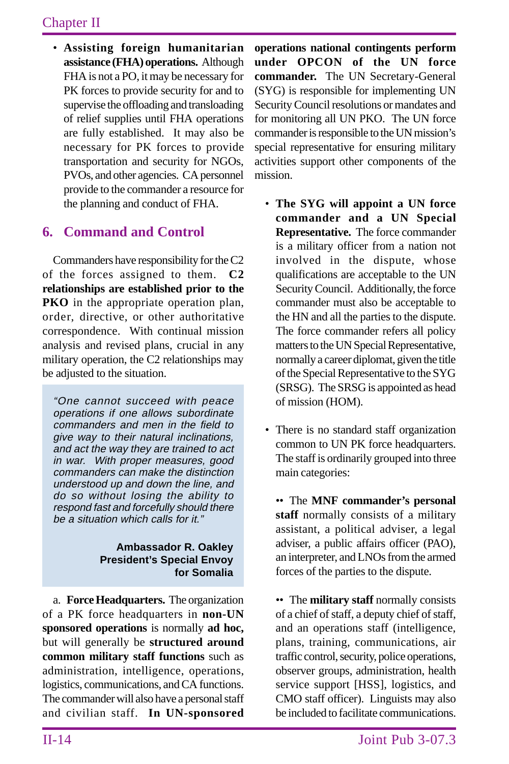- **Assisting foreign humanitarian assistance (FHA) operations.** Although FHA is not a PO, it may be necessary for PK forces to provide security for and to supervise the offloading and transloading of relief supplies until FHA operations are fully established. It may also be necessary for PK forces to provide transportation and security for NGOs, PVOs, and other agencies. CA personnel provide to the commander a resource for the planning and conduct of FHA.

## 6. Command and Control

Commanders have responsibility for the C2 of the forces assigned to them. **C2 relationships are established prior to the PKO** in the appropriate operation plan, order, directive, or other authoritative correspondence. With continual mission analysis and revised plans, crucial in any military operation, the C2 relationships may be adjusted to the situation.

> *"One cannot succeed with peace operations if one allows subordinate commanders and men in the field to give way to their natural inclinations, and act the way they are trained to act in war. With proper measures, good commanders can make the distinction understood up and down the line, and do so without losing the ability to respond fast and forcefully should there be a situation which calls for it."*
>
> **Ambassador R. Oakley**
> **President's Special Envoy for Somalia**

a. **Force Headquarters.** The organization of a PK force headquarters in **non-UN sponsored operations** is normally **ad hoc,** but will generally be **structured around common military staff functions** such as administration, intelligence, operations, logistics, communications, and CA functions. The commander will also have a personal staff and civilian staff. **In UN-sponsored operations national contingents perform under OPCON of the UN force commander.** The UN Secretary-General (SYG) is responsible for implementing UN Security Council resolutions or mandates and for monitoring all UN PKO. The UN force commander is responsible to the UN mission's special representative for ensuring military activities support other components of the mission.

- **The SYG will appoint a UN force commander and a UN Special Representative.** The force commander is a military officer from a nation not involved in the dispute, whose qualifications are acceptable to the UN Security Council. Additionally, the force commander must also be acceptable to the HN and all the parties to the dispute. The force commander refers all policy matters to the UN Special Representative, normally a career diplomat, given the title of the Special Representative to the SYG (SRSG). The SRSG is appointed as head of mission (HOM).

- There is no standard staff organization common to UN PK force headquarters. The staff is ordinarily grouped into three main categories:

  - The **MNF commander's personal staff** normally consists of a military assistant, a political adviser, a legal adviser, a public affairs officer (PAO), an interpreter, and LNOs from the armed forces of the parties to the dispute.

  - The **military staff** normally consists of a chief of staff, a deputy chief of staff, and an operations staff (intelligence, plans, training, communications, air traffic control, security, police operations, observer groups, administration, health service support [HSS], logistics, and CMO staff officer). Linguists may also be included to facilitate communications.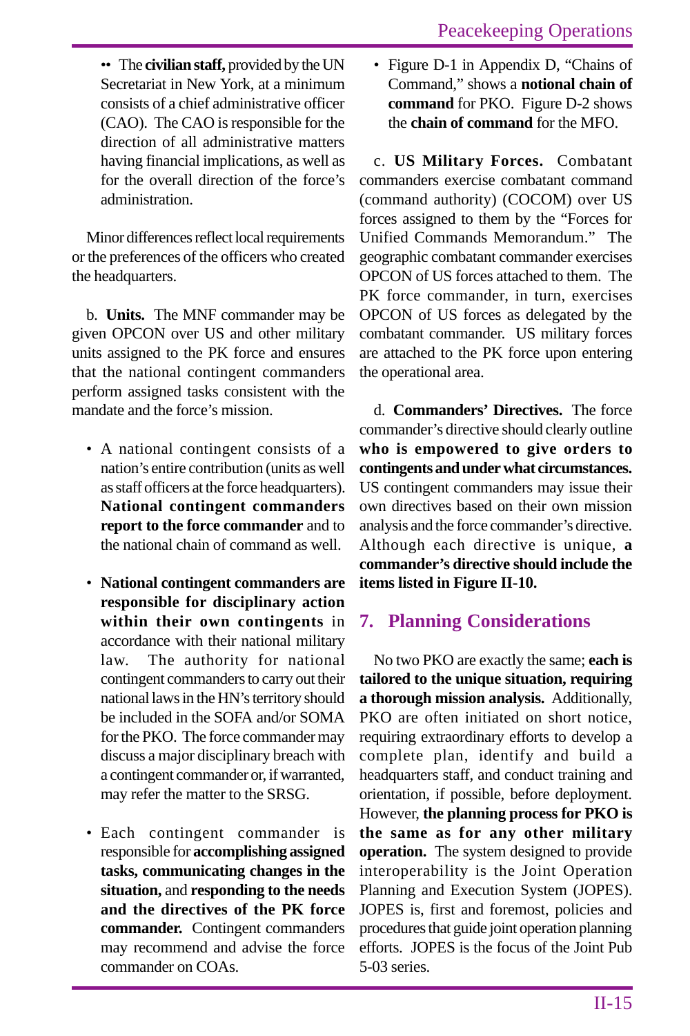•• The **civilian staff,** provided by the UN Secretariat in New York, at a minimum consists of a chief administrative officer (CAO). The CAO is responsible for the direction of all administrative matters having financial implications, as well as for the overall direction of the force's administration.

Minor differences reflect local requirements or the preferences of the officers who created the headquarters.

b. **Units.** The MNF commander may be given OPCON over US and other military units assigned to the PK force and ensures that the national contingent commanders perform assigned tasks consistent with the mandate and the force's mission.

- A national contingent consists of a nation's entire contribution (units as well as staff officers at the force headquarters). **National contingent commanders report to the force commander** and to the national chain of command as well.

- **National contingent commanders are responsible for disciplinary action within their own contingents** in accordance with their national military law. The authority for national contingent commanders to carry out their national laws in the HN's territory should be included in the SOFA and/or SOMA for the PKO. The force commander may discuss a major disciplinary breach with a contingent commander or, if warranted, may refer the matter to the SRSG.

- Each contingent commander is responsible for **accomplishing assigned tasks, communicating changes in the situation,** and **responding to the needs and the directives of the PK force commander.** Contingent commanders may recommend and advise the force commander on COAs.

- Figure D-1 in Appendix D, "Chains of Command," shows a **notional chain of command** for PKO. Figure D-2 shows the **chain of command** for the MFO.

c. **US Military Forces.** Combatant commanders exercise combatant command (command authority) (COCOM) over US forces assigned to them by the "Forces for Unified Commands Memorandum." The geographic combatant commander exercises OPCON of US forces attached to them. The PK force commander, in turn, exercises OPCON of US forces as delegated by the combatant commander. US military forces are attached to the PK force upon entering the operational area.

d. **Commanders' Directives.** The force commander's directive should clearly outline **who is empowered to give orders to contingents and under what circumstances.** US contingent commanders may issue their own directives based on their own mission analysis and the force commander's directive. Although each directive is unique, **a commander's directive should include the items listed in Figure II-10.**

## 7. Planning Considerations

No two PKO are exactly the same; **each is tailored to the unique situation, requiring a thorough mission analysis.** Additionally, PKO are often initiated on short notice, requiring extraordinary efforts to develop a complete plan, identify and build a headquarters staff, and conduct training and orientation, if possible, before deployment. However, **the planning process for PKO is the same as for any other military operation.** The system designed to provide interoperability is the Joint Operation Planning and Execution System (JOPES). JOPES is, first and foremost, policies and procedures that guide joint operation planning efforts. JOPES is the focus of the Joint Pub 5-03 series.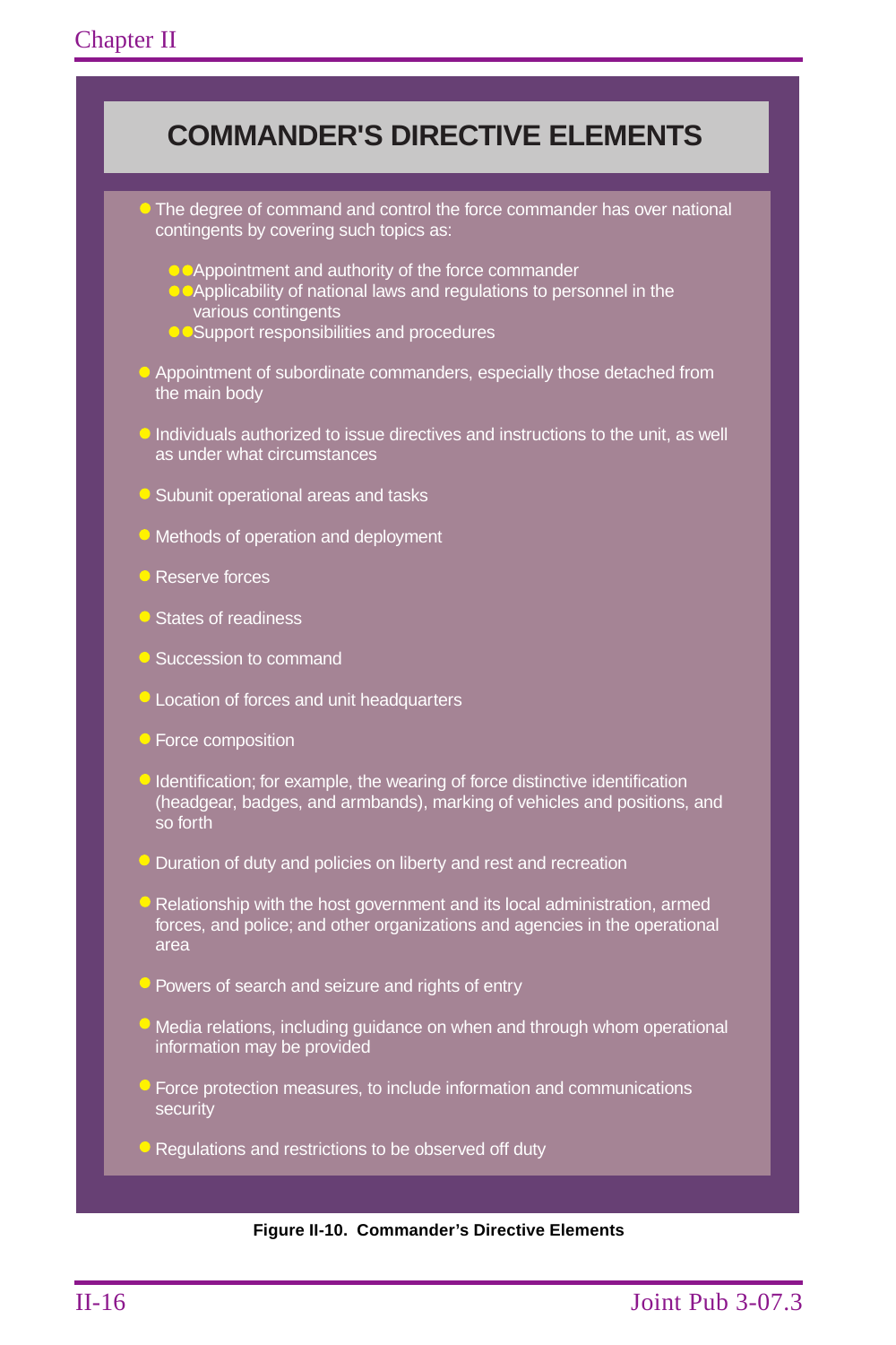## COMMANDER'S DIRECTIVE ELEMENTS

- The degree of command and control the force commander has over national contingents by covering such topics as:
  - Appointment and authority of the force commander
  - Applicability of national laws and regulations to personnel in the various contingents
  - Support responsibilities and procedures
- Appointment of subordinate commanders, especially those detached from the main body
- Individuals authorized to issue directives and instructions to the unit, as well as under what circumstances
- Subunit operational areas and tasks
- Methods of operation and deployment
- Reserve forces
- States of readiness
- Succession to command
- Location of forces and unit headquarters
- Force composition
- Identification; for example, the wearing of force distinctive identification (headgear, badges, and armbands), marking of vehicles and positions, and so forth
- Duration of duty and policies on liberty and rest and recreation
- Relationship with the host government and its local administration, armed forces, and police; and other organizations and agencies in the operational area
- Powers of search and seizure and rights of entry
- Media relations, including guidance on when and through whom operational information may be provided
- Force protection measures, to include information and communications security
- Regulations and restrictions to be observed off duty

**Figure II-10. Commander's Directive Elements**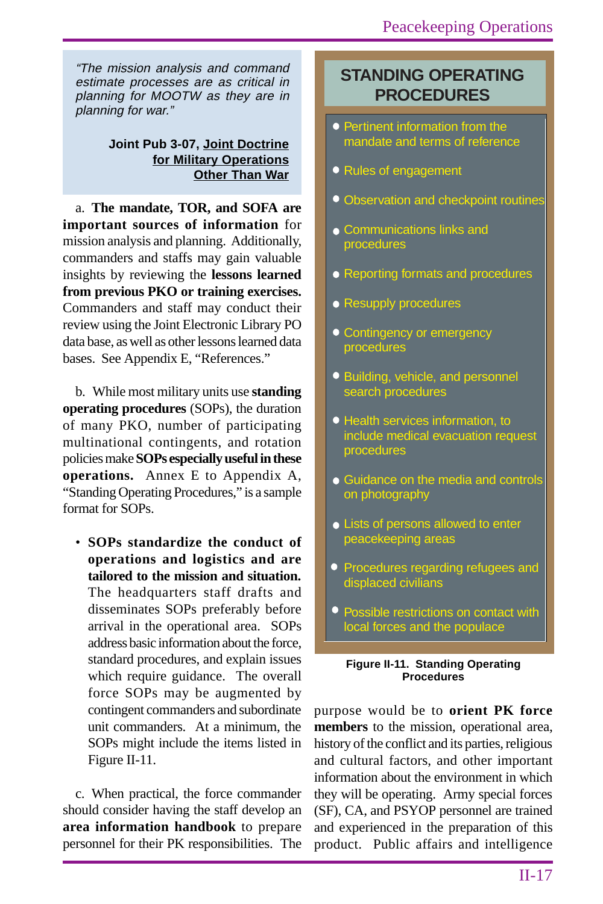> *"The mission analysis and command estimate processes are as critical in planning for MOOTW as they are in planning for war."*
>
> **Joint Pub 3-07, Joint Doctrine for Military Operations Other Than War**

a. **The mandate, TOR, and SOFA are important sources of information** for mission analysis and planning. Additionally, commanders and staffs may gain valuable insights by reviewing the **lessons learned from previous PKO or training exercises.** Commanders and staff may conduct their review using the Joint Electronic Library PO data base, as well as other lessons learned data bases. See Appendix E, "References."

b. While most military units use **standing operating procedures** (SOPs), the duration of many PKO, number of participating multinational contingents, and rotation policies make **SOPs especially useful in these operations.** Annex E to Appendix A, "Standing Operating Procedures," is a sample format for SOPs.

- **SOPs standardize the conduct of operations and logistics and are tailored to the mission and situation.** The headquarters staff drafts and disseminates SOPs preferably before arrival in the operational area. SOPs address basic information about the force, standard procedures, and explain issues which require guidance. The overall force SOPs may be augmented by contingent commanders and subordinate unit commanders. At a minimum, the SOPs might include the items listed in Figure II-11.

**STANDING OPERATING PROCEDURES**

- Pertinent information from the mandate and terms of reference
- Rules of engagement
- Observation and checkpoint routines
- Communications links and procedures
- Reporting formats and procedures
- Resupply procedures
- Contingency or emergency procedures
- Building, vehicle, and personnel search procedures
- Health services information, to include medical evacuation request procedures
- Guidance on the media and controls on photography
- Lists of persons allowed to enter peacekeeping areas
- Procedures regarding refugees and displaced civilians
- Possible restrictions on contact with local forces and the populace

**Figure II-11. Standing Operating Procedures**

c. When practical, the force commander should consider having the staff develop an **area information handbook** to prepare personnel for their PK responsibilities. The purpose would be to **orient PK force members** to the mission, operational area, history of the conflict and its parties, religious and cultural factors, and other important information about the environment in which they will be operating. Army special forces (SF), CA, and PSYOP personnel are trained and experienced in the preparation of this product. Public affairs and intelligence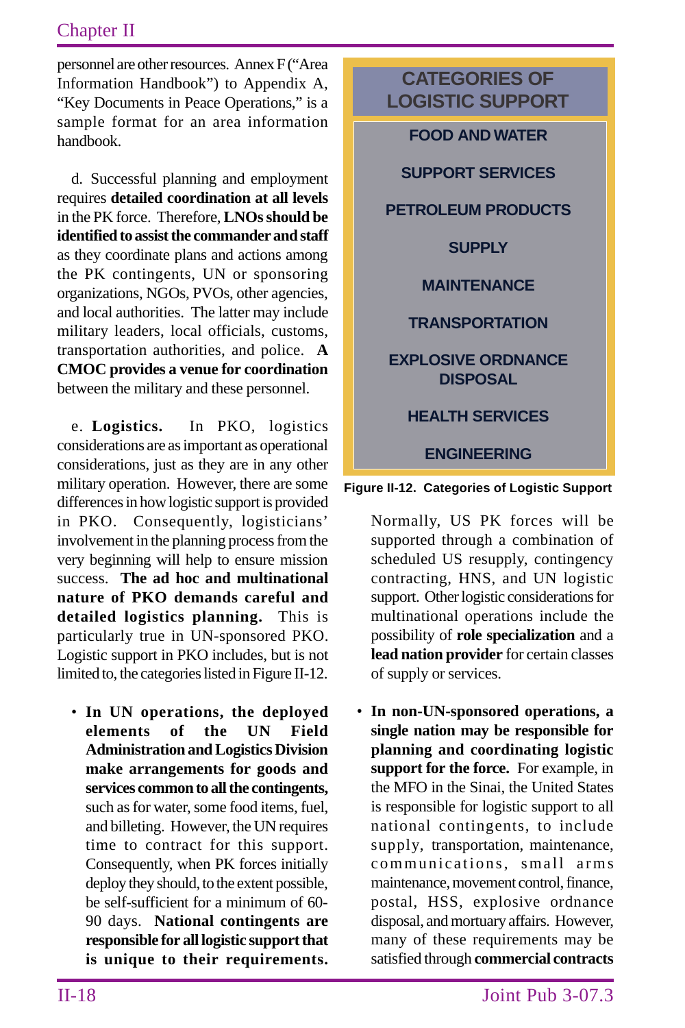personnel are other resources. Annex F ("Area Information Handbook") to Appendix A, "Key Documents in Peace Operations," is a sample format for an area information handbook.

d. Successful planning and employment requires **detailed coordination at all levels** in the PK force. Therefore, **LNOs should be identified to assist the commander and staff** as they coordinate plans and actions among the PK contingents, UN or sponsoring organizations, NGOs, PVOs, other agencies, and local authorities. The latter may include military leaders, local officials, customs, transportation authorities, and police. **A CMOC provides a venue for coordination** between the military and these personnel.

e. **Logistics.** In PKO, logistics considerations are as important as operational considerations, just as they are in any other military operation. However, there are some differences in how logistic support is provided in PKO. Consequently, logisticians' involvement in the planning process from the very beginning will help to ensure mission success. **The ad hoc and multinational nature of PKO demands careful and detailed logistics planning.** This is particularly true in UN-sponsored PKO. Logistic support in PKO includes, but is not limited to, the categories listed in Figure II-12.

| CATEGORIES OF LOGISTIC SUPPORT |
|---|
| FOOD AND WATER |
| SUPPORT SERVICES |
| PETROLEUM PRODUCTS |
| SUPPLY |
| MAINTENANCE |
| TRANSPORTATION |
| EXPLOSIVE ORDNANCE DISPOSAL |
| HEALTH SERVICES |
| ENGINEERING |

**Figure II-12. Categories of Logistic Support**

- **In UN operations, the deployed elements of the UN Field Administration and Logistics Division make arrangements for goods and services common to all the contingents,** such as for water, some food items, fuel, and billeting. However, the UN requires time to contract for this support. Consequently, when PK forces initially deploy they should, to the extent possible, be self-sufficient for a minimum of 60-90 days. **National contingents are responsible for all logistic support that is unique to their requirements.** Normally, US PK forces will be supported through a combination of scheduled US resupply, contingency contracting, HNS, and UN logistic support. Other logistic considerations for multinational operations include the possibility of **role specialization** and a **lead nation provider** for certain classes of supply or services.

- **In non-UN-sponsored operations, a single nation may be responsible for planning and coordinating logistic support for the force.** For example, in the MFO in the Sinai, the United States is responsible for logistic support to all national contingents, to include supply, transportation, maintenance, communications, small arms maintenance, movement control, finance, postal, HSS, explosive ordnance disposal, and mortuary affairs. However, many of these requirements may be satisfied through **commercial contracts**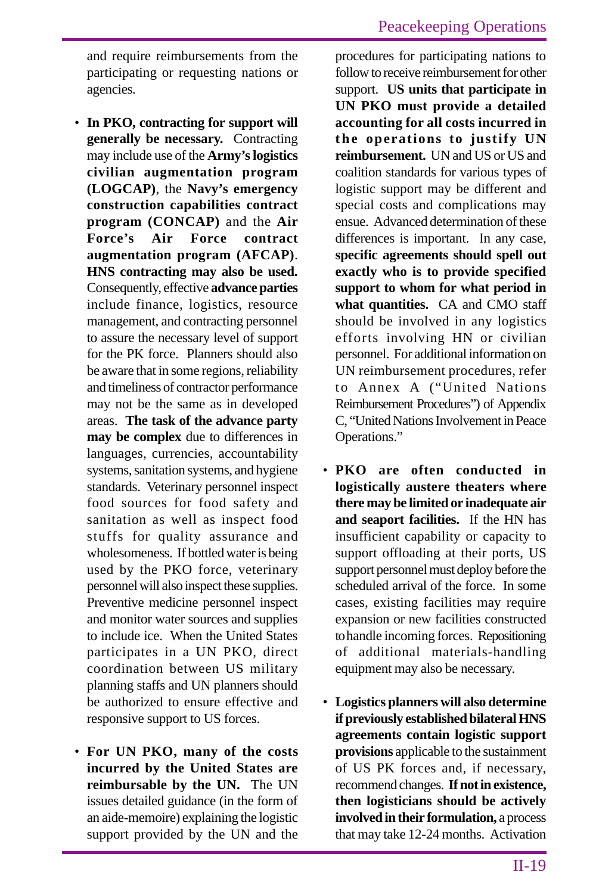and require reimbursements from the participating or requesting nations or agencies.

- **In PKO, contracting for support will generally be necessary.** Contracting may include use of the **Army's logistics civilian augmentation program (LOGCAP)**, the **Navy's emergency construction capabilities contract program (CONCAP)** and the **Air Force's Air Force contract augmentation program (AFCAP)**. **HNS contracting may also be used.** Consequently, effective **advance parties** include finance, logistics, resource management, and contracting personnel to assure the necessary level of support for the PK force. Planners should also be aware that in some regions, reliability and timeliness of contractor performance may not be the same as in developed areas. **The task of the advance party may be complex** due to differences in languages, currencies, accountability systems, sanitation systems, and hygiene standards. Veterinary personnel inspect food sources for food safety and sanitation as well as inspect food stuffs for quality assurance and wholesomeness. If bottled water is being used by the PKO force, veterinary personnel will also inspect these supplies. Preventive medicine personnel inspect and monitor water sources and supplies to include ice. When the United States participates in a UN PKO, direct coordination between US military planning staffs and UN planners should be authorized to ensure effective and responsive support to US forces.

- **For UN PKO, many of the costs incurred by the United States are reimbursable by the UN.** The UN issues detailed guidance (in the form of an aide-memoire) explaining the logistic support provided by the UN and the procedures for participating nations to follow to receive reimbursement for other support. **US units that participate in UN PKO must provide a detailed accounting for all costs incurred in the operations to justify UN reimbursement.** UN and US or US and coalition standards for various types of logistic support may be different and special costs and complications may ensue. Advanced determination of these differences is important. In any case, **specific agreements should spell out exactly who is to provide specified support to whom for what period in what quantities.** CA and CMO staff should be involved in any logistics efforts involving HN or civilian personnel. For additional information on UN reimbursement procedures, refer to Annex A ("United Nations Reimbursement Procedures") of Appendix C, "United Nations Involvement in Peace Operations."

- **PKO are often conducted in logistically austere theaters where there may be limited or inadequate air and seaport facilities.** If the HN has insufficient capability or capacity to support offloading at their ports, US support personnel must deploy before the scheduled arrival of the force. In some cases, existing facilities may require expansion or new facilities constructed to handle incoming forces. Repositioning of additional materials-handling equipment may also be necessary.

- **Logistics planners will also determine if previously established bilateral HNS agreements contain logistic support provisions** applicable to the sustainment of US PK forces and, if necessary, recommend changes. **If not in existence, then logisticians should be actively involved in their formulation,** a process that may take 12-24 months. Activation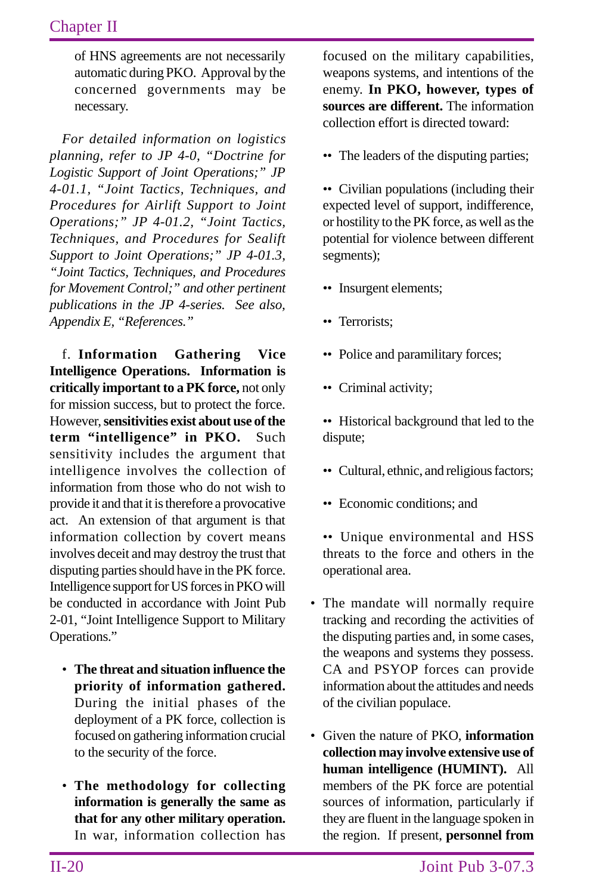of HNS agreements are not necessarily automatic during PKO. Approval by the concerned governments may be necessary.

*For detailed information on logistics planning, refer to JP 4-0, "Doctrine for Logistic Support of Joint Operations;" JP 4-01.1, "Joint Tactics, Techniques, and Procedures for Airlift Support to Joint Operations;" JP 4-01.2, "Joint Tactics, Techniques, and Procedures for Sealift Support to Joint Operations;" JP 4-01.3, "Joint Tactics, Techniques, and Procedures for Movement Control;" and other pertinent publications in the JP 4-series. See also, Appendix E, "References."*

f. **Information Gathering Vice Intelligence Operations. Information is critically important to a PK force,** not only for mission success, but to protect the force. However, **sensitivities exist about use of the term "intelligence" in PKO.** Such sensitivity includes the argument that intelligence involves the collection of information from those who do not wish to provide it and that it is therefore a provocative act. An extension of that argument is that information collection by covert means involves deceit and may destroy the trust that disputing parties should have in the PK force. Intelligence support for US forces in PKO will be conducted in accordance with Joint Pub 2-01, "Joint Intelligence Support to Military Operations."

- **The threat and situation influence the priority of information gathered.** During the initial phases of the deployment of a PK force, collection is focused on gathering information crucial to the security of the force.

- **The methodology for collecting information is generally the same as that for any other military operation.** In war, information collection has focused on the military capabilities, weapons systems, and intentions of the enemy. **In PKO, however, types of sources are different.** The information collection effort is directed toward:

  - The leaders of the disputing parties;
  - Civilian populations (including their expected level of support, indifference, or hostility to the PK force, as well as the potential for violence between different segments);
  - Insurgent elements;
  - Terrorists;
  - Police and paramilitary forces;
  - Criminal activity;
  - Historical background that led to the dispute;
  - Cultural, ethnic, and religious factors;
  - Economic conditions; and
  - Unique environmental and HSS threats to the force and others in the operational area.

- The mandate will normally require tracking and recording the activities of the disputing parties and, in some cases, the weapons and systems they possess. CA and PSYOP forces can provide information about the attitudes and needs of the civilian populace.

- Given the nature of PKO, **information collection may involve extensive use of human intelligence (HUMINT).** All members of the PK force are potential sources of information, particularly if they are fluent in the language spoken in the region. If present, **personnel from**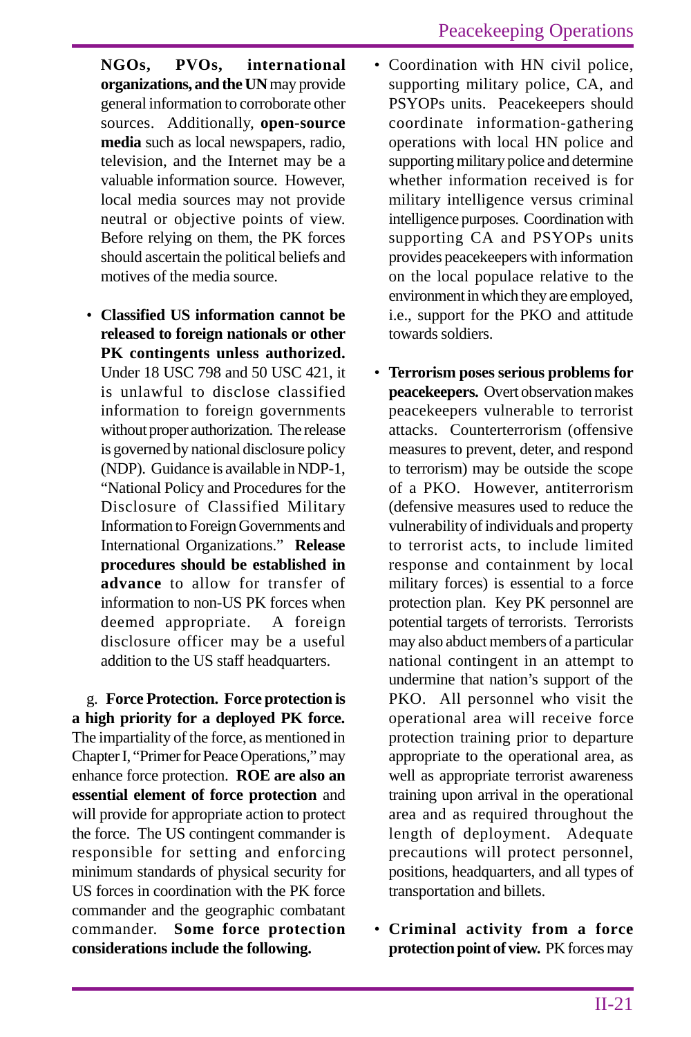**NGOs, PVOs, international organizations, and the UN** may provide general information to corroborate other sources. Additionally, **open-source media** such as local newspapers, radio, television, and the Internet may be a valuable information source. However, local media sources may not provide neutral or objective points of view. Before relying on them, the PK forces should ascertain the political beliefs and motives of the media source.

- **Classified US information cannot be released to foreign nationals or other PK contingents unless authorized.** Under 18 USC 798 and 50 USC 421, it is unlawful to disclose classified information to foreign governments without proper authorization. The release is governed by national disclosure policy (NDP). Guidance is available in NDP-1, "National Policy and Procedures for the Disclosure of Classified Military Information to Foreign Governments and International Organizations." **Release procedures should be established in advance** to allow for transfer of information to non-US PK forces when deemed appropriate. A foreign disclosure officer may be a useful addition to the US staff headquarters.

g. **Force Protection. Force protection is a high priority for a deployed PK force.** The impartiality of the force, as mentioned in Chapter I, "Primer for Peace Operations," may enhance force protection. **ROE are also an essential element of force protection** and will provide for appropriate action to protect the force. The US contingent commander is responsible for setting and enforcing minimum standards of physical security for US forces in coordination with the PK force commander and the geographic combatant commander. **Some force protection considerations include the following.**

- Coordination with HN civil police, supporting military police, CA, and PSYOPs units. Peacekeepers should coordinate information-gathering operations with local HN police and supporting military police and determine whether information received is for military intelligence versus criminal intelligence purposes. Coordination with supporting CA and PSYOPs units provides peacekeepers with information on the local populace relative to the environment in which they are employed, i.e., support for the PKO and attitude towards soldiers.

- **Terrorism poses serious problems for peacekeepers.** Overt observation makes peacekeepers vulnerable to terrorist attacks. Counterterrorism (offensive measures to prevent, deter, and respond to terrorism) may be outside the scope of a PKO. However, antiterrorism (defensive measures used to reduce the vulnerability of individuals and property to terrorist acts, to include limited response and containment by local military forces) is essential to a force protection plan. Key PK personnel are potential targets of terrorists. Terrorists may also abduct members of a particular national contingent in an attempt to undermine that nation's support of the PKO. All personnel who visit the operational area will receive force protection training prior to departure appropriate to the operational area, as well as appropriate terrorist awareness training upon arrival in the operational area and as required throughout the length of deployment. Adequate precautions will protect personnel, positions, headquarters, and all types of transportation and billets.

- **Criminal activity from a force protection point of view.** PK forces may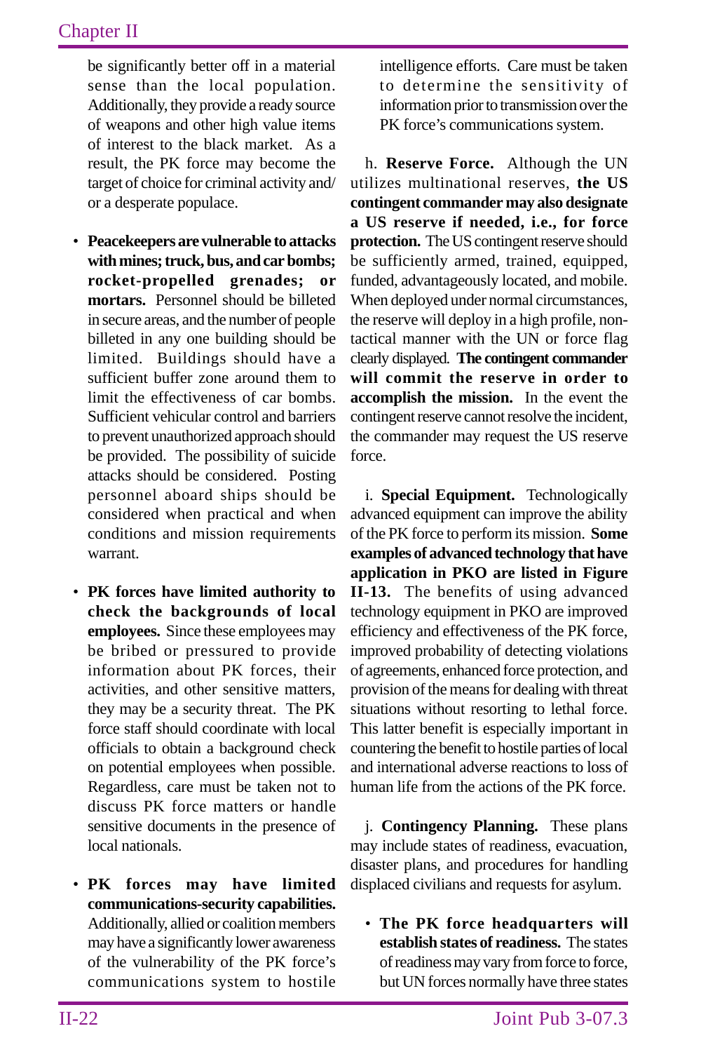be significantly better off in a material sense than the local population. Additionally, they provide a ready source of weapons and other high value items of interest to the black market. As a result, the PK force may become the target of choice for criminal activity and/or a desperate populace.

- **Peacekeepers are vulnerable to attacks with mines; truck, bus, and car bombs; rocket-propelled grenades; or mortars.** Personnel should be billeted in secure areas, and the number of people billeted in any one building should be limited. Buildings should have a sufficient buffer zone around them to limit the effectiveness of car bombs. Sufficient vehicular control and barriers to prevent unauthorized approach should be provided. The possibility of suicide attacks should be considered. Posting personnel aboard ships should be considered when practical and when conditions and mission requirements warrant.

- **PK forces have limited authority to check the backgrounds of local employees.** Since these employees may be bribed or pressured to provide information about PK forces, their activities, and other sensitive matters, they may be a security threat. The PK force staff should coordinate with local officials to obtain a background check on potential employees when possible. Regardless, care must be taken not to discuss PK force matters or handle sensitive documents in the presence of local nationals.

- **PK forces may have limited communications-security capabilities.** Additionally, allied or coalition members may have a significantly lower awareness of the vulnerability of the PK force's communications system to hostile intelligence efforts. Care must be taken to determine the sensitivity of information prior to transmission over the PK force's communications system.

h. **Reserve Force.** Although the UN utilizes multinational reserves, **the US contingent commander may also designate a US reserve if needed, i.e., for force protection.** The US contingent reserve should be sufficiently armed, trained, equipped, funded, advantageously located, and mobile. When deployed under normal circumstances, the reserve will deploy in a high profile, non-tactical manner with the UN or force flag clearly displayed. **The contingent commander will commit the reserve in order to accomplish the mission.** In the event the contingent reserve cannot resolve the incident, the commander may request the US reserve force.

i. **Special Equipment.** Technologically advanced equipment can improve the ability of the PK force to perform its mission. **Some examples of advanced technology that have application in PKO are listed in Figure II-13.** The benefits of using advanced technology equipment in PKO are improved efficiency and effectiveness of the PK force, improved probability of detecting violations of agreements, enhanced force protection, and provision of the means for dealing with threat situations without resorting to lethal force. This latter benefit is especially important in countering the benefit to hostile parties of local and international adverse reactions to loss of human life from the actions of the PK force.

j. **Contingency Planning.** These plans may include states of readiness, evacuation, disaster plans, and procedures for handling displaced civilians and requests for asylum.

- **The PK force headquarters will establish states of readiness.** The states of readiness may vary from force to force, but UN forces normally have three states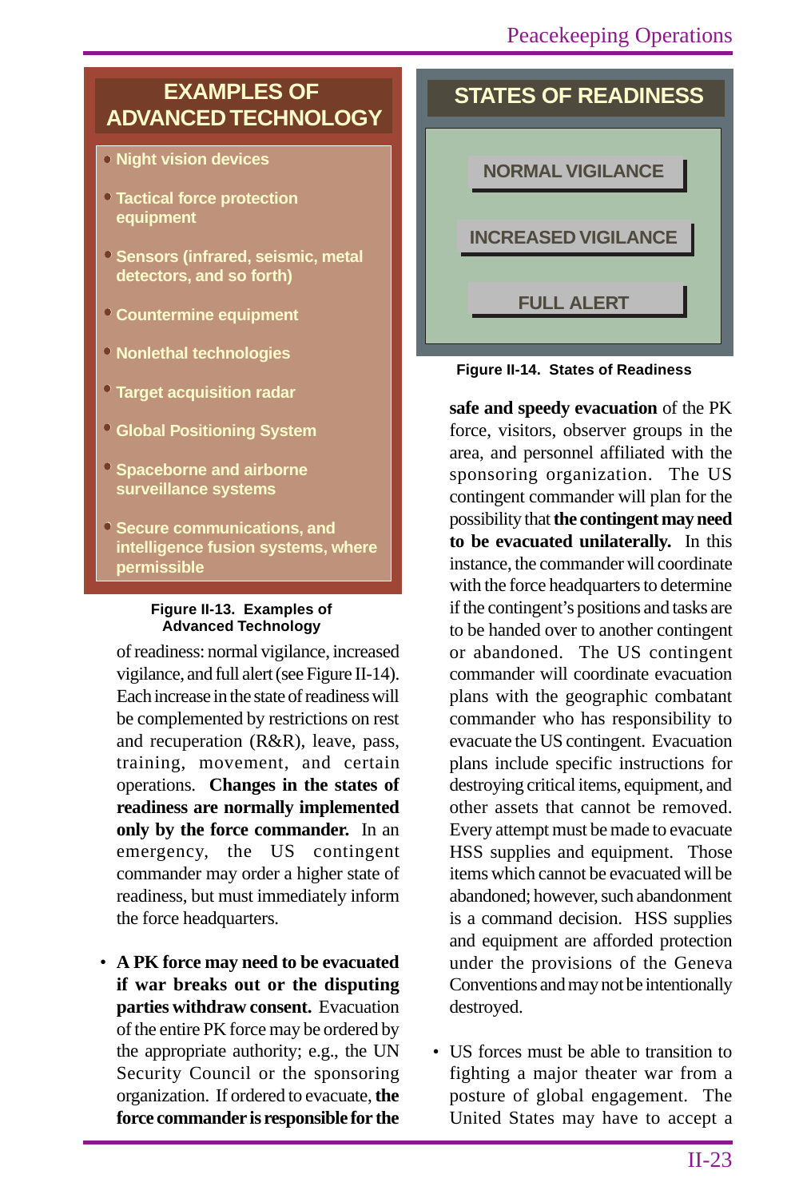**EXAMPLES OF ADVANCED TECHNOLOGY**

- Night vision devices
- Tactical force protection equipment
- Sensors (infrared, seismic, metal detectors, and so forth)
- Countermine equipment
- Nonlethal technologies
- Target acquisition radar
- Global Positioning System
- Spaceborne and airborne surveillance systems
- Secure communications, and intelligence fusion systems, where permissible

Figure II-13. Examples of Advanced Technology

**STATES OF READINESS**

- NORMAL VIGILANCE
- INCREASED VIGILANCE
- FULL ALERT

Figure II-14. States of Readiness

of readiness: normal vigilance, increased vigilance, and full alert (see Figure II-14). Each increase in the state of readiness will be complemented by restrictions on rest and recuperation (R&R), leave, pass, training, movement, and certain operations. **Changes in the states of readiness are normally implemented only by the force commander.** In an emergency, the US contingent commander may order a higher state of readiness, but must immediately inform the force headquarters.

- **A PK force may need to be evacuated if war breaks out or the disputing parties withdraw consent.** Evacuation of the entire PK force may be ordered by the appropriate authority; e.g., the UN Security Council or the sponsoring organization. If ordered to evacuate, **the force commander is responsible for the safe and speedy evacuation** of the PK force, visitors, observer groups in the area, and personnel affiliated with the sponsoring organization. The US contingent commander will plan for the possibility that **the contingent may need to be evacuated unilaterally.** In this instance, the commander will coordinate with the force headquarters to determine if the contingent's positions and tasks are to be handed over to another contingent or abandoned. The US contingent commander will coordinate evacuation plans with the geographic combatant commander who has responsibility to evacuate the US contingent. Evacuation plans include specific instructions for destroying critical items, equipment, and other assets that cannot be removed. Every attempt must be made to evacuate HSS supplies and equipment. Those items which cannot be evacuated will be abandoned; however, such abandonment is a command decision. HSS supplies and equipment are afforded protection under the provisions of the Geneva Conventions and may not be intentionally destroyed.

- US forces must be able to transition to fighting a major theater war from a posture of global engagement. The United States may have to accept a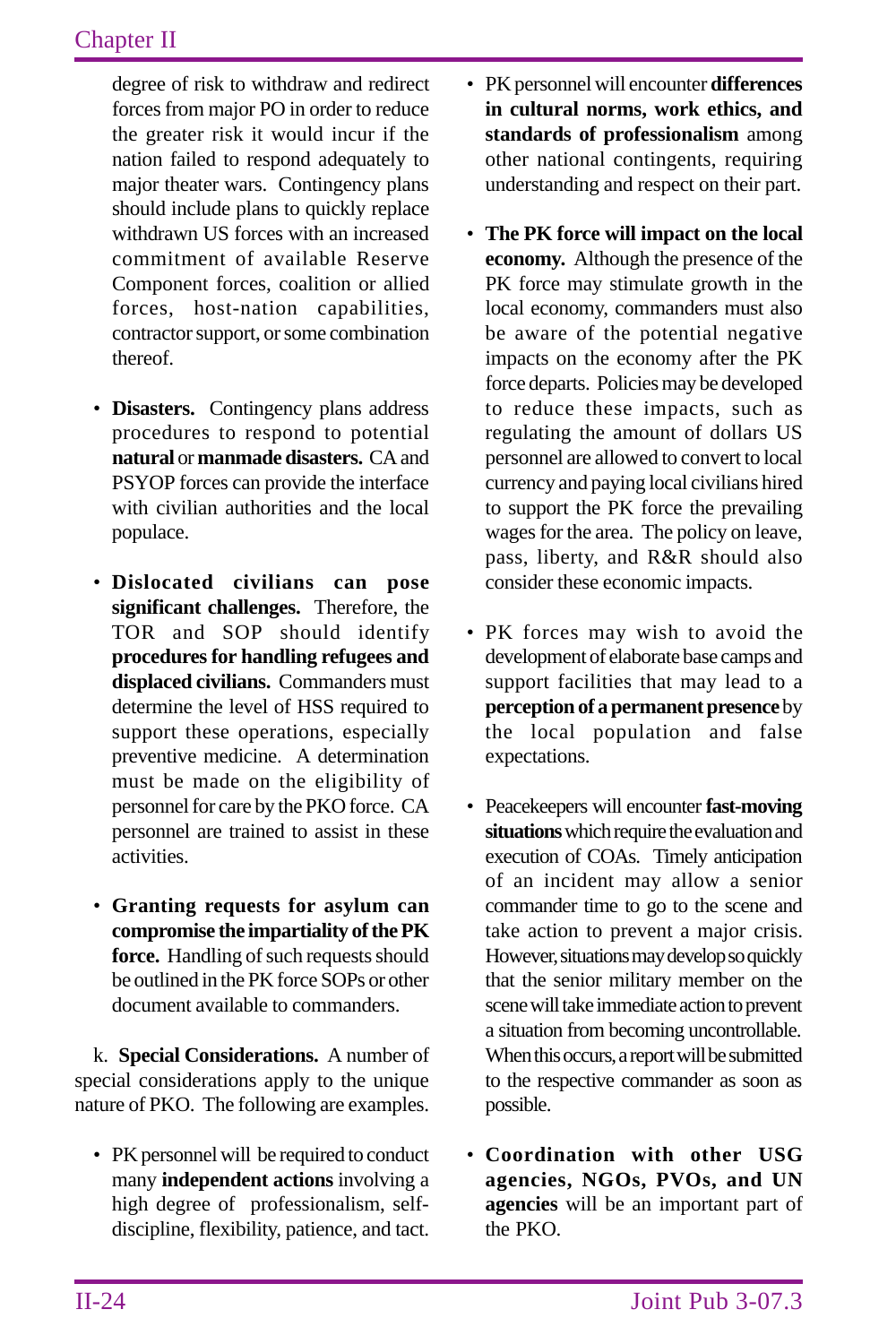degree of risk to withdraw and redirect forces from major PO in order to reduce the greater risk it would incur if the nation failed to respond adequately to major theater wars. Contingency plans should include plans to quickly replace withdrawn US forces with an increased commitment of available Reserve Component forces, coalition or allied forces, host-nation capabilities, contractor support, or some combination thereof.

- **Disasters.** Contingency plans address procedures to respond to potential **natural** or **manmade disasters.** CA and PSYOP forces can provide the interface with civilian authorities and the local populace.

- **Dislocated civilians can pose significant challenges.** Therefore, the TOR and SOP should identify **procedures for handling refugees and displaced civilians.** Commanders must determine the level of HSS required to support these operations, especially preventive medicine. A determination must be made on the eligibility of personnel for care by the PKO force. CA personnel are trained to assist in these activities.

- **Granting requests for asylum can compromise the impartiality of the PK force.** Handling of such requests should be outlined in the PK force SOPs or other document available to commanders.

k. **Special Considerations.** A number of special considerations apply to the unique nature of PKO. The following are examples.

- PK personnel will be required to conduct many **independent actions** involving a high degree of professionalism, self-discipline, flexibility, patience, and tact.

- PK personnel will encounter **differences in cultural norms, work ethics, and standards of professionalism** among other national contingents, requiring understanding and respect on their part.

- **The PK force will impact on the local economy.** Although the presence of the PK force may stimulate growth in the local economy, commanders must also be aware of the potential negative impacts on the economy after the PK force departs. Policies may be developed to reduce these impacts, such as regulating the amount of dollars US personnel are allowed to convert to local currency and paying local civilians hired to support the PK force the prevailing wages for the area. The policy on leave, pass, liberty, and R&R should also consider these economic impacts.

- PK forces may wish to avoid the development of elaborate base camps and support facilities that may lead to a **perception of a permanent presence** by the local population and false expectations.

- Peacekeepers will encounter **fast-moving situations** which require the evaluation and execution of COAs. Timely anticipation of an incident may allow a senior commander time to go to the scene and take action to prevent a major crisis. However, situations may develop so quickly that the senior military member on the scene will take immediate action to prevent a situation from becoming uncontrollable. When this occurs, a report will be submitted to the respective commander as soon as possible.

- **Coordination with other USG agencies, NGOs, PVOs, and UN agencies** will be an important part of the PKO.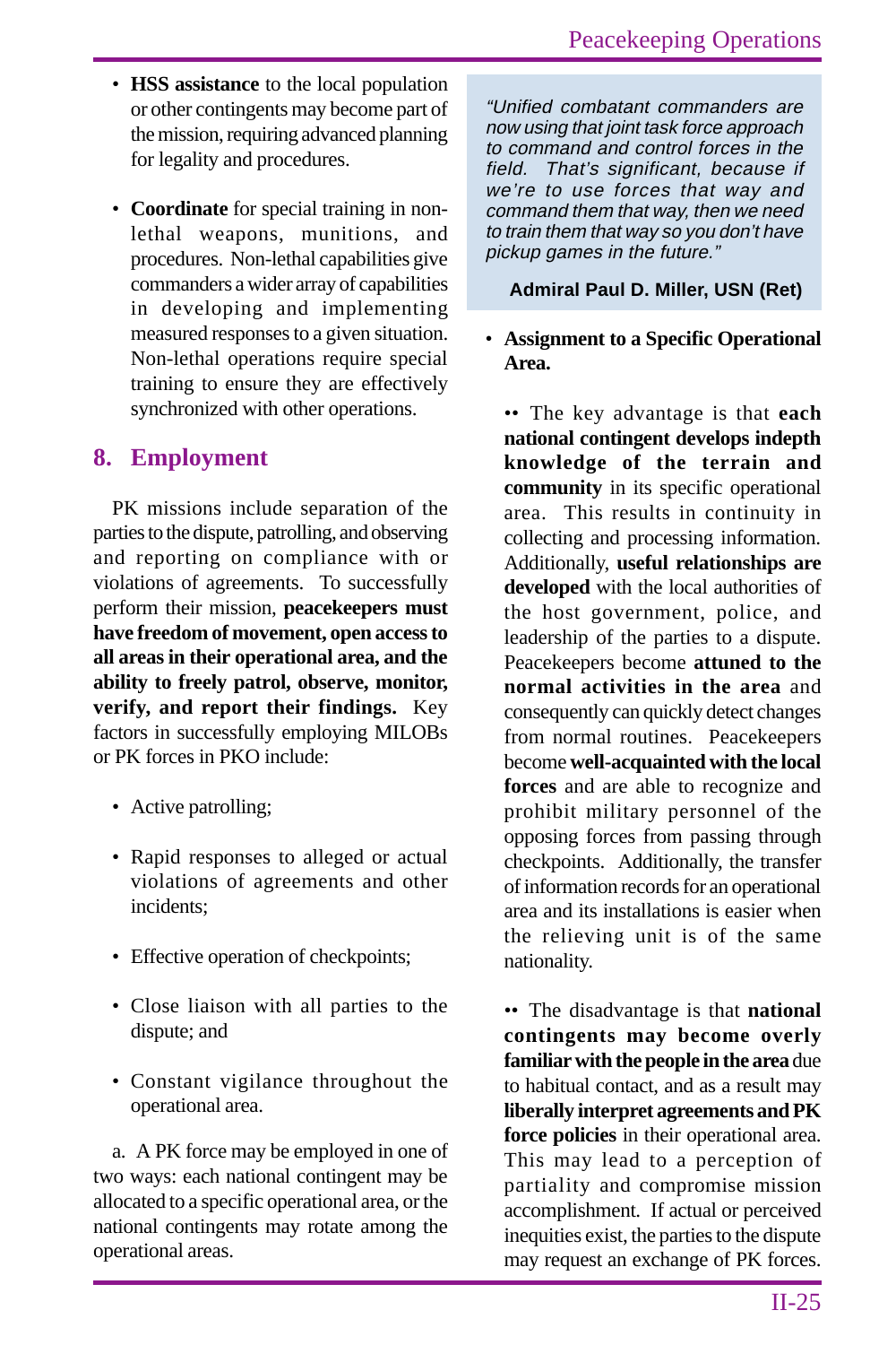- **HSS assistance** to the local population or other contingents may become part of the mission, requiring advanced planning for legality and procedures.

- **Coordinate** for special training in non-lethal weapons, munitions, and procedures. Non-lethal capabilities give commanders a wider array of capabilities in developing and implementing measured responses to a given situation. Non-lethal operations require special training to ensure they are effectively synchronized with other operations.

## 8. Employment

PK missions include separation of the parties to the dispute, patrolling, and observing and reporting on compliance with or violations of agreements. To successfully perform their mission, **peacekeepers must have freedom of movement, open access to all areas in their operational area, and the ability to freely patrol, observe, monitor, verify, and report their findings.** Key factors in successfully employing MILOBs or PK forces in PKO include:

- Active patrolling;

- Rapid responses to alleged or actual violations of agreements and other incidents;

- Effective operation of checkpoints;

- Close liaison with all parties to the dispute; and

- Constant vigilance throughout the operational area.

a. A PK force may be employed in one of two ways: each national contingent may be allocated to a specific operational area, or the national contingents may rotate among the operational areas.

> *"Unified combatant commanders are now using that joint task force approach to command and control forces in the field. That's significant, because if we're to use forces that way and command them that way, then we need to train them that way so you don't have pickup games in the future."*
>
> **Admiral Paul D. Miller, USN (Ret)**

- **Assignment to a Specific Operational Area.**

  •• The key advantage is that **each national contingent develops indepth knowledge of the terrain and community** in its specific operational area. This results in continuity in collecting and processing information. Additionally, **useful relationships are developed** with the local authorities of the host government, police, and leadership of the parties to a dispute. Peacekeepers become **attuned to the normal activities in the area** and consequently can quickly detect changes from normal routines. Peacekeepers become **well-acquainted with the local forces** and are able to recognize and prohibit military personnel of the opposing forces from passing through checkpoints. Additionally, the transfer of information records for an operational area and its installations is easier when the relieving unit is of the same nationality.

  •• The disadvantage is that **national contingents may become overly familiar with the people in the area** due to habitual contact, and as a result may **liberally interpret agreements and PK force policies** in their operational area. This may lead to a perception of partiality and compromise mission accomplishment. If actual or perceived inequities exist, the parties to the dispute may request an exchange of PK forces.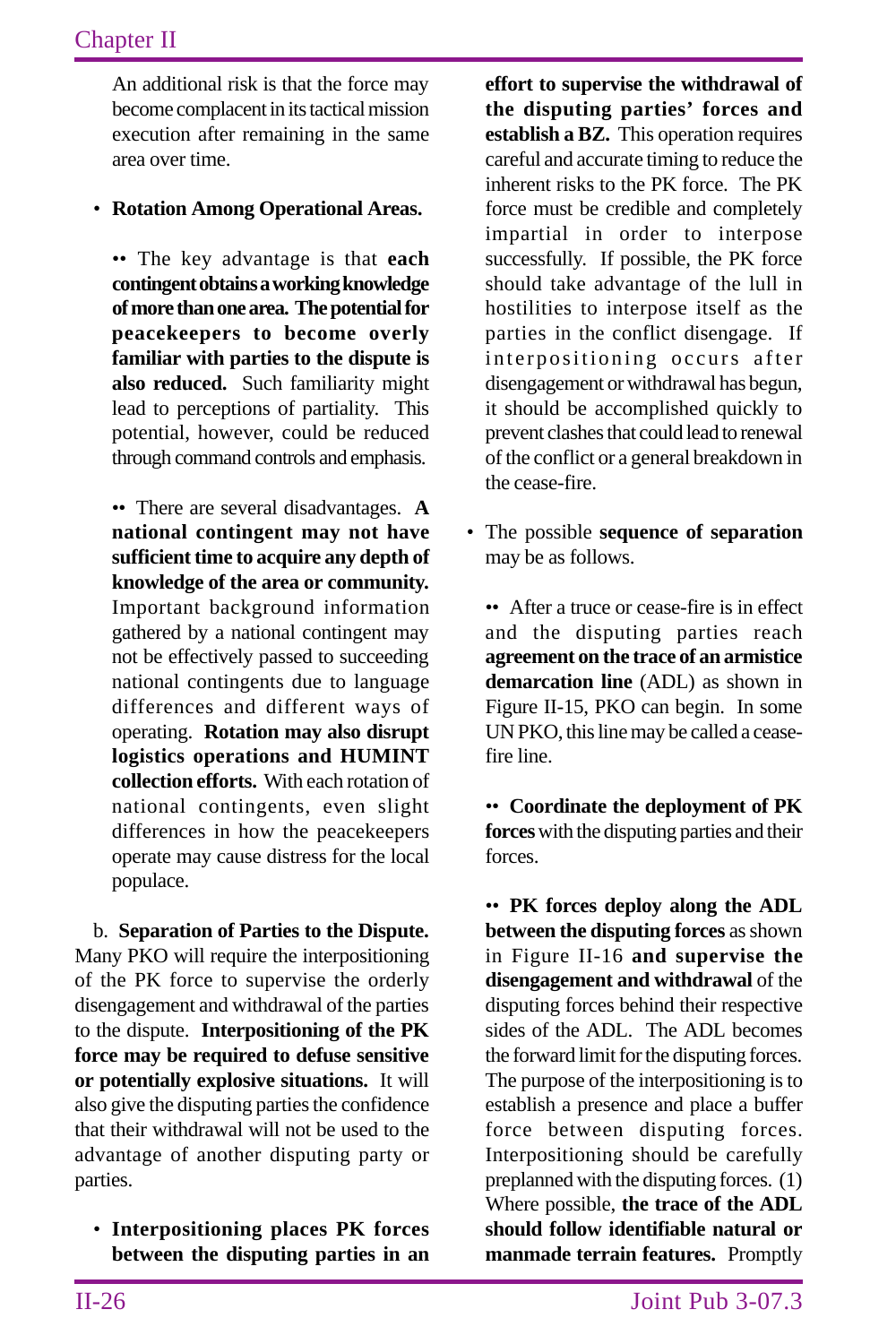An additional risk is that the force may become complacent in its tactical mission execution after remaining in the same area over time.

- **Rotation Among Operational Areas.**

  •• The key advantage is that **each contingent obtains a working knowledge of more than one area. The potential for peacekeepers to become overly familiar with parties to the dispute is also reduced.** Such familiarity might lead to perceptions of partiality. This potential, however, could be reduced through command controls and emphasis.

  •• There are several disadvantages. **A national contingent may not have sufficient time to acquire any depth of knowledge of the area or community.** Important background information gathered by a national contingent may not be effectively passed to succeeding national contingents due to language differences and different ways of operating. **Rotation may also disrupt logistics operations and HUMINT collection efforts.** With each rotation of national contingents, even slight differences in how the peacekeepers operate may cause distress for the local populace.

b. **Separation of Parties to the Dispute.** Many PKO will require the interpositioning of the PK force to supervise the orderly disengagement and withdrawal of the parties to the dispute. **Interpositioning of the PK force may be required to defuse sensitive or potentially explosive situations.** It will also give the disputing parties the confidence that their withdrawal will not be used to the advantage of another disputing party or parties.

- **Interpositioning places PK forces between the disputing parties in an effort to supervise the withdrawal of the disputing parties' forces and establish a BZ.** This operation requires careful and accurate timing to reduce the inherent risks to the PK force. The PK force must be credible and completely impartial in order to interpose successfully. If possible, the PK force should take advantage of the lull in hostilities to interpose itself as the parties in the conflict disengage. If interpositioning occurs after disengagement or withdrawal has begun, it should be accomplished quickly to prevent clashes that could lead to renewal of the conflict or a general breakdown in the cease-fire.

- The possible **sequence of separation** may be as follows.

  •• After a truce or cease-fire is in effect and the disputing parties reach **agreement on the trace of an armistice demarcation line** (ADL) as shown in Figure II-15, PKO can begin. In some UN PKO, this line may be called a cease-fire line.

  •• **Coordinate the deployment of PK forces** with the disputing parties and their forces.

  •• **PK forces deploy along the ADL between the disputing forces** as shown in Figure II-16 **and supervise the disengagement and withdrawal** of the disputing forces behind their respective sides of the ADL. The ADL becomes the forward limit for the disputing forces. The purpose of the interpositioning is to establish a presence and place a buffer force between disputing forces. Interpositioning should be carefully preplanned with the disputing forces. (1) Where possible, **the trace of the ADL should follow identifiable natural or manmade terrain features.** Promptly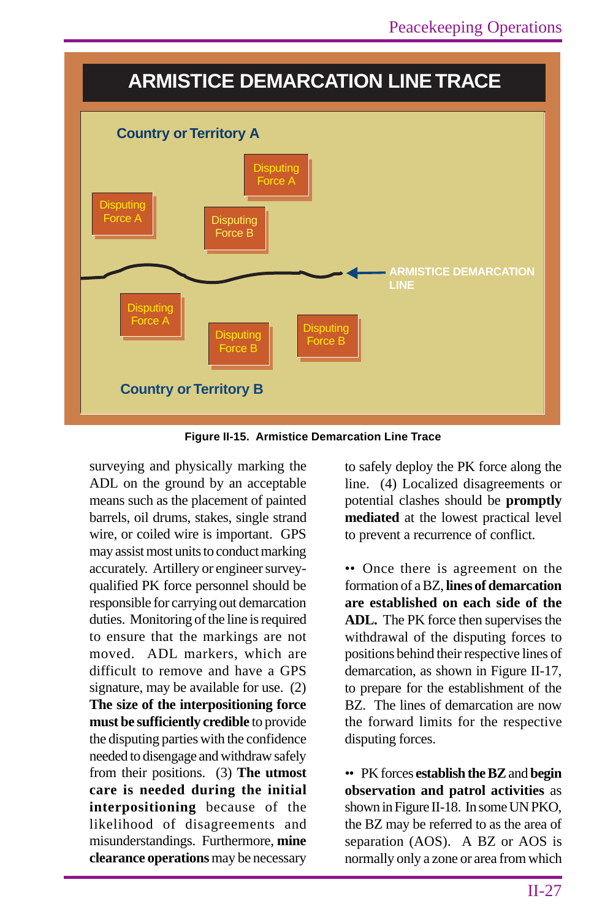**ARMISTICE DEMARCATION LINE TRACE**

Country or Territory A

Disputing Force A

Disputing Force A

Disputing Force B

ARMISTICE DEMARCATION LINE

Disputing Force A

Disputing Force B

Disputing Force B

Country or Territory B

**Figure II-15. Armistice Demarcation Line Trace**

surveying and physically marking the ADL on the ground by an acceptable means such as the placement of painted barrels, oil drums, stakes, single strand wire, or coiled wire is important. GPS may assist most units to conduct marking accurately. Artillery or engineer survey-qualified PK force personnel should be responsible for carrying out demarcation duties. Monitoring of the line is required to ensure that the markings are not moved. ADL markers, which are difficult to remove and have a GPS signature, may be available for use. (2) **The size of the interpositioning force must be sufficiently credible** to provide the disputing parties with the confidence needed to disengage and withdraw safely from their positions. (3) **The utmost care is needed during the initial interpositioning** because of the likelihood of disagreements and misunderstandings. Furthermore, **mine clearance operations** may be necessary to safely deploy the PK force along the line. (4) Localized disagreements or potential clashes should be **promptly mediated** at the lowest practical level to prevent a recurrence of conflict.

•• Once there is agreement on the formation of a BZ, **lines of demarcation are established on each side of the ADL.** The PK force then supervises the withdrawal of the disputing forces to positions behind their respective lines of demarcation, as shown in Figure II-17, to prepare for the establishment of the BZ. The lines of demarcation are now the forward limits for the respective disputing forces.

•• PK forces **establish the BZ** and **begin observation and patrol activities** as shown in Figure II-18. In some UN PKO, the BZ may be referred to as the area of separation (AOS). A BZ or AOS is normally only a zone or area from which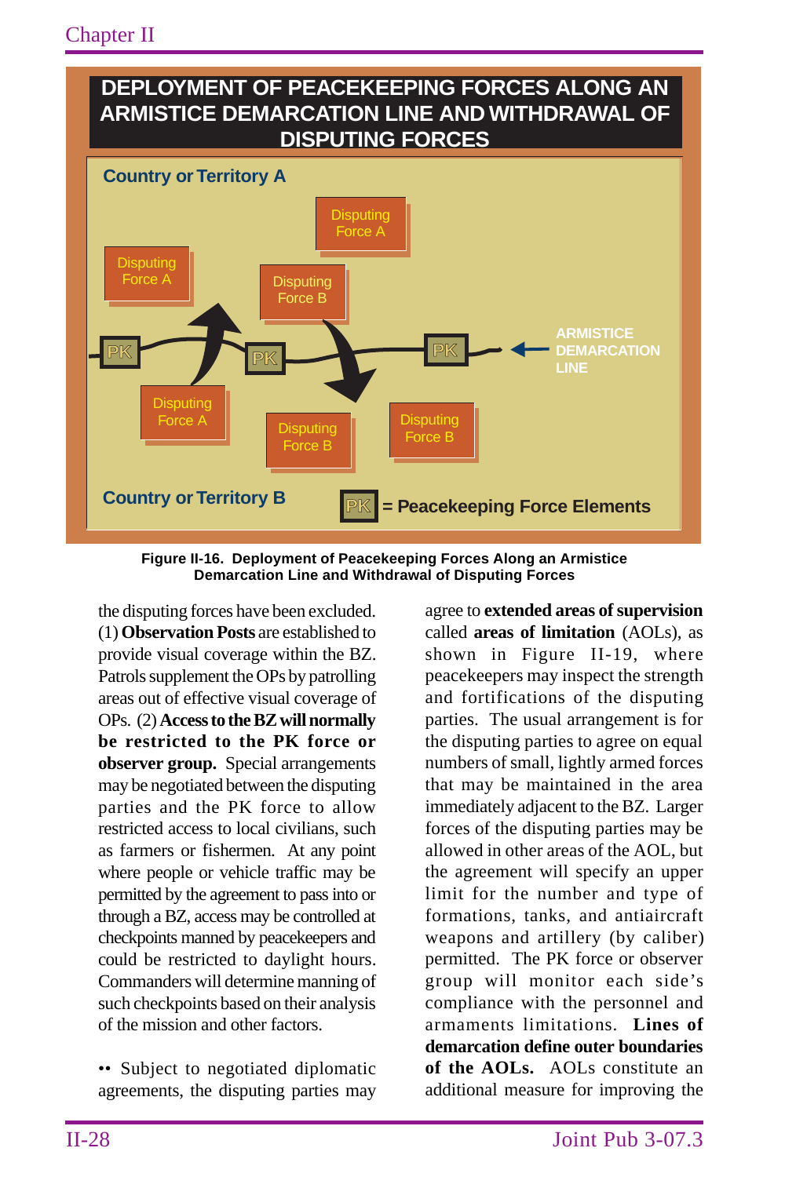**DEPLOYMENT OF PEACEKEEPING FORCES ALONG AN ARMISTICE DEMARCATION LINE AND WITHDRAWAL OF DISPUTING FORCES**

Country or Territory A

Disputing Force A | Disputing Force A | Disputing Force B

PK — PK — PK — ARMISTICE DEMARCATION LINE

Disputing Force A | Disputing Force B | Disputing Force B

Country or Territory B

PK = Peacekeeping Force Elements

**Figure II-16. Deployment of Peacekeeping Forces Along an Armistice Demarcation Line and Withdrawal of Disputing Forces**

the disputing forces have been excluded. (1) **Observation Posts** are established to provide visual coverage within the BZ. Patrols supplement the OPs by patrolling areas out of effective visual coverage of OPs. (2) **Access to the BZ will normally be restricted to the PK force or observer group.** Special arrangements may be negotiated between the disputing parties and the PK force to allow restricted access to local civilians, such as farmers or fishermen. At any point where people or vehicle traffic may be permitted by the agreement to pass into or through a BZ, access may be controlled at checkpoints manned by peacekeepers and could be restricted to daylight hours. Commanders will determine manning of such checkpoints based on their analysis of the mission and other factors.

•• Subject to negotiated diplomatic agreements, the disputing parties may agree to **extended areas of supervision** called **areas of limitation** (AOLs), as shown in Figure II-19, where peacekeepers may inspect the strength and fortifications of the disputing parties. The usual arrangement is for the disputing parties to agree on equal numbers of small, lightly armed forces that may be maintained in the area immediately adjacent to the BZ. Larger forces of the disputing parties may be allowed in other areas of the AOL, but the agreement will specify an upper limit for the number and type of formations, tanks, and antiaircraft weapons and artillery (by caliber) permitted. The PK force or observer group will monitor each side's compliance with the personnel and armaments limitations. **Lines of demarcation define outer boundaries of the AOLs.** AOLs constitute an additional measure for improving the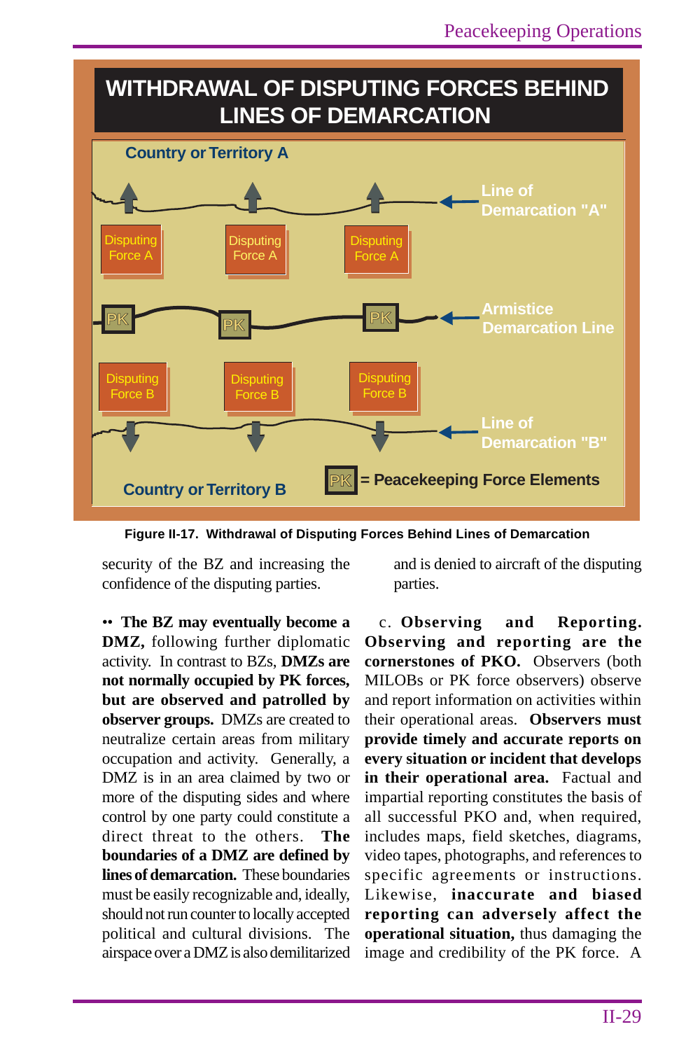**WITHDRAWAL OF DISPUTING FORCES BEHIND LINES OF DEMARCATION**

Country or Territory A

Line of Demarcation "A"

Disputing Force A | Disputing Force A | Disputing Force A

PK | PK | PK

Armistice Demarcation Line

Disputing Force B | Disputing Force B | Disputing Force B

Line of Demarcation "B"

Country or Territory B

PK = Peacekeeping Force Elements

**Figure II-17. Withdrawal of Disputing Forces Behind Lines of Demarcation**

security of the BZ and increasing the confidence of the disputing parties.

•• **The BZ may eventually become a DMZ,** following further diplomatic activity. In contrast to BZs, **DMZs are not normally occupied by PK forces, but are observed and patrolled by observer groups.** DMZs are created to neutralize certain areas from military occupation and activity. Generally, a DMZ is in an area claimed by two or more of the disputing sides and where control by one party could constitute a direct threat to the others. **The boundaries of a DMZ are defined by lines of demarcation.** These boundaries must be easily recognizable and, ideally, should not run counter to locally accepted political and cultural divisions. The airspace over a DMZ is also demilitarized and is denied to aircraft of the disputing parties.

c. **Observing and Reporting. Observing and reporting are the cornerstones of PKO.** Observers (both MILOBs or PK force observers) observe and report information on activities within their operational areas. **Observers must provide timely and accurate reports on every situation or incident that develops in their operational area.** Factual and impartial reporting constitutes the basis of all successful PKO and, when required, includes maps, field sketches, diagrams, video tapes, photographs, and references to specific agreements or instructions. Likewise, **inaccurate and biased reporting can adversely affect the operational situation,** thus damaging the image and credibility of the PK force. A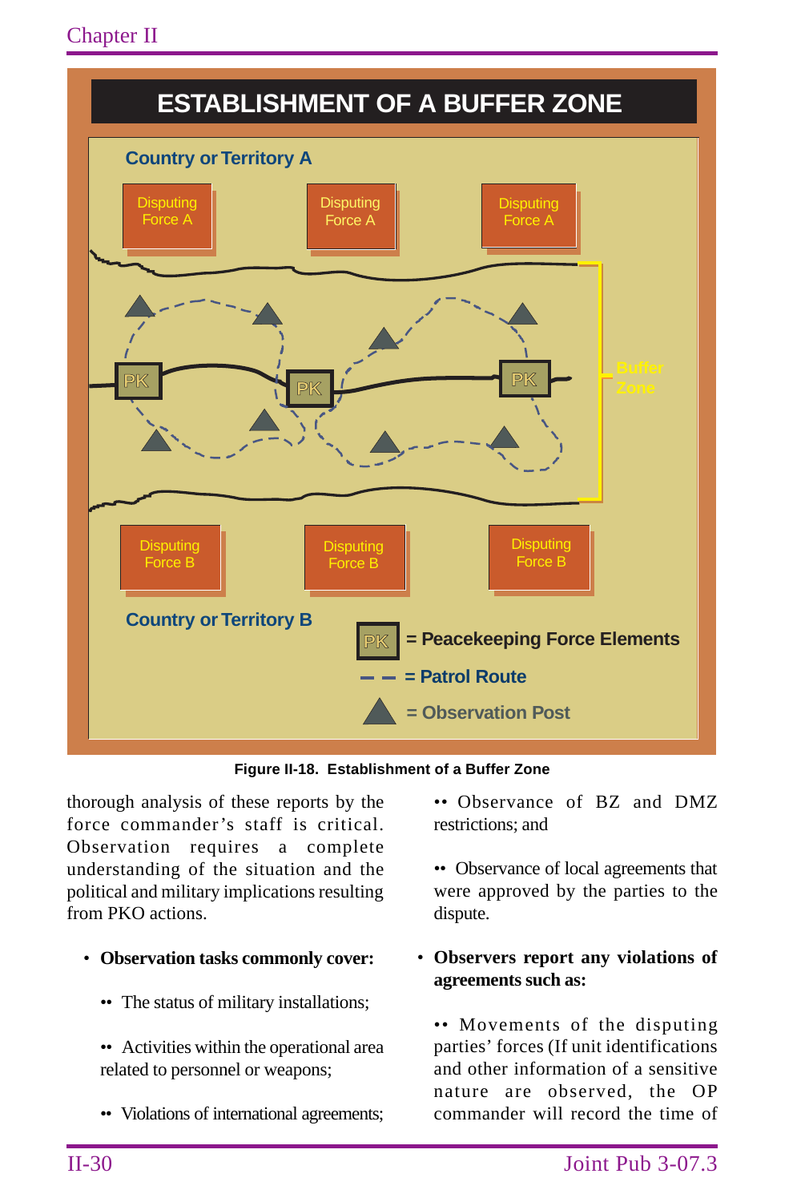## ESTABLISHMENT OF A BUFFER ZONE

Country or Territory A

Disputing Force A | Disputing Force A | Disputing Force A

PK | PK | PK

Buffer Zone

Disputing Force B | Disputing Force B | Disputing Force B

Country or Territory B

PK = Peacekeeping Force Elements

= Patrol Route

= Observation Post

**Figure II-18. Establishment of a Buffer Zone**

thorough analysis of these reports by the force commander's staff is critical. Observation requires a complete understanding of the situation and the political and military implications resulting from PKO actions.

- **Observation tasks commonly cover:**
  - •• The status of military installations;
  - •• Activities within the operational area related to personnel or weapons;
  - •• Violations of international agreements;
  - •• Observance of BZ and DMZ restrictions; and
  - •• Observance of local agreements that were approved by the parties to the dispute.

- **Observers report any violations of agreements such as:**
  - •• Movements of the disputing parties' forces (If unit identifications and other information of a sensitive nature are observed, the OP commander will record the time of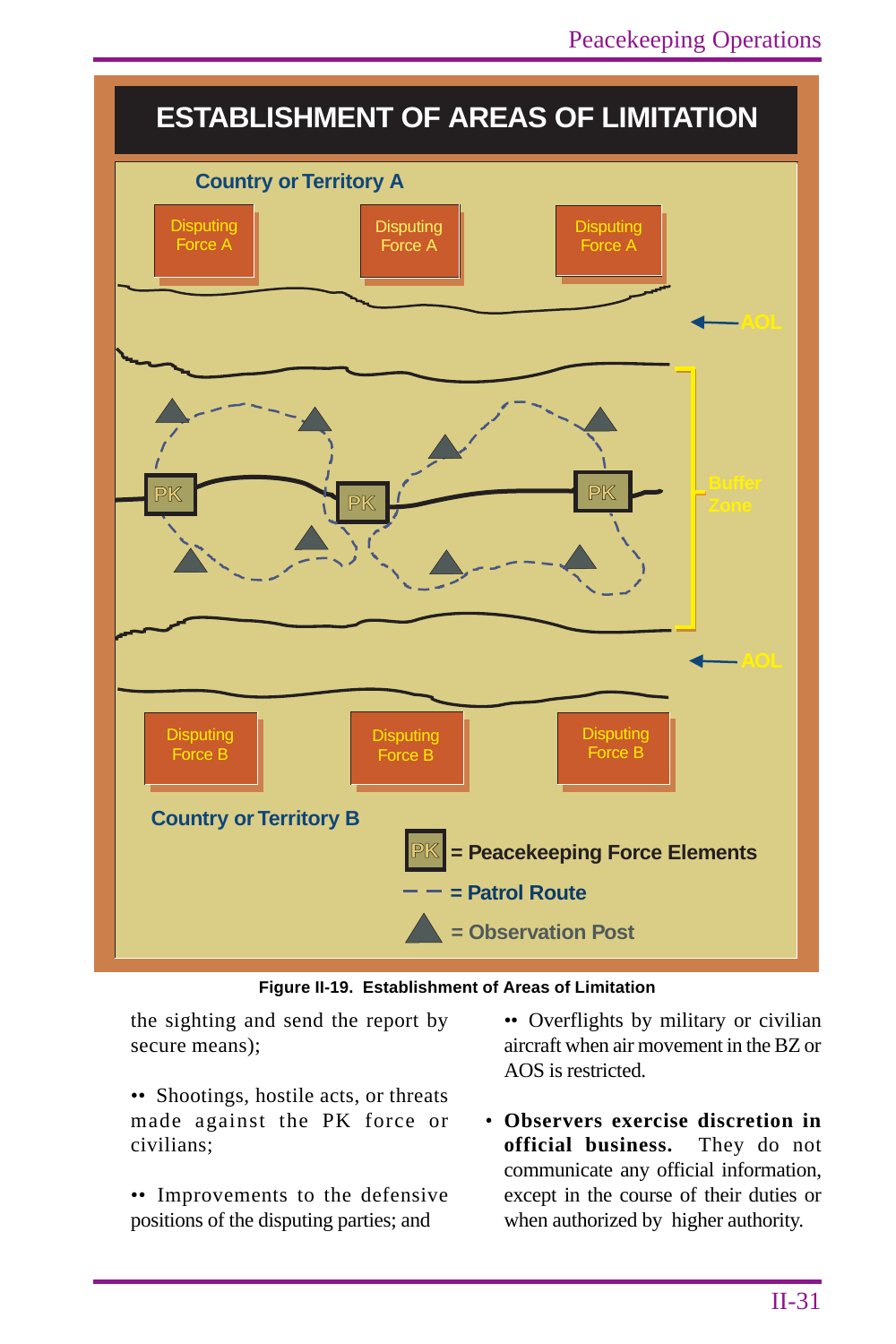## ESTABLISHMENT OF AREAS OF LIMITATION

Country or Territory A

Disputing Force A | Disputing Force A | Disputing Force A

AOL

Buffer Zone

PK | PK | PK

AOL

Disputing Force B | Disputing Force B | Disputing Force B

Country or Territory B

PK = Peacekeeping Force Elements

= Patrol Route

= Observation Post

**Figure II-19. Establishment of Areas of Limitation**

the sighting and send the report by secure means);

•• Shootings, hostile acts, or threats made against the PK force or civilians;

•• Improvements to the defensive positions of the disputing parties; and

•• Overflights by military or civilian aircraft when air movement in the BZ or AOS is restricted.

• **Observers exercise discretion in official business.** They do not communicate any official information, except in the course of their duties or when authorized by higher authority.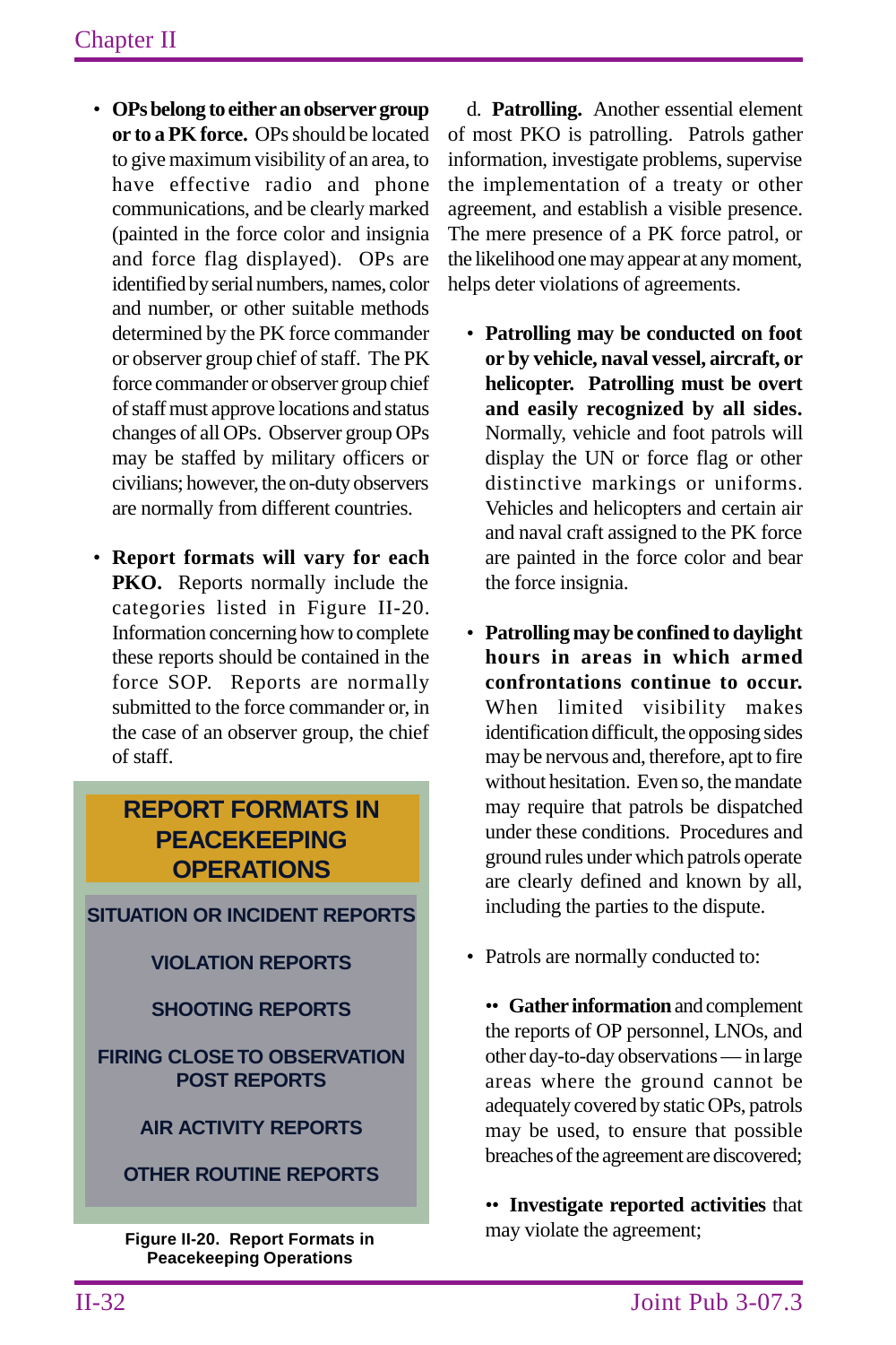- **OPs belong to either an observer group or to a PK force.** OPs should be located to give maximum visibility of an area, to have effective radio and phone communications, and be clearly marked (painted in the force color and insignia and force flag displayed). OPs are identified by serial numbers, names, color and number, or other suitable methods determined by the PK force commander or observer group chief of staff. The PK force commander or observer group chief of staff must approve locations and status changes of all OPs. Observer group OPs may be staffed by military officers or civilians; however, the on-duty observers are normally from different countries.

- **Report formats will vary for each PKO.** Reports normally include the categories listed in Figure II-20. Information concerning how to complete these reports should be contained in the force SOP. Reports are normally submitted to the force commander or, in the case of an observer group, the chief of staff.

**REPORT FORMATS IN PEACEKEEPING OPERATIONS**

- SITUATION OR INCIDENT REPORTS
- VIOLATION REPORTS
- SHOOTING REPORTS
- FIRING CLOSE TO OBSERVATION POST REPORTS
- AIR ACTIVITY REPORTS
- OTHER ROUTINE REPORTS

**Figure II-20. Report Formats in Peacekeeping Operations**

d. **Patrolling.** Another essential element of most PKO is patrolling. Patrols gather information, investigate problems, supervise the implementation of a treaty or other agreement, and establish a visible presence. The mere presence of a PK force patrol, or the likelihood one may appear at any moment, helps deter violations of agreements.

- **Patrolling may be conducted on foot or by vehicle, naval vessel, aircraft, or helicopter. Patrolling must be overt and easily recognized by all sides.** Normally, vehicle and foot patrols will display the UN or force flag or other distinctive markings or uniforms. Vehicles and helicopters and certain air and naval craft assigned to the PK force are painted in the force color and bear the force insignia.

- **Patrolling may be confined to daylight hours in areas in which armed confrontations continue to occur.** When limited visibility makes identification difficult, the opposing sides may be nervous and, therefore, apt to fire without hesitation. Even so, the mandate may require that patrols be dispatched under these conditions. Procedures and ground rules under which patrols operate are clearly defined and known by all, including the parties to the dispute.

- Patrols are normally conducted to:

  •• **Gather information** and complement the reports of OP personnel, LNOs, and other day-to-day observations — in large areas where the ground cannot be adequately covered by static OPs, patrols may be used, to ensure that possible breaches of the agreement are discovered;

  •• **Investigate reported activities** that may violate the agreement;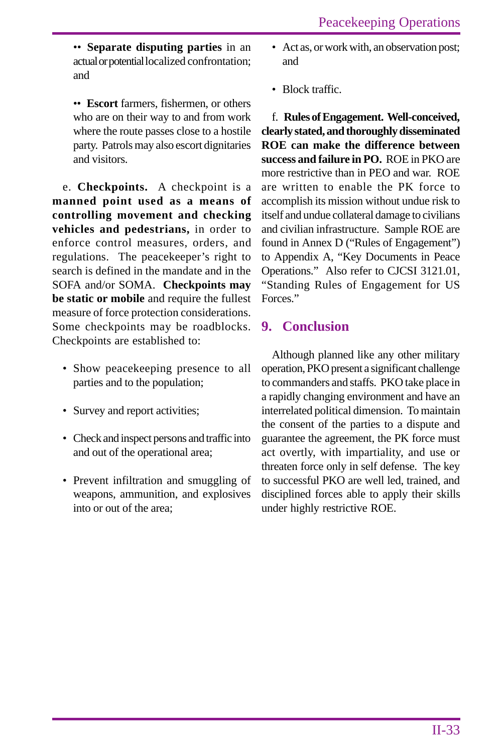•• **Separate disputing parties** in an actual or potential localized confrontation; and

•• **Escort** farmers, fishermen, or others who are on their way to and from work where the route passes close to a hostile party. Patrols may also escort dignitaries and visitors.

e. **Checkpoints.** A checkpoint is a **manned point used as a means of controlling movement and checking vehicles and pedestrians,** in order to enforce control measures, orders, and regulations. The peacekeeper's right to search is defined in the mandate and in the SOFA and/or SOMA. **Checkpoints may be static or mobile** and require the fullest measure of force protection considerations. Some checkpoints may be roadblocks. Checkpoints are established to:

- Show peacekeeping presence to all parties and to the population;
- Survey and report activities;
- Check and inspect persons and traffic into and out of the operational area;
- Prevent infiltration and smuggling of weapons, ammunition, and explosives into or out of the area;
- Act as, or work with, an observation post; and
- Block traffic.

f. **Rules of Engagement. Well-conceived, clearly stated, and thoroughly disseminated ROE can make the difference between success and failure in PO.** ROE in PKO are more restrictive than in PEO and war. ROE are written to enable the PK force to accomplish its mission without undue risk to itself and undue collateral damage to civilians and civilian infrastructure. Sample ROE are found in Annex D ("Rules of Engagement") to Appendix A, "Key Documents in Peace Operations." Also refer to CJCSI 3121.01, "Standing Rules of Engagement for US Forces."

## 9. Conclusion

Although planned like any other military operation, PKO present a significant challenge to commanders and staffs. PKO take place in a rapidly changing environment and have an interrelated political dimension. To maintain the consent of the parties to a dispute and guarantee the agreement, the PK force must act overtly, with impartiality, and use or threaten force only in self defense. The key to successful PKO are well led, trained, and disciplined forces able to apply their skills under highly restrictive ROE.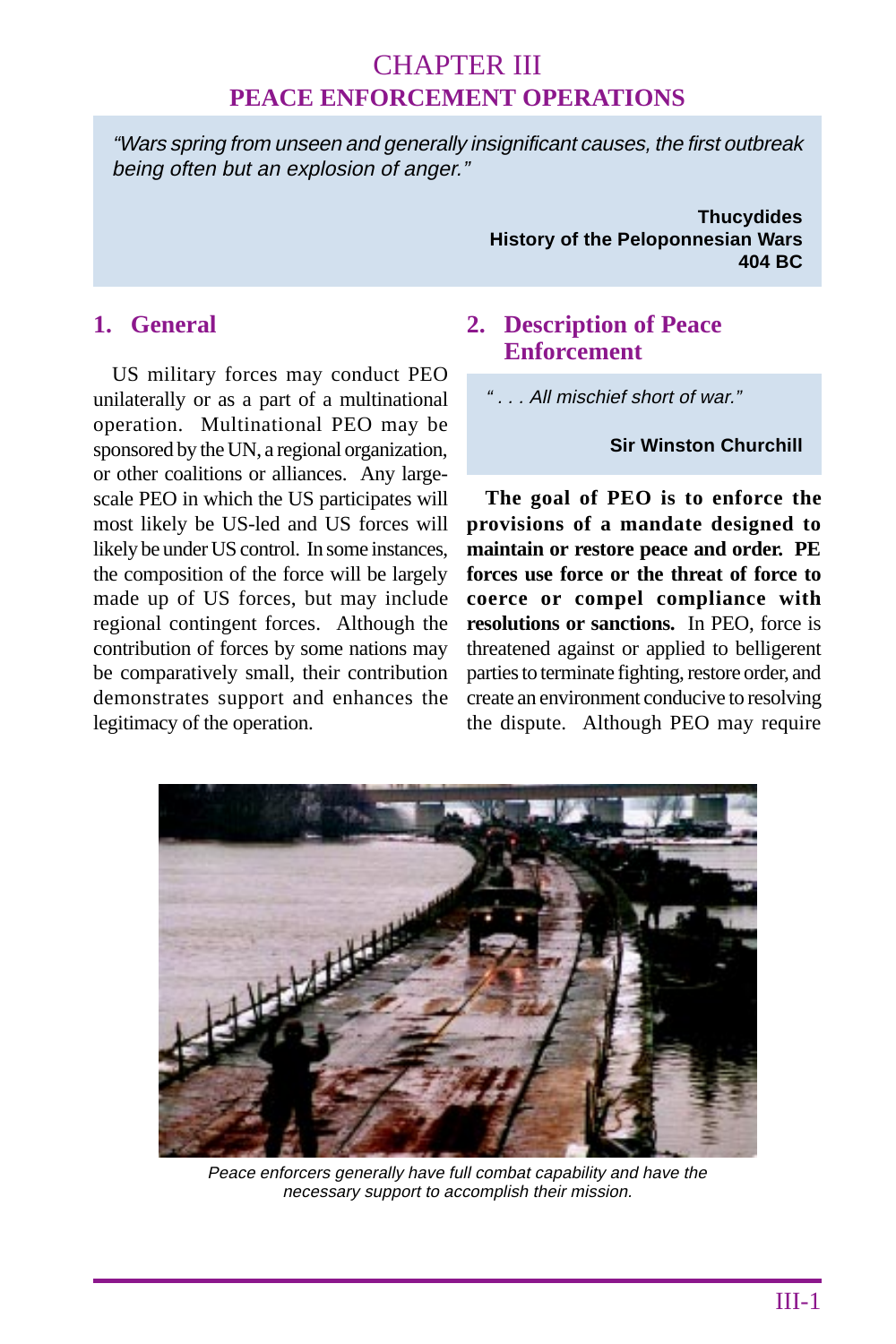# CHAPTER III
## PEACE ENFORCEMENT OPERATIONS

*"Wars spring from unseen and generally insignificant causes, the first outbreak being often but an explosion of anger."*

**Thucydides**
**History of the Peloponnesian Wars**
**404 BC**

### 1. General

US military forces may conduct PEO unilaterally or as a part of a multinational operation. Multinational PEO may be sponsored by the UN, a regional organization, or other coalitions or alliances. Any large-scale PEO in which the US participates will most likely be US-led and US forces will likely be under US control. In some instances, the composition of the force will be largely made up of US forces, but may include regional contingent forces. Although the contribution of forces by some nations may be comparatively small, their contribution demonstrates support and enhances the legitimacy of the operation.

### 2. Description of Peace Enforcement

*". . . All mischief short of war."*

**Sir Winston Churchill**

**The goal of PEO is to enforce the provisions of a mandate designed to maintain or restore peace and order. PE forces use force or the threat of force to coerce or compel compliance with resolutions or sanctions.** In PEO, force is threatened against or applied to belligerent parties to terminate fighting, restore order, and create an environment conducive to resolving the dispute. Although PEO may require

*Peace enforcers generally have full combat capability and have the necessary support to accomplish their mission.*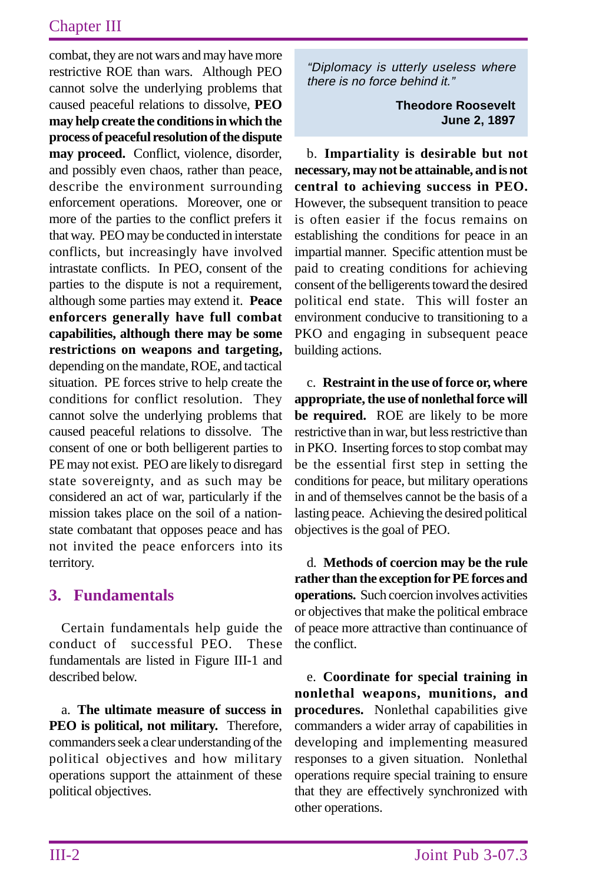combat, they are not wars and may have more restrictive ROE than wars. Although PEO cannot solve the underlying problems that caused peaceful relations to dissolve, **PEO may help create the conditions in which the process of peaceful resolution of the dispute may proceed.** Conflict, violence, disorder, and possibly even chaos, rather than peace, describe the environment surrounding enforcement operations. Moreover, one or more of the parties to the conflict prefers it that way. PEO may be conducted in interstate conflicts, but increasingly have involved intrastate conflicts. In PEO, consent of the parties to the dispute is not a requirement, although some parties may extend it. **Peace enforcers generally have full combat capabilities, although there may be some restrictions on weapons and targeting,** depending on the mandate, ROE, and tactical situation. PE forces strive to help create the conditions for conflict resolution. They cannot solve the underlying problems that caused peaceful relations to dissolve. The consent of one or both belligerent parties to PE may not exist. PEO are likely to disregard state sovereignty, and as such may be considered an act of war, particularly if the mission takes place on the soil of a nation-state combatant that opposes peace and has not invited the peace enforcers into its territory.

## 3. Fundamentals

Certain fundamentals help guide the conduct of successful PEO. These fundamentals are listed in Figure III-1 and described below.

a. **The ultimate measure of success in PEO is political, not military.** Therefore, commanders seek a clear understanding of the political objectives and how military operations support the attainment of these political objectives.

> *"Diplomacy is utterly useless where there is no force behind it."*
>
> **Theodore Roosevelt**
> **June 2, 1897**

b. **Impartiality is desirable but not necessary, may not be attainable, and is not central to achieving success in PEO.** However, the subsequent transition to peace is often easier if the focus remains on establishing the conditions for peace in an impartial manner. Specific attention must be paid to creating conditions for achieving consent of the belligerents toward the desired political end state. This will foster an environment conducive to transitioning to a PKO and engaging in subsequent peace building actions.

c. **Restraint in the use of force or, where appropriate, the use of nonlethal force will be required.** ROE are likely to be more restrictive than in war, but less restrictive than in PKO. Inserting forces to stop combat may be the essential first step in setting the conditions for peace, but military operations in and of themselves cannot be the basis of a lasting peace. Achieving the desired political objectives is the goal of PEO.

d. **Methods of coercion may be the rule rather than the exception for PE forces and operations.** Such coercion involves activities or objectives that make the political embrace of peace more attractive than continuance of the conflict.

e. **Coordinate for special training in nonlethal weapons, munitions, and procedures.** Nonlethal capabilities give commanders a wider array of capabilities in developing and implementing measured responses to a given situation. Nonlethal operations require special training to ensure that they are effectively synchronized with other operations.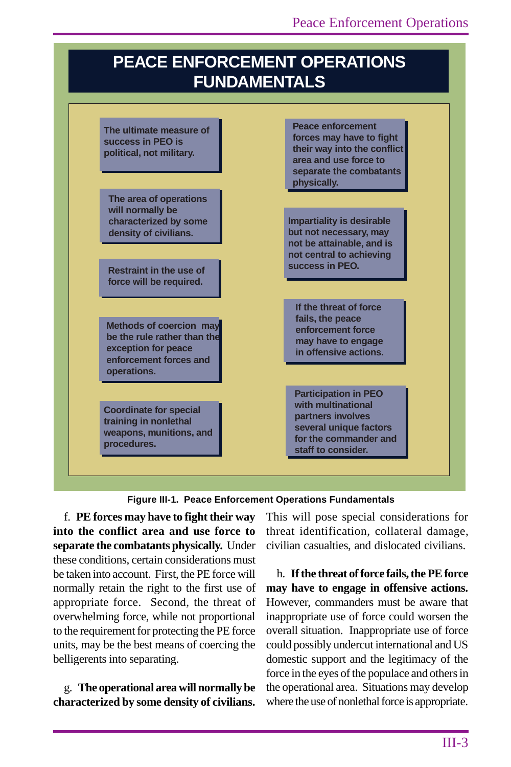## PEACE ENFORCEMENT OPERATIONS FUNDAMENTALS

- The ultimate measure of success in PEO is political, not military.
- The area of operations will normally be characterized by some density of civilians.
- Restraint in the use of force will be required.
- Methods of coercion may be the rule rather than the exception for peace enforcement forces and operations.
- Coordinate for special training in nonlethal weapons, munitions, and procedures.
- Peace enforcement forces may have to fight their way into the conflict area and use force to separate the combatants physically.
- Impartiality is desirable but not necessary, may not be attainable, and is not central to achieving success in PEO.
- If the threat of force fails, the peace enforcement force may have to engage in offensive actions.
- Participation in PEO with multinational partners involves several unique factors for the commander and staff to consider.

**Figure III-1. Peace Enforcement Operations Fundamentals**

f. **PE forces may have to fight their way into the conflict area and use force to separate the combatants physically.** Under these conditions, certain considerations must be taken into account. First, the PE force will normally retain the right to the first use of appropriate force. Second, the threat of overwhelming force, while not proportional to the requirement for protecting the PE force units, may be the best means of coercing the belligerents into separating.

g. **The operational area will normally be characterized by some density of civilians.** This will pose special considerations for threat identification, collateral damage, civilian casualties, and dislocated civilians.

h. **If the threat of force fails, the PE force may have to engage in offensive actions.** However, commanders must be aware that inappropriate use of force could worsen the overall situation. Inappropriate use of force could possibly undercut international and US domestic support and the legitimacy of the force in the eyes of the populace and others in the operational area. Situations may develop where the use of nonlethal force is appropriate.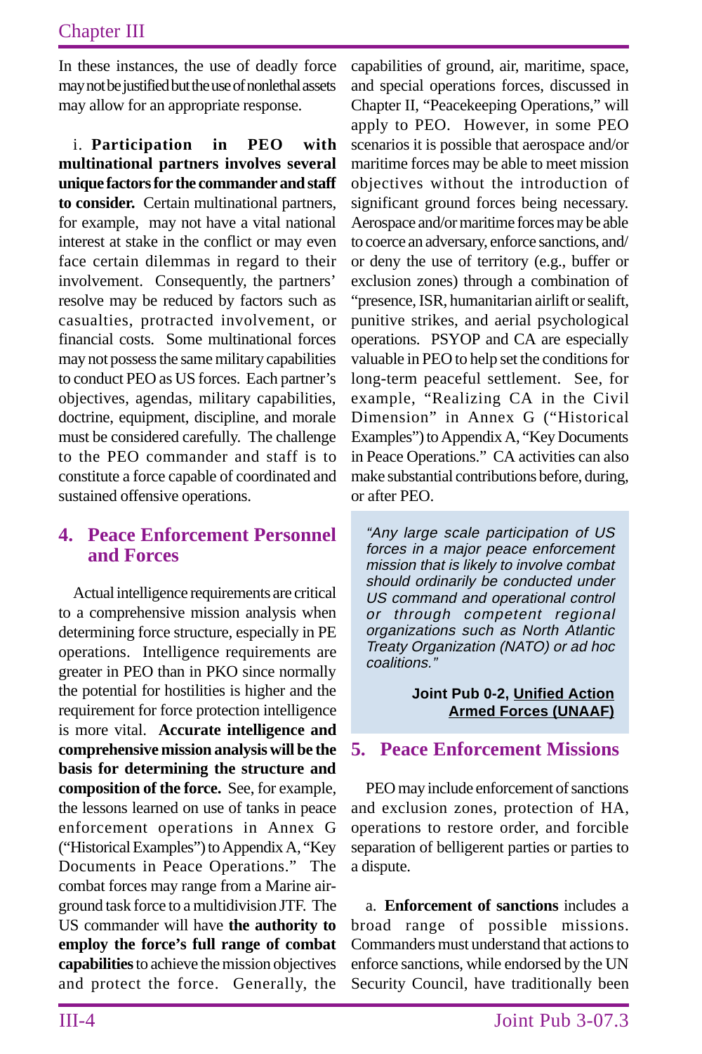In these instances, the use of deadly force may not be justified but the use of nonlethal assets may allow for an appropriate response.

i. **Participation in PEO with multinational partners involves several unique factors for the commander and staff to consider.** Certain multinational partners, for example, may not have a vital national interest at stake in the conflict or may even face certain dilemmas in regard to their involvement. Consequently, the partners' resolve may be reduced by factors such as casualties, protracted involvement, or financial costs. Some multinational forces may not possess the same military capabilities to conduct PEO as US forces. Each partner's objectives, agendas, military capabilities, doctrine, equipment, discipline, and morale must be considered carefully. The challenge to the PEO commander and staff is to constitute a force capable of coordinated and sustained offensive operations.

## 4. Peace Enforcement Personnel and Forces

Actual intelligence requirements are critical to a comprehensive mission analysis when determining force structure, especially in PE operations. Intelligence requirements are greater in PEO than in PKO since normally the potential for hostilities is higher and the requirement for force protection intelligence is more vital. **Accurate intelligence and comprehensive mission analysis will be the basis for determining the structure and composition of the force.** See, for example, the lessons learned on use of tanks in peace enforcement operations in Annex G ("Historical Examples") to Appendix A, "Key Documents in Peace Operations." The combat forces may range from a Marine air-ground task force to a multidivision JTF. The US commander will have **the authority to employ the force's full range of combat capabilities** to achieve the mission objectives and protect the force. Generally, the capabilities of ground, air, maritime, space, and special operations forces, discussed in Chapter II, "Peacekeeping Operations," will apply to PEO. However, in some PEO scenarios it is possible that aerospace and/or maritime forces may be able to meet mission objectives without the introduction of significant ground forces being necessary. Aerospace and/or maritime forces may be able to coerce an adversary, enforce sanctions, and/or deny the use of territory (e.g., buffer or exclusion zones) through a combination of "presence, ISR, humanitarian airlift or sealift, punitive strikes, and aerial psychological operations. PSYOP and CA are especially valuable in PEO to help set the conditions for long-term peaceful settlement. See, for example, "Realizing CA in the Civil Dimension" in Annex G ("Historical Examples") to Appendix A, "Key Documents in Peace Operations." CA activities can also make substantial contributions before, during, or after PEO.

> *"Any large scale participation of US forces in a major peace enforcement mission that is likely to involve combat should ordinarily be conducted under US command and operational control or through competent regional organizations such as North Atlantic Treaty Organization (NATO) or ad hoc coalitions."*
>
> **Joint Pub 0-2, Unified Action Armed Forces (UNAAF)**

## 5. Peace Enforcement Missions

PEO may include enforcement of sanctions and exclusion zones, protection of HA, operations to restore order, and forcible separation of belligerent parties or parties to a dispute.

a. **Enforcement of sanctions** includes a broad range of possible missions. Commanders must understand that actions to enforce sanctions, while endorsed by the UN Security Council, have traditionally been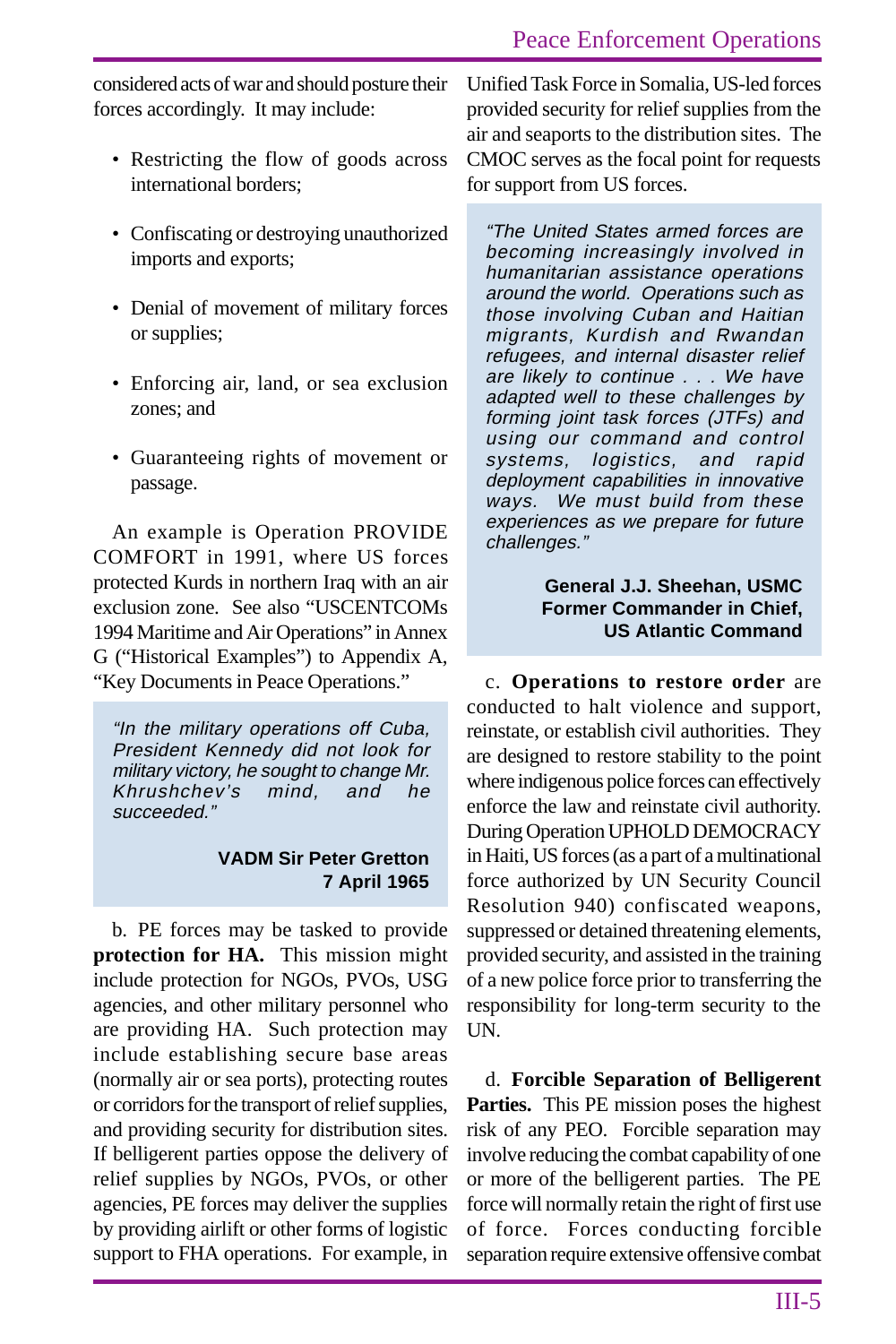considered acts of war and should posture their forces accordingly. It may include:

- Restricting the flow of goods across international borders;
- Confiscating or destroying unauthorized imports and exports;
- Denial of movement of military forces or supplies;
- Enforcing air, land, or sea exclusion zones; and
- Guaranteeing rights of movement or passage.

An example is Operation PROVIDE COMFORT in 1991, where US forces protected Kurds in northern Iraq with an air exclusion zone. See also "USCENTCOMs 1994 Maritime and Air Operations" in Annex G ("Historical Examples") to Appendix A, "Key Documents in Peace Operations."

> *"In the military operations off Cuba, President Kennedy did not look for military victory, he sought to change Mr. Khrushchev's mind, and he succeeded."*
>
> **VADM Sir Peter Gretton**
> **7 April 1965**

b. PE forces may be tasked to provide **protection for HA.** This mission might include protection for NGOs, PVOs, USG agencies, and other military personnel who are providing HA. Such protection may include establishing secure base areas (normally air or sea ports), protecting routes or corridors for the transport of relief supplies, and providing security for distribution sites. If belligerent parties oppose the delivery of relief supplies by NGOs, PVOs, or other agencies, PE forces may deliver the supplies by providing airlift or other forms of logistic support to FHA operations. For example, in Unified Task Force in Somalia, US-led forces provided security for relief supplies from the air and seaports to the distribution sites. The CMOC serves as the focal point for requests for support from US forces.

> *"The United States armed forces are becoming increasingly involved in humanitarian assistance operations around the world. Operations such as those involving Cuban and Haitian migrants, Kurdish and Rwandan refugees, and internal disaster relief are likely to continue . . . We have adapted well to these challenges by forming joint task forces (JTFs) and using our command and control systems, logistics, and rapid deployment capabilities in innovative ways. We must build from these experiences as we prepare for future challenges."*
>
> **General J.J. Sheehan, USMC**
> **Former Commander in Chief,**
> **US Atlantic Command**

c. **Operations to restore order** are conducted to halt violence and support, reinstate, or establish civil authorities. They are designed to restore stability to the point where indigenous police forces can effectively enforce the law and reinstate civil authority. During Operation UPHOLD DEMOCRACY in Haiti, US forces (as a part of a multinational force authorized by UN Security Council Resolution 940) confiscated weapons, suppressed or detained threatening elements, provided security, and assisted in the training of a new police force prior to transferring the responsibility for long-term security to the UN.

d. **Forcible Separation of Belligerent Parties.** This PE mission poses the highest risk of any PEO. Forcible separation may involve reducing the combat capability of one or more of the belligerent parties. The PE force will normally retain the right of first use of force. Forces conducting forcible separation require extensive offensive combat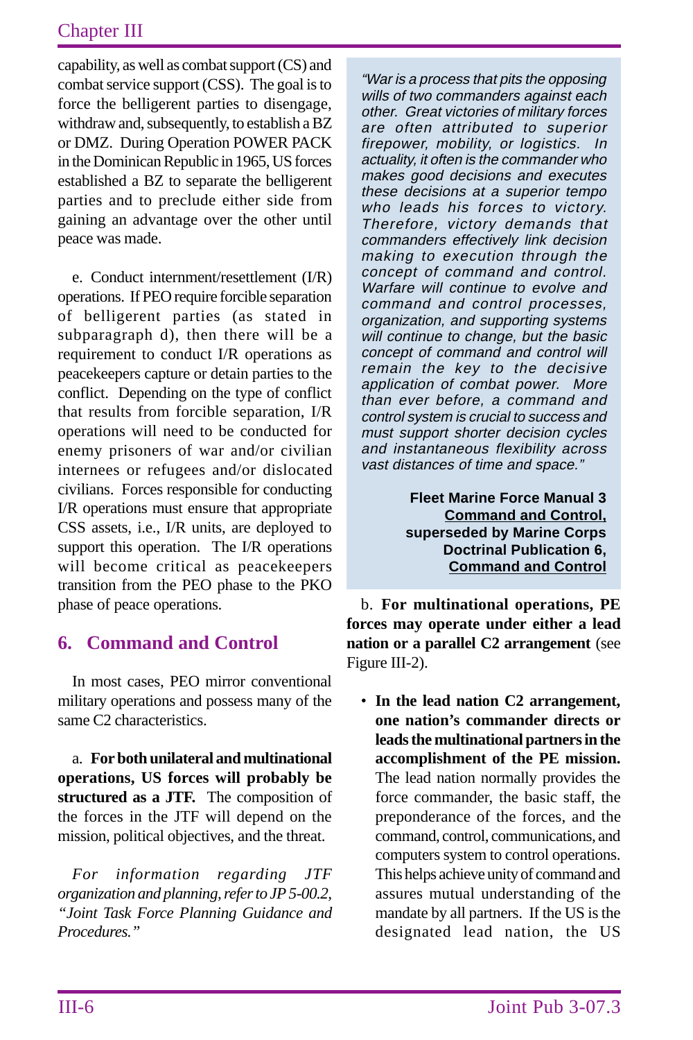capability, as well as combat support (CS) and combat service support (CSS). The goal is to force the belligerent parties to disengage, withdraw and, subsequently, to establish a BZ or DMZ. During Operation POWER PACK in the Dominican Republic in 1965, US forces established a BZ to separate the belligerent parties and to preclude either side from gaining an advantage over the other until peace was made.

e. Conduct internment/resettlement (I/R) operations. If PEO require forcible separation of belligerent parties (as stated in subparagraph d), then there will be a requirement to conduct I/R operations as peacekeepers capture or detain parties to the conflict. Depending on the type of conflict that results from forcible separation, I/R operations will need to be conducted for enemy prisoners of war and/or civilian internees or refugees and/or dislocated civilians. Forces responsible for conducting I/R operations must ensure that appropriate CSS assets, i.e., I/R units, are deployed to support this operation. The I/R operations will become critical as peacekeepers transition from the PEO phase to the PKO phase of peace operations.

## 6. Command and Control

In most cases, PEO mirror conventional military operations and possess many of the same C2 characteristics.

a. **For both unilateral and multinational operations, US forces will probably be structured as a JTF.** The composition of the forces in the JTF will depend on the mission, political objectives, and the threat.

*For information regarding JTF organization and planning, refer to JP 5-00.2, "Joint Task Force Planning Guidance and Procedures."*

> *"War is a process that pits the opposing wills of two commanders against each other. Great victories of military forces are often attributed to superior firepower, mobility, or logistics. In actuality, it often is the commander who makes good decisions and executes these decisions at a superior tempo who leads his forces to victory. Therefore, victory demands that commanders effectively link decision making to execution through the concept of command and control. Warfare will continue to evolve and command and control processes, organization, and supporting systems will continue to change, but the basic concept of command and control will remain the key to the decisive application of combat power. More than ever before, a command and control system is crucial to success and must support shorter decision cycles and instantaneous flexibility across vast distances of time and space."*
>
> **Fleet Marine Force Manual 3 <u>Command and Control,</u> superseded by Marine Corps Doctrinal Publication 6, <u>Command and Control</u>**

b. **For multinational operations, PE forces may operate under either a lead nation or a parallel C2 arrangement** (see Figure III-2).

- **In the lead nation C2 arrangement, one nation's commander directs or leads the multinational partners in the accomplishment of the PE mission.** The lead nation normally provides the force commander, the basic staff, the preponderance of the forces, and the command, control, communications, and computers system to control operations. This helps achieve unity of command and assures mutual understanding of the mandate by all partners. If the US is the designated lead nation, the US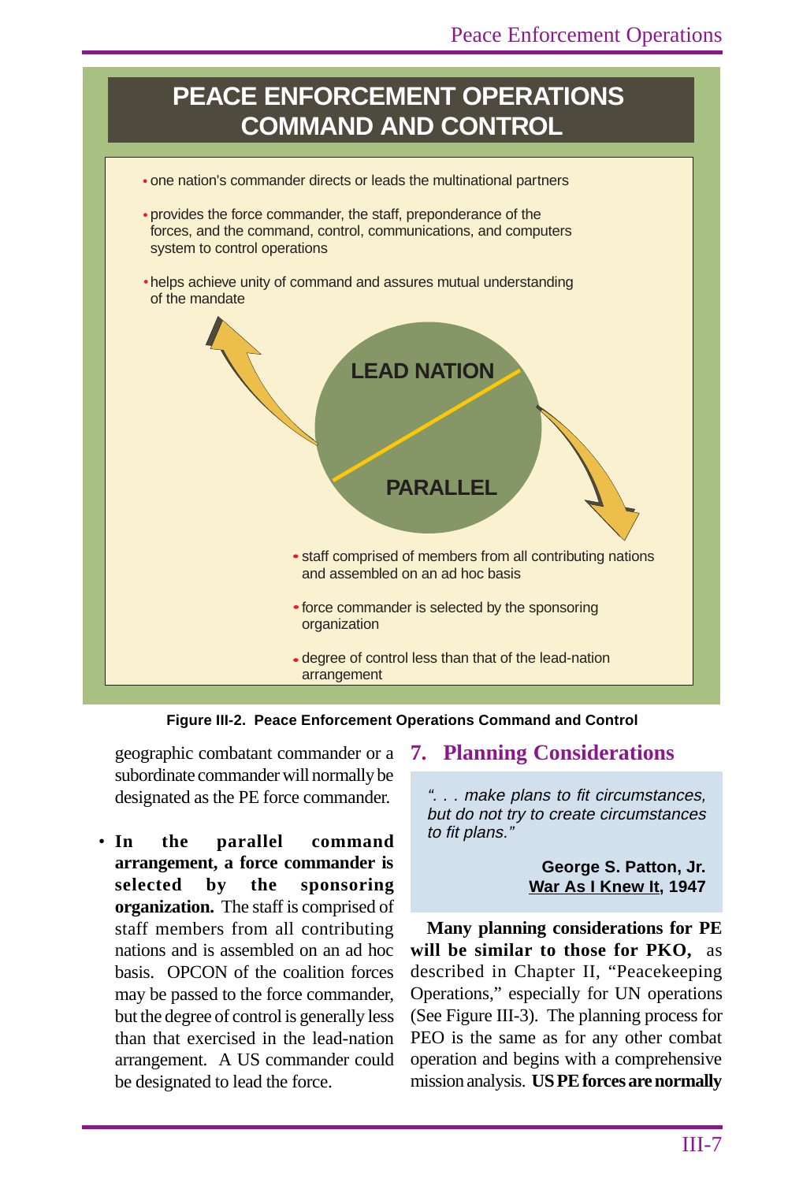## PEACE ENFORCEMENT OPERATIONS COMMAND AND CONTROL

- one nation's commander directs or leads the multinational partners
- provides the force commander, the staff, preponderance of the forces, and the command, control, communications, and computers system to control operations
- helps achieve unity of command and assures mutual understanding of the mandate

**LEAD NATION**

**PARALLEL**

- staff comprised of members from all contributing nations and assembled on an ad hoc basis
- force commander is selected by the sponsoring organization
- degree of control less than that of the lead-nation arrangement

**Figure III-2. Peace Enforcement Operations Command and Control**

geographic combatant commander or a subordinate commander will normally be designated as the PE force commander.

- **In the parallel command arrangement, a force commander is selected by the sponsoring organization.** The staff is comprised of staff members from all contributing nations and is assembled on an ad hoc basis. OPCON of the coalition forces may be passed to the force commander, but the degree of control is generally less than that exercised in the lead-nation arrangement. A US commander could be designated to lead the force.

## 7. Planning Considerations

> *". . . make plans to fit circumstances, but do not try to create circumstances to fit plans."*
>
> **George S. Patton, Jr.**
> **War As I Knew It, 1947**

**Many planning considerations for PE will be similar to those for PKO,** as described in Chapter II, "Peacekeeping Operations," especially for UN operations (See Figure III-3). The planning process for PEO is the same as for any other combat operation and begins with a comprehensive mission analysis. **US PE forces are normally**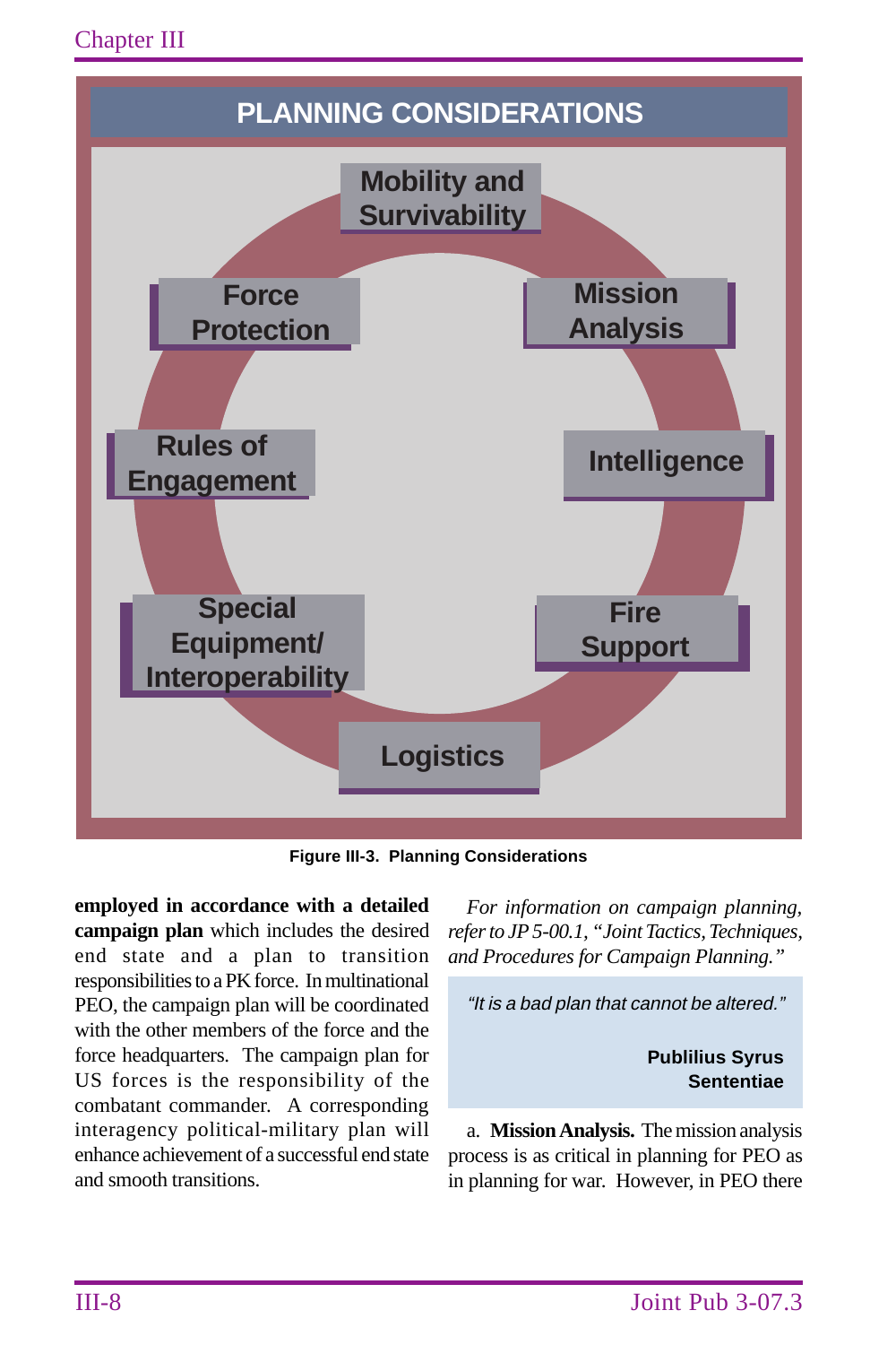**PLANNING CONSIDERATIONS**

- Mobility and Survivability
- Mission Analysis
- Intelligence
- Fire Support
- Logistics
- Special Equipment/ Interoperability
- Rules of Engagement
- Force Protection

Figure III-3. Planning Considerations

**employed in accordance with a detailed campaign plan** which includes the desired end state and a plan to transition responsibilities to a PK force. In multinational PEO, the campaign plan will be coordinated with the other members of the force and the force headquarters. The campaign plan for US forces is the responsibility of the combatant commander. A corresponding interagency political-military plan will enhance achievement of a successful end state and smooth transitions.

*For information on campaign planning, refer to JP 5-00.1, "Joint Tactics, Techniques, and Procedures for Campaign Planning."*

> *"It is a bad plan that cannot be altered."*
>
> **Publilius Syrus**
> **Sententiae**

a. **Mission Analysis.** The mission analysis process is as critical in planning for PEO as in planning for war. However, in PEO there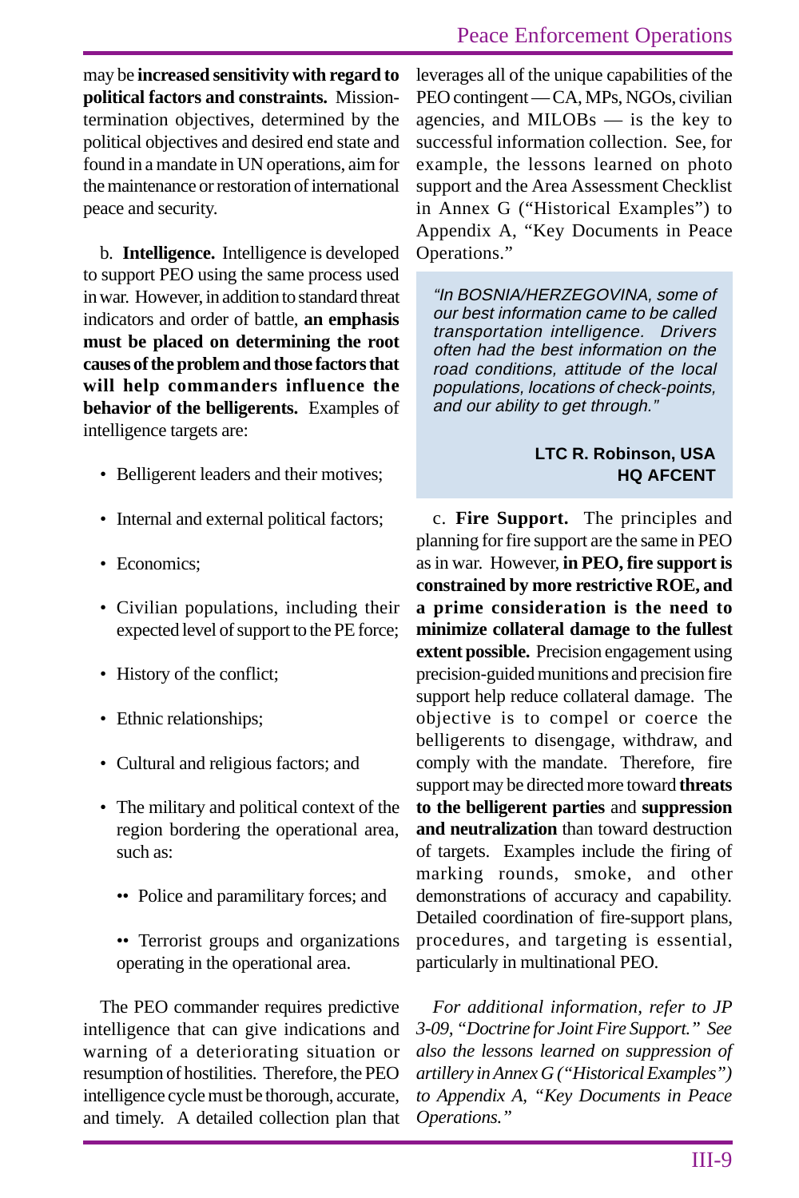may be **increased sensitivity with regard to political factors and constraints.** Mission-termination objectives, determined by the political objectives and desired end state and found in a mandate in UN operations, aim for the maintenance or restoration of international peace and security.

b. **Intelligence.** Intelligence is developed to support PEO using the same process used in war. However, in addition to standard threat indicators and order of battle, **an emphasis must be placed on determining the root causes of the problem and those factors that will help commanders influence the behavior of the belligerents.** Examples of intelligence targets are:

- Belligerent leaders and their motives;
- Internal and external political factors;
- Economics;
- Civilian populations, including their expected level of support to the PE force;
- History of the conflict;
- Ethnic relationships;
- Cultural and religious factors; and
- The military and political context of the region bordering the operational area, such as:
  - Police and paramilitary forces; and
  - Terrorist groups and organizations operating in the operational area.

The PEO commander requires predictive intelligence that can give indications and warning of a deteriorating situation or resumption of hostilities. Therefore, the PEO intelligence cycle must be thorough, accurate, and timely. A detailed collection plan that leverages all of the unique capabilities of the PEO contingent — CA, MPs, NGOs, civilian agencies, and MILOBs — is the key to successful information collection. See, for example, the lessons learned on photo support and the Area Assessment Checklist in Annex G ("Historical Examples") to Appendix A, "Key Documents in Peace Operations."

> *"In BOSNIA/HERZEGOVINA, some of our best information came to be called transportation intelligence. Drivers often had the best information on the road conditions, attitude of the local populations, locations of check-points, and our ability to get through."*
>
> **LTC R. Robinson, USA**
> **HQ AFCENT**

c. **Fire Support.** The principles and planning for fire support are the same in PEO as in war. However, **in PEO, fire support is constrained by more restrictive ROE, and a prime consideration is the need to minimize collateral damage to the fullest extent possible.** Precision engagement using precision-guided munitions and precision fire support help reduce collateral damage. The objective is to compel or coerce the belligerents to disengage, withdraw, and comply with the mandate. Therefore, fire support may be directed more toward **threats to the belligerent parties** and **suppression and neutralization** than toward destruction of targets. Examples include the firing of marking rounds, smoke, and other demonstrations of accuracy and capability. Detailed coordination of fire-support plans, procedures, and targeting is essential, particularly in multinational PEO.

*For additional information, refer to JP 3-09, "Doctrine for Joint Fire Support." See also the lessons learned on suppression of artillery in Annex G ("Historical Examples") to Appendix A, "Key Documents in Peace Operations."*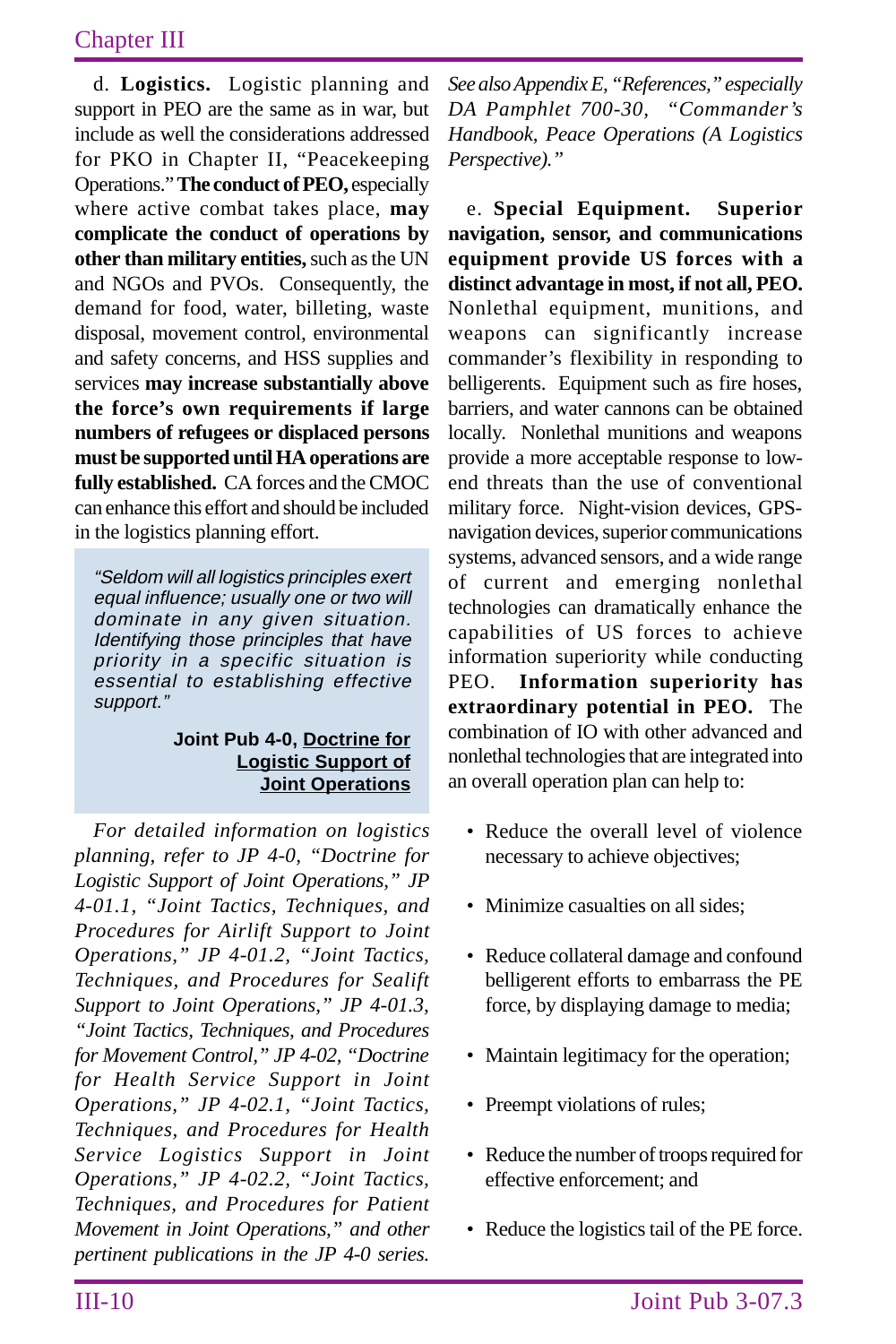d. **Logistics.** Logistic planning and support in PEO are the same as in war, but include as well the considerations addressed for PKO in Chapter II, "Peacekeeping Operations." **The conduct of PEO,** especially where active combat takes place, **may complicate the conduct of operations by other than military entities,** such as the UN and NGOs and PVOs. Consequently, the demand for food, water, billeting, waste disposal, movement control, environmental and safety concerns, and HSS supplies and services **may increase substantially above the force's own requirements if large numbers of refugees or displaced persons must be supported until HA operations are fully established.** CA forces and the CMOC can enhance this effort and should be included in the logistics planning effort.

> *"Seldom will all logistics principles exert equal influence; usually one or two will dominate in any given situation. Identifying those principles that have priority in a specific situation is essential to establishing effective support."*
>
> **Joint Pub 4-0, Doctrine for Logistic Support of Joint Operations**

*For detailed information on logistics planning, refer to JP 4-0, "Doctrine for Logistic Support of Joint Operations," JP 4-01.1, "Joint Tactics, Techniques, and Procedures for Airlift Support to Joint Operations," JP 4-01.2, "Joint Tactics, Techniques, and Procedures for Sealift Support to Joint Operations," JP 4-01.3, "Joint Tactics, Techniques, and Procedures for Movement Control," JP 4-02, "Doctrine for Health Service Support in Joint Operations," JP 4-02.1, "Joint Tactics, Techniques, and Procedures for Health Service Logistics Support in Joint Operations," JP 4-02.2, "Joint Tactics, Techniques, and Procedures for Patient Movement in Joint Operations," and other pertinent publications in the JP 4-0 series. See also Appendix E, "References," especially DA Pamphlet 700-30, "Commander's Handbook, Peace Operations (A Logistics Perspective)."*

e. **Special Equipment. Superior navigation, sensor, and communications equipment provide US forces with a distinct advantage in most, if not all, PEO.** Nonlethal equipment, munitions, and weapons can significantly increase commander's flexibility in responding to belligerents. Equipment such as fire hoses, barriers, and water cannons can be obtained locally. Nonlethal munitions and weapons provide a more acceptable response to low-end threats than the use of conventional military force. Night-vision devices, GPS-navigation devices, superior communications systems, advanced sensors, and a wide range of current and emerging nonlethal technologies can dramatically enhance the capabilities of US forces to achieve information superiority while conducting PEO. **Information superiority has extraordinary potential in PEO.** The combination of IO with other advanced and nonlethal technologies that are integrated into an overall operation plan can help to:

- Reduce the overall level of violence necessary to achieve objectives;
- Minimize casualties on all sides;
- Reduce collateral damage and confound belligerent efforts to embarrass the PE force, by displaying damage to media;
- Maintain legitimacy for the operation;
- Preempt violations of rules;
- Reduce the number of troops required for effective enforcement; and
- Reduce the logistics tail of the PE force.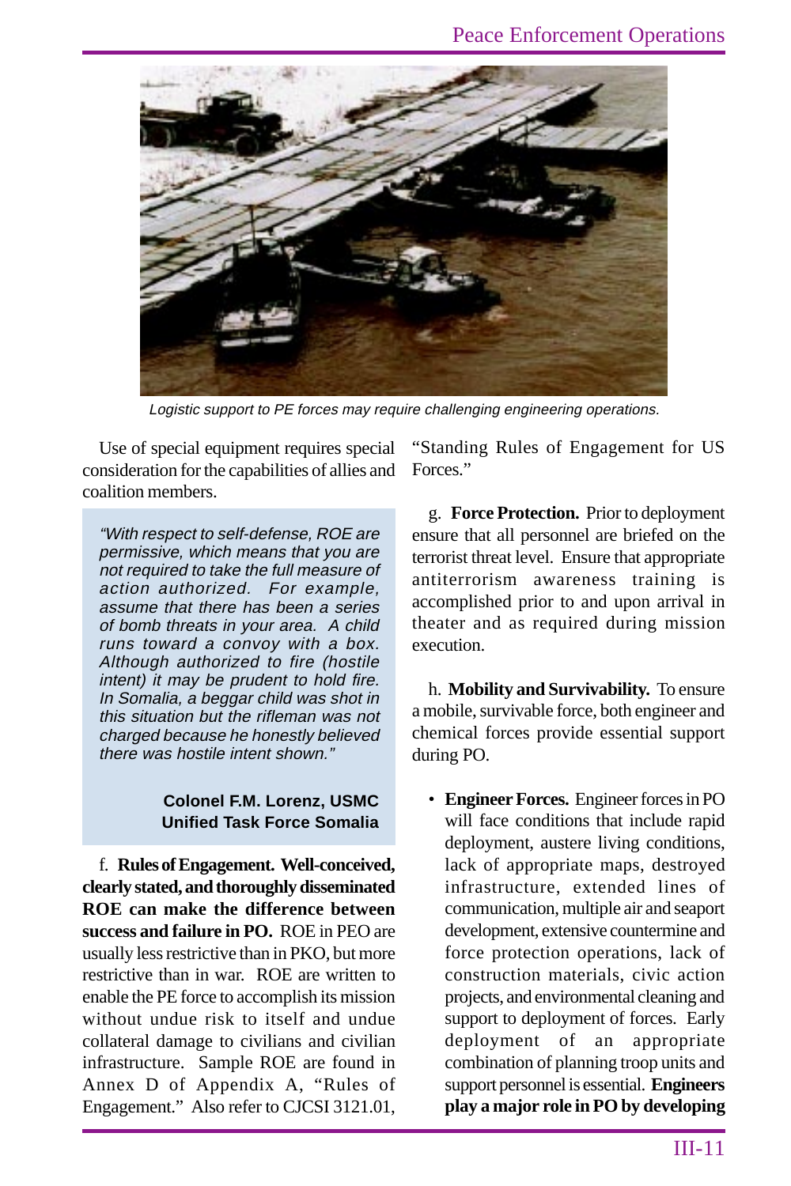*Logistic support to PE forces may require challenging engineering operations.*

Use of special equipment requires special consideration for the capabilities of allies and coalition members.

> *"With respect to self-defense, ROE are permissive, which means that you are not required to take the full measure of action authorized. For example, assume that there has been a series of bomb threats in your area. A child runs toward a convoy with a box. Although authorized to fire (hostile intent) it may be prudent to hold fire. In Somalia, a beggar child was shot in this situation but the rifleman was not charged because he honestly believed there was hostile intent shown."*
>
> **Colonel F.M. Lorenz, USMC**
> **Unified Task Force Somalia**

f. **Rules of Engagement. Well-conceived, clearly stated, and thoroughly disseminated ROE can make the difference between success and failure in PO.** ROE in PEO are usually less restrictive than in PKO, but more restrictive than in war. ROE are written to enable the PE force to accomplish its mission without undue risk to itself and undue collateral damage to civilians and civilian infrastructure. Sample ROE are found in Annex D of Appendix A, "Rules of Engagement." Also refer to CJCSI 3121.01, "Standing Rules of Engagement for US Forces."

g. **Force Protection.** Prior to deployment ensure that all personnel are briefed on the terrorist threat level. Ensure that appropriate antiterrorism awareness training is accomplished prior to and upon arrival in theater and as required during mission execution.

h. **Mobility and Survivability.** To ensure a mobile, survivable force, both engineer and chemical forces provide essential support during PO.

- **Engineer Forces.** Engineer forces in PO will face conditions that include rapid deployment, austere living conditions, lack of appropriate maps, destroyed infrastructure, extended lines of communication, multiple air and seaport development, extensive countermine and force protection operations, lack of construction materials, civic action projects, and environmental cleaning and support to deployment of forces. Early deployment of an appropriate combination of planning troop units and support personnel is essential. **Engineers play a major role in PO by developing**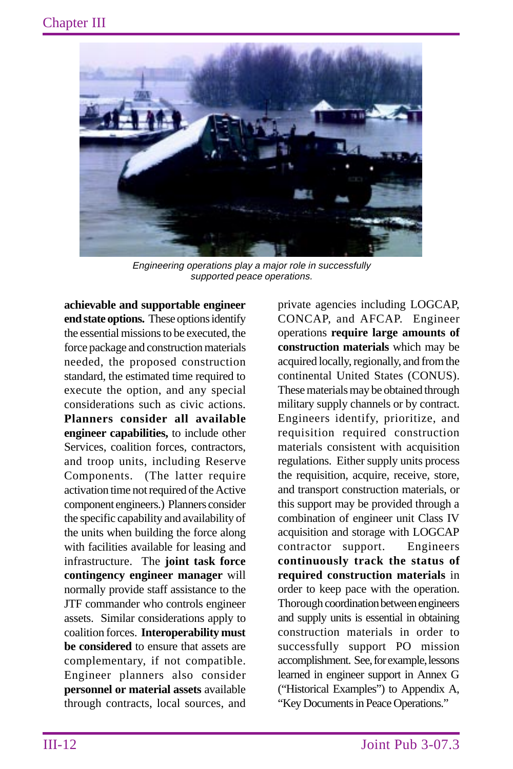*Engineering operations play a major role in successfully supported peace operations.*

**achievable and supportable engineer end state options.** These options identify the essential missions to be executed, the force package and construction materials needed, the proposed construction standard, the estimated time required to execute the option, and any special considerations such as civic actions. **Planners consider all available engineer capabilities,** to include other Services, coalition forces, contractors, and troop units, including Reserve Components. (The latter require activation time not required of the Active component engineers.) Planners consider the specific capability and availability of the units when building the force along with facilities available for leasing and infrastructure. The **joint task force contingency engineer manager** will normally provide staff assistance to the JTF commander who controls engineer assets. Similar considerations apply to coalition forces. **Interoperability must be considered** to ensure that assets are complementary, if not compatible. Engineer planners also consider **personnel or material assets** available through contracts, local sources, and private agencies including LOGCAP, CONCAP, and AFCAP. Engineer operations **require large amounts of construction materials** which may be acquired locally, regionally, and from the continental United States (CONUS). These materials may be obtained through military supply channels or by contract. Engineers identify, prioritize, and requisition required construction materials consistent with acquisition regulations. Either supply units process the requisition, acquire, receive, store, and transport construction materials, or this support may be provided through a combination of engineer unit Class IV acquisition and storage with LOGCAP contractor support. Engineers **continuously track the status of required construction materials** in order to keep pace with the operation. Thorough coordination between engineers and supply units is essential in obtaining construction materials in order to successfully support PO mission accomplishment. See, for example, lessons learned in engineer support in Annex G ("Historical Examples") to Appendix A, "Key Documents in Peace Operations."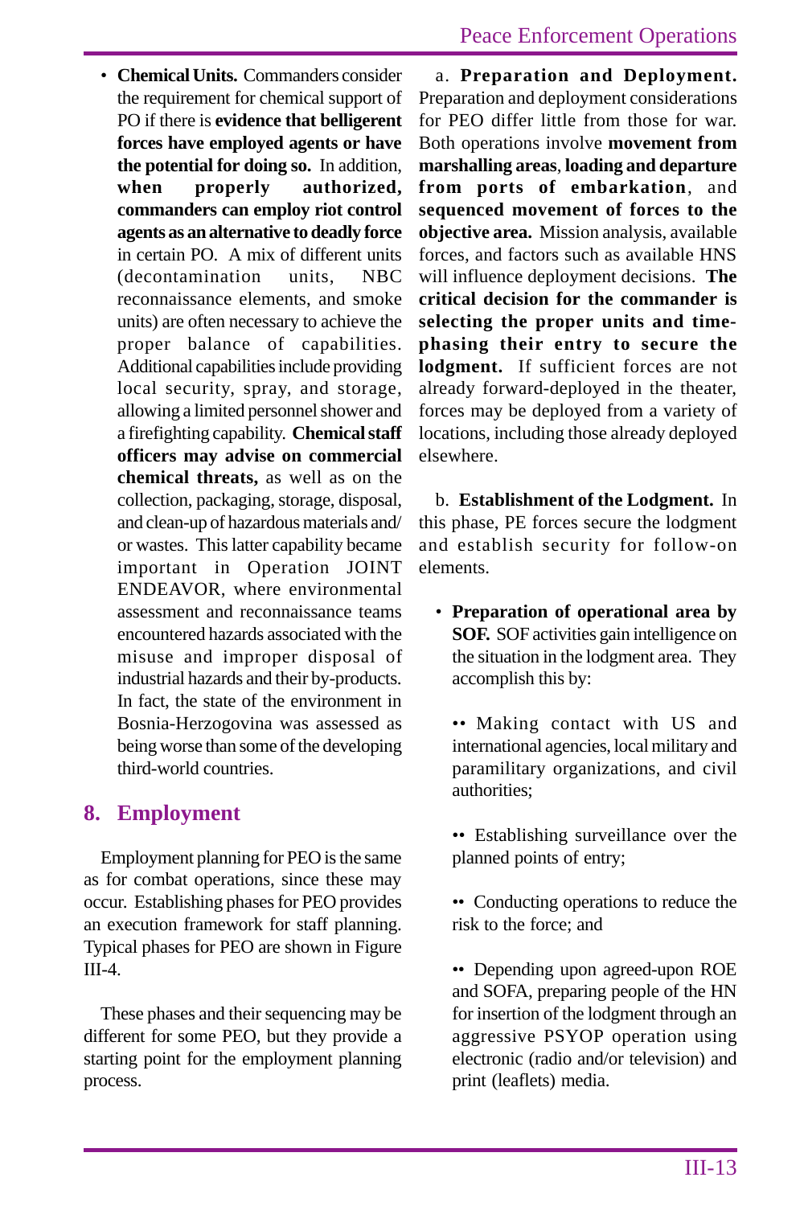- **Chemical Units.** Commanders consider the requirement for chemical support of PO if there is **evidence that belligerent forces have employed agents or have the potential for doing so.** In addition, **when properly authorized, commanders can employ riot control agents as an alternative to deadly force** in certain PO. A mix of different units (decontamination units, NBC reconnaissance elements, and smoke units) are often necessary to achieve the proper balance of capabilities. Additional capabilities include providing local security, spray, and storage, allowing a limited personnel shower and a firefighting capability. **Chemical staff officers may advise on commercial chemical threats,** as well as on the collection, packaging, storage, disposal, and clean-up of hazardous materials and/or wastes. This latter capability became important in Operation JOINT ENDEAVOR, where environmental assessment and reconnaissance teams encountered hazards associated with the misuse and improper disposal of industrial hazards and their by-products. In fact, the state of the environment in Bosnia-Herzogovina was assessed as being worse than some of the developing third-world countries.

## 8. Employment

Employment planning for PEO is the same as for combat operations, since these may occur. Establishing phases for PEO provides an execution framework for staff planning. Typical phases for PEO are shown in Figure III-4.

These phases and their sequencing may be different for some PEO, but they provide a starting point for the employment planning process.

a. **Preparation and Deployment.** Preparation and deployment considerations for PEO differ little from those for war. Both operations involve **movement from marshalling areas**, **loading and departure from ports of embarkation**, and **sequenced movement of forces to the objective area.** Mission analysis, available forces, and factors such as available HNS will influence deployment decisions. **The critical decision for the commander is selecting the proper units and time-phasing their entry to secure the lodgment.** If sufficient forces are not already forward-deployed in the theater, forces may be deployed from a variety of locations, including those already deployed elsewhere.

b. **Establishment of the Lodgment.** In this phase, PE forces secure the lodgment and establish security for follow-on elements.

- **Preparation of operational area by SOF.** SOF activities gain intelligence on the situation in the lodgment area. They accomplish this by:
  - Making contact with US and international agencies, local military and paramilitary organizations, and civil authorities;
  - Establishing surveillance over the planned points of entry;
  - Conducting operations to reduce the risk to the force; and
  - Depending upon agreed-upon ROE and SOFA, preparing people of the HN for insertion of the lodgment through an aggressive PSYOP operation using electronic (radio and/or television) and print (leaflets) media.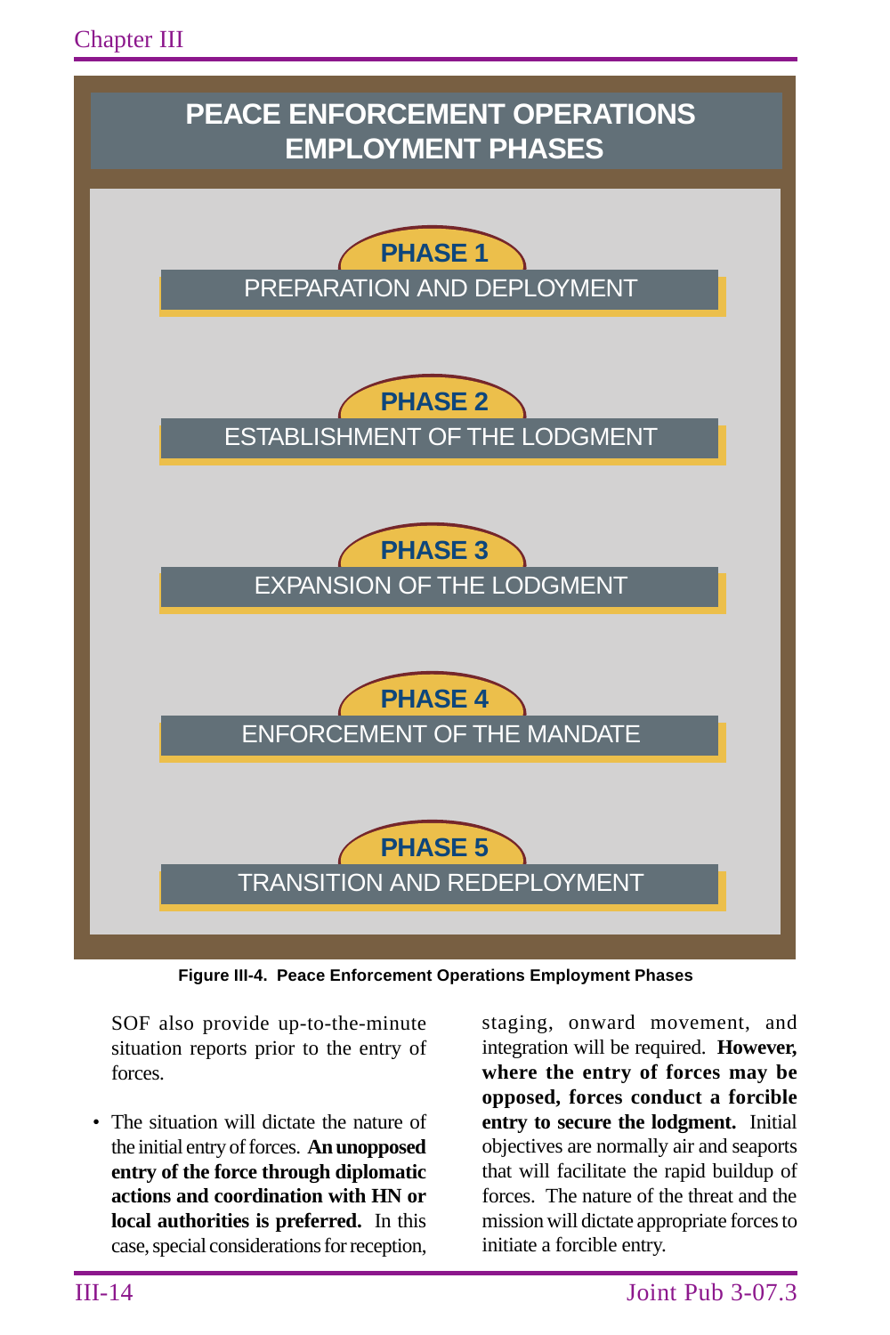**PEACE ENFORCEMENT OPERATIONS EMPLOYMENT PHASES**

**PHASE 1**
PREPARATION AND DEPLOYMENT

**PHASE 2**
ESTABLISHMENT OF THE LODGMENT

**PHASE 3**
EXPANSION OF THE LODGMENT

**PHASE 4**
ENFORCEMENT OF THE MANDATE

**PHASE 5**
TRANSITION AND REDEPLOYMENT

**Figure III-4. Peace Enforcement Operations Employment Phases**

SOF also provide up-to-the-minute situation reports prior to the entry of forces.

- The situation will dictate the nature of the initial entry of forces. **An unopposed entry of the force through diplomatic actions and coordination with HN or local authorities is preferred.** In this case, special considerations for reception, staging, onward movement, and integration will be required. **However, where the entry of forces may be opposed, forces conduct a forcible entry to secure the lodgment.** Initial objectives are normally air and seaports that will facilitate the rapid buildup of forces. The nature of the threat and the mission will dictate appropriate forces to initiate a forcible entry.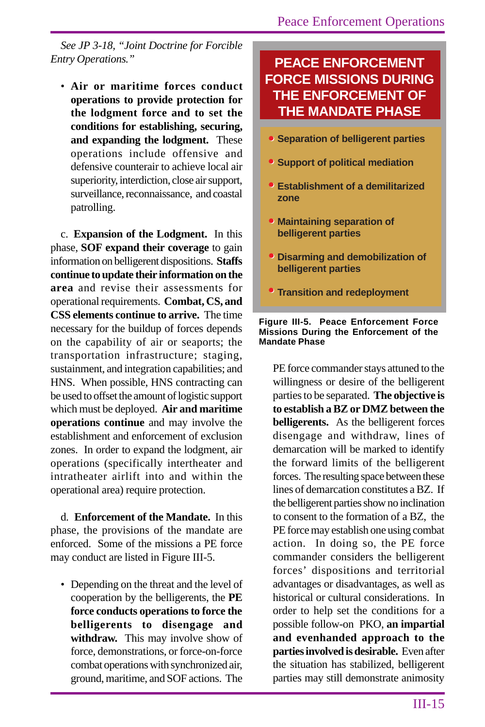*See JP 3-18, "Joint Doctrine for Forcible Entry Operations."*

- **Air or maritime forces conduct operations to provide protection for the lodgment force and to set the conditions for establishing, securing, and expanding the lodgment.** These operations include offensive and defensive counterair to achieve local air superiority, interdiction, close air support, surveillance, reconnaissance, and coastal patrolling.

c. **Expansion of the Lodgment.** In this phase, **SOF expand their coverage** to gain information on belligerent dispositions. **Staffs continue to update their information on the area** and revise their assessments for operational requirements. **Combat, CS, and CSS elements continue to arrive.** The time necessary for the buildup of forces depends on the capability of air or seaports; the transportation infrastructure; staging, sustainment, and integration capabilities; and HNS. When possible, HNS contracting can be used to offset the amount of logistic support which must be deployed. **Air and maritime operations continue** and may involve the establishment and enforcement of exclusion zones. In order to expand the lodgment, air operations (specifically intertheater and intratheater airlift into and within the operational area) require protection.

d. **Enforcement of the Mandate.** In this phase, the provisions of the mandate are enforced. Some of the missions a PE force may conduct are listed in Figure III-5.

**PEACE ENFORCEMENT FORCE MISSIONS DURING THE ENFORCEMENT OF THE MANDATE PHASE**

- **Separation of belligerent parties**
- **Support of political mediation**
- **Establishment of a demilitarized zone**
- **Maintaining separation of belligerent parties**
- **Disarming and demobilization of belligerent parties**
- **Transition and redeployment**

**Figure III-5. Peace Enforcement Force Missions During the Enforcement of the Mandate Phase**

- Depending on the threat and the level of cooperation by the belligerents, the **PE force conducts operations to force the belligerents to disengage and withdraw.** This may involve show of force, demonstrations, or force-on-force combat operations with synchronized air, ground, maritime, and SOF actions. The PE force commander stays attuned to the willingness or desire of the belligerent parties to be separated. **The objective is to establish a BZ or DMZ between the belligerents.** As the belligerent forces disengage and withdraw, lines of demarcation will be marked to identify the forward limits of the belligerent forces. The resulting space between these lines of demarcation constitutes a BZ. If the belligerent parties show no inclination to consent to the formation of a BZ, the PE force may establish one using combat action. In doing so, the PE force commander considers the belligerent forces' dispositions and territorial advantages or disadvantages, as well as historical or cultural considerations. In order to help set the conditions for a possible follow-on PKO, **an impartial and evenhanded approach to the parties involved is desirable.** Even after the situation has stabilized, belligerent parties may still demonstrate animosity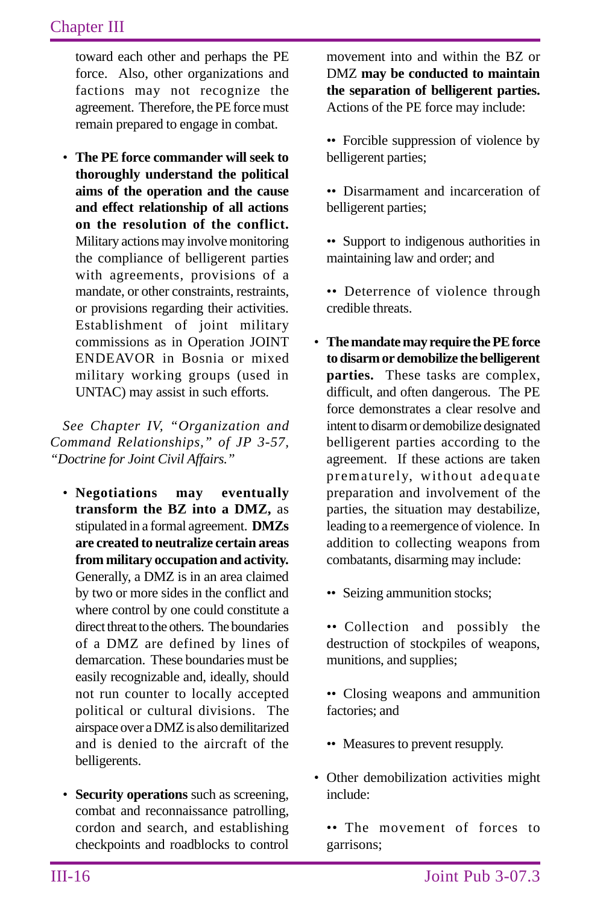toward each other and perhaps the PE force. Also, other organizations and factions may not recognize the agreement. Therefore, the PE force must remain prepared to engage in combat.

- **The PE force commander will seek to thoroughly understand the political aims of the operation and the cause and effect relationship of all actions on the resolution of the conflict.** Military actions may involve monitoring the compliance of belligerent parties with agreements, provisions of a mandate, or other constraints, restraints, or provisions regarding their activities. Establishment of joint military commissions as in Operation JOINT ENDEAVOR in Bosnia or mixed military working groups (used in UNTAC) may assist in such efforts.

*See Chapter IV, "Organization and Command Relationships," of JP 3-57, "Doctrine for Joint Civil Affairs."*

- **Negotiations may eventually transform the BZ into a DMZ,** as stipulated in a formal agreement. **DMZs are created to neutralize certain areas from military occupation and activity.** Generally, a DMZ is in an area claimed by two or more sides in the conflict and where control by one could constitute a direct threat to the others. The boundaries of a DMZ are defined by lines of demarcation. These boundaries must be easily recognizable and, ideally, should not run counter to locally accepted political or cultural divisions. The airspace over a DMZ is also demilitarized and is denied to the aircraft of the belligerents.

- **Security operations** such as screening, combat and reconnaissance patrolling, cordon and search, and establishing checkpoints and roadblocks to control movement into and within the BZ or DMZ **may be conducted to maintain the separation of belligerent parties.** Actions of the PE force may include:

  - Forcible suppression of violence by belligerent parties;

  - Disarmament and incarceration of belligerent parties;

  - Support to indigenous authorities in maintaining law and order; and

  - Deterrence of violence through credible threats.

- **The mandate may require the PE force to disarm or demobilize the belligerent parties.** These tasks are complex, difficult, and often dangerous. The PE force demonstrates a clear resolve and intent to disarm or demobilize designated belligerent parties according to the agreement. If these actions are taken prematurely, without adequate preparation and involvement of the parties, the situation may destabilize, leading to a reemergence of violence. In addition to collecting weapons from combatants, disarming may include:

  - Seizing ammunition stocks;

  - Collection and possibly the destruction of stockpiles of weapons, munitions, and supplies;

  - Closing weapons and ammunition factories; and

  - Measures to prevent resupply.

- Other demobilization activities might include:

  - The movement of forces to garrisons;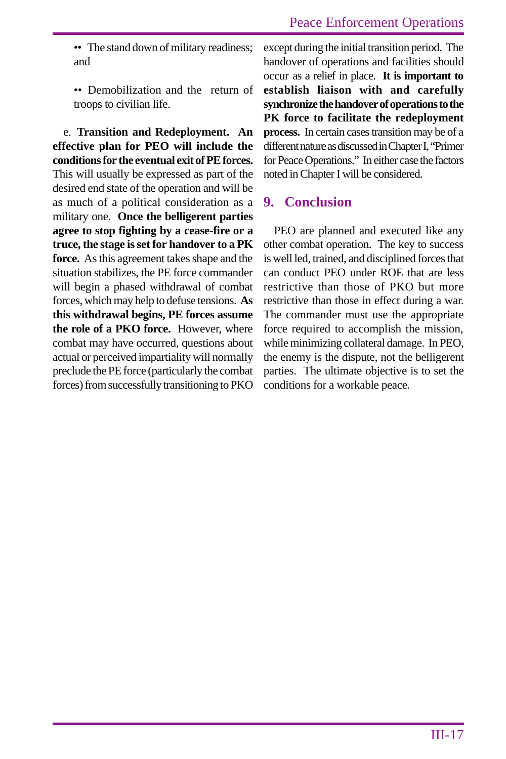•• The stand down of military readiness; and

•• Demobilization and the return of troops to civilian life.

e. **Transition and Redeployment. An effective plan for PEO will include the conditions for the eventual exit of PE forces.** This will usually be expressed as part of the desired end state of the operation and will be as much of a political consideration as a military one. **Once the belligerent parties agree to stop fighting by a cease-fire or a truce, the stage is set for handover to a PK force.** As this agreement takes shape and the situation stabilizes, the PE force commander will begin a phased withdrawal of combat forces, which may help to defuse tensions. **As this withdrawal begins, PE forces assume the role of a PKO force.** However, where combat may have occurred, questions about actual or perceived impartiality will normally preclude the PE force (particularly the combat forces) from successfully transitioning to PKO except during the initial transition period. The handover of operations and facilities should occur as a relief in place. **It is important to establish liaison with and carefully synchronize the handover of operations to the PK force to facilitate the redeployment process.** In certain cases transition may be of a different nature as discussed in Chapter I, "Primer for Peace Operations." In either case the factors noted in Chapter I will be considered.

## 9. Conclusion

PEO are planned and executed like any other combat operation. The key to success is well led, trained, and disciplined forces that can conduct PEO under ROE that are less restrictive than those of PKO but more restrictive than those in effect during a war. The commander must use the appropriate force required to accomplish the mission, while minimizing collateral damage. In PEO, the enemy is the dispute, not the belligerent parties. The ultimate objective is to set the conditions for a workable peace.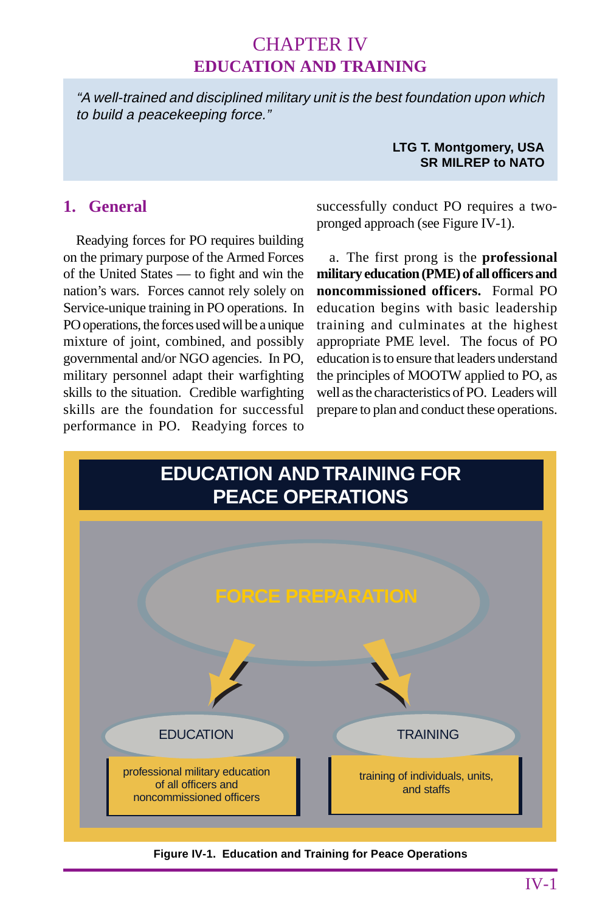# CHAPTER IV
# EDUCATION AND TRAINING

*"A well-trained and disciplined military unit is the best foundation upon which to build a peacekeeping force."*

**LTG T. Montgomery, USA**
**SR MILREP to NATO**

## 1. General

Readying forces for PO requires building on the primary purpose of the Armed Forces of the United States — to fight and win the nation's wars. Forces cannot rely solely on Service-unique training in PO operations. In PO operations, the forces used will be a unique mixture of joint, combined, and possibly governmental and/or NGO agencies. In PO, military personnel adapt their warfighting skills to the situation. Credible warfighting skills are the foundation for successful performance in PO. Readying forces to successfully conduct PO requires a two-pronged approach (see Figure IV-1).

a. The first prong is the **professional military education (PME) of all officers and noncommissioned officers.** Formal PO education begins with basic leadership training and culminates at the highest appropriate PME level. The focus of PO education is to ensure that leaders understand the principles of MOOTW applied to PO, as well as the characteristics of PO. Leaders will prepare to plan and conduct these operations.

**EDUCATION AND TRAINING FOR PEACE OPERATIONS**

FORCE PREPARATION

- EDUCATION: professional military education of all officers and noncommissioned officers
- TRAINING: training of individuals, units, and staffs

Figure IV-1. Education and Training for Peace Operations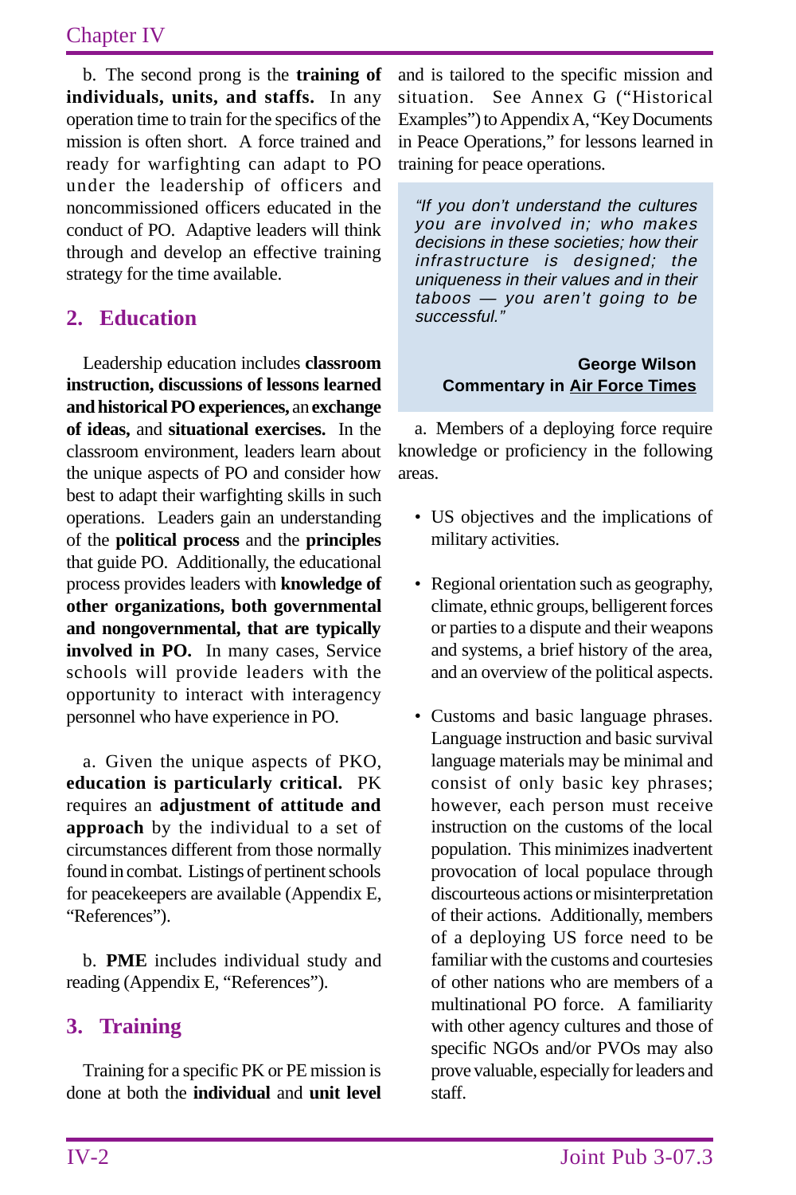b. The second prong is the **training of individuals, units, and staffs.** In any operation time to train for the specifics of the mission is often short. A force trained and ready for warfighting can adapt to PO under the leadership of officers and noncommissioned officers educated in the conduct of PO. Adaptive leaders will think through and develop an effective training strategy for the time available.

## 2. Education

Leadership education includes **classroom instruction, discussions of lessons learned and historical PO experiences,** an **exchange of ideas,** and **situational exercises.** In the classroom environment, leaders learn about the unique aspects of PO and consider how best to adapt their warfighting skills in such operations. Leaders gain an understanding of the **political process** and the **principles** that guide PO. Additionally, the educational process provides leaders with **knowledge of other organizations, both governmental and nongovernmental, that are typically involved in PO.** In many cases, Service schools will provide leaders with the opportunity to interact with interagency personnel who have experience in PO.

a. Given the unique aspects of PKO, **education is particularly critical.** PK requires an **adjustment of attitude and approach** by the individual to a set of circumstances different from those normally found in combat. Listings of pertinent schools for peacekeepers are available (Appendix E, "References").

b. **PME** includes individual study and reading (Appendix E, "References").

## 3. Training

Training for a specific PK or PE mission is done at both the **individual** and **unit level** and is tailored to the specific mission and situation. See Annex G ("Historical Examples") to Appendix A, "Key Documents in Peace Operations," for lessons learned in training for peace operations.

> *"If you don't understand the cultures you are involved in; who makes decisions in these societies; how their infrastructure is designed; the uniqueness in their values and in their taboos — you aren't going to be successful."*
>
> **George Wilson**
> **Commentary in Air Force Times**

a. Members of a deploying force require knowledge or proficiency in the following areas.

- US objectives and the implications of military activities.
- Regional orientation such as geography, climate, ethnic groups, belligerent forces or parties to a dispute and their weapons and systems, a brief history of the area, and an overview of the political aspects.
- Customs and basic language phrases. Language instruction and basic survival language materials may be minimal and consist of only basic key phrases; however, each person must receive instruction on the customs of the local population. This minimizes inadvertent provocation of local populace through discourteous actions or misinterpretation of their actions. Additionally, members of a deploying US force need to be familiar with the customs and courtesies of other nations who are members of a multinational PO force. A familiarity with other agency cultures and those of specific NGOs and/or PVOs may also prove valuable, especially for leaders and staff.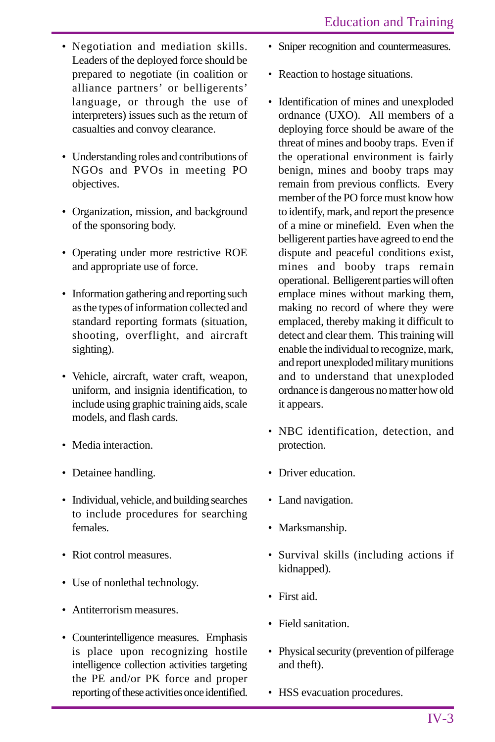- Negotiation and mediation skills. Leaders of the deployed force should be prepared to negotiate (in coalition or alliance partners' or belligerents' language, or through the use of interpreters) issues such as the return of casualties and convoy clearance.

- Understanding roles and contributions of NGOs and PVOs in meeting PO objectives.

- Organization, mission, and background of the sponsoring body.

- Operating under more restrictive ROE and appropriate use of force.

- Information gathering and reporting such as the types of information collected and standard reporting formats (situation, shooting, overflight, and aircraft sighting).

- Vehicle, aircraft, water craft, weapon, uniform, and insignia identification, to include using graphic training aids, scale models, and flash cards.

- Media interaction.

- Detainee handling.

- Individual, vehicle, and building searches to include procedures for searching females.

- Riot control measures.

- Use of nonlethal technology.

- Antiterrorism measures.

- Counterintelligence measures. Emphasis is place upon recognizing hostile intelligence collection activities targeting the PE and/or PK force and proper reporting of these activities once identified.

- Sniper recognition and countermeasures.

- Reaction to hostage situations.

- Identification of mines and unexploded ordnance (UXO). All members of a deploying force should be aware of the threat of mines and booby traps. Even if the operational environment is fairly benign, mines and booby traps may remain from previous conflicts. Every member of the PO force must know how to identify, mark, and report the presence of a mine or minefield. Even when the belligerent parties have agreed to end the dispute and peaceful conditions exist, mines and booby traps remain operational. Belligerent parties will often emplace mines without marking them, making no record of where they were emplaced, thereby making it difficult to detect and clear them. This training will enable the individual to recognize, mark, and report unexploded military munitions and to understand that unexploded ordnance is dangerous no matter how old it appears.

- NBC identification, detection, and protection.

- Driver education.

- Land navigation.

- Marksmanship.

- Survival skills (including actions if kidnapped).

- First aid.

- Field sanitation.

- Physical security (prevention of pilferage and theft).

- HSS evacuation procedures.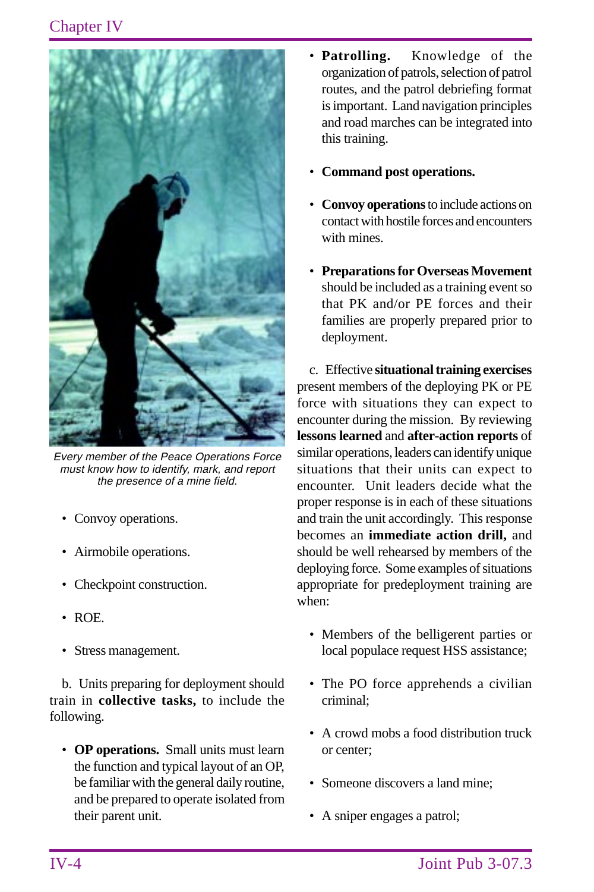*Every member of the Peace Operations Force must know how to identify, mark, and report the presence of a mine field.*

- Convoy operations.
- Airmobile operations.
- Checkpoint construction.
- ROE.
- Stress management.

b. Units preparing for deployment should train in **collective tasks,** to include the following.

- **OP operations.** Small units must learn the function and typical layout of an OP, be familiar with the general daily routine, and be prepared to operate isolated from their parent unit.
- **Patrolling.** Knowledge of the organization of patrols, selection of patrol routes, and the patrol debriefing format is important. Land navigation principles and road marches can be integrated into this training.
- **Command post operations.**
- **Convoy operations** to include actions on contact with hostile forces and encounters with mines.
- **Preparations for Overseas Movement** should be included as a training event so that PK and/or PE forces and their families are properly prepared prior to deployment.

c. Effective **situational training exercises** present members of the deploying PK or PE force with situations they can expect to encounter during the mission. By reviewing **lessons learned** and **after-action reports** of similar operations, leaders can identify unique situations that their units can expect to encounter. Unit leaders decide what the proper response is in each of these situations and train the unit accordingly. This response becomes an **immediate action drill,** and should be well rehearsed by members of the deploying force. Some examples of situations appropriate for predeployment training are when:

- Members of the belligerent parties or local populace request HSS assistance;
- The PO force apprehends a civilian criminal;
- A crowd mobs a food distribution truck or center;
- Someone discovers a land mine;
- A sniper engages a patrol;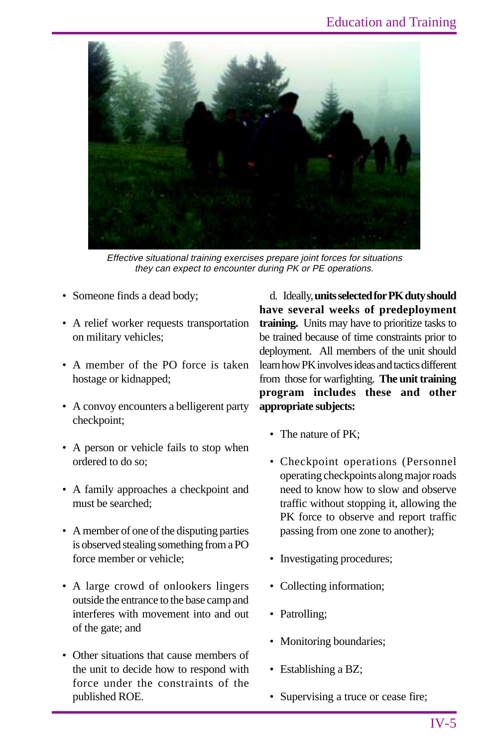*Effective situational training exercises prepare joint forces for situations they can expect to encounter during PK or PE operations.*

- Someone finds a dead body;
- A relief worker requests transportation on military vehicles;
- A member of the PO force is taken hostage or kidnapped;
- A convoy encounters a belligerent party checkpoint;
- A person or vehicle fails to stop when ordered to do so;
- A family approaches a checkpoint and must be searched;
- A member of one of the disputing parties is observed stealing something from a PO force member or vehicle;
- A large crowd of onlookers lingers outside the entrance to the base camp and interferes with movement into and out of the gate; and
- Other situations that cause members of the unit to decide how to respond with force under the constraints of the published ROE.

d. Ideally, **units selected for PK duty should have several weeks of predeployment training.** Units may have to prioritize tasks to be trained because of time constraints prior to deployment. All members of the unit should learn how PK involves ideas and tactics different from those for warfighting. **The unit training program includes these and other appropriate subjects:**

- The nature of PK;
- Checkpoint operations (Personnel operating checkpoints along major roads need to know how to slow and observe traffic without stopping it, allowing the PK force to observe and report traffic passing from one zone to another);
- Investigating procedures;
- Collecting information;
- Patrolling;
- Monitoring boundaries;
- Establishing a BZ;
- Supervising a truce or cease fire;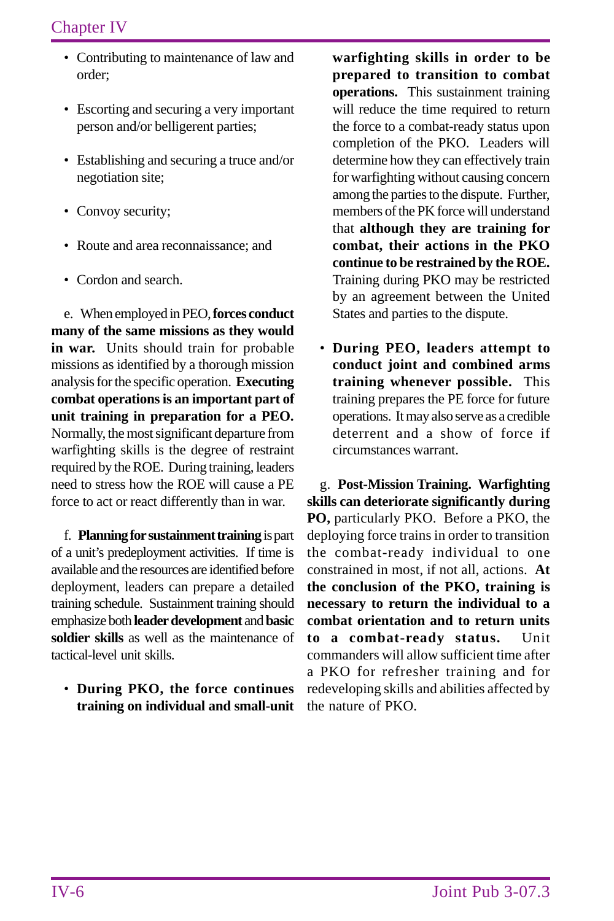- Contributing to maintenance of law and order;
- Escorting and securing a very important person and/or belligerent parties;
- Establishing and securing a truce and/or negotiation site;
- Convoy security;
- Route and area reconnaissance; and
- Cordon and search.

e. When employed in PEO, **forces conduct many of the same missions as they would in war.** Units should train for probable missions as identified by a thorough mission analysis for the specific operation. **Executing combat operations is an important part of unit training in preparation for a PEO.** Normally, the most significant departure from warfighting skills is the degree of restraint required by the ROE. During training, leaders need to stress how the ROE will cause a PE force to act or react differently than in war.

f. **Planning for sustainment training** is part of a unit's predeployment activities. If time is available and the resources are identified before deployment, leaders can prepare a detailed training schedule. Sustainment training should emphasize both **leader development** and **basic soldier skills** as well as the maintenance of tactical-level unit skills.

- **During PKO, the force continues training on individual and small-unit warfighting skills in order to be prepared to transition to combat operations.** This sustainment training will reduce the time required to return the force to a combat-ready status upon completion of the PKO. Leaders will determine how they can effectively train for warfighting without causing concern among the parties to the dispute. Further, members of the PK force will understand that **although they are training for combat, their actions in the PKO continue to be restrained by the ROE.** Training during PKO may be restricted by an agreement between the United States and parties to the dispute.

- **During PEO, leaders attempt to conduct joint and combined arms training whenever possible.** This training prepares the PE force for future operations. It may also serve as a credible deterrent and a show of force if circumstances warrant.

g. **Post-Mission Training. Warfighting skills can deteriorate significantly during PO,** particularly PKO. Before a PKO, the deploying force trains in order to transition the combat-ready individual to one constrained in most, if not all, actions. **At the conclusion of the PKO, training is necessary to return the individual to a combat orientation and to return units to a combat-ready status.** Unit commanders will allow sufficient time after a PKO for refresher training and for redeveloping skills and abilities affected by the nature of PKO.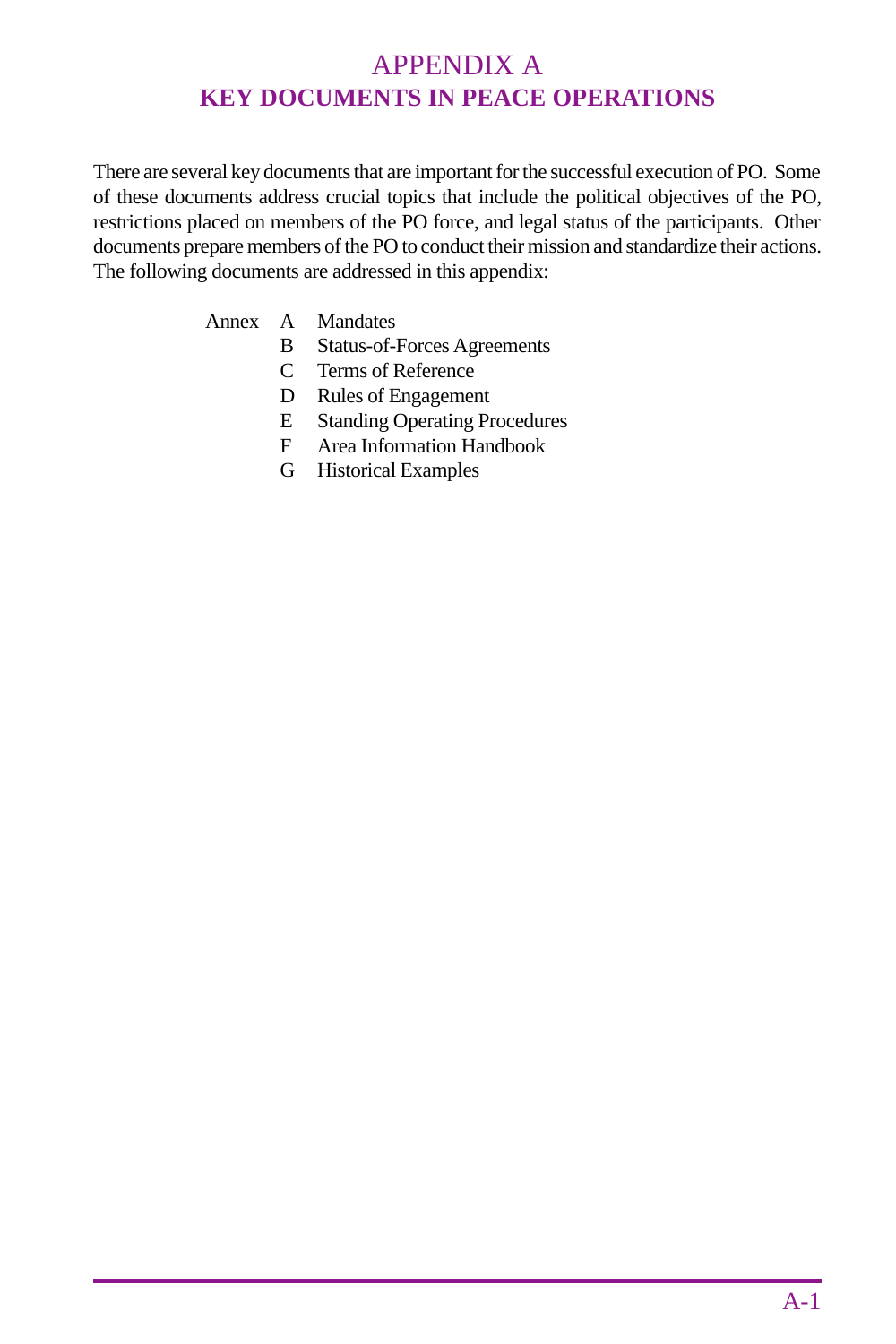# APPENDIX A
## KEY DOCUMENTS IN PEACE OPERATIONS

There are several key documents that are important for the successful execution of PO. Some of these documents address crucial topics that include the political objectives of the PO, restrictions placed on members of the PO force, and legal status of the participants. Other documents prepare members of the PO to conduct their mission and standardize their actions. The following documents are addressed in this appendix:

Annex A Mandates
B Status-of-Forces Agreements
C Terms of Reference
D Rules of Engagement
E Standing Operating Procedures
F Area Information Handbook
G Historical Examples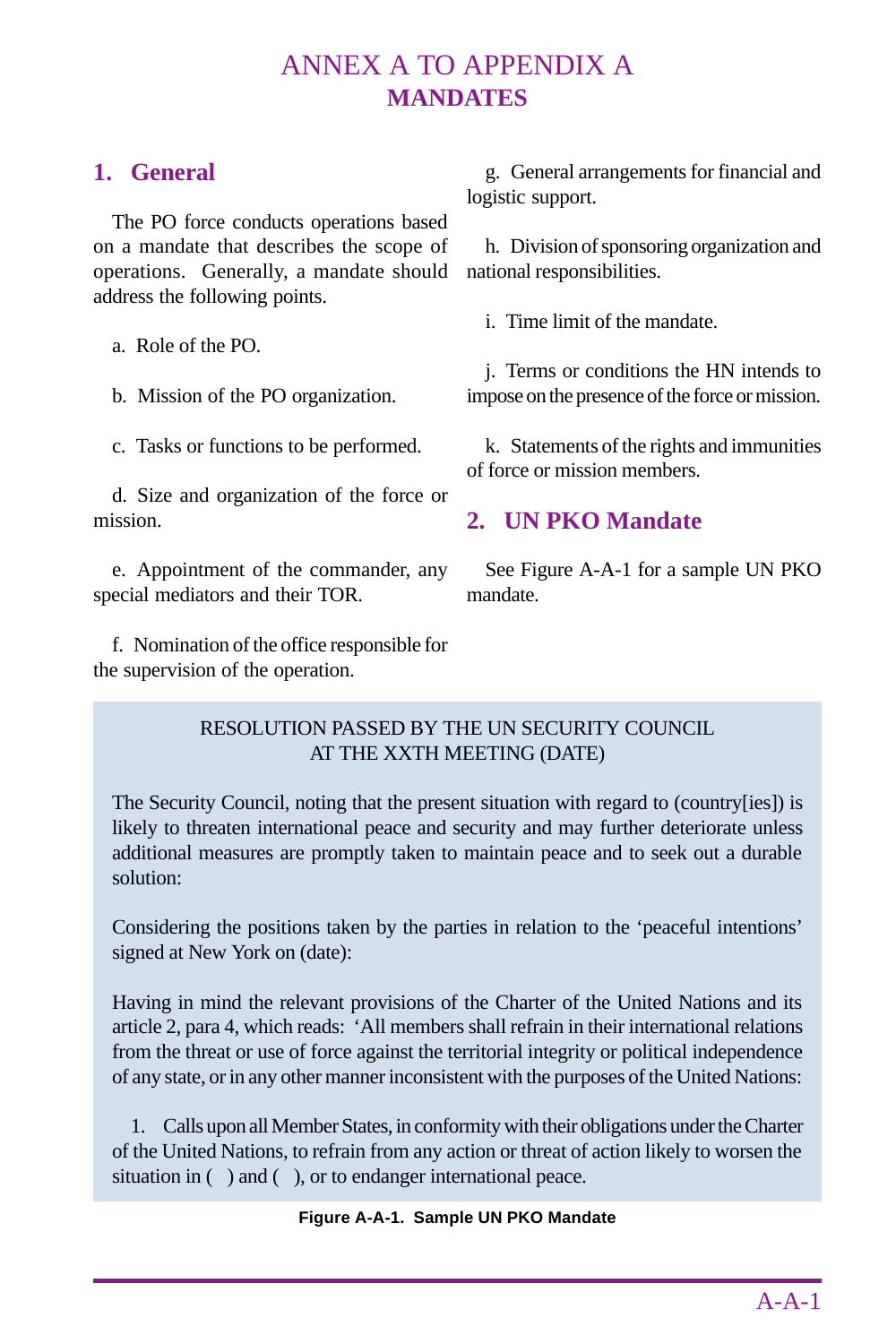# ANNEX A TO APPENDIX A
## MANDATES

## 1. General

The PO force conducts operations based on a mandate that describes the scope of operations. Generally, a mandate should address the following points.

a. Role of the PO.

b. Mission of the PO organization.

c. Tasks or functions to be performed.

d. Size and organization of the force or mission.

e. Appointment of the commander, any special mediators and their TOR.

f. Nomination of the office responsible for the supervision of the operation.

g. General arrangements for financial and logistic support.

h. Division of sponsoring organization and national responsibilities.

i. Time limit of the mandate.

j. Terms or conditions the HN intends to impose on the presence of the force or mission.

k. Statements of the rights and immunities of force or mission members.

## 2. UN PKO Mandate

See Figure A-A-1 for a sample UN PKO mandate.

> RESOLUTION PASSED BY THE UN SECURITY COUNCIL
> AT THE XXTH MEETING (DATE)
>
> The Security Council, noting that the present situation with regard to (country[ies]) is likely to threaten international peace and security and may further deteriorate unless additional measures are promptly taken to maintain peace and to seek out a durable solution:
>
> Considering the positions taken by the parties in relation to the 'peaceful intentions' signed at New York on (date):
>
> Having in mind the relevant provisions of the Charter of the United Nations and its article 2, para 4, which reads: 'All members shall refrain in their international relations from the threat or use of force against the territorial integrity or political independence of any state, or in any other manner inconsistent with the purposes of the United Nations:
>
> 1. Calls upon all Member States, in conformity with their obligations under the Charter of the United Nations, to refrain from any action or threat of action likely to worsen the situation in ( ) and ( ), or to endanger international peace.

**Figure A-A-1. Sample UN PKO Mandate**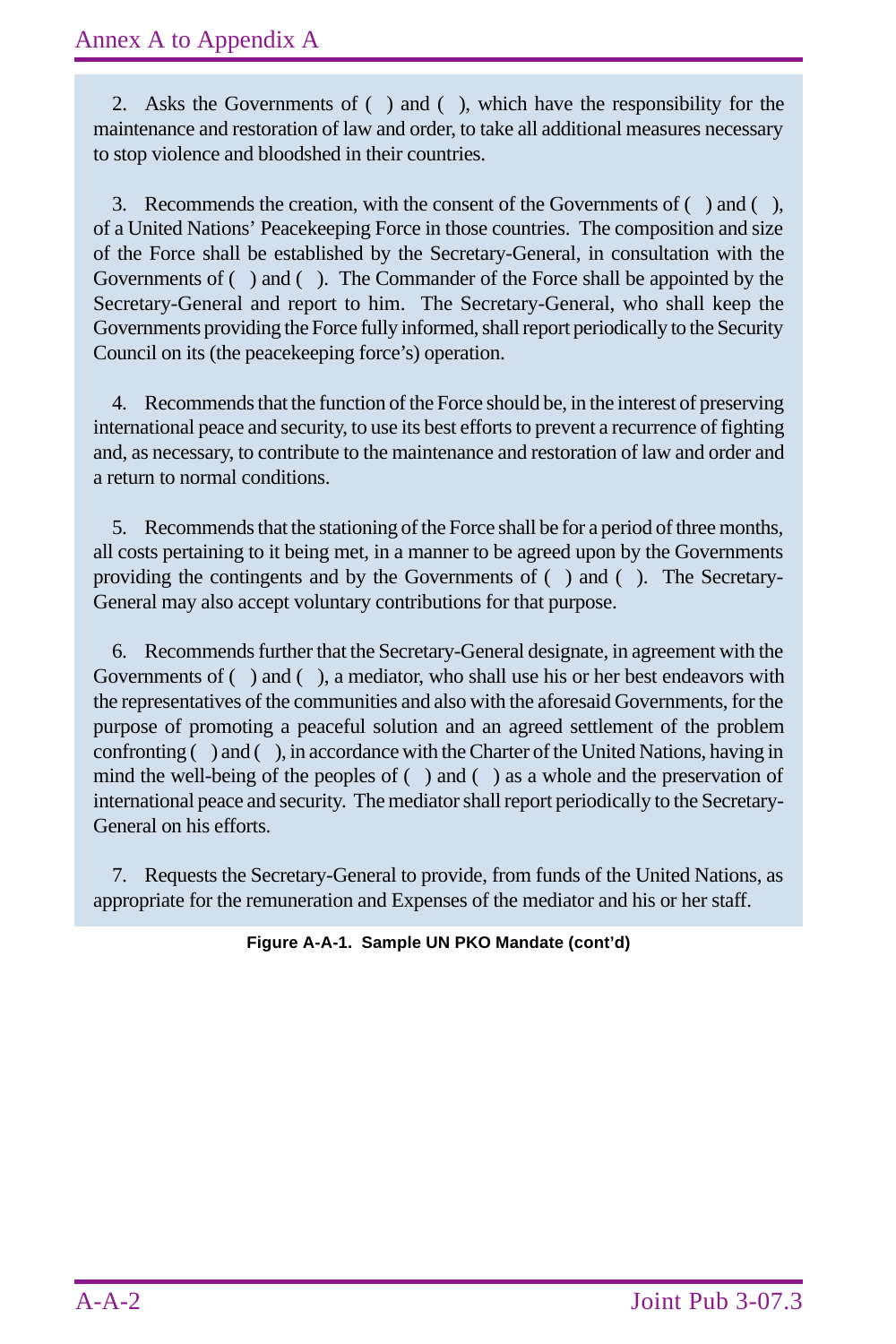2. Asks the Governments of ( ) and ( ), which have the responsibility for the maintenance and restoration of law and order, to take all additional measures necessary to stop violence and bloodshed in their countries.

3. Recommends the creation, with the consent of the Governments of ( ) and ( ), of a United Nations' Peacekeeping Force in those countries. The composition and size of the Force shall be established by the Secretary-General, in consultation with the Governments of ( ) and ( ). The Commander of the Force shall be appointed by the Secretary-General and report to him. The Secretary-General, who shall keep the Governments providing the Force fully informed, shall report periodically to the Security Council on its (the peacekeeping force's) operation.

4. Recommends that the function of the Force should be, in the interest of preserving international peace and security, to use its best efforts to prevent a recurrence of fighting and, as necessary, to contribute to the maintenance and restoration of law and order and a return to normal conditions.

5. Recommends that the stationing of the Force shall be for a period of three months, all costs pertaining to it being met, in a manner to be agreed upon by the Governments providing the contingents and by the Governments of ( ) and ( ). The Secretary-General may also accept voluntary contributions for that purpose.

6. Recommends further that the Secretary-General designate, in agreement with the Governments of ( ) and ( ), a mediator, who shall use his or her best endeavors with the representatives of the communities and also with the aforesaid Governments, for the purpose of promoting a peaceful solution and an agreed settlement of the problem confronting ( ) and ( ), in accordance with the Charter of the United Nations, having in mind the well-being of the peoples of ( ) and ( ) as a whole and the preservation of international peace and security. The mediator shall report periodically to the Secretary-General on his efforts.

7. Requests the Secretary-General to provide, from funds of the United Nations, as appropriate for the remuneration and Expenses of the mediator and his or her staff.

**Figure A-A-1. Sample UN PKO Mandate (cont'd)**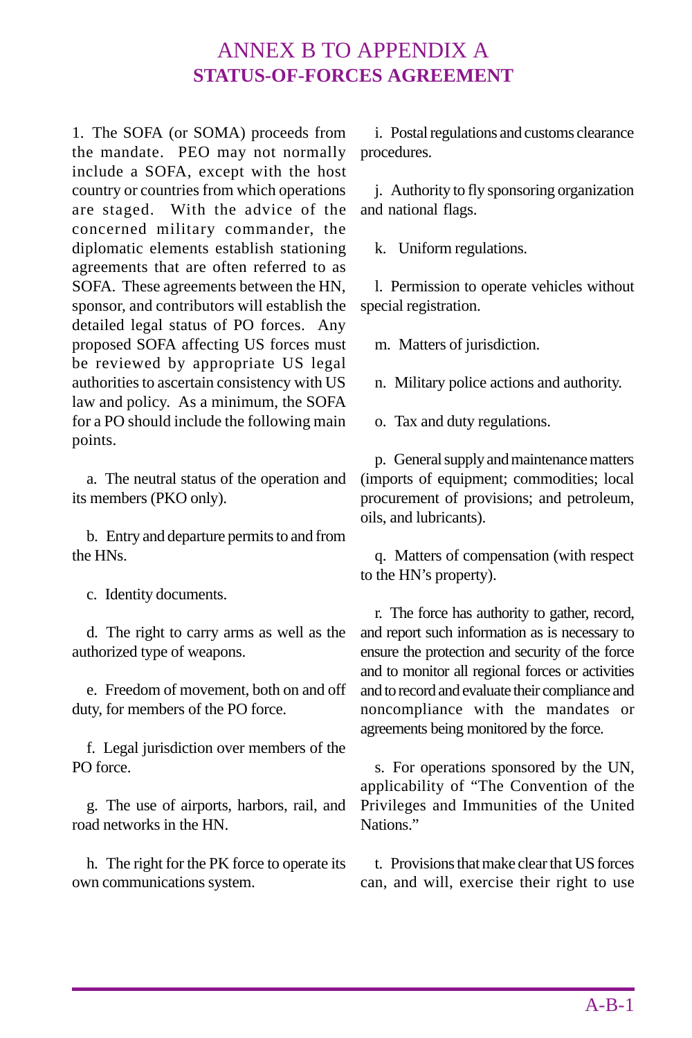# ANNEX B TO APPENDIX A
## STATUS-OF-FORCES AGREEMENT

1. The SOFA (or SOMA) proceeds from the mandate. PEO may not normally include a SOFA, except with the host country or countries from which operations are staged. With the advice of the concerned military commander, the diplomatic elements establish stationing agreements that are often referred to as SOFA. These agreements between the HN, sponsor, and contributors will establish the detailed legal status of PO forces. Any proposed SOFA affecting US forces must be reviewed by appropriate US legal authorities to ascertain consistency with US law and policy. As a minimum, the SOFA for a PO should include the following main points.

a. The neutral status of the operation and its members (PKO only).

b. Entry and departure permits to and from the HNs.

c. Identity documents.

d. The right to carry arms as well as the authorized type of weapons.

e. Freedom of movement, both on and off duty, for members of the PO force.

f. Legal jurisdiction over members of the PO force.

g. The use of airports, harbors, rail, and road networks in the HN.

h. The right for the PK force to operate its own communications system.

i. Postal regulations and customs clearance procedures.

j. Authority to fly sponsoring organization and national flags.

k. Uniform regulations.

l. Permission to operate vehicles without special registration.

m. Matters of jurisdiction.

n. Military police actions and authority.

o. Tax and duty regulations.

p. General supply and maintenance matters (imports of equipment; commodities; local procurement of provisions; and petroleum, oils, and lubricants).

q. Matters of compensation (with respect to the HN's property).

r. The force has authority to gather, record, and report such information as is necessary to ensure the protection and security of the force and to monitor all regional forces or activities and to record and evaluate their compliance and noncompliance with the mandates or agreements being monitored by the force.

s. For operations sponsored by the UN, applicability of "The Convention of the Privileges and Immunities of the United Nations."

t. Provisions that make clear that US forces can, and will, exercise their right to use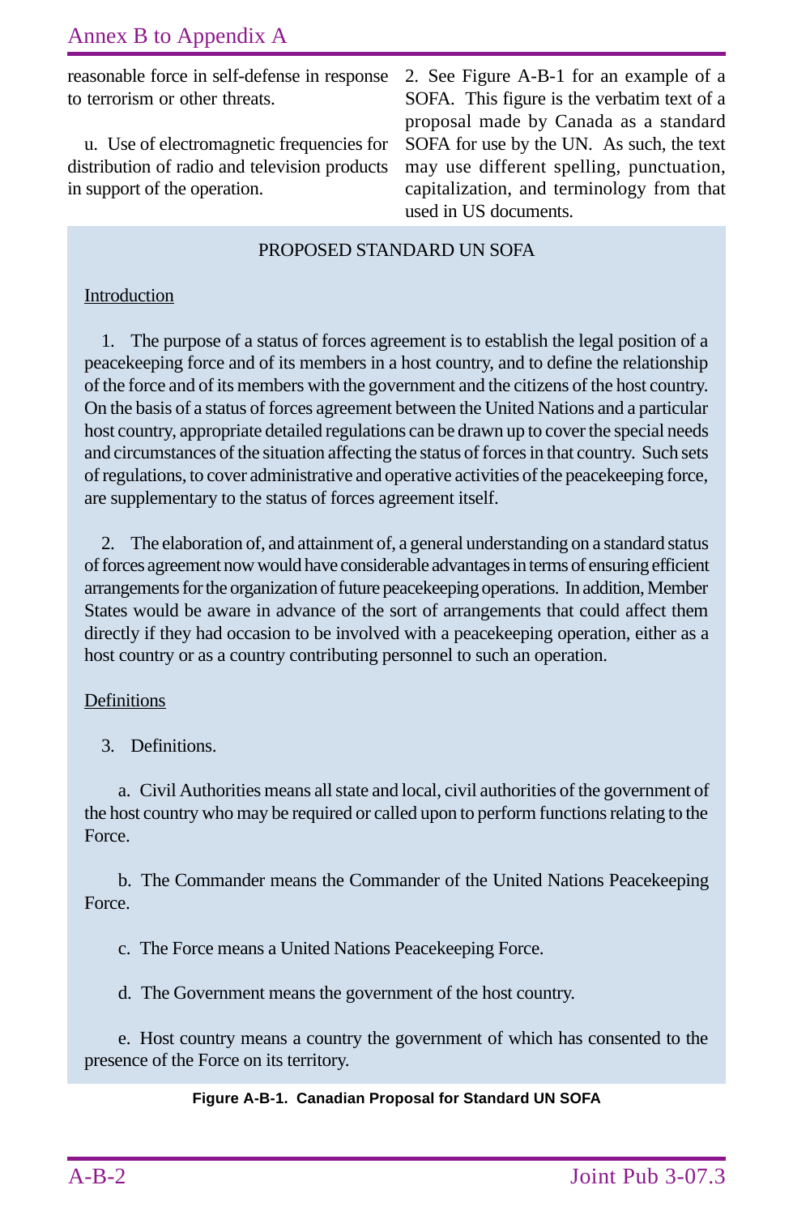reasonable force in self-defense in response to terrorism or other threats.

u. Use of electromagnetic frequencies for distribution of radio and television products in support of the operation.

2. See Figure A-B-1 for an example of a SOFA. This figure is the verbatim text of a proposal made by Canada as a standard SOFA for use by the UN. As such, the text may use different spelling, punctuation, capitalization, and terminology from that used in US documents.

PROPOSED STANDARD UN SOFA

Introduction

1. The purpose of a status of forces agreement is to establish the legal position of a peacekeeping force and of its members in a host country, and to define the relationship of the force and of its members with the government and the citizens of the host country. On the basis of a status of forces agreement between the United Nations and a particular host country, appropriate detailed regulations can be drawn up to cover the special needs and circumstances of the situation affecting the status of forces in that country. Such sets of regulations, to cover administrative and operative activities of the peacekeeping force, are supplementary to the status of forces agreement itself.

2. The elaboration of, and attainment of, a general understanding on a standard status of forces agreement now would have considerable advantages in terms of ensuring efficient arrangements for the organization of future peacekeeping operations. In addition, Member States would be aware in advance of the sort of arrangements that could affect them directly if they had occasion to be involved with a peacekeeping operation, either as a host country or as a country contributing personnel to such an operation.

Definitions

3. Definitions.

a. Civil Authorities means all state and local, civil authorities of the government of the host country who may be required or called upon to perform functions relating to the Force.

b. The Commander means the Commander of the United Nations Peacekeeping Force.

c. The Force means a United Nations Peacekeeping Force.

d. The Government means the government of the host country.

e. Host country means a country the government of which has consented to the presence of the Force on its territory.

**Figure A-B-1. Canadian Proposal for Standard UN SOFA**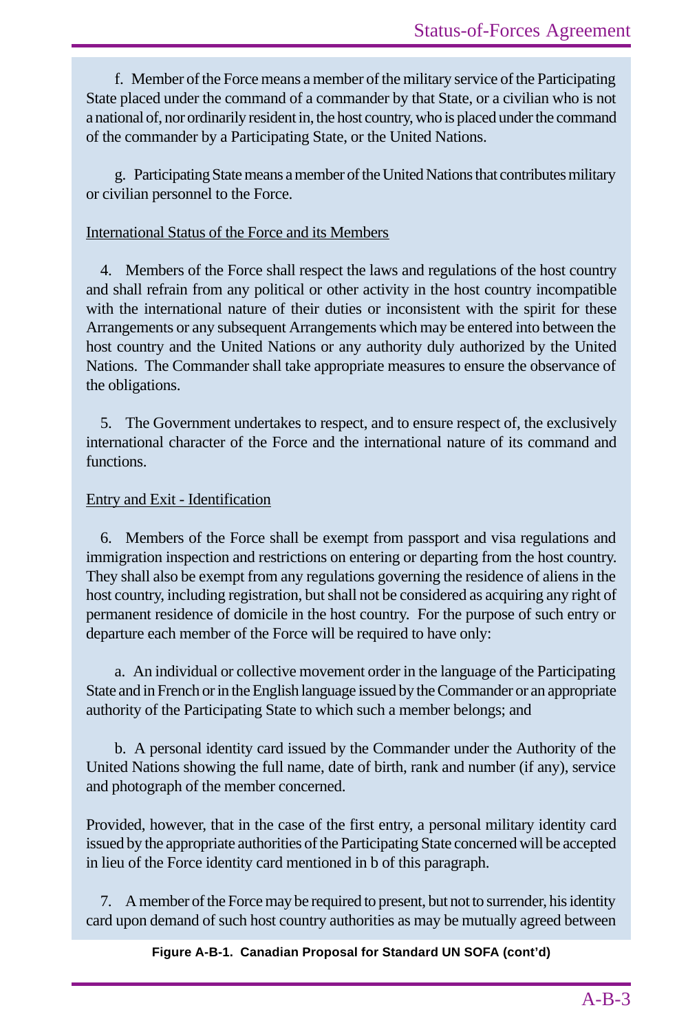f. Member of the Force means a member of the military service of the Participating State placed under the command of a commander by that State, or a civilian who is not a national of, nor ordinarily resident in, the host country, who is placed under the command of the commander by a Participating State, or the United Nations.

g. Participating State means a member of the United Nations that contributes military or civilian personnel to the Force.

<u>International Status of the Force and its Members</u>

4. Members of the Force shall respect the laws and regulations of the host country and shall refrain from any political or other activity in the host country incompatible with the international nature of their duties or inconsistent with the spirit for these Arrangements or any subsequent Arrangements which may be entered into between the host country and the United Nations or any authority duly authorized by the United Nations. The Commander shall take appropriate measures to ensure the observance of the obligations.

5. The Government undertakes to respect, and to ensure respect of, the exclusively international character of the Force and the international nature of its command and functions.

<u>Entry and Exit - Identification</u>

6. Members of the Force shall be exempt from passport and visa regulations and immigration inspection and restrictions on entering or departing from the host country. They shall also be exempt from any regulations governing the residence of aliens in the host country, including registration, but shall not be considered as acquiring any right of permanent residence of domicile in the host country. For the purpose of such entry or departure each member of the Force will be required to have only:

a. An individual or collective movement order in the language of the Participating State and in French or in the English language issued by the Commander or an appropriate authority of the Participating State to which such a member belongs; and

b. A personal identity card issued by the Commander under the Authority of the United Nations showing the full name, date of birth, rank and number (if any), service and photograph of the member concerned.

Provided, however, that in the case of the first entry, a personal military identity card issued by the appropriate authorities of the Participating State concerned will be accepted in lieu of the Force identity card mentioned in b of this paragraph.

7. A member of the Force may be required to present, but not to surrender, his identity card upon demand of such host country authorities as may be mutually agreed between

**Figure A-B-1. Canadian Proposal for Standard UN SOFA (cont'd)**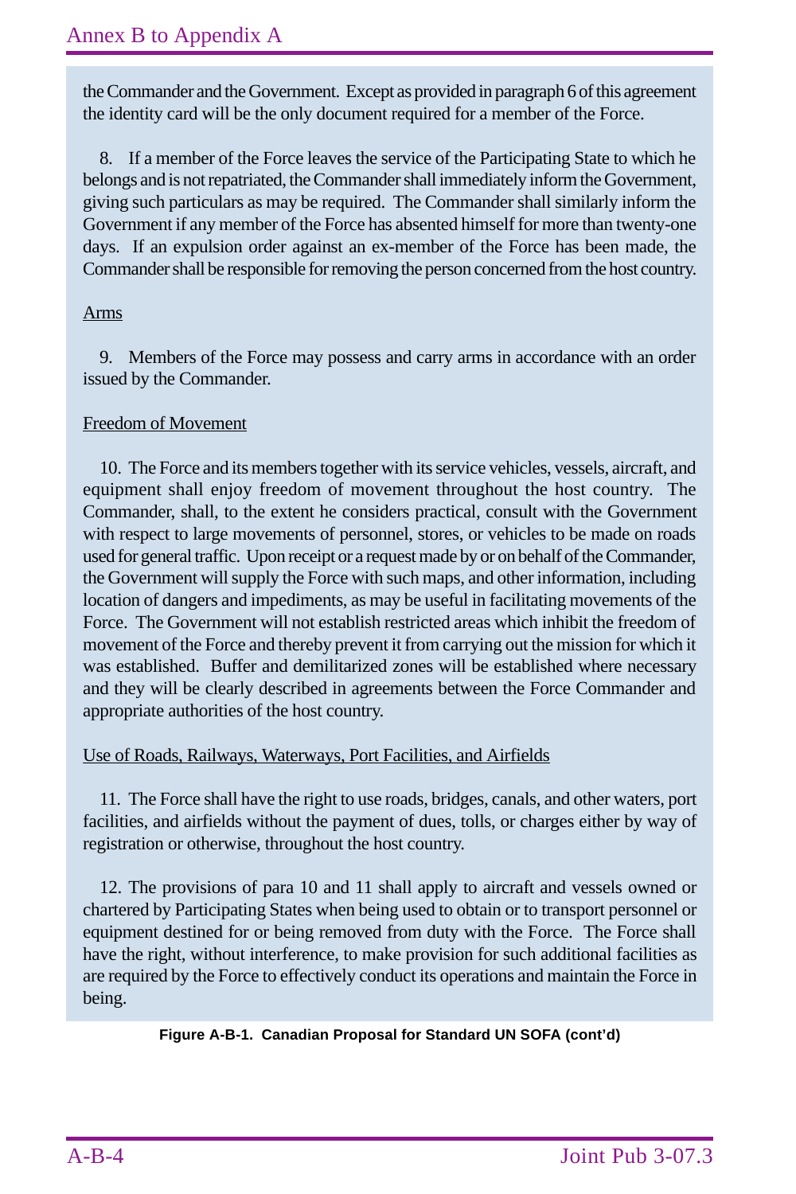the Commander and the Government. Except as provided in paragraph 6 of this agreement the identity card will be the only document required for a member of the Force.

8. If a member of the Force leaves the service of the Participating State to which he belongs and is not repatriated, the Commander shall immediately inform the Government, giving such particulars as may be required. The Commander shall similarly inform the Government if any member of the Force has absented himself for more than twenty-one days. If an expulsion order against an ex-member of the Force has been made, the Commander shall be responsible for removing the person concerned from the host country.

Arms

9. Members of the Force may possess and carry arms in accordance with an order issued by the Commander.

Freedom of Movement

10. The Force and its members together with its service vehicles, vessels, aircraft, and equipment shall enjoy freedom of movement throughout the host country. The Commander, shall, to the extent he considers practical, consult with the Government with respect to large movements of personnel, stores, or vehicles to be made on roads used for general traffic. Upon receipt or a request made by or on behalf of the Commander, the Government will supply the Force with such maps, and other information, including location of dangers and impediments, as may be useful in facilitating movements of the Force. The Government will not establish restricted areas which inhibit the freedom of movement of the Force and thereby prevent it from carrying out the mission for which it was established. Buffer and demilitarized zones will be established where necessary and they will be clearly described in agreements between the Force Commander and appropriate authorities of the host country.

Use of Roads, Railways, Waterways, Port Facilities, and Airfields

11. The Force shall have the right to use roads, bridges, canals, and other waters, port facilities, and airfields without the payment of dues, tolls, or charges either by way of registration or otherwise, throughout the host country.

12. The provisions of para 10 and 11 shall apply to aircraft and vessels owned or chartered by Participating States when being used to obtain or to transport personnel or equipment destined for or being removed from duty with the Force. The Force shall have the right, without interference, to make provision for such additional facilities as are required by the Force to effectively conduct its operations and maintain the Force in being.

**Figure A-B-1. Canadian Proposal for Standard UN SOFA (cont'd)**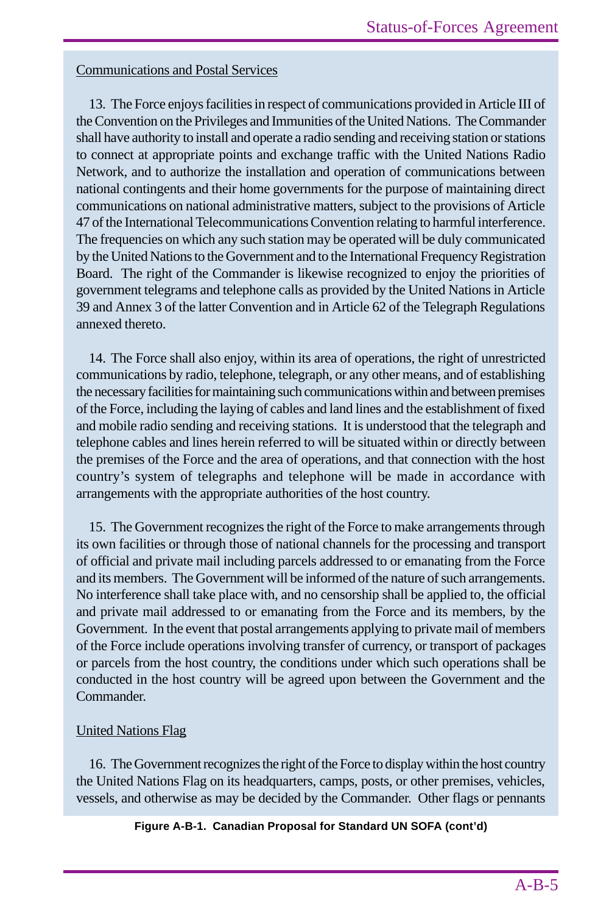Communications and Postal Services

13. The Force enjoys facilities in respect of communications provided in Article III of the Convention on the Privileges and Immunities of the United Nations. The Commander shall have authority to install and operate a radio sending and receiving station or stations to connect at appropriate points and exchange traffic with the United Nations Radio Network, and to authorize the installation and operation of communications between national contingents and their home governments for the purpose of maintaining direct communications on national administrative matters, subject to the provisions of Article 47 of the International Telecommunications Convention relating to harmful interference. The frequencies on which any such station may be operated will be duly communicated by the United Nations to the Government and to the International Frequency Registration Board. The right of the Commander is likewise recognized to enjoy the priorities of government telegrams and telephone calls as provided by the United Nations in Article 39 and Annex 3 of the latter Convention and in Article 62 of the Telegraph Regulations annexed thereto.

14. The Force shall also enjoy, within its area of operations, the right of unrestricted communications by radio, telephone, telegraph, or any other means, and of establishing the necessary facilities for maintaining such communications within and between premises of the Force, including the laying of cables and land lines and the establishment of fixed and mobile radio sending and receiving stations. It is understood that the telegraph and telephone cables and lines herein referred to will be situated within or directly between the premises of the Force and the area of operations, and that connection with the host country's system of telegraphs and telephone will be made in accordance with arrangements with the appropriate authorities of the host country.

15. The Government recognizes the right of the Force to make arrangements through its own facilities or through those of national channels for the processing and transport of official and private mail including parcels addressed to or emanating from the Force and its members. The Government will be informed of the nature of such arrangements. No interference shall take place with, and no censorship shall be applied to, the official and private mail addressed to or emanating from the Force and its members, by the Government. In the event that postal arrangements applying to private mail of members of the Force include operations involving transfer of currency, or transport of packages or parcels from the host country, the conditions under which such operations shall be conducted in the host country will be agreed upon between the Government and the Commander.

United Nations Flag

16. The Government recognizes the right of the Force to display within the host country the United Nations Flag on its headquarters, camps, posts, or other premises, vehicles, vessels, and otherwise as may be decided by the Commander. Other flags or pennants

**Figure A-B-1. Canadian Proposal for Standard UN SOFA (cont'd)**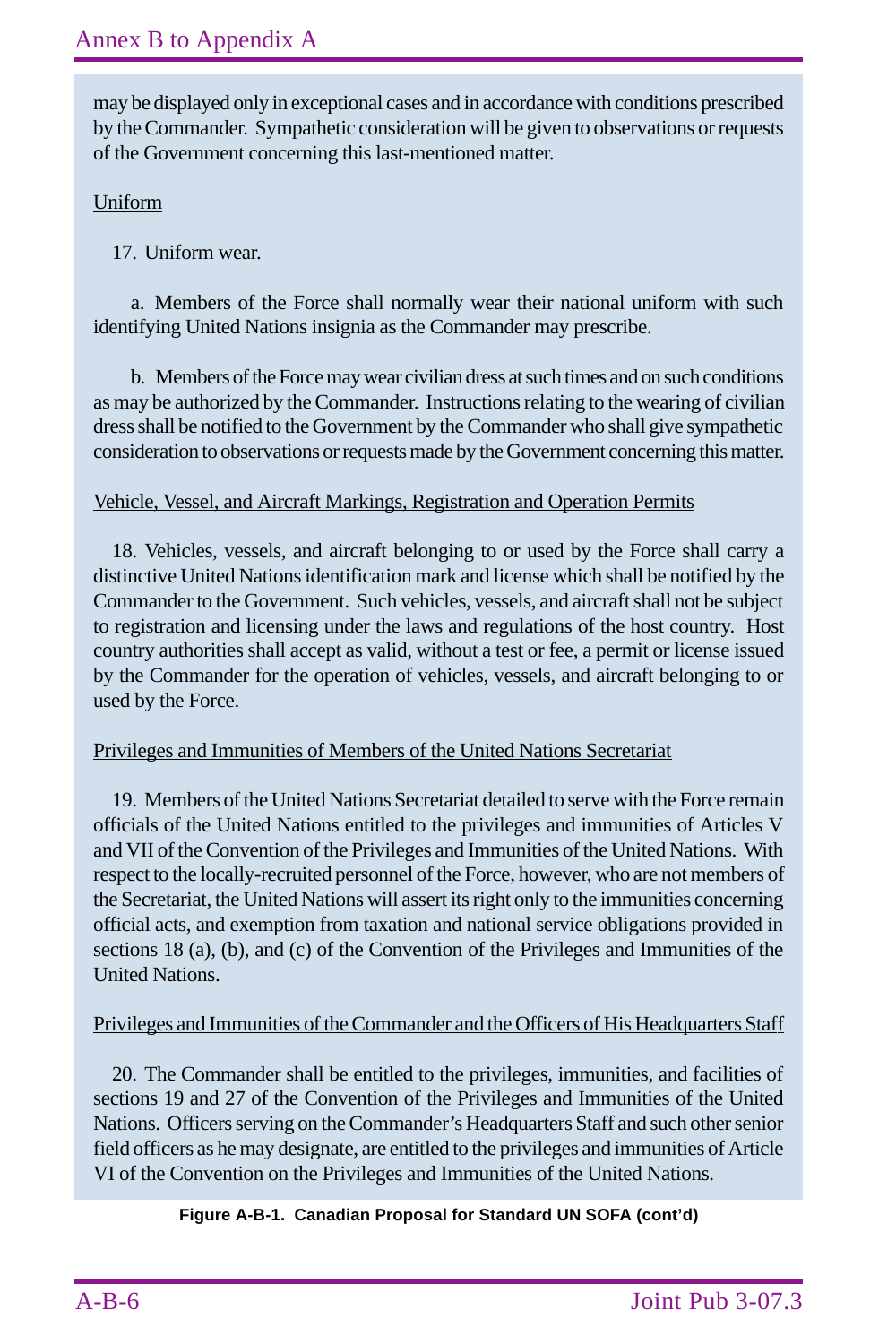may be displayed only in exceptional cases and in accordance with conditions prescribed by the Commander. Sympathetic consideration will be given to observations or requests of the Government concerning this last-mentioned matter.

<u>Uniform</u>

17. Uniform wear.

a. Members of the Force shall normally wear their national uniform with such identifying United Nations insignia as the Commander may prescribe.

b. Members of the Force may wear civilian dress at such times and on such conditions as may be authorized by the Commander. Instructions relating to the wearing of civilian dress shall be notified to the Government by the Commander who shall give sympathetic consideration to observations or requests made by the Government concerning this matter.

<u>Vehicle, Vessel, and Aircraft Markings, Registration and Operation Permits</u>

18. Vehicles, vessels, and aircraft belonging to or used by the Force shall carry a distinctive United Nations identification mark and license which shall be notified by the Commander to the Government. Such vehicles, vessels, and aircraft shall not be subject to registration and licensing under the laws and regulations of the host country. Host country authorities shall accept as valid, without a test or fee, a permit or license issued by the Commander for the operation of vehicles, vessels, and aircraft belonging to or used by the Force.

<u>Privileges and Immunities of Members of the United Nations Secretariat</u>

19. Members of the United Nations Secretariat detailed to serve with the Force remain officials of the United Nations entitled to the privileges and immunities of Articles V and VII of the Convention of the Privileges and Immunities of the United Nations. With respect to the locally-recruited personnel of the Force, however, who are not members of the Secretariat, the United Nations will assert its right only to the immunities concerning official acts, and exemption from taxation and national service obligations provided in sections 18 (a), (b), and (c) of the Convention of the Privileges and Immunities of the United Nations.

<u>Privileges and Immunities of the Commander and the Officers of His Headquarters Staff</u>

20. The Commander shall be entitled to the privileges, immunities, and facilities of sections 19 and 27 of the Convention of the Privileges and Immunities of the United Nations. Officers serving on the Commander's Headquarters Staff and such other senior field officers as he may designate, are entitled to the privileges and immunities of Article VI of the Convention on the Privileges and Immunities of the United Nations.

**Figure A-B-1. Canadian Proposal for Standard UN SOFA (cont'd)**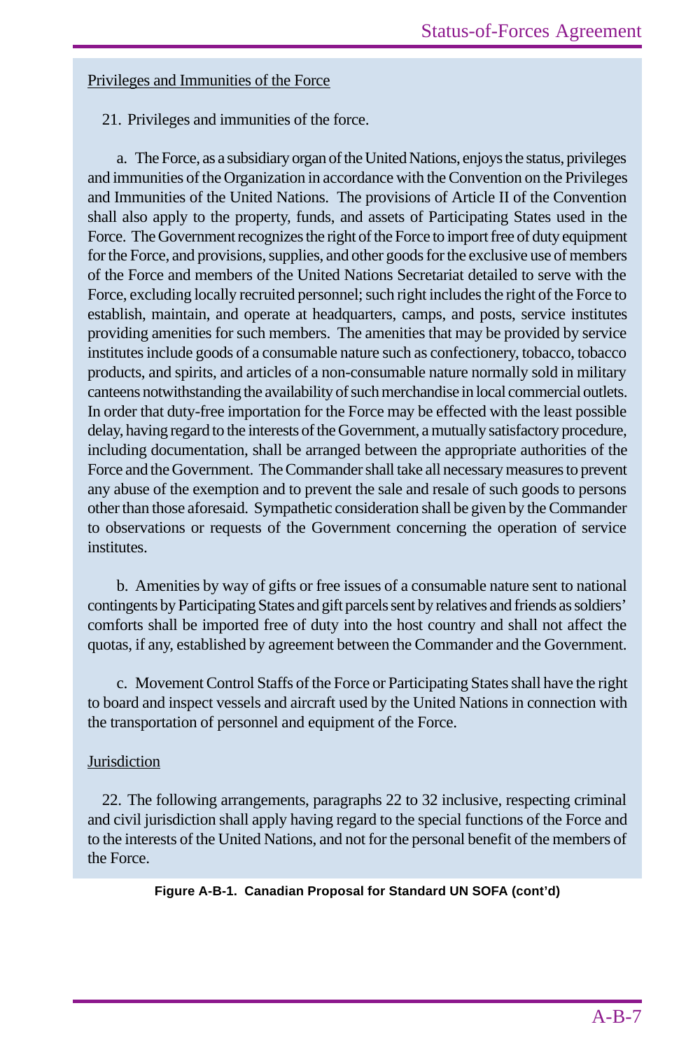Privileges and Immunities of the Force

21. Privileges and immunities of the force.

a. The Force, as a subsidiary organ of the United Nations, enjoys the status, privileges and immunities of the Organization in accordance with the Convention on the Privileges and Immunities of the United Nations. The provisions of Article II of the Convention shall also apply to the property, funds, and assets of Participating States used in the Force. The Government recognizes the right of the Force to import free of duty equipment for the Force, and provisions, supplies, and other goods for the exclusive use of members of the Force and members of the United Nations Secretariat detailed to serve with the Force, excluding locally recruited personnel; such right includes the right of the Force to establish, maintain, and operate at headquarters, camps, and posts, service institutes providing amenities for such members. The amenities that may be provided by service institutes include goods of a consumable nature such as confectionery, tobacco, tobacco products, and spirits, and articles of a non-consumable nature normally sold in military canteens notwithstanding the availability of such merchandise in local commercial outlets. In order that duty-free importation for the Force may be effected with the least possible delay, having regard to the interests of the Government, a mutually satisfactory procedure, including documentation, shall be arranged between the appropriate authorities of the Force and the Government. The Commander shall take all necessary measures to prevent any abuse of the exemption and to prevent the sale and resale of such goods to persons other than those aforesaid. Sympathetic consideration shall be given by the Commander to observations or requests of the Government concerning the operation of service institutes.

b. Amenities by way of gifts or free issues of a consumable nature sent to national contingents by Participating States and gift parcels sent by relatives and friends as soldiers' comforts shall be imported free of duty into the host country and shall not affect the quotas, if any, established by agreement between the Commander and the Government.

c. Movement Control Staffs of the Force or Participating States shall have the right to board and inspect vessels and aircraft used by the United Nations in connection with the transportation of personnel and equipment of the Force.

Jurisdiction

22. The following arrangements, paragraphs 22 to 32 inclusive, respecting criminal and civil jurisdiction shall apply having regard to the special functions of the Force and to the interests of the United Nations, and not for the personal benefit of the members of the Force.

**Figure A-B-1. Canadian Proposal for Standard UN SOFA (cont'd)**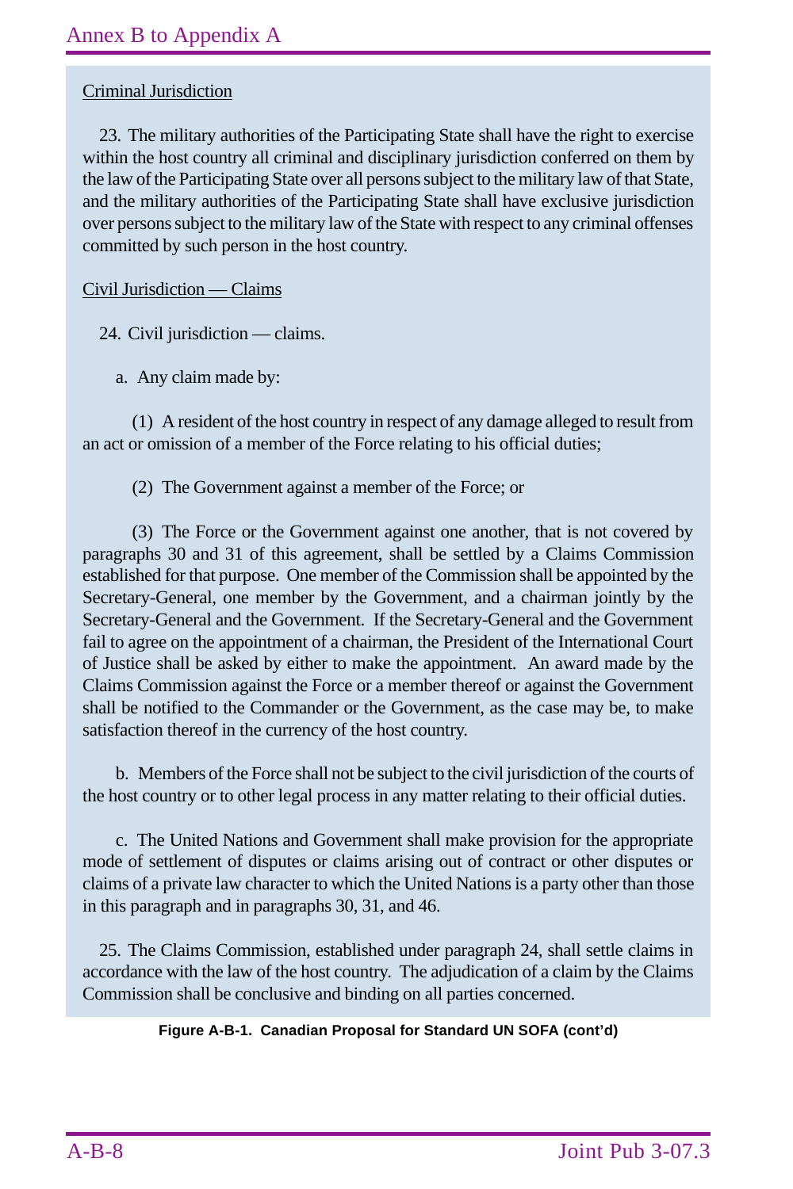Criminal Jurisdiction

23. The military authorities of the Participating State shall have the right to exercise within the host country all criminal and disciplinary jurisdiction conferred on them by the law of the Participating State over all persons subject to the military law of that State, and the military authorities of the Participating State shall have exclusive jurisdiction over persons subject to the military law of the State with respect to any criminal offenses committed by such person in the host country.

Civil Jurisdiction — Claims

24. Civil jurisdiction — claims.

a. Any claim made by:

(1) A resident of the host country in respect of any damage alleged to result from an act or omission of a member of the Force relating to his official duties;

(2) The Government against a member of the Force; or

(3) The Force or the Government against one another, that is not covered by paragraphs 30 and 31 of this agreement, shall be settled by a Claims Commission established for that purpose. One member of the Commission shall be appointed by the Secretary-General, one member by the Government, and a chairman jointly by the Secretary-General and the Government. If the Secretary-General and the Government fail to agree on the appointment of a chairman, the President of the International Court of Justice shall be asked by either to make the appointment. An award made by the Claims Commission against the Force or a member thereof or against the Government shall be notified to the Commander or the Government, as the case may be, to make satisfaction thereof in the currency of the host country.

b. Members of the Force shall not be subject to the civil jurisdiction of the courts of the host country or to other legal process in any matter relating to their official duties.

c. The United Nations and Government shall make provision for the appropriate mode of settlement of disputes or claims arising out of contract or other disputes or claims of a private law character to which the United Nations is a party other than those in this paragraph and in paragraphs 30, 31, and 46.

25. The Claims Commission, established under paragraph 24, shall settle claims in accordance with the law of the host country. The adjudication of a claim by the Claims Commission shall be conclusive and binding on all parties concerned.

**Figure A-B-1. Canadian Proposal for Standard UN SOFA (cont'd)**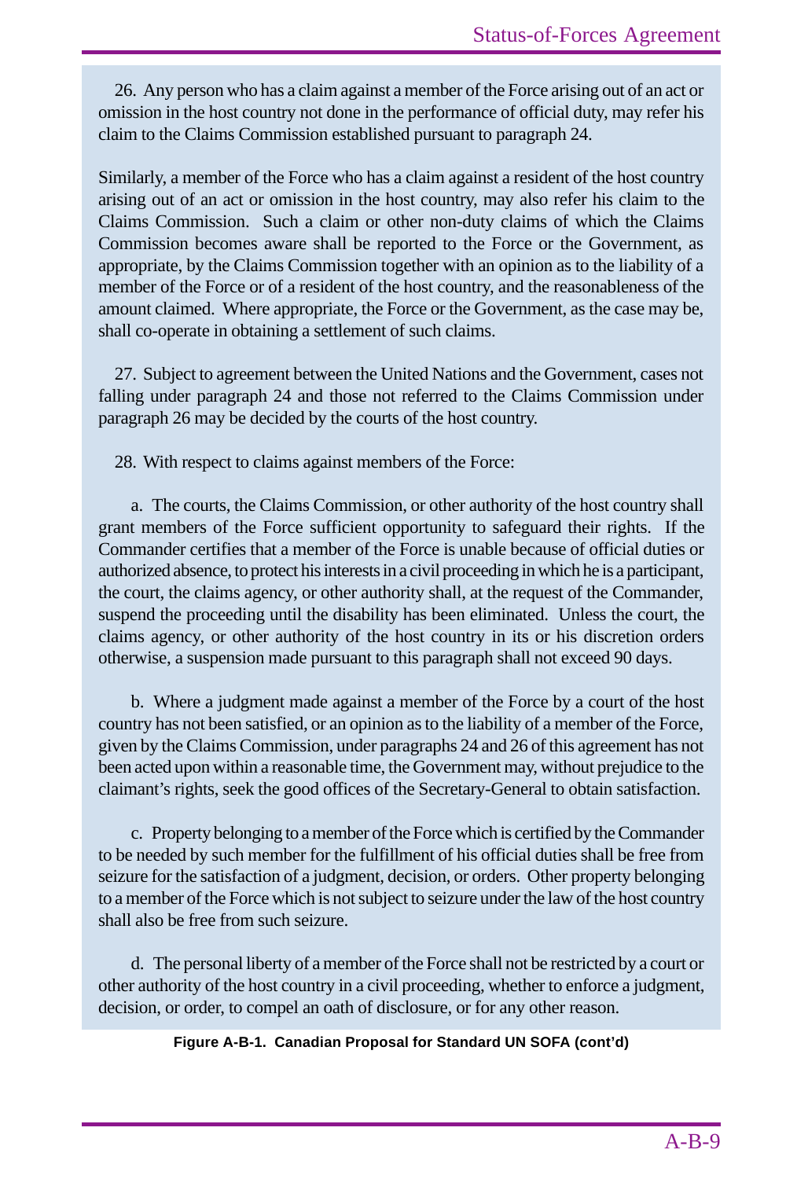26. Any person who has a claim against a member of the Force arising out of an act or omission in the host country not done in the performance of official duty, may refer his claim to the Claims Commission established pursuant to paragraph 24.

Similarly, a member of the Force who has a claim against a resident of the host country arising out of an act or omission in the host country, may also refer his claim to the Claims Commission. Such a claim or other non-duty claims of which the Claims Commission becomes aware shall be reported to the Force or the Government, as appropriate, by the Claims Commission together with an opinion as to the liability of a member of the Force or of a resident of the host country, and the reasonableness of the amount claimed. Where appropriate, the Force or the Government, as the case may be, shall co-operate in obtaining a settlement of such claims.

27. Subject to agreement between the United Nations and the Government, cases not falling under paragraph 24 and those not referred to the Claims Commission under paragraph 26 may be decided by the courts of the host country.

28. With respect to claims against members of the Force:

a. The courts, the Claims Commission, or other authority of the host country shall grant members of the Force sufficient opportunity to safeguard their rights. If the Commander certifies that a member of the Force is unable because of official duties or authorized absence, to protect his interests in a civil proceeding in which he is a participant, the court, the claims agency, or other authority shall, at the request of the Commander, suspend the proceeding until the disability has been eliminated. Unless the court, the claims agency, or other authority of the host country in its or his discretion orders otherwise, a suspension made pursuant to this paragraph shall not exceed 90 days.

b. Where a judgment made against a member of the Force by a court of the host country has not been satisfied, or an opinion as to the liability of a member of the Force, given by the Claims Commission, under paragraphs 24 and 26 of this agreement has not been acted upon within a reasonable time, the Government may, without prejudice to the claimant's rights, seek the good offices of the Secretary-General to obtain satisfaction.

c. Property belonging to a member of the Force which is certified by the Commander to be needed by such member for the fulfillment of his official duties shall be free from seizure for the satisfaction of a judgment, decision, or orders. Other property belonging to a member of the Force which is not subject to seizure under the law of the host country shall also be free from such seizure.

d. The personal liberty of a member of the Force shall not be restricted by a court or other authority of the host country in a civil proceeding, whether to enforce a judgment, decision, or order, to compel an oath of disclosure, or for any other reason.

**Figure A-B-1. Canadian Proposal for Standard UN SOFA (cont'd)**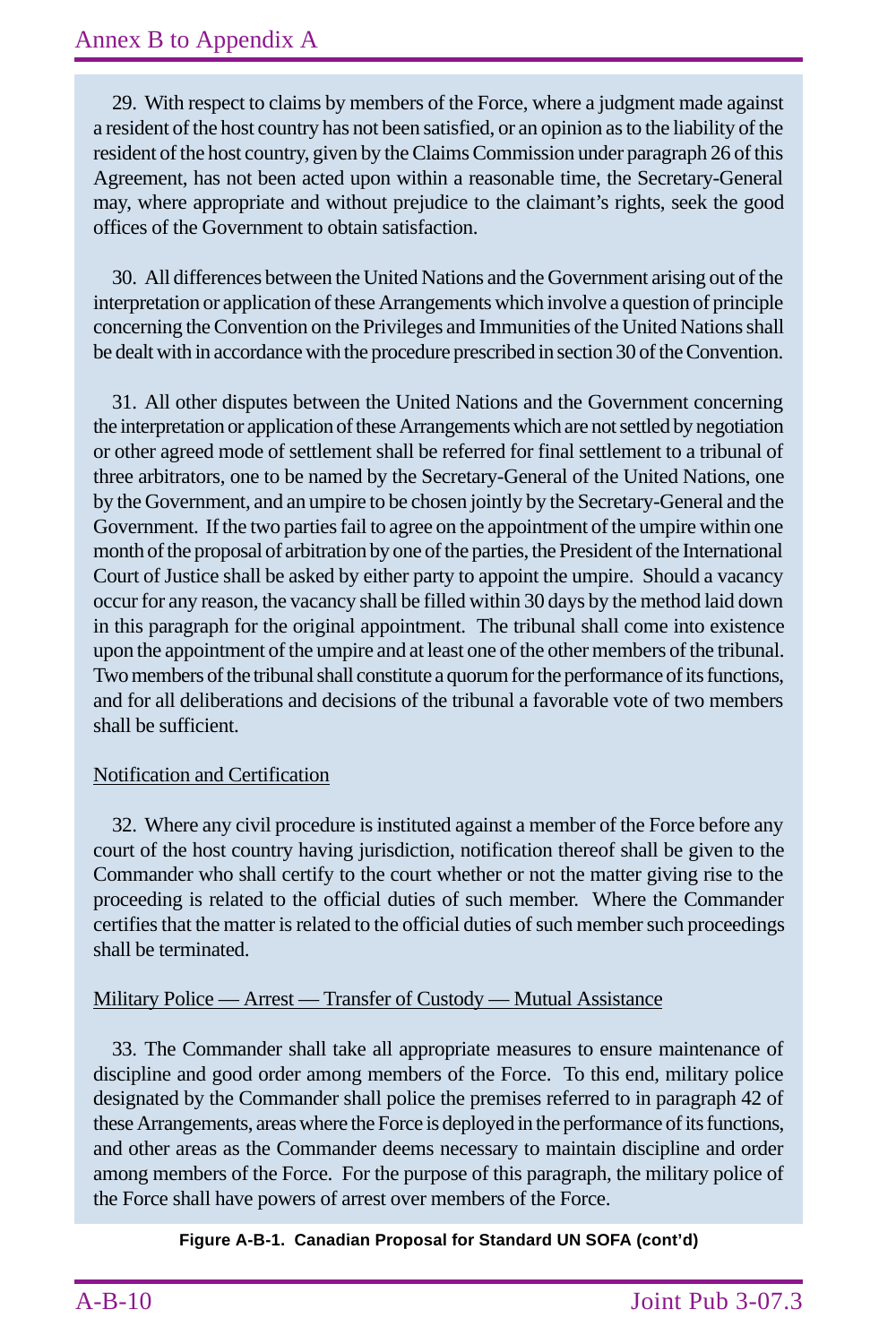29. With respect to claims by members of the Force, where a judgment made against a resident of the host country has not been satisfied, or an opinion as to the liability of the resident of the host country, given by the Claims Commission under paragraph 26 of this Agreement, has not been acted upon within a reasonable time, the Secretary-General may, where appropriate and without prejudice to the claimant's rights, seek the good offices of the Government to obtain satisfaction.

30. All differences between the United Nations and the Government arising out of the interpretation or application of these Arrangements which involve a question of principle concerning the Convention on the Privileges and Immunities of the United Nations shall be dealt with in accordance with the procedure prescribed in section 30 of the Convention.

31. All other disputes between the United Nations and the Government concerning the interpretation or application of these Arrangements which are not settled by negotiation or other agreed mode of settlement shall be referred for final settlement to a tribunal of three arbitrators, one to be named by the Secretary-General of the United Nations, one by the Government, and an umpire to be chosen jointly by the Secretary-General and the Government. If the two parties fail to agree on the appointment of the umpire within one month of the proposal of arbitration by one of the parties, the President of the International Court of Justice shall be asked by either party to appoint the umpire. Should a vacancy occur for any reason, the vacancy shall be filled within 30 days by the method laid down in this paragraph for the original appointment. The tribunal shall come into existence upon the appointment of the umpire and at least one of the other members of the tribunal. Two members of the tribunal shall constitute a quorum for the performance of its functions, and for all deliberations and decisions of the tribunal a favorable vote of two members shall be sufficient.

Notification and Certification

32. Where any civil procedure is instituted against a member of the Force before any court of the host country having jurisdiction, notification thereof shall be given to the Commander who shall certify to the court whether or not the matter giving rise to the proceeding is related to the official duties of such member. Where the Commander certifies that the matter is related to the official duties of such member such proceedings shall be terminated.

Military Police — Arrest — Transfer of Custody — Mutual Assistance

33. The Commander shall take all appropriate measures to ensure maintenance of discipline and good order among members of the Force. To this end, military police designated by the Commander shall police the premises referred to in paragraph 42 of these Arrangements, areas where the Force is deployed in the performance of its functions, and other areas as the Commander deems necessary to maintain discipline and order among members of the Force. For the purpose of this paragraph, the military police of the Force shall have powers of arrest over members of the Force.

**Figure A-B-1. Canadian Proposal for Standard UN SOFA (cont'd)**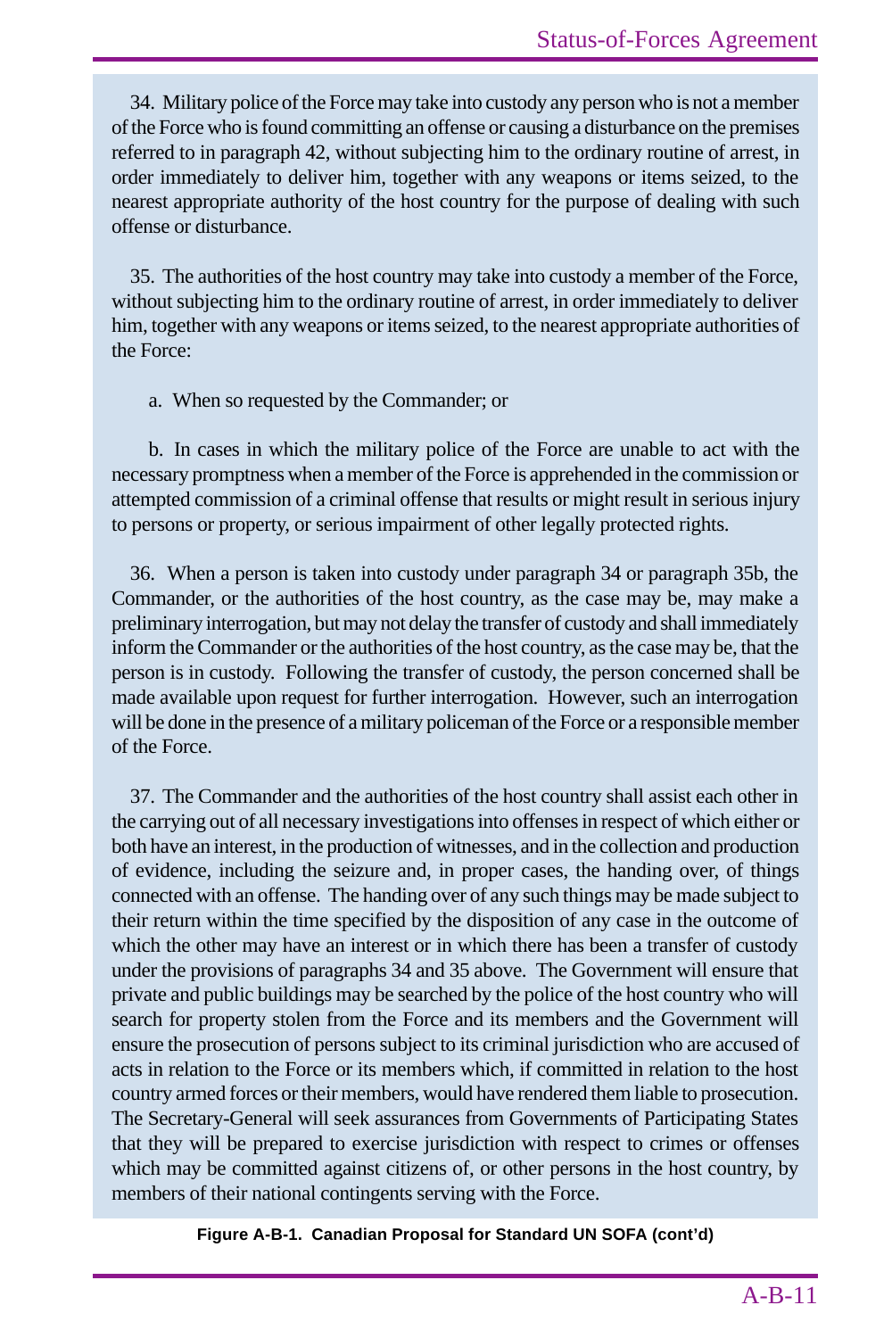34. Military police of the Force may take into custody any person who is not a member of the Force who is found committing an offense or causing a disturbance on the premises referred to in paragraph 42, without subjecting him to the ordinary routine of arrest, in order immediately to deliver him, together with any weapons or items seized, to the nearest appropriate authority of the host country for the purpose of dealing with such offense or disturbance.

35. The authorities of the host country may take into custody a member of the Force, without subjecting him to the ordinary routine of arrest, in order immediately to deliver him, together with any weapons or items seized, to the nearest appropriate authorities of the Force:

a. When so requested by the Commander; or

b. In cases in which the military police of the Force are unable to act with the necessary promptness when a member of the Force is apprehended in the commission or attempted commission of a criminal offense that results or might result in serious injury to persons or property, or serious impairment of other legally protected rights.

36. When a person is taken into custody under paragraph 34 or paragraph 35b, the Commander, or the authorities of the host country, as the case may be, may make a preliminary interrogation, but may not delay the transfer of custody and shall immediately inform the Commander or the authorities of the host country, as the case may be, that the person is in custody. Following the transfer of custody, the person concerned shall be made available upon request for further interrogation. However, such an interrogation will be done in the presence of a military policeman of the Force or a responsible member of the Force.

37. The Commander and the authorities of the host country shall assist each other in the carrying out of all necessary investigations into offenses in respect of which either or both have an interest, in the production of witnesses, and in the collection and production of evidence, including the seizure and, in proper cases, the handing over, of things connected with an offense. The handing over of any such things may be made subject to their return within the time specified by the disposition of any case in the outcome of which the other may have an interest or in which there has been a transfer of custody under the provisions of paragraphs 34 and 35 above. The Government will ensure that private and public buildings may be searched by the police of the host country who will search for property stolen from the Force and its members and the Government will ensure the prosecution of persons subject to its criminal jurisdiction who are accused of acts in relation to the Force or its members which, if committed in relation to the host country armed forces or their members, would have rendered them liable to prosecution. The Secretary-General will seek assurances from Governments of Participating States that they will be prepared to exercise jurisdiction with respect to crimes or offenses which may be committed against citizens of, or other persons in the host country, by members of their national contingents serving with the Force.

**Figure A-B-1. Canadian Proposal for Standard UN SOFA (cont'd)**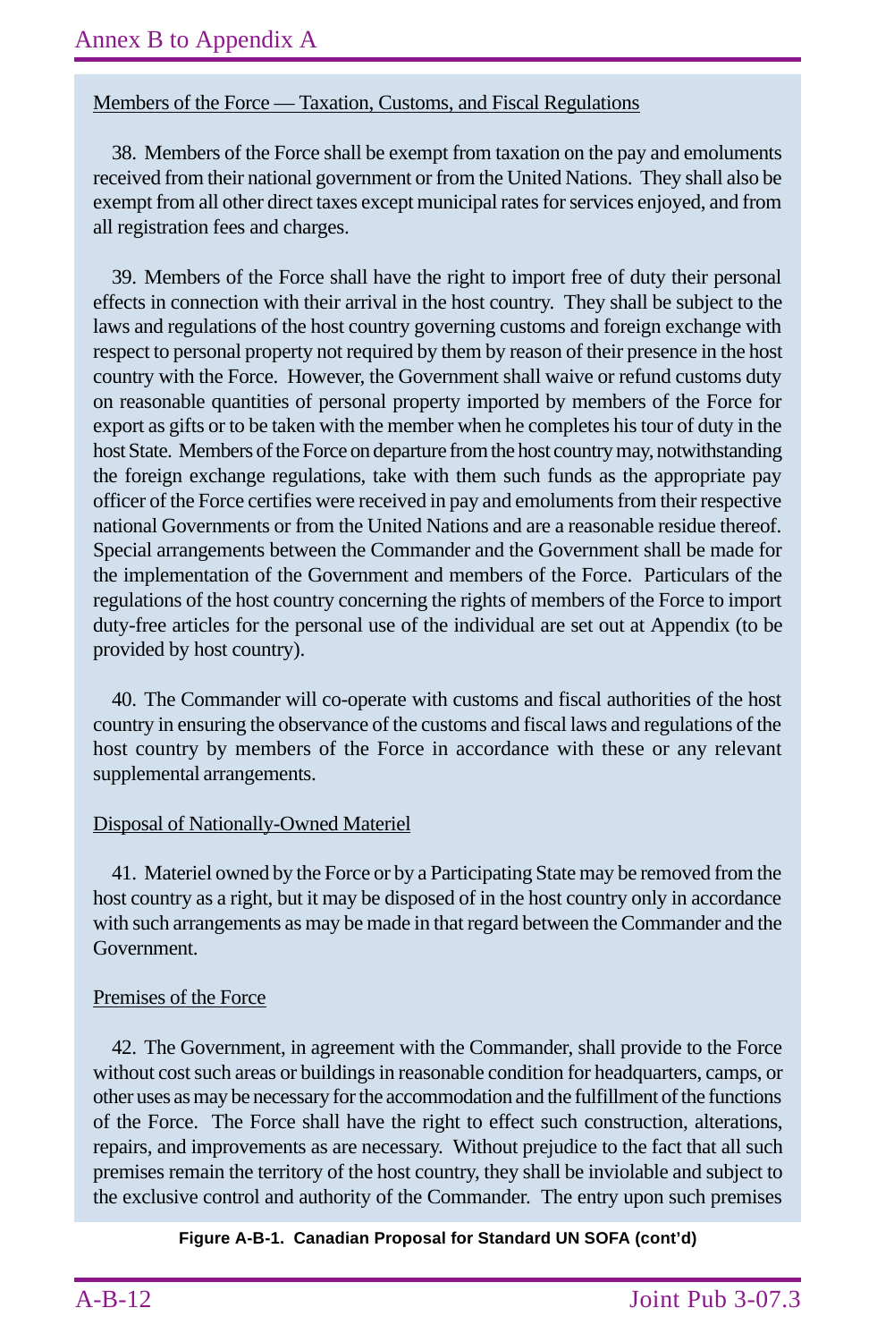Members of the Force — Taxation, Customs, and Fiscal Regulations

38. Members of the Force shall be exempt from taxation on the pay and emoluments received from their national government or from the United Nations. They shall also be exempt from all other direct taxes except municipal rates for services enjoyed, and from all registration fees and charges.

39. Members of the Force shall have the right to import free of duty their personal effects in connection with their arrival in the host country. They shall be subject to the laws and regulations of the host country governing customs and foreign exchange with respect to personal property not required by them by reason of their presence in the host country with the Force. However, the Government shall waive or refund customs duty on reasonable quantities of personal property imported by members of the Force for export as gifts or to be taken with the member when he completes his tour of duty in the host State. Members of the Force on departure from the host country may, notwithstanding the foreign exchange regulations, take with them such funds as the appropriate pay officer of the Force certifies were received in pay and emoluments from their respective national Governments or from the United Nations and are a reasonable residue thereof. Special arrangements between the Commander and the Government shall be made for the implementation of the Government and members of the Force. Particulars of the regulations of the host country concerning the rights of members of the Force to import duty-free articles for the personal use of the individual are set out at Appendix (to be provided by host country).

40. The Commander will co-operate with customs and fiscal authorities of the host country in ensuring the observance of the customs and fiscal laws and regulations of the host country by members of the Force in accordance with these or any relevant supplemental arrangements.

Disposal of Nationally-Owned Materiel

41. Materiel owned by the Force or by a Participating State may be removed from the host country as a right, but it may be disposed of in the host country only in accordance with such arrangements as may be made in that regard between the Commander and the Government.

Premises of the Force

42. The Government, in agreement with the Commander, shall provide to the Force without cost such areas or buildings in reasonable condition for headquarters, camps, or other uses as may be necessary for the accommodation and the fulfillment of the functions of the Force. The Force shall have the right to effect such construction, alterations, repairs, and improvements as are necessary. Without prejudice to the fact that all such premises remain the territory of the host country, they shall be inviolable and subject to the exclusive control and authority of the Commander. The entry upon such premises

**Figure A-B-1. Canadian Proposal for Standard UN SOFA (cont'd)**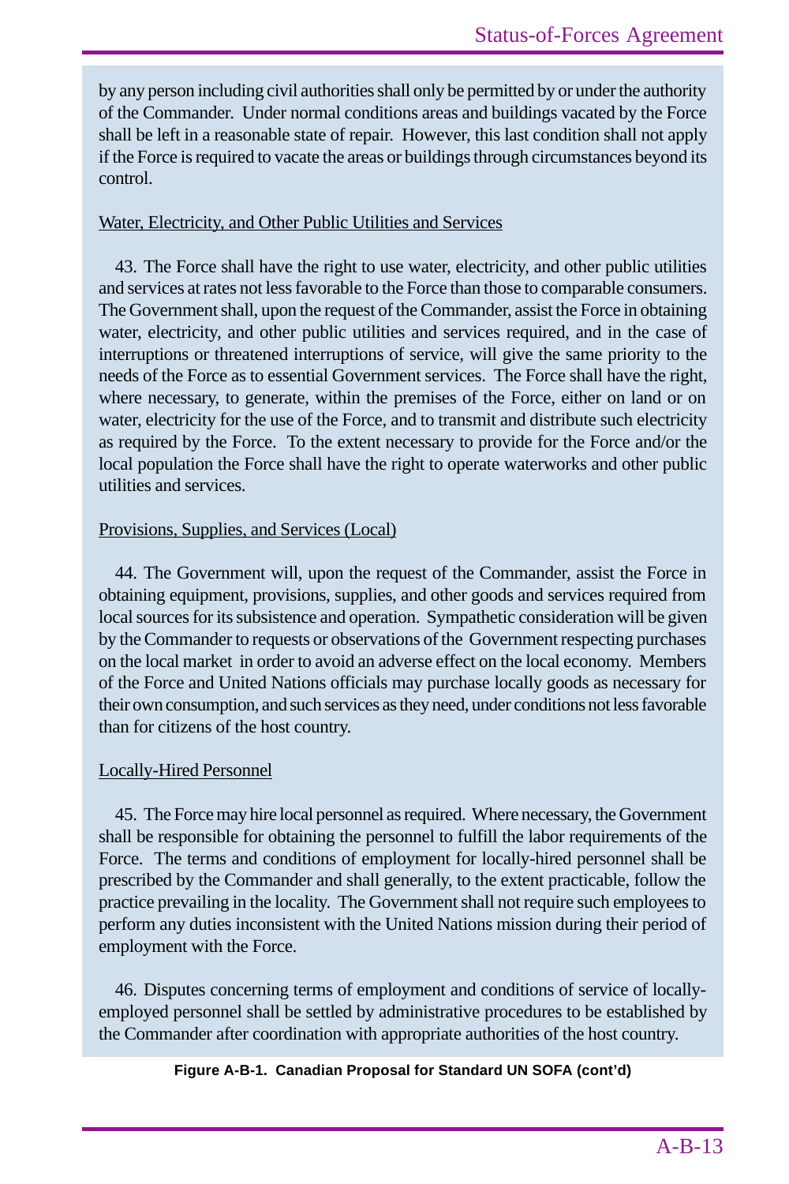by any person including civil authorities shall only be permitted by or under the authority of the Commander. Under normal conditions areas and buildings vacated by the Force shall be left in a reasonable state of repair. However, this last condition shall not apply if the Force is required to vacate the areas or buildings through circumstances beyond its control.

<u>Water, Electricity, and Other Public Utilities and Services</u>

43. The Force shall have the right to use water, electricity, and other public utilities and services at rates not less favorable to the Force than those to comparable consumers. The Government shall, upon the request of the Commander, assist the Force in obtaining water, electricity, and other public utilities and services required, and in the case of interruptions or threatened interruptions of service, will give the same priority to the needs of the Force as to essential Government services. The Force shall have the right, where necessary, to generate, within the premises of the Force, either on land or on water, electricity for the use of the Force, and to transmit and distribute such electricity as required by the Force. To the extent necessary to provide for the Force and/or the local population the Force shall have the right to operate waterworks and other public utilities and services.

<u>Provisions, Supplies, and Services (Local)</u>

44. The Government will, upon the request of the Commander, assist the Force in obtaining equipment, provisions, supplies, and other goods and services required from local sources for its subsistence and operation. Sympathetic consideration will be given by the Commander to requests or observations of the Government respecting purchases on the local market in order to avoid an adverse effect on the local economy. Members of the Force and United Nations officials may purchase locally goods as necessary for their own consumption, and such services as they need, under conditions not less favorable than for citizens of the host country.

<u>Locally-Hired Personnel</u>

45. The Force may hire local personnel as required. Where necessary, the Government shall be responsible for obtaining the personnel to fulfill the labor requirements of the Force. The terms and conditions of employment for locally-hired personnel shall be prescribed by the Commander and shall generally, to the extent practicable, follow the practice prevailing in the locality. The Government shall not require such employees to perform any duties inconsistent with the United Nations mission during their period of employment with the Force.

46. Disputes concerning terms of employment and conditions of service of locally-employed personnel shall be settled by administrative procedures to be established by the Commander after coordination with appropriate authorities of the host country.

**Figure A-B-1. Canadian Proposal for Standard UN SOFA (cont'd)**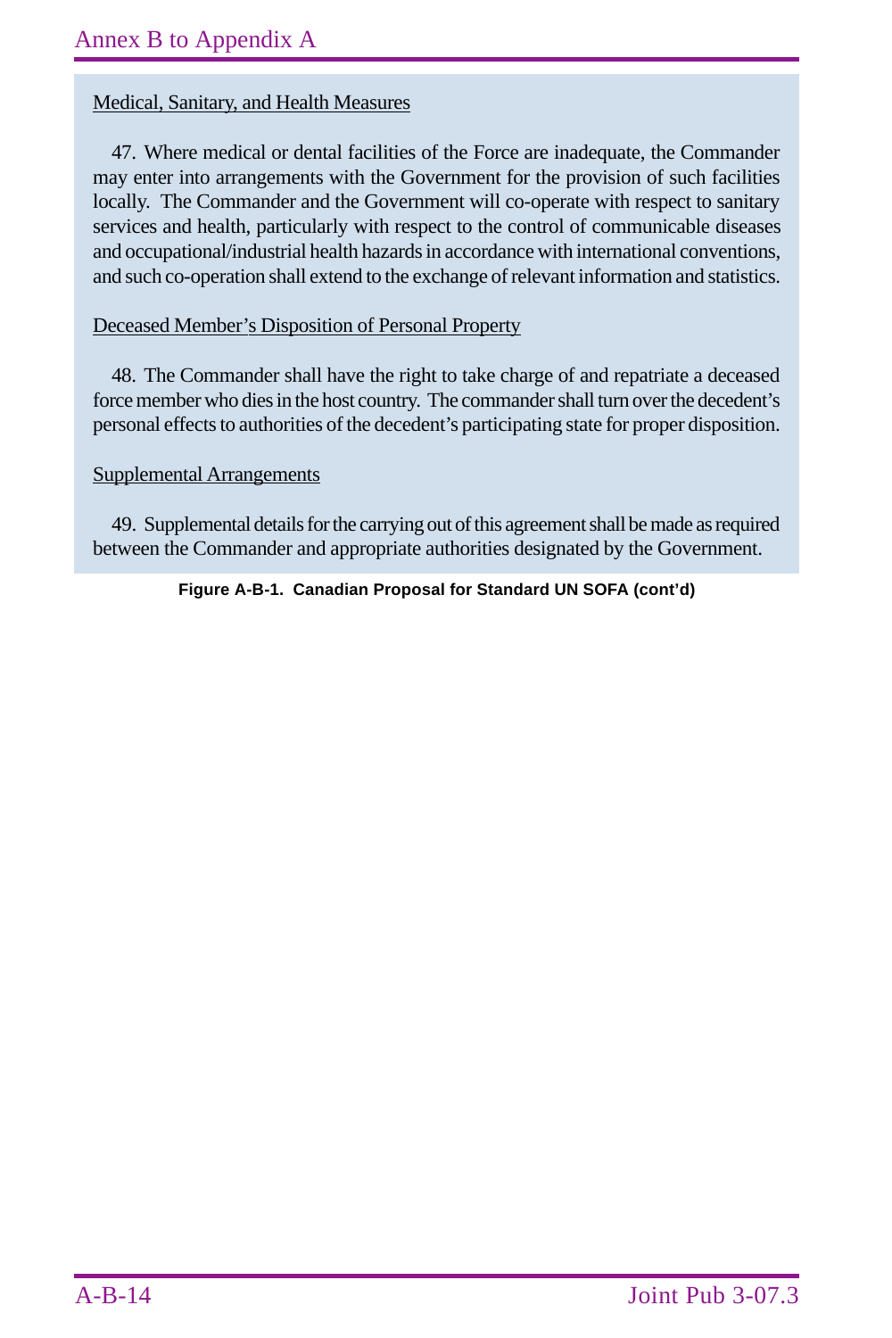Medical, Sanitary, and Health Measures

47. Where medical or dental facilities of the Force are inadequate, the Commander may enter into arrangements with the Government for the provision of such facilities locally. The Commander and the Government will co-operate with respect to sanitary services and health, particularly with respect to the control of communicable diseases and occupational/industrial health hazards in accordance with international conventions, and such co-operation shall extend to the exchange of relevant information and statistics.

Deceased Member's Disposition of Personal Property

48. The Commander shall have the right to take charge of and repatriate a deceased force member who dies in the host country. The commander shall turn over the decedent's personal effects to authorities of the decedent's participating state for proper disposition.

Supplemental Arrangements

49. Supplemental details for the carrying out of this agreement shall be made as required between the Commander and appropriate authorities designated by the Government.

**Figure A-B-1. Canadian Proposal for Standard UN SOFA (cont'd)**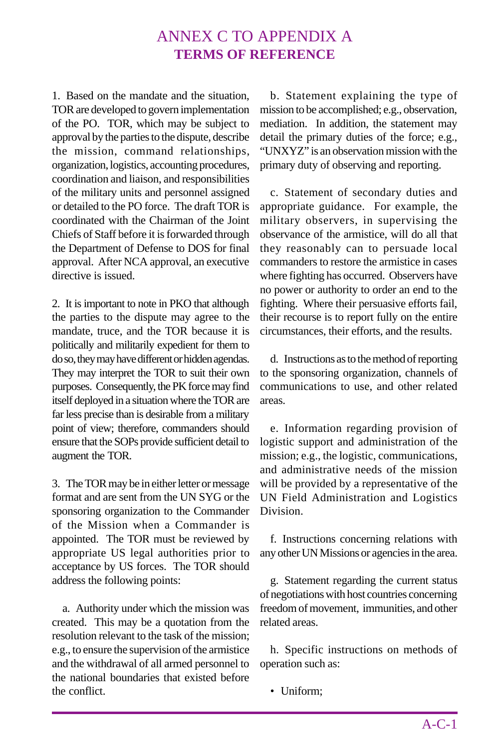# ANNEX C TO APPENDIX A
## TERMS OF REFERENCE

1. Based on the mandate and the situation, TOR are developed to govern implementation of the PO. TOR, which may be subject to approval by the parties to the dispute, describe the mission, command relationships, organization, logistics, accounting procedures, coordination and liaison, and responsibilities of the military units and personnel assigned or detailed to the PO force. The draft TOR is coordinated with the Chairman of the Joint Chiefs of Staff before it is forwarded through the Department of Defense to DOS for final approval. After NCA approval, an executive directive is issued.

2. It is important to note in PKO that although the parties to the dispute may agree to the mandate, truce, and the TOR because it is politically and militarily expedient for them to do so, they may have different or hidden agendas. They may interpret the TOR to suit their own purposes. Consequently, the PK force may find itself deployed in a situation where the TOR are far less precise than is desirable from a military point of view; therefore, commanders should ensure that the SOPs provide sufficient detail to augment the TOR.

3. The TOR may be in either letter or message format and are sent from the UN SYG or the sponsoring organization to the Commander of the Mission when a Commander is appointed. The TOR must be reviewed by appropriate US legal authorities prior to acceptance by US forces. The TOR should address the following points:

a. Authority under which the mission was created. This may be a quotation from the resolution relevant to the task of the mission; e.g., to ensure the supervision of the armistice and the withdrawal of all armed personnel to the national boundaries that existed before the conflict.

b. Statement explaining the type of mission to be accomplished; e.g., observation, mediation. In addition, the statement may detail the primary duties of the force; e.g., "UNXYZ" is an observation mission with the primary duty of observing and reporting.

c. Statement of secondary duties and appropriate guidance. For example, the military observers, in supervising the observance of the armistice, will do all that they reasonably can to persuade local commanders to restore the armistice in cases where fighting has occurred. Observers have no power or authority to order an end to the fighting. Where their persuasive efforts fail, their recourse is to report fully on the entire circumstances, their efforts, and the results.

d. Instructions as to the method of reporting to the sponsoring organization, channels of communications to use, and other related areas.

e. Information regarding provision of logistic support and administration of the mission; e.g., the logistic, communications, and administrative needs of the mission will be provided by a representative of the UN Field Administration and Logistics Division.

f. Instructions concerning relations with any other UN Missions or agencies in the area.

g. Statement regarding the current status of negotiations with host countries concerning freedom of movement, immunities, and other related areas.

h. Specific instructions on methods of operation such as:

- Uniform;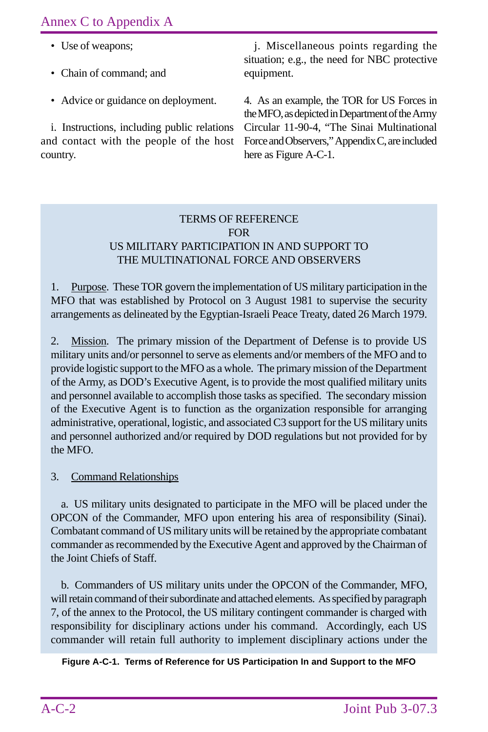- Use of weapons;
- Chain of command; and
- Advice or guidance on deployment.

i. Instructions, including public relations and contact with the people of the host country.

j. Miscellaneous points regarding the situation; e.g., the need for NBC protective equipment.

4. As an example, the TOR for US Forces in the MFO, as depicted in Department of the Army Circular 11-90-4, "The Sinai Multinational Force and Observers," Appendix C, are included here as Figure A-C-1.

TERMS OF REFERENCE
FOR
US MILITARY PARTICIPATION IN AND SUPPORT TO
THE MULTINATIONAL FORCE AND OBSERVERS

1. Purpose. These TOR govern the implementation of US military participation in the MFO that was established by Protocol on 3 August 1981 to supervise the security arrangements as delineated by the Egyptian-Israeli Peace Treaty, dated 26 March 1979.

2. Mission. The primary mission of the Department of Defense is to provide US military units and/or personnel to serve as elements and/or members of the MFO and to provide logistic support to the MFO as a whole. The primary mission of the Department of the Army, as DOD's Executive Agent, is to provide the most qualified military units and personnel available to accomplish those tasks as specified. The secondary mission of the Executive Agent is to function as the organization responsible for arranging administrative, operational, logistic, and associated C3 support for the US military units and personnel authorized and/or required by DOD regulations but not provided for by the MFO.

3. Command Relationships

a. US military units designated to participate in the MFO will be placed under the OPCON of the Commander, MFO upon entering his area of responsibility (Sinai). Combatant command of US military units will be retained by the appropriate combatant commander as recommended by the Executive Agent and approved by the Chairman of the Joint Chiefs of Staff.

b. Commanders of US military units under the OPCON of the Commander, MFO, will retain command of their subordinate and attached elements. As specified by paragraph 7, of the annex to the Protocol, the US military contingent commander is charged with responsibility for disciplinary actions under his command. Accordingly, each US commander will retain full authority to implement disciplinary actions under the

**Figure A-C-1. Terms of Reference for US Participation In and Support to the MFO**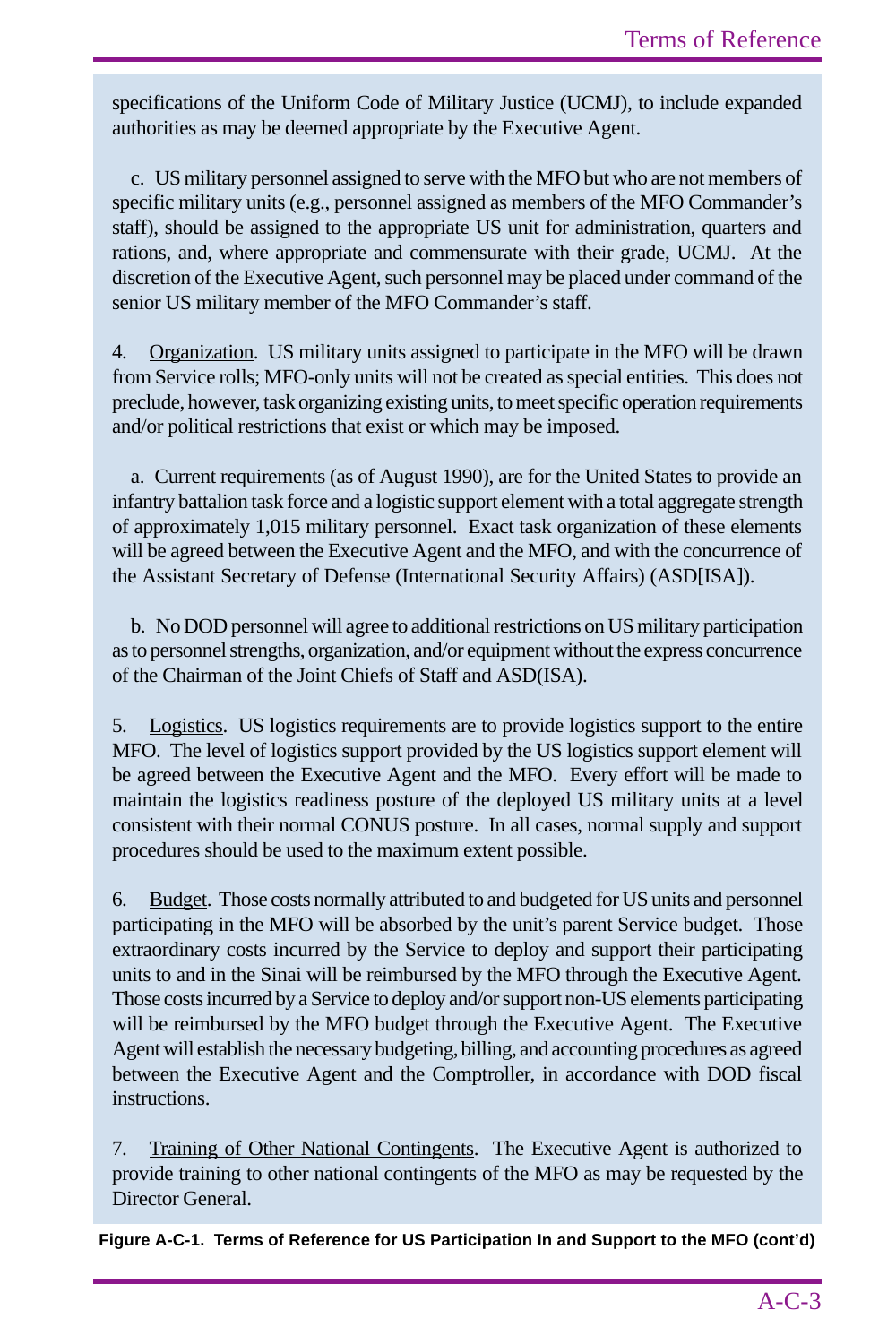specifications of the Uniform Code of Military Justice (UCMJ), to include expanded authorities as may be deemed appropriate by the Executive Agent.

c. US military personnel assigned to serve with the MFO but who are not members of specific military units (e.g., personnel assigned as members of the MFO Commander's staff), should be assigned to the appropriate US unit for administration, quarters and rations, and, where appropriate and commensurate with their grade, UCMJ. At the discretion of the Executive Agent, such personnel may be placed under command of the senior US military member of the MFO Commander's staff.

4. Organization. US military units assigned to participate in the MFO will be drawn from Service rolls; MFO-only units will not be created as special entities. This does not preclude, however, task organizing existing units, to meet specific operation requirements and/or political restrictions that exist or which may be imposed.

a. Current requirements (as of August 1990), are for the United States to provide an infantry battalion task force and a logistic support element with a total aggregate strength of approximately 1,015 military personnel. Exact task organization of these elements will be agreed between the Executive Agent and the MFO, and with the concurrence of the Assistant Secretary of Defense (International Security Affairs) (ASD[ISA]).

b. No DOD personnel will agree to additional restrictions on US military participation as to personnel strengths, organization, and/or equipment without the express concurrence of the Chairman of the Joint Chiefs of Staff and ASD(ISA).

5. Logistics. US logistics requirements are to provide logistics support to the entire MFO. The level of logistics support provided by the US logistics support element will be agreed between the Executive Agent and the MFO. Every effort will be made to maintain the logistics readiness posture of the deployed US military units at a level consistent with their normal CONUS posture. In all cases, normal supply and support procedures should be used to the maximum extent possible.

6. Budget. Those costs normally attributed to and budgeted for US units and personnel participating in the MFO will be absorbed by the unit's parent Service budget. Those extraordinary costs incurred by the Service to deploy and support their participating units to and in the Sinai will be reimbursed by the MFO through the Executive Agent. Those costs incurred by a Service to deploy and/or support non-US elements participating will be reimbursed by the MFO budget through the Executive Agent. The Executive Agent will establish the necessary budgeting, billing, and accounting procedures as agreed between the Executive Agent and the Comptroller, in accordance with DOD fiscal instructions.

7. Training of Other National Contingents. The Executive Agent is authorized to provide training to other national contingents of the MFO as may be requested by the Director General.

**Figure A-C-1. Terms of Reference for US Participation In and Support to the MFO (cont'd)**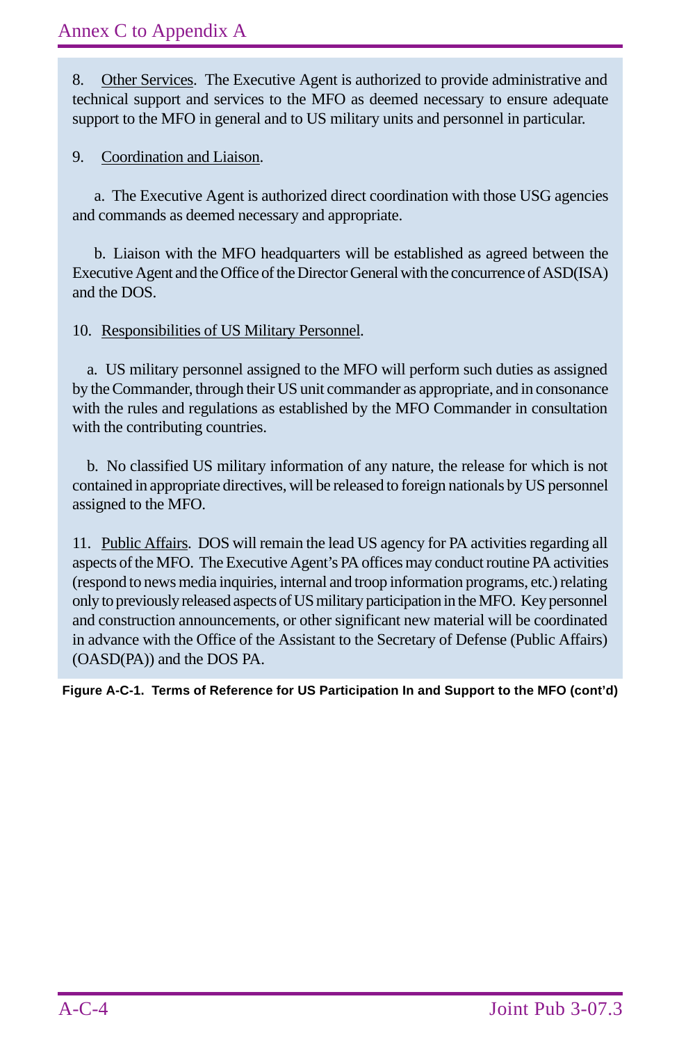8. Other Services. The Executive Agent is authorized to provide administrative and technical support and services to the MFO as deemed necessary to ensure adequate support to the MFO in general and to US military units and personnel in particular.

9. Coordination and Liaison.

a. The Executive Agent is authorized direct coordination with those USG agencies and commands as deemed necessary and appropriate.

b. Liaison with the MFO headquarters will be established as agreed between the Executive Agent and the Office of the Director General with the concurrence of ASD(ISA) and the DOS.

10. Responsibilities of US Military Personnel.

a. US military personnel assigned to the MFO will perform such duties as assigned by the Commander, through their US unit commander as appropriate, and in consonance with the rules and regulations as established by the MFO Commander in consultation with the contributing countries.

b. No classified US military information of any nature, the release for which is not contained in appropriate directives, will be released to foreign nationals by US personnel assigned to the MFO.

11. Public Affairs. DOS will remain the lead US agency for PA activities regarding all aspects of the MFO. The Executive Agent's PA offices may conduct routine PA activities (respond to news media inquiries, internal and troop information programs, etc.) relating only to previously released aspects of US military participation in the MFO. Key personnel and construction announcements, or other significant new material will be coordinated in advance with the Office of the Assistant to the Secretary of Defense (Public Affairs) (OASD(PA)) and the DOS PA.

**Figure A-C-1. Terms of Reference for US Participation In and Support to the MFO (cont'd)**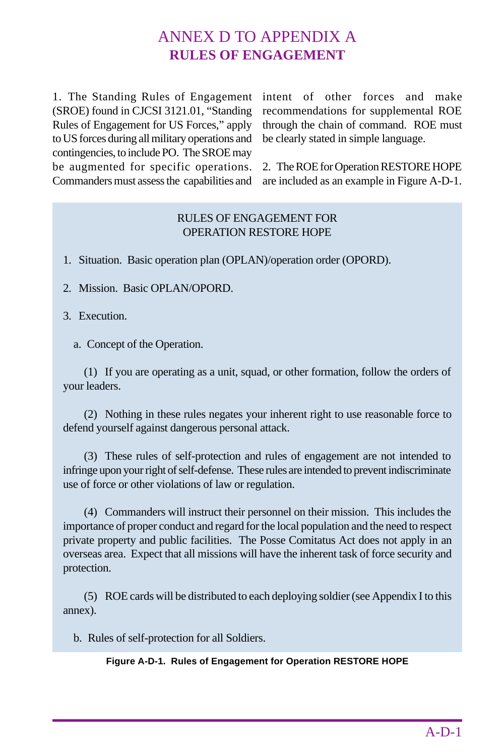# ANNEX D TO APPENDIX A
## RULES OF ENGAGEMENT

1. The Standing Rules of Engagement (SROE) found in CJCSI 3121.01, "Standing Rules of Engagement for US Forces," apply to US forces during all military operations and contingencies, to include PO. The SROE may be augmented for specific operations. Commanders must assess the capabilities and intent of other forces and make recommendations for supplemental ROE through the chain of command. ROE must be clearly stated in simple language.

2. The ROE for Operation RESTORE HOPE are included as an example in Figure A-D-1.

RULES OF ENGAGEMENT FOR
OPERATION RESTORE HOPE

1. Situation. Basic operation plan (OPLAN)/operation order (OPORD).

2. Mission. Basic OPLAN/OPORD.

3. Execution.

a. Concept of the Operation.

(1) If you are operating as a unit, squad, or other formation, follow the orders of your leaders.

(2) Nothing in these rules negates your inherent right to use reasonable force to defend yourself against dangerous personal attack.

(3) These rules of self-protection and rules of engagement are not intended to infringe upon your right of self-defense. These rules are intended to prevent indiscriminate use of force or other violations of law or regulation.

(4) Commanders will instruct their personnel on their mission. This includes the importance of proper conduct and regard for the local population and the need to respect private property and public facilities. The Posse Comitatus Act does not apply in an overseas area. Expect that all missions will have the inherent task of force security and protection.

(5) ROE cards will be distributed to each deploying soldier (see Appendix I to this annex).

b. Rules of self-protection for all Soldiers.

**Figure A-D-1. Rules of Engagement for Operation RESTORE HOPE**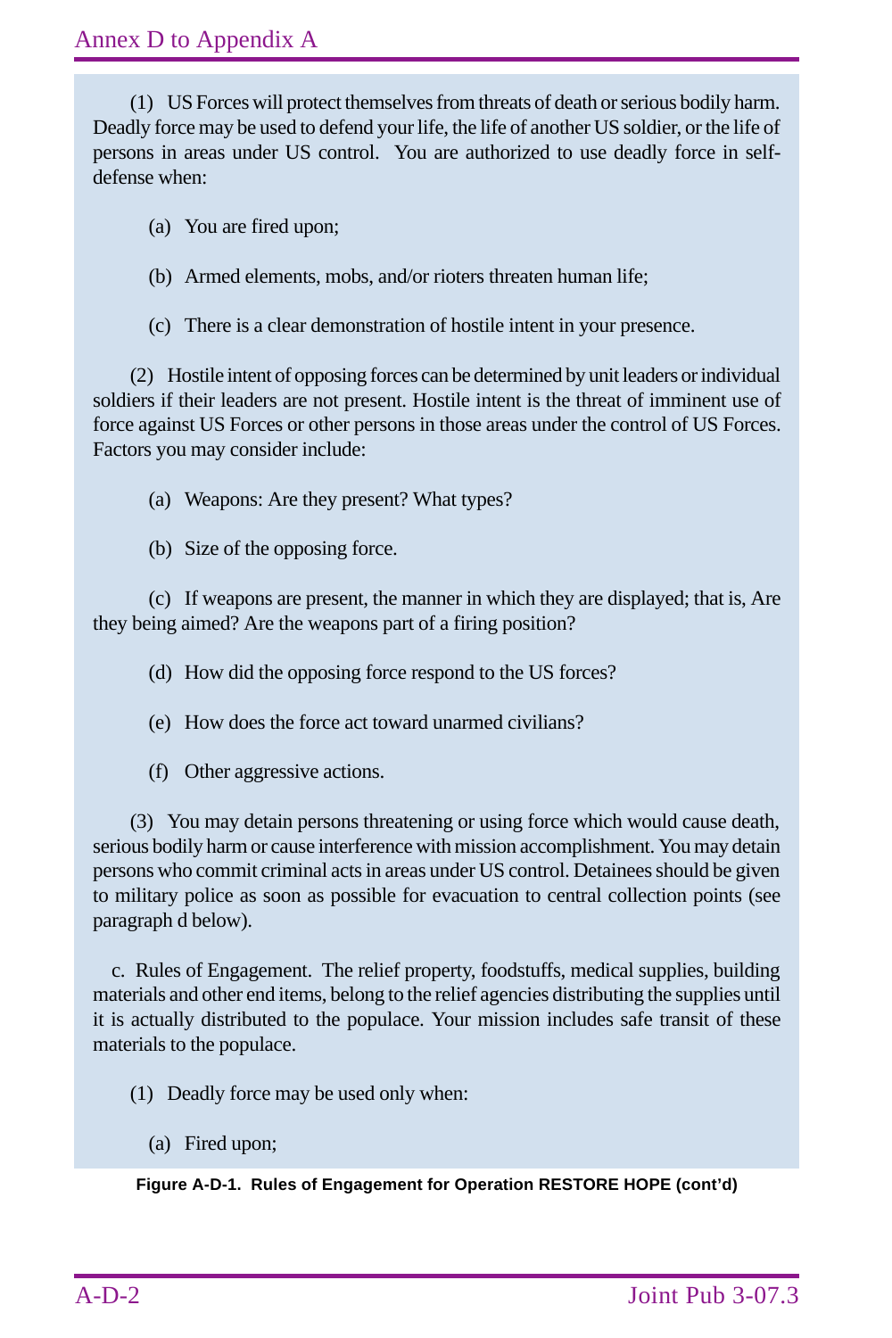(1) US Forces will protect themselves from threats of death or serious bodily harm. Deadly force may be used to defend your life, the life of another US soldier, or the life of persons in areas under US control. You are authorized to use deadly force in self-defense when:

(a) You are fired upon;

(b) Armed elements, mobs, and/or rioters threaten human life;

(c) There is a clear demonstration of hostile intent in your presence.

(2) Hostile intent of opposing forces can be determined by unit leaders or individual soldiers if their leaders are not present. Hostile intent is the threat of imminent use of force against US Forces or other persons in those areas under the control of US Forces. Factors you may consider include:

(a) Weapons: Are they present? What types?

(b) Size of the opposing force.

(c) If weapons are present, the manner in which they are displayed; that is, Are they being aimed? Are the weapons part of a firing position?

(d) How did the opposing force respond to the US forces?

(e) How does the force act toward unarmed civilians?

(f) Other aggressive actions.

(3) You may detain persons threatening or using force which would cause death, serious bodily harm or cause interference with mission accomplishment. You may detain persons who commit criminal acts in areas under US control. Detainees should be given to military police as soon as possible for evacuation to central collection points (see paragraph d below).

c. Rules of Engagement. The relief property, foodstuffs, medical supplies, building materials and other end items, belong to the relief agencies distributing the supplies until it is actually distributed to the populace. Your mission includes safe transit of these materials to the populace.

(1) Deadly force may be used only when:

(a) Fired upon;

**Figure A-D-1. Rules of Engagement for Operation RESTORE HOPE (cont'd)**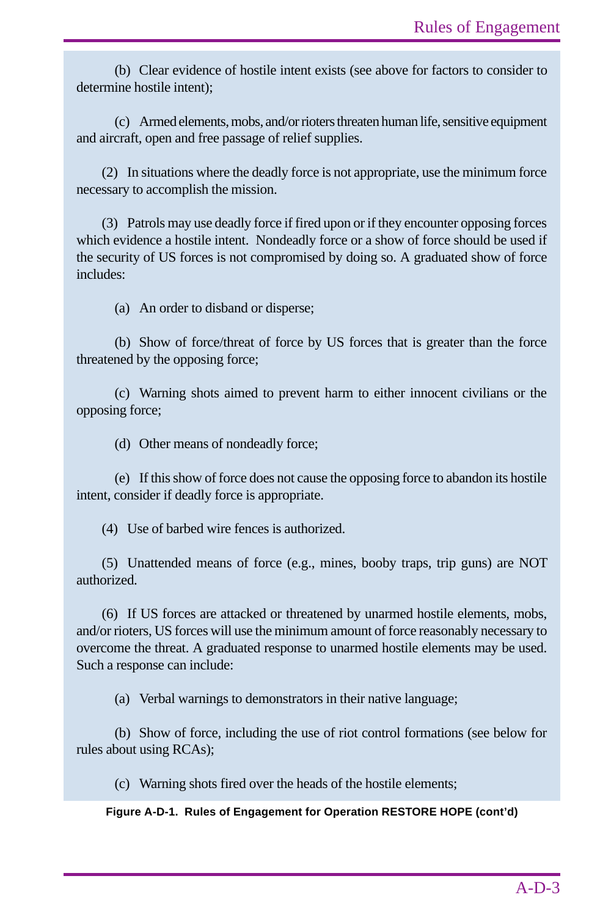(b) Clear evidence of hostile intent exists (see above for factors to consider to determine hostile intent);

(c) Armed elements, mobs, and/or rioters threaten human life, sensitive equipment and aircraft, open and free passage of relief supplies.

(2) In situations where the deadly force is not appropriate, use the minimum force necessary to accomplish the mission.

(3) Patrols may use deadly force if fired upon or if they encounter opposing forces which evidence a hostile intent. Nondeadly force or a show of force should be used if the security of US forces is not compromised by doing so. A graduated show of force includes:

(a) An order to disband or disperse;

(b) Show of force/threat of force by US forces that is greater than the force threatened by the opposing force;

(c) Warning shots aimed to prevent harm to either innocent civilians or the opposing force;

(d) Other means of nondeadly force;

(e) If this show of force does not cause the opposing force to abandon its hostile intent, consider if deadly force is appropriate.

(4) Use of barbed wire fences is authorized.

(5) Unattended means of force (e.g., mines, booby traps, trip guns) are NOT authorized.

(6) If US forces are attacked or threatened by unarmed hostile elements, mobs, and/or rioters, US forces will use the minimum amount of force reasonably necessary to overcome the threat. A graduated response to unarmed hostile elements may be used. Such a response can include:

(a) Verbal warnings to demonstrators in their native language;

(b) Show of force, including the use of riot control formations (see below for rules about using RCAs);

(c) Warning shots fired over the heads of the hostile elements;

**Figure A-D-1. Rules of Engagement for Operation RESTORE HOPE (cont'd)**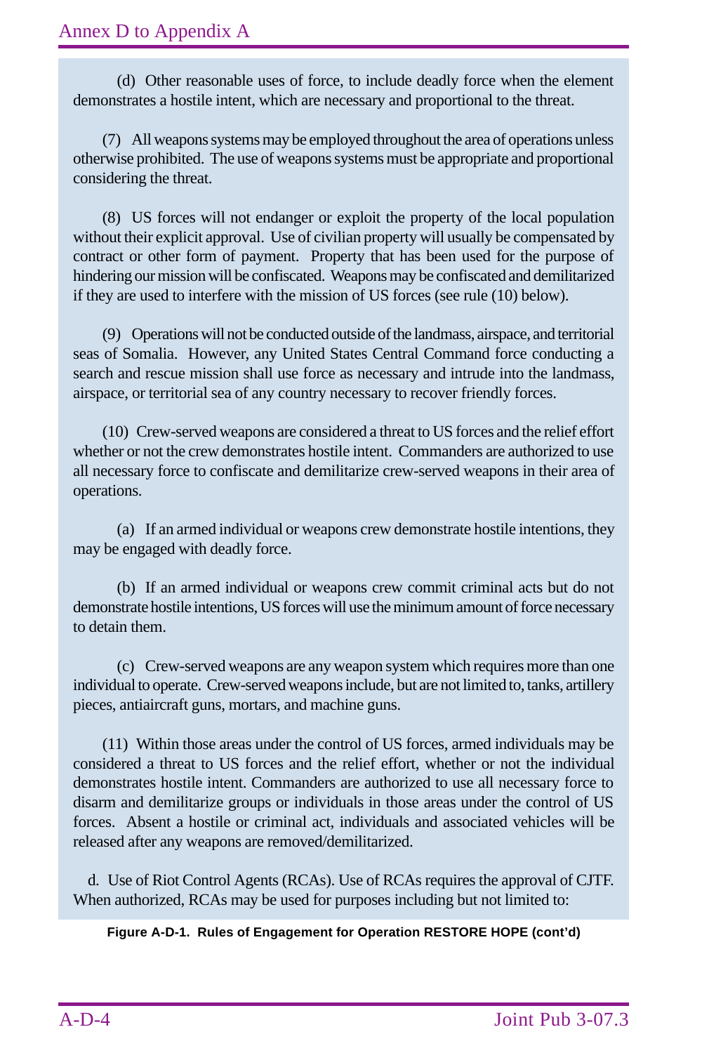(d) Other reasonable uses of force, to include deadly force when the element demonstrates a hostile intent, which are necessary and proportional to the threat.

(7) All weapons systems may be employed throughout the area of operations unless otherwise prohibited. The use of weapons systems must be appropriate and proportional considering the threat.

(8) US forces will not endanger or exploit the property of the local population without their explicit approval. Use of civilian property will usually be compensated by contract or other form of payment. Property that has been used for the purpose of hindering our mission will be confiscated. Weapons may be confiscated and demilitarized if they are used to interfere with the mission of US forces (see rule (10) below).

(9) Operations will not be conducted outside of the landmass, airspace, and territorial seas of Somalia. However, any United States Central Command force conducting a search and rescue mission shall use force as necessary and intrude into the landmass, airspace, or territorial sea of any country necessary to recover friendly forces.

(10) Crew-served weapons are considered a threat to US forces and the relief effort whether or not the crew demonstrates hostile intent. Commanders are authorized to use all necessary force to confiscate and demilitarize crew-served weapons in their area of operations.

(a) If an armed individual or weapons crew demonstrate hostile intentions, they may be engaged with deadly force.

(b) If an armed individual or weapons crew commit criminal acts but do not demonstrate hostile intentions, US forces will use the minimum amount of force necessary to detain them.

(c) Crew-served weapons are any weapon system which requires more than one individual to operate. Crew-served weapons include, but are not limited to, tanks, artillery pieces, antiaircraft guns, mortars, and machine guns.

(11) Within those areas under the control of US forces, armed individuals may be considered a threat to US forces and the relief effort, whether or not the individual demonstrates hostile intent. Commanders are authorized to use all necessary force to disarm and demilitarize groups or individuals in those areas under the control of US forces. Absent a hostile or criminal act, individuals and associated vehicles will be released after any weapons are removed/demilitarized.

d. Use of Riot Control Agents (RCAs). Use of RCAs requires the approval of CJTF. When authorized, RCAs may be used for purposes including but not limited to:

**Figure A-D-1. Rules of Engagement for Operation RESTORE HOPE (cont'd)**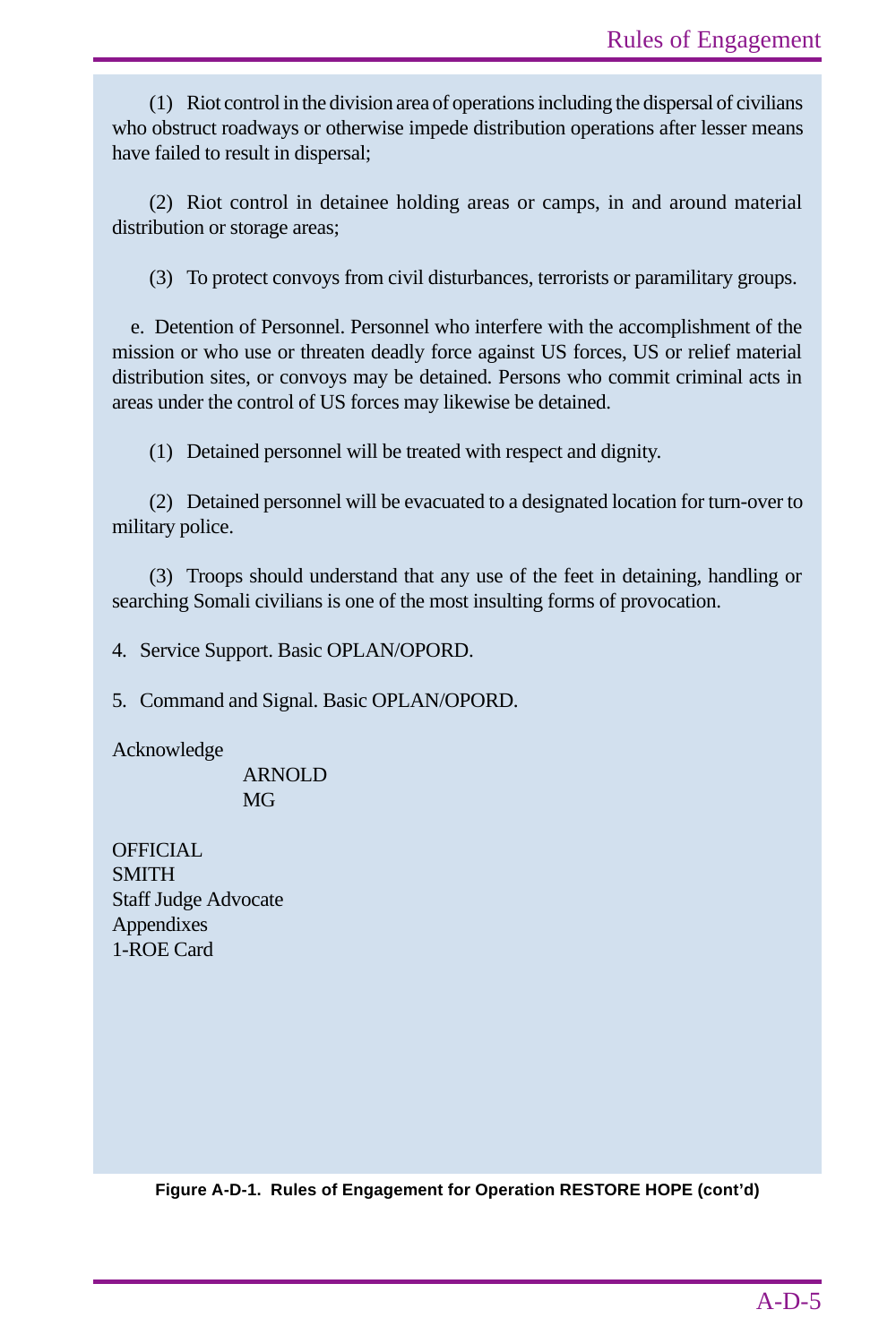(1) Riot control in the division area of operations including the dispersal of civilians who obstruct roadways or otherwise impede distribution operations after lesser means have failed to result in dispersal;

(2) Riot control in detainee holding areas or camps, in and around material distribution or storage areas;

(3) To protect convoys from civil disturbances, terrorists or paramilitary groups.

e. Detention of Personnel. Personnel who interfere with the accomplishment of the mission or who use or threaten deadly force against US forces, US or relief material distribution sites, or convoys may be detained. Persons who commit criminal acts in areas under the control of US forces may likewise be detained.

(1) Detained personnel will be treated with respect and dignity.

(2) Detained personnel will be evacuated to a designated location for turn-over to military police.

(3) Troops should understand that any use of the feet in detaining, handling or searching Somali civilians is one of the most insulting forms of provocation.

4. Service Support. Basic OPLAN/OPORD.

5. Command and Signal. Basic OPLAN/OPORD.

Acknowledge

ARNOLD
MG

OFFICIAL
SMITH
Staff Judge Advocate
Appendixes
1-ROE Card

**Figure A-D-1. Rules of Engagement for Operation RESTORE HOPE (cont'd)**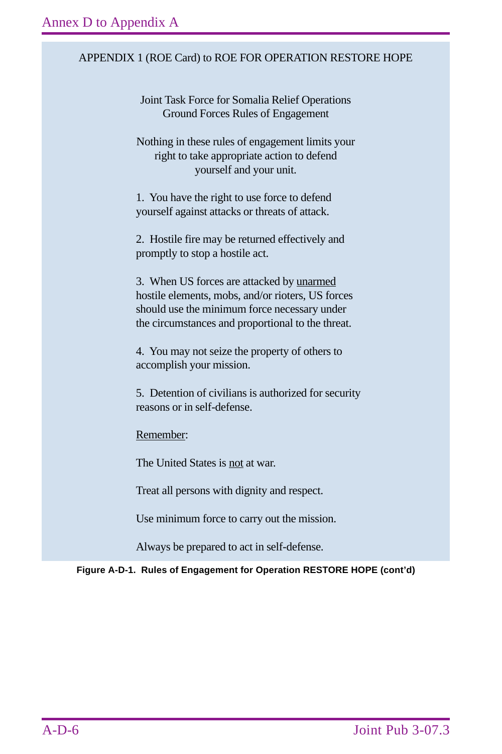APPENDIX 1 (ROE Card) to ROE FOR OPERATION RESTORE HOPE

Joint Task Force for Somalia Relief Operations
Ground Forces Rules of Engagement

Nothing in these rules of engagement limits your right to take appropriate action to defend yourself and your unit.

1. You have the right to use force to defend yourself against attacks or threats of attack.

2. Hostile fire may be returned effectively and promptly to stop a hostile act.

3. When US forces are attacked by <u>unarmed</u> hostile elements, mobs, and/or rioters, US forces should use the minimum force necessary under the circumstances and proportional to the threat.

4. You may not seize the property of others to accomplish your mission.

5. Detention of civilians is authorized for security reasons or in self-defense.

<u>Remember</u>:

The United States is <u>not</u> at war.

Treat all persons with dignity and respect.

Use minimum force to carry out the mission.

Always be prepared to act in self-defense.

**Figure A-D-1. Rules of Engagement for Operation RESTORE HOPE (cont'd)**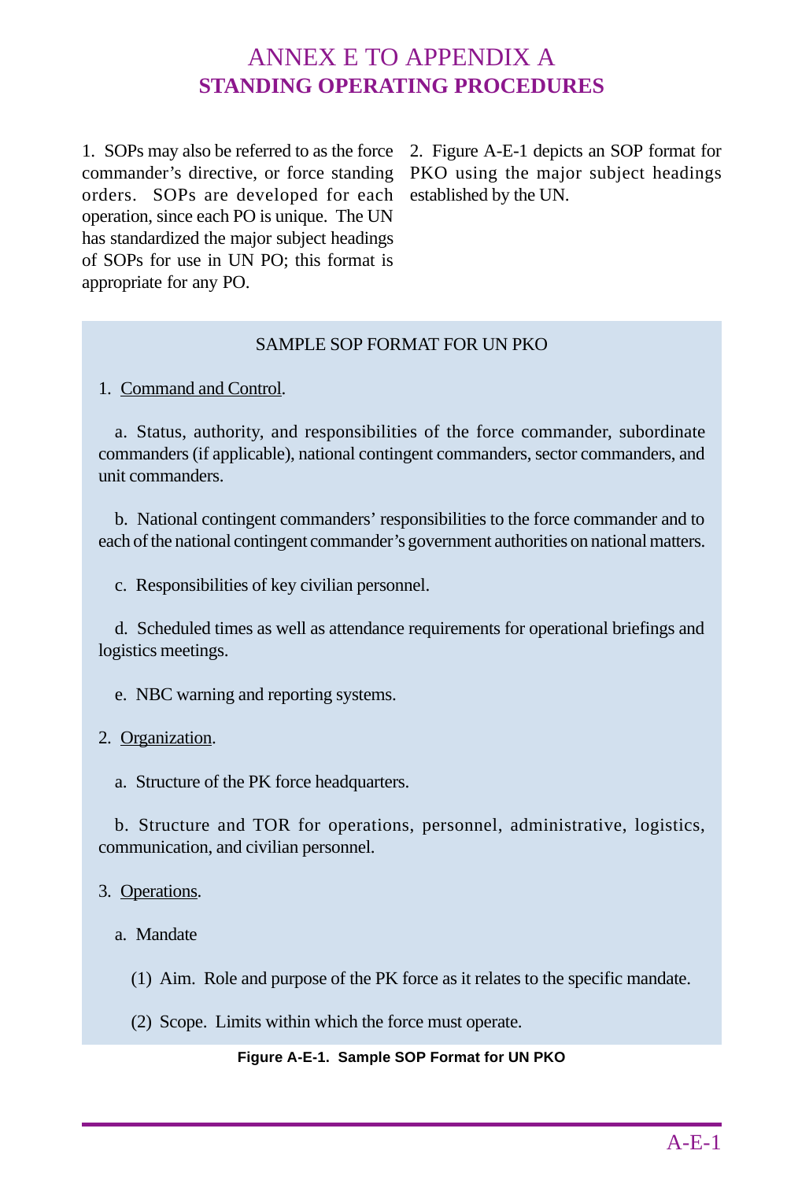# ANNEX E TO APPENDIX A
## STANDING OPERATING PROCEDURES

1. SOPs may also be referred to as the force commander's directive, or force standing orders. SOPs are developed for each operation, since each PO is unique. The UN has standardized the major subject headings of SOPs for use in UN PO; this format is appropriate for any PO.

2. Figure A-E-1 depicts an SOP format for PKO using the major subject headings established by the UN.

SAMPLE SOP FORMAT FOR UN PKO

1. Command and Control.

a. Status, authority, and responsibilities of the force commander, subordinate commanders (if applicable), national contingent commanders, sector commanders, and unit commanders.

b. National contingent commanders' responsibilities to the force commander and to each of the national contingent commander's government authorities on national matters.

c. Responsibilities of key civilian personnel.

d. Scheduled times as well as attendance requirements for operational briefings and logistics meetings.

e. NBC warning and reporting systems.

2. Organization.

a. Structure of the PK force headquarters.

b. Structure and TOR for operations, personnel, administrative, logistics, communication, and civilian personnel.

3. Operations.

a. Mandate

(1) Aim. Role and purpose of the PK force as it relates to the specific mandate.

(2) Scope. Limits within which the force must operate.

**Figure A-E-1. Sample SOP Format for UN PKO**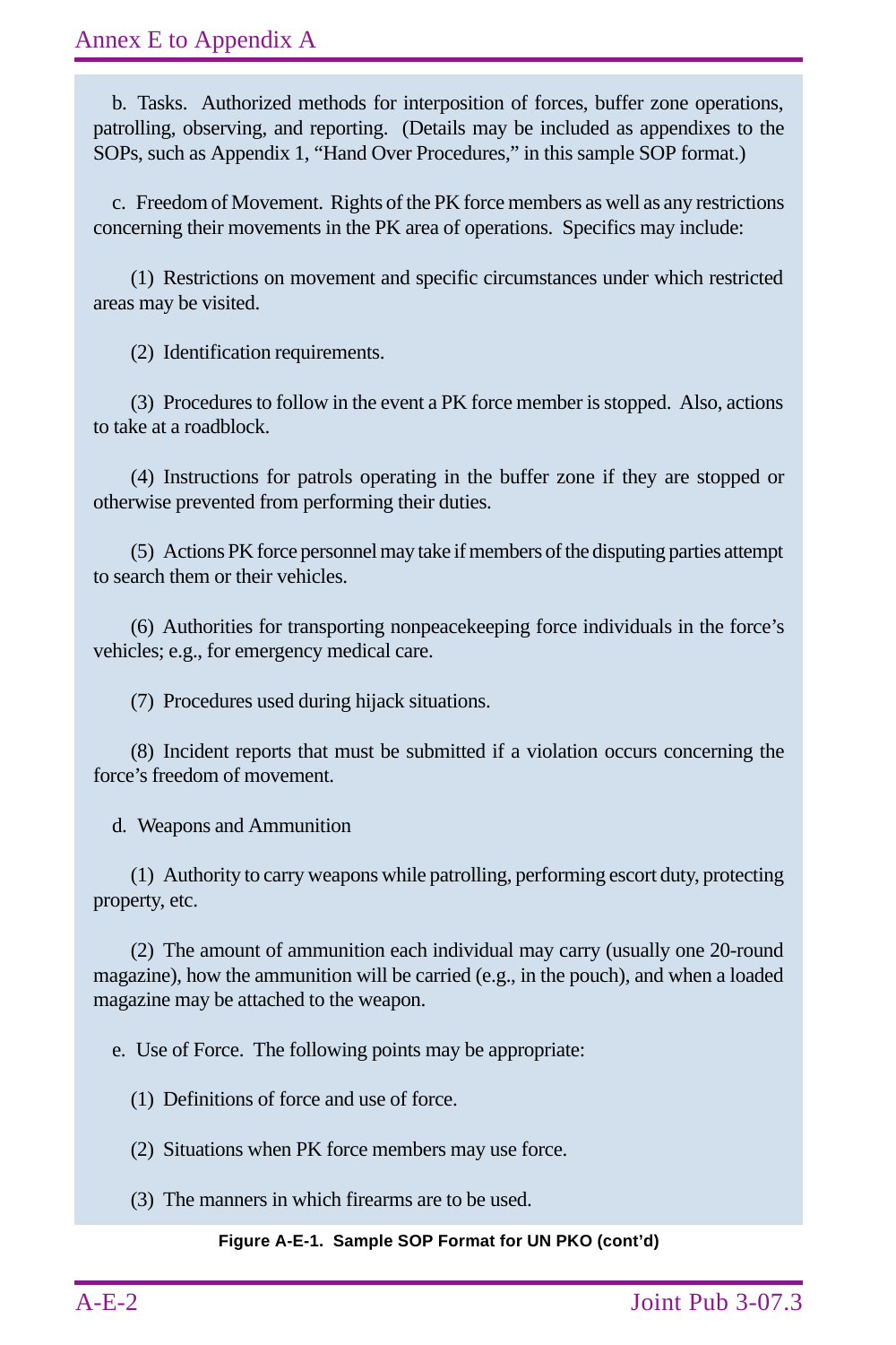b. Tasks. Authorized methods for interposition of forces, buffer zone operations, patrolling, observing, and reporting. (Details may be included as appendixes to the SOPs, such as Appendix 1, "Hand Over Procedures," in this sample SOP format.)

c. Freedom of Movement. Rights of the PK force members as well as any restrictions concerning their movements in the PK area of operations. Specifics may include:

(1) Restrictions on movement and specific circumstances under which restricted areas may be visited.

(2) Identification requirements.

(3) Procedures to follow in the event a PK force member is stopped. Also, actions to take at a roadblock.

(4) Instructions for patrols operating in the buffer zone if they are stopped or otherwise prevented from performing their duties.

(5) Actions PK force personnel may take if members of the disputing parties attempt to search them or their vehicles.

(6) Authorities for transporting nonpeacekeeping force individuals in the force's vehicles; e.g., for emergency medical care.

(7) Procedures used during hijack situations.

(8) Incident reports that must be submitted if a violation occurs concerning the force's freedom of movement.

d. Weapons and Ammunition

(1) Authority to carry weapons while patrolling, performing escort duty, protecting property, etc.

(2) The amount of ammunition each individual may carry (usually one 20-round magazine), how the ammunition will be carried (e.g., in the pouch), and when a loaded magazine may be attached to the weapon.

e. Use of Force. The following points may be appropriate:

(1) Definitions of force and use of force.

(2) Situations when PK force members may use force.

(3) The manners in which firearms are to be used.

**Figure A-E-1. Sample SOP Format for UN PKO (cont'd)**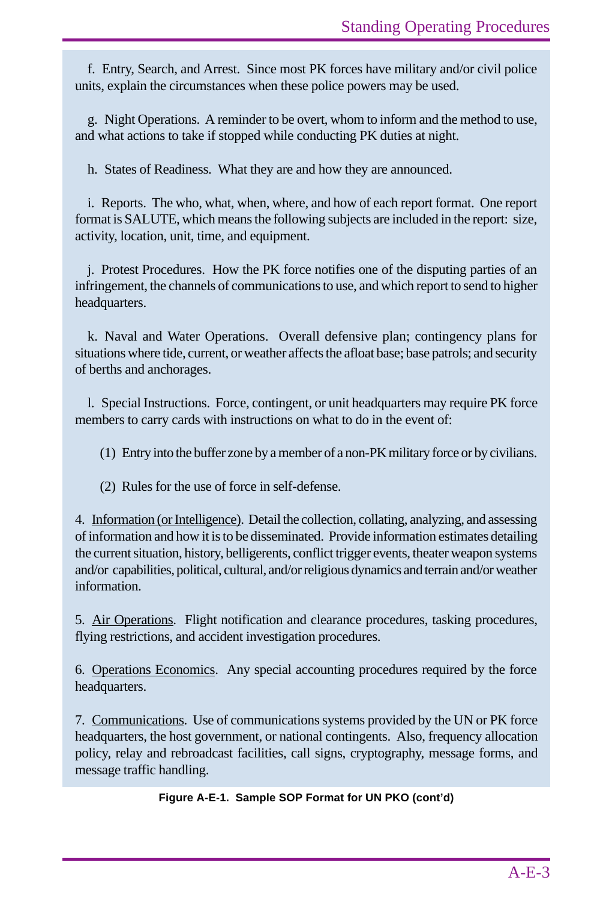f. Entry, Search, and Arrest. Since most PK forces have military and/or civil police units, explain the circumstances when these police powers may be used.

g. Night Operations. A reminder to be overt, whom to inform and the method to use, and what actions to take if stopped while conducting PK duties at night.

h. States of Readiness. What they are and how they are announced.

i. Reports. The who, what, when, where, and how of each report format. One report format is SALUTE, which means the following subjects are included in the report: size, activity, location, unit, time, and equipment.

j. Protest Procedures. How the PK force notifies one of the disputing parties of an infringement, the channels of communications to use, and which report to send to higher headquarters.

k. Naval and Water Operations. Overall defensive plan; contingency plans for situations where tide, current, or weather affects the afloat base; base patrols; and security of berths and anchorages.

l. Special Instructions. Force, contingent, or unit headquarters may require PK force members to carry cards with instructions on what to do in the event of:

(1) Entry into the buffer zone by a member of a non-PK military force or by civilians.

(2) Rules for the use of force in self-defense.

4. Information (or Intelligence). Detail the collection, collating, analyzing, and assessing of information and how it is to be disseminated. Provide information estimates detailing the current situation, history, belligerents, conflict trigger events, theater weapon systems and/or capabilities, political, cultural, and/or religious dynamics and terrain and/or weather information.

5. Air Operations. Flight notification and clearance procedures, tasking procedures, flying restrictions, and accident investigation procedures.

6. Operations Economics. Any special accounting procedures required by the force headquarters.

7. Communications. Use of communications systems provided by the UN or PK force headquarters, the host government, or national contingents. Also, frequency allocation policy, relay and rebroadcast facilities, call signs, cryptography, message forms, and message traffic handling.

**Figure A-E-1. Sample SOP Format for UN PKO (cont'd)**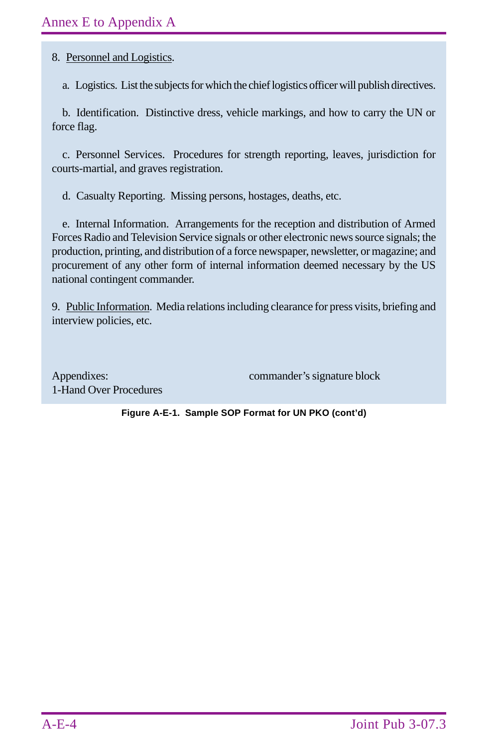8. <u>Personnel and Logistics</u>.

a. Logistics. List the subjects for which the chief logistics officer will publish directives.

b. Identification. Distinctive dress, vehicle markings, and how to carry the UN or force flag.

c. Personnel Services. Procedures for strength reporting, leaves, jurisdiction for courts-martial, and graves registration.

d. Casualty Reporting. Missing persons, hostages, deaths, etc.

e. Internal Information. Arrangements for the reception and distribution of Armed Forces Radio and Television Service signals or other electronic news source signals; the production, printing, and distribution of a force newspaper, newsletter, or magazine; and procurement of any other form of internal information deemed necessary by the US national contingent commander.

9. <u>Public Information</u>. Media relations including clearance for press visits, briefing and interview policies, etc.

commander's signature block

Appendixes:
1-Hand Over Procedures

**Figure A-E-1. Sample SOP Format for UN PKO (cont'd)**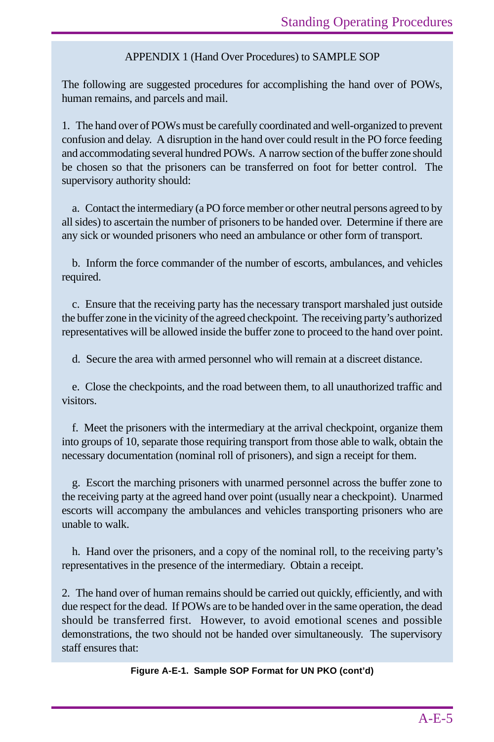APPENDIX 1 (Hand Over Procedures) to SAMPLE SOP

The following are suggested procedures for accomplishing the hand over of POWs, human remains, and parcels and mail.

1. The hand over of POWs must be carefully coordinated and well-organized to prevent confusion and delay. A disruption in the hand over could result in the PO force feeding and accommodating several hundred POWs. A narrow section of the buffer zone should be chosen so that the prisoners can be transferred on foot for better control. The supervisory authority should:

a. Contact the intermediary (a PO force member or other neutral persons agreed to by all sides) to ascertain the number of prisoners to be handed over. Determine if there are any sick or wounded prisoners who need an ambulance or other form of transport.

b. Inform the force commander of the number of escorts, ambulances, and vehicles required.

c. Ensure that the receiving party has the necessary transport marshaled just outside the buffer zone in the vicinity of the agreed checkpoint. The receiving party's authorized representatives will be allowed inside the buffer zone to proceed to the hand over point.

d. Secure the area with armed personnel who will remain at a discreet distance.

e. Close the checkpoints, and the road between them, to all unauthorized traffic and visitors.

f. Meet the prisoners with the intermediary at the arrival checkpoint, organize them into groups of 10, separate those requiring transport from those able to walk, obtain the necessary documentation (nominal roll of prisoners), and sign a receipt for them.

g. Escort the marching prisoners with unarmed personnel across the buffer zone to the receiving party at the agreed hand over point (usually near a checkpoint). Unarmed escorts will accompany the ambulances and vehicles transporting prisoners who are unable to walk.

h. Hand over the prisoners, and a copy of the nominal roll, to the receiving party's representatives in the presence of the intermediary. Obtain a receipt.

2. The hand over of human remains should be carried out quickly, efficiently, and with due respect for the dead. If POWs are to be handed over in the same operation, the dead should be transferred first. However, to avoid emotional scenes and possible demonstrations, the two should not be handed over simultaneously. The supervisory staff ensures that:

**Figure A-E-1. Sample SOP Format for UN PKO (cont'd)**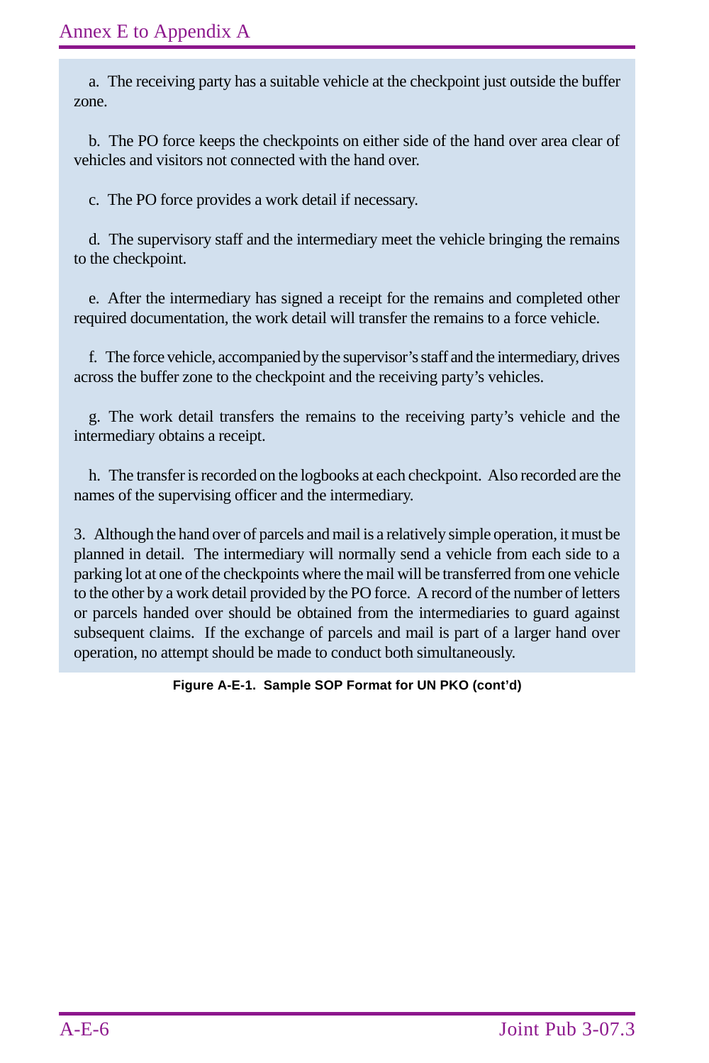a. The receiving party has a suitable vehicle at the checkpoint just outside the buffer zone.

b. The PO force keeps the checkpoints on either side of the hand over area clear of vehicles and visitors not connected with the hand over.

c. The PO force provides a work detail if necessary.

d. The supervisory staff and the intermediary meet the vehicle bringing the remains to the checkpoint.

e. After the intermediary has signed a receipt for the remains and completed other required documentation, the work detail will transfer the remains to a force vehicle.

f. The force vehicle, accompanied by the supervisor's staff and the intermediary, drives across the buffer zone to the checkpoint and the receiving party's vehicles.

g. The work detail transfers the remains to the receiving party's vehicle and the intermediary obtains a receipt.

h. The transfer is recorded on the logbooks at each checkpoint. Also recorded are the names of the supervising officer and the intermediary.

3. Although the hand over of parcels and mail is a relatively simple operation, it must be planned in detail. The intermediary will normally send a vehicle from each side to a parking lot at one of the checkpoints where the mail will be transferred from one vehicle to the other by a work detail provided by the PO force. A record of the number of letters or parcels handed over should be obtained from the intermediaries to guard against subsequent claims. If the exchange of parcels and mail is part of a larger hand over operation, no attempt should be made to conduct both simultaneously.

**Figure A-E-1. Sample SOP Format for UN PKO (cont'd)**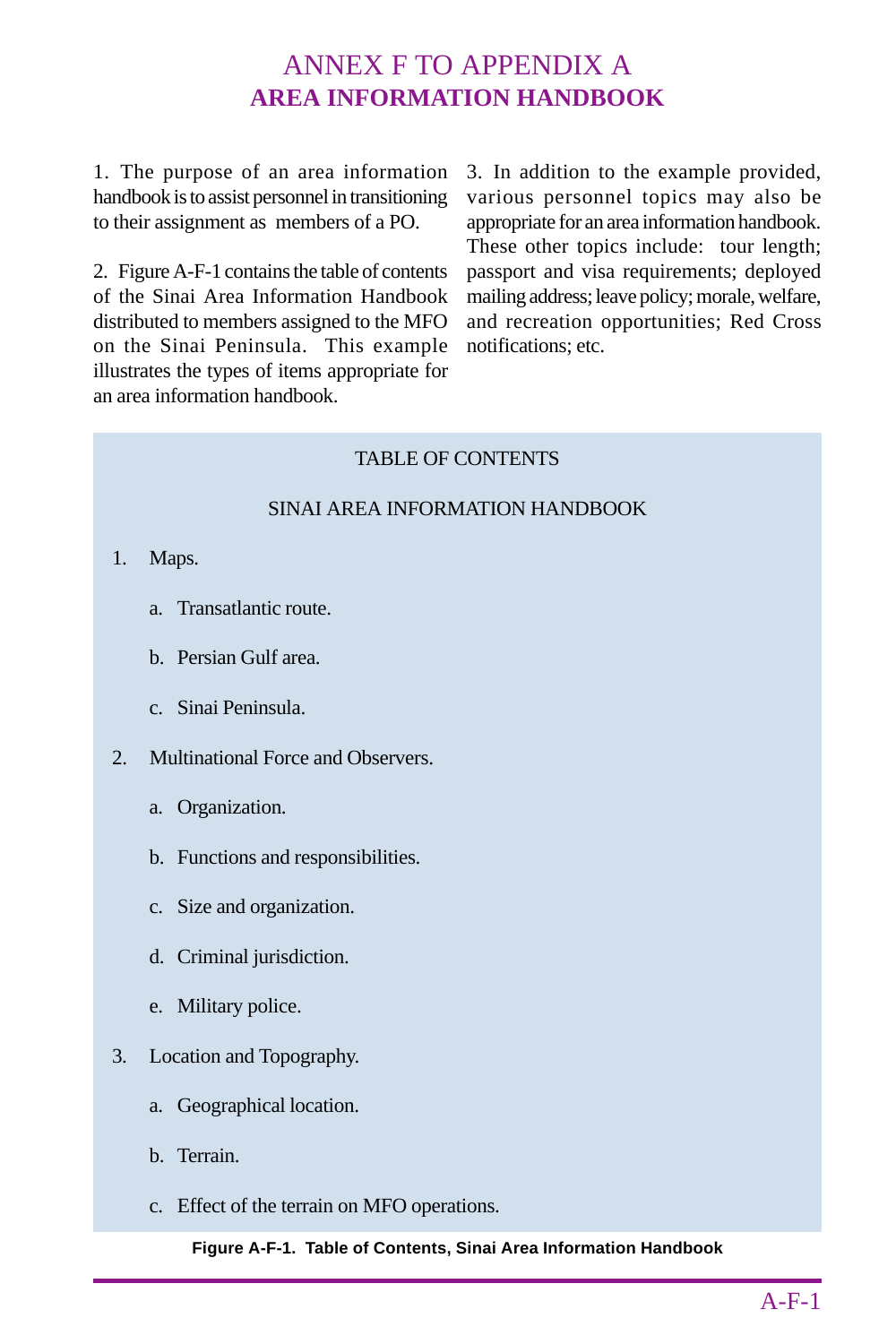# ANNEX F TO APPENDIX A
## AREA INFORMATION HANDBOOK

1. The purpose of an area information handbook is to assist personnel in transitioning to their assignment as members of a PO.

2. Figure A-F-1 contains the table of contents of the Sinai Area Information Handbook distributed to members assigned to the MFO on the Sinai Peninsula. This example illustrates the types of items appropriate for an area information handbook.

3. In addition to the example provided, various personnel topics may also be appropriate for an area information handbook. These other topics include: tour length; passport and visa requirements; deployed mailing address; leave policy; morale, welfare, and recreation opportunities; Red Cross notifications; etc.

TABLE OF CONTENTS

SINAI AREA INFORMATION HANDBOOK

1. Maps.
   a. Transatlantic route.
   b. Persian Gulf area.
   c. Sinai Peninsula.
2. Multinational Force and Observers.
   a. Organization.
   b. Functions and responsibilities.
   c. Size and organization.
   d. Criminal jurisdiction.
   e. Military police.
3. Location and Topography.
   a. Geographical location.
   b. Terrain.
   c. Effect of the terrain on MFO operations.

**Figure A-F-1. Table of Contents, Sinai Area Information Handbook**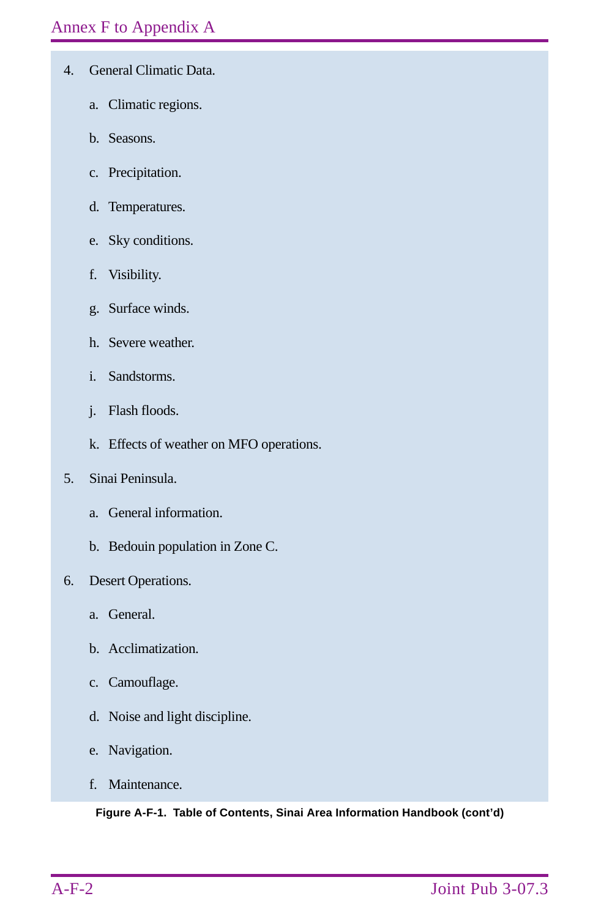4. General Climatic Data.

   a. Climatic regions.

   b. Seasons.

   c. Precipitation.

   d. Temperatures.

   e. Sky conditions.

   f. Visibility.

   g. Surface winds.

   h. Severe weather.

   i. Sandstorms.

   j. Flash floods.

   k. Effects of weather on MFO operations.

5. Sinai Peninsula.

   a. General information.

   b. Bedouin population in Zone C.

6. Desert Operations.

   a. General.

   b. Acclimatization.

   c. Camouflage.

   d. Noise and light discipline.

   e. Navigation.

   f. Maintenance.

**Figure A-F-1. Table of Contents, Sinai Area Information Handbook (cont'd)**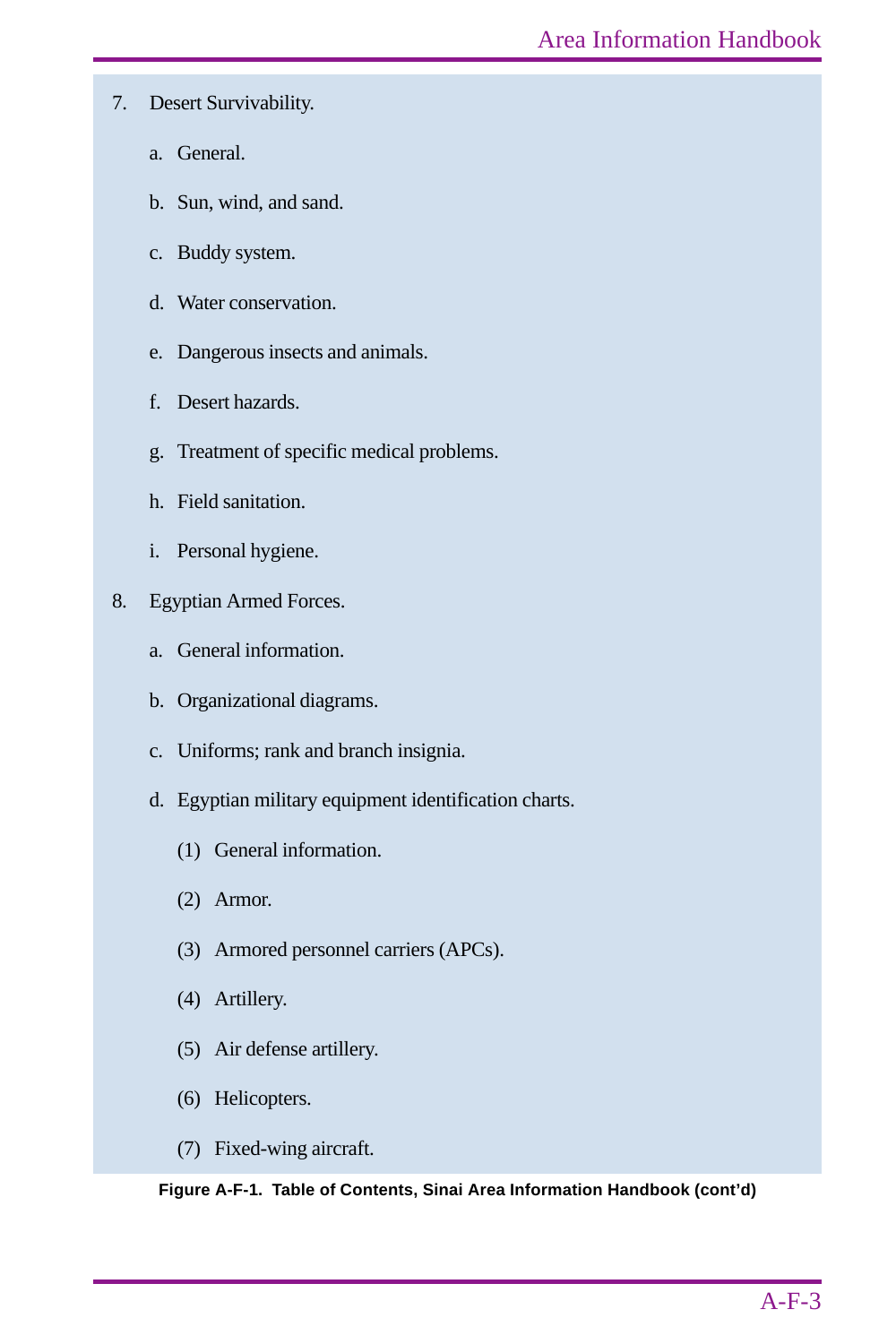7. Desert Survivability.

    a. General.

    b. Sun, wind, and sand.

    c. Buddy system.

    d. Water conservation.

    e. Dangerous insects and animals.

    f. Desert hazards.

    g. Treatment of specific medical problems.

    h. Field sanitation.

    i. Personal hygiene.

8. Egyptian Armed Forces.

    a. General information.

    b. Organizational diagrams.

    c. Uniforms; rank and branch insignia.

    d. Egyptian military equipment identification charts.

        (1) General information.

        (2) Armor.

        (3) Armored personnel carriers (APCs).

        (4) Artillery.

        (5) Air defense artillery.

        (6) Helicopters.

        (7) Fixed-wing aircraft.

**Figure A-F-1. Table of Contents, Sinai Area Information Handbook (cont'd)**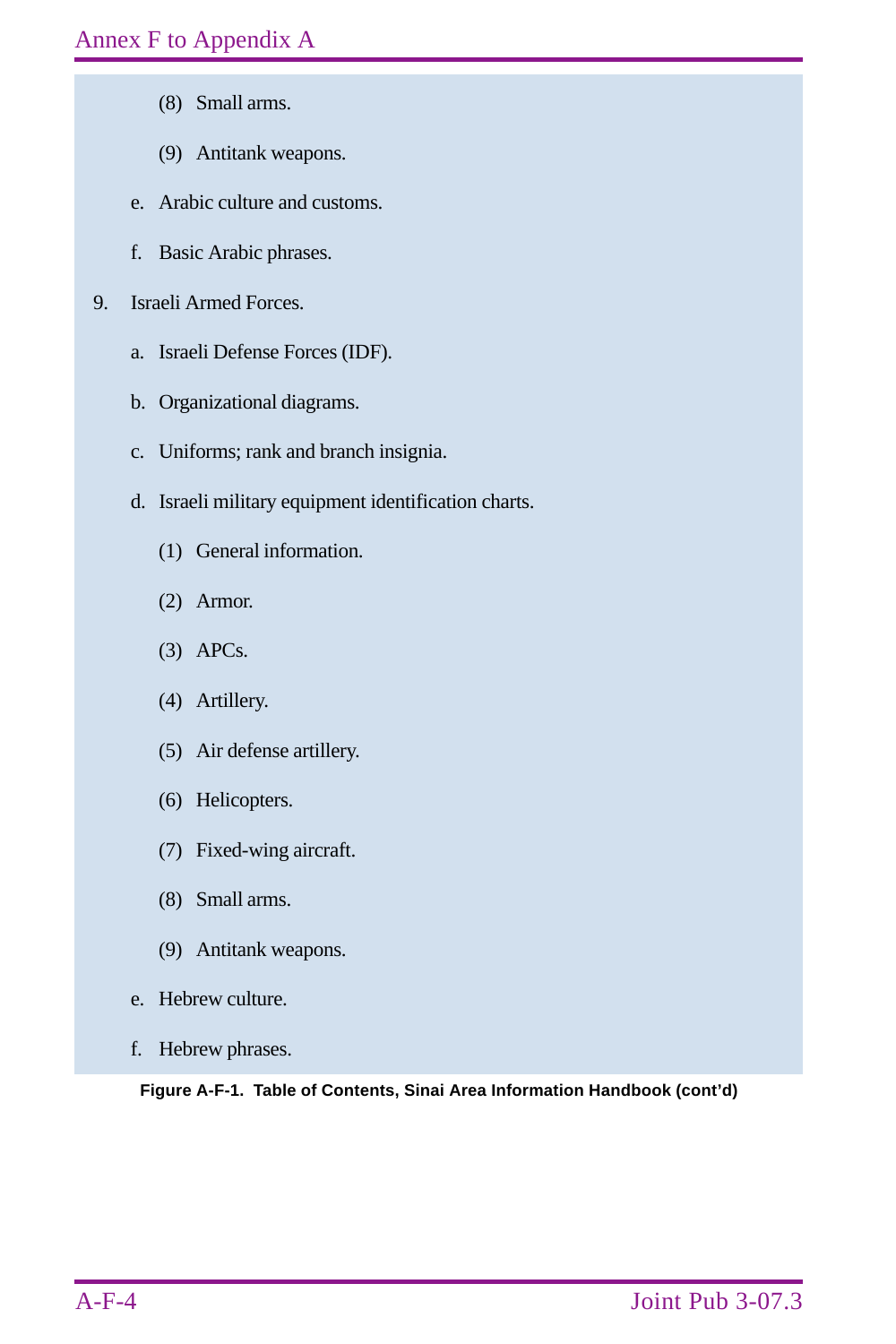(8) Small arms.

(9) Antitank weapons.

e. Arabic culture and customs.

f. Basic Arabic phrases.

9. Israeli Armed Forces.

a. Israeli Defense Forces (IDF).

b. Organizational diagrams.

c. Uniforms; rank and branch insignia.

d. Israeli military equipment identification charts.

(1) General information.

(2) Armor.

(3) APCs.

(4) Artillery.

(5) Air defense artillery.

(6) Helicopters.

(7) Fixed-wing aircraft.

(8) Small arms.

(9) Antitank weapons.

e. Hebrew culture.

f. Hebrew phrases.

**Figure A-F-1. Table of Contents, Sinai Area Information Handbook (cont'd)**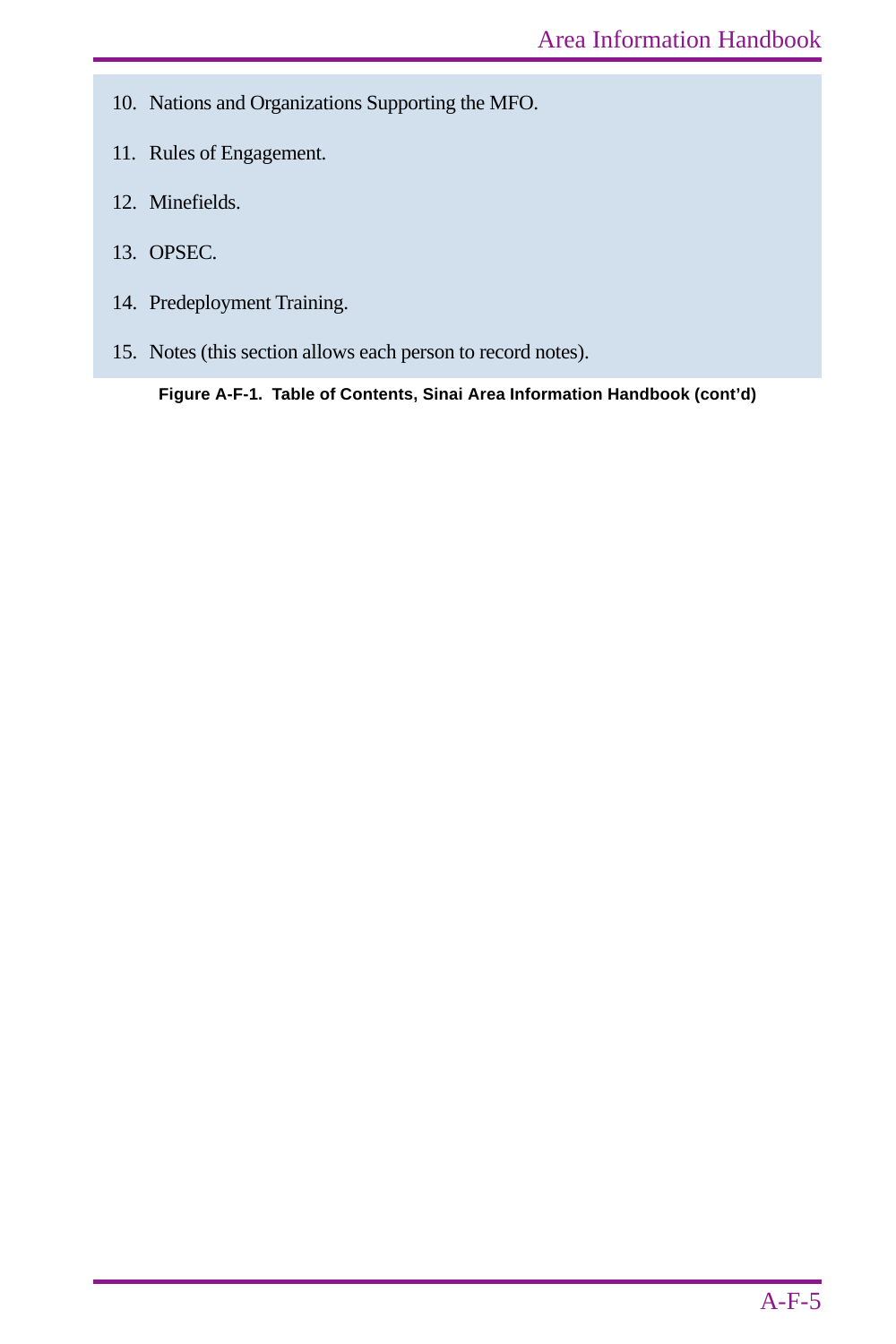10. Nations and Organizations Supporting the MFO.
11. Rules of Engagement.
12. Minefields.
13. OPSEC.
14. Predeployment Training.
15. Notes (this section allows each person to record notes).

**Figure A-F-1. Table of Contents, Sinai Area Information Handbook (cont'd)**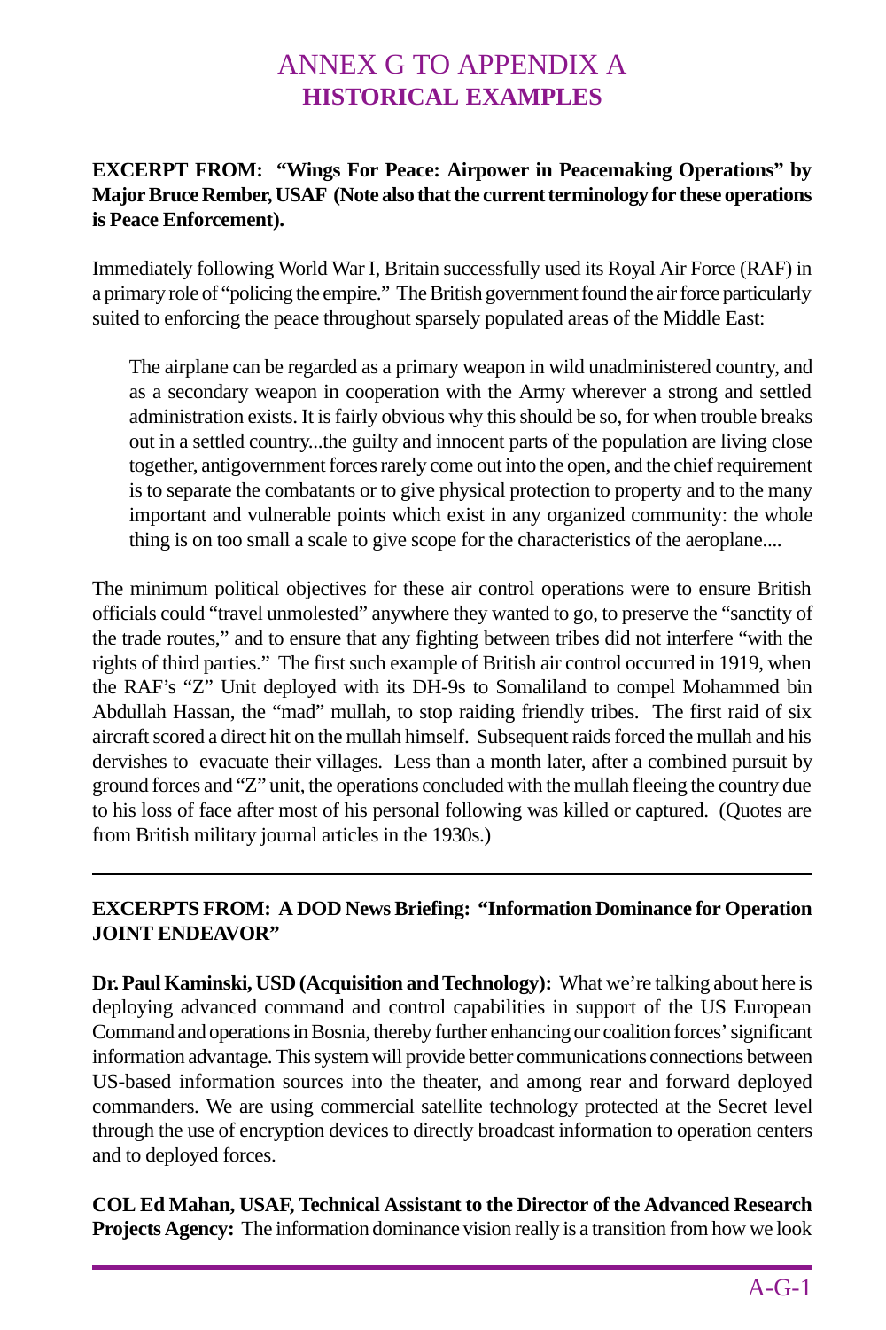# ANNEX G TO APPENDIX A
## HISTORICAL EXAMPLES

**EXCERPT FROM: "Wings For Peace: Airpower in Peacemaking Operations" by Major Bruce Rember, USAF (Note also that the current terminology for these operations is Peace Enforcement).**

Immediately following World War I, Britain successfully used its Royal Air Force (RAF) in a primary role of "policing the empire." The British government found the air force particularly suited to enforcing the peace throughout sparsely populated areas of the Middle East:

> The airplane can be regarded as a primary weapon in wild unadministered country, and as a secondary weapon in cooperation with the Army wherever a strong and settled administration exists. It is fairly obvious why this should be so, for when trouble breaks out in a settled country...the guilty and innocent parts of the population are living close together, antigovernment forces rarely come out into the open, and the chief requirement is to separate the combatants or to give physical protection to property and to the many important and vulnerable points which exist in any organized community: the whole thing is on too small a scale to give scope for the characteristics of the aeroplane....

The minimum political objectives for these air control operations were to ensure British officials could "travel unmolested" anywhere they wanted to go, to preserve the "sanctity of the trade routes," and to ensure that any fighting between tribes did not interfere "with the rights of third parties." The first such example of British air control occurred in 1919, when the RAF's "Z" Unit deployed with its DH-9s to Somaliland to compel Mohammed bin Abdullah Hassan, the "mad" mullah, to stop raiding friendly tribes. The first raid of six aircraft scored a direct hit on the mullah himself. Subsequent raids forced the mullah and his dervishes to evacuate their villages. Less than a month later, after a combined pursuit by ground forces and "Z" unit, the operations concluded with the mullah fleeing the country due to his loss of face after most of his personal following was killed or captured. (Quotes are from British military journal articles in the 1930s.)

---

**EXCERPTS FROM: A DOD News Briefing: "Information Dominance for Operation JOINT ENDEAVOR"**

**Dr. Paul Kaminski, USD (Acquisition and Technology):** What we're talking about here is deploying advanced command and control capabilities in support of the US European Command and operations in Bosnia, thereby further enhancing our coalition forces' significant information advantage. This system will provide better communications connections between US-based information sources into the theater, and among rear and forward deployed commanders. We are using commercial satellite technology protected at the Secret level through the use of encryption devices to directly broadcast information to operation centers and to deployed forces.

**COL Ed Mahan, USAF, Technical Assistant to the Director of the Advanced Research Projects Agency:** The information dominance vision really is a transition from how we look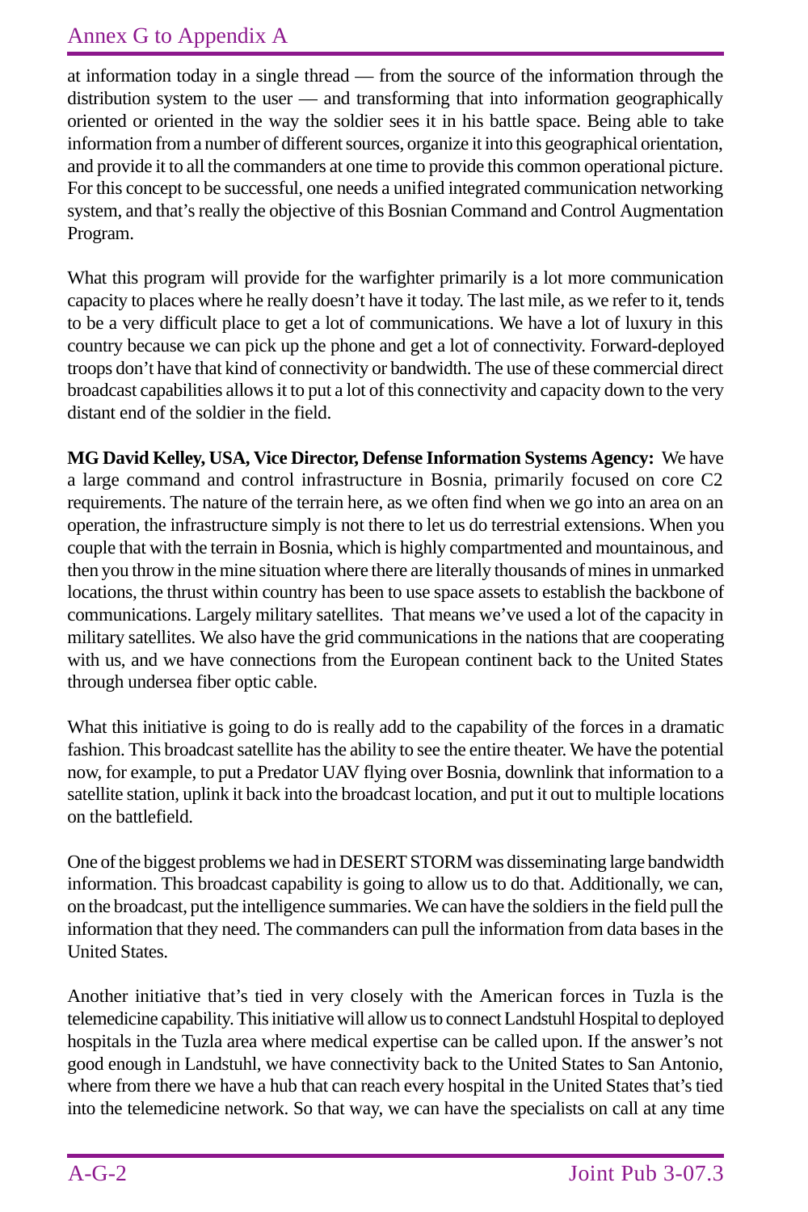at information today in a single thread — from the source of the information through the distribution system to the user — and transforming that into information geographically oriented or oriented in the way the soldier sees it in his battle space. Being able to take information from a number of different sources, organize it into this geographical orientation, and provide it to all the commanders at one time to provide this common operational picture. For this concept to be successful, one needs a unified integrated communication networking system, and that's really the objective of this Bosnian Command and Control Augmentation Program.

What this program will provide for the warfighter primarily is a lot more communication capacity to places where he really doesn't have it today. The last mile, as we refer to it, tends to be a very difficult place to get a lot of communications. We have a lot of luxury in this country because we can pick up the phone and get a lot of connectivity. Forward-deployed troops don't have that kind of connectivity or bandwidth. The use of these commercial direct broadcast capabilities allows it to put a lot of this connectivity and capacity down to the very distant end of the soldier in the field.

**MG David Kelley, USA, Vice Director, Defense Information Systems Agency:** We have a large command and control infrastructure in Bosnia, primarily focused on core C2 requirements. The nature of the terrain here, as we often find when we go into an area on an operation, the infrastructure simply is not there to let us do terrestrial extensions. When you couple that with the terrain in Bosnia, which is highly compartmented and mountainous, and then you throw in the mine situation where there are literally thousands of mines in unmarked locations, the thrust within country has been to use space assets to establish the backbone of communications. Largely military satellites. That means we've used a lot of the capacity in military satellites. We also have the grid communications in the nations that are cooperating with us, and we have connections from the European continent back to the United States through undersea fiber optic cable.

What this initiative is going to do is really add to the capability of the forces in a dramatic fashion. This broadcast satellite has the ability to see the entire theater. We have the potential now, for example, to put a Predator UAV flying over Bosnia, downlink that information to a satellite station, uplink it back into the broadcast location, and put it out to multiple locations on the battlefield.

One of the biggest problems we had in DESERT STORM was disseminating large bandwidth information. This broadcast capability is going to allow us to do that. Additionally, we can, on the broadcast, put the intelligence summaries. We can have the soldiers in the field pull the information that they need. The commanders can pull the information from data bases in the United States.

Another initiative that's tied in very closely with the American forces in Tuzla is the telemedicine capability. This initiative will allow us to connect Landstuhl Hospital to deployed hospitals in the Tuzla area where medical expertise can be called upon. If the answer's not good enough in Landstuhl, we have connectivity back to the United States to San Antonio, where from there we have a hub that can reach every hospital in the United States that's tied into the telemedicine network. So that way, we can have the specialists on call at any time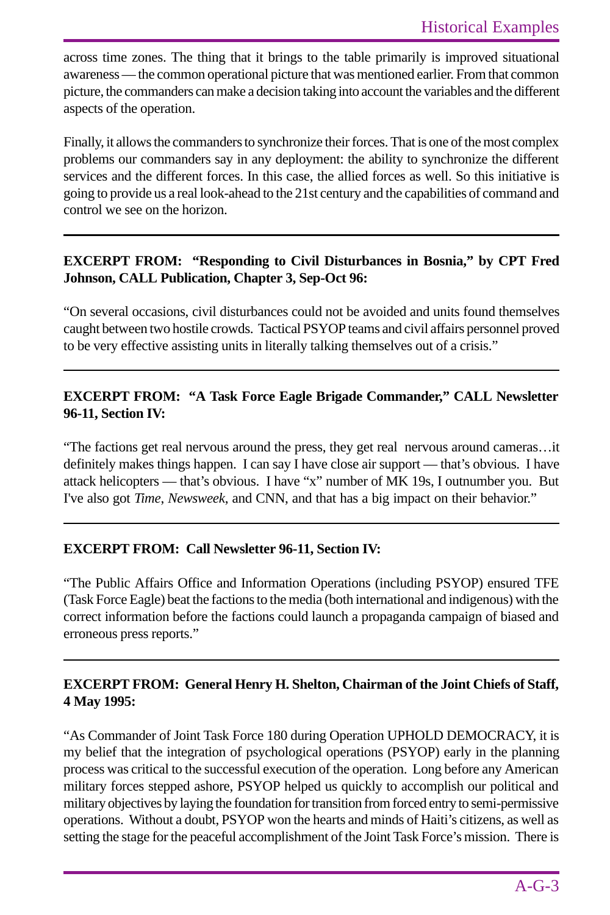across time zones. The thing that it brings to the table primarily is improved situational awareness — the common operational picture that was mentioned earlier. From that common picture, the commanders can make a decision taking into account the variables and the different aspects of the operation.

Finally, it allows the commanders to synchronize their forces. That is one of the most complex problems our commanders say in any deployment: the ability to synchronize the different services and the different forces. In this case, the allied forces as well. So this initiative is going to provide us a real look-ahead to the 21st century and the capabilities of command and control we see on the horizon.

---

**EXCERPT FROM: "Responding to Civil Disturbances in Bosnia," by CPT Fred Johnson, CALL Publication, Chapter 3, Sep-Oct 96:**

"On several occasions, civil disturbances could not be avoided and units found themselves caught between two hostile crowds. Tactical PSYOP teams and civil affairs personnel proved to be very effective assisting units in literally talking themselves out of a crisis."

---

**EXCERPT FROM: "A Task Force Eagle Brigade Commander," CALL Newsletter 96-11, Section IV:**

"The factions get real nervous around the press, they get real nervous around cameras…it definitely makes things happen. I can say I have close air support — that's obvious. I have attack helicopters — that's obvious. I have "x" number of MK 19s, I outnumber you. But I've also got *Time*, *Newsweek*, and CNN, and that has a big impact on their behavior."

---

**EXCERPT FROM: Call Newsletter 96-11, Section IV:**

"The Public Affairs Office and Information Operations (including PSYOP) ensured TFE (Task Force Eagle) beat the factions to the media (both international and indigenous) with the correct information before the factions could launch a propaganda campaign of biased and erroneous press reports."

---

**EXCERPT FROM: General Henry H. Shelton, Chairman of the Joint Chiefs of Staff, 4 May 1995:**

"As Commander of Joint Task Force 180 during Operation UPHOLD DEMOCRACY, it is my belief that the integration of psychological operations (PSYOP) early in the planning process was critical to the successful execution of the operation. Long before any American military forces stepped ashore, PSYOP helped us quickly to accomplish our political and military objectives by laying the foundation for transition from forced entry to semi-permissive operations. Without a doubt, PSYOP won the hearts and minds of Haiti's citizens, as well as setting the stage for the peaceful accomplishment of the Joint Task Force's mission. There is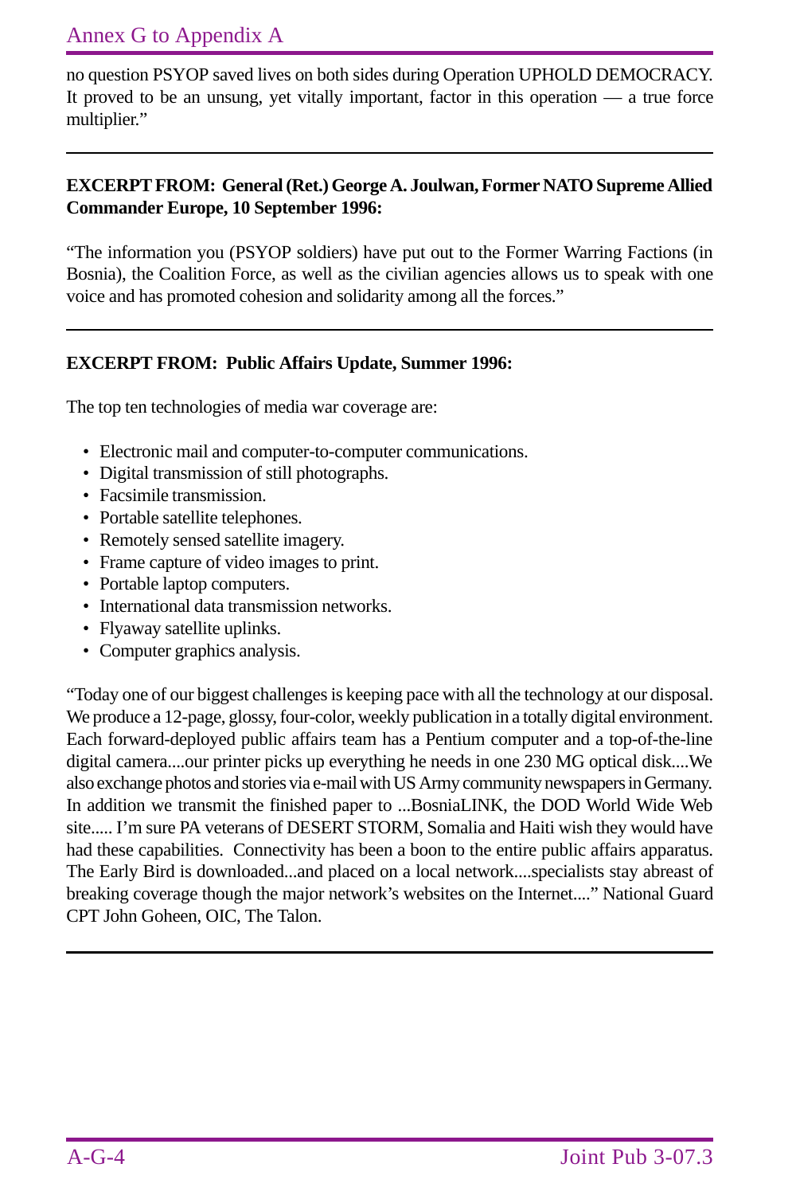no question PSYOP saved lives on both sides during Operation UPHOLD DEMOCRACY. It proved to be an unsung, yet vitally important, factor in this operation — a true force multiplier."

---

**EXCERPT FROM: General (Ret.) George A. Joulwan, Former NATO Supreme Allied Commander Europe, 10 September 1996:**

"The information you (PSYOP soldiers) have put out to the Former Warring Factions (in Bosnia), the Coalition Force, as well as the civilian agencies allows us to speak with one voice and has promoted cohesion and solidarity among all the forces."

---

**EXCERPT FROM: Public Affairs Update, Summer 1996:**

The top ten technologies of media war coverage are:

- Electronic mail and computer-to-computer communications.
- Digital transmission of still photographs.
- Facsimile transmission.
- Portable satellite telephones.
- Remotely sensed satellite imagery.
- Frame capture of video images to print.
- Portable laptop computers.
- International data transmission networks.
- Flyaway satellite uplinks.
- Computer graphics analysis.

"Today one of our biggest challenges is keeping pace with all the technology at our disposal. We produce a 12-page, glossy, four-color, weekly publication in a totally digital environment. Each forward-deployed public affairs team has a Pentium computer and a top-of-the-line digital camera....our printer picks up everything he needs in one 230 MG optical disk....We also exchange photos and stories via e-mail with US Army community newspapers in Germany. In addition we transmit the finished paper to ...BosniaLINK, the DOD World Wide Web site..... I'm sure PA veterans of DESERT STORM, Somalia and Haiti wish they would have had these capabilities. Connectivity has been a boon to the entire public affairs apparatus. The Early Bird is downloaded...and placed on a local network....specialists stay abreast of breaking coverage though the major network's websites on the Internet...." National Guard CPT John Goheen, OIC, The Talon.

---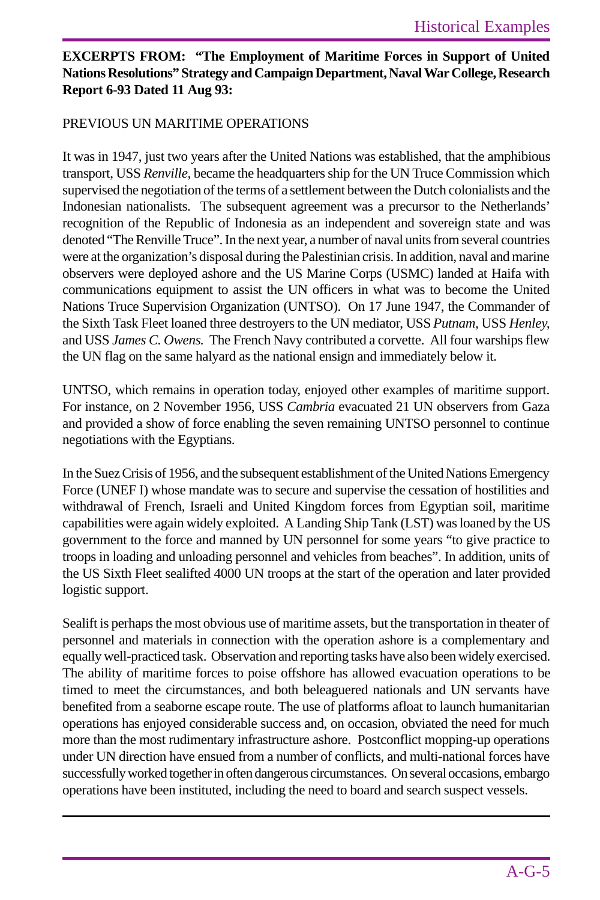**EXCERPTS FROM: "The Employment of Maritime Forces in Support of United Nations Resolutions" Strategy and Campaign Department, Naval War College, Research Report 6-93 Dated 11 Aug 93:**

PREVIOUS UN MARITIME OPERATIONS

It was in 1947, just two years after the United Nations was established, that the amphibious transport, USS *Renville*, became the headquarters ship for the UN Truce Commission which supervised the negotiation of the terms of a settlement between the Dutch colonialists and the Indonesian nationalists. The subsequent agreement was a precursor to the Netherlands' recognition of the Republic of Indonesia as an independent and sovereign state and was denoted "The Renville Truce". In the next year, a number of naval units from several countries were at the organization's disposal during the Palestinian crisis. In addition, naval and marine observers were deployed ashore and the US Marine Corps (USMC) landed at Haifa with communications equipment to assist the UN officers in what was to become the United Nations Truce Supervision Organization (UNTSO). On 17 June 1947, the Commander of the Sixth Task Fleet loaned three destroyers to the UN mediator, USS *Putnam*, USS *Henley*, and USS *James C. Owens.* The French Navy contributed a corvette. All four warships flew the UN flag on the same halyard as the national ensign and immediately below it.

UNTSO, which remains in operation today, enjoyed other examples of maritime support. For instance, on 2 November 1956, USS *Cambria* evacuated 21 UN observers from Gaza and provided a show of force enabling the seven remaining UNTSO personnel to continue negotiations with the Egyptians.

In the Suez Crisis of 1956, and the subsequent establishment of the United Nations Emergency Force (UNEF I) whose mandate was to secure and supervise the cessation of hostilities and withdrawal of French, Israeli and United Kingdom forces from Egyptian soil, maritime capabilities were again widely exploited. A Landing Ship Tank (LST) was loaned by the US government to the force and manned by UN personnel for some years "to give practice to troops in loading and unloading personnel and vehicles from beaches". In addition, units of the US Sixth Fleet sealifted 4000 UN troops at the start of the operation and later provided logistic support.

Sealift is perhaps the most obvious use of maritime assets, but the transportation in theater of personnel and materials in connection with the operation ashore is a complementary and equally well-practiced task. Observation and reporting tasks have also been widely exercised. The ability of maritime forces to poise offshore has allowed evacuation operations to be timed to meet the circumstances, and both beleaguered nationals and UN servants have benefited from a seaborne escape route. The use of platforms afloat to launch humanitarian operations has enjoyed considerable success and, on occasion, obviated the need for much more than the most rudimentary infrastructure ashore. Postconflict mopping-up operations under UN direction have ensued from a number of conflicts, and multi-national forces have successfully worked together in often dangerous circumstances. On several occasions, embargo operations have been instituted, including the need to board and search suspect vessels.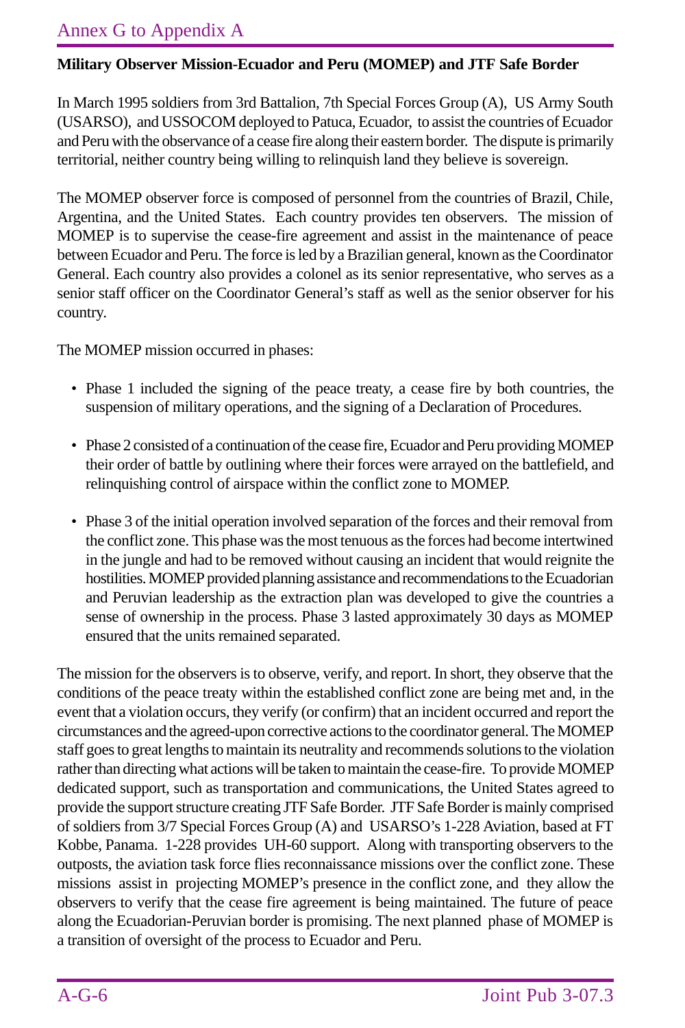**Military Observer Mission-Ecuador and Peru (MOMEP) and JTF Safe Border**

In March 1995 soldiers from 3rd Battalion, 7th Special Forces Group (A), US Army South (USARSO), and USSOCOM deployed to Patuca, Ecuador, to assist the countries of Ecuador and Peru with the observance of a cease fire along their eastern border. The dispute is primarily territorial, neither country being willing to relinquish land they believe is sovereign.

The MOMEP observer force is composed of personnel from the countries of Brazil, Chile, Argentina, and the United States. Each country provides ten observers. The mission of MOMEP is to supervise the cease-fire agreement and assist in the maintenance of peace between Ecuador and Peru. The force is led by a Brazilian general, known as the Coordinator General. Each country also provides a colonel as its senior representative, who serves as a senior staff officer on the Coordinator General's staff as well as the senior observer for his country.

The MOMEP mission occurred in phases:

- Phase 1 included the signing of the peace treaty, a cease fire by both countries, the suspension of military operations, and the signing of a Declaration of Procedures.
- Phase 2 consisted of a continuation of the cease fire, Ecuador and Peru providing MOMEP their order of battle by outlining where their forces were arrayed on the battlefield, and relinquishing control of airspace within the conflict zone to MOMEP.
- Phase 3 of the initial operation involved separation of the forces and their removal from the conflict zone. This phase was the most tenuous as the forces had become intertwined in the jungle and had to be removed without causing an incident that would reignite the hostilities. MOMEP provided planning assistance and recommendations to the Ecuadorian and Peruvian leadership as the extraction plan was developed to give the countries a sense of ownership in the process. Phase 3 lasted approximately 30 days as MOMEP ensured that the units remained separated.

The mission for the observers is to observe, verify, and report. In short, they observe that the conditions of the peace treaty within the established conflict zone are being met and, in the event that a violation occurs, they verify (or confirm) that an incident occurred and report the circumstances and the agreed-upon corrective actions to the coordinator general. The MOMEP staff goes to great lengths to maintain its neutrality and recommends solutions to the violation rather than directing what actions will be taken to maintain the cease-fire. To provide MOMEP dedicated support, such as transportation and communications, the United States agreed to provide the support structure creating JTF Safe Border. JTF Safe Border is mainly comprised of soldiers from 3/7 Special Forces Group (A) and USARSO's 1-228 Aviation, based at FT Kobbe, Panama. 1-228 provides UH-60 support. Along with transporting observers to the outposts, the aviation task force flies reconnaissance missions over the conflict zone. These missions assist in projecting MOMEP's presence in the conflict zone, and they allow the observers to verify that the cease fire agreement is being maintained. The future of peace along the Ecuadorian-Peruvian border is promising. The next planned phase of MOMEP is a transition of oversight of the process to Ecuador and Peru.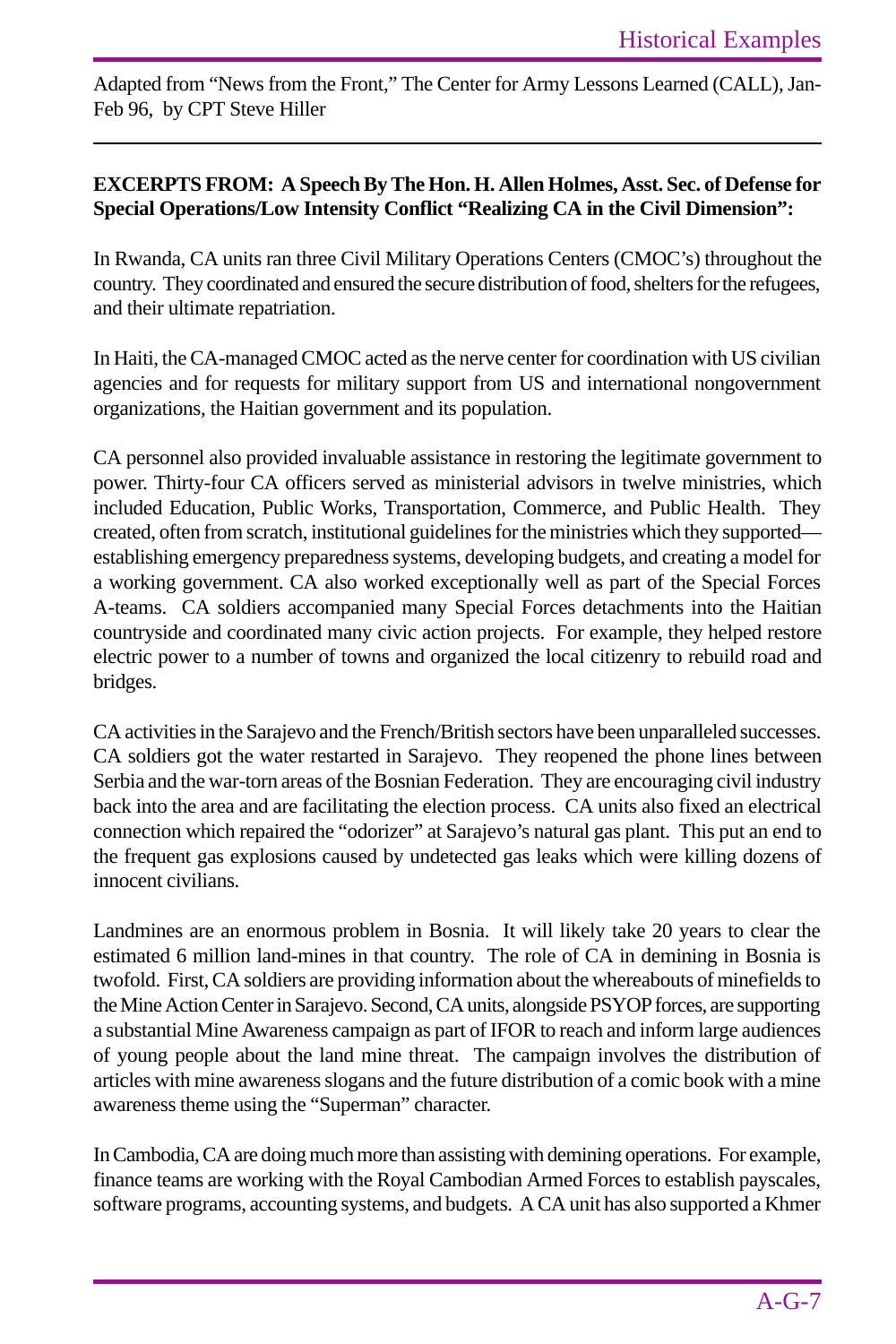Adapted from "News from the Front," The Center for Army Lessons Learned (CALL), Jan-Feb 96, by CPT Steve Hiller

---

**EXCERPTS FROM: A Speech By The Hon. H. Allen Holmes, Asst. Sec. of Defense for Special Operations/Low Intensity Conflict "Realizing CA in the Civil Dimension":**

In Rwanda, CA units ran three Civil Military Operations Centers (CMOC's) throughout the country. They coordinated and ensured the secure distribution of food, shelters for the refugees, and their ultimate repatriation.

In Haiti, the CA-managed CMOC acted as the nerve center for coordination with US civilian agencies and for requests for military support from US and international nongovernment organizations, the Haitian government and its population.

CA personnel also provided invaluable assistance in restoring the legitimate government to power. Thirty-four CA officers served as ministerial advisors in twelve ministries, which included Education, Public Works, Transportation, Commerce, and Public Health. They created, often from scratch, institutional guidelines for the ministries which they supported—establishing emergency preparedness systems, developing budgets, and creating a model for a working government. CA also worked exceptionally well as part of the Special Forces A-teams. CA soldiers accompanied many Special Forces detachments into the Haitian countryside and coordinated many civic action projects. For example, they helped restore electric power to a number of towns and organized the local citizenry to rebuild road and bridges.

CA activities in the Sarajevo and the French/British sectors have been unparalleled successes. CA soldiers got the water restarted in Sarajevo. They reopened the phone lines between Serbia and the war-torn areas of the Bosnian Federation. They are encouraging civil industry back into the area and are facilitating the election process. CA units also fixed an electrical connection which repaired the "odorizer" at Sarajevo's natural gas plant. This put an end to the frequent gas explosions caused by undetected gas leaks which were killing dozens of innocent civilians.

Landmines are an enormous problem in Bosnia. It will likely take 20 years to clear the estimated 6 million land-mines in that country. The role of CA in demining in Bosnia is twofold. First, CA soldiers are providing information about the whereabouts of minefields to the Mine Action Center in Sarajevo. Second, CA units, alongside PSYOP forces, are supporting a substantial Mine Awareness campaign as part of IFOR to reach and inform large audiences of young people about the land mine threat. The campaign involves the distribution of articles with mine awareness slogans and the future distribution of a comic book with a mine awareness theme using the "Superman" character.

In Cambodia, CA are doing much more than assisting with demining operations. For example, finance teams are working with the Royal Cambodian Armed Forces to establish payscales, software programs, accounting systems, and budgets. A CA unit has also supported a Khmer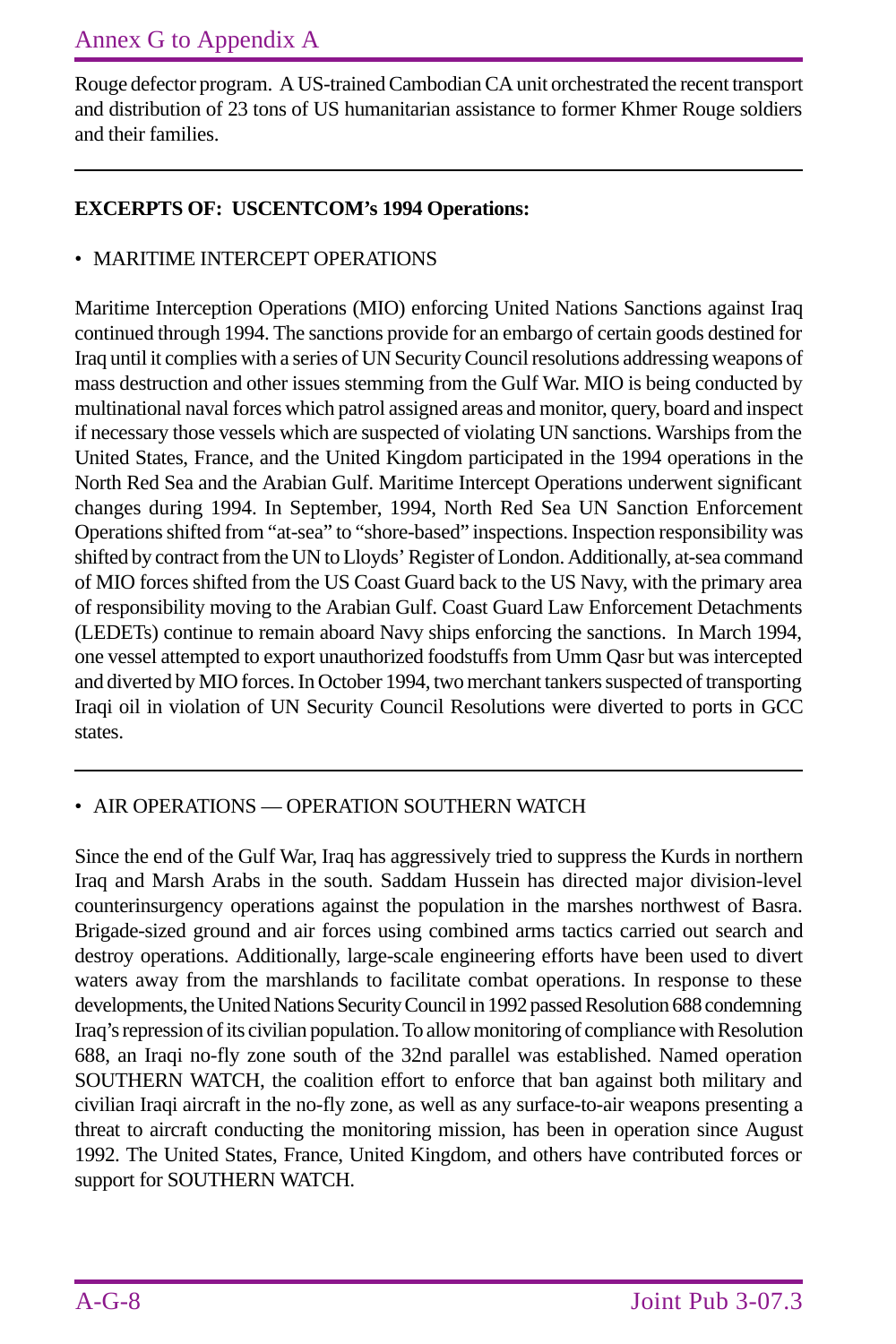Rouge defector program. A US-trained Cambodian CA unit orchestrated the recent transport and distribution of 23 tons of US humanitarian assistance to former Khmer Rouge soldiers and their families.

---

**EXCERPTS OF: USCENTCOM's 1994 Operations:**

- MARITIME INTERCEPT OPERATIONS

Maritime Interception Operations (MIO) enforcing United Nations Sanctions against Iraq continued through 1994. The sanctions provide for an embargo of certain goods destined for Iraq until it complies with a series of UN Security Council resolutions addressing weapons of mass destruction and other issues stemming from the Gulf War. MIO is being conducted by multinational naval forces which patrol assigned areas and monitor, query, board and inspect if necessary those vessels which are suspected of violating UN sanctions. Warships from the United States, France, and the United Kingdom participated in the 1994 operations in the North Red Sea and the Arabian Gulf. Maritime Intercept Operations underwent significant changes during 1994. In September, 1994, North Red Sea UN Sanction Enforcement Operations shifted from "at-sea" to "shore-based" inspections. Inspection responsibility was shifted by contract from the UN to Lloyds' Register of London. Additionally, at-sea command of MIO forces shifted from the US Coast Guard back to the US Navy, with the primary area of responsibility moving to the Arabian Gulf. Coast Guard Law Enforcement Detachments (LEDETs) continue to remain aboard Navy ships enforcing the sanctions. In March 1994, one vessel attempted to export unauthorized foodstuffs from Umm Qasr but was intercepted and diverted by MIO forces. In October 1994, two merchant tankers suspected of transporting Iraqi oil in violation of UN Security Council Resolutions were diverted to ports in GCC states.

---

- AIR OPERATIONS — OPERATION SOUTHERN WATCH

Since the end of the Gulf War, Iraq has aggressively tried to suppress the Kurds in northern Iraq and Marsh Arabs in the south. Saddam Hussein has directed major division-level counterinsurgency operations against the population in the marshes northwest of Basra. Brigade-sized ground and air forces using combined arms tactics carried out search and destroy operations. Additionally, large-scale engineering efforts have been used to divert waters away from the marshlands to facilitate combat operations. In response to these developments, the United Nations Security Council in 1992 passed Resolution 688 condemning Iraq's repression of its civilian population. To allow monitoring of compliance with Resolution 688, an Iraqi no-fly zone south of the 32nd parallel was established. Named operation SOUTHERN WATCH, the coalition effort to enforce that ban against both military and civilian Iraqi aircraft in the no-fly zone, as well as any surface-to-air weapons presenting a threat to aircraft conducting the monitoring mission, has been in operation since August 1992. The United States, France, United Kingdom, and others have contributed forces or support for SOUTHERN WATCH.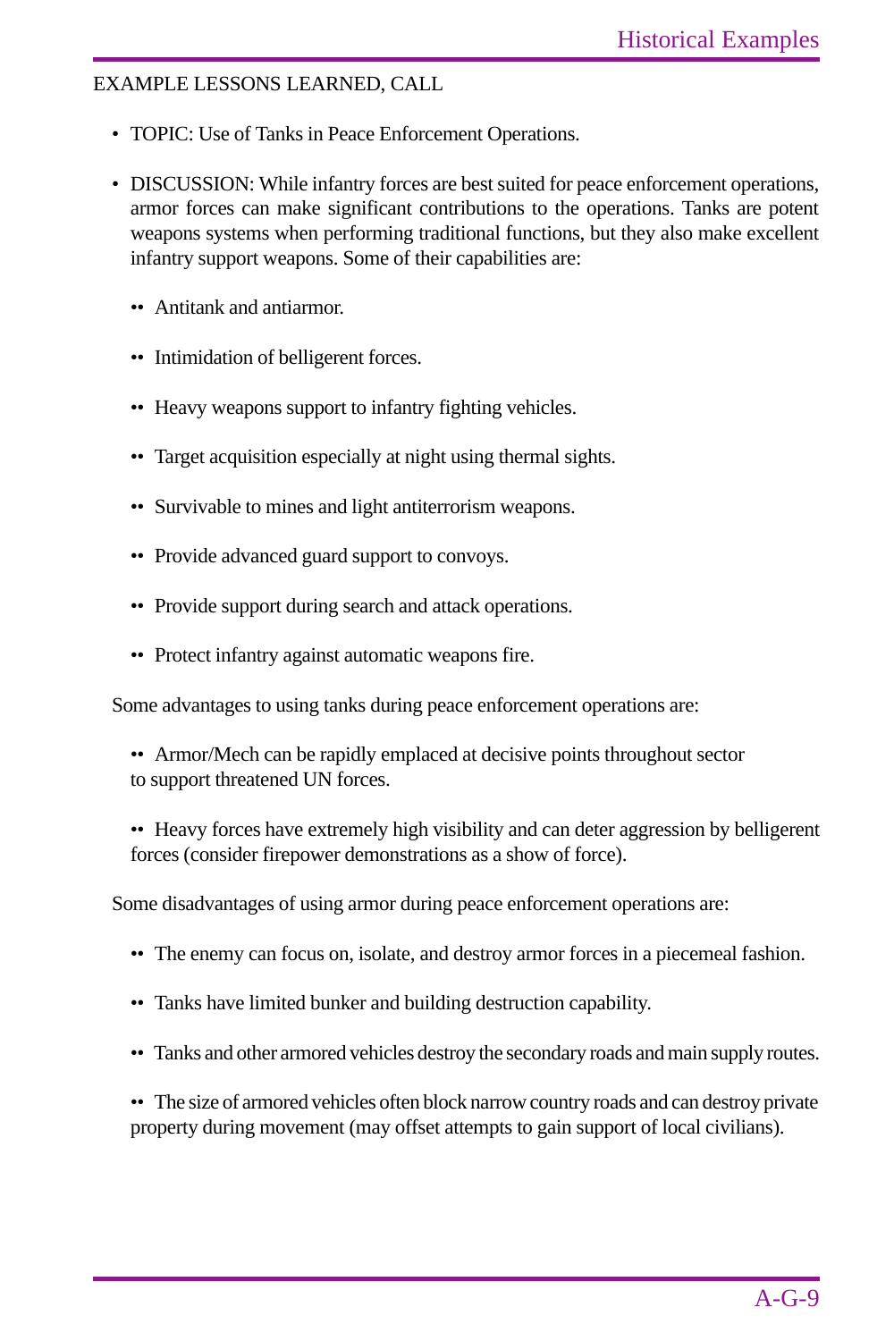EXAMPLE LESSONS LEARNED, CALL

- TOPIC: Use of Tanks in Peace Enforcement Operations.

- DISCUSSION: While infantry forces are best suited for peace enforcement operations, armor forces can make significant contributions to the operations. Tanks are potent weapons systems when performing traditional functions, but they also make excellent infantry support weapons. Some of their capabilities are:

  - Antitank and antiarmor.
  - Intimidation of belligerent forces.
  - Heavy weapons support to infantry fighting vehicles.
  - Target acquisition especially at night using thermal sights.
  - Survivable to mines and light antiterrorism weapons.
  - Provide advanced guard support to convoys.
  - Provide support during search and attack operations.
  - Protect infantry against automatic weapons fire.

  Some advantages to using tanks during peace enforcement operations are:

  - Armor/Mech can be rapidly emplaced at decisive points throughout sector to support threatened UN forces.
  - Heavy forces have extremely high visibility and can deter aggression by belligerent forces (consider firepower demonstrations as a show of force).

  Some disadvantages of using armor during peace enforcement operations are:

  - The enemy can focus on, isolate, and destroy armor forces in a piecemeal fashion.
  - Tanks have limited bunker and building destruction capability.
  - Tanks and other armored vehicles destroy the secondary roads and main supply routes.
  - The size of armored vehicles often block narrow country roads and can destroy private property during movement (may offset attempts to gain support of local civilians).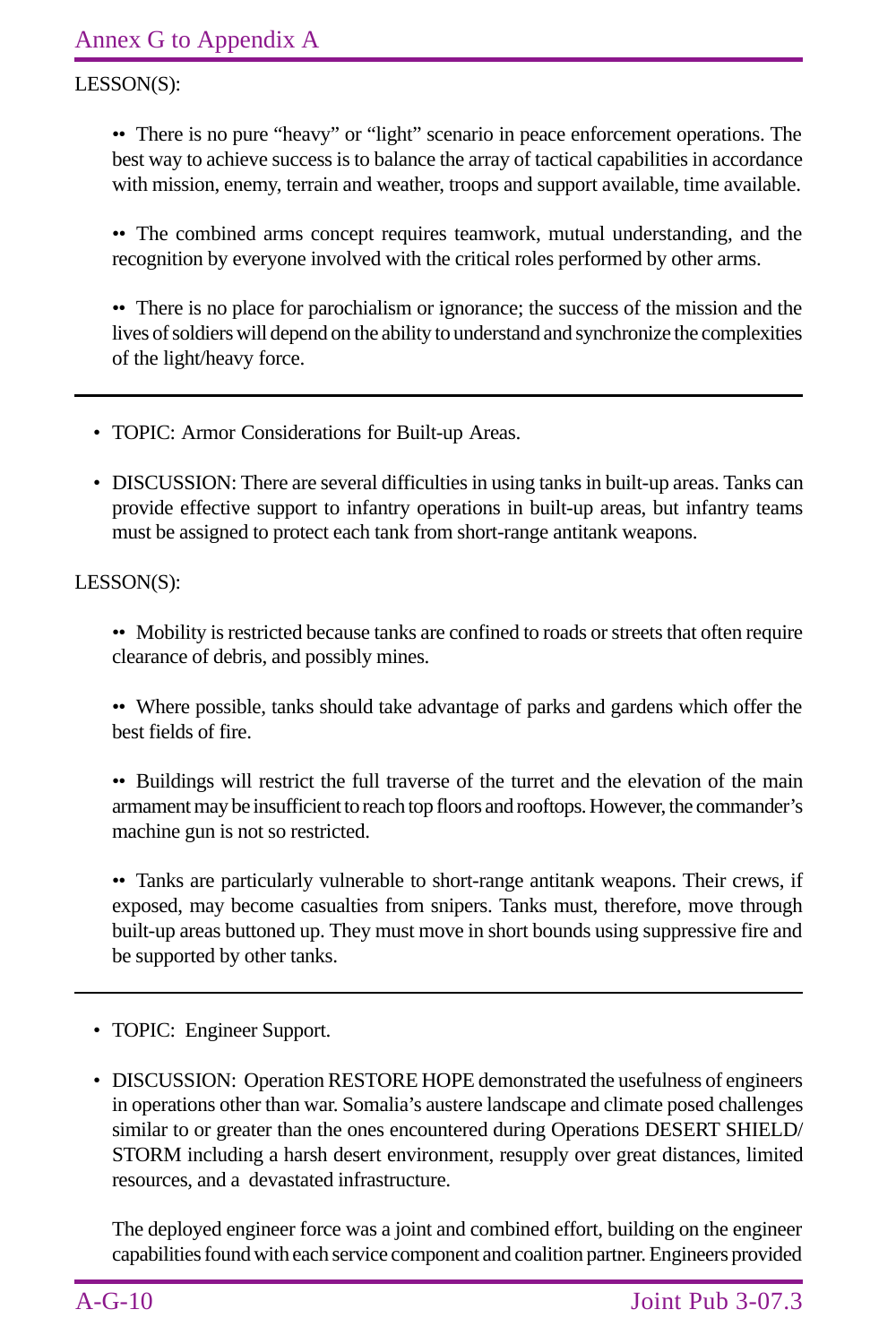LESSON(S):

- There is no pure “heavy” or “light” scenario in peace enforcement operations. The best way to achieve success is to balance the array of tactical capabilities in accordance with mission, enemy, terrain and weather, troops and support available, time available.

- The combined arms concept requires teamwork, mutual understanding, and the recognition by everyone involved with the critical roles performed by other arms.

- There is no place for parochialism or ignorance; the success of the mission and the lives of soldiers will depend on the ability to understand and synchronize the complexities of the light/heavy force.

---

- TOPIC: Armor Considerations for Built-up Areas.

- DISCUSSION: There are several difficulties in using tanks in built-up areas. Tanks can provide effective support to infantry operations in built-up areas, but infantry teams must be assigned to protect each tank from short-range antitank weapons.

LESSON(S):

- Mobility is restricted because tanks are confined to roads or streets that often require clearance of debris, and possibly mines.

- Where possible, tanks should take advantage of parks and gardens which offer the best fields of fire.

- Buildings will restrict the full traverse of the turret and the elevation of the main armament may be insufficient to reach top floors and rooftops. However, the commander’s machine gun is not so restricted.

- Tanks are particularly vulnerable to short-range antitank weapons. Their crews, if exposed, may become casualties from snipers. Tanks must, therefore, move through built-up areas buttoned up. They must move in short bounds using suppressive fire and be supported by other tanks.

---

- TOPIC: Engineer Support.

- DISCUSSION: Operation RESTORE HOPE demonstrated the usefulness of engineers in operations other than war. Somalia’s austere landscape and climate posed challenges similar to or greater than the ones encountered during Operations DESERT SHIELD/STORM including a harsh desert environment, resupply over great distances, limited resources, and a devastated infrastructure.

  The deployed engineer force was a joint and combined effort, building on the engineer capabilities found with each service component and coalition partner. Engineers provided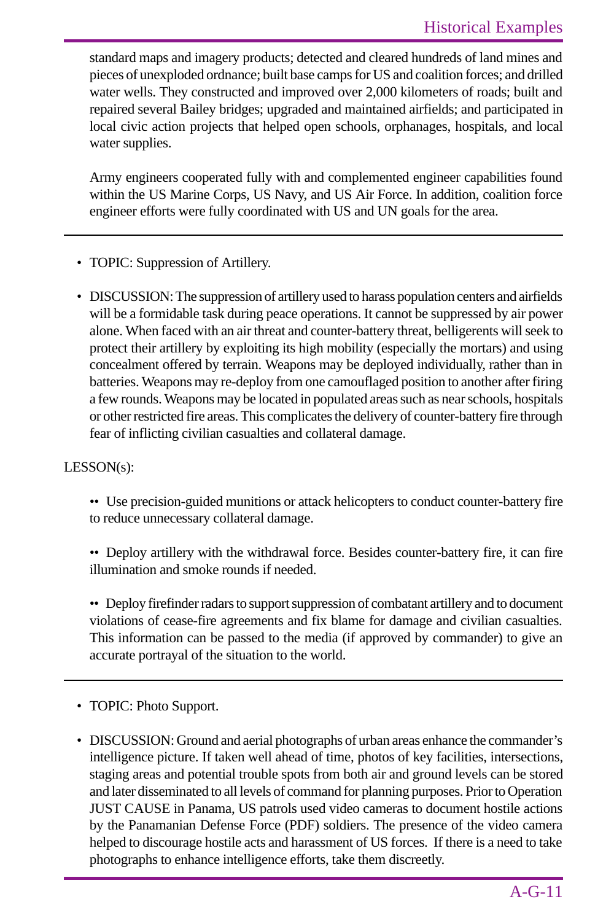standard maps and imagery products; detected and cleared hundreds of land mines and pieces of unexploded ordnance; built base camps for US and coalition forces; and drilled water wells. They constructed and improved over 2,000 kilometers of roads; built and repaired several Bailey bridges; upgraded and maintained airfields; and participated in local civic action projects that helped open schools, orphanages, hospitals, and local water supplies.

Army engineers cooperated fully with and complemented engineer capabilities found within the US Marine Corps, US Navy, and US Air Force. In addition, coalition force engineer efforts were fully coordinated with US and UN goals for the area.

---

- TOPIC: Suppression of Artillery.

- DISCUSSION: The suppression of artillery used to harass population centers and airfields will be a formidable task during peace operations. It cannot be suppressed by air power alone. When faced with an air threat and counter-battery threat, belligerents will seek to protect their artillery by exploiting its high mobility (especially the mortars) and using concealment offered by terrain. Weapons may be deployed individually, rather than in batteries. Weapons may re-deploy from one camouflaged position to another after firing a few rounds. Weapons may be located in populated areas such as near schools, hospitals or other restricted fire areas. This complicates the delivery of counter-battery fire through fear of inflicting civilian casualties and collateral damage.

LESSON(s):

•• Use precision-guided munitions or attack helicopters to conduct counter-battery fire to reduce unnecessary collateral damage.

•• Deploy artillery with the withdrawal force. Besides counter-battery fire, it can fire illumination and smoke rounds if needed.

•• Deploy firefinder radars to support suppression of combatant artillery and to document violations of cease-fire agreements and fix blame for damage and civilian casualties. This information can be passed to the media (if approved by commander) to give an accurate portrayal of the situation to the world.

---

- TOPIC: Photo Support.

- DISCUSSION: Ground and aerial photographs of urban areas enhance the commander's intelligence picture. If taken well ahead of time, photos of key facilities, intersections, staging areas and potential trouble spots from both air and ground levels can be stored and later disseminated to all levels of command for planning purposes. Prior to Operation JUST CAUSE in Panama, US patrols used video cameras to document hostile actions by the Panamanian Defense Force (PDF) soldiers. The presence of the video camera helped to discourage hostile acts and harassment of US forces. If there is a need to take photographs to enhance intelligence efforts, take them discreetly.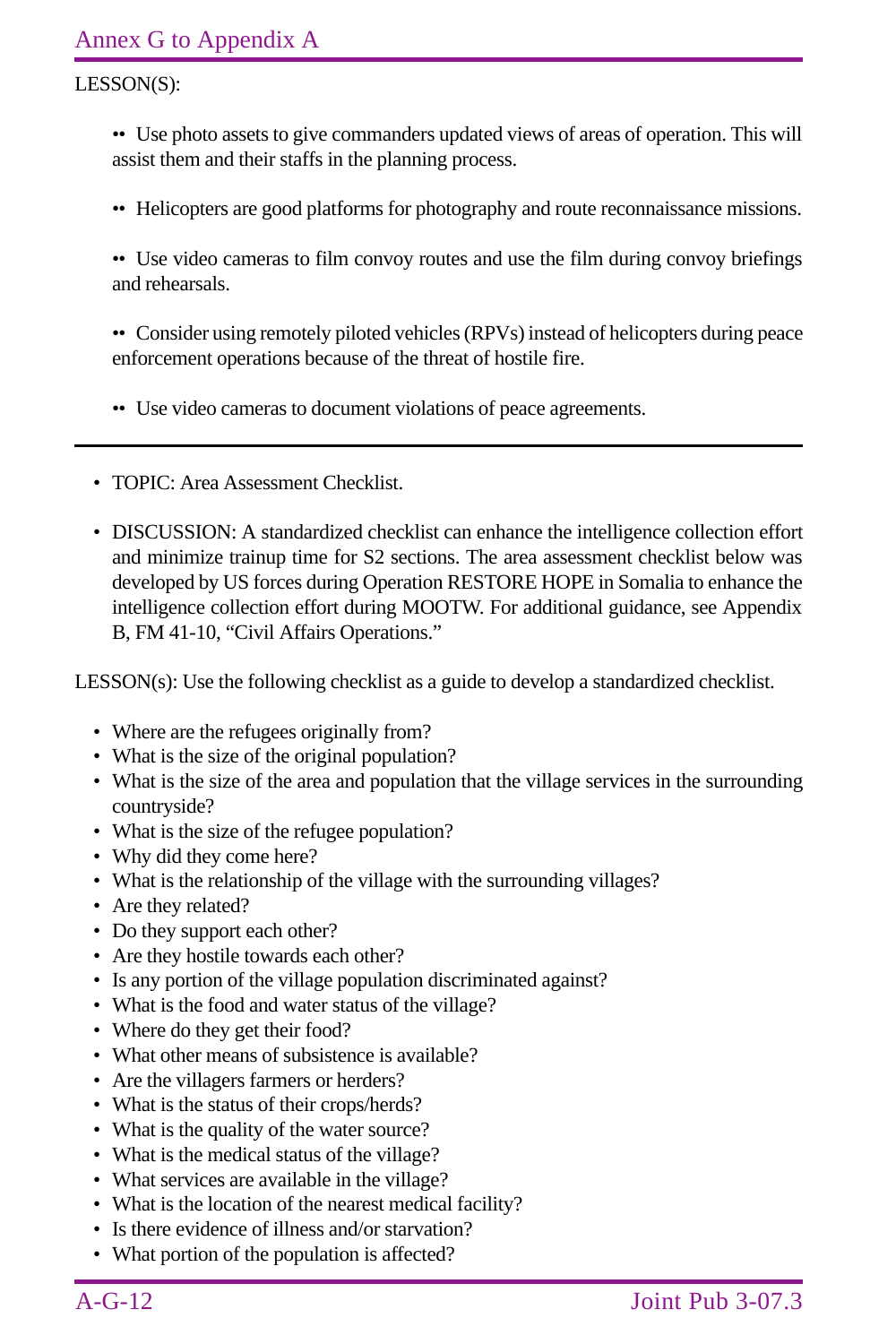LESSON(S):

- Use photo assets to give commanders updated views of areas of operation. This will assist them and their staffs in the planning process.

- Helicopters are good platforms for photography and route reconnaissance missions.

- Use video cameras to film convoy routes and use the film during convoy briefings and rehearsals.

- Consider using remotely piloted vehicles (RPVs) instead of helicopters during peace enforcement operations because of the threat of hostile fire.

- Use video cameras to document violations of peace agreements.

---

- TOPIC: Area Assessment Checklist.

- DISCUSSION: A standardized checklist can enhance the intelligence collection effort and minimize trainup time for S2 sections. The area assessment checklist below was developed by US forces during Operation RESTORE HOPE in Somalia to enhance the intelligence collection effort during MOOTW. For additional guidance, see Appendix B, FM 41-10, “Civil Affairs Operations.”

LESSON(s): Use the following checklist as a guide to develop a standardized checklist.

- Where are the refugees originally from?
- What is the size of the original population?
- What is the size of the area and population that the village services in the surrounding countryside?
- What is the size of the refugee population?
- Why did they come here?
- What is the relationship of the village with the surrounding villages?
- Are they related?
- Do they support each other?
- Are they hostile towards each other?
- Is any portion of the village population discriminated against?
- What is the food and water status of the village?
- Where do they get their food?
- What other means of subsistence is available?
- Are the villagers farmers or herders?
- What is the status of their crops/herds?
- What is the quality of the water source?
- What is the medical status of the village?
- What services are available in the village?
- What is the location of the nearest medical facility?
- Is there evidence of illness and/or starvation?
- What portion of the population is affected?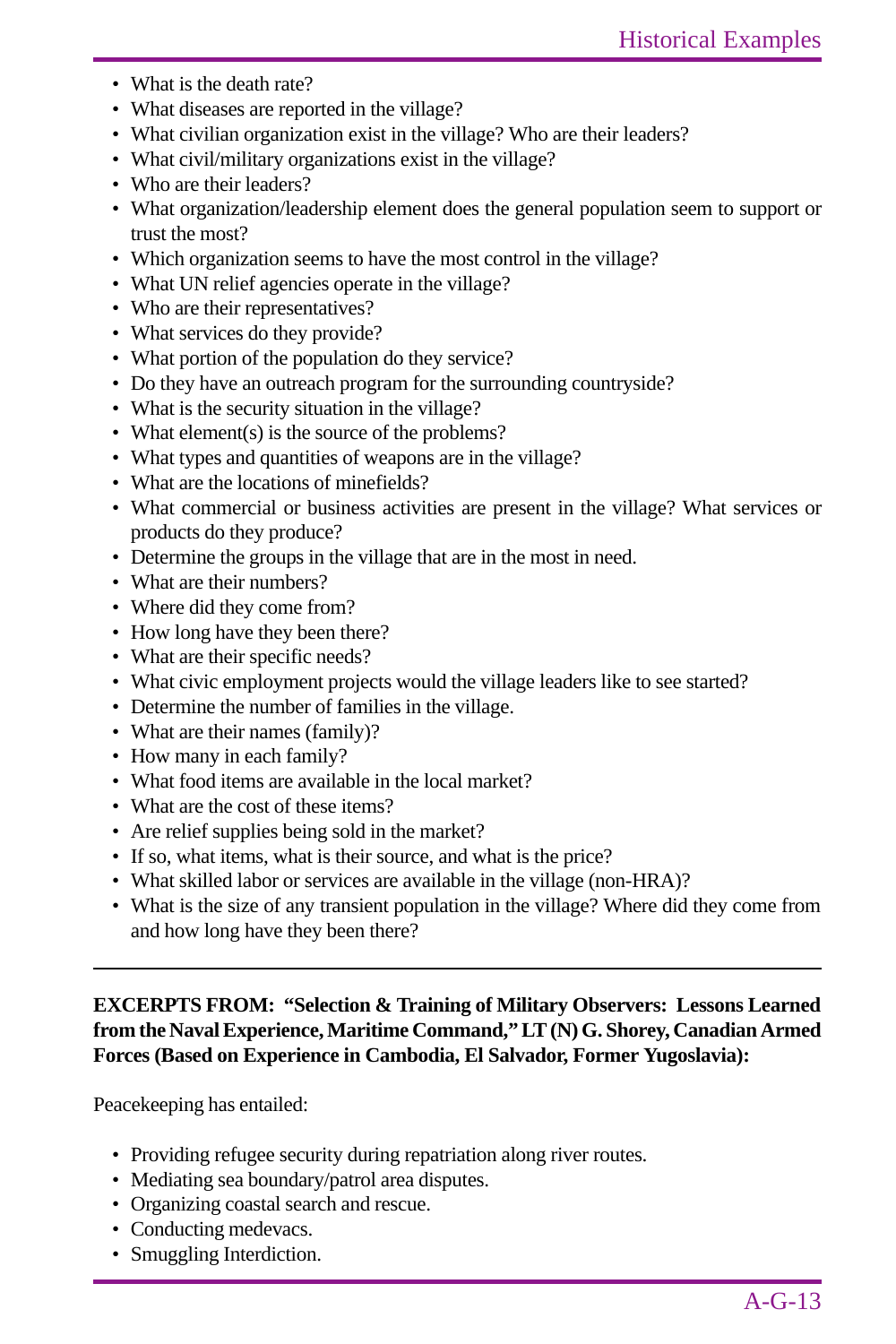- What is the death rate?
- What diseases are reported in the village?
- What civilian organization exist in the village? Who are their leaders?
- What civil/military organizations exist in the village?
- Who are their leaders?
- What organization/leadership element does the general population seem to support or trust the most?
- Which organization seems to have the most control in the village?
- What UN relief agencies operate in the village?
- Who are their representatives?
- What services do they provide?
- What portion of the population do they service?
- Do they have an outreach program for the surrounding countryside?
- What is the security situation in the village?
- What element(s) is the source of the problems?
- What types and quantities of weapons are in the village?
- What are the locations of minefields?
- What commercial or business activities are present in the village? What services or products do they produce?
- Determine the groups in the village that are in the most in need.
- What are their numbers?
- Where did they come from?
- How long have they been there?
- What are their specific needs?
- What civic employment projects would the village leaders like to see started?
- Determine the number of families in the village.
- What are their names (family)?
- How many in each family?
- What food items are available in the local market?
- What are the cost of these items?
- Are relief supplies being sold in the market?
- If so, what items, what is their source, and what is the price?
- What skilled labor or services are available in the village (non-HRA)?
- What is the size of any transient population in the village? Where did they come from and how long have they been there?

---

**EXCERPTS FROM: "Selection & Training of Military Observers: Lessons Learned from the Naval Experience, Maritime Command," LT (N) G. Shorey, Canadian Armed Forces (Based on Experience in Cambodia, El Salvador, Former Yugoslavia):**

Peacekeeping has entailed:

- Providing refugee security during repatriation along river routes.
- Mediating sea boundary/patrol area disputes.
- Organizing coastal search and rescue.
- Conducting medevacs.
- Smuggling Interdiction.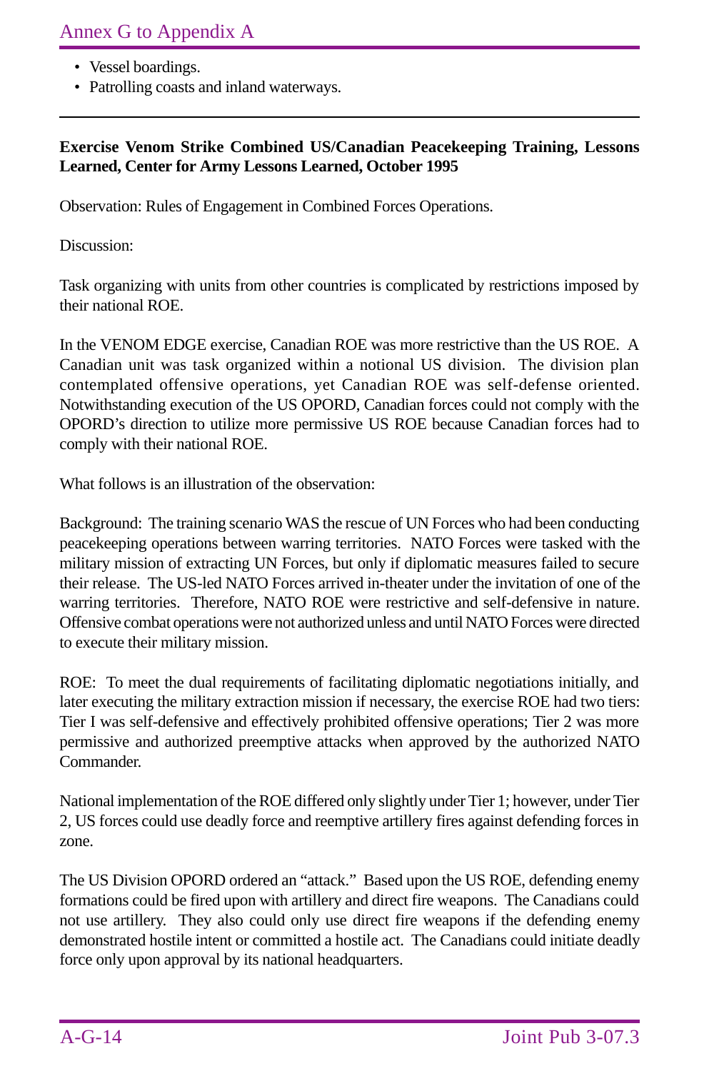- Vessel boardings.
- Patrolling coasts and inland waterways.

---

**Exercise Venom Strike Combined US/Canadian Peacekeeping Training, Lessons Learned, Center for Army Lessons Learned, October 1995**

Observation: Rules of Engagement in Combined Forces Operations.

Discussion:

Task organizing with units from other countries is complicated by restrictions imposed by their national ROE.

In the VENOM EDGE exercise, Canadian ROE was more restrictive than the US ROE. A Canadian unit was task organized within a notional US division. The division plan contemplated offensive operations, yet Canadian ROE was self-defense oriented. Notwithstanding execution of the US OPORD, Canadian forces could not comply with the OPORD's direction to utilize more permissive US ROE because Canadian forces had to comply with their national ROE.

What follows is an illustration of the observation:

Background: The training scenario WAS the rescue of UN Forces who had been conducting peacekeeping operations between warring territories. NATO Forces were tasked with the military mission of extracting UN Forces, but only if diplomatic measures failed to secure their release. The US-led NATO Forces arrived in-theater under the invitation of one of the warring territories. Therefore, NATO ROE were restrictive and self-defensive in nature. Offensive combat operations were not authorized unless and until NATO Forces were directed to execute their military mission.

ROE: To meet the dual requirements of facilitating diplomatic negotiations initially, and later executing the military extraction mission if necessary, the exercise ROE had two tiers: Tier I was self-defensive and effectively prohibited offensive operations; Tier 2 was more permissive and authorized preemptive attacks when approved by the authorized NATO Commander.

National implementation of the ROE differed only slightly under Tier 1; however, under Tier 2, US forces could use deadly force and reemptive artillery fires against defending forces in zone.

The US Division OPORD ordered an "attack." Based upon the US ROE, defending enemy formations could be fired upon with artillery and direct fire weapons. The Canadians could not use artillery. They also could only use direct fire weapons if the defending enemy demonstrated hostile intent or committed a hostile act. The Canadians could initiate deadly force only upon approval by its national headquarters.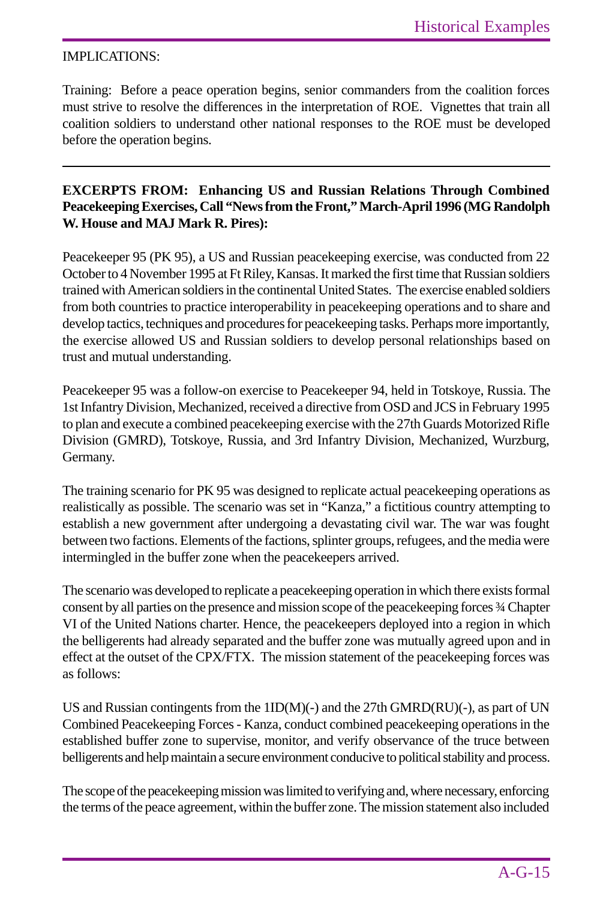IMPLICATIONS:

Training: Before a peace operation begins, senior commanders from the coalition forces must strive to resolve the differences in the interpretation of ROE. Vignettes that train all coalition soldiers to understand other national responses to the ROE must be developed before the operation begins.

---

**EXCERPTS FROM: Enhancing US and Russian Relations Through Combined Peacekeeping Exercises, Call "News from the Front," March-April 1996 (MG Randolph W. House and MAJ Mark R. Pires):**

Peacekeeper 95 (PK 95), a US and Russian peacekeeping exercise, was conducted from 22 October to 4 November 1995 at Ft Riley, Kansas. It marked the first time that Russian soldiers trained with American soldiers in the continental United States. The exercise enabled soldiers from both countries to practice interoperability in peacekeeping operations and to share and develop tactics, techniques and procedures for peacekeeping tasks. Perhaps more importantly, the exercise allowed US and Russian soldiers to develop personal relationships based on trust and mutual understanding.

Peacekeeper 95 was a follow-on exercise to Peacekeeper 94, held in Totskoye, Russia. The 1st Infantry Division, Mechanized, received a directive from OSD and JCS in February 1995 to plan and execute a combined peacekeeping exercise with the 27th Guards Motorized Rifle Division (GMRD), Totskoye, Russia, and 3rd Infantry Division, Mechanized, Wurzburg, Germany.

The training scenario for PK 95 was designed to replicate actual peacekeeping operations as realistically as possible. The scenario was set in "Kanza," a fictitious country attempting to establish a new government after undergoing a devastating civil war. The war was fought between two factions. Elements of the factions, splinter groups, refugees, and the media were intermingled in the buffer zone when the peacekeepers arrived.

The scenario was developed to replicate a peacekeeping operation in which there exists formal consent by all parties on the presence and mission scope of the peacekeeping forces ¾ Chapter VI of the United Nations charter. Hence, the peacekeepers deployed into a region in which the belligerents had already separated and the buffer zone was mutually agreed upon and in effect at the outset of the CPX/FTX. The mission statement of the peacekeeping forces was as follows:

US and Russian contingents from the 1ID(M)(-) and the 27th GMRD(RU)(-), as part of UN Combined Peacekeeping Forces - Kanza, conduct combined peacekeeping operations in the established buffer zone to supervise, monitor, and verify observance of the truce between belligerents and help maintain a secure environment conducive to political stability and process.

The scope of the peacekeeping mission was limited to verifying and, where necessary, enforcing the terms of the peace agreement, within the buffer zone. The mission statement also included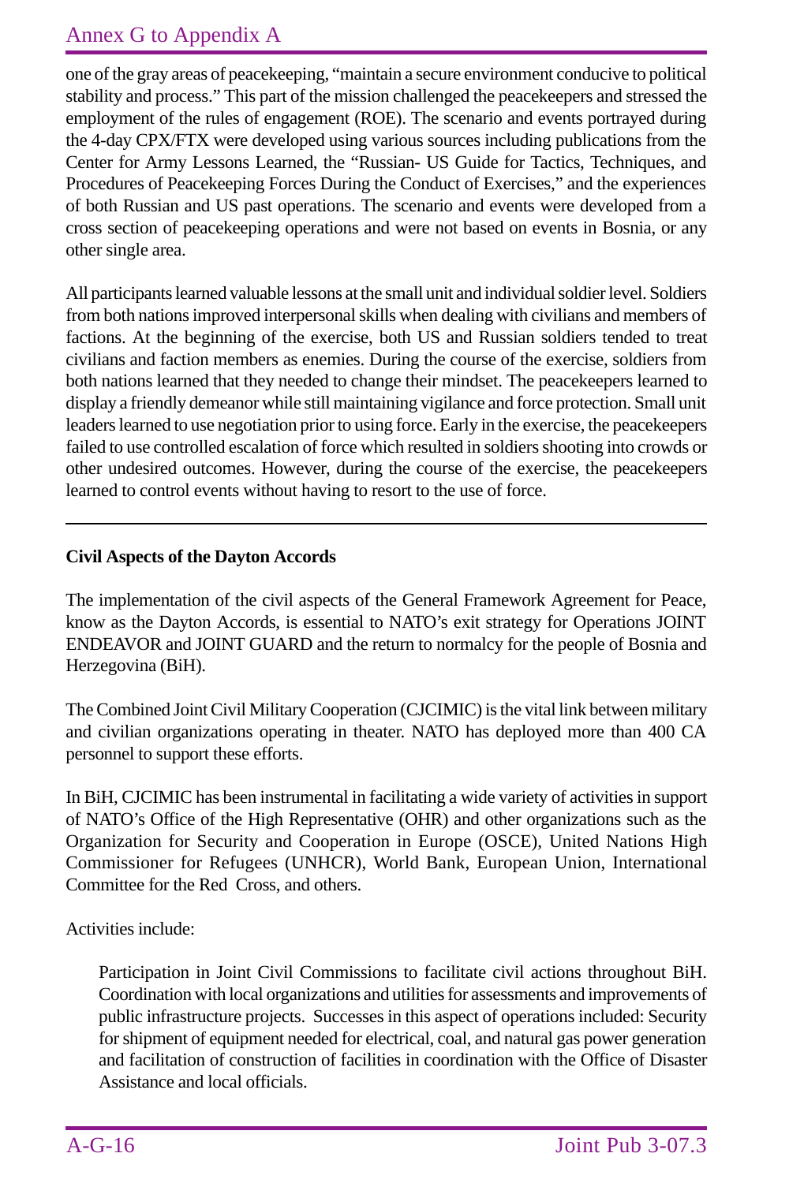one of the gray areas of peacekeeping, "maintain a secure environment conducive to political stability and process." This part of the mission challenged the peacekeepers and stressed the employment of the rules of engagement (ROE). The scenario and events portrayed during the 4-day CPX/FTX were developed using various sources including publications from the Center for Army Lessons Learned, the "Russian- US Guide for Tactics, Techniques, and Procedures of Peacekeeping Forces During the Conduct of Exercises," and the experiences of both Russian and US past operations. The scenario and events were developed from a cross section of peacekeeping operations and were not based on events in Bosnia, or any other single area.

All participants learned valuable lessons at the small unit and individual soldier level. Soldiers from both nations improved interpersonal skills when dealing with civilians and members of factions. At the beginning of the exercise, both US and Russian soldiers tended to treat civilians and faction members as enemies. During the course of the exercise, soldiers from both nations learned that they needed to change their mindset. The peacekeepers learned to display a friendly demeanor while still maintaining vigilance and force protection. Small unit leaders learned to use negotiation prior to using force. Early in the exercise, the peacekeepers failed to use controlled escalation of force which resulted in soldiers shooting into crowds or other undesired outcomes. However, during the course of the exercise, the peacekeepers learned to control events without having to resort to the use of force.

---

**Civil Aspects of the Dayton Accords**

The implementation of the civil aspects of the General Framework Agreement for Peace, know as the Dayton Accords, is essential to NATO's exit strategy for Operations JOINT ENDEAVOR and JOINT GUARD and the return to normalcy for the people of Bosnia and Herzegovina (BiH).

The Combined Joint Civil Military Cooperation (CJCIMIC) is the vital link between military and civilian organizations operating in theater. NATO has deployed more than 400 CA personnel to support these efforts.

In BiH, CJCIMIC has been instrumental in facilitating a wide variety of activities in support of NATO's Office of the High Representative (OHR) and other organizations such as the Organization for Security and Cooperation in Europe (OSCE), United Nations High Commissioner for Refugees (UNHCR), World Bank, European Union, International Committee for the Red Cross, and others.

Activities include:

> Participation in Joint Civil Commissions to facilitate civil actions throughout BiH. Coordination with local organizations and utilities for assessments and improvements of public infrastructure projects. Successes in this aspect of operations included: Security for shipment of equipment needed for electrical, coal, and natural gas power generation and facilitation of construction of facilities in coordination with the Office of Disaster Assistance and local officials.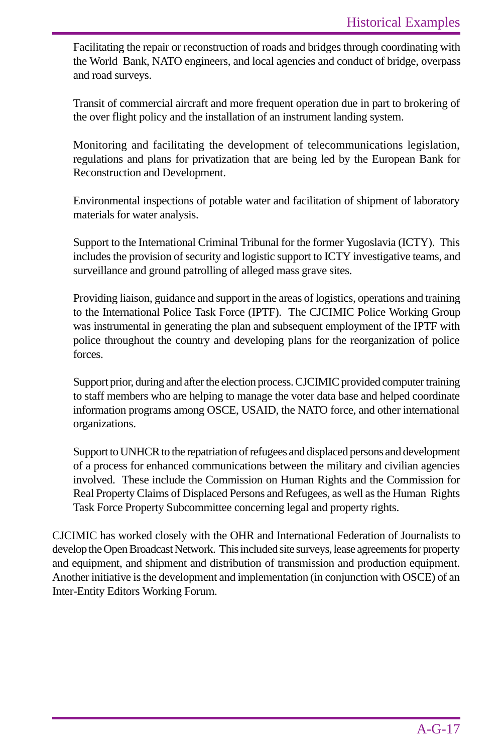Facilitating the repair or reconstruction of roads and bridges through coordinating with the World Bank, NATO engineers, and local agencies and conduct of bridge, overpass and road surveys.

Transit of commercial aircraft and more frequent operation due in part to brokering of the over flight policy and the installation of an instrument landing system.

Monitoring and facilitating the development of telecommunications legislation, regulations and plans for privatization that are being led by the European Bank for Reconstruction and Development.

Environmental inspections of potable water and facilitation of shipment of laboratory materials for water analysis.

Support to the International Criminal Tribunal for the former Yugoslavia (ICTY). This includes the provision of security and logistic support to ICTY investigative teams, and surveillance and ground patrolling of alleged mass grave sites.

Providing liaison, guidance and support in the areas of logistics, operations and training to the International Police Task Force (IPTF). The CJCIMIC Police Working Group was instrumental in generating the plan and subsequent employment of the IPTF with police throughout the country and developing plans for the reorganization of police forces.

Support prior, during and after the election process. CJCIMIC provided computer training to staff members who are helping to manage the voter data base and helped coordinate information programs among OSCE, USAID, the NATO force, and other international organizations.

Support to UNHCR to the repatriation of refugees and displaced persons and development of a process for enhanced communications between the military and civilian agencies involved. These include the Commission on Human Rights and the Commission for Real Property Claims of Displaced Persons and Refugees, as well as the Human Rights Task Force Property Subcommittee concerning legal and property rights.

CJCIMIC has worked closely with the OHR and International Federation of Journalists to develop the Open Broadcast Network. This included site surveys, lease agreements for property and equipment, and shipment and distribution of transmission and production equipment. Another initiative is the development and implementation (in conjunction with OSCE) of an Inter-Entity Editors Working Forum.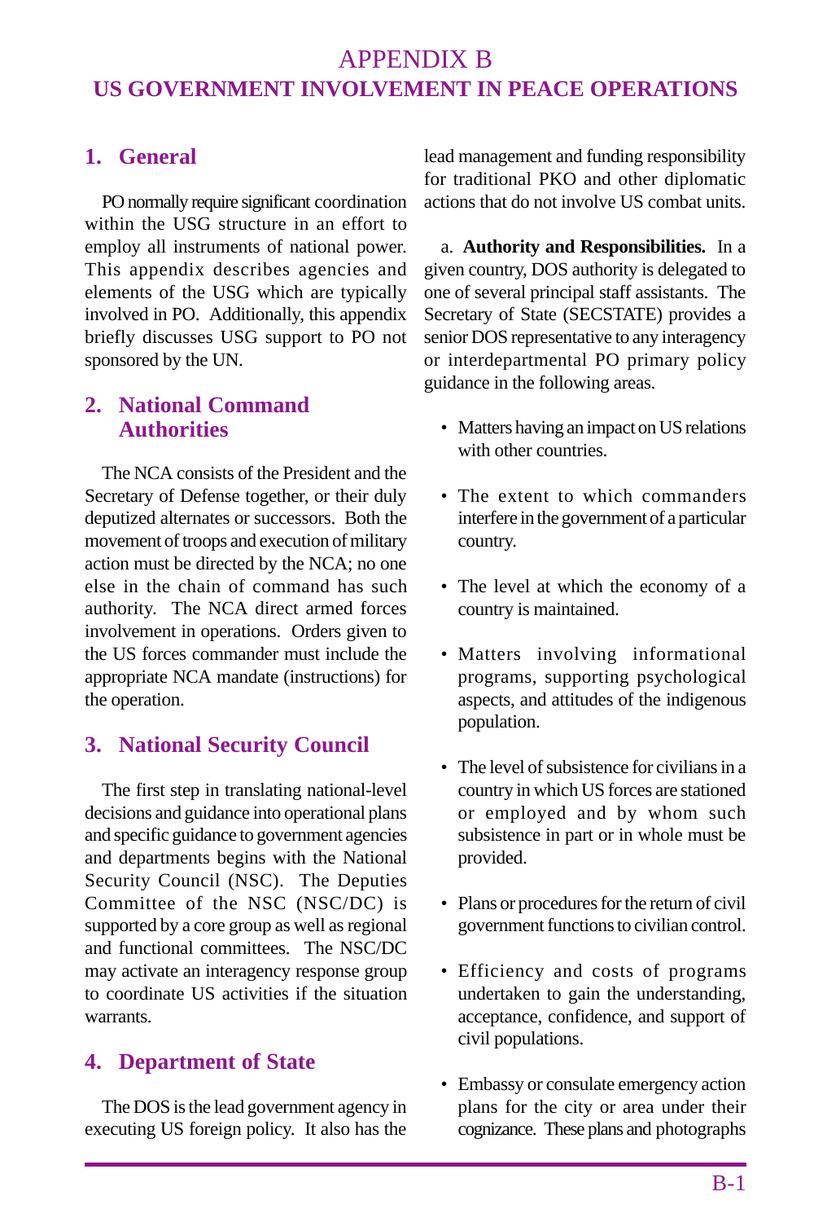# APPENDIX B
# US GOVERNMENT INVOLVEMENT IN PEACE OPERATIONS

## 1. General

PO normally require significant coordination within the USG structure in an effort to employ all instruments of national power. This appendix describes agencies and elements of the USG which are typically involved in PO. Additionally, this appendix briefly discusses USG support to PO not sponsored by the UN.

## 2. National Command Authorities

The NCA consists of the President and the Secretary of Defense together, or their duly deputized alternates or successors. Both the movement of troops and execution of military action must be directed by the NCA; no one else in the chain of command has such authority. The NCA direct armed forces involvement in operations. Orders given to the US forces commander must include the appropriate NCA mandate (instructions) for the operation.

## 3. National Security Council

The first step in translating national-level decisions and guidance into operational plans and specific guidance to government agencies and departments begins with the National Security Council (NSC). The Deputies Committee of the NSC (NSC/DC) is supported by a core group as well as regional and functional committees. The NSC/DC may activate an interagency response group to coordinate US activities if the situation warrants.

## 4. Department of State

The DOS is the lead government agency in executing US foreign policy. It also has the lead management and funding responsibility for traditional PKO and other diplomatic actions that do not involve US combat units.

a. **Authority and Responsibilities.** In a given country, DOS authority is delegated to one of several principal staff assistants. The Secretary of State (SECSTATE) provides a senior DOS representative to any interagency or interdepartmental PO primary policy guidance in the following areas.

- Matters having an impact on US relations with other countries.
- The extent to which commanders interfere in the government of a particular country.
- The level at which the economy of a country is maintained.
- Matters involving informational programs, supporting psychological aspects, and attitudes of the indigenous population.
- The level of subsistence for civilians in a country in which US forces are stationed or employed and by whom such subsistence in part or in whole must be provided.
- Plans or procedures for the return of civil government functions to civilian control.
- Efficiency and costs of programs undertaken to gain the understanding, acceptance, confidence, and support of civil populations.
- Embassy or consulate emergency action plans for the city or area under their cognizance. These plans and photographs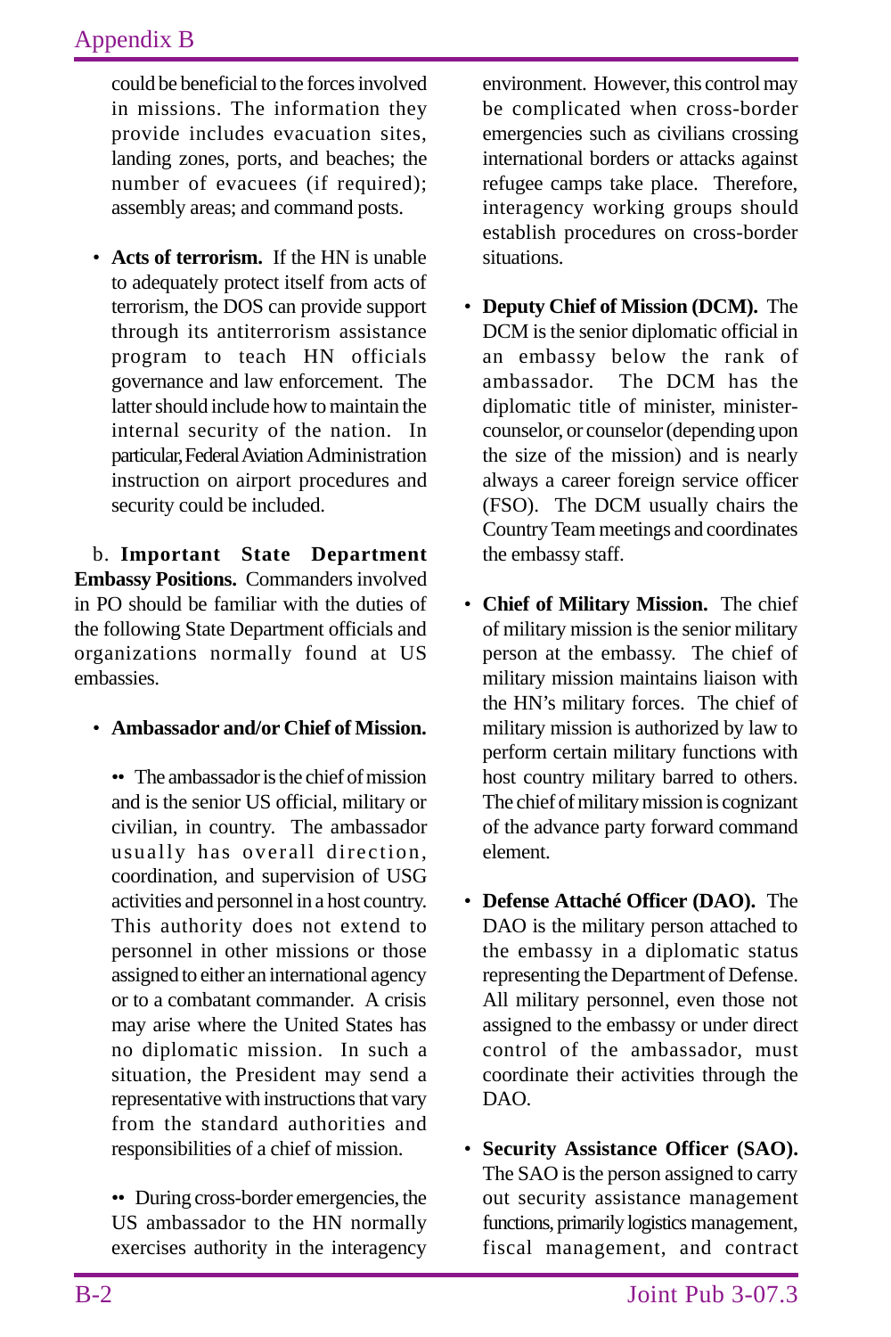could be beneficial to the forces involved in missions. The information they provide includes evacuation sites, landing zones, ports, and beaches; the number of evacuees (if required); assembly areas; and command posts.

- **Acts of terrorism.** If the HN is unable to adequately protect itself from acts of terrorism, the DOS can provide support through its antiterrorism assistance program to teach HN officials governance and law enforcement. The latter should include how to maintain the internal security of the nation. In particular, Federal Aviation Administration instruction on airport procedures and security could be included.

b. **Important State Department Embassy Positions.** Commanders involved in PO should be familiar with the duties of the following State Department officials and organizations normally found at US embassies.

- **Ambassador and/or Chief of Mission.**

  •• The ambassador is the chief of mission and is the senior US official, military or civilian, in country. The ambassador usually has overall direction, coordination, and supervision of USG activities and personnel in a host country. This authority does not extend to personnel in other missions or those assigned to either an international agency or to a combatant commander. A crisis may arise where the United States has no diplomatic mission. In such a situation, the President may send a representative with instructions that vary from the standard authorities and responsibilities of a chief of mission.

  •• During cross-border emergencies, the US ambassador to the HN normally exercises authority in the interagency environment. However, this control may be complicated when cross-border emergencies such as civilians crossing international borders or attacks against refugee camps take place. Therefore, interagency working groups should establish procedures on cross-border situations.

- **Deputy Chief of Mission (DCM).** The DCM is the senior diplomatic official in an embassy below the rank of ambassador. The DCM has the diplomatic title of minister, minister-counselor, or counselor (depending upon the size of the mission) and is nearly always a career foreign service officer (FSO). The DCM usually chairs the Country Team meetings and coordinates the embassy staff.

- **Chief of Military Mission.** The chief of military mission is the senior military person at the embassy. The chief of military mission maintains liaison with the HN's military forces. The chief of military mission is authorized by law to perform certain military functions with host country military barred to others. The chief of military mission is cognizant of the advance party forward command element.

- **Defense Attaché Officer (DAO).** The DAO is the military person attached to the embassy in a diplomatic status representing the Department of Defense. All military personnel, even those not assigned to the embassy or under direct control of the ambassador, must coordinate their activities through the DAO.

- **Security Assistance Officer (SAO).** The SAO is the person assigned to carry out security assistance management functions, primarily logistics management, fiscal management, and contract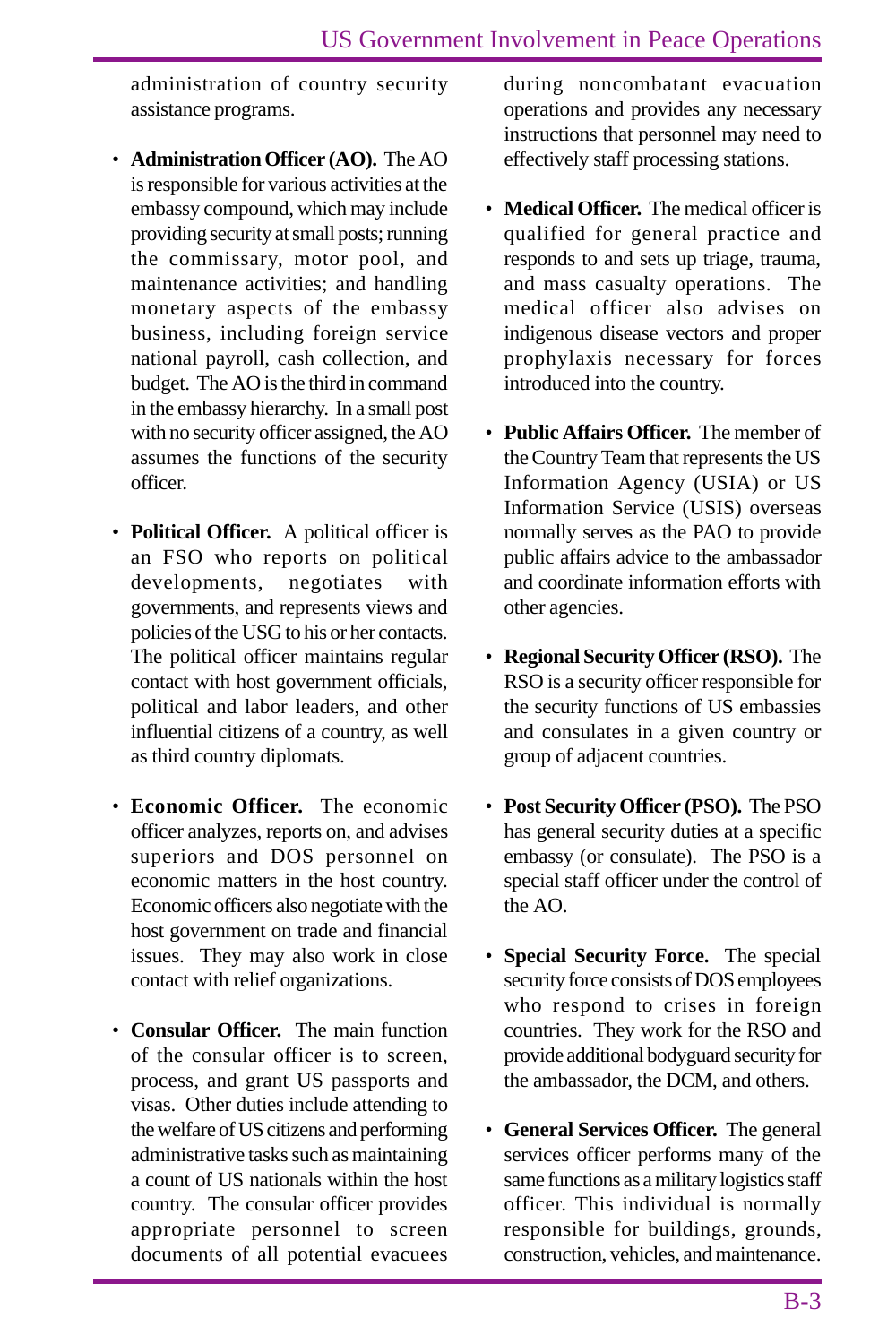administration of country security assistance programs.

- **Administration Officer (AO).** The AO is responsible for various activities at the embassy compound, which may include providing security at small posts; running the commissary, motor pool, and maintenance activities; and handling monetary aspects of the embassy business, including foreign service national payroll, cash collection, and budget. The AO is the third in command in the embassy hierarchy. In a small post with no security officer assigned, the AO assumes the functions of the security officer.

- **Political Officer.** A political officer is an FSO who reports on political developments, negotiates with governments, and represents views and policies of the USG to his or her contacts. The political officer maintains regular contact with host government officials, political and labor leaders, and other influential citizens of a country, as well as third country diplomats.

- **Economic Officer.** The economic officer analyzes, reports on, and advises superiors and DOS personnel on economic matters in the host country. Economic officers also negotiate with the host government on trade and financial issues. They may also work in close contact with relief organizations.

- **Consular Officer.** The main function of the consular officer is to screen, process, and grant US passports and visas. Other duties include attending to the welfare of US citizens and performing administrative tasks such as maintaining a count of US nationals within the host country. The consular officer provides appropriate personnel to screen documents of all potential evacuees during noncombatant evacuation operations and provides any necessary instructions that personnel may need to effectively staff processing stations.

- **Medical Officer.** The medical officer is qualified for general practice and responds to and sets up triage, trauma, and mass casualty operations. The medical officer also advises on indigenous disease vectors and proper prophylaxis necessary for forces introduced into the country.

- **Public Affairs Officer.** The member of the Country Team that represents the US Information Agency (USIA) or US Information Service (USIS) overseas normally serves as the PAO to provide public affairs advice to the ambassador and coordinate information efforts with other agencies.

- **Regional Security Officer (RSO).** The RSO is a security officer responsible for the security functions of US embassies and consulates in a given country or group of adjacent countries.

- **Post Security Officer (PSO).** The PSO has general security duties at a specific embassy (or consulate). The PSO is a special staff officer under the control of the AO.

- **Special Security Force.** The special security force consists of DOS employees who respond to crises in foreign countries. They work for the RSO and provide additional bodyguard security for the ambassador, the DCM, and others.

- **General Services Officer.** The general services officer performs many of the same functions as a military logistics staff officer. This individual is normally responsible for buildings, grounds, construction, vehicles, and maintenance.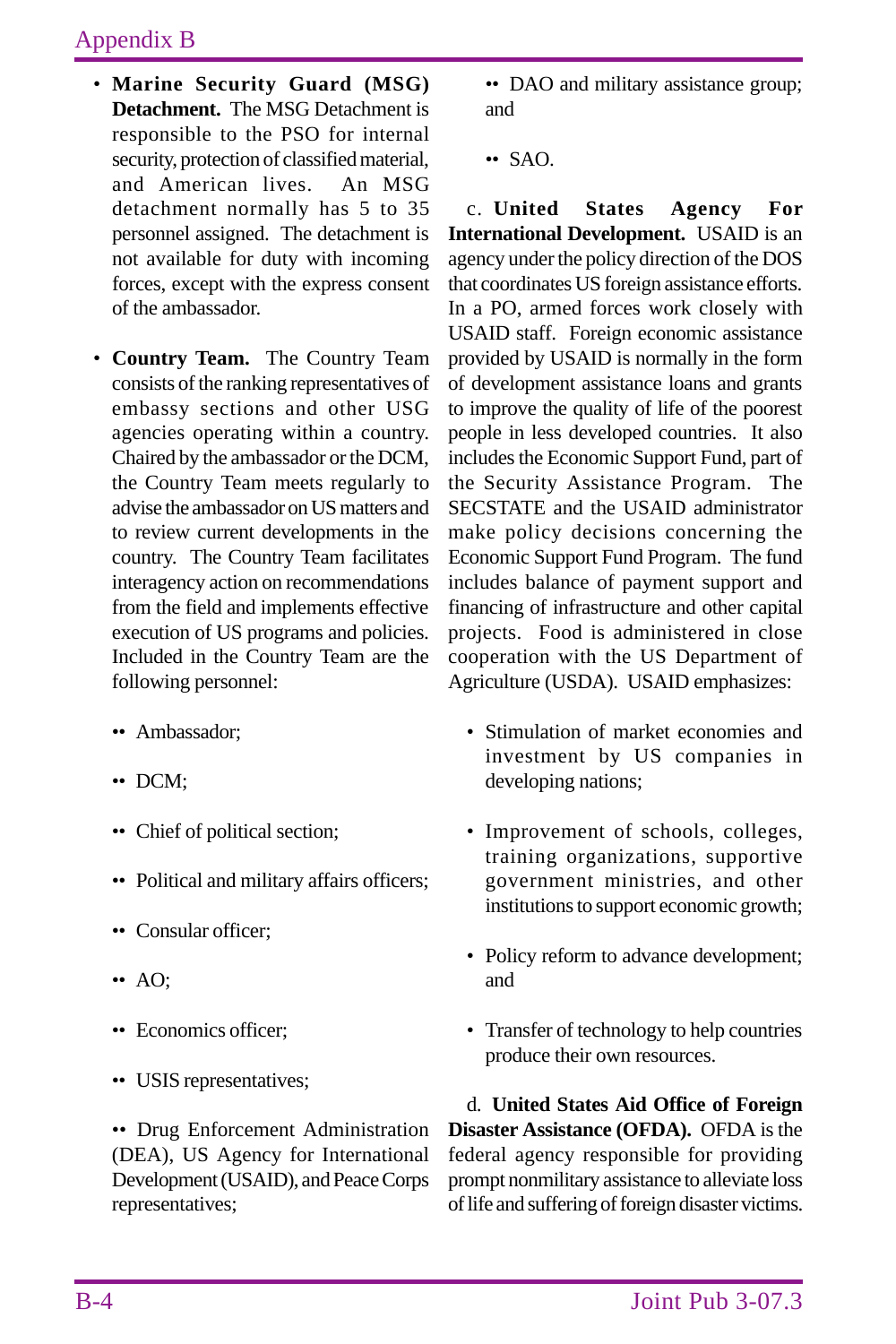- **Marine Security Guard (MSG) Detachment.** The MSG Detachment is responsible to the PSO for internal security, protection of classified material, and American lives. An MSG detachment normally has 5 to 35 personnel assigned. The detachment is not available for duty with incoming forces, except with the express consent of the ambassador.

- **Country Team.** The Country Team consists of the ranking representatives of embassy sections and other USG agencies operating within a country. Chaired by the ambassador or the DCM, the Country Team meets regularly to advise the ambassador on US matters and to review current developments in the country. The Country Team facilitates interagency action on recommendations from the field and implements effective execution of US programs and policies. Included in the Country Team are the following personnel:

  - Ambassador;
  - DCM;
  - Chief of political section;
  - Political and military affairs officers;
  - Consular officer;
  - AO;
  - Economics officer;
  - USIS representatives;
  - Drug Enforcement Administration (DEA), US Agency for International Development (USAID), and Peace Corps representatives;
  - DAO and military assistance group; and
  - SAO.

c. **United States Agency For International Development.** USAID is an agency under the policy direction of the DOS that coordinates US foreign assistance efforts. In a PO, armed forces work closely with USAID staff. Foreign economic assistance provided by USAID is normally in the form of development assistance loans and grants to improve the quality of life of the poorest people in less developed countries. It also includes the Economic Support Fund, part of the Security Assistance Program. The SECSTATE and the USAID administrator make policy decisions concerning the Economic Support Fund Program. The fund includes balance of payment support and financing of infrastructure and other capital projects. Food is administered in close cooperation with the US Department of Agriculture (USDA). USAID emphasizes:

- Stimulation of market economies and investment by US companies in developing nations;
- Improvement of schools, colleges, training organizations, supportive government ministries, and other institutions to support economic growth;
- Policy reform to advance development; and
- Transfer of technology to help countries produce their own resources.

d. **United States Aid Office of Foreign Disaster Assistance (OFDA).** OFDA is the federal agency responsible for providing prompt nonmilitary assistance to alleviate loss of life and suffering of foreign disaster victims.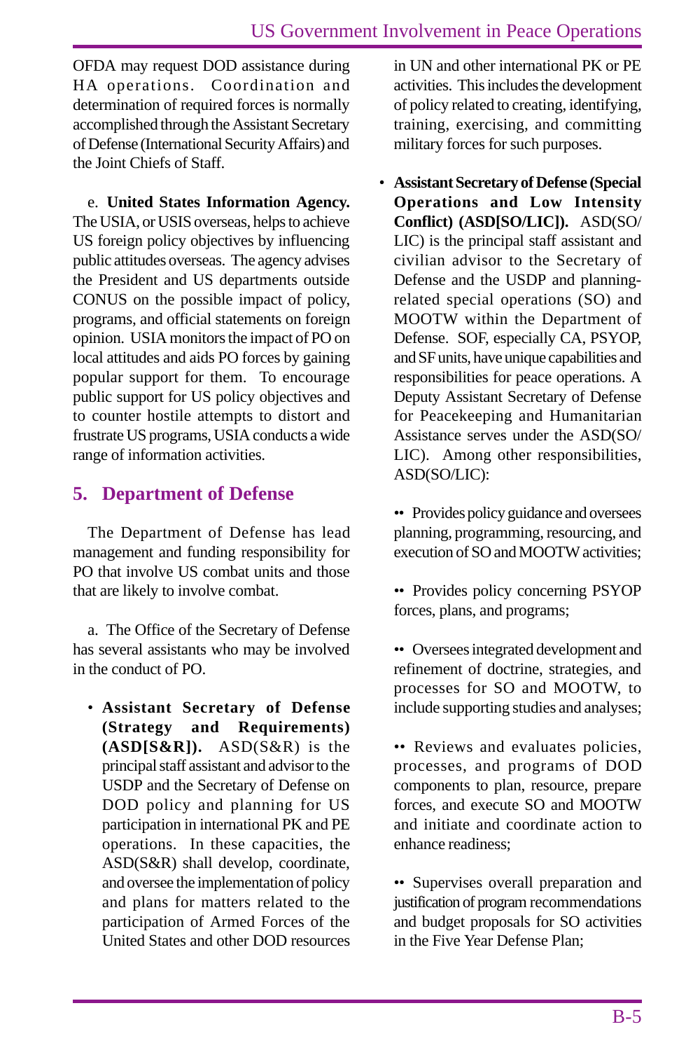OFDA may request DOD assistance during HA operations. Coordination and determination of required forces is normally accomplished through the Assistant Secretary of Defense (International Security Affairs) and the Joint Chiefs of Staff.

e. **United States Information Agency.** The USIA, or USIS overseas, helps to achieve US foreign policy objectives by influencing public attitudes overseas. The agency advises the President and US departments outside CONUS on the possible impact of policy, programs, and official statements on foreign opinion. USIA monitors the impact of PO on local attitudes and aids PO forces by gaining popular support for them. To encourage public support for US policy objectives and to counter hostile attempts to distort and frustrate US programs, USIA conducts a wide range of information activities.

## 5. Department of Defense

The Department of Defense has lead management and funding responsibility for PO that involve US combat units and those that are likely to involve combat.

a. The Office of the Secretary of Defense has several assistants who may be involved in the conduct of PO.

- **Assistant Secretary of Defense (Strategy and Requirements) (ASD[S&R]).** ASD(S&R) is the principal staff assistant and advisor to the USDP and the Secretary of Defense on DOD policy and planning for US participation in international PK and PE operations. In these capacities, the ASD(S&R) shall develop, coordinate, and oversee the implementation of policy and plans for matters related to the participation of Armed Forces of the United States and other DOD resources in UN and other international PK or PE activities. This includes the development of policy related to creating, identifying, training, exercising, and committing military forces for such purposes.

- **Assistant Secretary of Defense (Special Operations and Low Intensity Conflict) (ASD[SO/LIC]).** ASD(SO/LIC) is the principal staff assistant and civilian advisor to the Secretary of Defense and the USDP and planning-related special operations (SO) and MOOTW within the Department of Defense. SOF, especially CA, PSYOP, and SF units, have unique capabilities and responsibilities for peace operations. A Deputy Assistant Secretary of Defense for Peacekeeping and Humanitarian Assistance serves under the ASD(SO/LIC). Among other responsibilities, ASD(SO/LIC):

  - Provides policy guidance and oversees planning, programming, resourcing, and execution of SO and MOOTW activities;

  - Provides policy concerning PSYOP forces, plans, and programs;

  - Oversees integrated development and refinement of doctrine, strategies, and processes for SO and MOOTW, to include supporting studies and analyses;

  - Reviews and evaluates policies, processes, and programs of DOD components to plan, resource, prepare forces, and execute SO and MOOTW and initiate and coordinate action to enhance readiness;

  - Supervises overall preparation and justification of program recommendations and budget proposals for SO activities in the Five Year Defense Plan;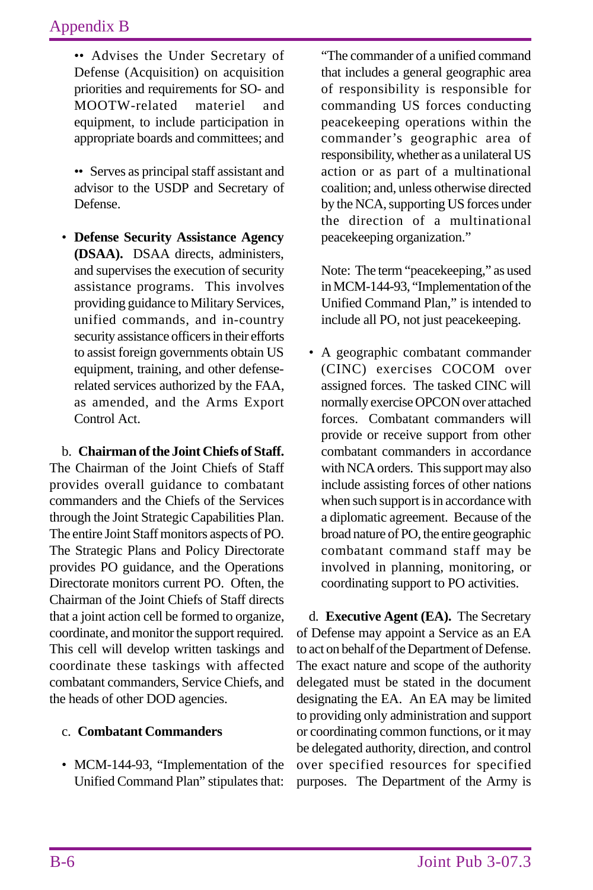•• Advises the Under Secretary of Defense (Acquisition) on acquisition priorities and requirements for SO- and MOOTW-related materiel and equipment, to include participation in appropriate boards and committees; and

•• Serves as principal staff assistant and advisor to the USDP and Secretary of Defense.

- **Defense Security Assistance Agency (DSAA).** DSAA directs, administers, and supervises the execution of security assistance programs. This involves providing guidance to Military Services, unified commands, and in-country security assistance officers in their efforts to assist foreign governments obtain US equipment, training, and other defense-related services authorized by the FAA, as amended, and the Arms Export Control Act.

b. **Chairman of the Joint Chiefs of Staff.** The Chairman of the Joint Chiefs of Staff provides overall guidance to combatant commanders and the Chiefs of the Services through the Joint Strategic Capabilities Plan. The entire Joint Staff monitors aspects of PO. The Strategic Plans and Policy Directorate provides PO guidance, and the Operations Directorate monitors current PO. Often, the Chairman of the Joint Chiefs of Staff directs that a joint action cell be formed to organize, coordinate, and monitor the support required. This cell will develop written taskings and coordinate these taskings with affected combatant commanders, Service Chiefs, and the heads of other DOD agencies.

c. **Combatant Commanders**

- MCM-144-93, "Implementation of the Unified Command Plan" stipulates that:

  "The commander of a unified command that includes a general geographic area of responsibility is responsible for commanding US forces conducting peacekeeping operations within the commander's geographic area of responsibility, whether as a unilateral US action or as part of a multinational coalition; and, unless otherwise directed by the NCA, supporting US forces under the direction of a multinational peacekeeping organization."

  Note: The term "peacekeeping," as used in MCM-144-93, "Implementation of the Unified Command Plan," is intended to include all PO, not just peacekeeping.

- A geographic combatant commander (CINC) exercises COCOM over assigned forces. The tasked CINC will normally exercise OPCON over attached forces. Combatant commanders will provide or receive support from other combatant commanders in accordance with NCA orders. This support may also include assisting forces of other nations when such support is in accordance with a diplomatic agreement. Because of the broad nature of PO, the entire geographic combatant command staff may be involved in planning, monitoring, or coordinating support to PO activities.

d. **Executive Agent (EA).** The Secretary of Defense may appoint a Service as an EA to act on behalf of the Department of Defense. The exact nature and scope of the authority delegated must be stated in the document designating the EA. An EA may be limited to providing only administration and support or coordinating common functions, or it may be delegated authority, direction, and control over specified resources for specified purposes. The Department of the Army is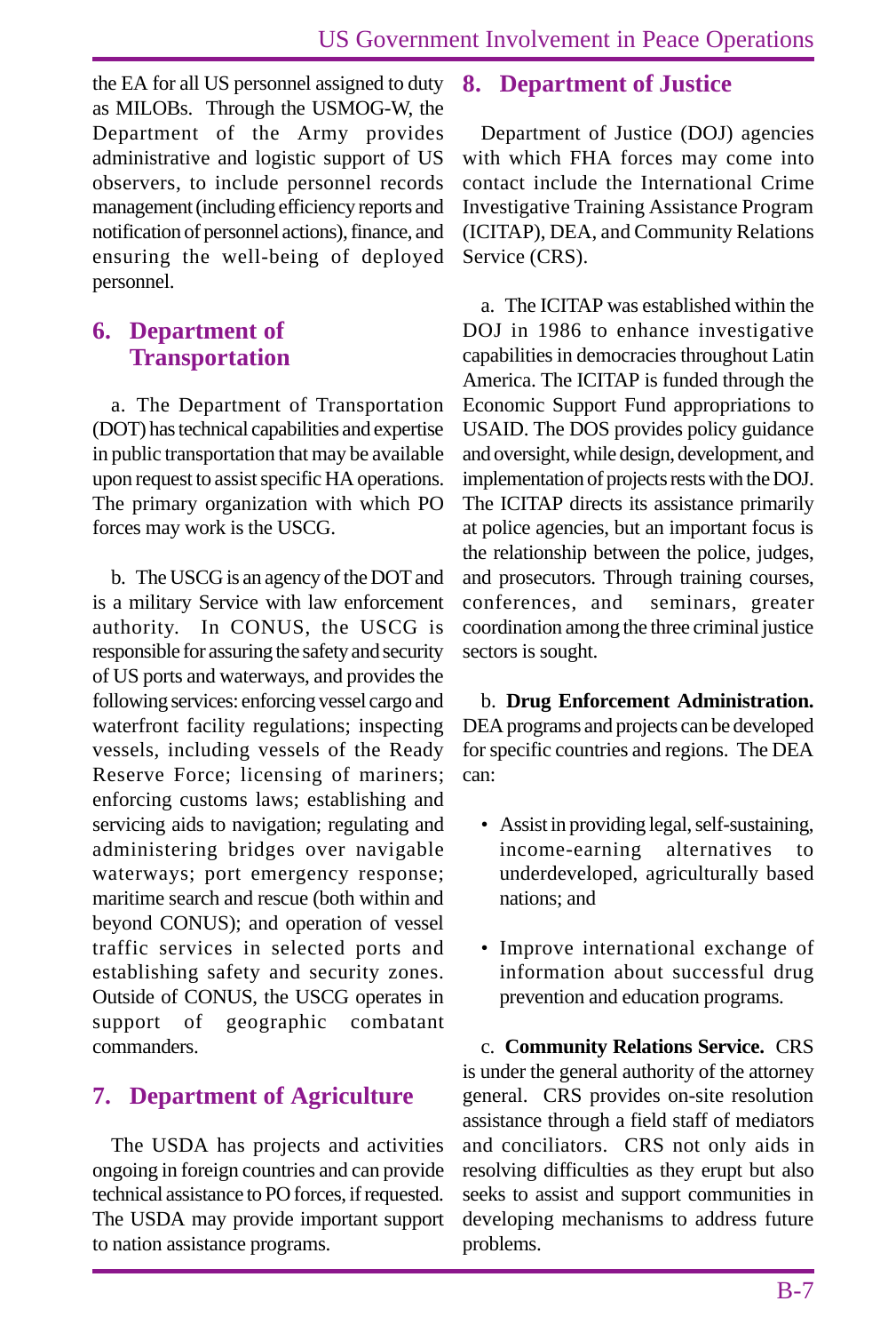the EA for all US personnel assigned to duty as MILOBs. Through the USMOG-W, the Department of the Army provides administrative and logistic support of US observers, to include personnel records management (including efficiency reports and notification of personnel actions), finance, and ensuring the well-being of deployed personnel.

## 6. Department of Transportation

a. The Department of Transportation (DOT) has technical capabilities and expertise in public transportation that may be available upon request to assist specific HA operations. The primary organization with which PO forces may work is the USCG.

b. The USCG is an agency of the DOT and is a military Service with law enforcement authority. In CONUS, the USCG is responsible for assuring the safety and security of US ports and waterways, and provides the following services: enforcing vessel cargo and waterfront facility regulations; inspecting vessels, including vessels of the Ready Reserve Force; licensing of mariners; enforcing customs laws; establishing and servicing aids to navigation; regulating and administering bridges over navigable waterways; port emergency response; maritime search and rescue (both within and beyond CONUS); and operation of vessel traffic services in selected ports and establishing safety and security zones. Outside of CONUS, the USCG operates in support of geographic combatant commanders.

## 7. Department of Agriculture

The USDA has projects and activities ongoing in foreign countries and can provide technical assistance to PO forces, if requested. The USDA may provide important support to nation assistance programs.

## 8. Department of Justice

Department of Justice (DOJ) agencies with which FHA forces may come into contact include the International Crime Investigative Training Assistance Program (ICITAP), DEA, and Community Relations Service (CRS).

a. The ICITAP was established within the DOJ in 1986 to enhance investigative capabilities in democracies throughout Latin America. The ICITAP is funded through the Economic Support Fund appropriations to USAID. The DOS provides policy guidance and oversight, while design, development, and implementation of projects rests with the DOJ. The ICITAP directs its assistance primarily at police agencies, but an important focus is the relationship between the police, judges, and prosecutors. Through training courses, conferences, and seminars, greater coordination among the three criminal justice sectors is sought.

b. **Drug Enforcement Administration.** DEA programs and projects can be developed for specific countries and regions. The DEA can:

- Assist in providing legal, self-sustaining, income-earning alternatives to underdeveloped, agriculturally based nations; and
- Improve international exchange of information about successful drug prevention and education programs.

c. **Community Relations Service.** CRS is under the general authority of the attorney general. CRS provides on-site resolution assistance through a field staff of mediators and conciliators. CRS not only aids in resolving difficulties as they erupt but also seeks to assist and support communities in developing mechanisms to address future problems.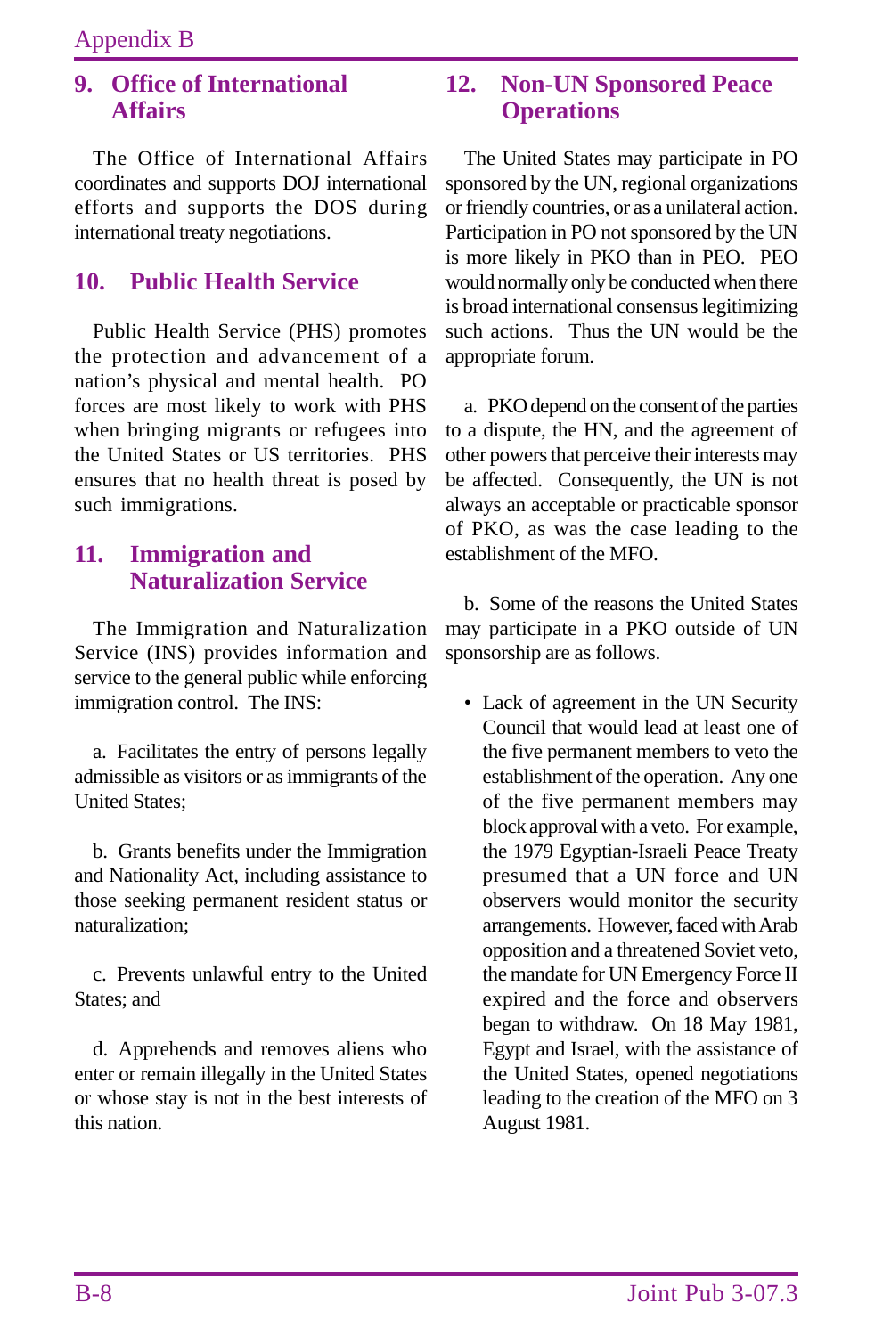## 9. Office of International Affairs

The Office of International Affairs coordinates and supports DOJ international efforts and supports the DOS during international treaty negotiations.

## 10. Public Health Service

Public Health Service (PHS) promotes the protection and advancement of a nation's physical and mental health. PO forces are most likely to work with PHS when bringing migrants or refugees into the United States or US territories. PHS ensures that no health threat is posed by such immigrations.

## 11. Immigration and Naturalization Service

The Immigration and Naturalization Service (INS) provides information and service to the general public while enforcing immigration control. The INS:

a. Facilitates the entry of persons legally admissible as visitors or as immigrants of the United States;

b. Grants benefits under the Immigration and Nationality Act, including assistance to those seeking permanent resident status or naturalization;

c. Prevents unlawful entry to the United States; and

d. Apprehends and removes aliens who enter or remain illegally in the United States or whose stay is not in the best interests of this nation.

## 12. Non-UN Sponsored Peace Operations

The United States may participate in PO sponsored by the UN, regional organizations or friendly countries, or as a unilateral action. Participation in PO not sponsored by the UN is more likely in PKO than in PEO. PEO would normally only be conducted when there is broad international consensus legitimizing such actions. Thus the UN would be the appropriate forum.

a. PKO depend on the consent of the parties to a dispute, the HN, and the agreement of other powers that perceive their interests may be affected. Consequently, the UN is not always an acceptable or practicable sponsor of PKO, as was the case leading to the establishment of the MFO.

b. Some of the reasons the United States may participate in a PKO outside of UN sponsorship are as follows.

- Lack of agreement in the UN Security Council that would lead at least one of the five permanent members to veto the establishment of the operation. Any one of the five permanent members may block approval with a veto. For example, the 1979 Egyptian-Israeli Peace Treaty presumed that a UN force and UN observers would monitor the security arrangements. However, faced with Arab opposition and a threatened Soviet veto, the mandate for UN Emergency Force II expired and the force and observers began to withdraw. On 18 May 1981, Egypt and Israel, with the assistance of the United States, opened negotiations leading to the creation of the MFO on 3 August 1981.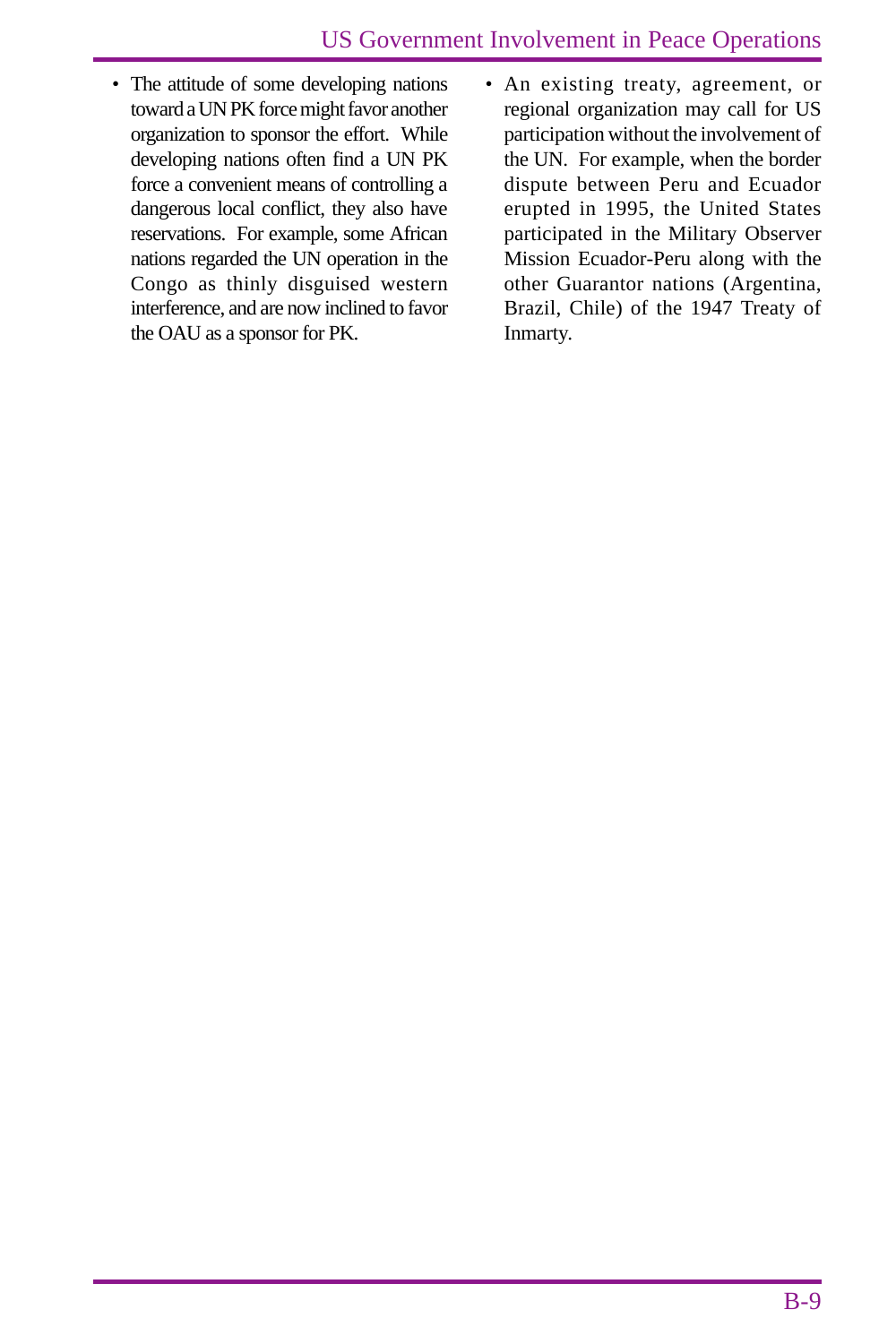- The attitude of some developing nations toward a UN PK force might favor another organization to sponsor the effort. While developing nations often find a UN PK force a convenient means of controlling a dangerous local conflict, they also have reservations. For example, some African nations regarded the UN operation in the Congo as thinly disguised western interference, and are now inclined to favor the OAU as a sponsor for PK.
- An existing treaty, agreement, or regional organization may call for US participation without the involvement of the UN. For example, when the border dispute between Peru and Ecuador erupted in 1995, the United States participated in the Military Observer Mission Ecuador-Peru along with the other Guarantor nations (Argentina, Brazil, Chile) of the 1947 Treaty of Inmarty.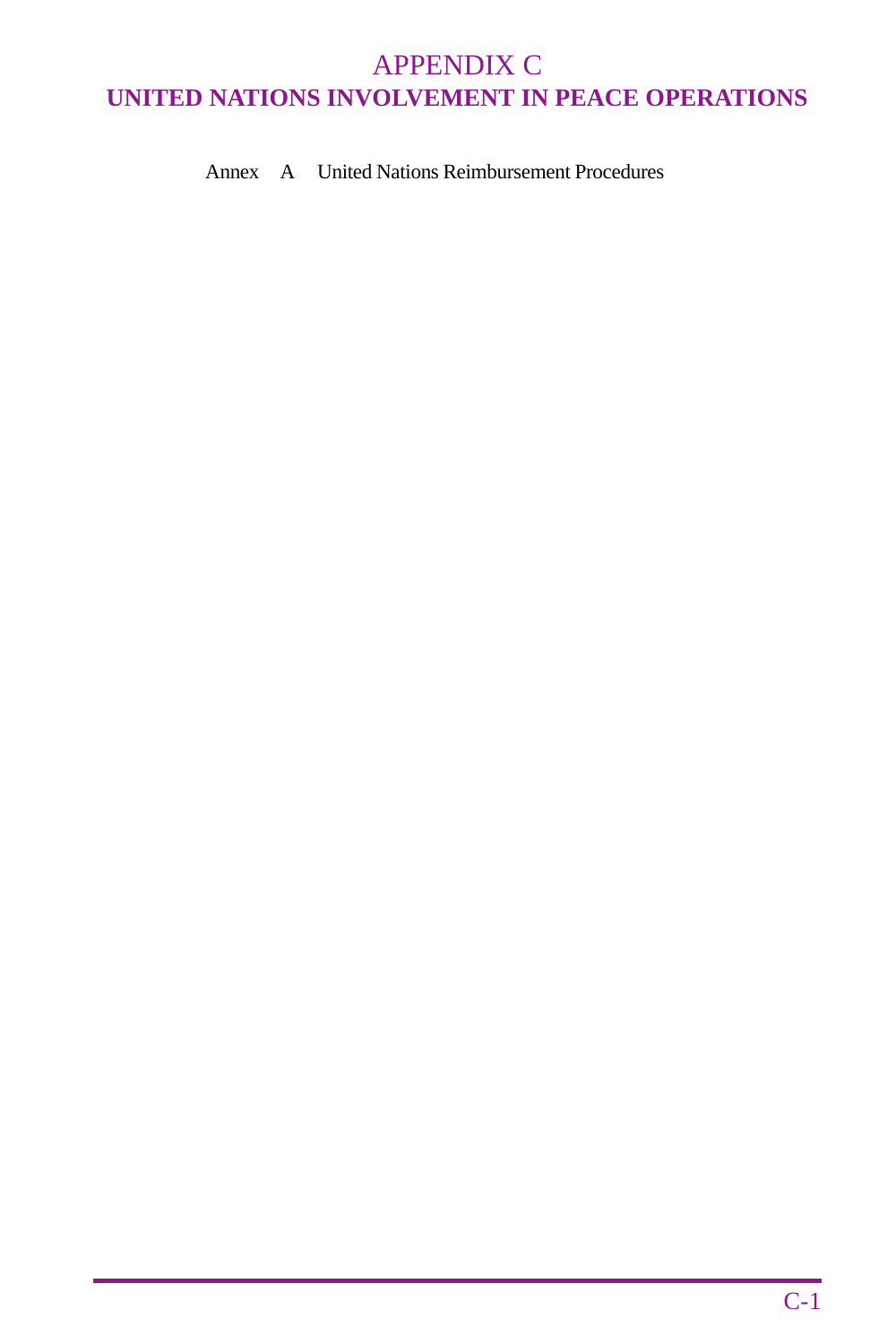# APPENDIX C
## UNITED NATIONS INVOLVEMENT IN PEACE OPERATIONS

Annex A United Nations Reimbursement Procedures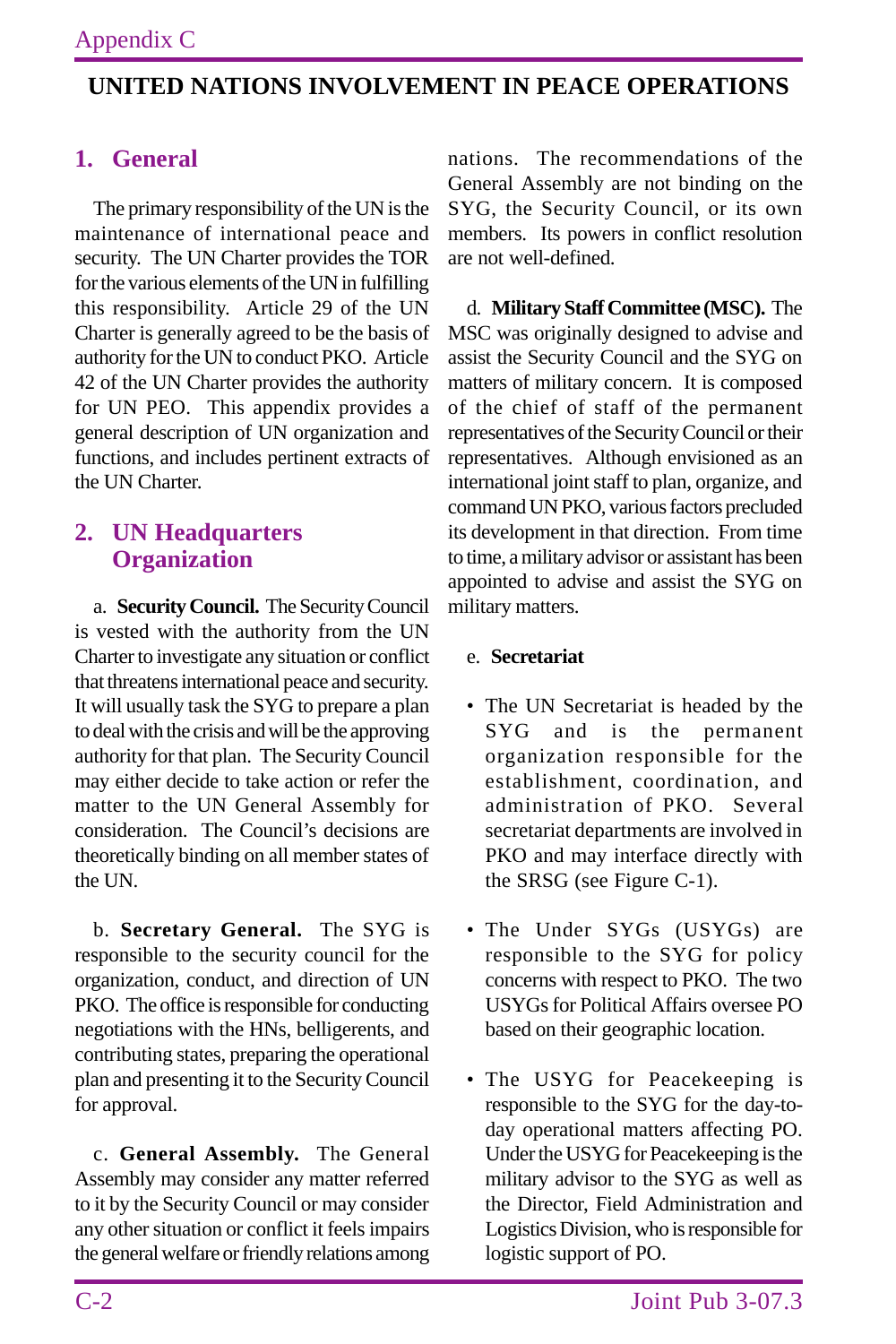Appendix C

# UNITED NATIONS INVOLVEMENT IN PEACE OPERATIONS

## 1. General

The primary responsibility of the UN is the maintenance of international peace and security. The UN Charter provides the TOR for the various elements of the UN in fulfilling this responsibility. Article 29 of the UN Charter is generally agreed to be the basis of authority for the UN to conduct PKO. Article 42 of the UN Charter provides the authority for UN PEO. This appendix provides a general description of UN organization and functions, and includes pertinent extracts of the UN Charter.

## 2. UN Headquarters Organization

a. **Security Council.** The Security Council is vested with the authority from the UN Charter to investigate any situation or conflict that threatens international peace and security. It will usually task the SYG to prepare a plan to deal with the crisis and will be the approving authority for that plan. The Security Council may either decide to take action or refer the matter to the UN General Assembly for consideration. The Council's decisions are theoretically binding on all member states of the UN.

b. **Secretary General.** The SYG is responsible to the security council for the organization, conduct, and direction of UN PKO. The office is responsible for conducting negotiations with the HNs, belligerents, and contributing states, preparing the operational plan and presenting it to the Security Council for approval.

c. **General Assembly.** The General Assembly may consider any matter referred to it by the Security Council or may consider any other situation or conflict it feels impairs the general welfare or friendly relations among nations. The recommendations of the General Assembly are not binding on the SYG, the Security Council, or its own members. Its powers in conflict resolution are not well-defined.

d. **Military Staff Committee (MSC).** The MSC was originally designed to advise and assist the Security Council and the SYG on matters of military concern. It is composed of the chief of staff of the permanent representatives of the Security Council or their representatives. Although envisioned as an international joint staff to plan, organize, and command UN PKO, various factors precluded its development in that direction. From time to time, a military advisor or assistant has been appointed to advise and assist the SYG on military matters.

e. **Secretariat**

- The UN Secretariat is headed by the SYG and is the permanent organization responsible for the establishment, coordination, and administration of PKO. Several secretariat departments are involved in PKO and may interface directly with the SRSG (see Figure C-1).

- The Under SYGs (USYGs) are responsible to the SYG for policy concerns with respect to PKO. The two USYGs for Political Affairs oversee PO based on their geographic location.

- The USYG for Peacekeeping is responsible to the SYG for the day-to-day operational matters affecting PO. Under the USYG for Peacekeeping is the military advisor to the SYG as well as the Director, Field Administration and Logistics Division, who is responsible for logistic support of PO.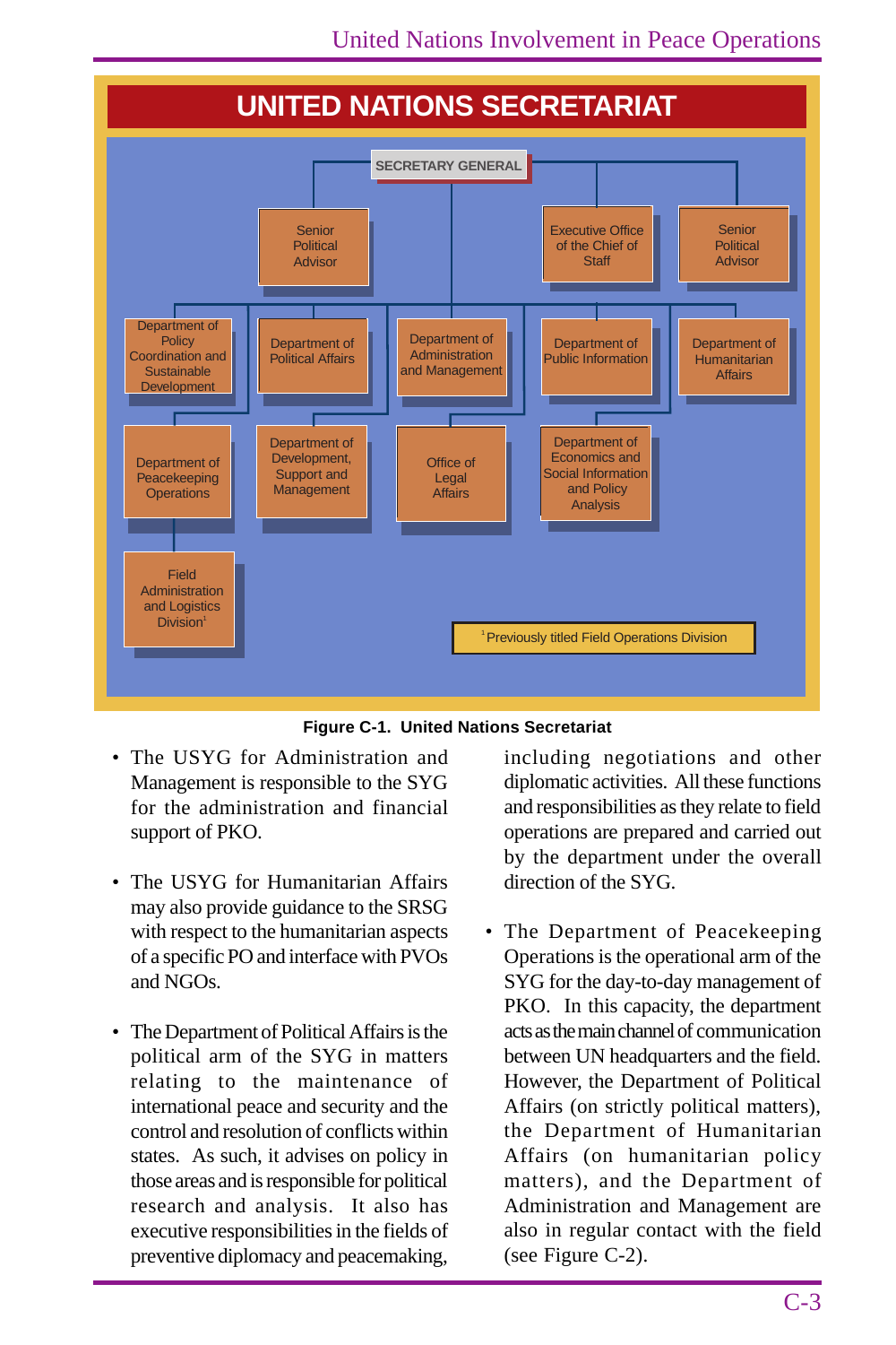# UNITED NATIONS SECRETARIAT

SECRETARY GENERAL

- Senior Political Advisor
- Executive Office of the Chief of Staff
- Senior Political Advisor

- Department of Policy Coordination and Sustainable Development
- Department of Political Affairs
- Department of Administration and Management
- Department of Public Information
- Department of Humanitarian Affairs
- Department of Peacekeeping Operations
- Department of Development, Support and Management
- Office of Legal Affairs
- Department of Economics and Social Information and Policy Analysis
- Field Administration and Logistics Division[1]

[1] Previously titled Field Operations Division

**Figure C-1. United Nations Secretariat**

- The USYG for Administration and Management is responsible to the SYG for the administration and financial support of PKO.

- The USYG for Humanitarian Affairs may also provide guidance to the SRSG with respect to the humanitarian aspects of a specific PO and interface with PVOs and NGOs.

- The Department of Political Affairs is the political arm of the SYG in matters relating to the maintenance of international peace and security and the control and resolution of conflicts within states. As such, it advises on policy in those areas and is responsible for political research and analysis. It also has executive responsibilities in the fields of preventive diplomacy and peacemaking, including negotiations and other diplomatic activities. All these functions and responsibilities as they relate to field operations are prepared and carried out by the department under the overall direction of the SYG.

- The Department of Peacekeeping Operations is the operational arm of the SYG for the day-to-day management of PKO. In this capacity, the department acts as the main channel of communication between UN headquarters and the field. However, the Department of Political Affairs (on strictly political matters), the Department of Humanitarian Affairs (on humanitarian policy matters), and the Department of Administration and Management are also in regular contact with the field (see Figure C-2).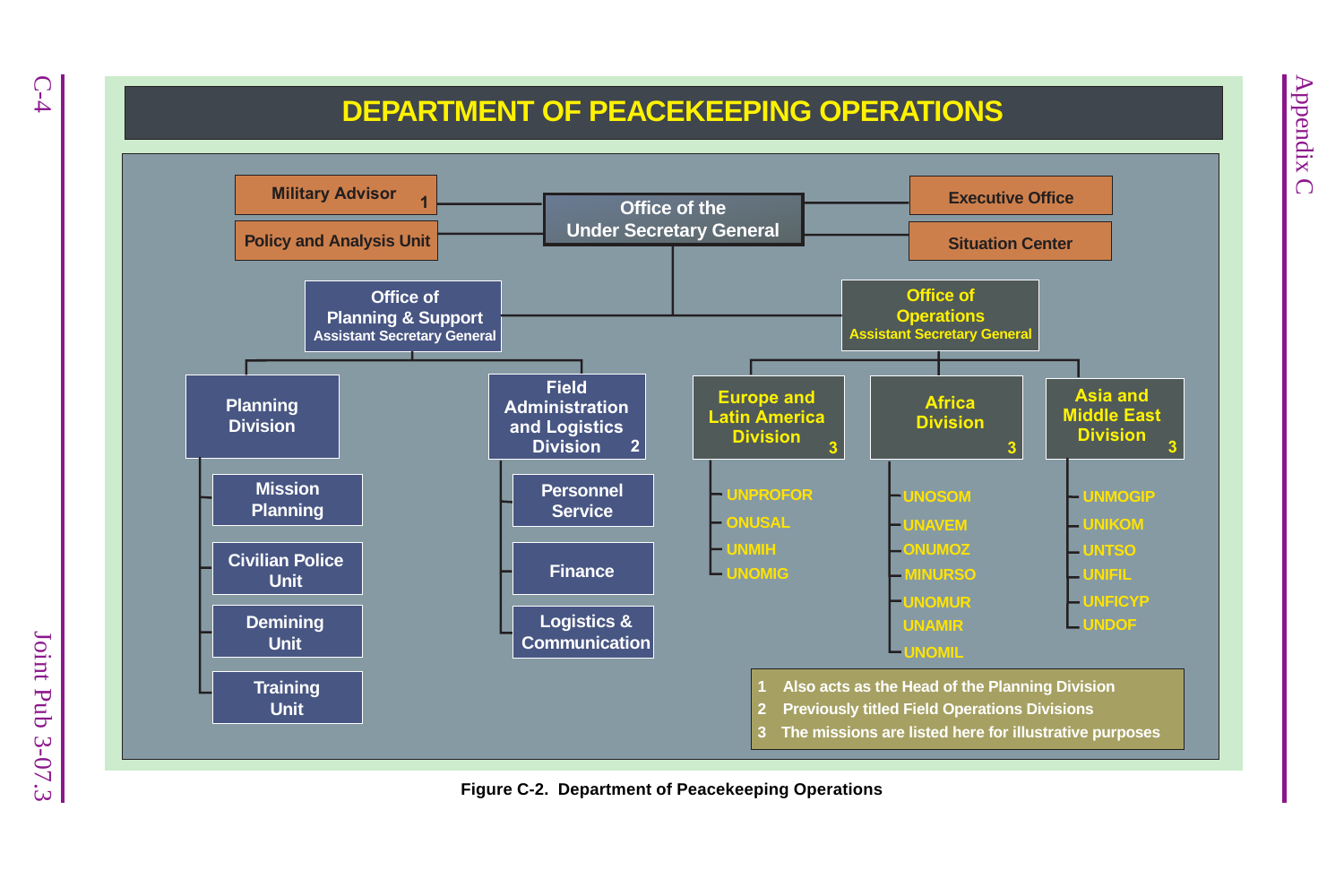# DEPARTMENT OF PEACEKEEPING OPERATIONS

**Office of the Under Secretary General**

- Military Advisor 1
- Policy and Analysis Unit
- Executive Office
- Situation Center

**Office of Planning & Support** — Assistant Secretary General

- Planning Division
  - Mission Planning
  - Civilian Police Unit
  - Demining Unit
  - Training Unit
- Field Administration and Logistics Division 2
  - Personnel Service
  - Finance
  - Logistics & Communication

**Office of Operations** — Assistant Secretary General

- Europe and Latin America Division 3
  - UNPROFOR
  - ONUSAL
  - UNMIH
  - UNOMIG
- Africa Division 3
  - UNOSOM
  - UNAVEM
  - ONUMOZ
  - MINURSO
  - UNOMUR
  - UNAMIR
  - UNOMIL
- Asia and Middle East Division 3
  - UNMOGIP
  - UNIKOM
  - UNTSO
  - UNIFIL
  - UNFICYP
  - UNDOF

1 Also acts as the Head of the Planning Division
2 Previously titled Field Operations Divisions
3 The missions are listed here for illustrative purposes

**Figure C-2. Department of Peacekeeping Operations**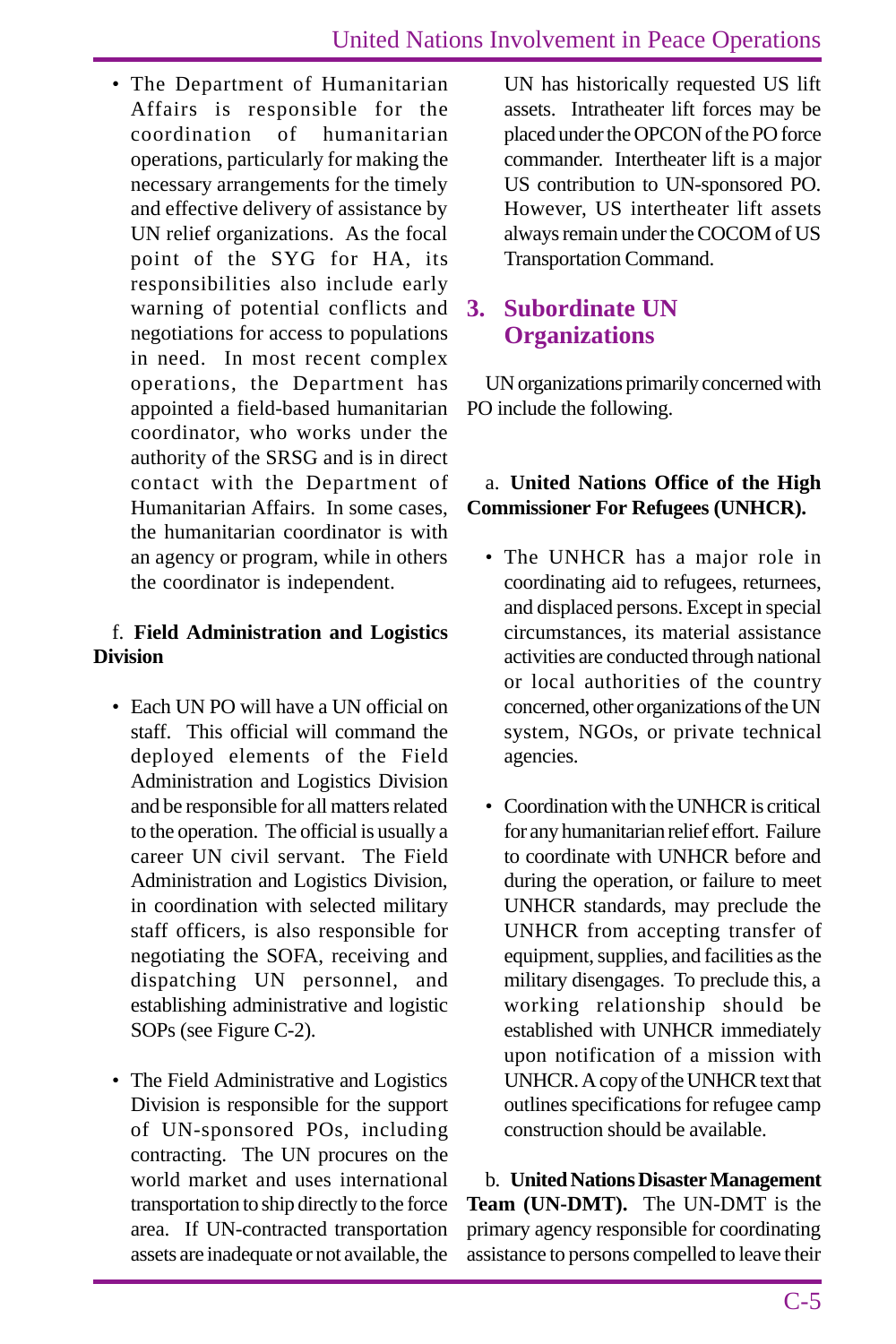- The Department of Humanitarian Affairs is responsible for the coordination of humanitarian operations, particularly for making the necessary arrangements for the timely and effective delivery of assistance by UN relief organizations. As the focal point of the SYG for HA, its responsibilities also include early warning of potential conflicts and negotiations for access to populations in need. In most recent complex operations, the Department has appointed a field-based humanitarian coordinator, who works under the authority of the SRSG and is in direct contact with the Department of Humanitarian Affairs. In some cases, the humanitarian coordinator is with an agency or program, while in others the coordinator is independent.

f. **Field Administration and Logistics Division**

- Each UN PO will have a UN official on staff. This official will command the deployed elements of the Field Administration and Logistics Division and be responsible for all matters related to the operation. The official is usually a career UN civil servant. The Field Administration and Logistics Division, in coordination with selected military staff officers, is also responsible for negotiating the SOFA, receiving and dispatching UN personnel, and establishing administrative and logistic SOPs (see Figure C-2).

- The Field Administrative and Logistics Division is responsible for the support of UN-sponsored POs, including contracting. The UN procures on the world market and uses international transportation to ship directly to the force area. If UN-contracted transportation assets are inadequate or not available, the UN has historically requested US lift assets. Intratheater lift forces may be placed under the OPCON of the PO force commander. Intertheater lift is a major US contribution to UN-sponsored PO. However, US intertheater lift assets always remain under the COCOM of US Transportation Command.

## 3. Subordinate UN Organizations

UN organizations primarily concerned with PO include the following.

a. **United Nations Office of the High Commissioner For Refugees (UNHCR).**

- The UNHCR has a major role in coordinating aid to refugees, returnees, and displaced persons. Except in special circumstances, its material assistance activities are conducted through national or local authorities of the country concerned, other organizations of the UN system, NGOs, or private technical agencies.

- Coordination with the UNHCR is critical for any humanitarian relief effort. Failure to coordinate with UNHCR before and during the operation, or failure to meet UNHCR standards, may preclude the UNHCR from accepting transfer of equipment, supplies, and facilities as the military disengages. To preclude this, a working relationship should be established with UNHCR immediately upon notification of a mission with UNHCR. A copy of the UNHCR text that outlines specifications for refugee camp construction should be available.

b. **United Nations Disaster Management Team (UN-DMT).** The UN-DMT is the primary agency responsible for coordinating assistance to persons compelled to leave their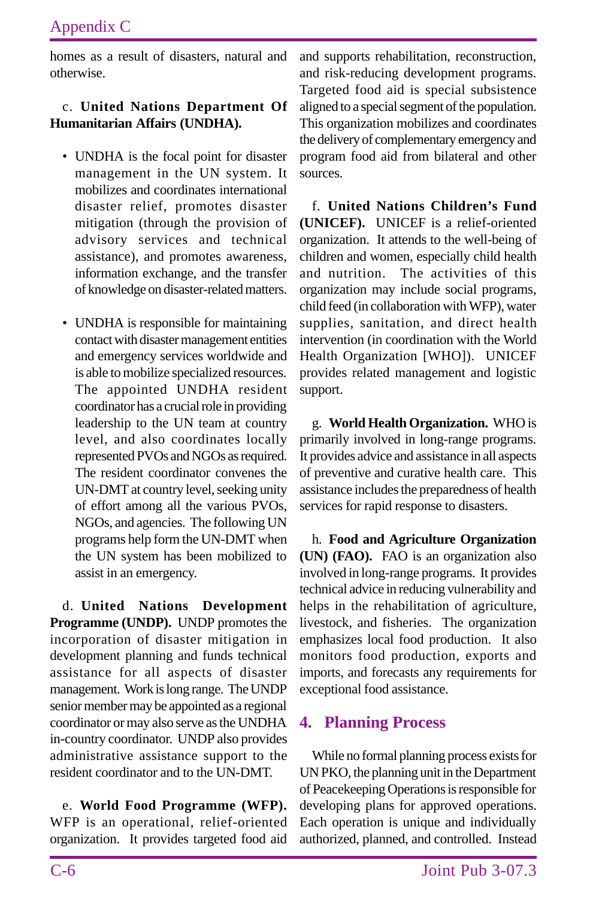homes as a result of disasters, natural and otherwise.

c. **United Nations Department Of Humanitarian Affairs (UNDHA).**

- UNDHA is the focal point for disaster management in the UN system. It mobilizes and coordinates international disaster relief, promotes disaster mitigation (through the provision of advisory services and technical assistance), and promotes awareness, information exchange, and the transfer of knowledge on disaster-related matters.

- UNDHA is responsible for maintaining contact with disaster management entities and emergency services worldwide and is able to mobilize specialized resources. The appointed UNDHA resident coordinator has a crucial role in providing leadership to the UN team at country level, and also coordinates locally represented PVOs and NGOs as required. The resident coordinator convenes the UN-DMT at country level, seeking unity of effort among all the various PVOs, NGOs, and agencies. The following UN programs help form the UN-DMT when the UN system has been mobilized to assist in an emergency.

d. **United Nations Development Programme (UNDP).** UNDP promotes the incorporation of disaster mitigation in development planning and funds technical assistance for all aspects of disaster management. Work is long range. The UNDP senior member may be appointed as a regional coordinator or may also serve as the UNDHA in-country coordinator. UNDP also provides administrative assistance support to the resident coordinator and to the UN-DMT.

e. **World Food Programme (WFP).** WFP is an operational, relief-oriented organization. It provides targeted food aid and supports rehabilitation, reconstruction, and risk-reducing development programs. Targeted food aid is special subsistence aligned to a special segment of the population. This organization mobilizes and coordinates the delivery of complementary emergency and program food aid from bilateral and other sources.

f. **United Nations Children's Fund (UNICEF).** UNICEF is a relief-oriented organization. It attends to the well-being of children and women, especially child health and nutrition. The activities of this organization may include social programs, child feed (in collaboration with WFP), water supplies, sanitation, and direct health intervention (in coordination with the World Health Organization [WHO]). UNICEF provides related management and logistic support.

g. **World Health Organization.** WHO is primarily involved in long-range programs. It provides advice and assistance in all aspects of preventive and curative health care. This assistance includes the preparedness of health services for rapid response to disasters.

h. **Food and Agriculture Organization (UN) (FAO).** FAO is an organization also involved in long-range programs. It provides technical advice in reducing vulnerability and helps in the rehabilitation of agriculture, livestock, and fisheries. The organization emphasizes local food production. It also monitors food production, exports and imports, and forecasts any requirements for exceptional food assistance.

## 4. Planning Process

While no formal planning process exists for UN PKO, the planning unit in the Department of Peacekeeping Operations is responsible for developing plans for approved operations. Each operation is unique and individually authorized, planned, and controlled. Instead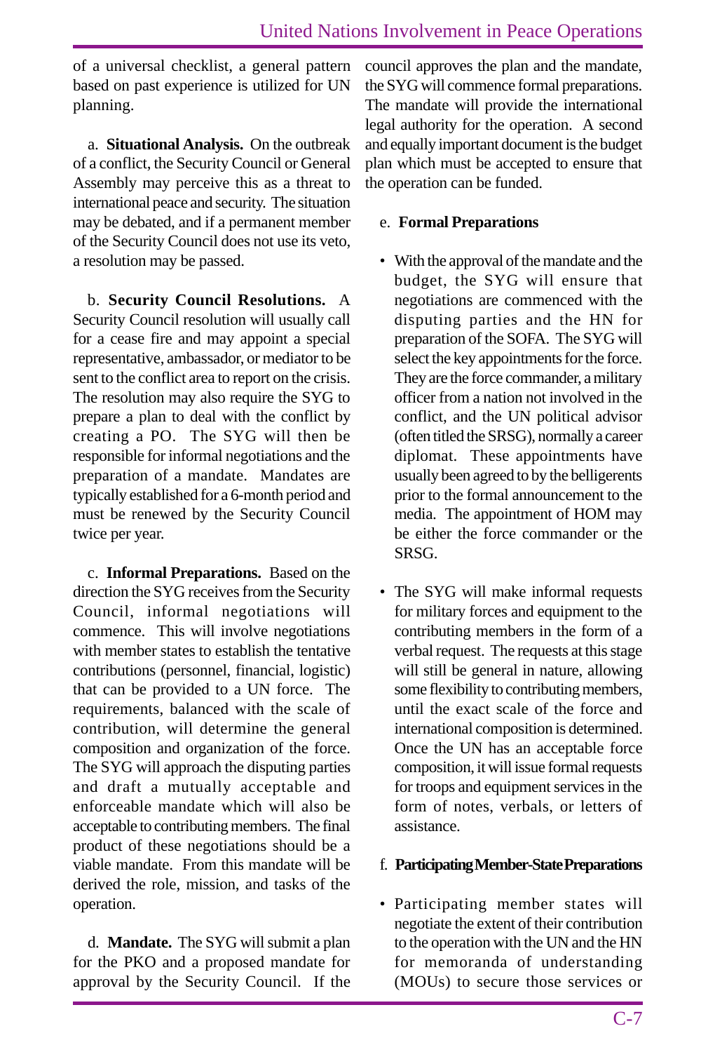of a universal checklist, a general pattern based on past experience is utilized for UN planning.

a. **Situational Analysis.** On the outbreak of a conflict, the Security Council or General Assembly may perceive this as a threat to international peace and security. The situation may be debated, and if a permanent member of the Security Council does not use its veto, a resolution may be passed.

b. **Security Council Resolutions.** A Security Council resolution will usually call for a cease fire and may appoint a special representative, ambassador, or mediator to be sent to the conflict area to report on the crisis. The resolution may also require the SYG to prepare a plan to deal with the conflict by creating a PO. The SYG will then be responsible for informal negotiations and the preparation of a mandate. Mandates are typically established for a 6-month period and must be renewed by the Security Council twice per year.

c. **Informal Preparations.** Based on the direction the SYG receives from the Security Council, informal negotiations will commence. This will involve negotiations with member states to establish the tentative contributions (personnel, financial, logistic) that can be provided to a UN force. The requirements, balanced with the scale of contribution, will determine the general composition and organization of the force. The SYG will approach the disputing parties and draft a mutually acceptable and enforceable mandate which will also be acceptable to contributing members. The final product of these negotiations should be a viable mandate. From this mandate will be derived the role, mission, and tasks of the operation.

d. **Mandate.** The SYG will submit a plan for the PKO and a proposed mandate for approval by the Security Council. If the council approves the plan and the mandate, the SYG will commence formal preparations. The mandate will provide the international legal authority for the operation. A second and equally important document is the budget plan which must be accepted to ensure that the operation can be funded.

e. **Formal Preparations**

- With the approval of the mandate and the budget, the SYG will ensure that negotiations are commenced with the disputing parties and the HN for preparation of the SOFA. The SYG will select the key appointments for the force. They are the force commander, a military officer from a nation not involved in the conflict, and the UN political advisor (often titled the SRSG), normally a career diplomat. These appointments have usually been agreed to by the belligerents prior to the formal announcement to the media. The appointment of HOM may be either the force commander or the SRSG.

- The SYG will make informal requests for military forces and equipment to the contributing members in the form of a verbal request. The requests at this stage will still be general in nature, allowing some flexibility to contributing members, until the exact scale of the force and international composition is determined. Once the UN has an acceptable force composition, it will issue formal requests for troops and equipment services in the form of notes, verbals, or letters of assistance.

f. **Participating Member-State Preparations**

- Participating member states will negotiate the extent of their contribution to the operation with the UN and the HN for memoranda of understanding (MOUs) to secure those services or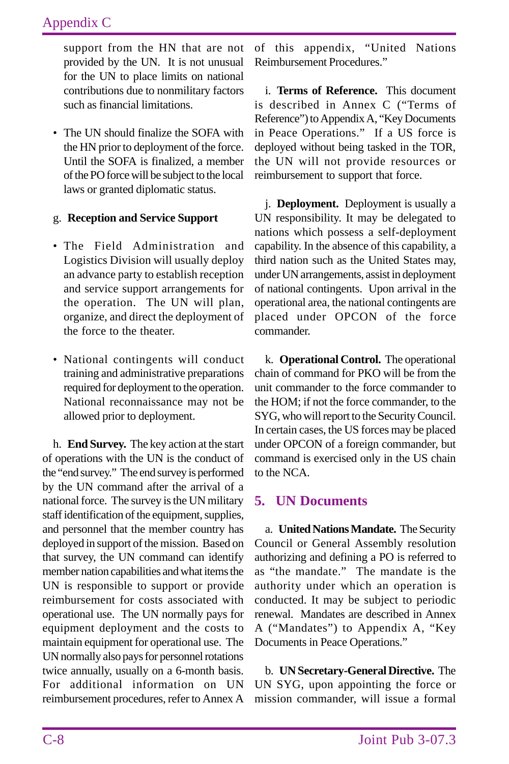support from the HN that are not provided by the UN. It is not unusual for the UN to place limits on national contributions due to nonmilitary factors such as financial limitations.

- The UN should finalize the SOFA with the HN prior to deployment of the force. Until the SOFA is finalized, a member of the PO force will be subject to the local laws or granted diplomatic status.

g. **Reception and Service Support**

- The Field Administration and Logistics Division will usually deploy an advance party to establish reception and service support arrangements for the operation. The UN will plan, organize, and direct the deployment of the force to the theater.

- National contingents will conduct training and administrative preparations required for deployment to the operation. National reconnaissance may not be allowed prior to deployment.

h. **End Survey.** The key action at the start of operations with the UN is the conduct of the "end survey." The end survey is performed by the UN command after the arrival of a national force. The survey is the UN military staff identification of the equipment, supplies, and personnel that the member country has deployed in support of the mission. Based on that survey, the UN command can identify member nation capabilities and what items the UN is responsible to support or provide reimbursement for costs associated with operational use. The UN normally pays for equipment deployment and the costs to maintain equipment for operational use. The UN normally also pays for personnel rotations twice annually, usually on a 6-month basis. For additional information on UN reimbursement procedures, refer to Annex A of this appendix, "United Nations Reimbursement Procedures."

i. **Terms of Reference.** This document is described in Annex C ("Terms of Reference") to Appendix A, "Key Documents in Peace Operations." If a US force is deployed without being tasked in the TOR, the UN will not provide resources or reimbursement to support that force.

j. **Deployment.** Deployment is usually a UN responsibility. It may be delegated to nations which possess a self-deployment capability. In the absence of this capability, a third nation such as the United States may, under UN arrangements, assist in deployment of national contingents. Upon arrival in the operational area, the national contingents are placed under OPCON of the force commander.

k. **Operational Control.** The operational chain of command for PKO will be from the unit commander to the force commander to the HOM; if not the force commander, to the SYG, who will report to the Security Council. In certain cases, the US forces may be placed under OPCON of a foreign commander, but command is exercised only in the US chain to the NCA.

## 5. UN Documents

a. **United Nations Mandate.** The Security Council or General Assembly resolution authorizing and defining a PO is referred to as "the mandate." The mandate is the authority under which an operation is conducted. It may be subject to periodic renewal. Mandates are described in Annex A ("Mandates") to Appendix A, "Key Documents in Peace Operations."

b. **UN Secretary-General Directive.** The UN SYG, upon appointing the force or mission commander, will issue a formal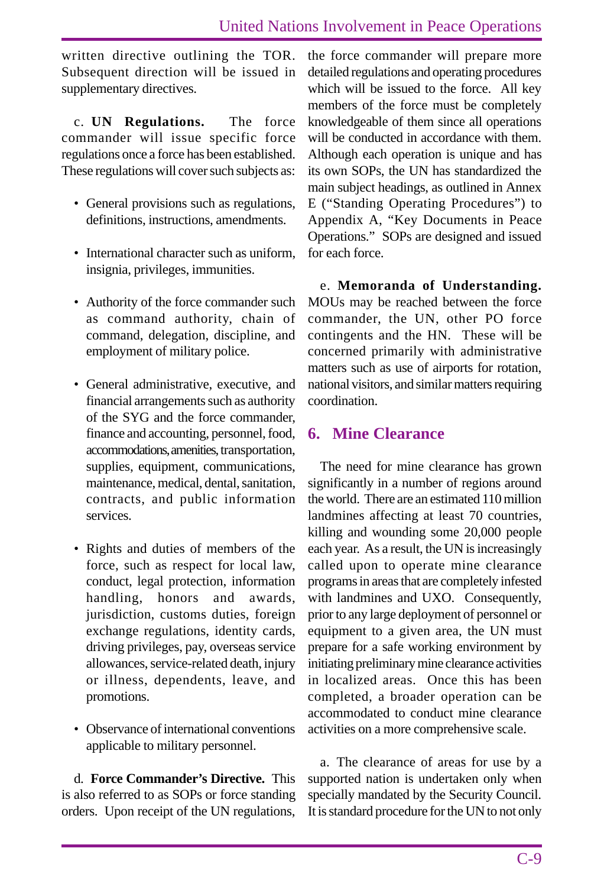written directive outlining the TOR. Subsequent direction will be issued in supplementary directives.

c. **UN Regulations.** The force commander will issue specific force regulations once a force has been established. These regulations will cover such subjects as:

- General provisions such as regulations, definitions, instructions, amendments.
- International character such as uniform, insignia, privileges, immunities.
- Authority of the force commander such as command authority, chain of command, delegation, discipline, and employment of military police.
- General administrative, executive, and financial arrangements such as authority of the SYG and the force commander, finance and accounting, personnel, food, accommodations, amenities, transportation, supplies, equipment, communications, maintenance, medical, dental, sanitation, contracts, and public information services.
- Rights and duties of members of the force, such as respect for local law, conduct, legal protection, information handling, honors and awards, jurisdiction, customs duties, foreign exchange regulations, identity cards, driving privileges, pay, overseas service allowances, service-related death, injury or illness, dependents, leave, and promotions.
- Observance of international conventions applicable to military personnel.

d. **Force Commander's Directive.** This is also referred to as SOPs or force standing orders. Upon receipt of the UN regulations, the force commander will prepare more detailed regulations and operating procedures which will be issued to the force. All key members of the force must be completely knowledgeable of them since all operations will be conducted in accordance with them. Although each operation is unique and has its own SOPs, the UN has standardized the main subject headings, as outlined in Annex E ("Standing Operating Procedures") to Appendix A, "Key Documents in Peace Operations." SOPs are designed and issued for each force.

e. **Memoranda of Understanding.** MOUs may be reached between the force commander, the UN, other PO force contingents and the HN. These will be concerned primarily with administrative matters such as use of airports for rotation, national visitors, and similar matters requiring coordination.

## 6. Mine Clearance

The need for mine clearance has grown significantly in a number of regions around the world. There are an estimated 110 million landmines affecting at least 70 countries, killing and wounding some 20,000 people each year. As a result, the UN is increasingly called upon to operate mine clearance programs in areas that are completely infested with landmines and UXO. Consequently, prior to any large deployment of personnel or equipment to a given area, the UN must prepare for a safe working environment by initiating preliminary mine clearance activities in localized areas. Once this has been completed, a broader operation can be accommodated to conduct mine clearance activities on a more comprehensive scale.

a. The clearance of areas for use by a supported nation is undertaken only when specially mandated by the Security Council. It is standard procedure for the UN to not only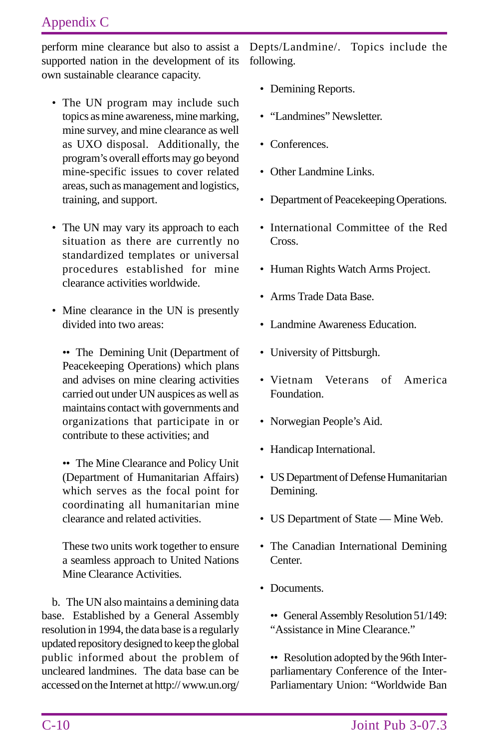perform mine clearance but also to assist a supported nation in the development of its own sustainable clearance capacity.

- The UN program may include such topics as mine awareness, mine marking, mine survey, and mine clearance as well as UXO disposal. Additionally, the program's overall efforts may go beyond mine-specific issues to cover related areas, such as management and logistics, training, and support.

- The UN may vary its approach to each situation as there are currently no standardized templates or universal procedures established for mine clearance activities worldwide.

- Mine clearance in the UN is presently divided into two areas:

  - The Demining Unit (Department of Peacekeeping Operations) which plans and advises on mine clearing activities carried out under UN auspices as well as maintains contact with governments and organizations that participate in or contribute to these activities; and

  - The Mine Clearance and Policy Unit (Department of Humanitarian Affairs) which serves as the focal point for coordinating all humanitarian mine clearance and related activities.

  These two units work together to ensure a seamless approach to United Nations Mine Clearance Activities.

b. The UN also maintains a demining data base. Established by a General Assembly resolution in 1994, the data base is a regularly updated repository designed to keep the global public informed about the problem of uncleared landmines. The data base can be accessed on the Internet at http:// www.un.org/ Depts/Landmine/. Topics include the following.

- Demining Reports.

- "Landmines" Newsletter.

- Conferences.

- Other Landmine Links.

- Department of Peacekeeping Operations.

- International Committee of the Red Cross.

- Human Rights Watch Arms Project.

- Arms Trade Data Base.

- Landmine Awareness Education.

- University of Pittsburgh.

- Vietnam Veterans of America Foundation.

- Norwegian People's Aid.

- Handicap International.

- US Department of Defense Humanitarian Demining.

- US Department of State — Mine Web.

- The Canadian International Demining Center.

- Documents.

  - General Assembly Resolution 51/149: "Assistance in Mine Clearance."

  - Resolution adopted by the 96th Inter-parliamentary Conference of the Inter-Parliamentary Union: "Worldwide Ban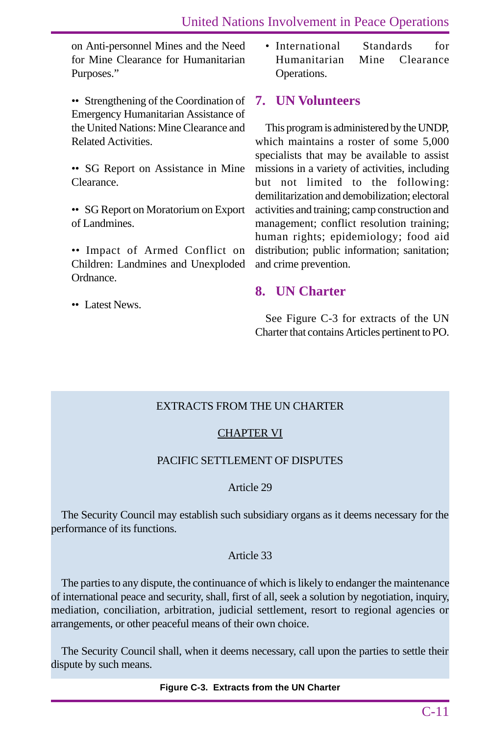on Anti-personnel Mines and the Need for Mine Clearance for Humanitarian Purposes."

- Strengthening of the Coordination of Emergency Humanitarian Assistance of the United Nations: Mine Clearance and Related Activities.

- SG Report on Assistance in Mine Clearance.

- SG Report on Moratorium on Export of Landmines.

- Impact of Armed Conflict on Children: Landmines and Unexploded Ordnance.

- Latest News.

- International Standards for Humanitarian Mine Clearance Operations.

## 7. UN Volunteers

This program is administered by the UNDP, which maintains a roster of some 5,000 specialists that may be available to assist missions in a variety of activities, including but not limited to the following: demilitarization and demobilization; electoral activities and training; camp construction and management; conflict resolution training; human rights; epidemiology; food aid distribution; public information; sanitation; and crime prevention.

## 8. UN Charter

See Figure C-3 for extracts of the UN Charter that contains Articles pertinent to PO.

EXTRACTS FROM THE UN CHARTER

<u>CHAPTER VI</u>

PACIFIC SETTLEMENT OF DISPUTES

Article 29

The Security Council may establish such subsidiary organs as it deems necessary for the performance of its functions.

Article 33

The parties to any dispute, the continuance of which is likely to endanger the maintenance of international peace and security, shall, first of all, seek a solution by negotiation, inquiry, mediation, conciliation, arbitration, judicial settlement, resort to regional agencies or arrangements, or other peaceful means of their own choice.

The Security Council shall, when it deems necessary, call upon the parties to settle their dispute by such means.

**Figure C-3. Extracts from the UN Charter**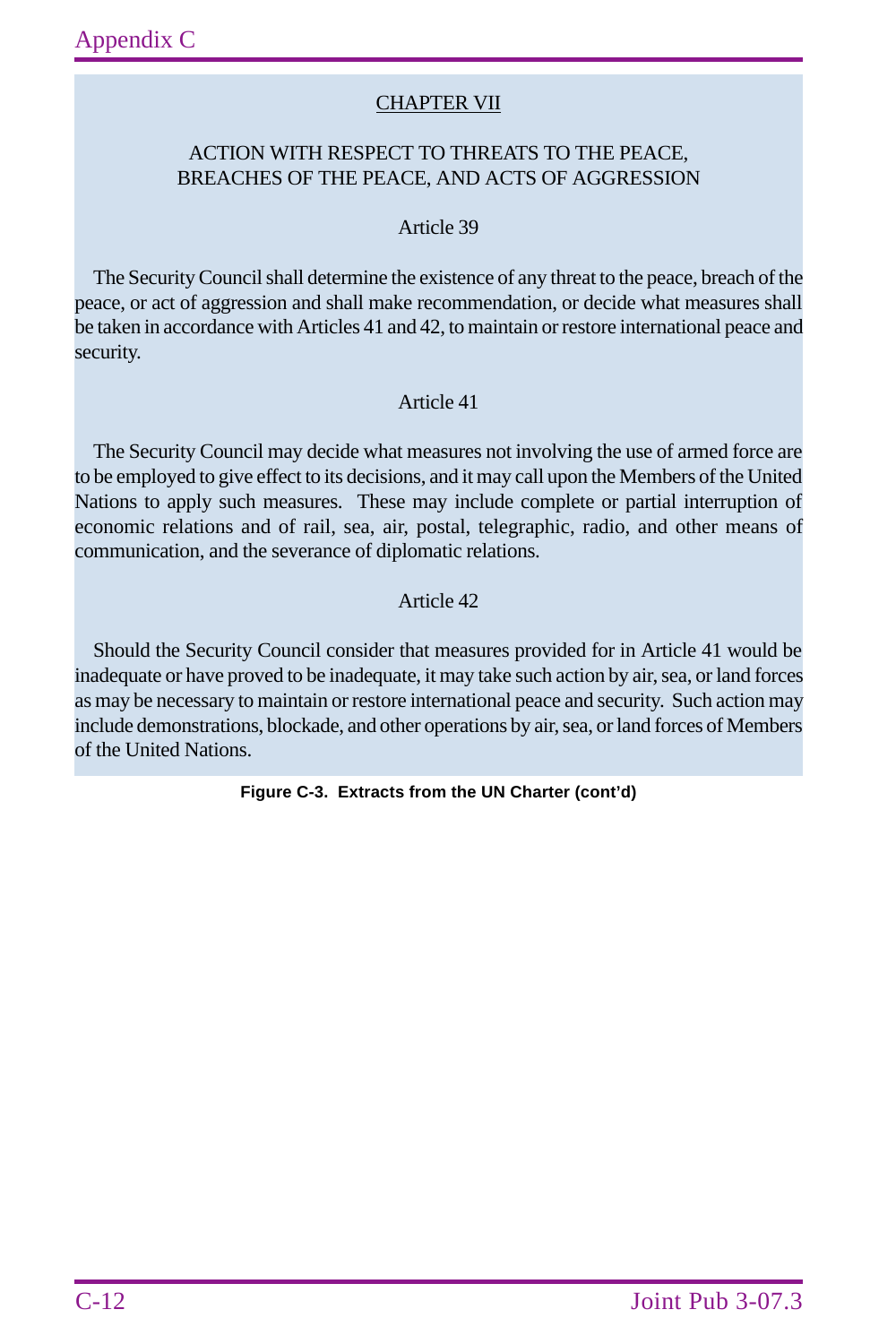## CHAPTER VII

### ACTION WITH RESPECT TO THREATS TO THE PEACE, BREACHES OF THE PEACE, AND ACTS OF AGGRESSION

#### Article 39

The Security Council shall determine the existence of any threat to the peace, breach of the peace, or act of aggression and shall make recommendation, or decide what measures shall be taken in accordance with Articles 41 and 42, to maintain or restore international peace and security.

#### Article 41

The Security Council may decide what measures not involving the use of armed force are to be employed to give effect to its decisions, and it may call upon the Members of the United Nations to apply such measures. These may include complete or partial interruption of economic relations and of rail, sea, air, postal, telegraphic, radio, and other means of communication, and the severance of diplomatic relations.

#### Article 42

Should the Security Council consider that measures provided for in Article 41 would be inadequate or have proved to be inadequate, it may take such action by air, sea, or land forces as may be necessary to maintain or restore international peace and security. Such action may include demonstrations, blockade, and other operations by air, sea, or land forces of Members of the United Nations.

**Figure C-3. Extracts from the UN Charter (cont'd)**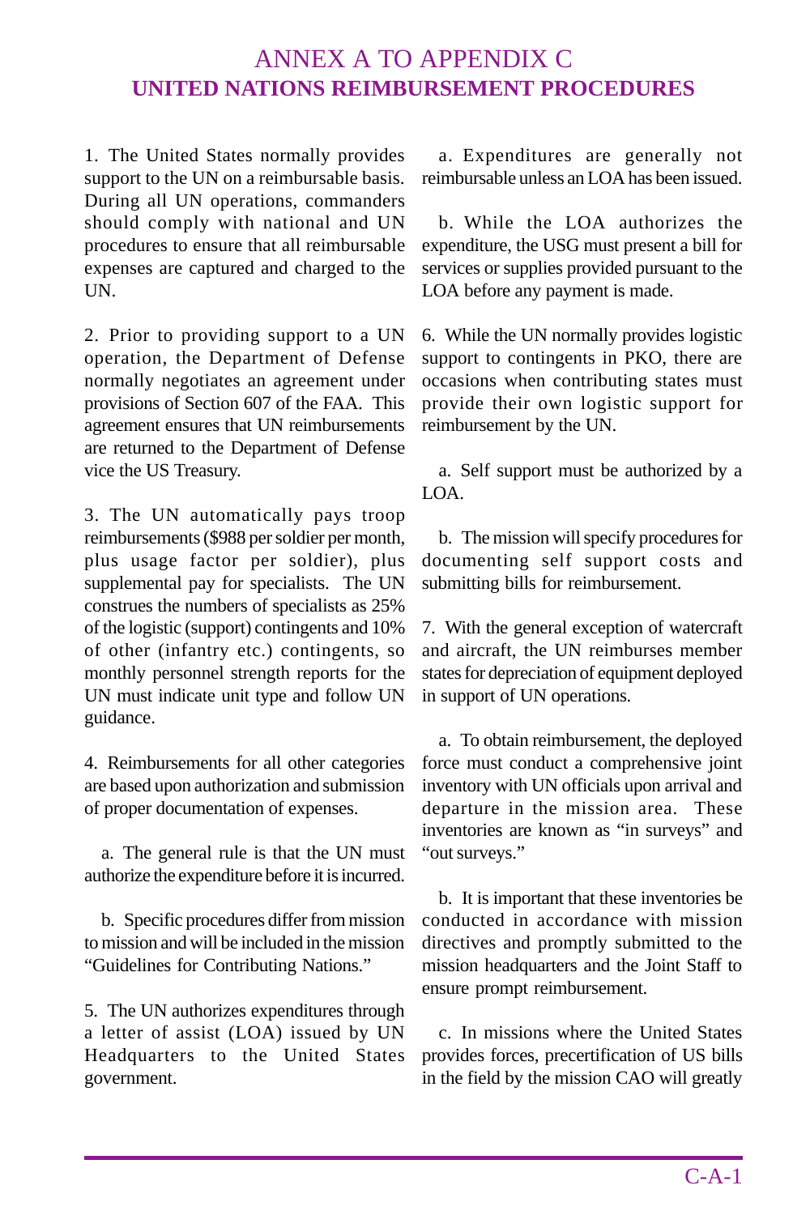# ANNEX A TO APPENDIX C
## UNITED NATIONS REIMBURSEMENT PROCEDURES

1. The United States normally provides support to the UN on a reimbursable basis. During all UN operations, commanders should comply with national and UN procedures to ensure that all reimbursable expenses are captured and charged to the UN.

2. Prior to providing support to a UN operation, the Department of Defense normally negotiates an agreement under provisions of Section 607 of the FAA. This agreement ensures that UN reimbursements are returned to the Department of Defense vice the US Treasury.

3. The UN automatically pays troop reimbursements ($988 per soldier per month, plus usage factor per soldier), plus supplemental pay for specialists. The UN construes the numbers of specialists as 25% of the logistic (support) contingents and 10% of other (infantry etc.) contingents, so monthly personnel strength reports for the UN must indicate unit type and follow UN guidance.

4. Reimbursements for all other categories are based upon authorization and submission of proper documentation of expenses.

a. The general rule is that the UN must authorize the expenditure before it is incurred.

b. Specific procedures differ from mission to mission and will be included in the mission "Guidelines for Contributing Nations."

5. The UN authorizes expenditures through a letter of assist (LOA) issued by UN Headquarters to the United States government.

a. Expenditures are generally not reimbursable unless an LOA has been issued.

b. While the LOA authorizes the expenditure, the USG must present a bill for services or supplies provided pursuant to the LOA before any payment is made.

6. While the UN normally provides logistic support to contingents in PKO, there are occasions when contributing states must provide their own logistic support for reimbursement by the UN.

a. Self support must be authorized by a LOA.

b. The mission will specify procedures for documenting self support costs and submitting bills for reimbursement.

7. With the general exception of watercraft and aircraft, the UN reimburses member states for depreciation of equipment deployed in support of UN operations.

a. To obtain reimbursement, the deployed force must conduct a comprehensive joint inventory with UN officials upon arrival and departure in the mission area. These inventories are known as "in surveys" and "out surveys."

b. It is important that these inventories be conducted in accordance with mission directives and promptly submitted to the mission headquarters and the Joint Staff to ensure prompt reimbursement.

c. In missions where the United States provides forces, precertification of US bills in the field by the mission CAO will greatly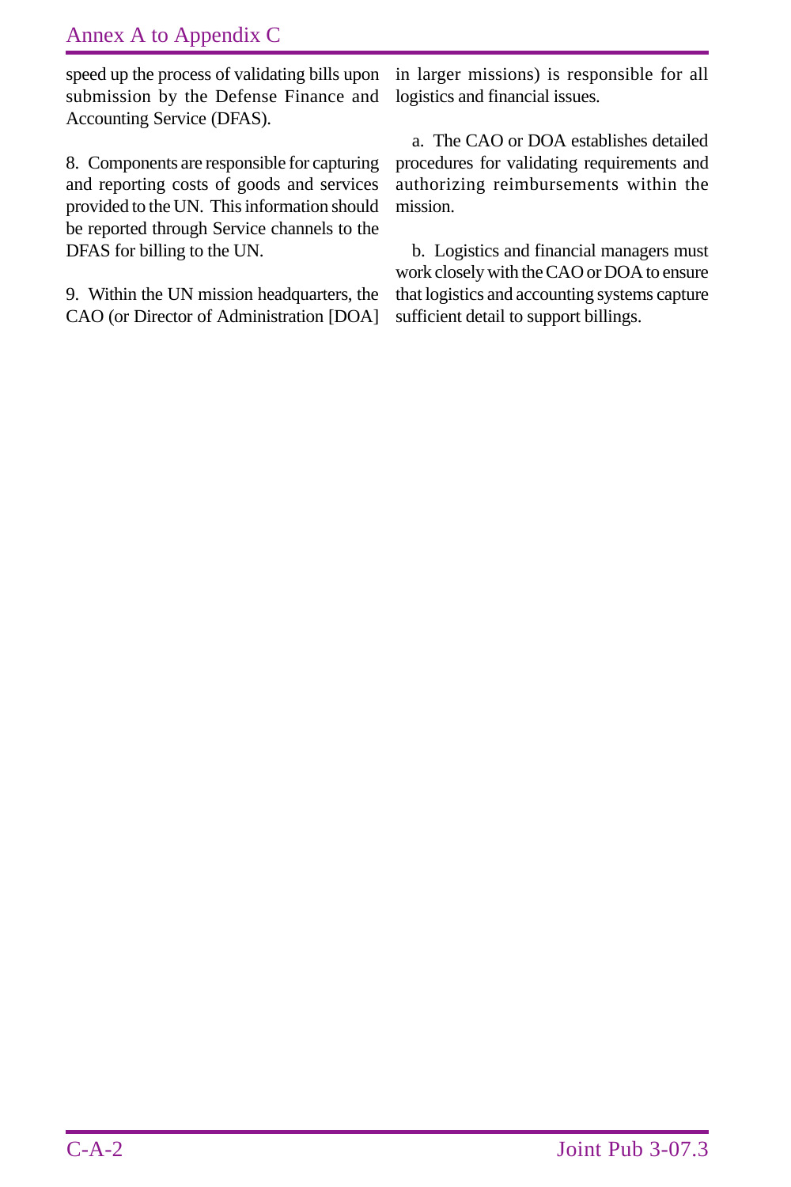speed up the process of validating bills upon submission by the Defense Finance and Accounting Service (DFAS).

8. Components are responsible for capturing and reporting costs of goods and services provided to the UN. This information should be reported through Service channels to the DFAS for billing to the UN.

9. Within the UN mission headquarters, the CAO (or Director of Administration [DOA] in larger missions) is responsible for all logistics and financial issues.

a. The CAO or DOA establishes detailed procedures for validating requirements and authorizing reimbursements within the mission.

b. Logistics and financial managers must work closely with the CAO or DOA to ensure that logistics and accounting systems capture sufficient detail to support billings.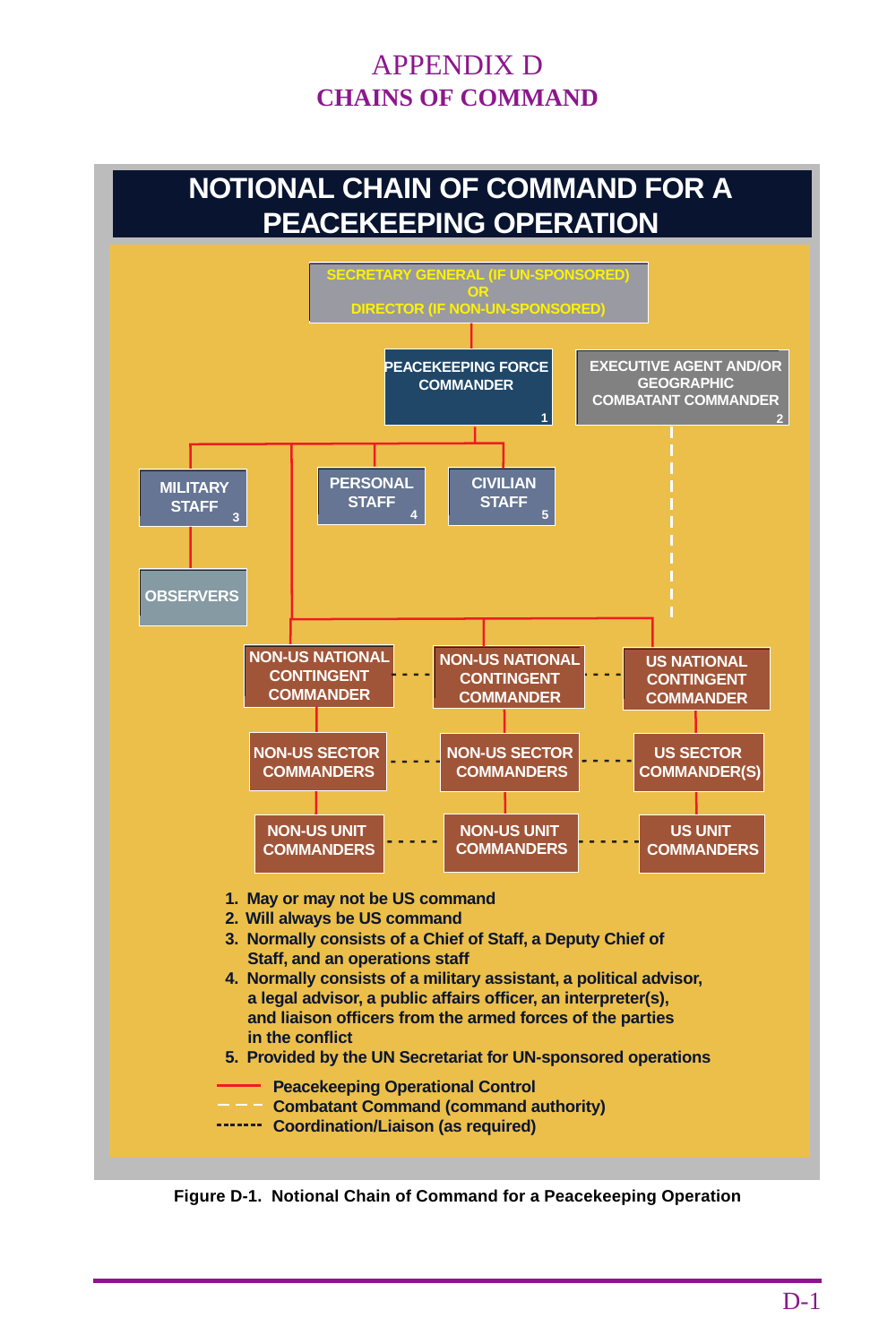# APPENDIX D
## CHAINS OF COMMAND

**NOTIONAL CHAIN OF COMMAND FOR A PEACEKEEPING OPERATION**

SECRETARY GENERAL (IF UN-SPONSORED) OR DIRECTOR (IF NON-UN-SPONSORED)

PEACEKEEPING FORCE COMMANDER 1

EXECUTIVE AGENT AND/OR GEOGRAPHIC COMBATANT COMMANDER 2

MILITARY STAFF 3

PERSONAL STAFF 4

CIVILIAN STAFF 5

OBSERVERS

NON-US NATIONAL CONTINGENT COMMANDER

NON-US NATIONAL CONTINGENT COMMANDER

US NATIONAL CONTINGENT COMMANDER

NON-US SECTOR COMMANDERS

NON-US SECTOR COMMANDERS

US SECTOR COMMANDER(S)

NON-US UNIT COMMANDERS

NON-US UNIT COMMANDERS

US UNIT COMMANDERS

1. May or may not be US command
2. Will always be US command
3. Normally consists of a Chief of Staff, a Deputy Chief of Staff, and an operations staff
4. Normally consists of a military assistant, a political advisor, a legal advisor, a public affairs officer, an interpreter(s), and liaison officers from the armed forces of the parties in the conflict
5. Provided by the UN Secretariat for UN-sponsored operations

Peacekeeping Operational Control (solid line)
Combatant Command (command authority) (dashed line)
Coordination/Liaison (as required) (dotted line)

**Figure D-1. Notional Chain of Command for a Peacekeeping Operation**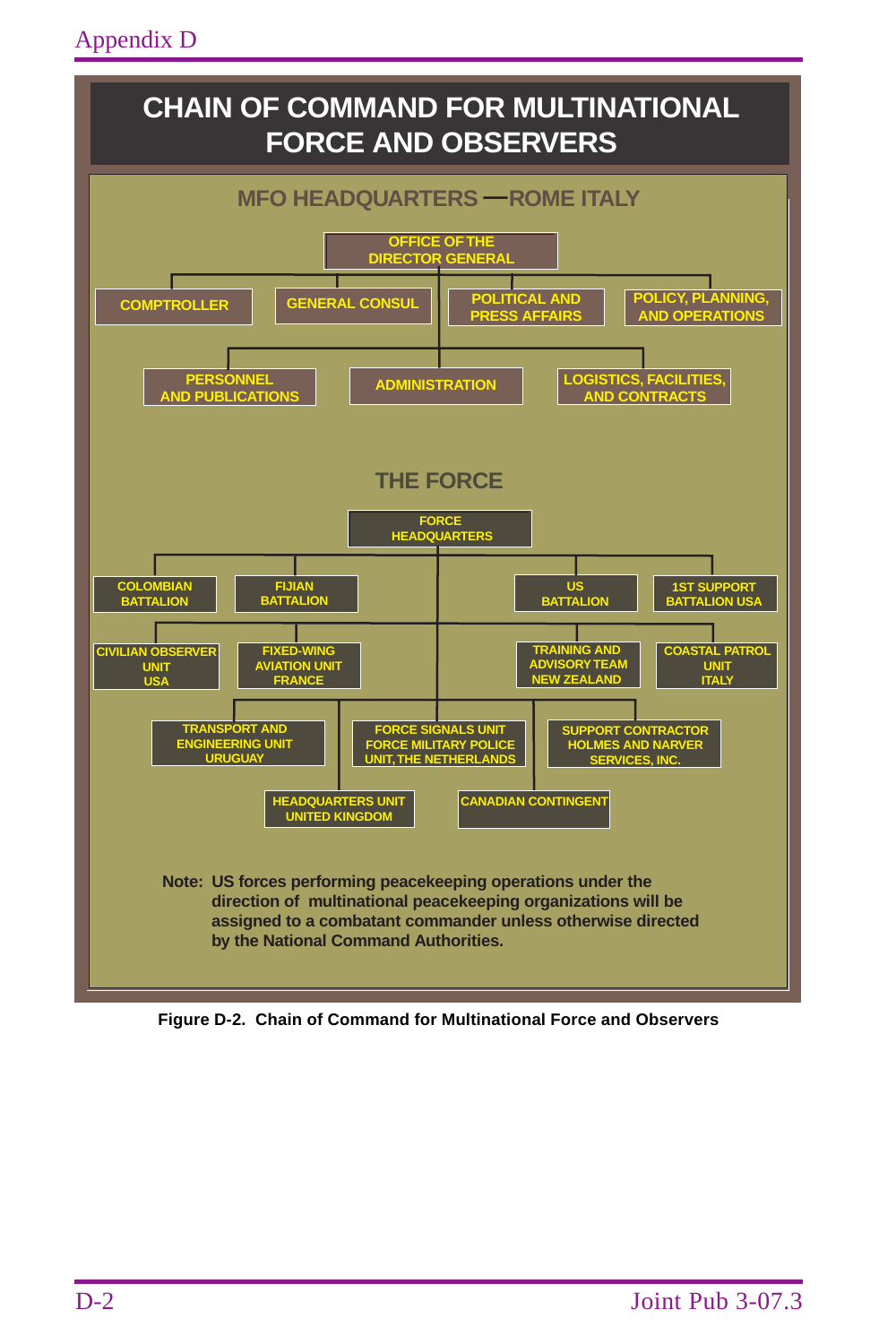# CHAIN OF COMMAND FOR MULTINATIONAL FORCE AND OBSERVERS

## MFO HEADQUARTERS — ROME ITALY

- OFFICE OF THE DIRECTOR GENERAL
  - COMPTROLLER
  - GENERAL CONSUL
  - POLITICAL AND PRESS AFFAIRS
  - POLICY, PLANNING, AND OPERATIONS
  - PERSONNEL AND PUBLICATIONS
  - ADMINISTRATION
  - LOGISTICS, FACILITIES, AND CONTRACTS

## THE FORCE

- FORCE HEADQUARTERS
  - COLOMBIAN BATTALION
  - FIJIAN BATTALION
  - US BATTALION
  - 1ST SUPPORT BATTALION USA
  - CIVILIAN OBSERVER UNIT USA
  - FIXED-WING AVIATION UNIT FRANCE
  - TRAINING AND ADVISORY TEAM NEW ZEALAND
  - COASTAL PATROL UNIT ITALY
  - TRANSPORT AND ENGINEERING UNIT URUGUAY
  - FORCE SIGNALS UNIT FORCE MILITARY POLICE UNIT, THE NETHERLANDS
  - SUPPORT CONTRACTOR HOLMES AND NARVER SERVICES, INC.
  - HEADQUARTERS UNIT UNITED KINGDOM
  - CANADIAN CONTINGENT

**Note:** US forces performing peacekeeping operations under the direction of multinational peacekeeping organizations will be assigned to a combatant commander unless otherwise directed by the National Command Authorities.

**Figure D-2. Chain of Command for Multinational Force and Observers**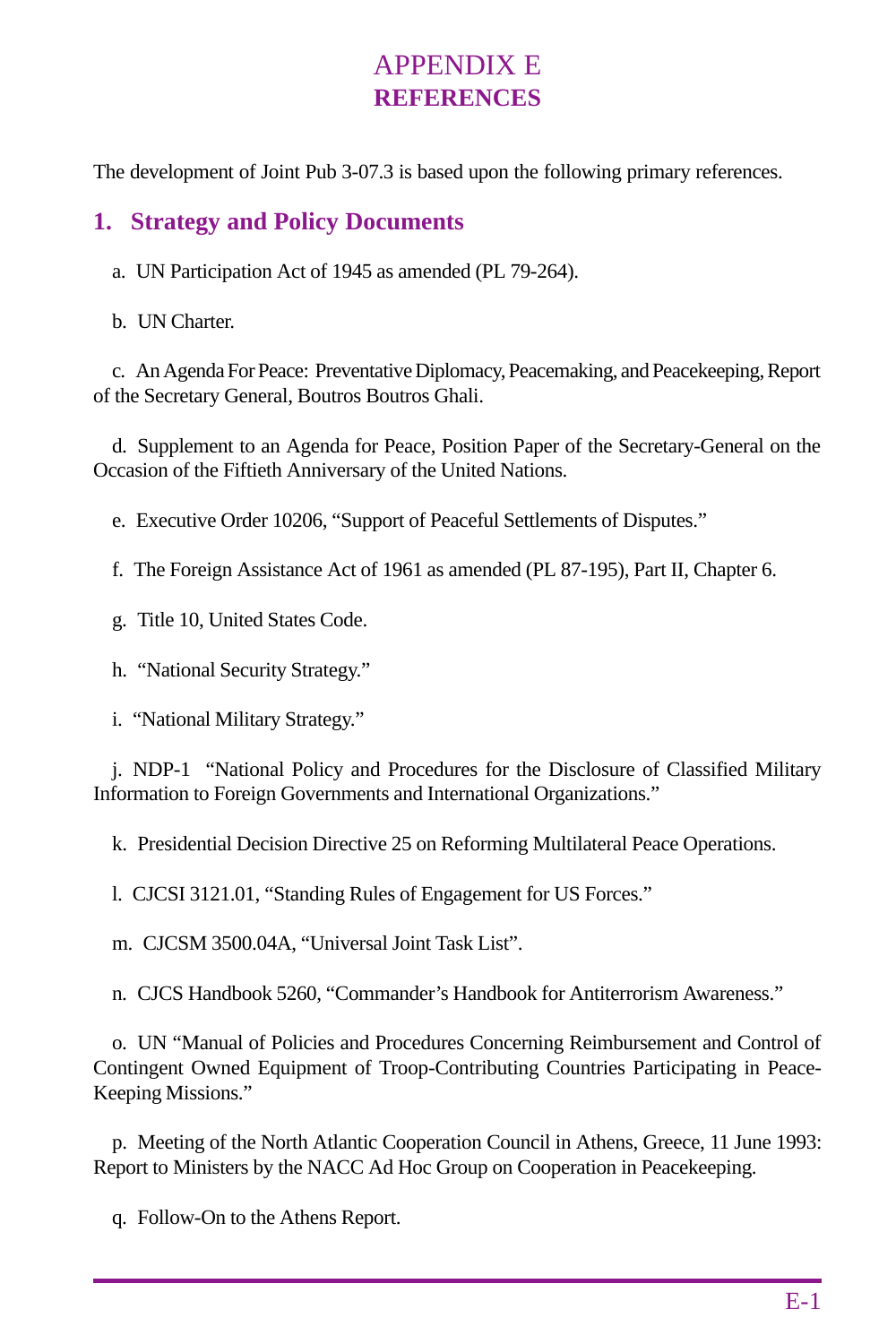# APPENDIX E
# REFERENCES

The development of Joint Pub 3-07.3 is based upon the following primary references.

## 1. Strategy and Policy Documents

a. UN Participation Act of 1945 as amended (PL 79-264).

b. UN Charter.

c. An Agenda For Peace: Preventative Diplomacy, Peacemaking, and Peacekeeping, Report of the Secretary General, Boutros Boutros Ghali.

d. Supplement to an Agenda for Peace, Position Paper of the Secretary-General on the Occasion of the Fiftieth Anniversary of the United Nations.

e. Executive Order 10206, "Support of Peaceful Settlements of Disputes."

f. The Foreign Assistance Act of 1961 as amended (PL 87-195), Part II, Chapter 6.

g. Title 10, United States Code.

h. "National Security Strategy."

i. "National Military Strategy."

j. NDP-1 "National Policy and Procedures for the Disclosure of Classified Military Information to Foreign Governments and International Organizations."

k. Presidential Decision Directive 25 on Reforming Multilateral Peace Operations.

l. CJCSI 3121.01, "Standing Rules of Engagement for US Forces."

m. CJCSM 3500.04A, "Universal Joint Task List".

n. CJCS Handbook 5260, "Commander's Handbook for Antiterrorism Awareness."

o. UN "Manual of Policies and Procedures Concerning Reimbursement and Control of Contingent Owned Equipment of Troop-Contributing Countries Participating in Peace-Keeping Missions."

p. Meeting of the North Atlantic Cooperation Council in Athens, Greece, 11 June 1993: Report to Ministers by the NACC Ad Hoc Group on Cooperation in Peacekeeping.

q. Follow-On to the Athens Report.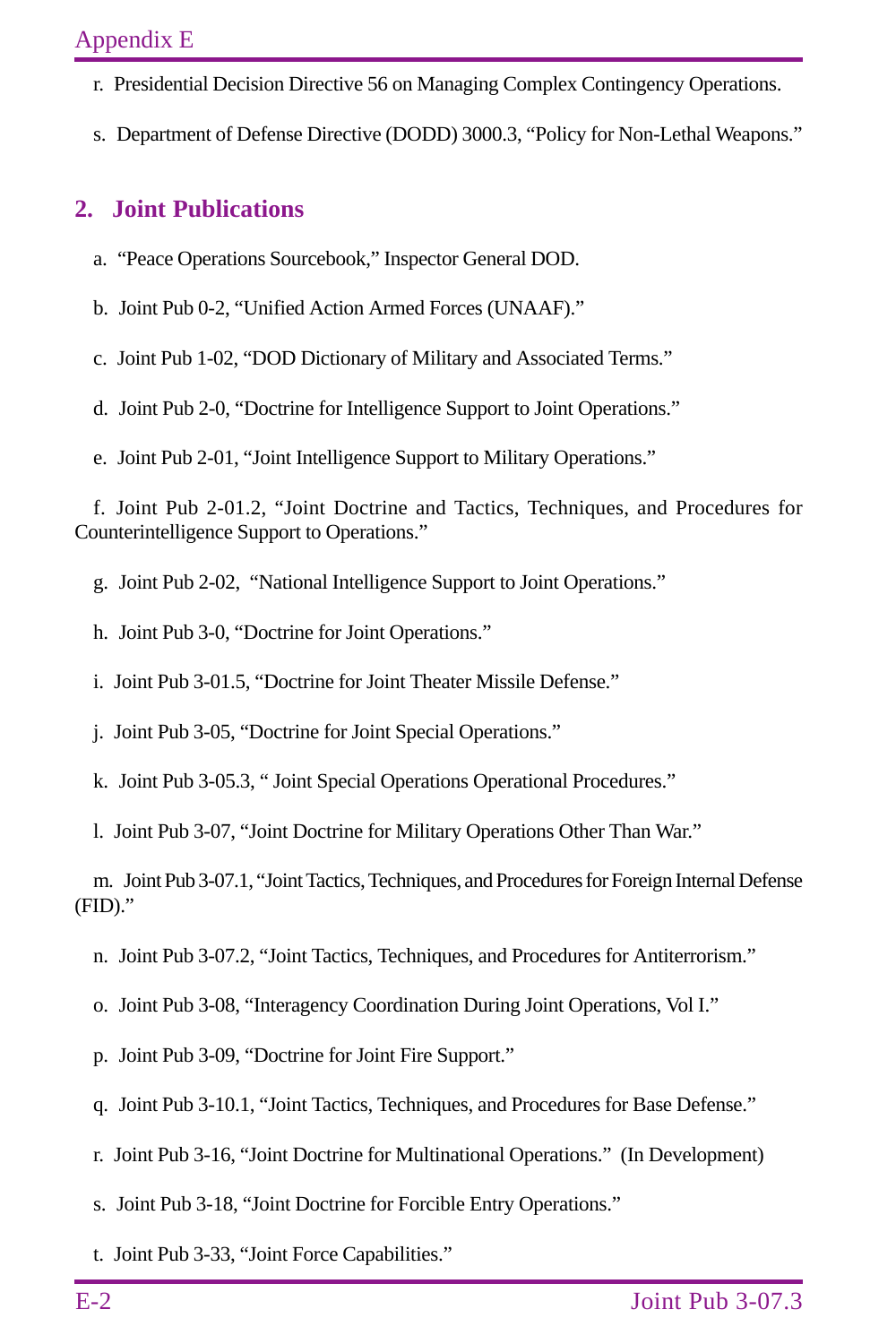r. Presidential Decision Directive 56 on Managing Complex Contingency Operations.

s. Department of Defense Directive (DODD) 3000.3, "Policy for Non-Lethal Weapons."

## 2. Joint Publications

a. "Peace Operations Sourcebook," Inspector General DOD.

b. Joint Pub 0-2, "Unified Action Armed Forces (UNAAF)."

c. Joint Pub 1-02, "DOD Dictionary of Military and Associated Terms."

d. Joint Pub 2-0, "Doctrine for Intelligence Support to Joint Operations."

e. Joint Pub 2-01, "Joint Intelligence Support to Military Operations."

f. Joint Pub 2-01.2, "Joint Doctrine and Tactics, Techniques, and Procedures for Counterintelligence Support to Operations."

g. Joint Pub 2-02, "National Intelligence Support to Joint Operations."

h. Joint Pub 3-0, "Doctrine for Joint Operations."

i. Joint Pub 3-01.5, "Doctrine for Joint Theater Missile Defense."

j. Joint Pub 3-05, "Doctrine for Joint Special Operations."

k. Joint Pub 3-05.3, " Joint Special Operations Operational Procedures."

l. Joint Pub 3-07, "Joint Doctrine for Military Operations Other Than War."

m. Joint Pub 3-07.1, "Joint Tactics, Techniques, and Procedures for Foreign Internal Defense (FID)."

n. Joint Pub 3-07.2, "Joint Tactics, Techniques, and Procedures for Antiterrorism."

o. Joint Pub 3-08, "Interagency Coordination During Joint Operations, Vol I."

p. Joint Pub 3-09, "Doctrine for Joint Fire Support."

q. Joint Pub 3-10.1, "Joint Tactics, Techniques, and Procedures for Base Defense."

r. Joint Pub 3-16, "Joint Doctrine for Multinational Operations." (In Development)

s. Joint Pub 3-18, "Joint Doctrine for Forcible Entry Operations."

t. Joint Pub 3-33, "Joint Force Capabilities."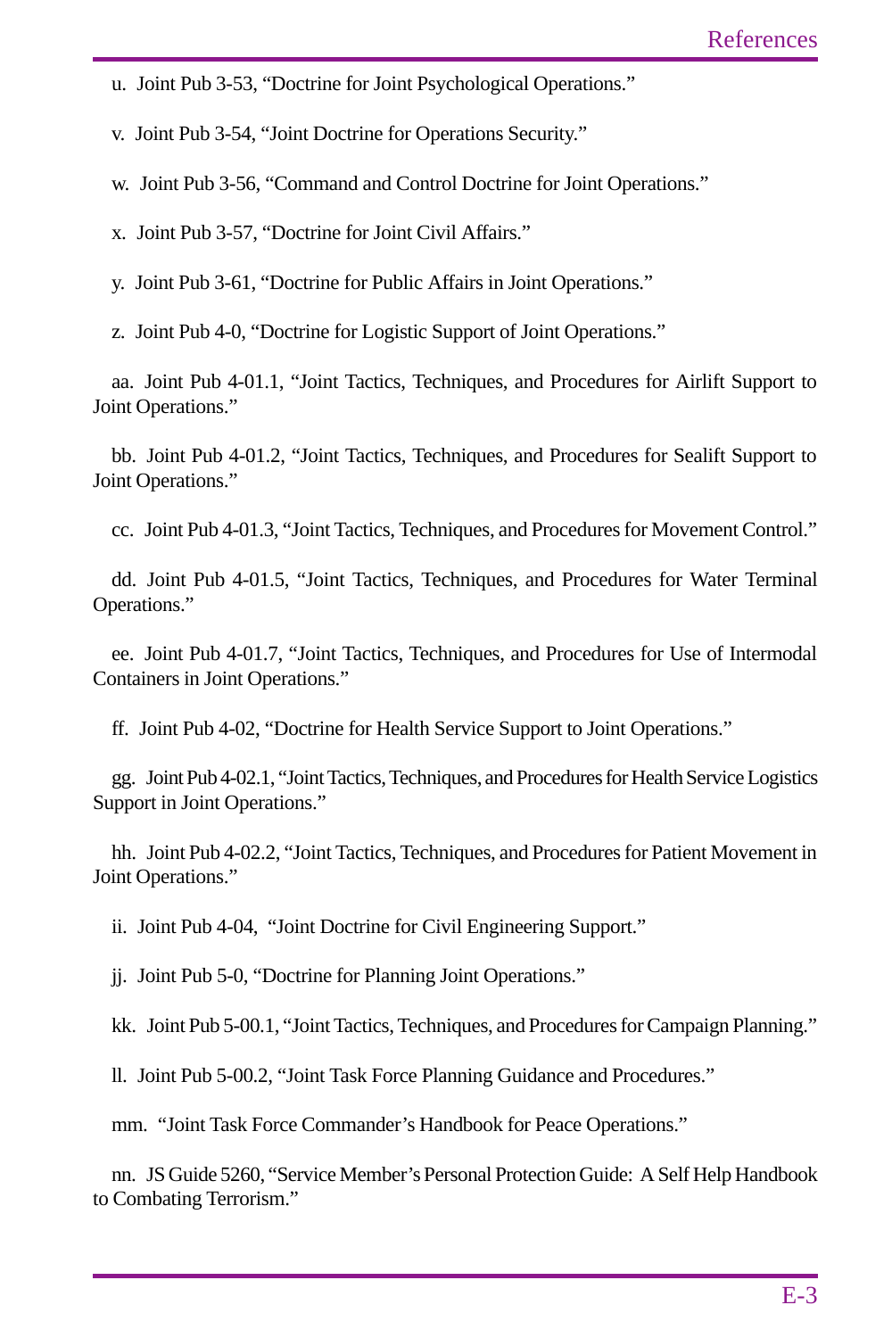u. Joint Pub 3-53, "Doctrine for Joint Psychological Operations."

v. Joint Pub 3-54, "Joint Doctrine for Operations Security."

w. Joint Pub 3-56, "Command and Control Doctrine for Joint Operations."

x. Joint Pub 3-57, "Doctrine for Joint Civil Affairs."

y. Joint Pub 3-61, "Doctrine for Public Affairs in Joint Operations."

z. Joint Pub 4-0, "Doctrine for Logistic Support of Joint Operations."

aa. Joint Pub 4-01.1, "Joint Tactics, Techniques, and Procedures for Airlift Support to Joint Operations."

bb. Joint Pub 4-01.2, "Joint Tactics, Techniques, and Procedures for Sealift Support to Joint Operations."

cc. Joint Pub 4-01.3, "Joint Tactics, Techniques, and Procedures for Movement Control."

dd. Joint Pub 4-01.5, "Joint Tactics, Techniques, and Procedures for Water Terminal Operations."

ee. Joint Pub 4-01.7, "Joint Tactics, Techniques, and Procedures for Use of Intermodal Containers in Joint Operations."

ff. Joint Pub 4-02, "Doctrine for Health Service Support to Joint Operations."

gg. Joint Pub 4-02.1, "Joint Tactics, Techniques, and Procedures for Health Service Logistics Support in Joint Operations."

hh. Joint Pub 4-02.2, "Joint Tactics, Techniques, and Procedures for Patient Movement in Joint Operations."

ii. Joint Pub 4-04, "Joint Doctrine for Civil Engineering Support."

jj. Joint Pub 5-0, "Doctrine for Planning Joint Operations."

kk. Joint Pub 5-00.1, "Joint Tactics, Techniques, and Procedures for Campaign Planning."

ll. Joint Pub 5-00.2, "Joint Task Force Planning Guidance and Procedures."

mm. "Joint Task Force Commander's Handbook for Peace Operations."

nn. JS Guide 5260, "Service Member's Personal Protection Guide: A Self Help Handbook to Combating Terrorism."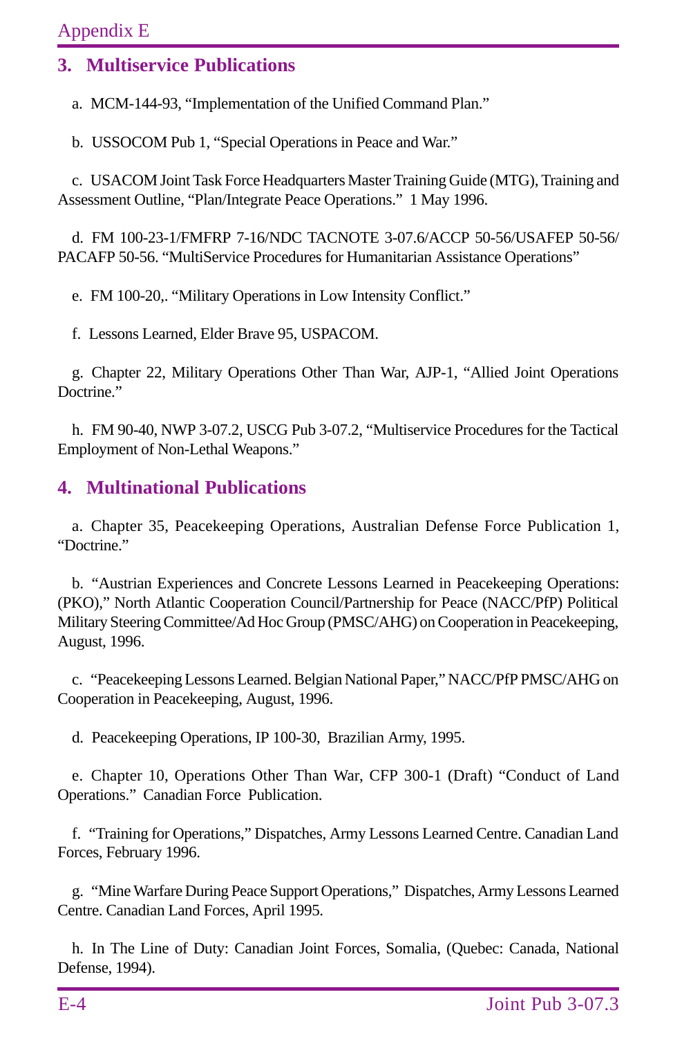## 3. Multiservice Publications

a. MCM-144-93, "Implementation of the Unified Command Plan."

b. USSOCOM Pub 1, "Special Operations in Peace and War."

c. USACOM Joint Task Force Headquarters Master Training Guide (MTG), Training and Assessment Outline, "Plan/Integrate Peace Operations." 1 May 1996.

d. FM 100-23-1/FMFRP 7-16/NDC TACNOTE 3-07.6/ACCP 50-56/USAFEP 50-56/ PACAFP 50-56. "MultiService Procedures for Humanitarian Assistance Operations"

e. FM 100-20,. "Military Operations in Low Intensity Conflict."

f. Lessons Learned, Elder Brave 95, USPACOM.

g. Chapter 22, Military Operations Other Than War, AJP-1, "Allied Joint Operations Doctrine."

h. FM 90-40, NWP 3-07.2, USCG Pub 3-07.2, "Multiservice Procedures for the Tactical Employment of Non-Lethal Weapons."

## 4. Multinational Publications

a. Chapter 35, Peacekeeping Operations, Australian Defense Force Publication 1, "Doctrine."

b. "Austrian Experiences and Concrete Lessons Learned in Peacekeeping Operations: (PKO)," North Atlantic Cooperation Council/Partnership for Peace (NACC/PfP) Political Military Steering Committee/Ad Hoc Group (PMSC/AHG) on Cooperation in Peacekeeping, August, 1996.

c. "Peacekeeping Lessons Learned. Belgian National Paper," NACC/PfP PMSC/AHG on Cooperation in Peacekeeping, August, 1996.

d. Peacekeeping Operations, IP 100-30, Brazilian Army, 1995.

e. Chapter 10, Operations Other Than War, CFP 300-1 (Draft) "Conduct of Land Operations." Canadian Force Publication.

f. "Training for Operations," Dispatches, Army Lessons Learned Centre. Canadian Land Forces, February 1996.

g. "Mine Warfare During Peace Support Operations," Dispatches, Army Lessons Learned Centre. Canadian Land Forces, April 1995.

h. In The Line of Duty: Canadian Joint Forces, Somalia, (Quebec: Canada, National Defense, 1994).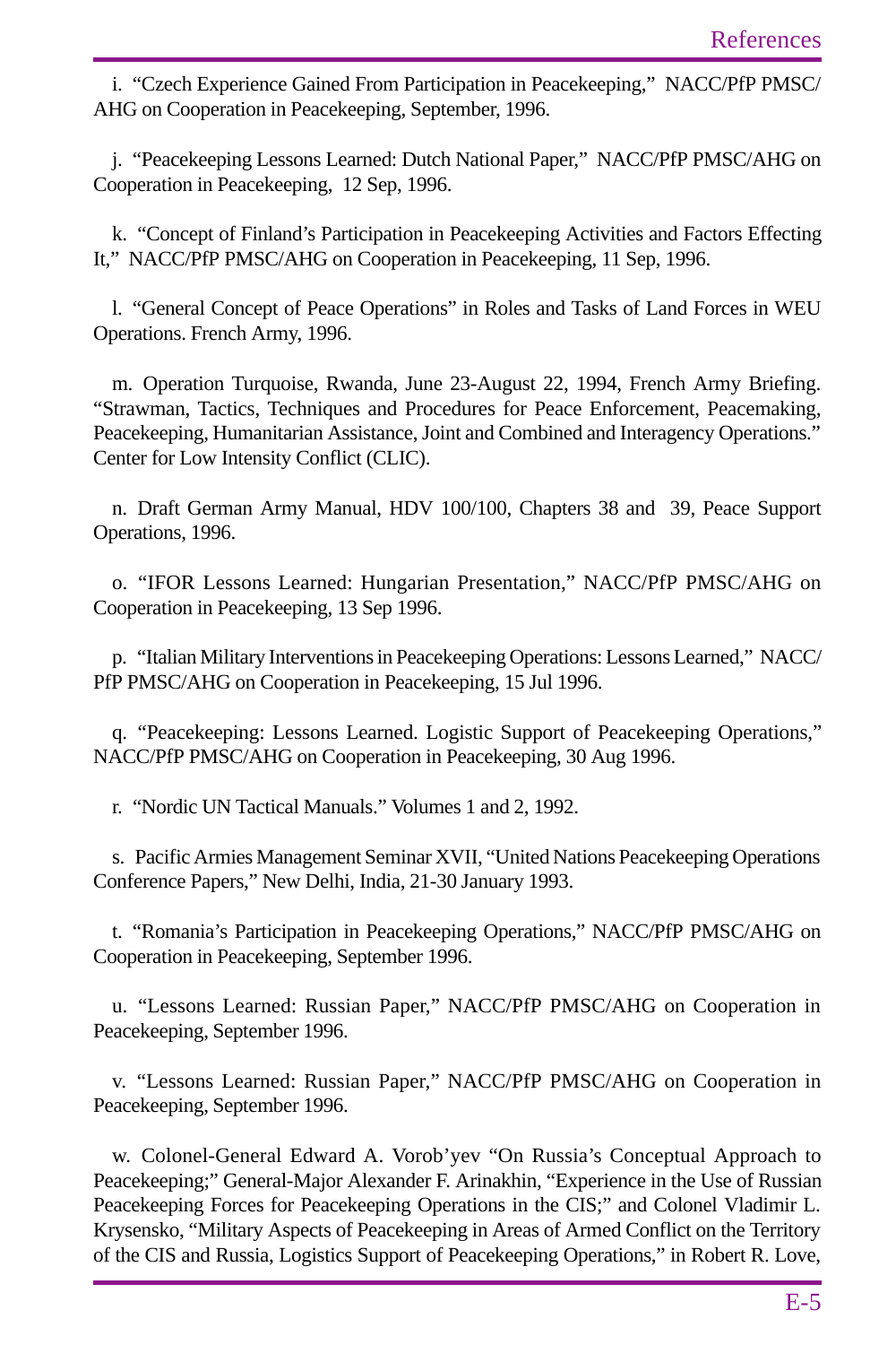i. "Czech Experience Gained From Participation in Peacekeeping," NACC/PfP PMSC/AHG on Cooperation in Peacekeeping, September, 1996.

j. "Peacekeeping Lessons Learned: Dutch National Paper," NACC/PfP PMSC/AHG on Cooperation in Peacekeeping, 12 Sep, 1996.

k. "Concept of Finland's Participation in Peacekeeping Activities and Factors Effecting It," NACC/PfP PMSC/AHG on Cooperation in Peacekeeping, 11 Sep, 1996.

l. "General Concept of Peace Operations" in Roles and Tasks of Land Forces in WEU Operations. French Army, 1996.

m. Operation Turquoise, Rwanda, June 23-August 22, 1994, French Army Briefing. "Strawman, Tactics, Techniques and Procedures for Peace Enforcement, Peacemaking, Peacekeeping, Humanitarian Assistance, Joint and Combined and Interagency Operations." Center for Low Intensity Conflict (CLIC).

n. Draft German Army Manual, HDV 100/100, Chapters 38 and 39, Peace Support Operations, 1996.

o. "IFOR Lessons Learned: Hungarian Presentation," NACC/PfP PMSC/AHG on Cooperation in Peacekeeping, 13 Sep 1996.

p. "Italian Military Interventions in Peacekeeping Operations: Lessons Learned," NACC/PfP PMSC/AHG on Cooperation in Peacekeeping, 15 Jul 1996.

q. "Peacekeeping: Lessons Learned. Logistic Support of Peacekeeping Operations," NACC/PfP PMSC/AHG on Cooperation in Peacekeeping, 30 Aug 1996.

r. "Nordic UN Tactical Manuals." Volumes 1 and 2, 1992.

s. Pacific Armies Management Seminar XVII, "United Nations Peacekeeping Operations Conference Papers," New Delhi, India, 21-30 January 1993.

t. "Romania's Participation in Peacekeeping Operations," NACC/PfP PMSC/AHG on Cooperation in Peacekeeping, September 1996.

u. "Lessons Learned: Russian Paper," NACC/PfP PMSC/AHG on Cooperation in Peacekeeping, September 1996.

v. "Lessons Learned: Russian Paper," NACC/PfP PMSC/AHG on Cooperation in Peacekeeping, September 1996.

w. Colonel-General Edward A. Vorob'yev "On Russia's Conceptual Approach to Peacekeeping;" General-Major Alexander F. Arinakhin, "Experience in the Use of Russian Peacekeeping Forces for Peacekeeping Operations in the CIS;" and Colonel Vladimir L. Krysensko, "Military Aspects of Peacekeeping in Areas of Armed Conflict on the Territory of the CIS and Russia, Logistics Support of Peacekeeping Operations," in Robert R. Love,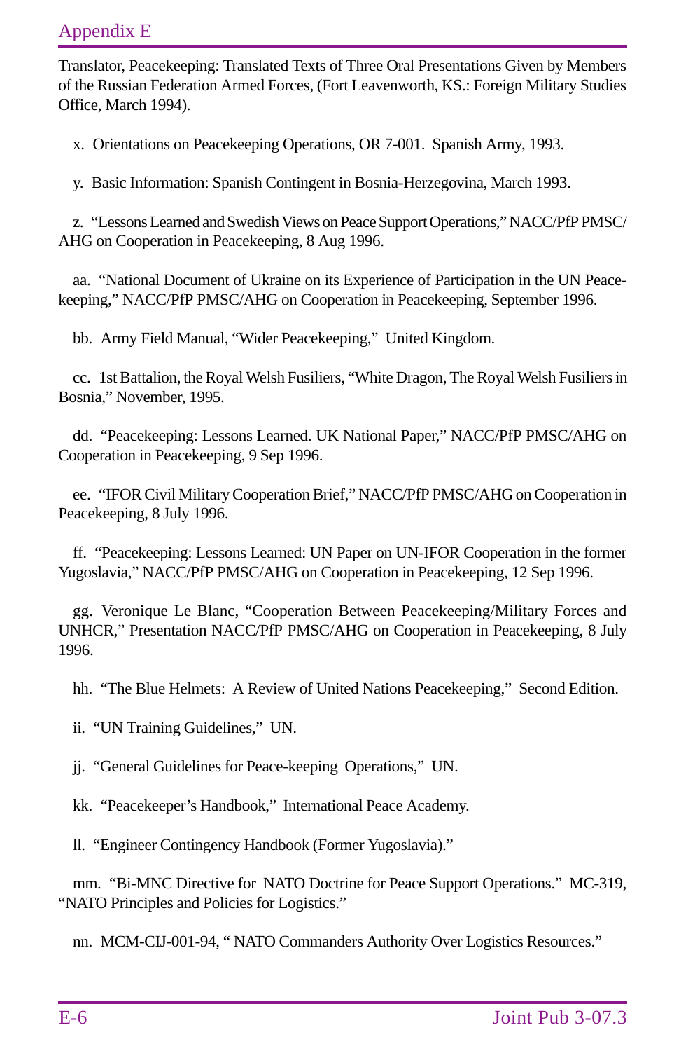Translator, Peacekeeping: Translated Texts of Three Oral Presentations Given by Members of the Russian Federation Armed Forces, (Fort Leavenworth, KS.: Foreign Military Studies Office, March 1994).

x. Orientations on Peacekeeping Operations, OR 7-001. Spanish Army, 1993.

y. Basic Information: Spanish Contingent in Bosnia-Herzegovina, March 1993.

z. "Lessons Learned and Swedish Views on Peace Support Operations," NACC/PfP PMSC/AHG on Cooperation in Peacekeeping, 8 Aug 1996.

aa. "National Document of Ukraine on its Experience of Participation in the UN Peacekeeping," NACC/PfP PMSC/AHG on Cooperation in Peacekeeping, September 1996.

bb. Army Field Manual, "Wider Peacekeeping," United Kingdom.

cc. 1st Battalion, the Royal Welsh Fusiliers, "White Dragon, The Royal Welsh Fusiliers in Bosnia," November, 1995.

dd. "Peacekeeping: Lessons Learned. UK National Paper," NACC/PfP PMSC/AHG on Cooperation in Peacekeeping, 9 Sep 1996.

ee. "IFOR Civil Military Cooperation Brief," NACC/PfP PMSC/AHG on Cooperation in Peacekeeping, 8 July 1996.

ff. "Peacekeeping: Lessons Learned: UN Paper on UN-IFOR Cooperation in the former Yugoslavia," NACC/PfP PMSC/AHG on Cooperation in Peacekeeping, 12 Sep 1996.

gg. Veronique Le Blanc, "Cooperation Between Peacekeeping/Military Forces and UNHCR," Presentation NACC/PfP PMSC/AHG on Cooperation in Peacekeeping, 8 July 1996.

hh. "The Blue Helmets: A Review of United Nations Peacekeeping," Second Edition.

ii. "UN Training Guidelines," UN.

jj. "General Guidelines for Peace-keeping Operations," UN.

kk. "Peacekeeper's Handbook," International Peace Academy.

ll. "Engineer Contingency Handbook (Former Yugoslavia)."

mm. "Bi-MNC Directive for NATO Doctrine for Peace Support Operations." MC-319, "NATO Principles and Policies for Logistics."

nn. MCM-CIJ-001-94, " NATO Commanders Authority Over Logistics Resources."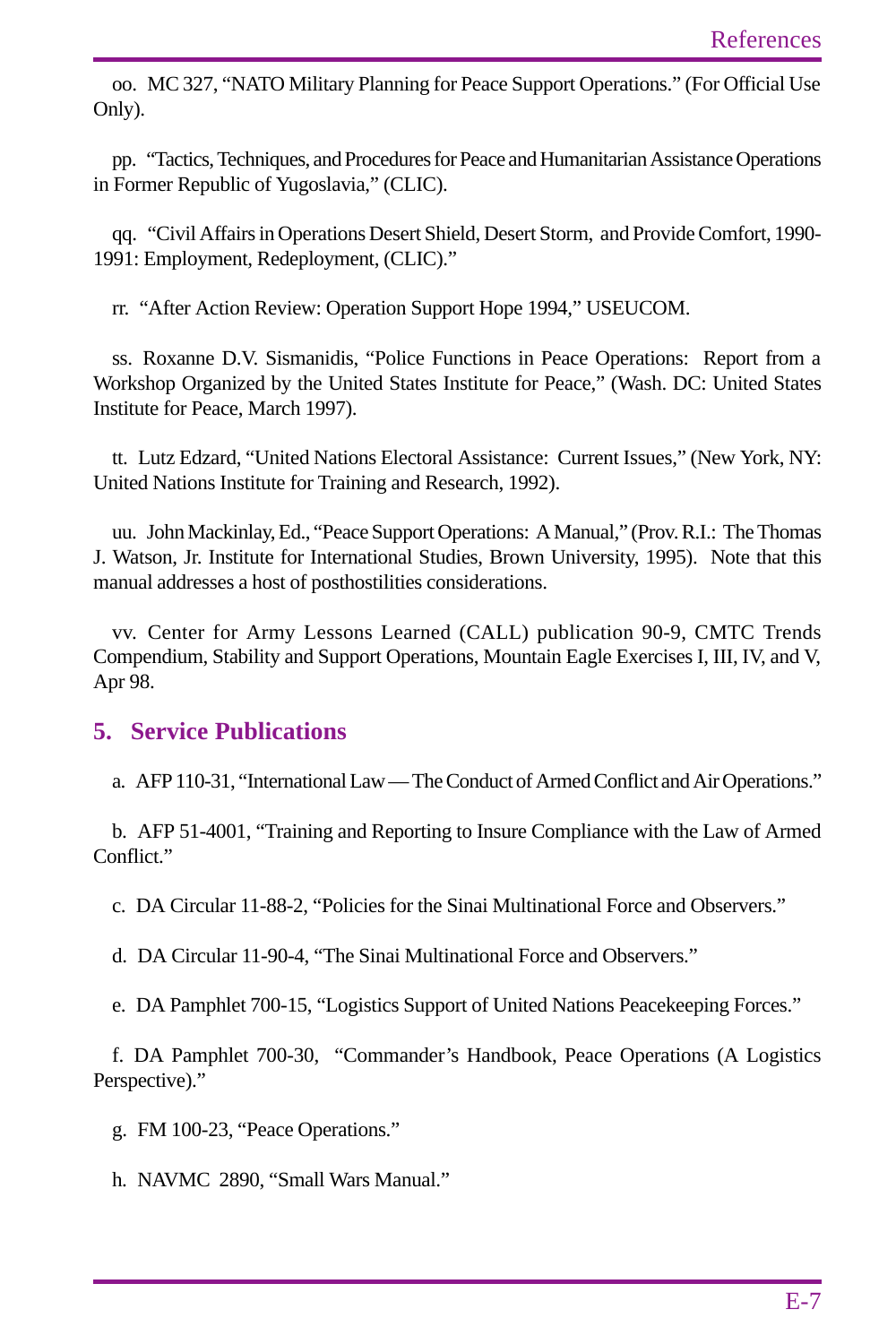oo. MC 327, "NATO Military Planning for Peace Support Operations." (For Official Use Only).

pp. "Tactics, Techniques, and Procedures for Peace and Humanitarian Assistance Operations in Former Republic of Yugoslavia," (CLIC).

qq. "Civil Affairs in Operations Desert Shield, Desert Storm, and Provide Comfort, 1990-1991: Employment, Redeployment, (CLIC)."

rr. "After Action Review: Operation Support Hope 1994," USEUCOM.

ss. Roxanne D.V. Sismanidis, "Police Functions in Peace Operations: Report from a Workshop Organized by the United States Institute for Peace," (Wash. DC: United States Institute for Peace, March 1997).

tt. Lutz Edzard, "United Nations Electoral Assistance: Current Issues," (New York, NY: United Nations Institute for Training and Research, 1992).

uu. John Mackinlay, Ed., "Peace Support Operations: A Manual," (Prov. R.I.: The Thomas J. Watson, Jr. Institute for International Studies, Brown University, 1995). Note that this manual addresses a host of posthostilities considerations.

vv. Center for Army Lessons Learned (CALL) publication 90-9, CMTC Trends Compendium, Stability and Support Operations, Mountain Eagle Exercises I, III, IV, and V, Apr 98.

## 5. Service Publications

a. AFP 110-31, "International Law — The Conduct of Armed Conflict and Air Operations."

b. AFP 51-4001, "Training and Reporting to Insure Compliance with the Law of Armed Conflict."

c. DA Circular 11-88-2, "Policies for the Sinai Multinational Force and Observers."

d. DA Circular 11-90-4, "The Sinai Multinational Force and Observers."

e. DA Pamphlet 700-15, "Logistics Support of United Nations Peacekeeping Forces."

f. DA Pamphlet 700-30, "Commander's Handbook, Peace Operations (A Logistics Perspective)."

g. FM 100-23, "Peace Operations."

h. NAVMC 2890, "Small Wars Manual."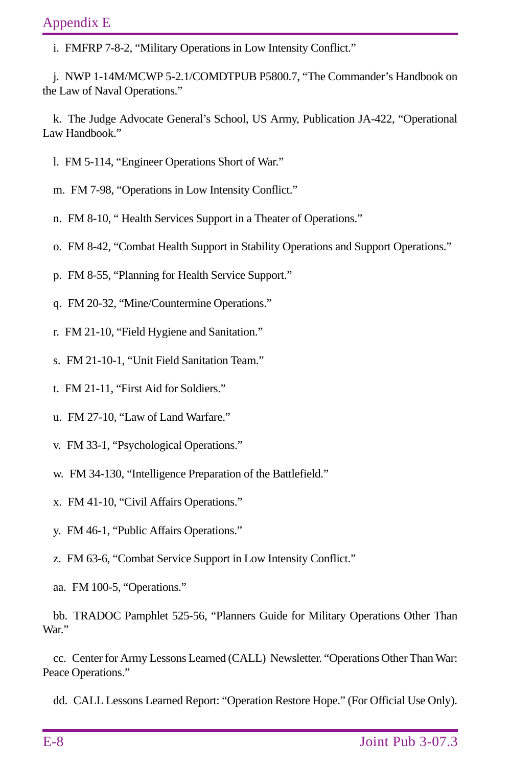i. FMFRP 7-8-2, "Military Operations in Low Intensity Conflict."

j. NWP 1-14M/MCWP 5-2.1/COMDTPUB P5800.7, "The Commander's Handbook on the Law of Naval Operations."

k. The Judge Advocate General's School, US Army, Publication JA-422, "Operational Law Handbook."

l. FM 5-114, "Engineer Operations Short of War."

m. FM 7-98, "Operations in Low Intensity Conflict."

n. FM 8-10, " Health Services Support in a Theater of Operations."

o. FM 8-42, "Combat Health Support in Stability Operations and Support Operations."

p. FM 8-55, "Planning for Health Service Support."

q. FM 20-32, "Mine/Countermine Operations."

r. FM 21-10, "Field Hygiene and Sanitation."

s. FM 21-10-1, "Unit Field Sanitation Team."

t. FM 21-11, "First Aid for Soldiers."

u. FM 27-10, "Law of Land Warfare."

v. FM 33-1, "Psychological Operations."

w. FM 34-130, "Intelligence Preparation of the Battlefield."

x. FM 41-10, "Civil Affairs Operations."

y. FM 46-1, "Public Affairs Operations."

z. FM 63-6, "Combat Service Support in Low Intensity Conflict."

aa. FM 100-5, "Operations."

bb. TRADOC Pamphlet 525-56, "Planners Guide for Military Operations Other Than War."

cc. Center for Army Lessons Learned (CALL) Newsletter. "Operations Other Than War: Peace Operations."

dd. CALL Lessons Learned Report: "Operation Restore Hope." (For Official Use Only).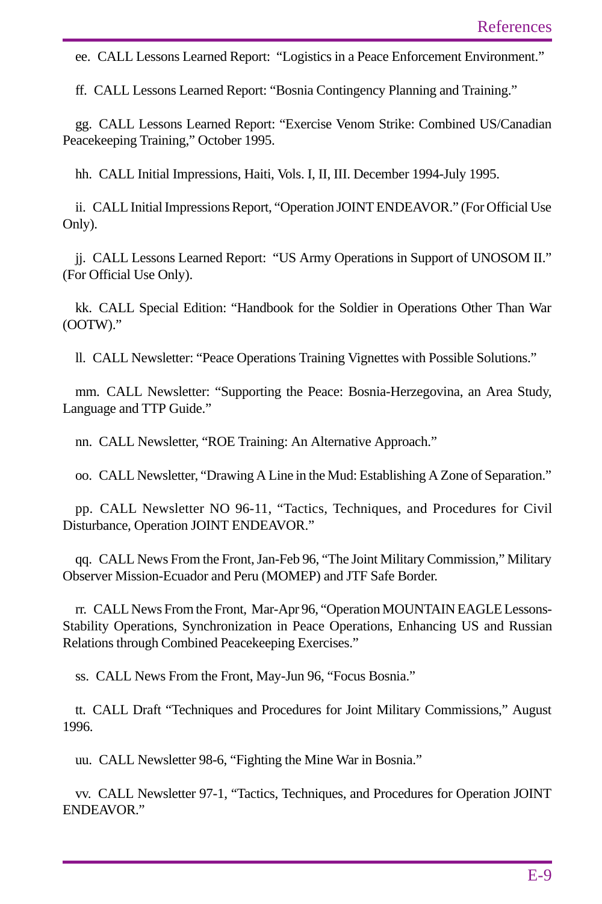ee. CALL Lessons Learned Report: "Logistics in a Peace Enforcement Environment."

ff. CALL Lessons Learned Report: "Bosnia Contingency Planning and Training."

gg. CALL Lessons Learned Report: "Exercise Venom Strike: Combined US/Canadian Peacekeeping Training," October 1995.

hh. CALL Initial Impressions, Haiti, Vols. I, II, III. December 1994-July 1995.

ii. CALL Initial Impressions Report, "Operation JOINT ENDEAVOR." (For Official Use Only).

jj. CALL Lessons Learned Report: "US Army Operations in Support of UNOSOM II." (For Official Use Only).

kk. CALL Special Edition: "Handbook for the Soldier in Operations Other Than War (OOTW)."

ll. CALL Newsletter: "Peace Operations Training Vignettes with Possible Solutions."

mm. CALL Newsletter: "Supporting the Peace: Bosnia-Herzegovina, an Area Study, Language and TTP Guide."

nn. CALL Newsletter, "ROE Training: An Alternative Approach."

oo. CALL Newsletter, "Drawing A Line in the Mud: Establishing A Zone of Separation."

pp. CALL Newsletter NO 96-11, "Tactics, Techniques, and Procedures for Civil Disturbance, Operation JOINT ENDEAVOR."

qq. CALL News From the Front, Jan-Feb 96, "The Joint Military Commission," Military Observer Mission-Ecuador and Peru (MOMEP) and JTF Safe Border.

rr. CALL News From the Front, Mar-Apr 96, "Operation MOUNTAIN EAGLE Lessons-Stability Operations, Synchronization in Peace Operations, Enhancing US and Russian Relations through Combined Peacekeeping Exercises."

ss. CALL News From the Front, May-Jun 96, "Focus Bosnia."

tt. CALL Draft "Techniques and Procedures for Joint Military Commissions," August 1996.

uu. CALL Newsletter 98-6, "Fighting the Mine War in Bosnia."

vv. CALL Newsletter 97-1, "Tactics, Techniques, and Procedures for Operation JOINT ENDEAVOR."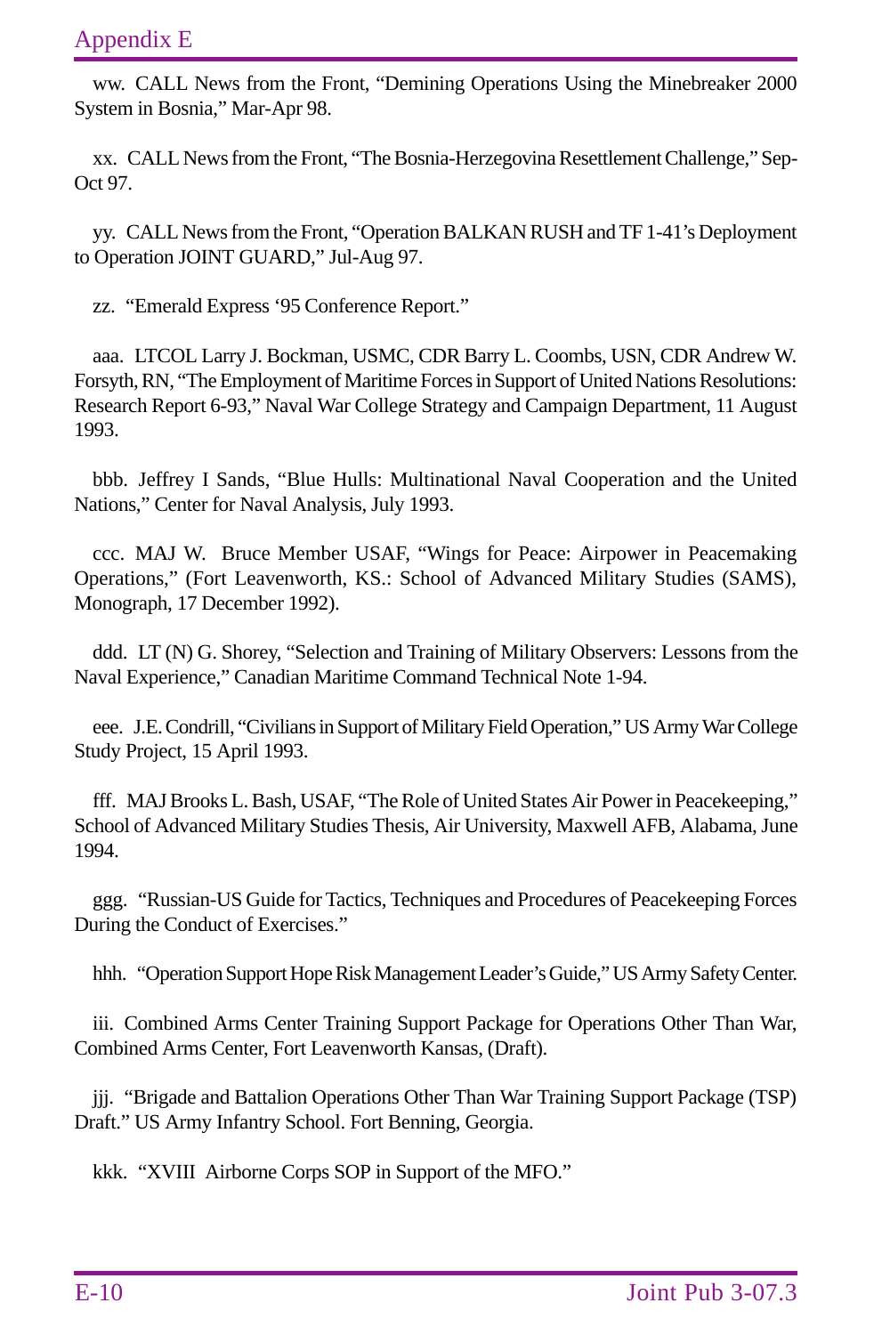ww. CALL News from the Front, "Demining Operations Using the Minebreaker 2000 System in Bosnia," Mar-Apr 98.

xx. CALL News from the Front, "The Bosnia-Herzegovina Resettlement Challenge," Sep-Oct 97.

yy. CALL News from the Front, "Operation BALKAN RUSH and TF 1-41's Deployment to Operation JOINT GUARD," Jul-Aug 97.

zz. "Emerald Express '95 Conference Report."

aaa. LTCOL Larry J. Bockman, USMC, CDR Barry L. Coombs, USN, CDR Andrew W. Forsyth, RN, "The Employment of Maritime Forces in Support of United Nations Resolutions: Research Report 6-93," Naval War College Strategy and Campaign Department, 11 August 1993.

bbb. Jeffrey I Sands, "Blue Hulls: Multinational Naval Cooperation and the United Nations," Center for Naval Analysis, July 1993.

ccc. MAJ W. Bruce Member USAF, "Wings for Peace: Airpower in Peacemaking Operations," (Fort Leavenworth, KS.: School of Advanced Military Studies (SAMS), Monograph, 17 December 1992).

ddd. LT (N) G. Shorey, "Selection and Training of Military Observers: Lessons from the Naval Experience," Canadian Maritime Command Technical Note 1-94.

eee. J.E. Condrill, "Civilians in Support of Military Field Operation," US Army War College Study Project, 15 April 1993.

fff. MAJ Brooks L. Bash, USAF, "The Role of United States Air Power in Peacekeeping," School of Advanced Military Studies Thesis, Air University, Maxwell AFB, Alabama, June 1994.

ggg. "Russian-US Guide for Tactics, Techniques and Procedures of Peacekeeping Forces During the Conduct of Exercises."

hhh. "Operation Support Hope Risk Management Leader's Guide," US Army Safety Center.

iii. Combined Arms Center Training Support Package for Operations Other Than War, Combined Arms Center, Fort Leavenworth Kansas, (Draft).

jjj. "Brigade and Battalion Operations Other Than War Training Support Package (TSP) Draft." US Army Infantry School. Fort Benning, Georgia.

kkk. "XVIII Airborne Corps SOP in Support of the MFO."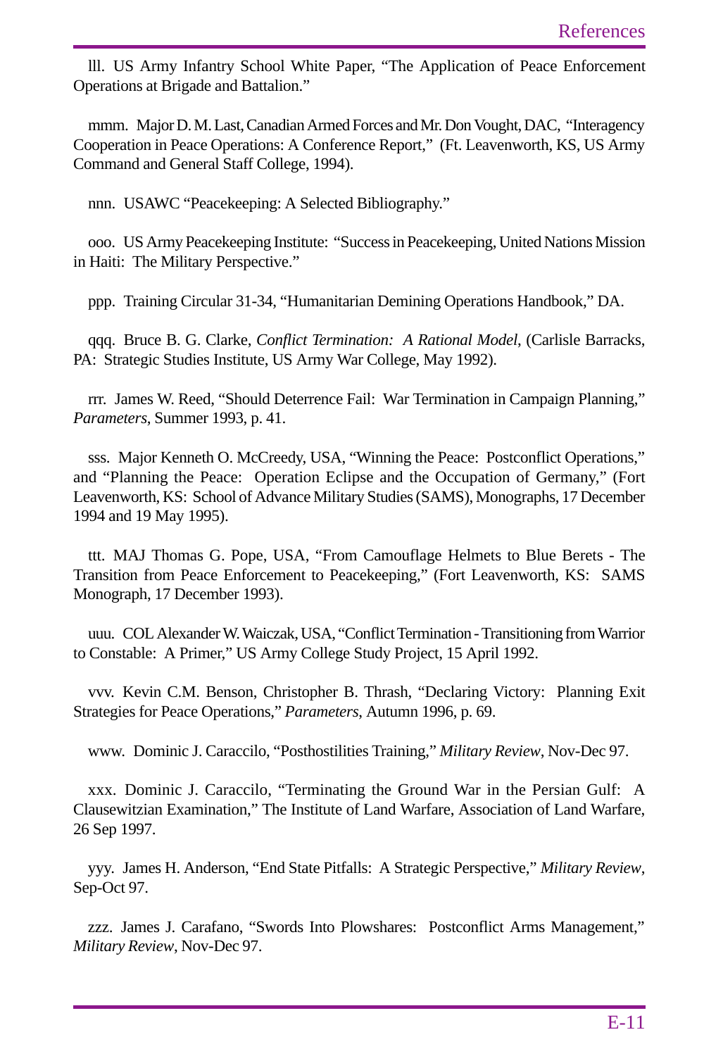lll. US Army Infantry School White Paper, "The Application of Peace Enforcement Operations at Brigade and Battalion."

mmm. Major D. M. Last, Canadian Armed Forces and Mr. Don Vought, DAC, "Interagency Cooperation in Peace Operations: A Conference Report," (Ft. Leavenworth, KS, US Army Command and General Staff College, 1994).

nnn. USAWC "Peacekeeping: A Selected Bibliography."

ooo. US Army Peacekeeping Institute: "Success in Peacekeeping, United Nations Mission in Haiti: The Military Perspective."

ppp. Training Circular 31-34, "Humanitarian Demining Operations Handbook," DA.

qqq. Bruce B. G. Clarke, *Conflict Termination: A Rational Model*, (Carlisle Barracks, PA: Strategic Studies Institute, US Army War College, May 1992).

rrr. James W. Reed, "Should Deterrence Fail: War Termination in Campaign Planning," *Parameters*, Summer 1993, p. 41.

sss. Major Kenneth O. McCreedy, USA, "Winning the Peace: Postconflict Operations," and "Planning the Peace: Operation Eclipse and the Occupation of Germany," (Fort Leavenworth, KS: School of Advance Military Studies (SAMS), Monographs, 17 December 1994 and 19 May 1995).

ttt. MAJ Thomas G. Pope, USA, "From Camouflage Helmets to Blue Berets - The Transition from Peace Enforcement to Peacekeeping," (Fort Leavenworth, KS: SAMS Monograph, 17 December 1993).

uuu. COL Alexander W. Waiczak, USA, "Conflict Termination - Transitioning from Warrior to Constable: A Primer," US Army College Study Project, 15 April 1992.

vvv. Kevin C.M. Benson, Christopher B. Thrash, "Declaring Victory: Planning Exit Strategies for Peace Operations," *Parameters*, Autumn 1996, p. 69.

www. Dominic J. Caraccilo, "Posthostilities Training," *Military Review*, Nov-Dec 97.

xxx. Dominic J. Caraccilo, "Terminating the Ground War in the Persian Gulf: A Clausewitzian Examination," The Institute of Land Warfare, Association of Land Warfare, 26 Sep 1997.

yyy. James H. Anderson, "End State Pitfalls: A Strategic Perspective," *Military Review*, Sep-Oct 97.

zzz. James J. Carafano, "Swords Into Plowshares: Postconflict Arms Management," *Military Review*, Nov-Dec 97.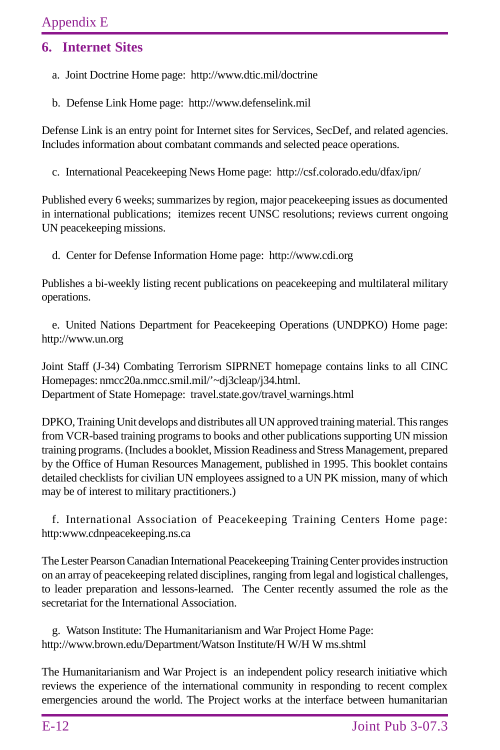## 6. Internet Sites

a. Joint Doctrine Home page: http://www.dtic.mil/doctrine

b. Defense Link Home page: http://www.defenselink.mil

Defense Link is an entry point for Internet sites for Services, SecDef, and related agencies. Includes information about combatant commands and selected peace operations.

c. International Peacekeeping News Home page: http://csf.colorado.edu/dfax/ipn/

Published every 6 weeks; summarizes by region, major peacekeeping issues as documented in international publications; itemizes recent UNSC resolutions; reviews current ongoing UN peacekeeping missions.

d. Center for Defense Information Home page: http://www.cdi.org

Publishes a bi-weekly listing recent publications on peacekeeping and multilateral military operations.

e. United Nations Department for Peacekeeping Operations (UNDPKO) Home page: http://www.un.org

Joint Staff (J-34) Combating Terrorism SIPRNET homepage contains links to all CINC Homepages: nmcc20a.nmcc.smil.mil/'~dj3cleap/j34.html.
Department of State Homepage: travel.state.gov/travel_warnings.html

DPKO, Training Unit develops and distributes all UN approved training material. This ranges from VCR-based training programs to books and other publications supporting UN mission training programs. (Includes a booklet, Mission Readiness and Stress Management, prepared by the Office of Human Resources Management, published in 1995. This booklet contains detailed checklists for civilian UN employees assigned to a UN PK mission, many of which may be of interest to military practitioners.)

f. International Association of Peacekeeping Training Centers Home page: http:www.cdnpeacekeeping.ns.ca

The Lester Pearson Canadian International Peacekeeping Training Center provides instruction on an array of peacekeeping related disciplines, ranging from legal and logistical challenges, to leader preparation and lessons-learned. The Center recently assumed the role as the secretariat for the International Association.

g. Watson Institute: The Humanitarianism and War Project Home Page: http://www.brown.edu/Department/Watson Institute/H W/H W ms.shtml

The Humanitarianism and War Project is an independent policy research initiative which reviews the experience of the international community in responding to recent complex emergencies around the world. The Project works at the interface between humanitarian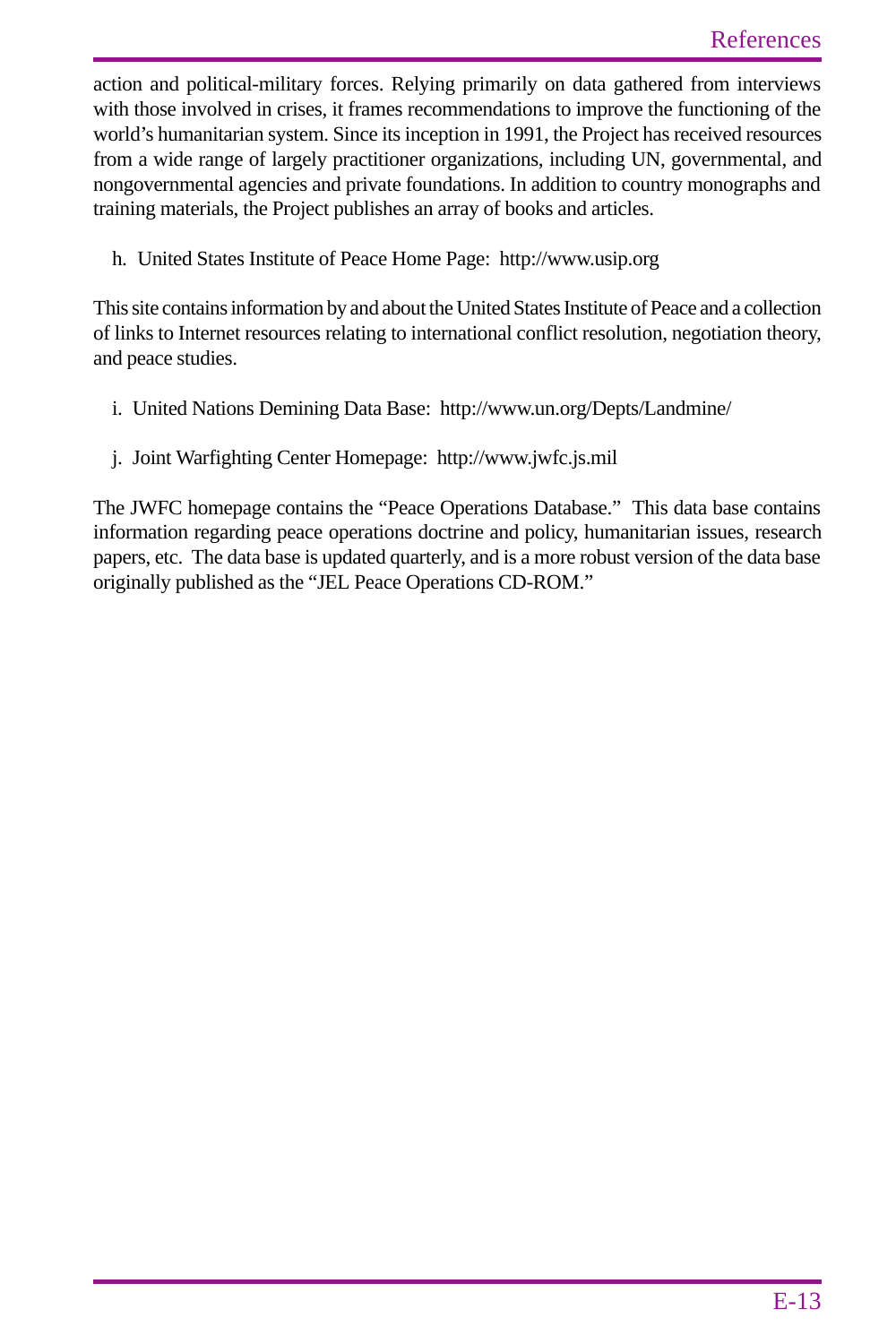action and political-military forces. Relying primarily on data gathered from interviews with those involved in crises, it frames recommendations to improve the functioning of the world's humanitarian system. Since its inception in 1991, the Project has received resources from a wide range of largely practitioner organizations, including UN, governmental, and nongovernmental agencies and private foundations. In addition to country monographs and training materials, the Project publishes an array of books and articles.

h. United States Institute of Peace Home Page: http://www.usip.org

This site contains information by and about the United States Institute of Peace and a collection of links to Internet resources relating to international conflict resolution, negotiation theory, and peace studies.

i. United Nations Demining Data Base: http://www.un.org/Depts/Landmine/

j. Joint Warfighting Center Homepage: http://www.jwfc.js.mil

The JWFC homepage contains the "Peace Operations Database." This data base contains information regarding peace operations doctrine and policy, humanitarian issues, research papers, etc. The data base is updated quarterly, and is a more robust version of the data base originally published as the "JEL Peace Operations CD-ROM."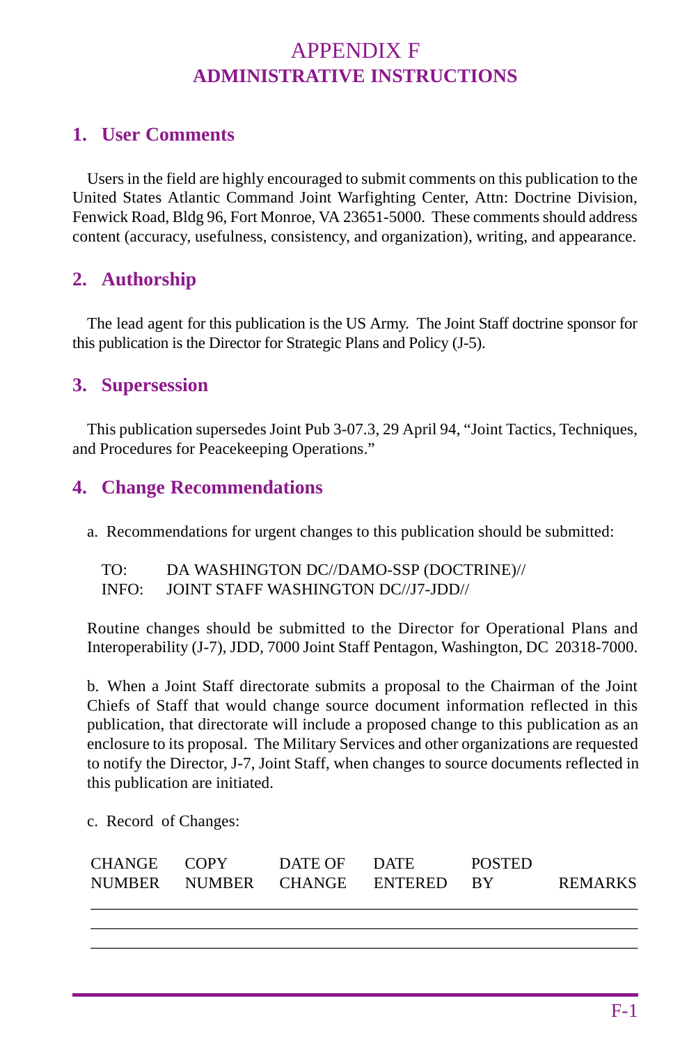# APPENDIX F
# ADMINISTRATIVE INSTRUCTIONS

## 1. User Comments

Users in the field are highly encouraged to submit comments on this publication to the United States Atlantic Command Joint Warfighting Center, Attn: Doctrine Division, Fenwick Road, Bldg 96, Fort Monroe, VA 23651-5000. These comments should address content (accuracy, usefulness, consistency, and organization), writing, and appearance.

## 2. Authorship

The lead agent for this publication is the US Army. The Joint Staff doctrine sponsor for this publication is the Director for Strategic Plans and Policy (J-5).

## 3. Supersession

This publication supersedes Joint Pub 3-07.3, 29 April 94, "Joint Tactics, Techniques, and Procedures for Peacekeeping Operations."

## 4. Change Recommendations

a. Recommendations for urgent changes to this publication should be submitted:

TO: DA WASHINGTON DC//DAMO-SSP (DOCTRINE)//
INFO: JOINT STAFF WASHINGTON DC//J7-JDD//

Routine changes should be submitted to the Director for Operational Plans and Interoperability (J-7), JDD, 7000 Joint Staff Pentagon, Washington, DC 20318-7000.

b. When a Joint Staff directorate submits a proposal to the Chairman of the Joint Chiefs of Staff that would change source document information reflected in this publication, that directorate will include a proposed change to this publication as an enclosure to its proposal. The Military Services and other organizations are requested to notify the Director, J-7, Joint Staff, when changes to source documents reflected in this publication are initiated.

c. Record of Changes:

| CHANGE NUMBER | COPY NUMBER | DATE OF CHANGE | DATE ENTERED | POSTED BY | REMARKS |
|---|---|---|---|---|---|
| | | | | | |
| | | | | | |
| | | | | | |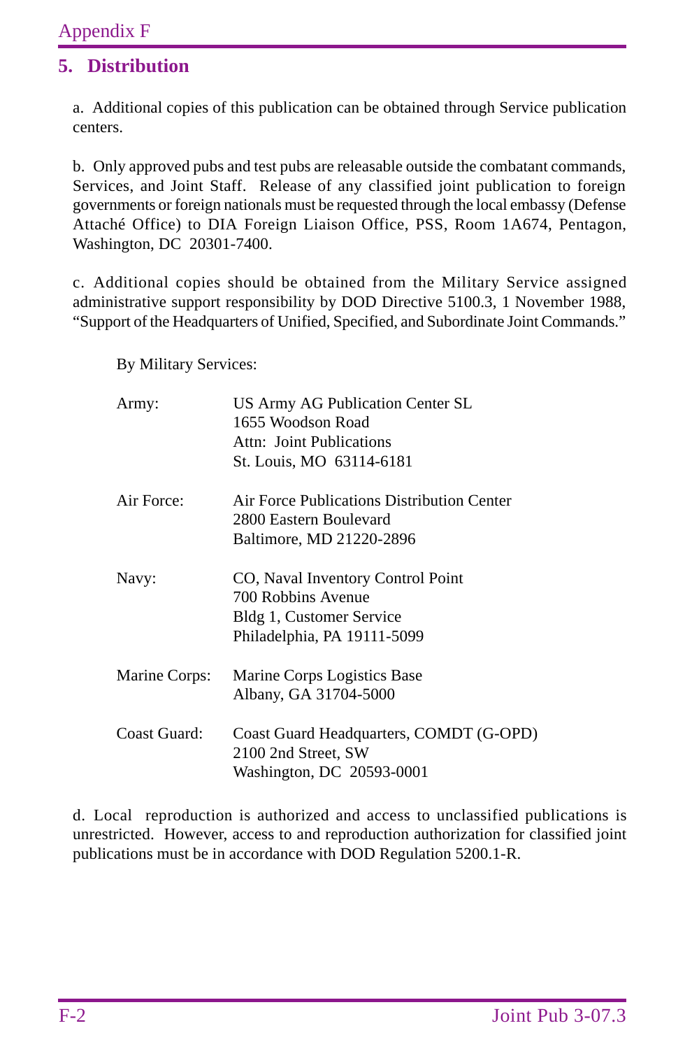## 5. Distribution

a. Additional copies of this publication can be obtained through Service publication centers.

b. Only approved pubs and test pubs are releasable outside the combatant commands, Services, and Joint Staff. Release of any classified joint publication to foreign governments or foreign nationals must be requested through the local embassy (Defense Attaché Office) to DIA Foreign Liaison Office, PSS, Room 1A674, Pentagon, Washington, DC 20301-7400.

c. Additional copies should be obtained from the Military Service assigned administrative support responsibility by DOD Directive 5100.3, 1 November 1988, “Support of the Headquarters of Unified, Specified, and Subordinate Joint Commands.”

By Military Services:

Army: US Army AG Publication Center SL
1655 Woodson Road
Attn: Joint Publications
St. Louis, MO 63114-6181

Air Force: Air Force Publications Distribution Center
2800 Eastern Boulevard
Baltimore, MD 21220-2896

Navy: CO, Naval Inventory Control Point
700 Robbins Avenue
Bldg 1, Customer Service
Philadelphia, PA 19111-5099

Marine Corps: Marine Corps Logistics Base
Albany, GA 31704-5000

Coast Guard: Coast Guard Headquarters, COMDT (G-OPD)
2100 2nd Street, SW
Washington, DC 20593-0001

d. Local reproduction is authorized and access to unclassified publications is unrestricted. However, access to and reproduction authorization for classified joint publications must be in accordance with DOD Regulation 5200.1-R.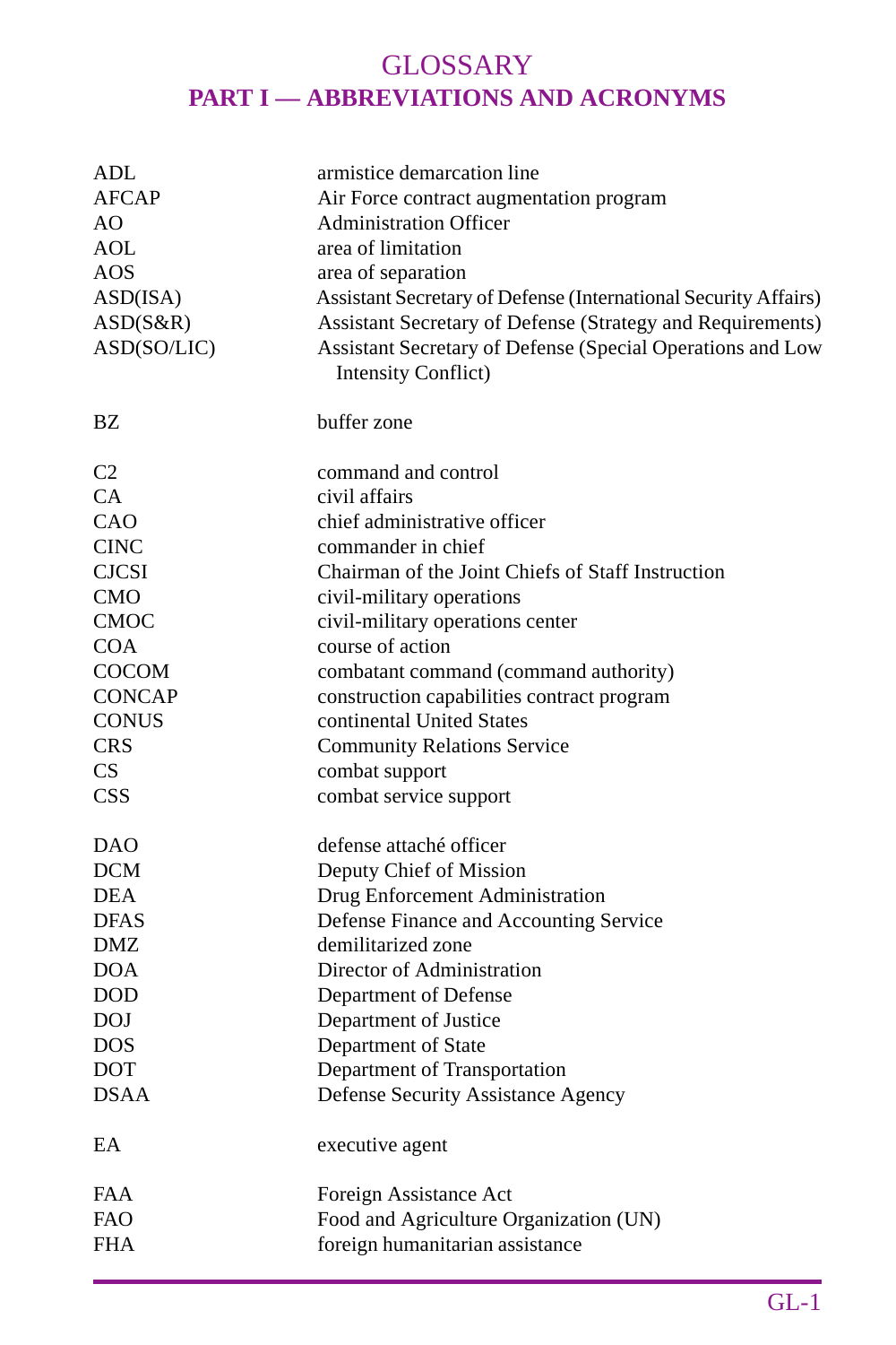# GLOSSARY
## PART I — ABBREVIATIONS AND ACRONYMS

| | |
|---|---|
| ADL | armistice demarcation line |
| AFCAP | Air Force contract augmentation program |
| AO | Administration Officer |
| AOL | area of limitation |
| AOS | area of separation |
| ASD(ISA) | Assistant Secretary of Defense (International Security Affairs) |
| ASD(S&R) | Assistant Secretary of Defense (Strategy and Requirements) |
| ASD(SO/LIC) | Assistant Secretary of Defense (Special Operations and Low Intensity Conflict) |
| BZ | buffer zone |
| C2 | command and control |
| CA | civil affairs |
| CAO | chief administrative officer |
| CINC | commander in chief |
| CJCSI | Chairman of the Joint Chiefs of Staff Instruction |
| CMO | civil-military operations |
| CMOC | civil-military operations center |
| COA | course of action |
| COCOM | combatant command (command authority) |
| CONCAP | construction capabilities contract program |
| CONUS | continental United States |
| CRS | Community Relations Service |
| CS | combat support |
| CSS | combat service support |
| DAO | defense attaché officer |
| DCM | Deputy Chief of Mission |
| DEA | Drug Enforcement Administration |
| DFAS | Defense Finance and Accounting Service |
| DMZ | demilitarized zone |
| DOA | Director of Administration |
| DOD | Department of Defense |
| DOJ | Department of Justice |
| DOS | Department of State |
| DOT | Department of Transportation |
| DSAA | Defense Security Assistance Agency |
| EA | executive agent |
| FAA | Foreign Assistance Act |
| FAO | Food and Agriculture Organization (UN) |
| FHA | foreign humanitarian assistance |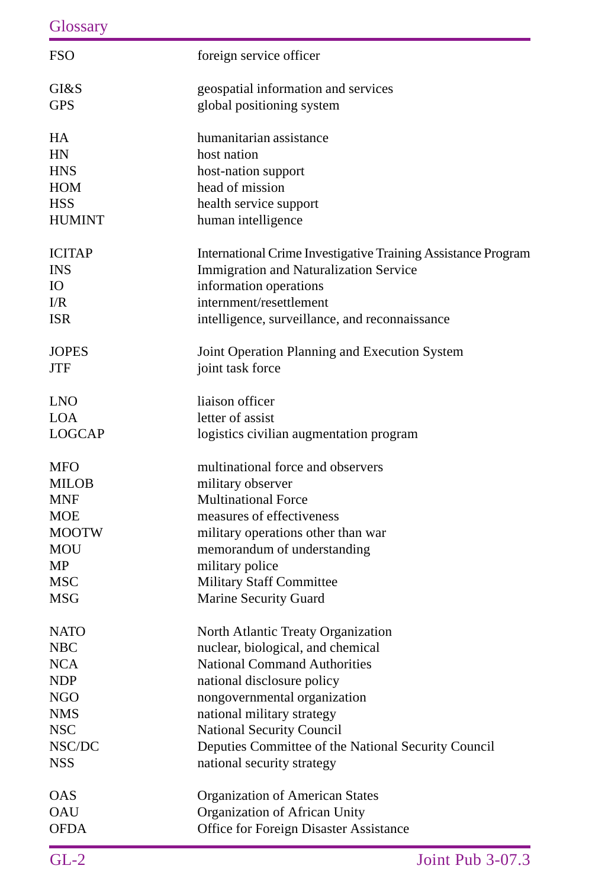| | |
|---|---|
| FSO | foreign service officer |
| | |
| GI&S | geospatial information and services |
| GPS | global positioning system |
| | |
| HA | humanitarian assistance |
| HN | host nation |
| HNS | host-nation support |
| HOM | head of mission |
| HSS | health service support |
| HUMINT | human intelligence |
| | |
| ICITAP | International Crime Investigative Training Assistance Program |
| INS | Immigration and Naturalization Service |
| IO | information operations |
| I/R | internment/resettlement |
| ISR | intelligence, surveillance, and reconnaissance |
| | |
| JOPES | Joint Operation Planning and Execution System |
| JTF | joint task force |
| | |
| LNO | liaison officer |
| LOA | letter of assist |
| LOGCAP | logistics civilian augmentation program |
| | |
| MFO | multinational force and observers |
| MILOB | military observer |
| MNF | Multinational Force |
| MOE | measures of effectiveness |
| MOOTW | military operations other than war |
| MOU | memorandum of understanding |
| MP | military police |
| MSC | Military Staff Committee |
| MSG | Marine Security Guard |
| | |
| NATO | North Atlantic Treaty Organization |
| NBC | nuclear, biological, and chemical |
| NCA | National Command Authorities |
| NDP | national disclosure policy |
| NGO | nongovernmental organization |
| NMS | national military strategy |
| NSC | National Security Council |
| NSC/DC | Deputies Committee of the National Security Council |
| NSS | national security strategy |
| | |
| OAS | Organization of American States |
| OAU | Organization of African Unity |
| OFDA | Office for Foreign Disaster Assistance |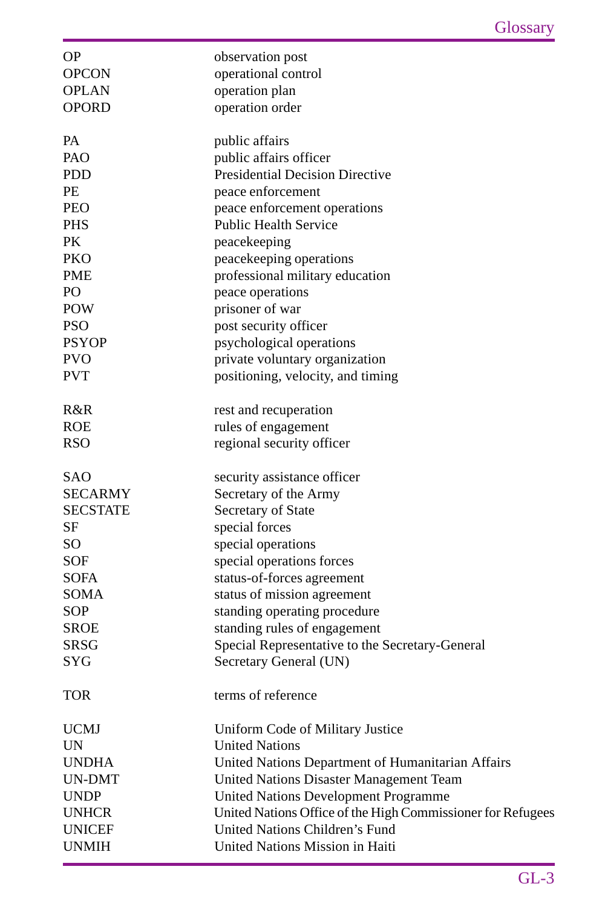| | |
|---|---|
| OP | observation post |
| OPCON | operational control |
| OPLAN | operation plan |
| OPORD | operation order |
| | |
| PA | public affairs |
| PAO | public affairs officer |
| PDD | Presidential Decision Directive |
| PE | peace enforcement |
| PEO | peace enforcement operations |
| PHS | Public Health Service |
| PK | peacekeeping |
| PKO | peacekeeping operations |
| PME | professional military education |
| PO | peace operations |
| POW | prisoner of war |
| PSO | post security officer |
| PSYOP | psychological operations |
| PVO | private voluntary organization |
| PVT | positioning, velocity, and timing |
| | |
| R&R | rest and recuperation |
| ROE | rules of engagement |
| RSO | regional security officer |
| | |
| SAO | security assistance officer |
| SECARMY | Secretary of the Army |
| SECSTATE | Secretary of State |
| SF | special forces |
| SO | special operations |
| SOF | special operations forces |
| SOFA | status-of-forces agreement |
| SOMA | status of mission agreement |
| SOP | standing operating procedure |
| SROE | standing rules of engagement |
| SRSG | Special Representative to the Secretary-General |
| SYG | Secretary General (UN) |
| | |
| TOR | terms of reference |
| | |
| UCMJ | Uniform Code of Military Justice |
| UN | United Nations |
| UNDHA | United Nations Department of Humanitarian Affairs |
| UN-DMT | United Nations Disaster Management Team |
| UNDP | United Nations Development Programme |
| UNHCR | United Nations Office of the High Commissioner for Refugees |
| UNICEF | United Nations Children's Fund |
| UNMIH | United Nations Mission in Haiti |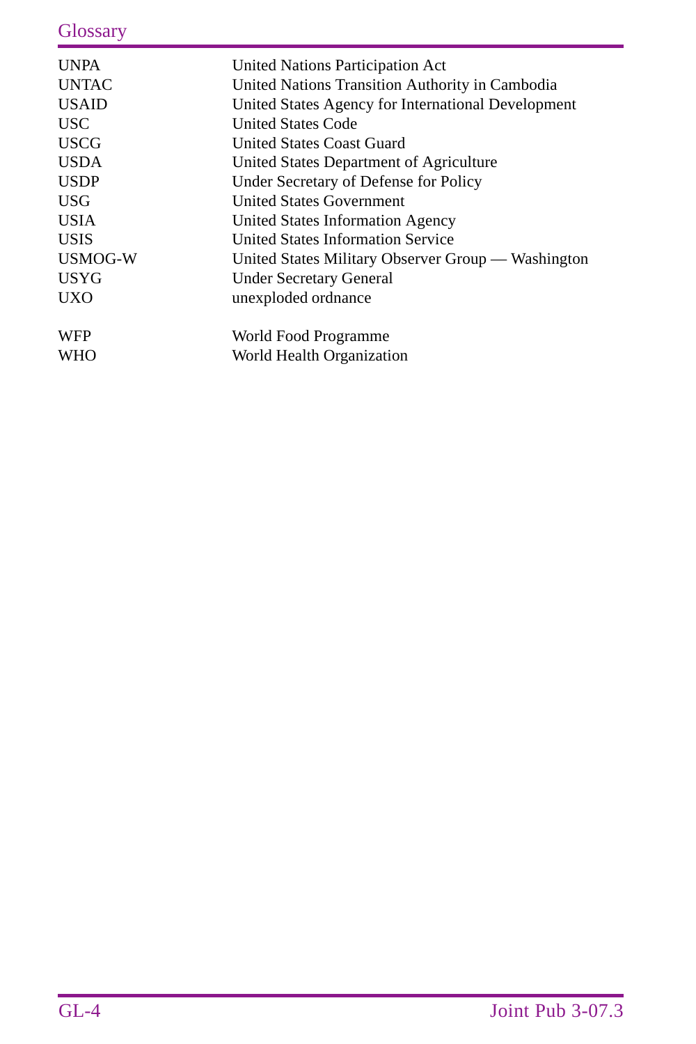| | |
|---|---|
| UNPA | United Nations Participation Act |
| UNTAC | United Nations Transition Authority in Cambodia |
| USAID | United States Agency for International Development |
| USC | United States Code |
| USCG | United States Coast Guard |
| USDA | United States Department of Agriculture |
| USDP | Under Secretary of Defense for Policy |
| USG | United States Government |
| USIA | United States Information Agency |
| USIS | United States Information Service |
| USMOG-W | United States Military Observer Group — Washington |
| USYG | Under Secretary General |
| UXO | unexploded ordnance |
| | |
| WFP | World Food Programme |
| WHO | World Health Organization |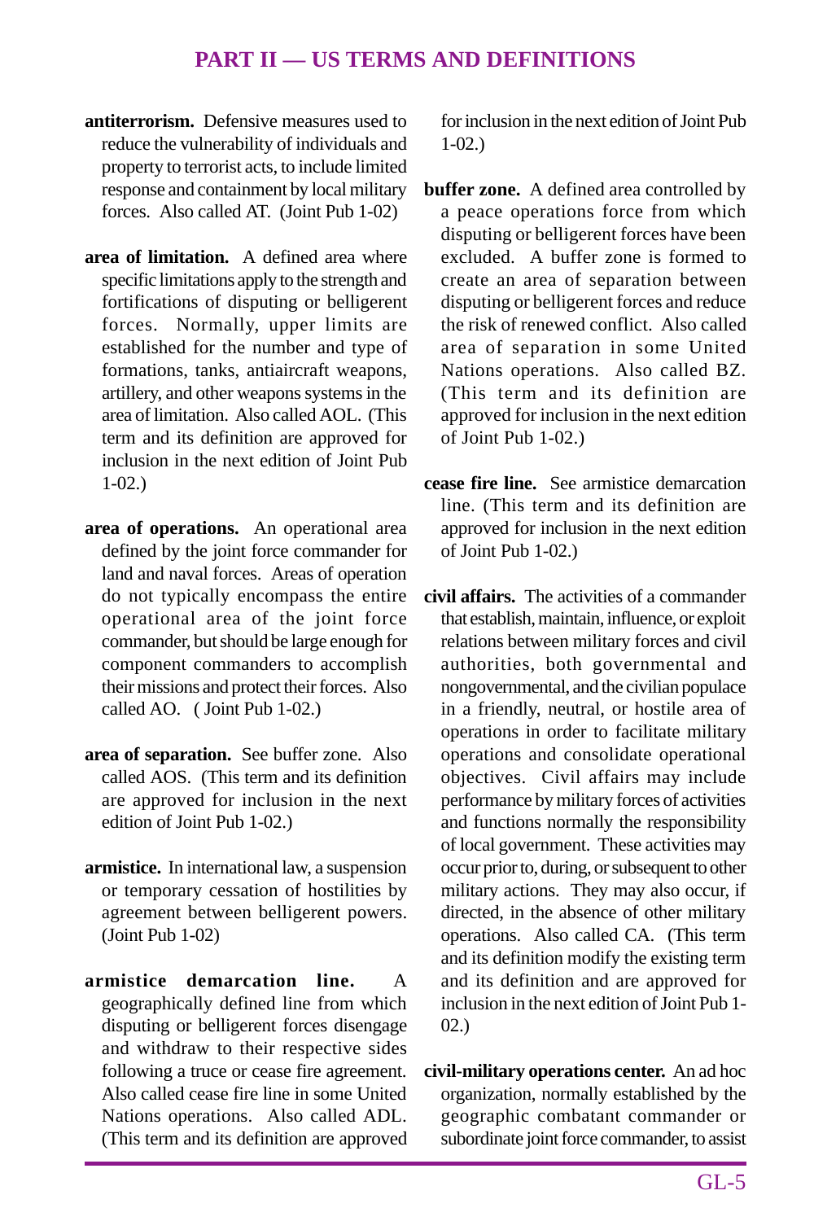## PART II — US TERMS AND DEFINITIONS

**antiterrorism.** Defensive measures used to reduce the vulnerability of individuals and property to terrorist acts, to include limited response and containment by local military forces. Also called AT. (Joint Pub 1-02)

**area of limitation.** A defined area where specific limitations apply to the strength and fortifications of disputing or belligerent forces. Normally, upper limits are established for the number and type of formations, tanks, antiaircraft weapons, artillery, and other weapons systems in the area of limitation. Also called AOL. (This term and its definition are approved for inclusion in the next edition of Joint Pub 1-02.)

**area of operations.** An operational area defined by the joint force commander for land and naval forces. Areas of operation do not typically encompass the entire operational area of the joint force commander, but should be large enough for component commanders to accomplish their missions and protect their forces. Also called AO. ( Joint Pub 1-02.)

**area of separation.** See buffer zone. Also called AOS. (This term and its definition are approved for inclusion in the next edition of Joint Pub 1-02.)

**armistice.** In international law, a suspension or temporary cessation of hostilities by agreement between belligerent powers. (Joint Pub 1-02)

**armistice demarcation line.** A geographically defined line from which disputing or belligerent forces disengage and withdraw to their respective sides following a truce or cease fire agreement. Also called cease fire line in some United Nations operations. Also called ADL. (This term and its definition are approved for inclusion in the next edition of Joint Pub 1-02.)

**buffer zone.** A defined area controlled by a peace operations force from which disputing or belligerent forces have been excluded. A buffer zone is formed to create an area of separation between disputing or belligerent forces and reduce the risk of renewed conflict. Also called area of separation in some United Nations operations. Also called BZ. (This term and its definition are approved for inclusion in the next edition of Joint Pub 1-02.)

**cease fire line.** See armistice demarcation line. (This term and its definition are approved for inclusion in the next edition of Joint Pub 1-02.)

**civil affairs.** The activities of a commander that establish, maintain, influence, or exploit relations between military forces and civil authorities, both governmental and nongovernmental, and the civilian populace in a friendly, neutral, or hostile area of operations in order to facilitate military operations and consolidate operational objectives. Civil affairs may include performance by military forces of activities and functions normally the responsibility of local government. These activities may occur prior to, during, or subsequent to other military actions. They may also occur, if directed, in the absence of other military operations. Also called CA. (This term and its definition modify the existing term and its definition and are approved for inclusion in the next edition of Joint Pub 1-02.)

**civil-military operations center.** An ad hoc organization, normally established by the geographic combatant commander or subordinate joint force commander, to assist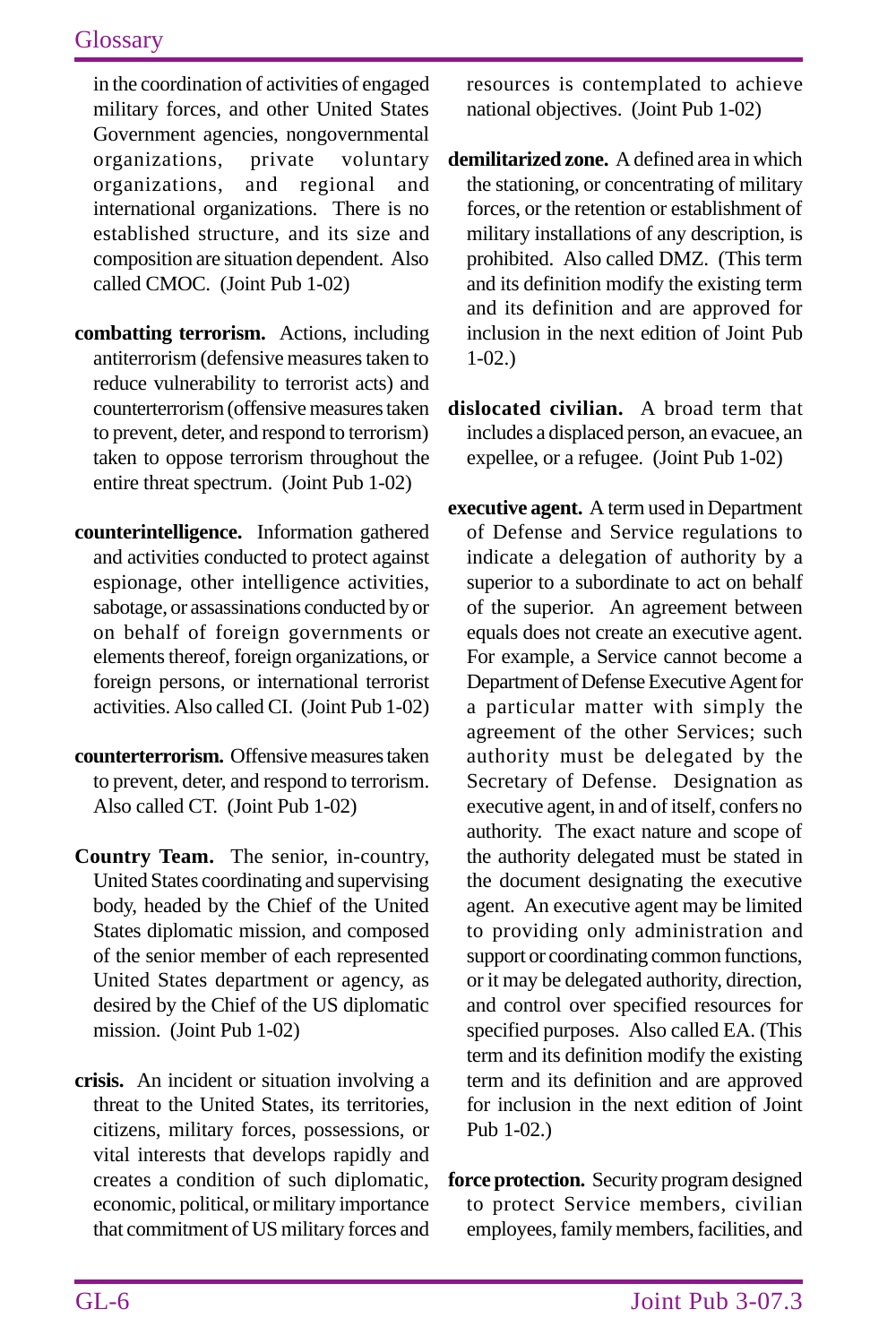in the coordination of activities of engaged military forces, and other United States Government agencies, nongovernmental organizations, private voluntary organizations, and regional and international organizations. There is no established structure, and its size and composition are situation dependent. Also called CMOC. (Joint Pub 1-02)

**combatting terrorism.** Actions, including antiterrorism (defensive measures taken to reduce vulnerability to terrorist acts) and counterterrorism (offensive measures taken to prevent, deter, and respond to terrorism) taken to oppose terrorism throughout the entire threat spectrum. (Joint Pub 1-02)

**counterintelligence.** Information gathered and activities conducted to protect against espionage, other intelligence activities, sabotage, or assassinations conducted by or on behalf of foreign governments or elements thereof, foreign organizations, or foreign persons, or international terrorist activities. Also called CI. (Joint Pub 1-02)

**counterterrorism.** Offensive measures taken to prevent, deter, and respond to terrorism. Also called CT. (Joint Pub 1-02)

**Country Team.** The senior, in-country, United States coordinating and supervising body, headed by the Chief of the United States diplomatic mission, and composed of the senior member of each represented United States department or agency, as desired by the Chief of the US diplomatic mission. (Joint Pub 1-02)

**crisis.** An incident or situation involving a threat to the United States, its territories, citizens, military forces, possessions, or vital interests that develops rapidly and creates a condition of such diplomatic, economic, political, or military importance that commitment of US military forces and resources is contemplated to achieve national objectives. (Joint Pub 1-02)

**demilitarized zone.** A defined area in which the stationing, or concentrating of military forces, or the retention or establishment of military installations of any description, is prohibited. Also called DMZ. (This term and its definition modify the existing term and its definition and are approved for inclusion in the next edition of Joint Pub 1-02.)

**dislocated civilian.** A broad term that includes a displaced person, an evacuee, an expellee, or a refugee. (Joint Pub 1-02)

**executive agent.** A term used in Department of Defense and Service regulations to indicate a delegation of authority by a superior to a subordinate to act on behalf of the superior. An agreement between equals does not create an executive agent. For example, a Service cannot become a Department of Defense Executive Agent for a particular matter with simply the agreement of the other Services; such authority must be delegated by the Secretary of Defense. Designation as executive agent, in and of itself, confers no authority. The exact nature and scope of the authority delegated must be stated in the document designating the executive agent. An executive agent may be limited to providing only administration and support or coordinating common functions, or it may be delegated authority, direction, and control over specified resources for specified purposes. Also called EA. (This term and its definition modify the existing term and its definition and are approved for inclusion in the next edition of Joint Pub 1-02.)

**force protection.** Security program designed to protect Service members, civilian employees, family members, facilities, and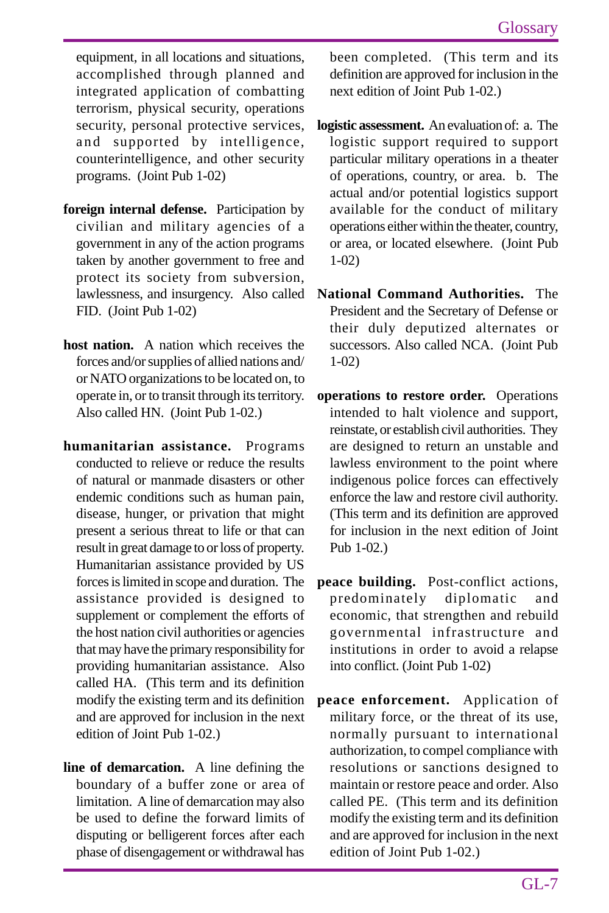equipment, in all locations and situations, accomplished through planned and integrated application of combatting terrorism, physical security, operations security, personal protective services, and supported by intelligence, counterintelligence, and other security programs. (Joint Pub 1-02)

**foreign internal defense.** Participation by civilian and military agencies of a government in any of the action programs taken by another government to free and protect its society from subversion, lawlessness, and insurgency. Also called FID. (Joint Pub 1-02)

**host nation.** A nation which receives the forces and/or supplies of allied nations and/or NATO organizations to be located on, to operate in, or to transit through its territory. Also called HN. (Joint Pub 1-02.)

**humanitarian assistance.** Programs conducted to relieve or reduce the results of natural or manmade disasters or other endemic conditions such as human pain, disease, hunger, or privation that might present a serious threat to life or that can result in great damage to or loss of property. Humanitarian assistance provided by US forces is limited in scope and duration. The assistance provided is designed to supplement or complement the efforts of the host nation civil authorities or agencies that may have the primary responsibility for providing humanitarian assistance. Also called HA. (This term and its definition modify the existing term and its definition and are approved for inclusion in the next edition of Joint Pub 1-02.)

**line of demarcation.** A line defining the boundary of a buffer zone or area of limitation. A line of demarcation may also be used to define the forward limits of disputing or belligerent forces after each phase of disengagement or withdrawal has been completed. (This term and its definition are approved for inclusion in the next edition of Joint Pub 1-02.)

**logistic assessment.** An evaluation of: a. The logistic support required to support particular military operations in a theater of operations, country, or area. b. The actual and/or potential logistics support available for the conduct of military operations either within the theater, country, or area, or located elsewhere. (Joint Pub 1-02)

**National Command Authorities.** The President and the Secretary of Defense or their duly deputized alternates or successors. Also called NCA. (Joint Pub 1-02)

**operations to restore order.** Operations intended to halt violence and support, reinstate, or establish civil authorities. They are designed to return an unstable and lawless environment to the point where indigenous police forces can effectively enforce the law and restore civil authority. (This term and its definition are approved for inclusion in the next edition of Joint Pub 1-02.)

**peace building.** Post-conflict actions, predominately diplomatic and economic, that strengthen and rebuild governmental infrastructure and institutions in order to avoid a relapse into conflict. (Joint Pub 1-02)

**peace enforcement.** Application of military force, or the threat of its use, normally pursuant to international authorization, to compel compliance with resolutions or sanctions designed to maintain or restore peace and order. Also called PE. (This term and its definition modify the existing term and its definition and are approved for inclusion in the next edition of Joint Pub 1-02.)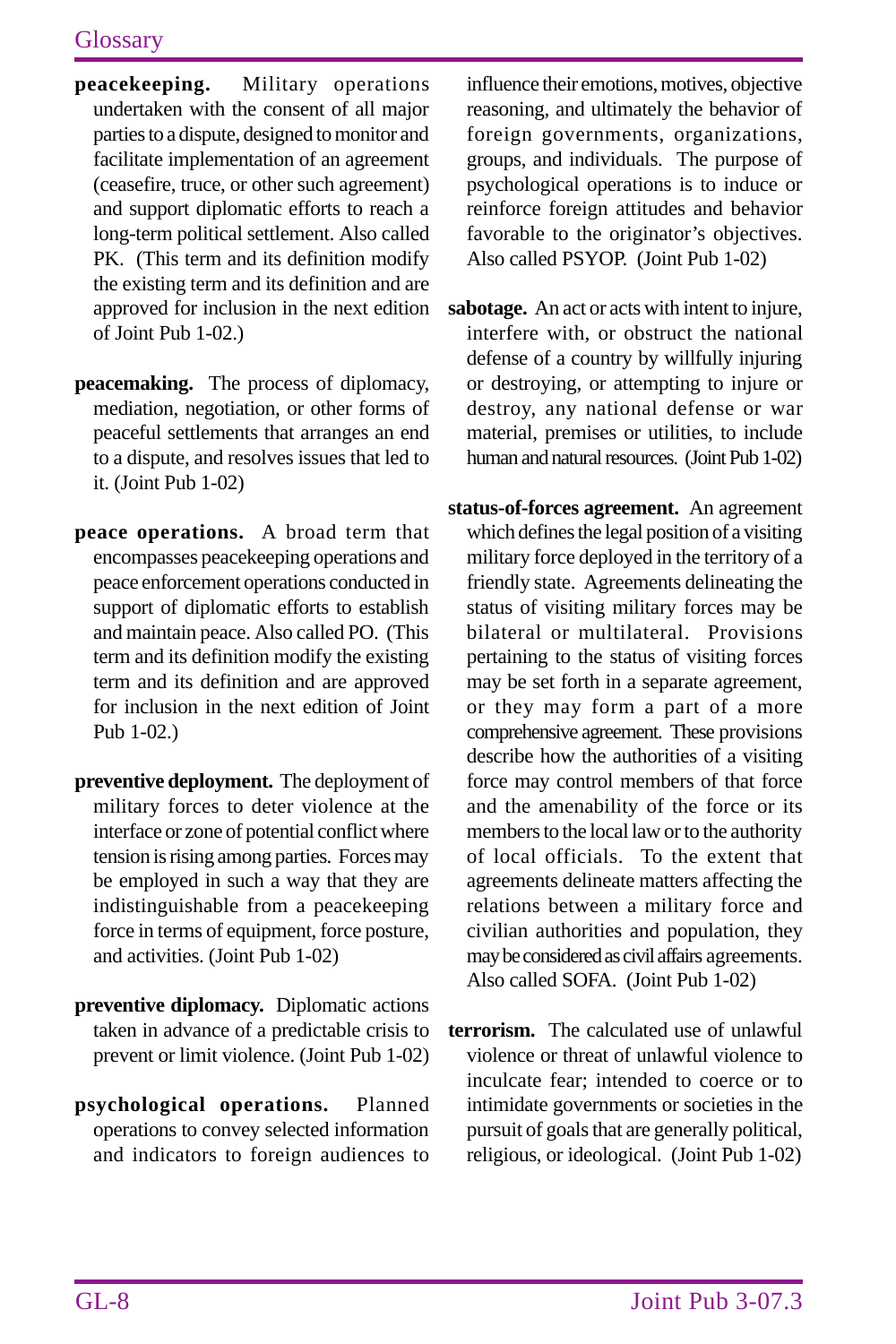**peacekeeping.** Military operations undertaken with the consent of all major parties to a dispute, designed to monitor and facilitate implementation of an agreement (ceasefire, truce, or other such agreement) and support diplomatic efforts to reach a long-term political settlement. Also called PK. (This term and its definition modify the existing term and its definition and are approved for inclusion in the next edition of Joint Pub 1-02.)

**peacemaking.** The process of diplomacy, mediation, negotiation, or other forms of peaceful settlements that arranges an end to a dispute, and resolves issues that led to it. (Joint Pub 1-02)

**peace operations.** A broad term that encompasses peacekeeping operations and peace enforcement operations conducted in support of diplomatic efforts to establish and maintain peace. Also called PO. (This term and its definition modify the existing term and its definition and are approved for inclusion in the next edition of Joint Pub 1-02.)

**preventive deployment.** The deployment of military forces to deter violence at the interface or zone of potential conflict where tension is rising among parties. Forces may be employed in such a way that they are indistinguishable from a peacekeeping force in terms of equipment, force posture, and activities. (Joint Pub 1-02)

**preventive diplomacy.** Diplomatic actions taken in advance of a predictable crisis to prevent or limit violence. (Joint Pub 1-02)

**psychological operations.** Planned operations to convey selected information and indicators to foreign audiences to influence their emotions, motives, objective reasoning, and ultimately the behavior of foreign governments, organizations, groups, and individuals. The purpose of psychological operations is to induce or reinforce foreign attitudes and behavior favorable to the originator's objectives. Also called PSYOP. (Joint Pub 1-02)

**sabotage.** An act or acts with intent to injure, interfere with, or obstruct the national defense of a country by willfully injuring or destroying, or attempting to injure or destroy, any national defense or war material, premises or utilities, to include human and natural resources. (Joint Pub 1-02)

**status-of-forces agreement.** An agreement which defines the legal position of a visiting military force deployed in the territory of a friendly state. Agreements delineating the status of visiting military forces may be bilateral or multilateral. Provisions pertaining to the status of visiting forces may be set forth in a separate agreement, or they may form a part of a more comprehensive agreement. These provisions describe how the authorities of a visiting force may control members of that force and the amenability of the force or its members to the local law or to the authority of local officials. To the extent that agreements delineate matters affecting the relations between a military force and civilian authorities and population, they may be considered as civil affairs agreements. Also called SOFA. (Joint Pub 1-02)

**terrorism.** The calculated use of unlawful violence or threat of unlawful violence to inculcate fear; intended to coerce or to intimidate governments or societies in the pursuit of goals that are generally political, religious, or ideological. (Joint Pub 1-02)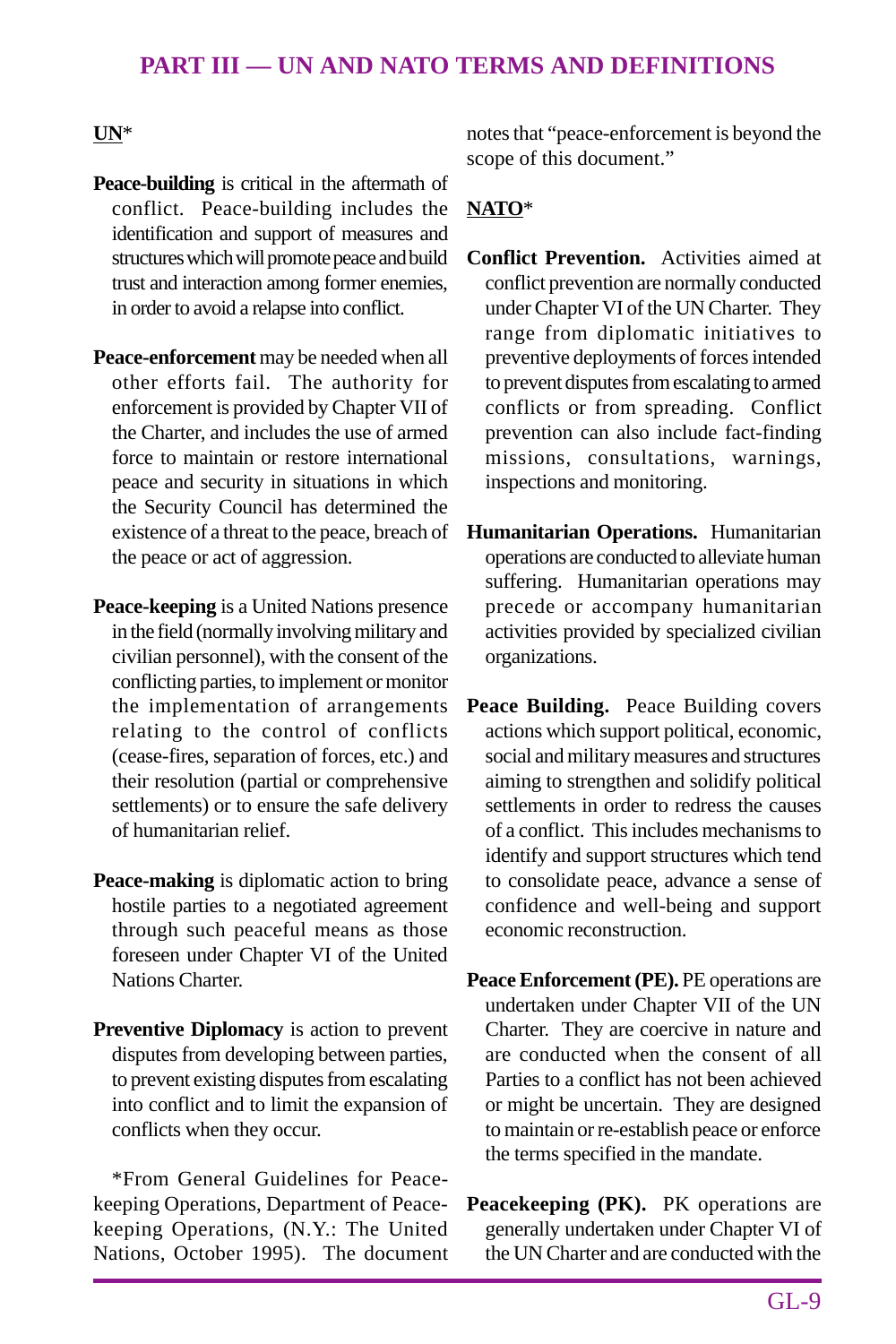## PART III — UN AND NATO TERMS AND DEFINITIONS

**UN***

**Peace-building** is critical in the aftermath of conflict. Peace-building includes the identification and support of measures and structures which will promote peace and build trust and interaction among former enemies, in order to avoid a relapse into conflict.

**Peace-enforcement** may be needed when all other efforts fail. The authority for enforcement is provided by Chapter VII of the Charter, and includes the use of armed force to maintain or restore international peace and security in situations in which the Security Council has determined the existence of a threat to the peace, breach of the peace or act of aggression.

**Peace-keeping** is a United Nations presence in the field (normally involving military and civilian personnel), with the consent of the conflicting parties, to implement or monitor the implementation of arrangements relating to the control of conflicts (cease-fires, separation of forces, etc.) and their resolution (partial or comprehensive settlements) or to ensure the safe delivery of humanitarian relief.

**Peace-making** is diplomatic action to bring hostile parties to a negotiated agreement through such peaceful means as those foreseen under Chapter VI of the United Nations Charter.

**Preventive Diplomacy** is action to prevent disputes from developing between parties, to prevent existing disputes from escalating into conflict and to limit the expansion of conflicts when they occur.

*From General Guidelines for Peace-keeping Operations, Department of Peace-keeping Operations, (N.Y.: The United Nations, October 1995). The document notes that "peace-enforcement is beyond the scope of this document."

**NATO***

**Conflict Prevention.** Activities aimed at conflict prevention are normally conducted under Chapter VI of the UN Charter. They range from diplomatic initiatives to preventive deployments of forces intended to prevent disputes from escalating to armed conflicts or from spreading. Conflict prevention can also include fact-finding missions, consultations, warnings, inspections and monitoring.

**Humanitarian Operations.** Humanitarian operations are conducted to alleviate human suffering. Humanitarian operations may precede or accompany humanitarian activities provided by specialized civilian organizations.

**Peace Building.** Peace Building covers actions which support political, economic, social and military measures and structures aiming to strengthen and solidify political settlements in order to redress the causes of a conflict. This includes mechanisms to identify and support structures which tend to consolidate peace, advance a sense of confidence and well-being and support economic reconstruction.

**Peace Enforcement (PE).** PE operations are undertaken under Chapter VII of the UN Charter. They are coercive in nature and are conducted when the consent of all Parties to a conflict has not been achieved or might be uncertain. They are designed to maintain or re-establish peace or enforce the terms specified in the mandate.

**Peacekeeping (PK).** PK operations are generally undertaken under Chapter VI of the UN Charter and are conducted with the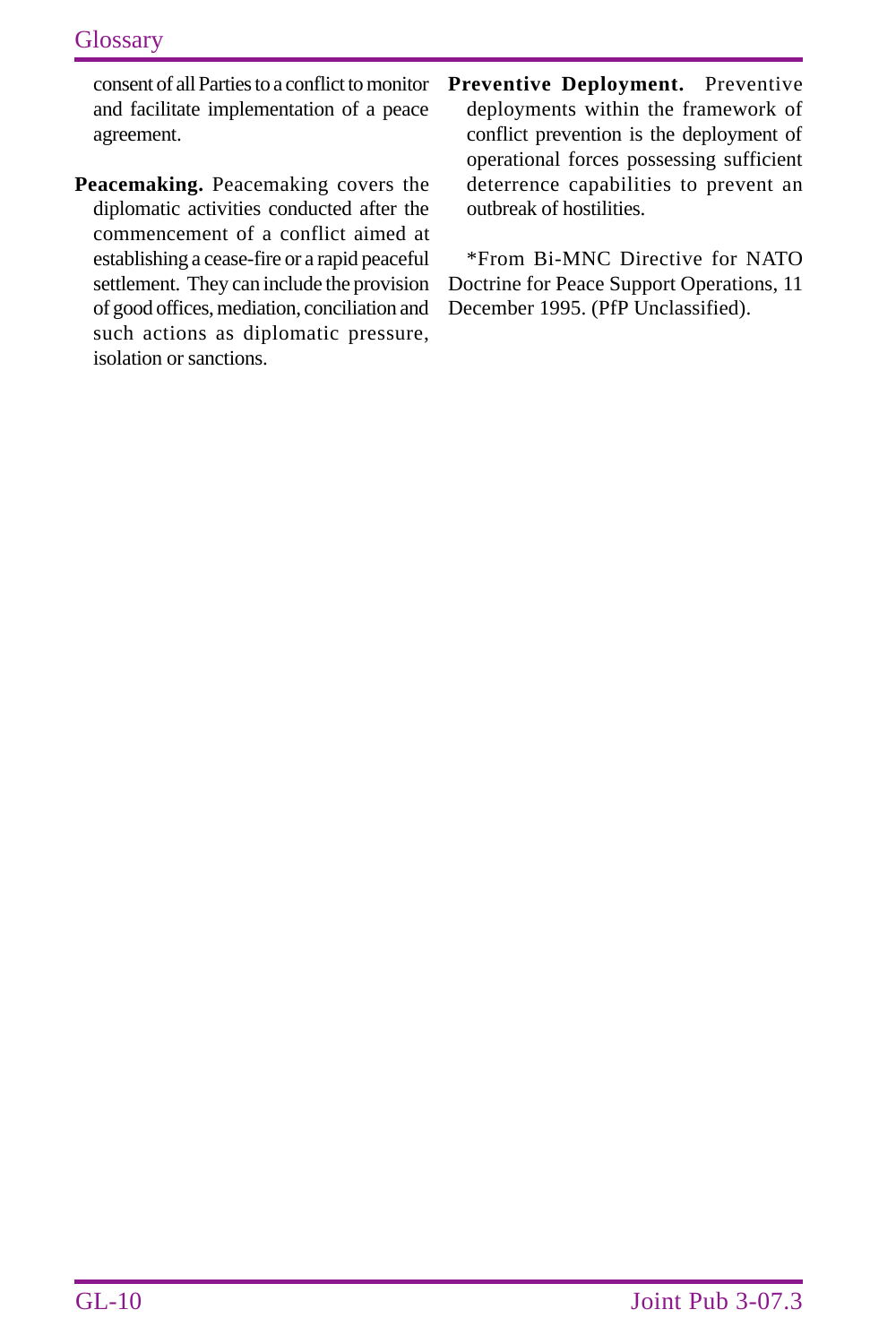consent of all Parties to a conflict to monitor and facilitate implementation of a peace agreement.

**Peacemaking.** Peacemaking covers the diplomatic activities conducted after the commencement of a conflict aimed at establishing a cease-fire or a rapid peaceful settlement. They can include the provision of good offices, mediation, conciliation and such actions as diplomatic pressure, isolation or sanctions.

**Preventive Deployment.** Preventive deployments within the framework of conflict prevention is the deployment of operational forces possessing sufficient deterrence capabilities to prevent an outbreak of hostilities.

*From Bi-MNC Directive for NATO Doctrine for Peace Support Operations, 11 December 1995. (PfP Unclassified).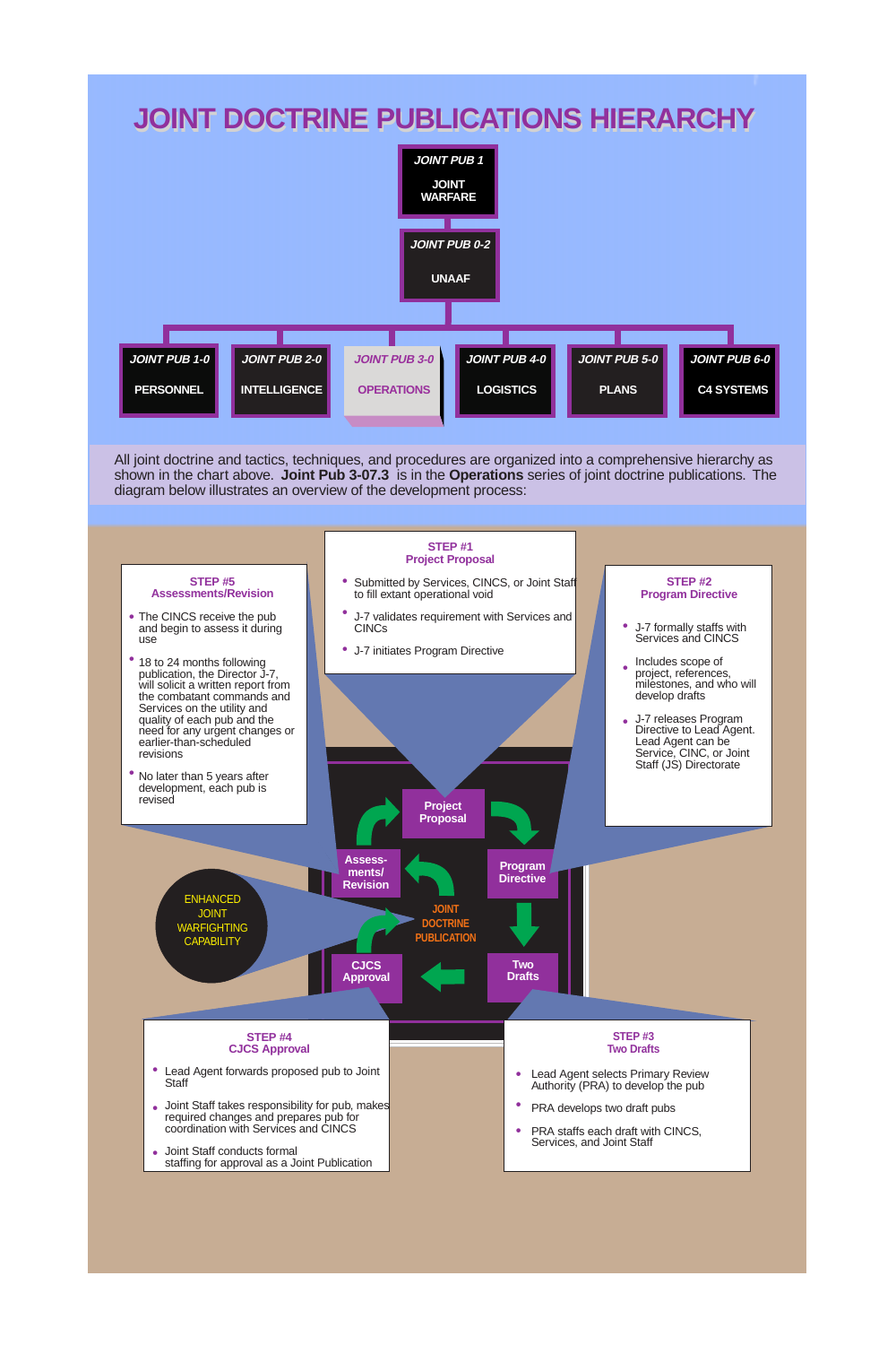# JOINT DOCTRINE PUBLICATIONS HIERARCHY

**JOINT PUB 1**
JOINT WARFARE

**JOINT PUB 0-2**
UNAAF

| *JOINT PUB 1-0* | *JOINT PUB 2-0* | *JOINT PUB 3-0* | *JOINT PUB 4-0* | *JOINT PUB 5-0* | *JOINT PUB 6-0* |
|---|---|---|---|---|---|
| PERSONNEL | INTELLIGENCE | OPERATIONS | LOGISTICS | PLANS | C4 SYSTEMS |

All joint doctrine and tactics, techniques, and procedures are organized into a comprehensive hierarchy as shown in the chart above. **Joint Pub 3-07.3** is in the **Operations** series of joint doctrine publications. The diagram below illustrates an overview of the development process:

### STEP #1 Project Proposal

- Submitted by Services, CINCS, or Joint Staff to fill extant operational void
- J-7 validates requirement with Services and CINCs
- J-7 initiates Program Directive

### STEP #2 Program Directive

- J-7 formally staffs with Services and CINCS
- Includes scope of project, references, milestones, and who will develop drafts
- J-7 releases Program Directive to Lead Agent. Lead Agent can be Service, CINC, or Joint Staff (JS) Directorate

### STEP #3 Two Drafts

- Lead Agent selects Primary Review Authority (PRA) to develop the pub
- PRA develops two draft pubs
- PRA staffs each draft with CINCS, Services, and Joint Staff

### STEP #4 CJCS Approval

- Lead Agent forwards proposed pub to Joint Staff
- Joint Staff takes responsibility for pub, makes required changes and prepares pub for coordination with Services and CINCS
- Joint Staff conducts formal staffing for approval as a Joint Publication

### STEP #5 Assessments/Revision

- The CINCS receive the pub and begin to assess it during use
- 18 to 24 months following publication, the Director J-7, will solicit a written report from the combatant commands and Services on the utility and quality of each pub and the need for any urgent changes or earlier-than-scheduled revisions
- No later than 5 years after development, each pub is revised

JOINT DOCTRINE PUBLICATION: Project Proposal → Program Directive → Two Drafts → CJCS Approval → Assess-ments/Revision

ENHANCED JOINT WARFIGHTING CAPABILITY